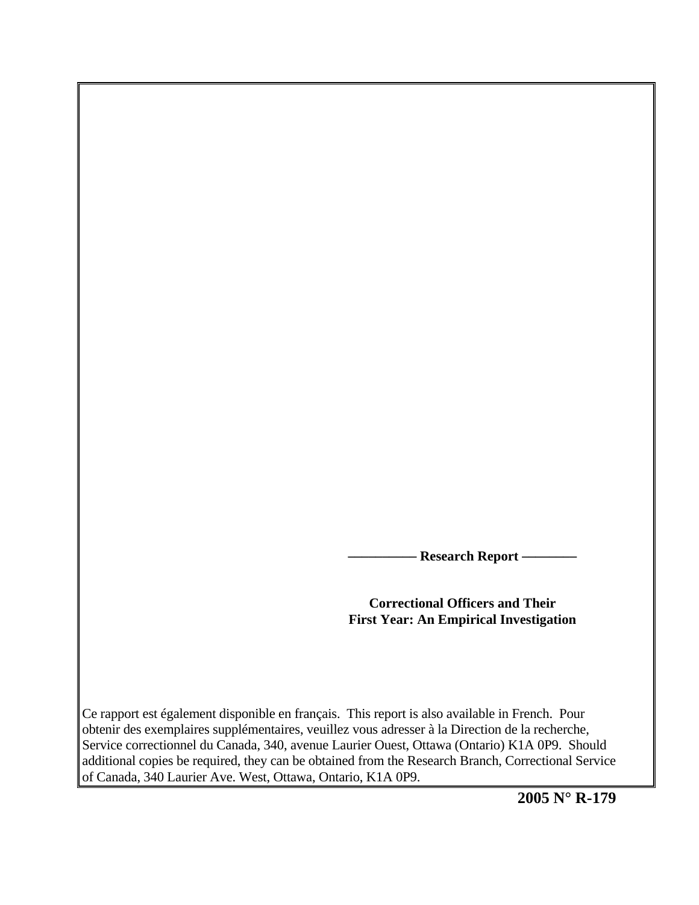**——————— Research Report ——————**

**Correctional Officers and Their First Year: An Empirical Investigation**

Ce rapport est également disponible en français. This report is also available in French. Pour obtenir des exemplaires supplémentaires, veuillez vous adresser à la Direction de la recherche, Service correctionnel du Canada, 340, avenue Laurier Ouest, Ottawa (Ontario) K1A 0P9. Should additional copies be required, they can be obtained from the Research Branch, Correctional Service of Canada, 340 Laurier Ave. West, Ottawa, Ontario, K1A 0P9.

**2005 N° R-179**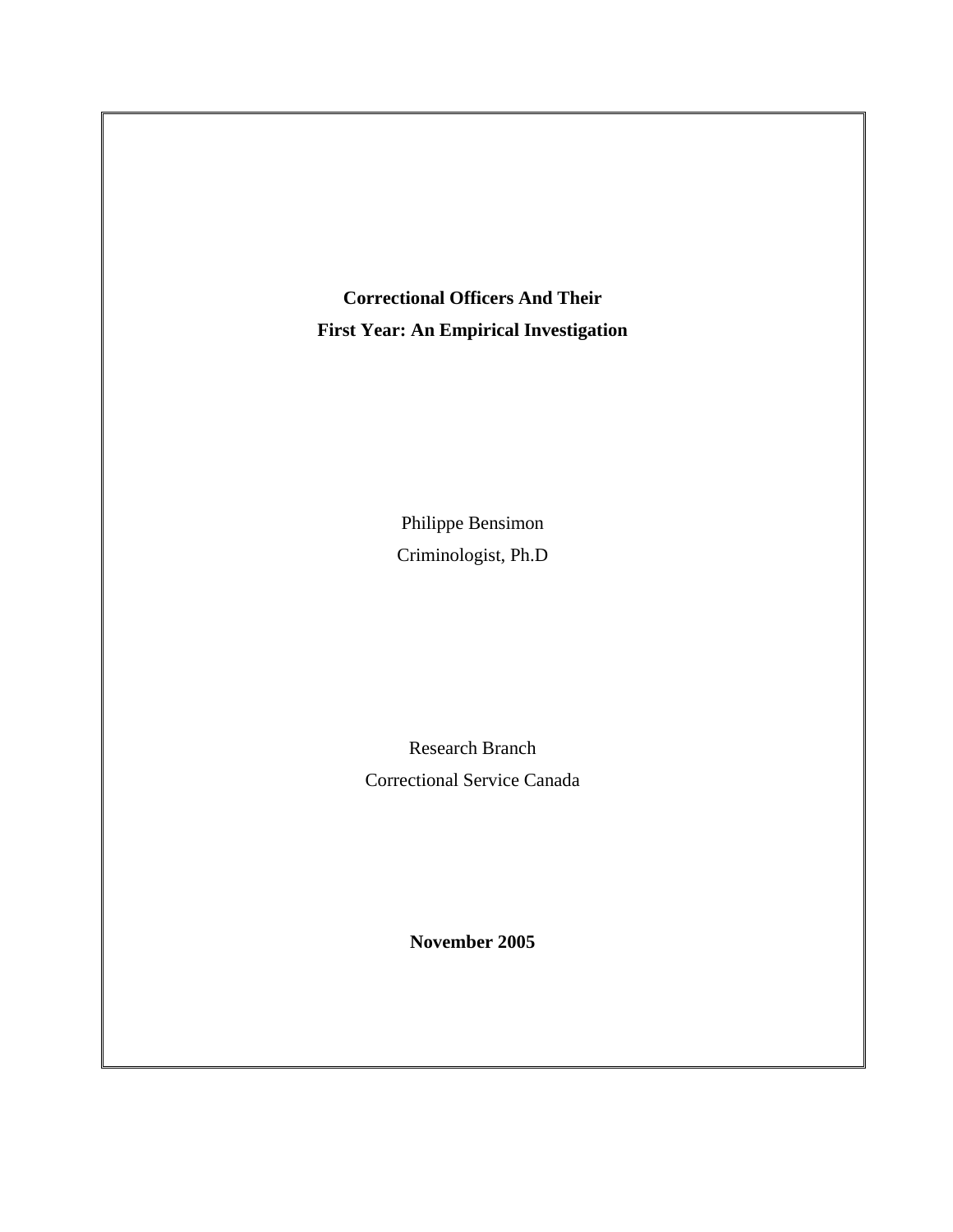# Correctional Officers And Their First Year: An Empirical Investigation

Philippe Bensimon

Criminologist, Ph.D

Research Branch

Correctional Service Canada

**November 2005**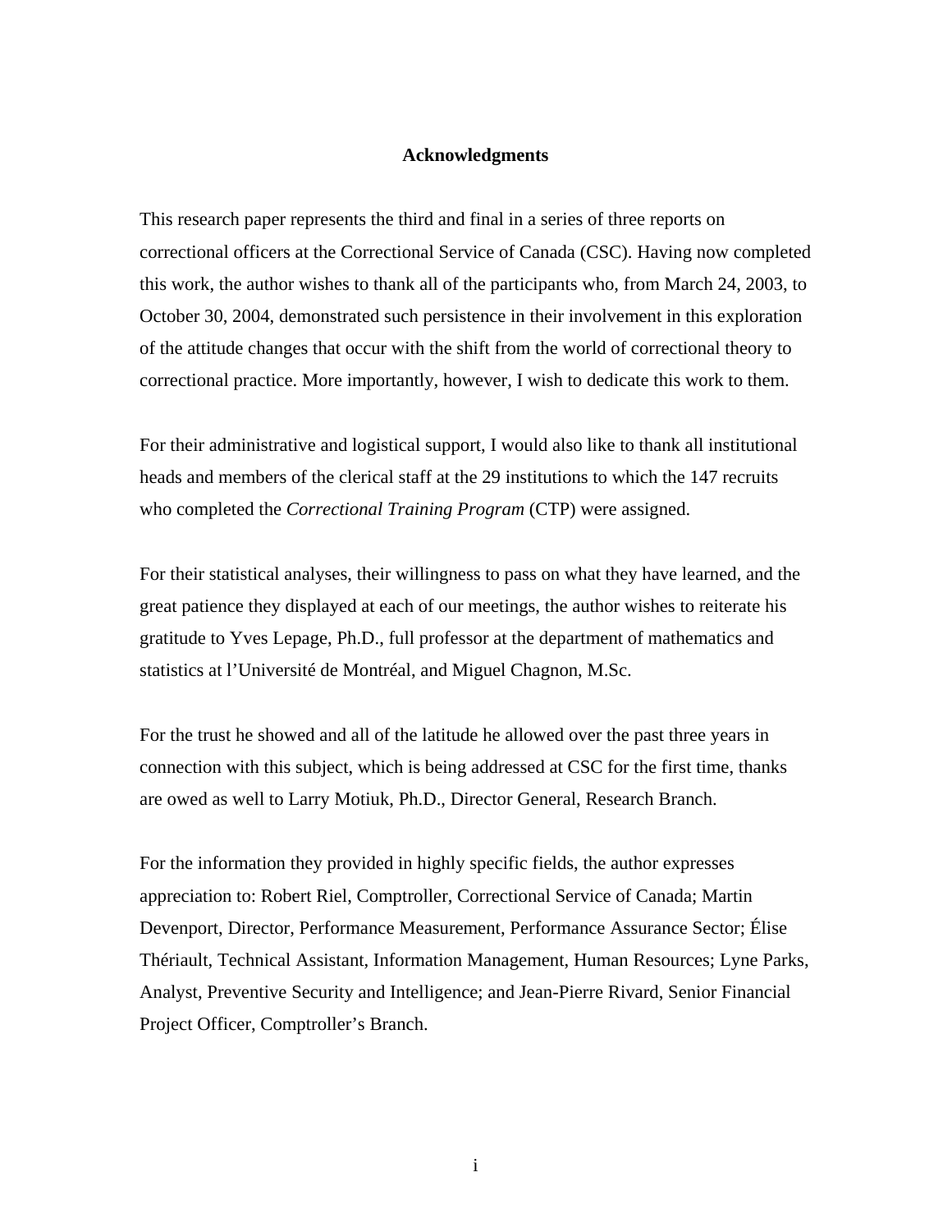## Acknowledgments

This research paper represents the third and final in a series of three reports on correctional officers at the Correctional Service of Canada (CSC). Having now completed this work, the author wishes to thank all of the participants who, from March 24, 2003, to October 30, 2004, demonstrated such persistence in their involvement in this exploration of the attitude changes that occur with the shift from the world of correctional theory to correctional practice. More importantly, however, I wish to dedicate this work to them.

For their administrative and logistical support, I would also like to thank all institutional heads and members of the clerical staff at the 29 institutions to which the 147 recruits who completed the *Correctional Training Program* (CTP) were assigned.

For their statistical analyses, their willingness to pass on what they have learned, and the great patience they displayed at each of our meetings, the author wishes to reiterate his gratitude to Yves Lepage, Ph.D., full professor at the department of mathematics and statistics at l'Université de Montréal, and Miguel Chagnon, M.Sc.

For the trust he showed and all of the latitude he allowed over the past three years in connection with this subject, which is being addressed at CSC for the first time, thanks are owed as well to Larry Motiuk, Ph.D., Director General, Research Branch.

For the information they provided in highly specific fields, the author expresses appreciation to: Robert Riel, Comptroller, Correctional Service of Canada; Martin Devenport, Director, Performance Measurement, Performance Assurance Sector; Élise Thériault, Technical Assistant, Information Management, Human Resources; Lyne Parks, Analyst, Preventive Security and Intelligence; and Jean-Pierre Rivard, Senior Financial Project Officer, Comptroller's Branch.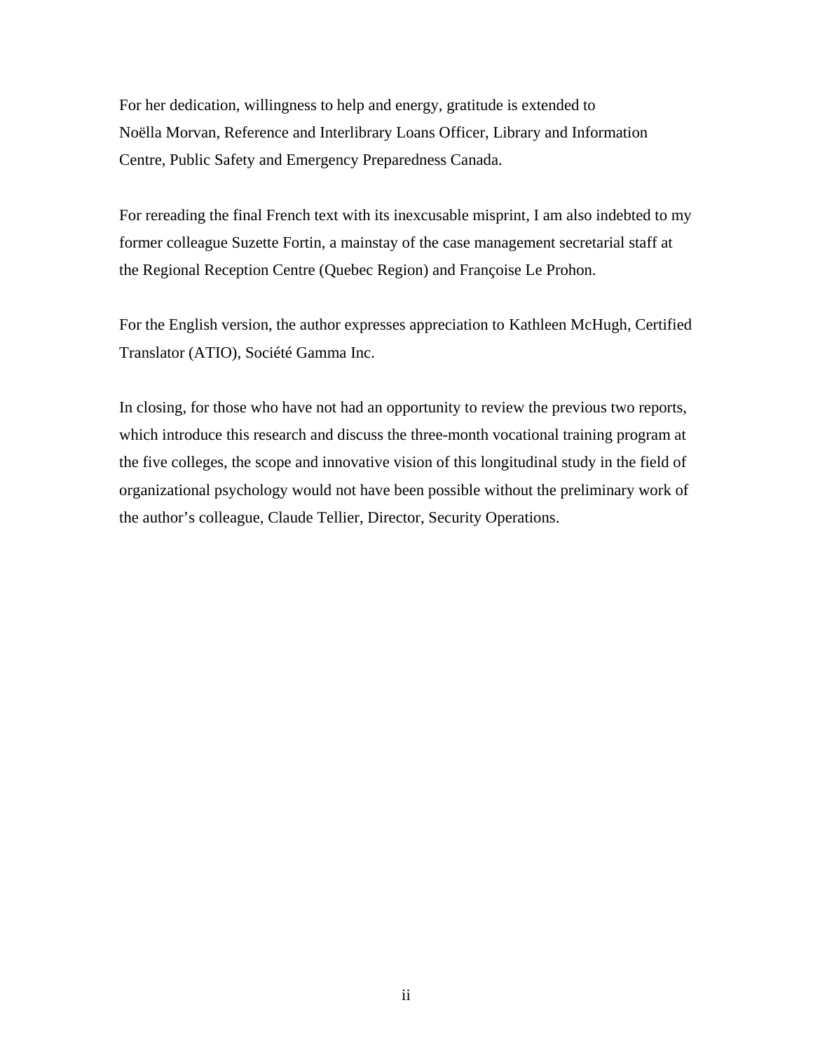For her dedication, willingness to help and energy, gratitude is extended to Noëlla Morvan, Reference and Interlibrary Loans Officer, Library and Information Centre, Public Safety and Emergency Preparedness Canada.

For rereading the final French text with its inexcusable misprint, I am also indebted to my former colleague Suzette Fortin, a mainstay of the case management secretarial staff at the Regional Reception Centre (Quebec Region) and Françoise Le Prohon.

For the English version, the author expresses appreciation to Kathleen McHugh, Certified Translator (ATIO), Société Gamma Inc.

In closing, for those who have not had an opportunity to review the previous two reports, which introduce this research and discuss the three-month vocational training program at the five colleges, the scope and innovative vision of this longitudinal study in the field of organizational psychology would not have been possible without the preliminary work of the author's colleague, Claude Tellier, Director, Security Operations.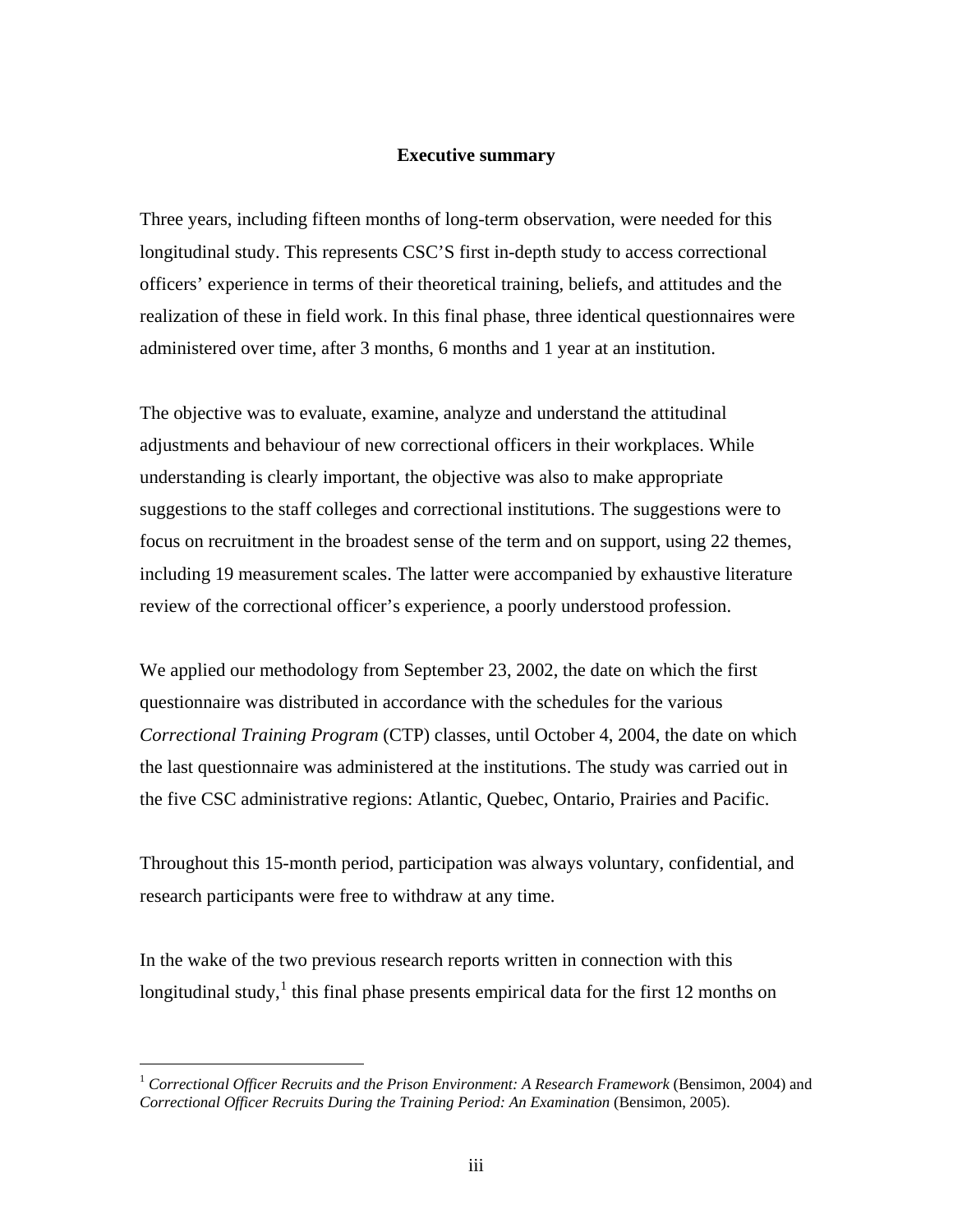## Executive summary

Three years, including fifteen months of long-term observation, were needed for this longitudinal study. This represents CSC'S first in-depth study to access correctional officers' experience in terms of their theoretical training, beliefs, and attitudes and the realization of these in field work. In this final phase, three identical questionnaires were administered over time, after 3 months, 6 months and 1 year at an institution.

The objective was to evaluate, examine, analyze and understand the attitudinal adjustments and behaviour of new correctional officers in their workplaces. While understanding is clearly important, the objective was also to make appropriate suggestions to the staff colleges and correctional institutions. The suggestions were to focus on recruitment in the broadest sense of the term and on support, using 22 themes, including 19 measurement scales. The latter were accompanied by exhaustive literature review of the correctional officer's experience, a poorly understood profession.

We applied our methodology from September 23, 2002, the date on which the first questionnaire was distributed in accordance with the schedules for the various *Correctional Training Program* (CTP) classes, until October 4, 2004, the date on which the last questionnaire was administered at the institutions. The study was carried out in the five CSC administrative regions: Atlantic, Quebec, Ontario, Prairies and Pacific.

Throughout this 15-month period, participation was always voluntary, confidential, and research participants were free to withdraw at any time.

In the wake of the two previous research reports written in connection with this longitudinal study,[1] this final phase presents empirical data for the first 12 months on

[1] *Correctional Officer Recruits and the Prison Environment: A Research Framework* (Bensimon, 2004) and *Correctional Officer Recruits During the Training Period: An Examination* (Bensimon, 2005).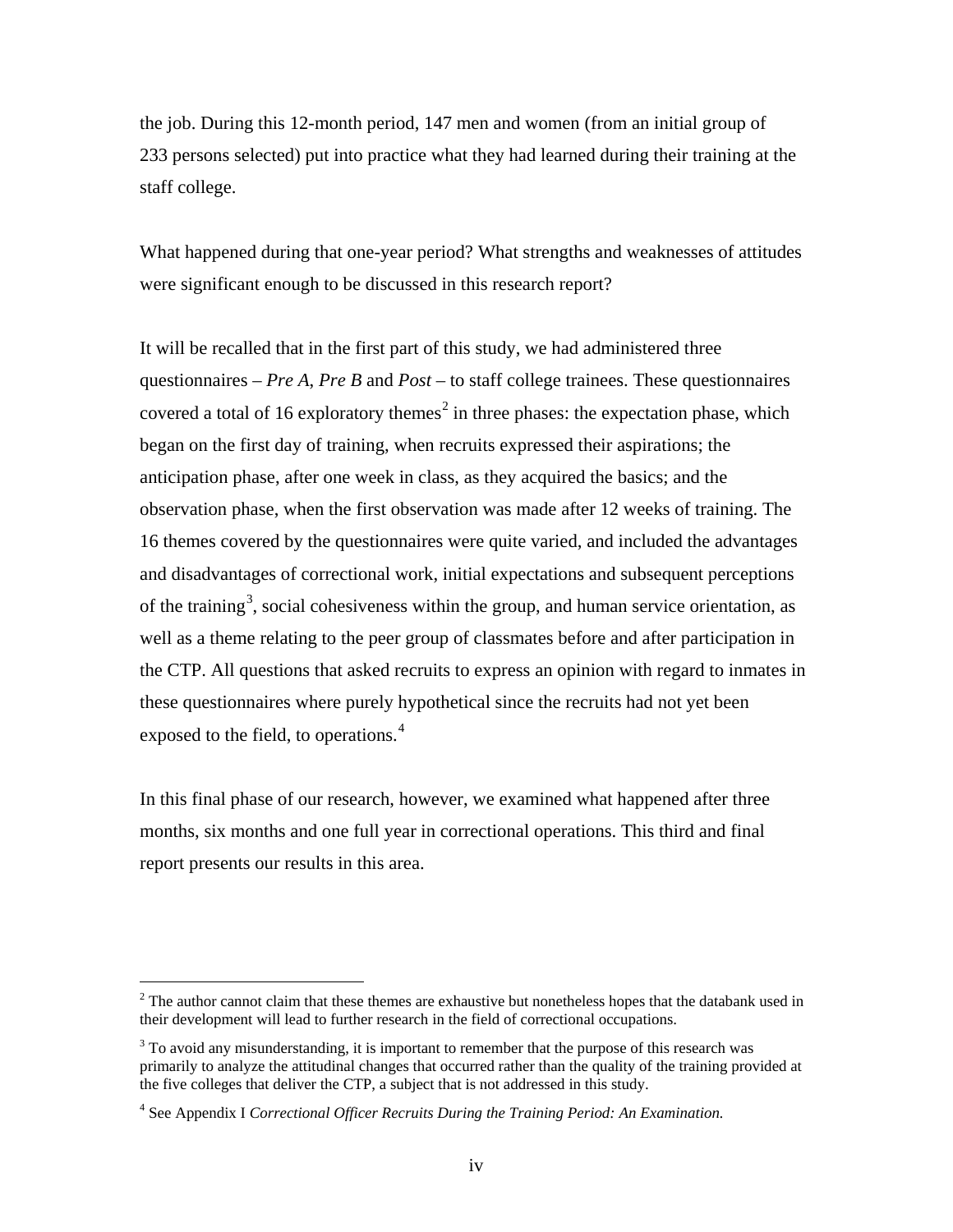the job. During this 12-month period, 147 men and women (from an initial group of 233 persons selected) put into practice what they had learned during their training at the staff college.

What happened during that one-year period? What strengths and weaknesses of attitudes were significant enough to be discussed in this research report?

It will be recalled that in the first part of this study, we had administered three questionnaires – *Pre A*, *Pre B* and *Post* – to staff college trainees. These questionnaires covered a total of 16 exploratory themes[2] in three phases: the expectation phase, which began on the first day of training, when recruits expressed their aspirations; the anticipation phase, after one week in class, as they acquired the basics; and the observation phase, when the first observation was made after 12 weeks of training. The 16 themes covered by the questionnaires were quite varied, and included the advantages and disadvantages of correctional work, initial expectations and subsequent perceptions of the training[3], social cohesiveness within the group, and human service orientation, as well as a theme relating to the peer group of classmates before and after participation in the CTP. All questions that asked recruits to express an opinion with regard to inmates in these questionnaires where purely hypothetical since the recruits had not yet been exposed to the field, to operations.[4]

In this final phase of our research, however, we examined what happened after three months, six months and one full year in correctional operations. This third and final report presents our results in this area.

---

[2] The author cannot claim that these themes are exhaustive but nonetheless hopes that the databank used in their development will lead to further research in the field of correctional occupations.

[3] To avoid any misunderstanding, it is important to remember that the purpose of this research was primarily to analyze the attitudinal changes that occurred rather than the quality of the training provided at the five colleges that deliver the CTP, a subject that is not addressed in this study.

[4] See Appendix I *Correctional Officer Recruits During the Training Period: An Examination.*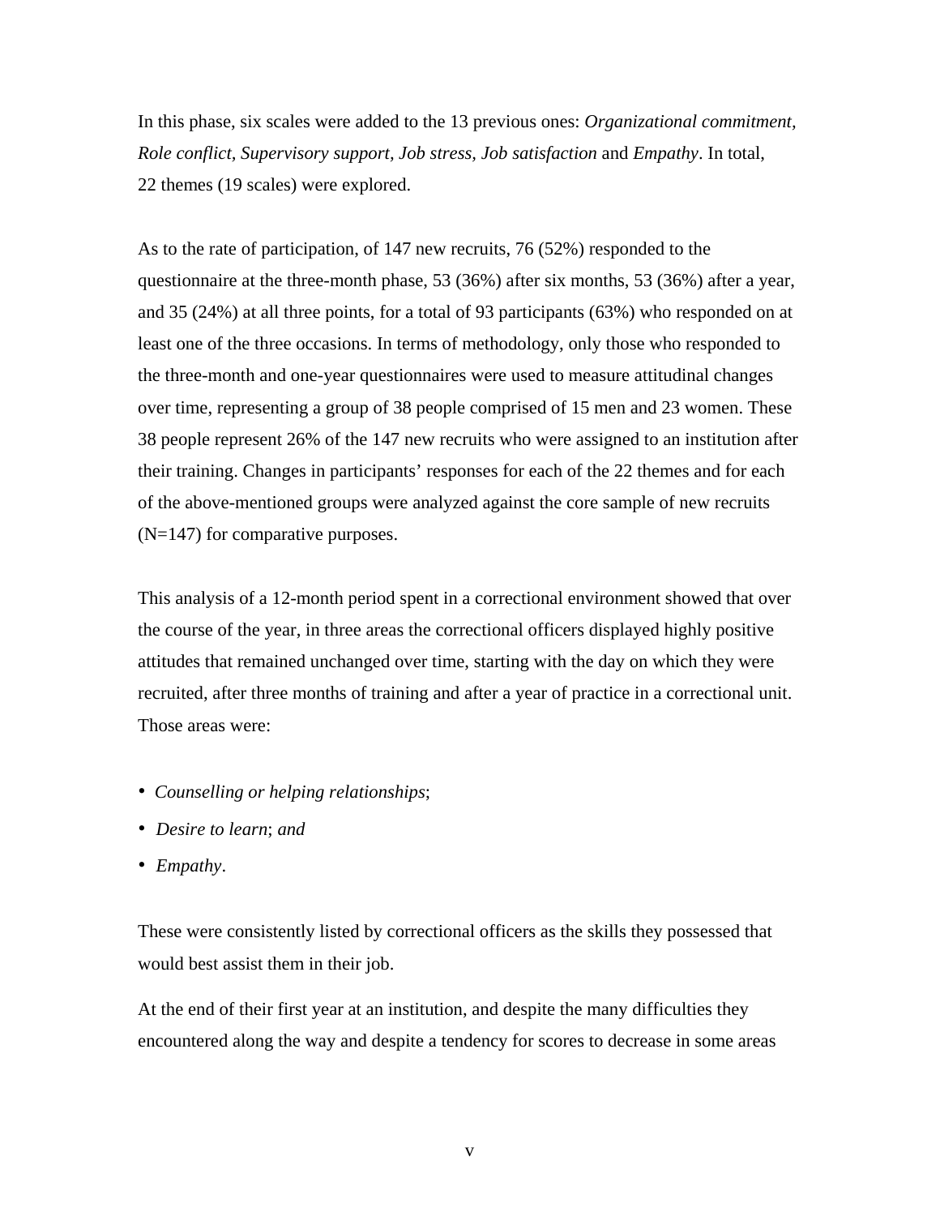In this phase, six scales were added to the 13 previous ones: *Organizational commitment, Role conflict, Supervisory support, Job stress, Job satisfaction* and *Empathy*. In total, 22 themes (19 scales) were explored.

As to the rate of participation, of 147 new recruits, 76 (52%) responded to the questionnaire at the three-month phase, 53 (36%) after six months, 53 (36%) after a year, and 35 (24%) at all three points, for a total of 93 participants (63%) who responded on at least one of the three occasions. In terms of methodology, only those who responded to the three-month and one-year questionnaires were used to measure attitudinal changes over time, representing a group of 38 people comprised of 15 men and 23 women. These 38 people represent 26% of the 147 new recruits who were assigned to an institution after their training. Changes in participants' responses for each of the 22 themes and for each of the above-mentioned groups were analyzed against the core sample of new recruits (N=147) for comparative purposes.

This analysis of a 12-month period spent in a correctional environment showed that over the course of the year, in three areas the correctional officers displayed highly positive attitudes that remained unchanged over time, starting with the day on which they were recruited, after three months of training and after a year of practice in a correctional unit. Those areas were:

- *Counselling or helping relationships*;
- *Desire to learn*; *and*
- *Empathy*.

These were consistently listed by correctional officers as the skills they possessed that would best assist them in their job.

At the end of their first year at an institution, and despite the many difficulties they encountered along the way and despite a tendency for scores to decrease in some areas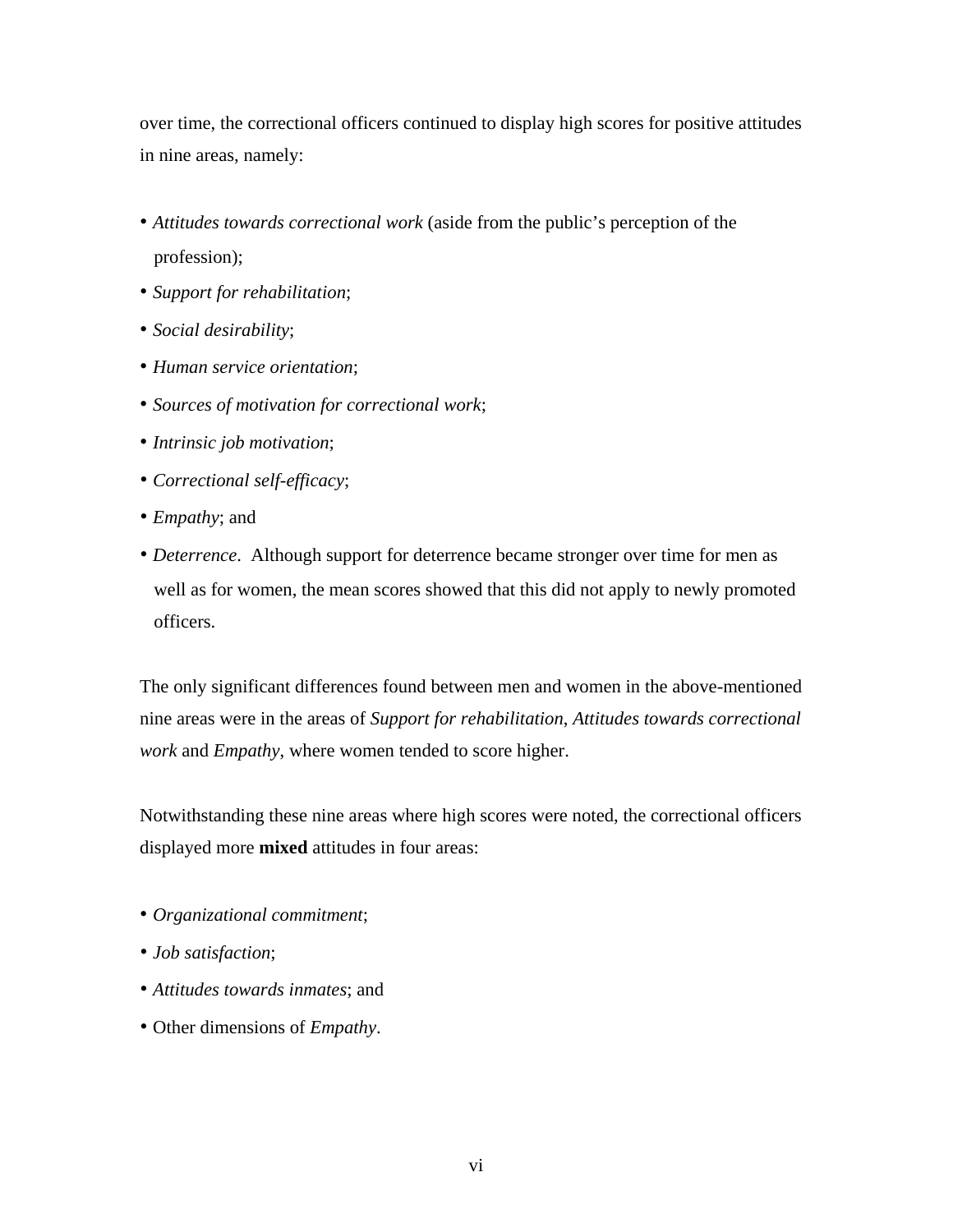over time, the correctional officers continued to display high scores for positive attitudes in nine areas, namely:

- *Attitudes towards correctional work* (aside from the public's perception of the profession);
- *Support for rehabilitation*;
- *Social desirability*;
- *Human service orientation*;
- *Sources of motivation for correctional work*;
- *Intrinsic job motivation*;
- *Correctional self-efficacy*;
- *Empathy*; and
- *Deterrence*. Although support for deterrence became stronger over time for men as well as for women, the mean scores showed that this did not apply to newly promoted officers.

The only significant differences found between men and women in the above-mentioned nine areas were in the areas of *Support for rehabilitation*, *Attitudes towards correctional work* and *Empathy*, where women tended to score higher.

Notwithstanding these nine areas where high scores were noted, the correctional officers displayed more **mixed** attitudes in four areas:

- *Organizational commitment*;
- *Job satisfaction*;
- *Attitudes towards inmates*; and
- Other dimensions of *Empathy*.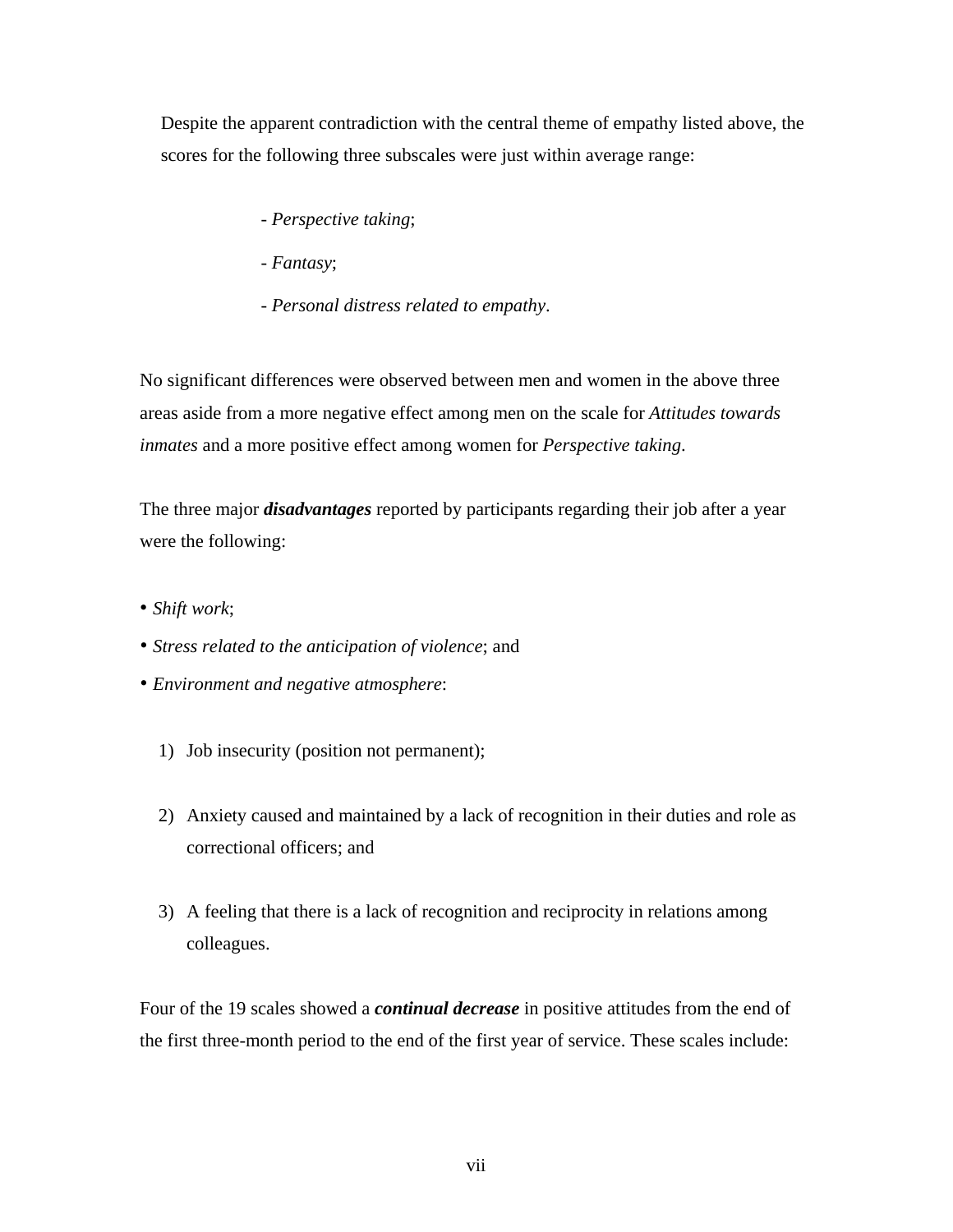Despite the apparent contradiction with the central theme of empathy listed above, the scores for the following three subscales were just within average range:

- *Perspective taking*;
- *Fantasy*;
- *Personal distress related to empathy*.

No significant differences were observed between men and women in the above three areas aside from a more negative effect among men on the scale for *Attitudes towards inmates* and a more positive effect among women for *Perspective taking*.

The three major ***disadvantages*** reported by participants regarding their job after a year were the following:

- *Shift work*;
- *Stress related to the anticipation of violence*; and
- *Environment and negative atmosphere*:

1) Job insecurity (position not permanent);

2) Anxiety caused and maintained by a lack of recognition in their duties and role as correctional officers; and

3) A feeling that there is a lack of recognition and reciprocity in relations among colleagues.

Four of the 19 scales showed a ***continual decrease*** in positive attitudes from the end of the first three-month period to the end of the first year of service. These scales include: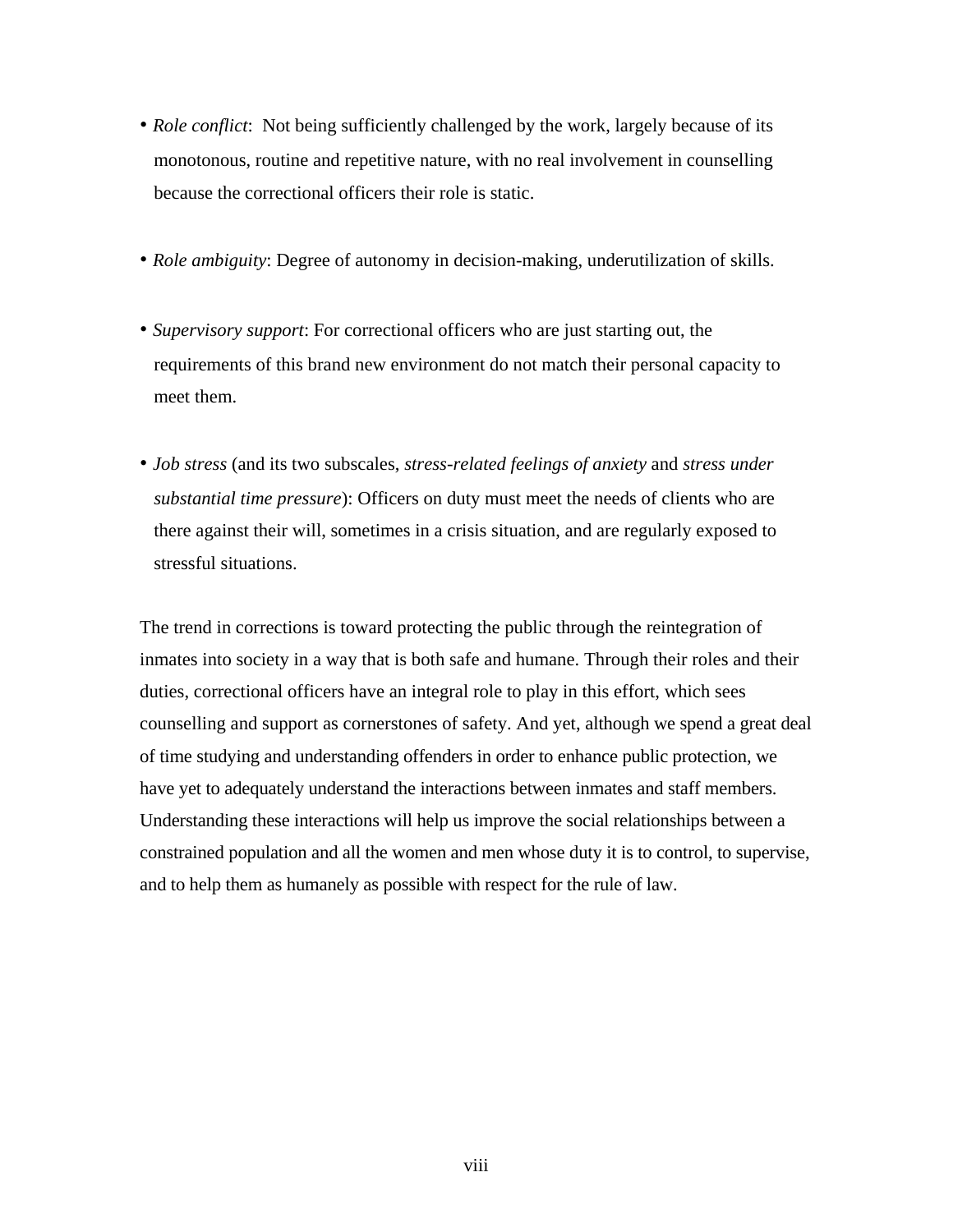- *Role conflict*:  Not being sufficiently challenged by the work, largely because of its monotonous, routine and repetitive nature, with no real involvement in counselling because the correctional officers their role is static.

- *Role ambiguity*: Degree of autonomy in decision-making, underutilization of skills.

- *Supervisory support*: For correctional officers who are just starting out, the requirements of this brand new environment do not match their personal capacity to meet them.

- *Job stress* (and its two subscales, *stress-related feelings of anxiety* and *stress under substantial time pressure*): Officers on duty must meet the needs of clients who are there against their will, sometimes in a crisis situation, and are regularly exposed to stressful situations.

The trend in corrections is toward protecting the public through the reintegration of inmates into society in a way that is both safe and humane. Through their roles and their duties, correctional officers have an integral role to play in this effort, which sees counselling and support as cornerstones of safety. And yet, although we spend a great deal of time studying and understanding offenders in order to enhance public protection, we have yet to adequately understand the interactions between inmates and staff members. Understanding these interactions will help us improve the social relationships between a constrained population and all the women and men whose duty it is to control, to supervise, and to help them as humanely as possible with respect for the rule of law.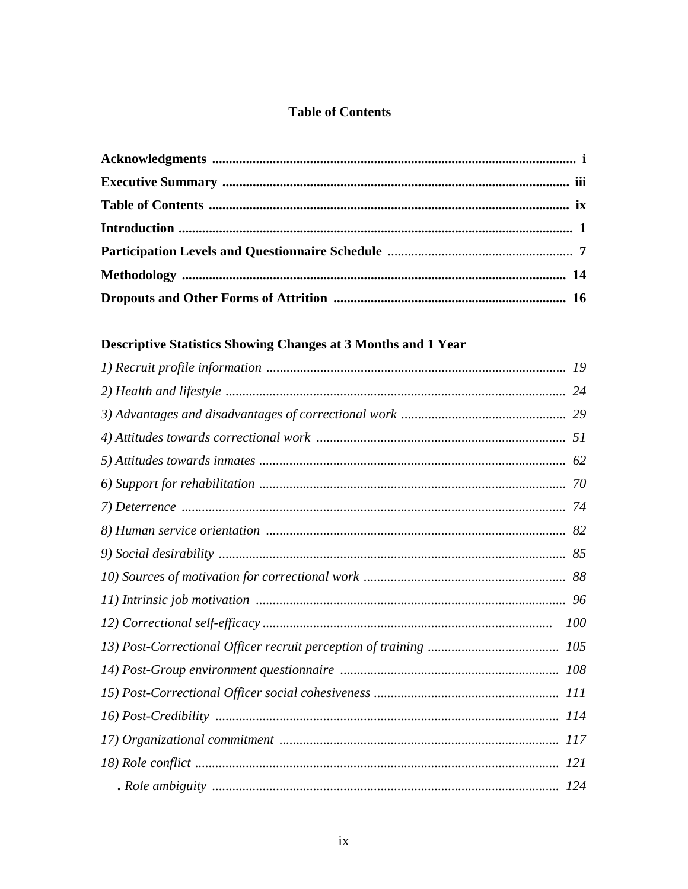# Table of Contents

**Acknowledgments** .......... **i**
**Executive Summary** .......... **iii**
**Table of Contents** .......... **ix**
**Introduction** .......... **1**
**Participation Levels and Questionnaire Schedule** .......... **7**
**Methodology** .......... **14**
**Dropouts and Other Forms of Attrition** .......... **16**

## Descriptive Statistics Showing Changes at 3 Months and 1 Year

*1) Recruit profile information* .......... *19*
*2) Health and lifestyle* .......... *24*
*3) Advantages and disadvantages of correctional work* .......... *29*
*4) Attitudes towards correctional work* .......... *51*
*5) Attitudes towards inmates* .......... *62*
*6) Support for rehabilitation* .......... *70*
*7) Deterrence* .......... *74*
*8) Human service orientation* .......... *82*
*9) Social desirability* .......... *85*
*10) Sources of motivation for correctional work* .......... *88*
*11) Intrinsic job motivation* .......... *96*
*12) Correctional self-efficacy* .......... *100*
*13) <u>Post</u>-Correctional Officer recruit perception of training* .......... *105*
*14) <u>Post</u>-Group environment questionnaire* .......... *108*
*15) <u>Post</u>-Correctional Officer social cohesiveness* .......... *111*
*16) <u>Post</u>-Credibility* .......... *114*
*17) Organizational commitment* .......... *117*
*18) Role conflict* .......... *121*
**.** *Role ambiguity* .......... *124*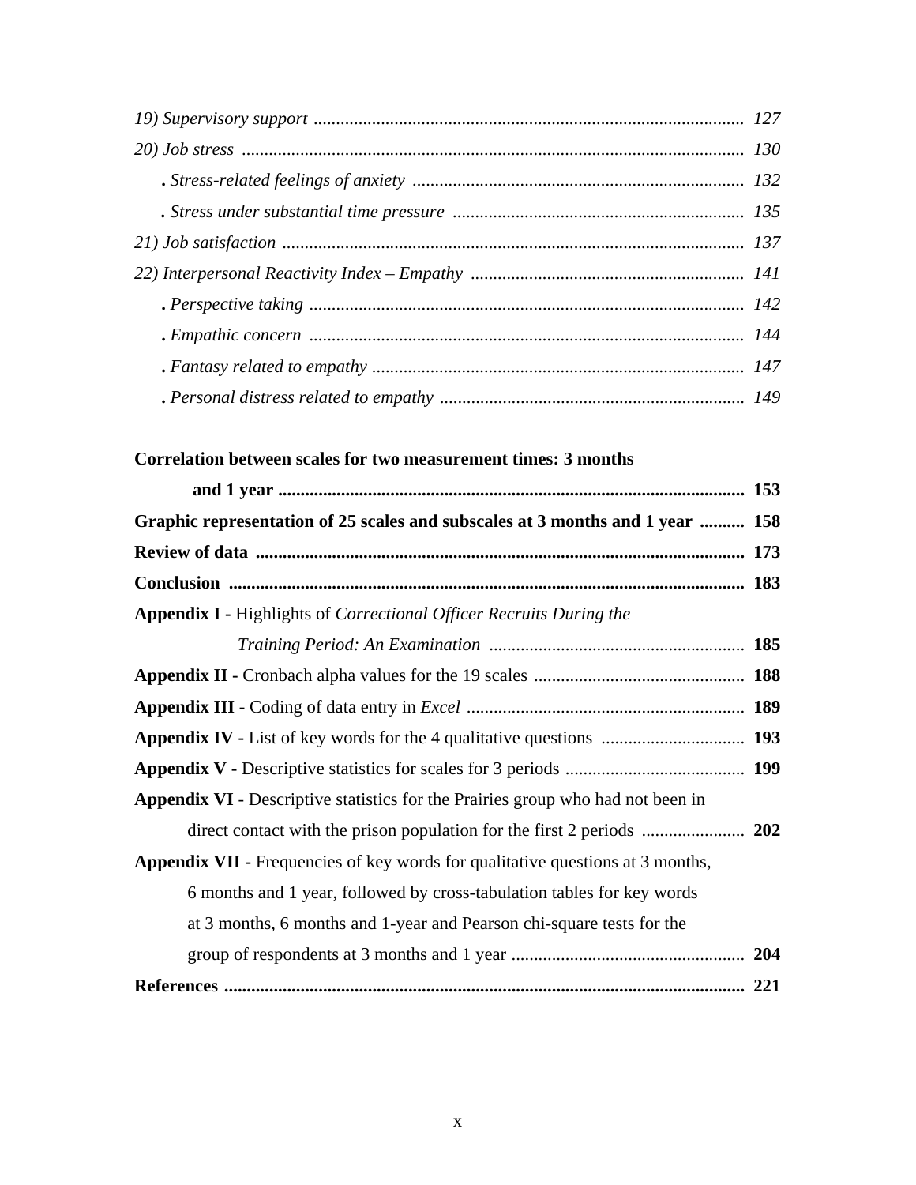*19) Supervisory support* ............................................................................................. *127*

*20) Job stress* ............................................................................................................ *130*

  *. Stress-related feelings of anxiety* ......................................................................... *132*

  *. Stress under substantial time pressure* ................................................................ *135*

*21) Job satisfaction* .................................................................................................. *137*

*22) Interpersonal Reactivity Index – Empathy* ............................................................ *141*

  *. Perspective taking* ................................................................................................ *142*

  *. Empathic concern* ................................................................................................ *144*

  *. Fantasy related to empathy* .................................................................................. *147*

  *. Personal distress related to empathy* ................................................................... *149*

**Correlation between scales for two measurement times: 3 months and 1 year** ........................................................................................................ **153**

**Graphic representation of 25 scales and subscales at 3 months and 1 year** .......... **158**

**Review of data** ........................................................................................................ **173**

**Conclusion** .............................................................................................................. **183**

**Appendix I -** Highlights of *Correctional Officer Recruits During the Training Period: An Examination* ......................................................... **185**

**Appendix II -** Cronbach alpha values for the 19 scales ............................................. **188**

**Appendix III -** Coding of data entry in *Excel* ............................................................ **189**

**Appendix IV -** List of key words for the 4 qualitative questions ............................... **193**

**Appendix V -** Descriptive statistics for scales for 3 periods ....................................... **199**

**Appendix VI** - Descriptive statistics for the Prairies group who had not been in direct contact with the prison population for the first 2 periods ....................... **202**

**Appendix VII -** Frequencies of key words for qualitative questions at 3 months, 6 months and 1 year, followed by cross-tabulation tables for key words at 3 months, 6 months and 1-year and Pearson chi-square tests for the group of respondents at 3 months and 1 year .................................................... **204**

**References** ................................................................................................................ **221**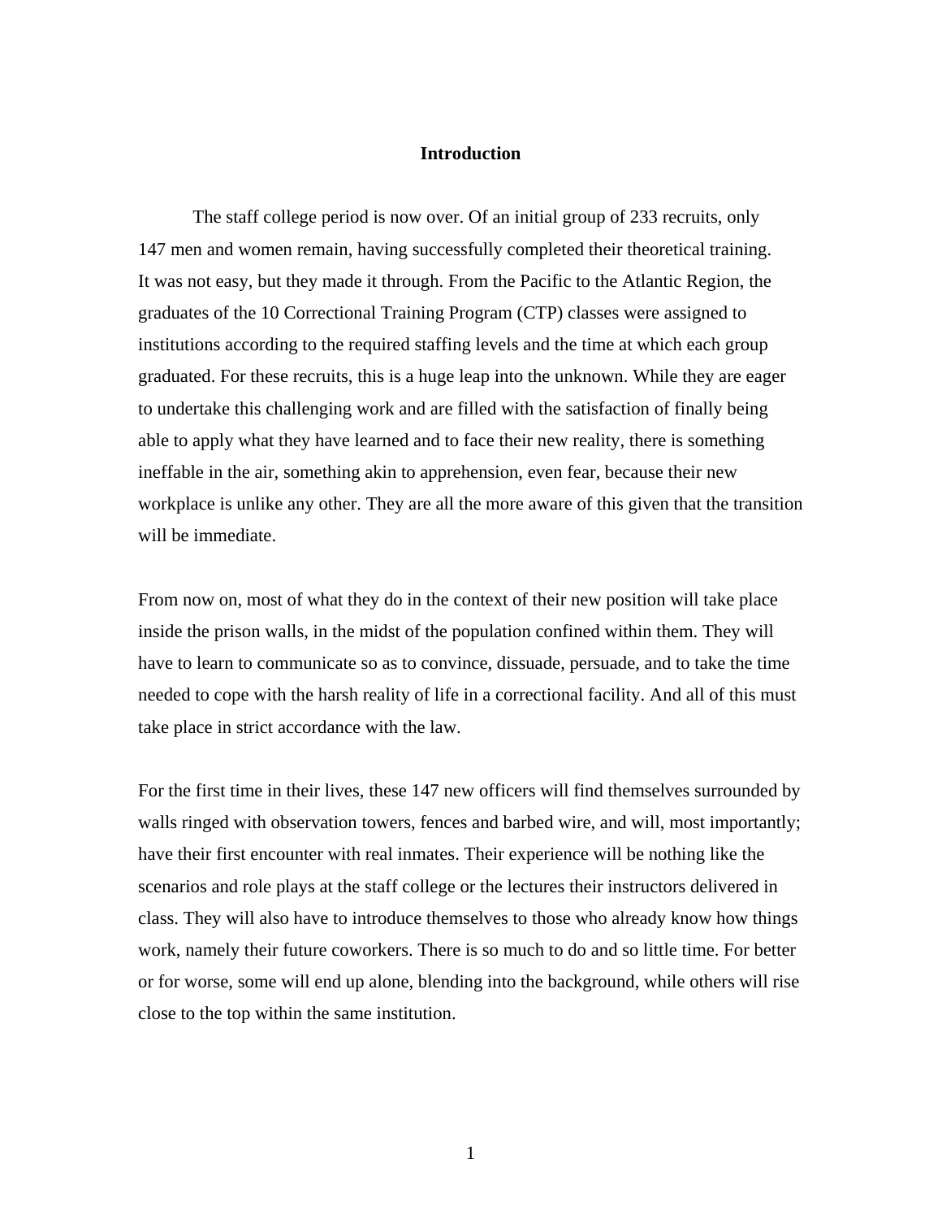# Introduction

The staff college period is now over. Of an initial group of 233 recruits, only 147 men and women remain, having successfully completed their theoretical training. It was not easy, but they made it through. From the Pacific to the Atlantic Region, the graduates of the 10 Correctional Training Program (CTP) classes were assigned to institutions according to the required staffing levels and the time at which each group graduated. For these recruits, this is a huge leap into the unknown. While they are eager to undertake this challenging work and are filled with the satisfaction of finally being able to apply what they have learned and to face their new reality, there is something ineffable in the air, something akin to apprehension, even fear, because their new workplace is unlike any other. They are all the more aware of this given that the transition will be immediate.

From now on, most of what they do in the context of their new position will take place inside the prison walls, in the midst of the population confined within them. They will have to learn to communicate so as to convince, dissuade, persuade, and to take the time needed to cope with the harsh reality of life in a correctional facility. And all of this must take place in strict accordance with the law.

For the first time in their lives, these 147 new officers will find themselves surrounded by walls ringed with observation towers, fences and barbed wire, and will, most importantly; have their first encounter with real inmates. Their experience will be nothing like the scenarios and role plays at the staff college or the lectures their instructors delivered in class. They will also have to introduce themselves to those who already know how things work, namely their future coworkers. There is so much to do and so little time. For better or for worse, some will end up alone, blending into the background, while others will rise close to the top within the same institution.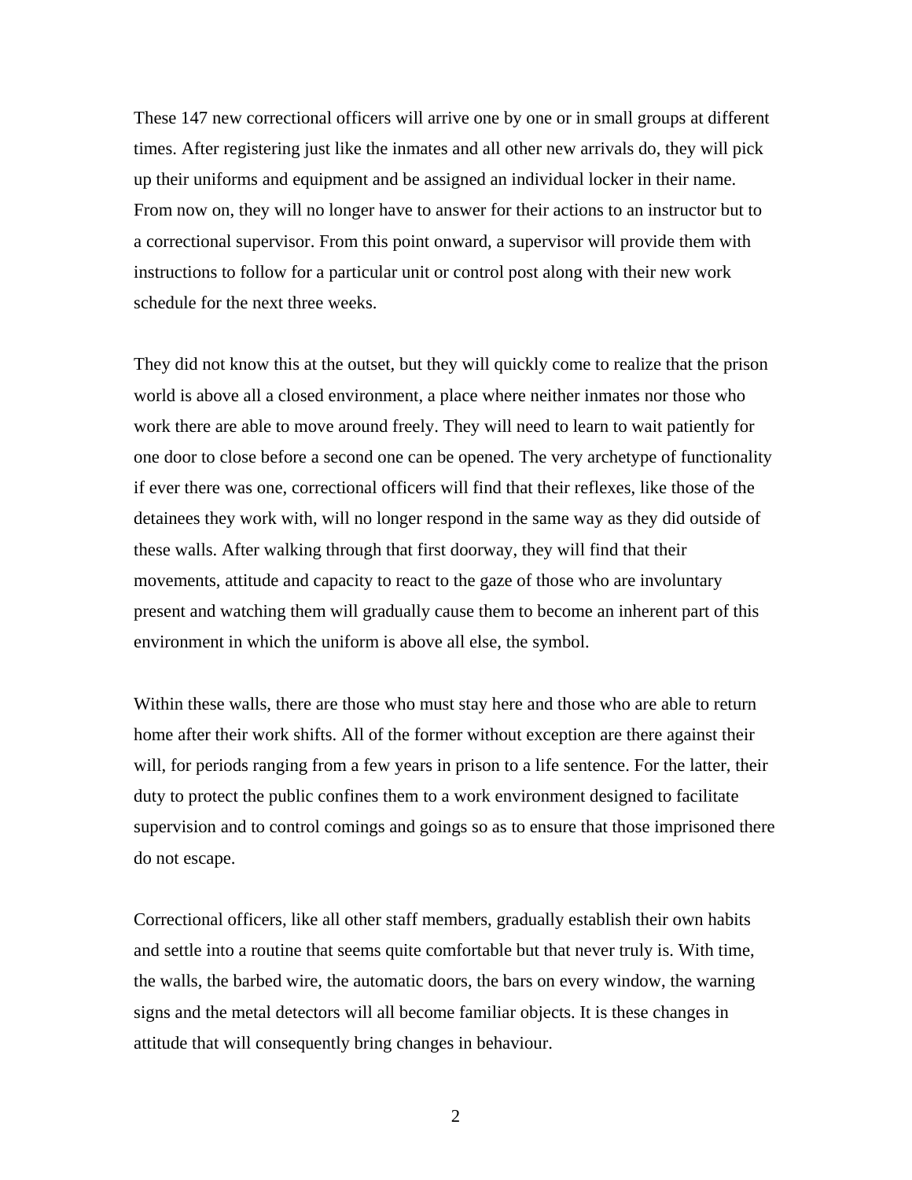These 147 new correctional officers will arrive one by one or in small groups at different times. After registering just like the inmates and all other new arrivals do, they will pick up their uniforms and equipment and be assigned an individual locker in their name. From now on, they will no longer have to answer for their actions to an instructor but to a correctional supervisor. From this point onward, a supervisor will provide them with instructions to follow for a particular unit or control post along with their new work schedule for the next three weeks.

They did not know this at the outset, but they will quickly come to realize that the prison world is above all a closed environment, a place where neither inmates nor those who work there are able to move around freely. They will need to learn to wait patiently for one door to close before a second one can be opened. The very archetype of functionality if ever there was one, correctional officers will find that their reflexes, like those of the detainees they work with, will no longer respond in the same way as they did outside of these walls. After walking through that first doorway, they will find that their movements, attitude and capacity to react to the gaze of those who are involuntary present and watching them will gradually cause them to become an inherent part of this environment in which the uniform is above all else, the symbol.

Within these walls, there are those who must stay here and those who are able to return home after their work shifts. All of the former without exception are there against their will, for periods ranging from a few years in prison to a life sentence. For the latter, their duty to protect the public confines them to a work environment designed to facilitate supervision and to control comings and goings so as to ensure that those imprisoned there do not escape.

Correctional officers, like all other staff members, gradually establish their own habits and settle into a routine that seems quite comfortable but that never truly is. With time, the walls, the barbed wire, the automatic doors, the bars on every window, the warning signs and the metal detectors will all become familiar objects. It is these changes in attitude that will consequently bring changes in behaviour.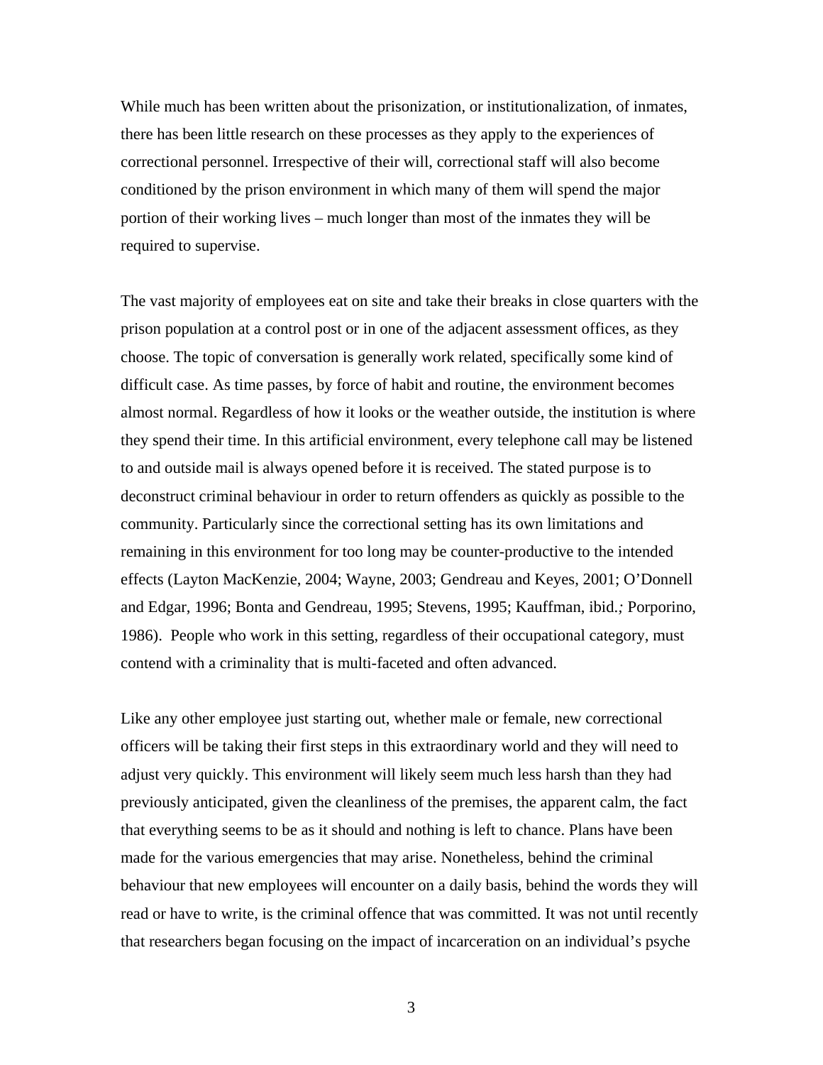While much has been written about the prisonization, or institutionalization, of inmates, there has been little research on these processes as they apply to the experiences of correctional personnel. Irrespective of their will, correctional staff will also become conditioned by the prison environment in which many of them will spend the major portion of their working lives – much longer than most of the inmates they will be required to supervise.

The vast majority of employees eat on site and take their breaks in close quarters with the prison population at a control post or in one of the adjacent assessment offices, as they choose. The topic of conversation is generally work related, specifically some kind of difficult case. As time passes, by force of habit and routine, the environment becomes almost normal. Regardless of how it looks or the weather outside, the institution is where they spend their time. In this artificial environment, every telephone call may be listened to and outside mail is always opened before it is received. The stated purpose is to deconstruct criminal behaviour in order to return offenders as quickly as possible to the community. Particularly since the correctional setting has its own limitations and remaining in this environment for too long may be counter-productive to the intended effects (Layton MacKenzie, 2004; Wayne, 2003; Gendreau and Keyes, 2001; O'Donnell and Edgar, 1996; Bonta and Gendreau, 1995; Stevens, 1995; Kauffman, ibid.*;* Porporino, 1986). People who work in this setting, regardless of their occupational category, must contend with a criminality that is multi-faceted and often advanced.

Like any other employee just starting out, whether male or female, new correctional officers will be taking their first steps in this extraordinary world and they will need to adjust very quickly. This environment will likely seem much less harsh than they had previously anticipated, given the cleanliness of the premises, the apparent calm, the fact that everything seems to be as it should and nothing is left to chance. Plans have been made for the various emergencies that may arise. Nonetheless, behind the criminal behaviour that new employees will encounter on a daily basis, behind the words they will read or have to write, is the criminal offence that was committed. It was not until recently that researchers began focusing on the impact of incarceration on an individual's psyche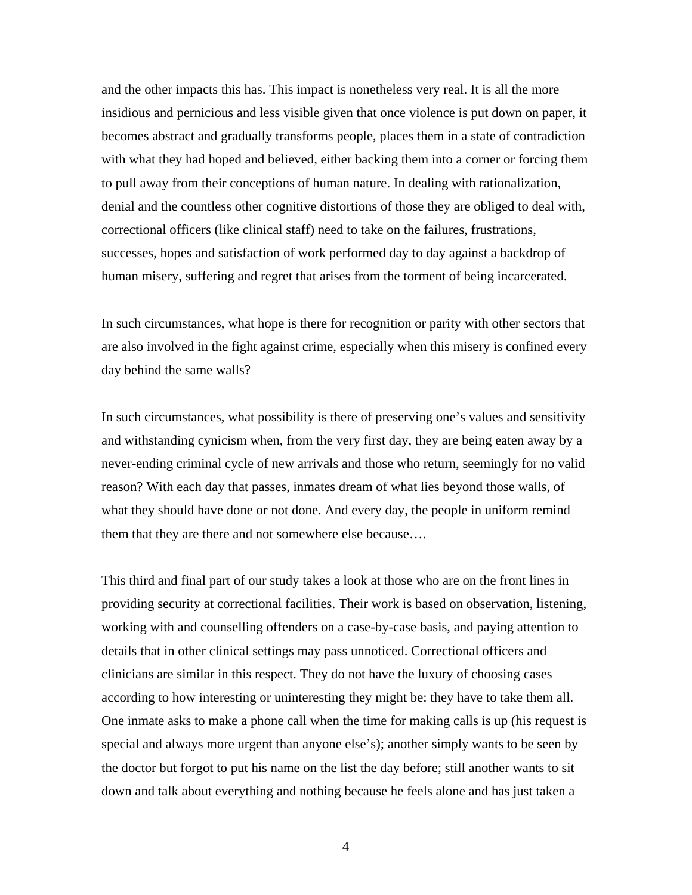and the other impacts this has. This impact is nonetheless very real. It is all the more insidious and pernicious and less visible given that once violence is put down on paper, it becomes abstract and gradually transforms people, places them in a state of contradiction with what they had hoped and believed, either backing them into a corner or forcing them to pull away from their conceptions of human nature. In dealing with rationalization, denial and the countless other cognitive distortions of those they are obliged to deal with, correctional officers (like clinical staff) need to take on the failures, frustrations, successes, hopes and satisfaction of work performed day to day against a backdrop of human misery, suffering and regret that arises from the torment of being incarcerated.

In such circumstances, what hope is there for recognition or parity with other sectors that are also involved in the fight against crime, especially when this misery is confined every day behind the same walls?

In such circumstances, what possibility is there of preserving one's values and sensitivity and withstanding cynicism when, from the very first day, they are being eaten away by a never-ending criminal cycle of new arrivals and those who return, seemingly for no valid reason? With each day that passes, inmates dream of what lies beyond those walls, of what they should have done or not done. And every day, the people in uniform remind them that they are there and not somewhere else because….

This third and final part of our study takes a look at those who are on the front lines in providing security at correctional facilities. Their work is based on observation, listening, working with and counselling offenders on a case-by-case basis, and paying attention to details that in other clinical settings may pass unnoticed. Correctional officers and clinicians are similar in this respect. They do not have the luxury of choosing cases according to how interesting or uninteresting they might be: they have to take them all. One inmate asks to make a phone call when the time for making calls is up (his request is special and always more urgent than anyone else's); another simply wants to be seen by the doctor but forgot to put his name on the list the day before; still another wants to sit down and talk about everything and nothing because he feels alone and has just taken a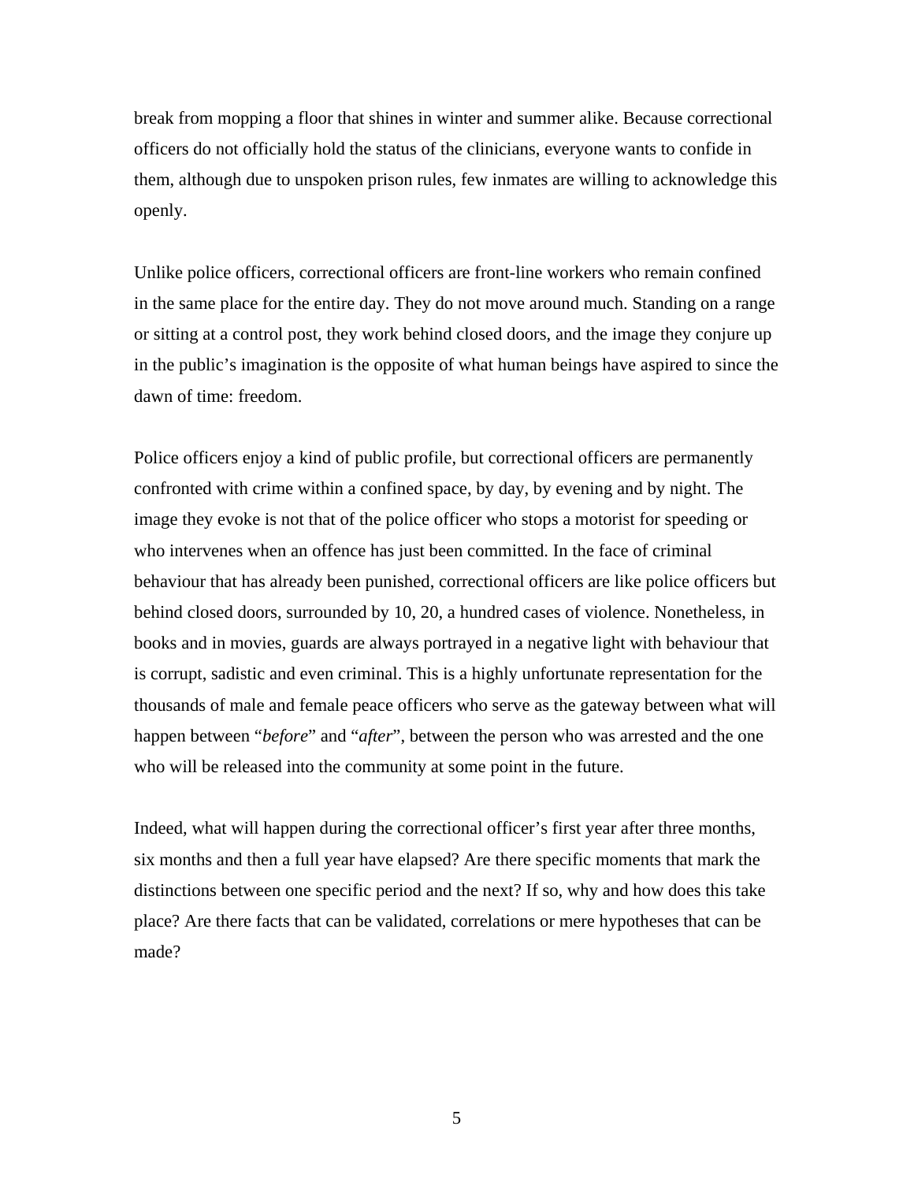break from mopping a floor that shines in winter and summer alike. Because correctional officers do not officially hold the status of the clinicians, everyone wants to confide in them, although due to unspoken prison rules, few inmates are willing to acknowledge this openly.

Unlike police officers, correctional officers are front-line workers who remain confined in the same place for the entire day. They do not move around much. Standing on a range or sitting at a control post, they work behind closed doors, and the image they conjure up in the public's imagination is the opposite of what human beings have aspired to since the dawn of time: freedom.

Police officers enjoy a kind of public profile, but correctional officers are permanently confronted with crime within a confined space, by day, by evening and by night. The image they evoke is not that of the police officer who stops a motorist for speeding or who intervenes when an offence has just been committed. In the face of criminal behaviour that has already been punished, correctional officers are like police officers but behind closed doors, surrounded by 10, 20, a hundred cases of violence. Nonetheless, in books and in movies, guards are always portrayed in a negative light with behaviour that is corrupt, sadistic and even criminal. This is a highly unfortunate representation for the thousands of male and female peace officers who serve as the gateway between what will happen between "*before*" and "*after*", between the person who was arrested and the one who will be released into the community at some point in the future.

Indeed, what will happen during the correctional officer's first year after three months, six months and then a full year have elapsed? Are there specific moments that mark the distinctions between one specific period and the next? If so, why and how does this take place? Are there facts that can be validated, correlations or mere hypotheses that can be made?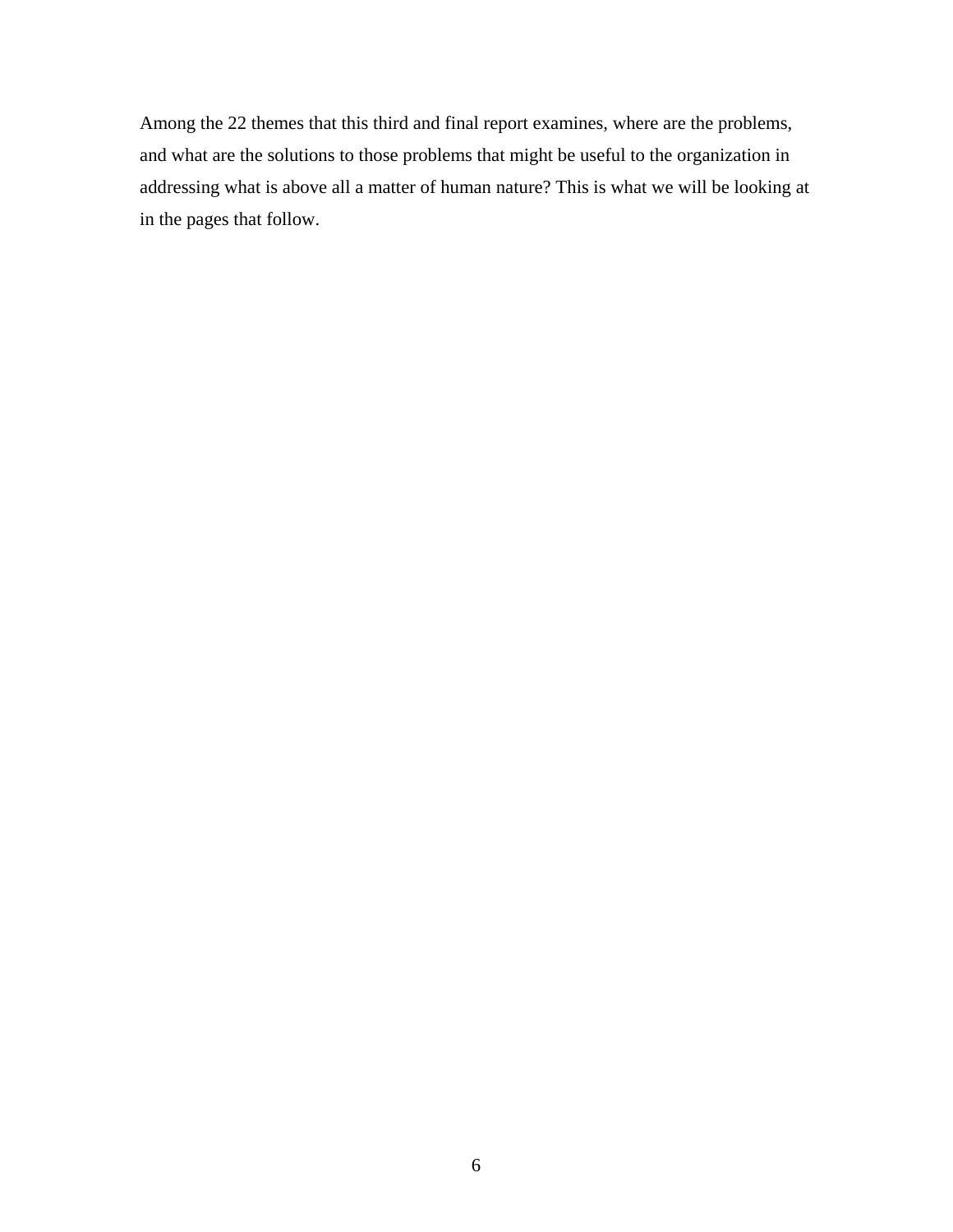Among the 22 themes that this third and final report examines, where are the problems, and what are the solutions to those problems that might be useful to the organization in addressing what is above all a matter of human nature? This is what we will be looking at in the pages that follow.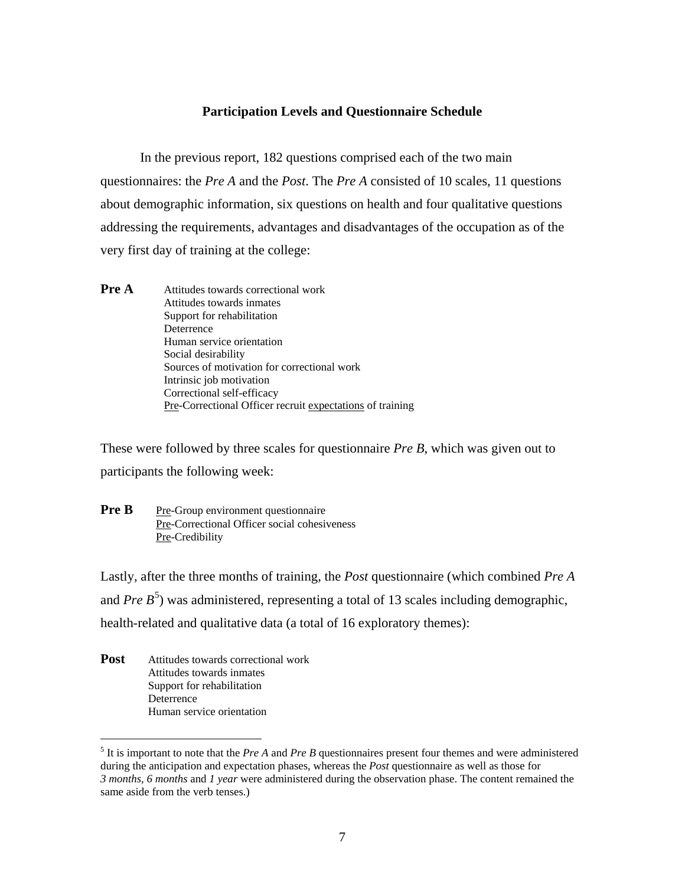## Participation Levels and Questionnaire Schedule

In the previous report, 182 questions comprised each of the two main questionnaires: the *Pre A* and the *Post*. The *Pre A* consisted of 10 scales, 11 questions about demographic information, six questions on health and four qualitative questions addressing the requirements, advantages and disadvantages of the occupation as of the very first day of training at the college:

**Pre A**

- Attitudes towards correctional work
- Attitudes towards inmates
- Support for rehabilitation
- Deterrence
- Human service orientation
- Social desirability
- Sources of motivation for correctional work
- Intrinsic job motivation
- Correctional self-efficacy
- <u>Pre</u>-Correctional Officer recruit <u>expectations</u> of training

These were followed by three scales for questionnaire *Pre B*, which was given out to participants the following week:

**Pre B**

- <u>Pre</u>-Group environment questionnaire
- <u>Pre</u>-Correctional Officer social cohesiveness
- <u>Pre</u>-Credibility

Lastly, after the three months of training, the *Post* questionnaire (which combined *Pre A* and *Pre B*[5]) was administered, representing a total of 13 scales including demographic, health-related and qualitative data (a total of 16 exploratory themes):

**Post**

- Attitudes towards correctional work
- Attitudes towards inmates
- Support for rehabilitation
- Deterrence
- Human service orientation

[5] It is important to note that the *Pre A* and *Pre B* questionnaires present four themes and were administered during the anticipation and expectation phases, whereas the *Post* questionnaire as well as those for *3 months, 6 months* and *1 year* were administered during the observation phase. The content remained the same aside from the verb tenses.)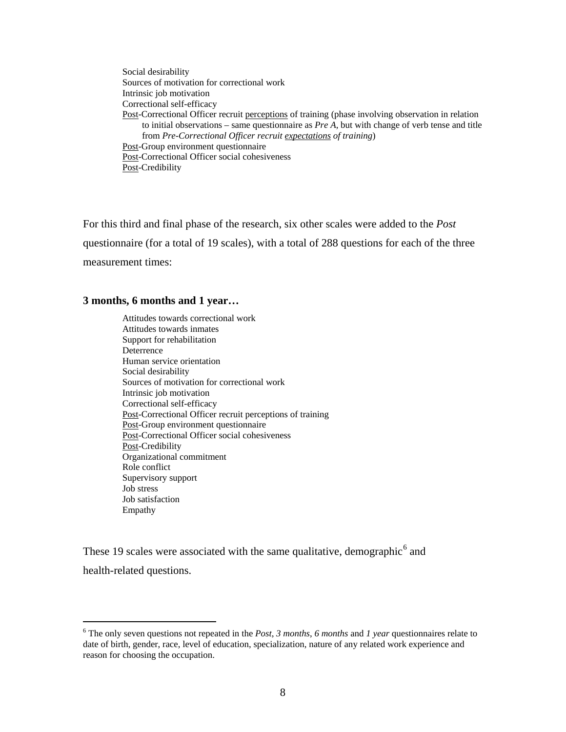Social desirability
Sources of motivation for correctional work
Intrinsic job motivation
Correctional self-efficacy
<u>Post</u>-Correctional Officer recruit <u>perceptions</u> of training (phase involving observation in relation to initial observations – same questionnaire as *Pre A*, but with change of verb tense and title from *Pre-Correctional Officer recruit <u>expectations</u> of training*)
<u>Post</u>-Group environment questionnaire
<u>Post</u>-Correctional Officer social cohesiveness
<u>Post</u>-Credibility

For this third and final phase of the research, six other scales were added to the *Post* questionnaire (for a total of 19 scales), with a total of 288 questions for each of the three measurement times:

**3 months, 6 months and 1 year…**

Attitudes towards correctional work
Attitudes towards inmates
Support for rehabilitation
Deterrence
Human service orientation
Social desirability
Sources of motivation for correctional work
Intrinsic job motivation
Correctional self-efficacy
<u>Post</u>-Correctional Officer recruit perceptions of training
<u>Post</u>-Group environment questionnaire
<u>Post</u>-Correctional Officer social cohesiveness
<u>Post</u>-Credibility
Organizational commitment
Role conflict
Supervisory support
Job stress
Job satisfaction
Empathy

These 19 scales were associated with the same qualitative, demographic[6] and health-related questions.

---

[6] The only seven questions not repeated in the *Post*, *3 months*, *6 months* and *1 year* questionnaires relate to date of birth, gender, race, level of education, specialization, nature of any related work experience and reason for choosing the occupation.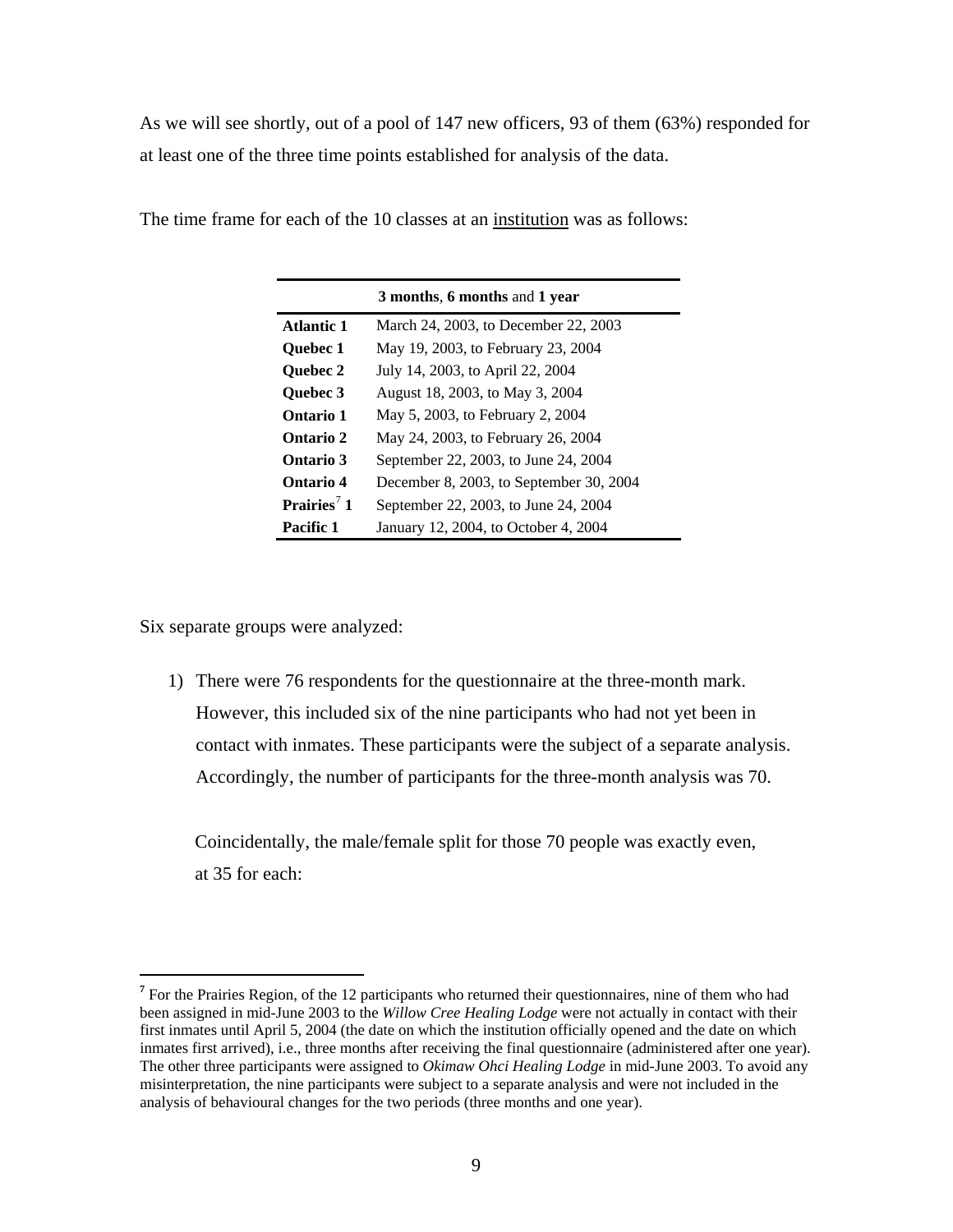As we will see shortly, out of a pool of 147 new officers, 93 of them (63%) responded for at least one of the three time points established for analysis of the data.

The time frame for each of the 10 classes at an institution was as follows:

| | **3 months**, **6 months** and **1 year** |
|---|---|
| **Atlantic 1** | March 24, 2003, to December 22, 2003 |
| **Quebec 1** | May 19, 2003, to February 23, 2004 |
| **Quebec 2** | July 14, 2003, to April 22, 2004 |
| **Quebec 3** | August 18, 2003, to May 3, 2004 |
| **Ontario 1** | May 5, 2003, to February 2, 2004 |
| **Ontario 2** | May 24, 2003, to February 26, 2004 |
| **Ontario 3** | September 22, 2003, to June 24, 2004 |
| **Ontario 4** | December 8, 2003, to September 30, 2004 |
| **Prairies[7] 1** | September 22, 2003, to June 24, 2004 |
| **Pacific 1** | January 12, 2004, to October 4, 2004 |

Six separate groups were analyzed:

1) There were 76 respondents for the questionnaire at the three-month mark. However, this included six of the nine participants who had not yet been in contact with inmates. These participants were the subject of a separate analysis. Accordingly, the number of participants for the three-month analysis was 70.

   Coincidentally, the male/female split for those 70 people was exactly even, at 35 for each:

---

[7] For the Prairies Region, of the 12 participants who returned their questionnaires, nine of them who had been assigned in mid-June 2003 to the *Willow Cree Healing Lodge* were not actually in contact with their first inmates until April 5, 2004 (the date on which the institution officially opened and the date on which inmates first arrived), i.e., three months after receiving the final questionnaire (administered after one year). The other three participants were assigned to *Okimaw Ohci Healing Lodge* in mid-June 2003. To avoid any misinterpretation, the nine participants were subject to a separate analysis and were not included in the analysis of behavioural changes for the two periods (three months and one year).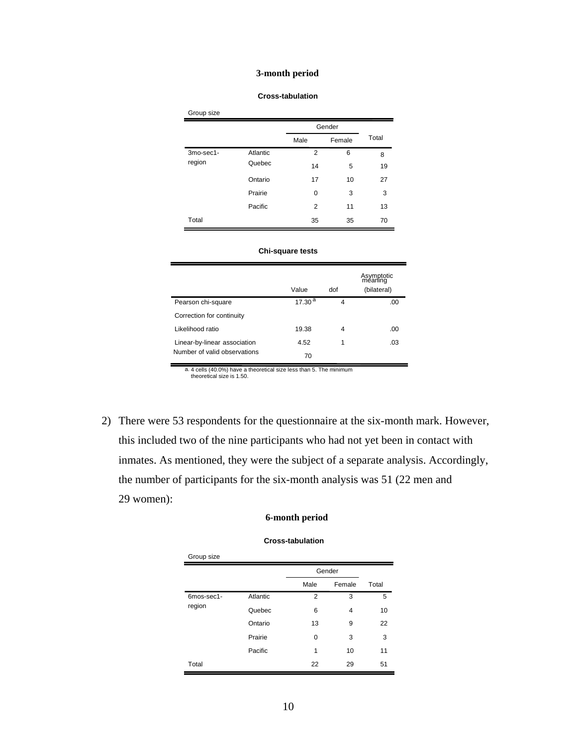### 3-month period

**Cross-tabulation**

Group size

| | | Gender | | Total |
|---|---|---|---|---|
| | | Male | Female | |
| 3mo-sec1-region | Atlantic | 2 | 6 | 8 |
| | Quebec | 14 | 5 | 19 |
| | Ontario | 17 | 10 | 27 |
| | Prairie | 0 | 3 | 3 |
| | Pacific | 2 | 11 | 13 |
| Total | | 35 | 35 | 70 |

**Chi-square tests**

| | Value | dof | Asymptotic meaning (bilateral) |
|---|---|---|---|
| Pearson chi-square | 17.30[a] | 4 | .00 |
| Correction for continuity | | | |
| Likelihood ratio | 19.38 | 4 | .00 |
| Linear-by-linear association | 4.52 | 1 | .03 |
| Number of valid observations | 70 | | |

a. 4 cells (40.0%) have a theoretical size less than 5. The minimum theoretical size is 1.50.

2) There were 53 respondents for the questionnaire at the six-month mark. However, this included two of the nine participants who had not yet been in contact with inmates. As mentioned, they were the subject of a separate analysis. Accordingly, the number of participants for the six-month analysis was 51 (22 men and 29 women):

### 6-month period

**Cross-tabulation**

Group size

| | | Gender | | Total |
|---|---|---|---|---|
| | | Male | Female | |
| 6mos-sec1-region | Atlantic | 2 | 3 | 5 |
| | Quebec | 6 | 4 | 10 |
| | Ontario | 13 | 9 | 22 |
| | Prairie | 0 | 3 | 3 |
| | Pacific | 1 | 10 | 11 |
| Total | | 22 | 29 | 51 |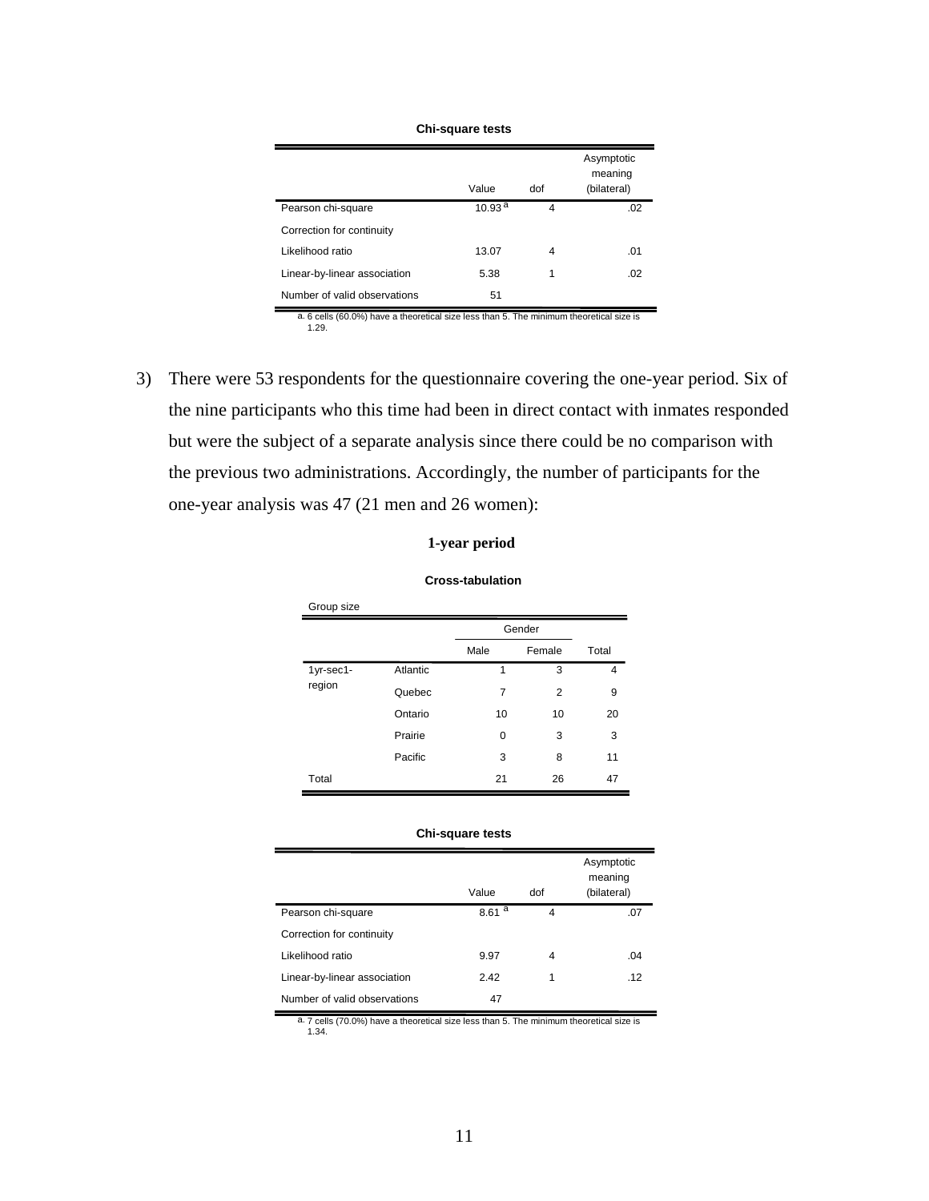**Chi-square tests**

| | Value | dof | Asymptotic meaning (bilateral) |
|---|---|---|---|
| Pearson chi-square | 10.93 [a] | 4 | .02 |
| Correction for continuity | | | |
| Likelihood ratio | 13.07 | 4 | .01 |
| Linear-by-linear association | 5.38 | 1 | .02 |
| Number of valid observations | 51 | | |

a. 6 cells (60.0%) have a theoretical size less than 5. The minimum theoretical size is 1.29.

3) There were 53 respondents for the questionnaire covering the one-year period. Six of the nine participants who this time had been in direct contact with inmates responded but were the subject of a separate analysis since there could be no comparison with the previous two administrations. Accordingly, the number of participants for the one-year analysis was 47 (21 men and 26 women):

**1-year period**

**Cross-tabulation**

Group size

| | | Gender | | |
|---|---|---|---|---|
| | | Male | Female | Total |
| 1yr-sec1-region | Atlantic | 1 | 3 | 4 |
| | Quebec | 7 | 2 | 9 |
| | Ontario | 10 | 10 | 20 |
| | Prairie | 0 | 3 | 3 |
| | Pacific | 3 | 8 | 11 |
| Total | | 21 | 26 | 47 |

**Chi-square tests**

| | Value | dof | Asymptotic meaning (bilateral) |
|---|---|---|---|
| Pearson chi-square | 8.61 [a] | 4 | .07 |
| Correction for continuity | | | |
| Likelihood ratio | 9.97 | 4 | .04 |
| Linear-by-linear association | 2.42 | 1 | .12 |
| Number of valid observations | 47 | | |

a. 7 cells (70.0%) have a theoretical size less than 5. The minimum theoretical size is 1.34.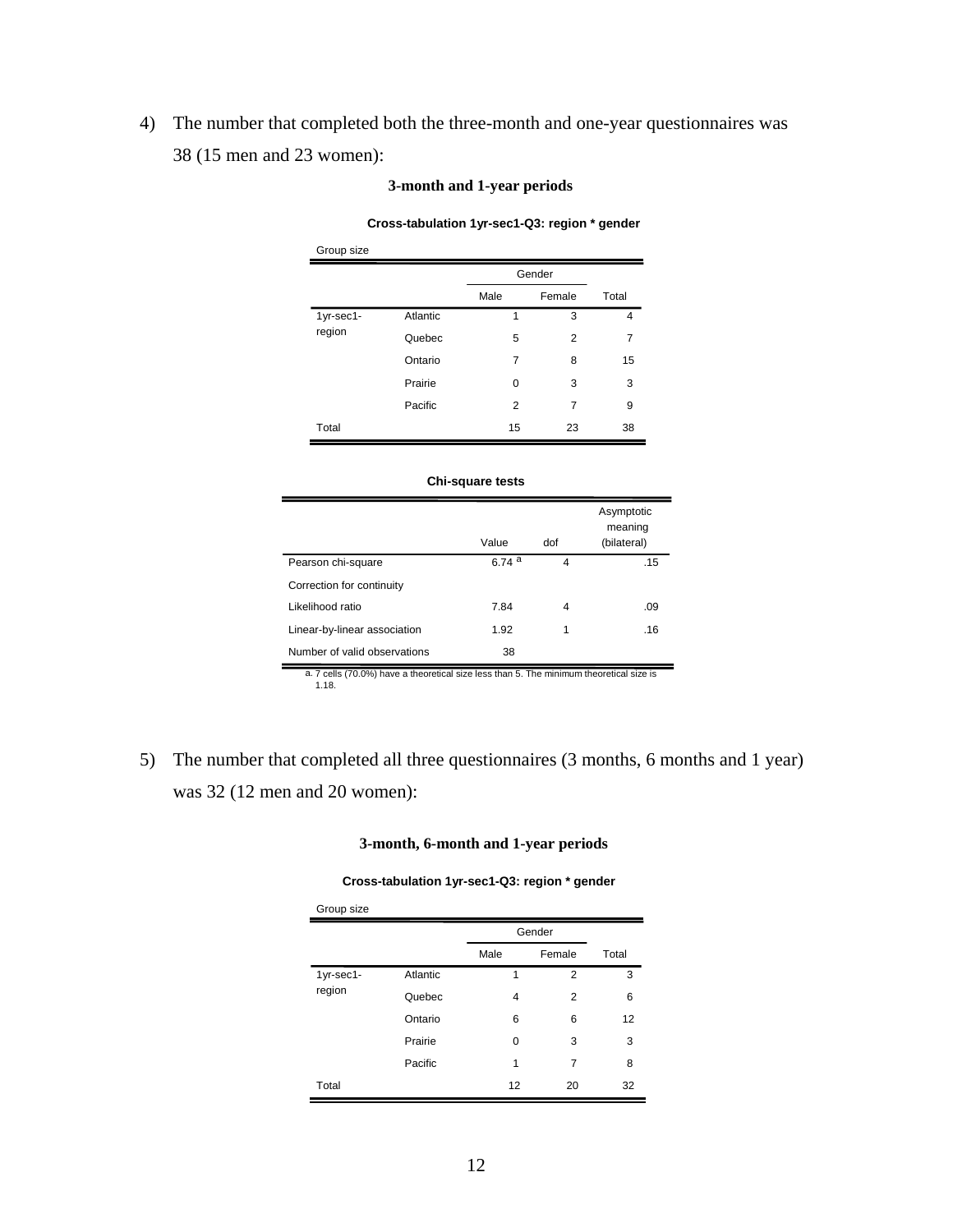4) The number that completed both the three-month and one-year questionnaires was 38 (15 men and 23 women):

**3-month and 1-year periods**

**Cross-tabulation 1yr-sec1-Q3: region * gender**

Group size

| | | Gender | | |
|---|---|---|---|---|
| | | Male | Female | Total |
| 1yr-sec1-region | Atlantic | 1 | 3 | 4 |
| | Quebec | 5 | 2 | 7 |
| | Ontario | 7 | 8 | 15 |
| | Prairie | 0 | 3 | 3 |
| | Pacific | 2 | 7 | 9 |
| Total | | 15 | 23 | 38 |

**Chi-square tests**

| | Value | dof | Asymptotic meaning (bilateral) |
|---|---|---|---|
| Pearson chi-square | 6.74 [a] | 4 | .15 |
| Correction for continuity | | | |
| Likelihood ratio | 7.84 | 4 | .09 |
| Linear-by-linear association | 1.92 | 1 | .16 |
| Number of valid observations | 38 | | |

a. 7 cells (70.0%) have a theoretical size less than 5. The minimum theoretical size is 1.18.

5) The number that completed all three questionnaires (3 months, 6 months and 1 year) was 32 (12 men and 20 women):

**3-month, 6-month and 1-year periods**

**Cross-tabulation 1yr-sec1-Q3: region * gender**

Group size

| | | Gender | | |
|---|---|---|---|---|
| | | Male | Female | Total |
| 1yr-sec1-region | Atlantic | 1 | 2 | 3 |
| | Quebec | 4 | 2 | 6 |
| | Ontario | 6 | 6 | 12 |
| | Prairie | 0 | 3 | 3 |
| | Pacific | 1 | 7 | 8 |
| Total | | 12 | 20 | 32 |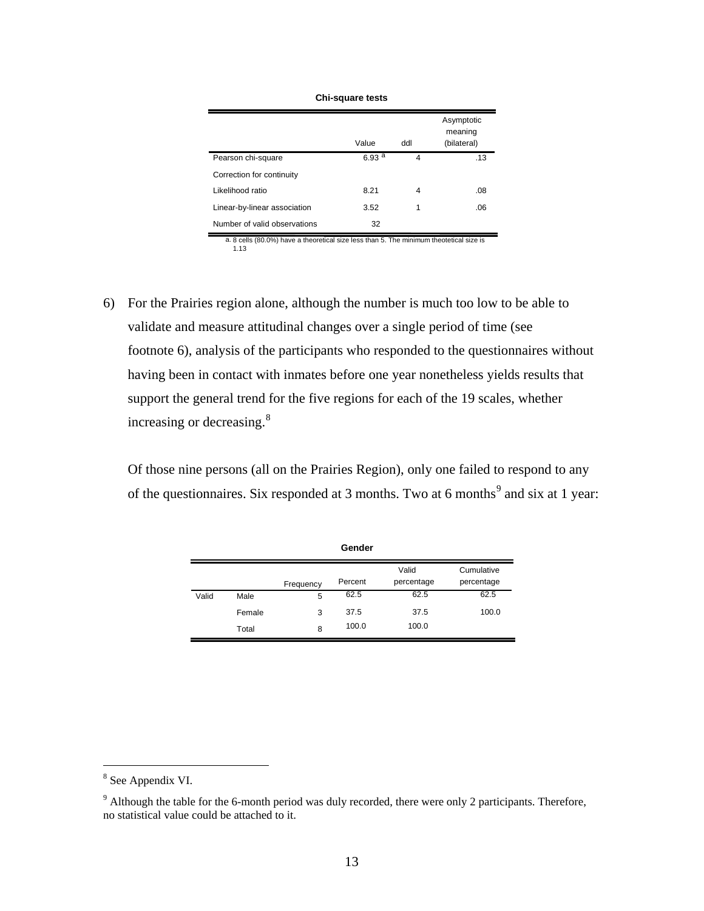**Chi-square tests**

| | Value | ddl | Asymptotic meaning (bilateral) |
|---|---|---|---|
| Pearson chi-square | 6.93 [a] | 4 | .13 |
| Correction for continuity | | | |
| Likelihood ratio | 8.21 | 4 | .08 |
| Linear-by-linear association | 3.52 | 1 | .06 |
| Number of valid observations | 32 | | |

a. 8 cells (80.0%) have a theoretical size less than 5. The minimum theotetical size is 1.13

6) For the Prairies region alone, although the number is much too low to be able to validate and measure attitudinal changes over a single period of time (see footnote 6), analysis of the participants who responded to the questionnaires without having been in contact with inmates before one year nonetheless yields results that support the general trend for the five regions for each of the 19 scales, whether increasing or decreasing.[8]

Of those nine persons (all on the Prairies Region), only one failed to respond to any of the questionnaires. Six responded at 3 months. Two at 6 months[9] and six at 1 year:

**Gender**

| | | Frequency | Percent | Valid percentage | Cumulative percentage |
|---|---|---|---|---|---|
| Valid | Male | 5 | 62.5 | 62.5 | 62.5 |
| | Female | 3 | 37.5 | 37.5 | 100.0 |
| | Total | 8 | 100.0 | 100.0 | |

[8] See Appendix VI.

[9] Although the table for the 6-month period was duly recorded, there were only 2 participants. Therefore, no statistical value could be attached to it.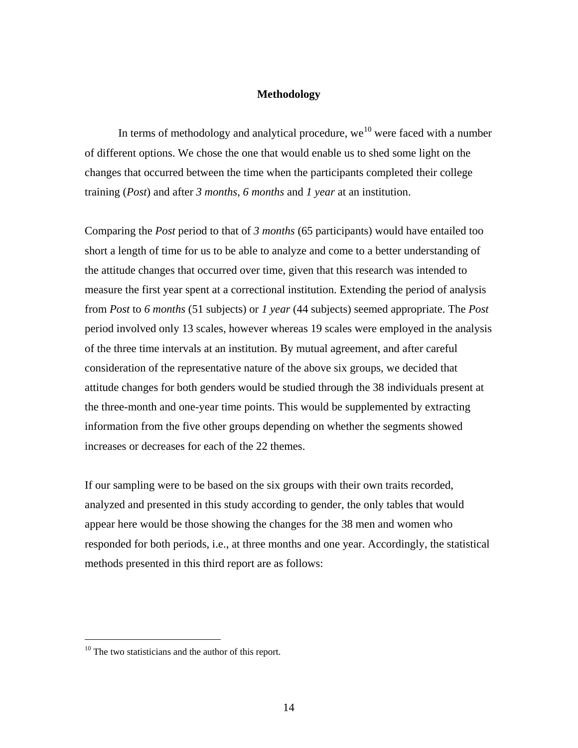## Methodology

In terms of methodology and analytical procedure, we[10] were faced with a number of different options. We chose the one that would enable us to shed some light on the changes that occurred between the time when the participants completed their college training (*Post*) and after *3 months*, *6 months* and *1 year* at an institution.

Comparing the *Post* period to that of *3 months* (65 participants) would have entailed too short a length of time for us to be able to analyze and come to a better understanding of the attitude changes that occurred over time, given that this research was intended to measure the first year spent at a correctional institution. Extending the period of analysis from *Post* to *6 months* (51 subjects) or *1 year* (44 subjects) seemed appropriate. The *Post* period involved only 13 scales, however whereas 19 scales were employed in the analysis of the three time intervals at an institution. By mutual agreement, and after careful consideration of the representative nature of the above six groups, we decided that attitude changes for both genders would be studied through the 38 individuals present at the three-month and one-year time points. This would be supplemented by extracting information from the five other groups depending on whether the segments showed increases or decreases for each of the 22 themes.

If our sampling were to be based on the six groups with their own traits recorded, analyzed and presented in this study according to gender, the only tables that would appear here would be those showing the changes for the 38 men and women who responded for both periods, i.e., at three months and one year. Accordingly, the statistical methods presented in this third report are as follows:

[10] The two statisticians and the author of this report.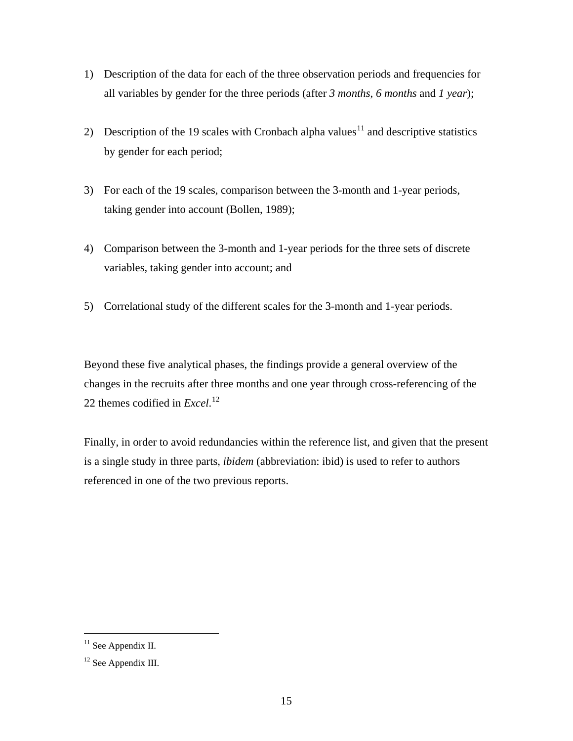1) Description of the data for each of the three observation periods and frequencies for all variables by gender for the three periods (after *3 months*, *6 months* and *1 year*);

2) Description of the 19 scales with Cronbach alpha values[11] and descriptive statistics by gender for each period;

3) For each of the 19 scales, comparison between the 3-month and 1-year periods, taking gender into account (Bollen, 1989);

4) Comparison between the 3-month and 1-year periods for the three sets of discrete variables, taking gender into account; and

5) Correlational study of the different scales for the 3-month and 1-year periods.

Beyond these five analytical phases, the findings provide a general overview of the changes in the recruits after three months and one year through cross-referencing of the 22 themes codified in *Excel*.[12]

Finally, in order to avoid redundancies within the reference list, and given that the present is a single study in three parts, *ibidem* (abbreviation: ibid) is used to refer to authors referenced in one of the two previous reports.

[11] See Appendix II.

[12] See Appendix III.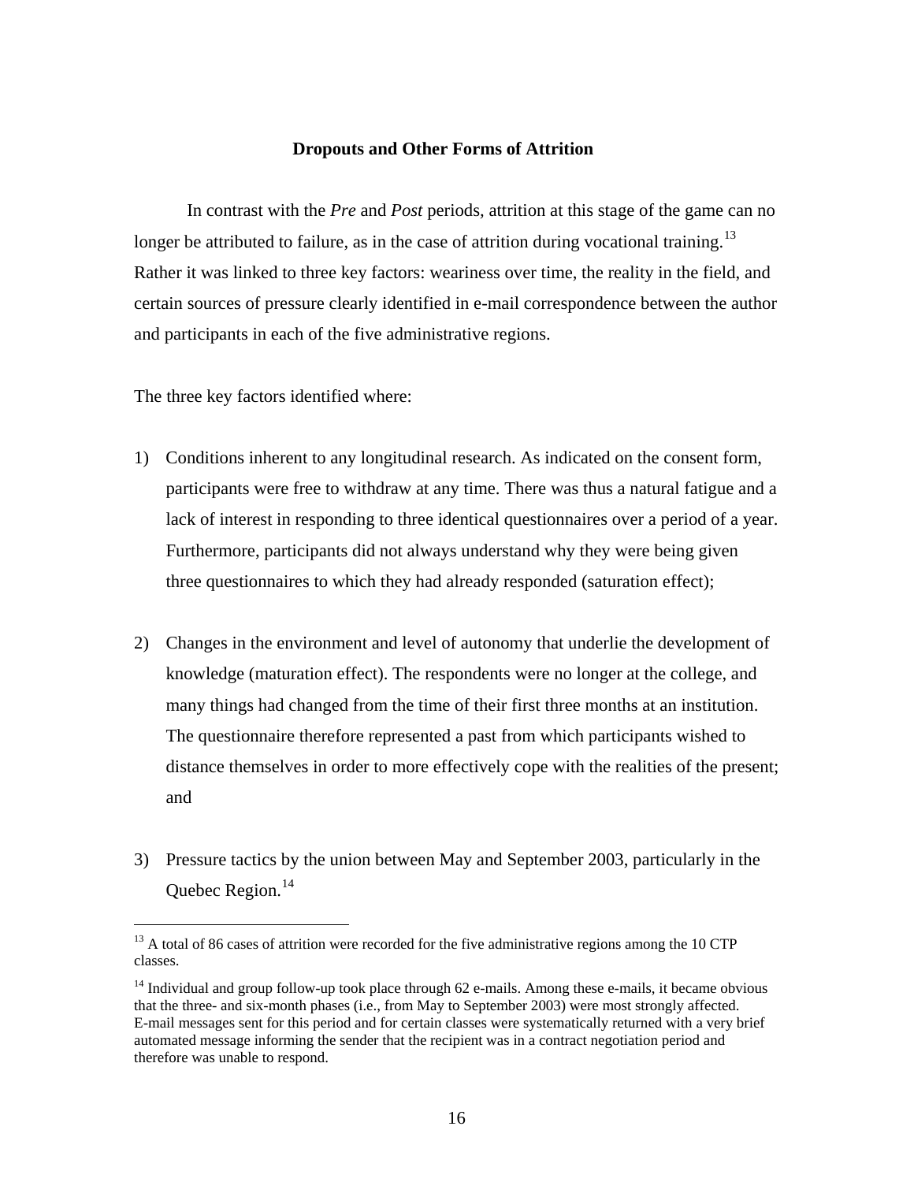## Dropouts and Other Forms of Attrition

In contrast with the *Pre* and *Post* periods, attrition at this stage of the game can no longer be attributed to failure, as in the case of attrition during vocational training.[13] Rather it was linked to three key factors: weariness over time, the reality in the field, and certain sources of pressure clearly identified in e-mail correspondence between the author and participants in each of the five administrative regions.

The three key factors identified where:

1) Conditions inherent to any longitudinal research. As indicated on the consent form, participants were free to withdraw at any time. There was thus a natural fatigue and a lack of interest in responding to three identical questionnaires over a period of a year. Furthermore, participants did not always understand why they were being given three questionnaires to which they had already responded (saturation effect);

2) Changes in the environment and level of autonomy that underlie the development of knowledge (maturation effect). The respondents were no longer at the college, and many things had changed from the time of their first three months at an institution. The questionnaire therefore represented a past from which participants wished to distance themselves in order to more effectively cope with the realities of the present; and

3) Pressure tactics by the union between May and September 2003, particularly in the Quebec Region.[14]

---

[13] A total of 86 cases of attrition were recorded for the five administrative regions among the 10 CTP classes.

[14] Individual and group follow-up took place through 62 e-mails. Among these e-mails, it became obvious that the three- and six-month phases (i.e., from May to September 2003) were most strongly affected. E-mail messages sent for this period and for certain classes were systematically returned with a very brief automated message informing the sender that the recipient was in a contract negotiation period and therefore was unable to respond.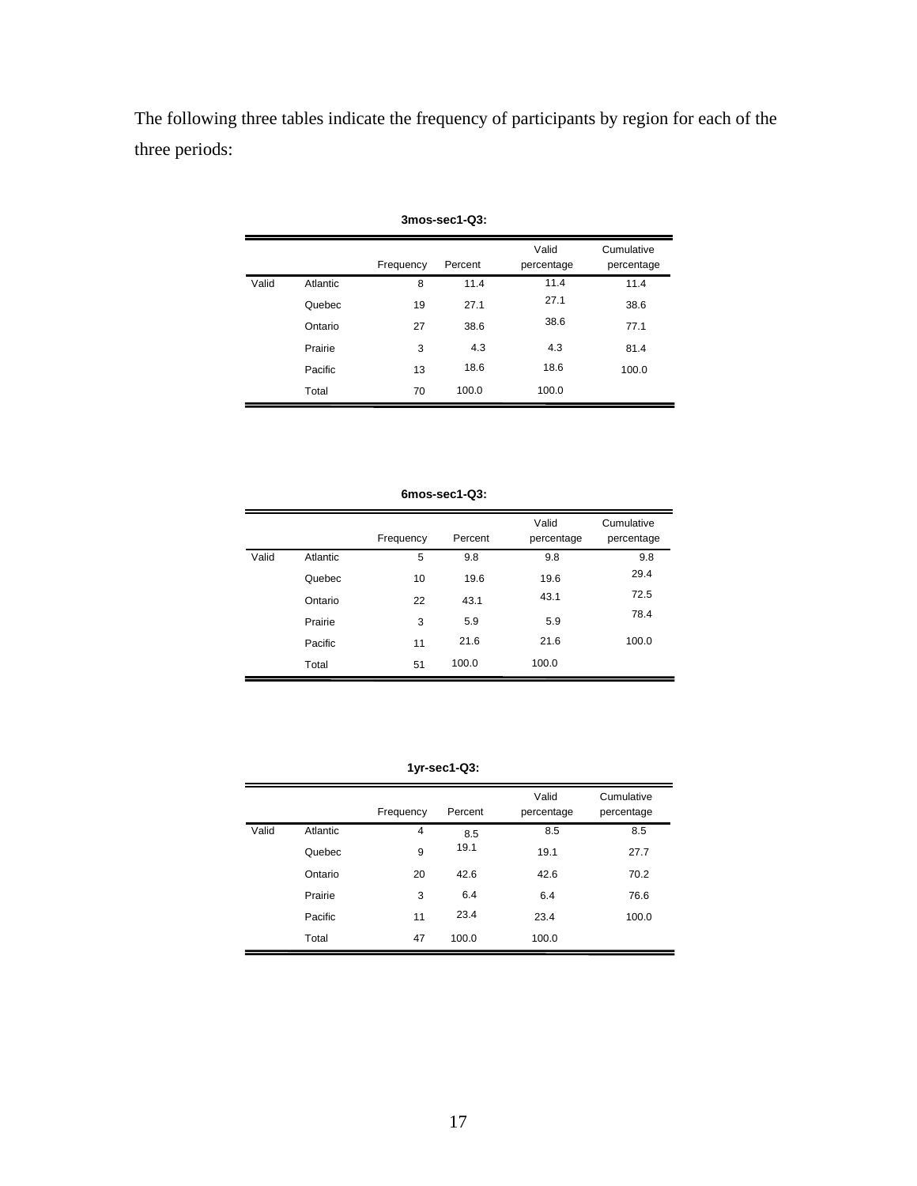The following three tables indicate the frequency of participants by region for each of the three periods:

**3mos-sec1-Q3:**

| | | Frequency | Percent | Valid percentage | Cumulative percentage |
|---|---|---|---|---|---|
| Valid | Atlantic | 8 | 11.4 | 11.4 | 11.4 |
| | Quebec | 19 | 27.1 | 27.1 | 38.6 |
| | Ontario | 27 | 38.6 | 38.6 | 77.1 |
| | Prairie | 3 | 4.3 | 4.3 | 81.4 |
| | Pacific | 13 | 18.6 | 18.6 | 100.0 |
| | Total | 70 | 100.0 | 100.0 | |

**6mos-sec1-Q3:**

| | | Frequency | Percent | Valid percentage | Cumulative percentage |
|---|---|---|---|---|---|
| Valid | Atlantic | 5 | 9.8 | 9.8 | 9.8 |
| | Quebec | 10 | 19.6 | 19.6 | 29.4 |
| | Ontario | 22 | 43.1 | 43.1 | 72.5 |
| | Prairie | 3 | 5.9 | 5.9 | 78.4 |
| | Pacific | 11 | 21.6 | 21.6 | 100.0 |
| | Total | 51 | 100.0 | 100.0 | |

**1yr-sec1-Q3:**

| | | Frequency | Percent | Valid percentage | Cumulative percentage |
|---|---|---|---|---|---|
| Valid | Atlantic | 4 | 8.5 | 8.5 | 8.5 |
| | Quebec | 9 | 19.1 | 19.1 | 27.7 |
| | Ontario | 20 | 42.6 | 42.6 | 70.2 |
| | Prairie | 3 | 6.4 | 6.4 | 76.6 |
| | Pacific | 11 | 23.4 | 23.4 | 100.0 |
| | Total | 47 | 100.0 | 100.0 | |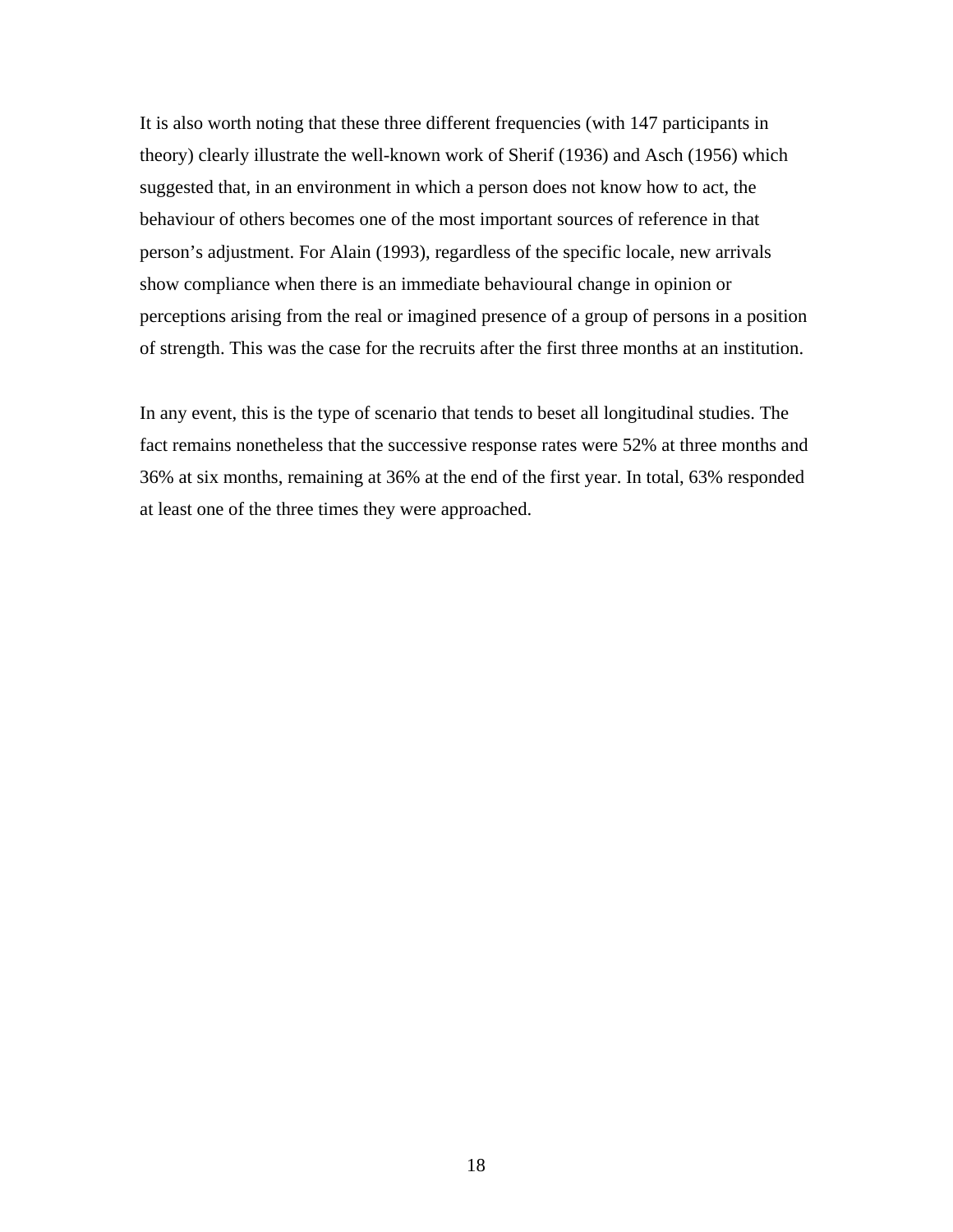It is also worth noting that these three different frequencies (with 147 participants in theory) clearly illustrate the well-known work of Sherif (1936) and Asch (1956) which suggested that, in an environment in which a person does not know how to act, the behaviour of others becomes one of the most important sources of reference in that person's adjustment. For Alain (1993), regardless of the specific locale, new arrivals show compliance when there is an immediate behavioural change in opinion or perceptions arising from the real or imagined presence of a group of persons in a position of strength. This was the case for the recruits after the first three months at an institution.

In any event, this is the type of scenario that tends to beset all longitudinal studies. The fact remains nonetheless that the successive response rates were 52% at three months and 36% at six months, remaining at 36% at the end of the first year. In total, 63% responded at least one of the three times they were approached.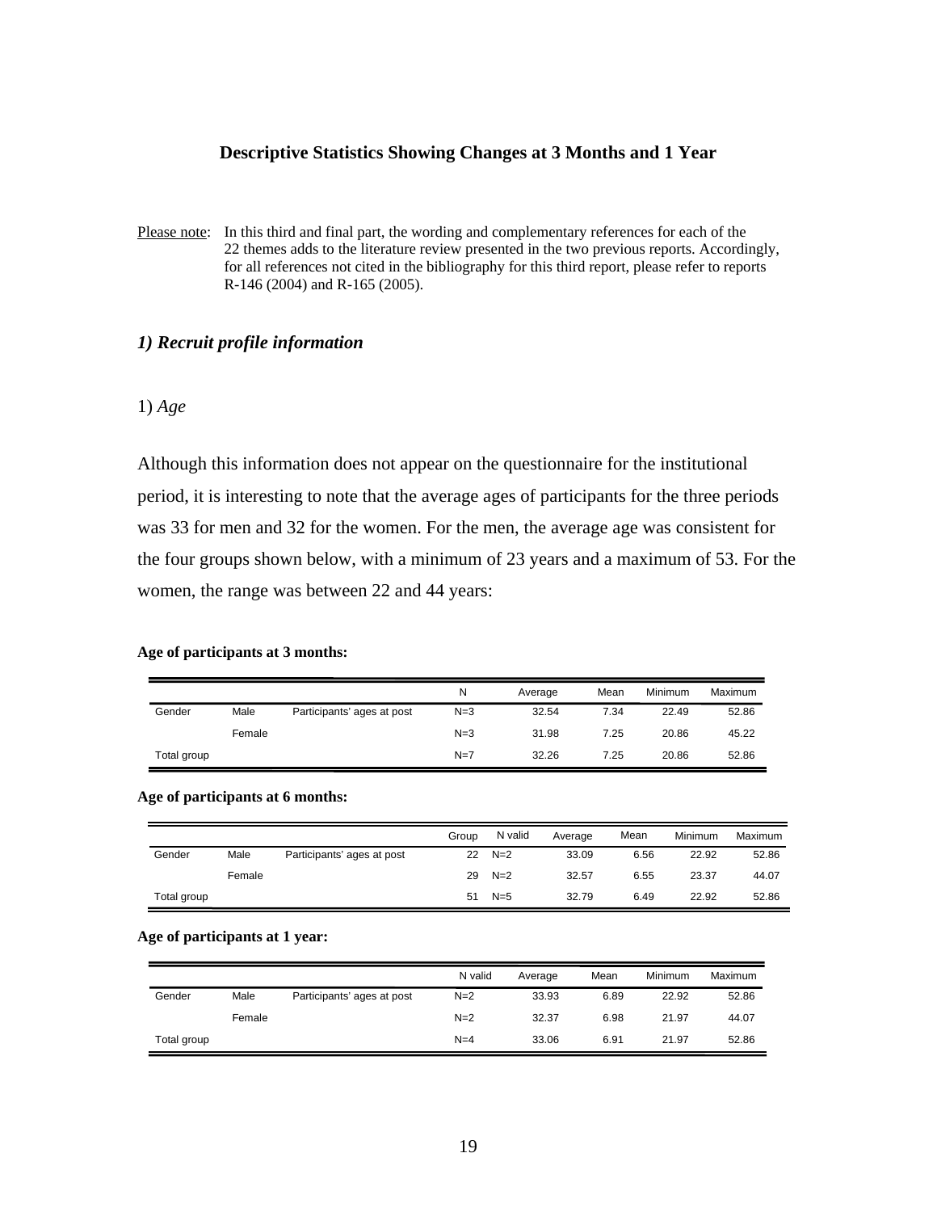### Descriptive Statistics Showing Changes at 3 Months and 1 Year

Please note: In this third and final part, the wording and complementary references for each of the 22 themes adds to the literature review presented in the two previous reports. Accordingly, for all references not cited in the bibliography for this third report, please refer to reports R-146 (2004) and R-165 (2005).

## *1) Recruit profile information*

1) *Age*

Although this information does not appear on the questionnaire for the institutional period, it is interesting to note that the average ages of participants for the three periods was 33 for men and 32 for the women. For the men, the average age was consistent for the four groups shown below, with a minimum of 23 years and a maximum of 53. For the women, the range was between 22 and 44 years:

**Age of participants at 3 months:**

| | | | N | Average | Mean | Minimum | Maximum |
|---|---|---|---|---|---|---|---|
| Gender | Male | Participants' ages at post | N=3 | 32.54 | 7.34 | 22.49 | 52.86 |
| | Female | | N=3 | 31.98 | 7.25 | 20.86 | 45.22 |
| Total group | | | N=7 | 32.26 | 7.25 | 20.86 | 52.86 |

**Age of participants at 6 months:**

| | | | Group | N valid | Average | Mean | Minimum | Maximum |
|---|---|---|---|---|---|---|---|---|
| Gender | Male | Participants' ages at post | 22 | N=2 | 33.09 | 6.56 | 22.92 | 52.86 |
| | Female | | 29 | N=2 | 32.57 | 6.55 | 23.37 | 44.07 |
| Total group | | | 51 | N=5 | 32.79 | 6.49 | 22.92 | 52.86 |

**Age of participants at 1 year:**

| | | | N valid | Average | Mean | Minimum | Maximum |
|---|---|---|---|---|---|---|---|
| Gender | Male | Participants' ages at post | N=2 | 33.93 | 6.89 | 22.92 | 52.86 |
| | Female | | N=2 | 32.37 | 6.98 | 21.97 | 44.07 |
| Total group | | | N=4 | 33.06 | 6.91 | 21.97 | 52.86 |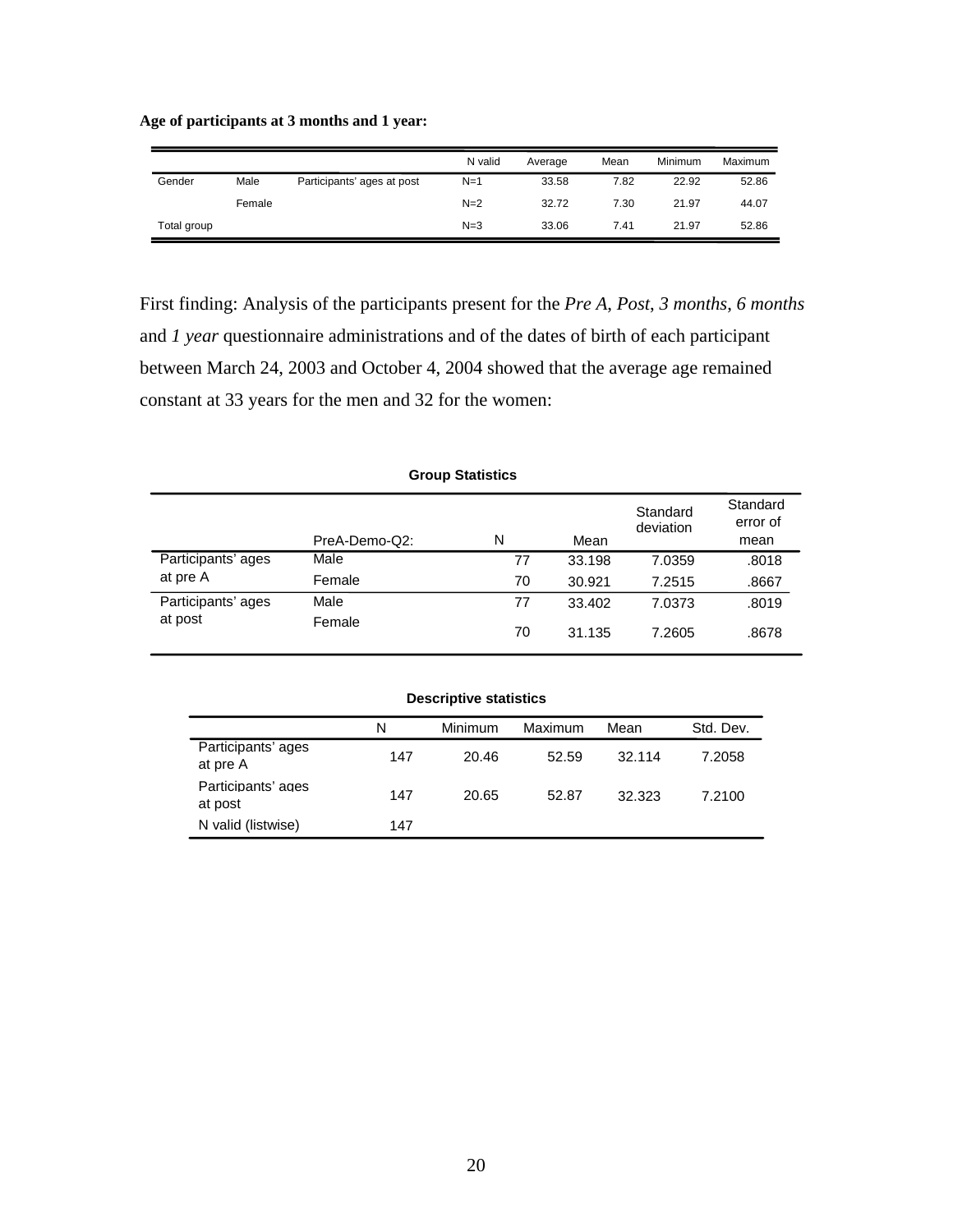**Age of participants at 3 months and 1 year:**

| | | | N valid | Average | Mean | Minimum | Maximum |
|---|---|---|---|---|---|---|---|
| Gender | Male | Participants' ages at post | N=1 | 33.58 | 7.82 | 22.92 | 52.86 |
| | Female | | N=2 | 32.72 | 7.30 | 21.97 | 44.07 |
| Total group | | | N=3 | 33.06 | 7.41 | 21.97 | 52.86 |

First finding: Analysis of the participants present for the *Pre A*, *Post*, *3 months*, *6 months* and *1 year* questionnaire administrations and of the dates of birth of each participant between March 24, 2003 and October 4, 2004 showed that the average age remained constant at 33 years for the men and 32 for the women:

**Group Statistics**

| | PreA-Demo-Q2: | N | Mean | Standard deviation | Standard error of mean |
|---|---|---|---|---|---|
| Participants' ages at pre A | Male | 77 | 33.198 | 7.0359 | .8018 |
| | Female | 70 | 30.921 | 7.2515 | .8667 |
| Participants' ages at post | Male | 77 | 33.402 | 7.0373 | .8019 |
| | Female | 70 | 31.135 | 7.2605 | .8678 |

**Descriptive statistics**

| | N | Minimum | Maximum | Mean | Std. Dev. |
|---|---|---|---|---|---|
| Participants' ages at pre A | 147 | 20.46 | 52.59 | 32.114 | 7.2058 |
| Participants' ages at post | 147 | 20.65 | 52.87 | 32.323 | 7.2100 |
| N valid (listwise) | 147 | | | | |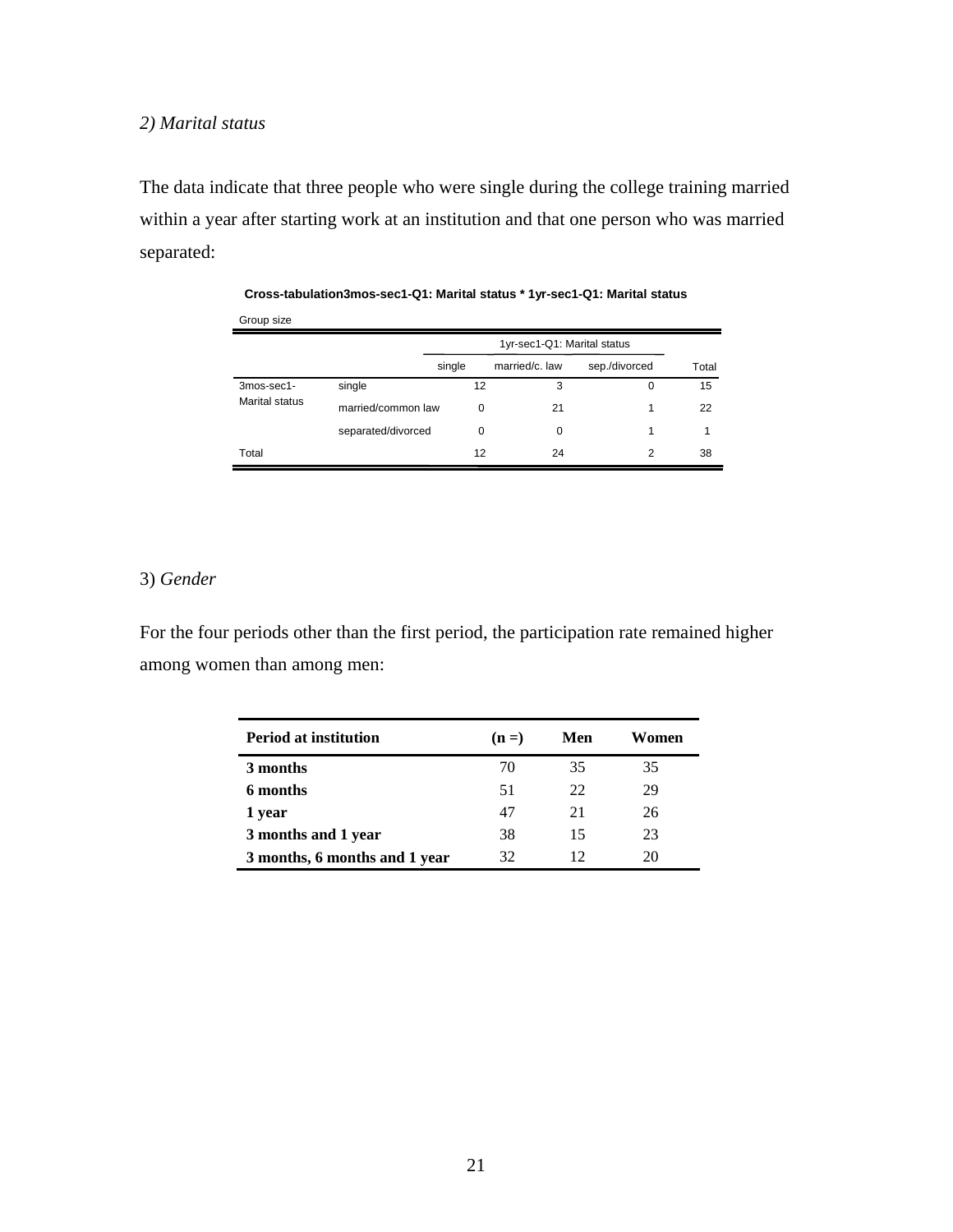*2) Marital status*

The data indicate that three people who were single during the college training married within a year after starting work at an institution and that one person who was married separated:

**Cross-tabulation3mos-sec1-Q1: Marital status * 1yr-sec1-Q1: Marital status**

Group size

| | | 1yr-sec1-Q1: Marital status | | | |
|---|---|---|---|---|---|
| | | single | married/c. law | sep./divorced | Total |
| 3mos-sec1-Marital status | single | 12 | 3 | 0 | 15 |
| | married/common law | 0 | 21 | 1 | 22 |
| | separated/divorced | 0 | 0 | 1 | 1 |
| Total | | 12 | 24 | 2 | 38 |

3) *Gender*

For the four periods other than the first period, the participation rate remained higher among women than among men:

| Period at institution | (n =) | Men | Women |
|---|---|---|---|
| **3 months** | 70 | 35 | 35 |
| **6 months** | 51 | 22 | 29 |
| **1 year** | 47 | 21 | 26 |
| **3 months and 1 year** | 38 | 15 | 23 |
| **3 months, 6 months and 1 year** | 32 | 12 | 20 |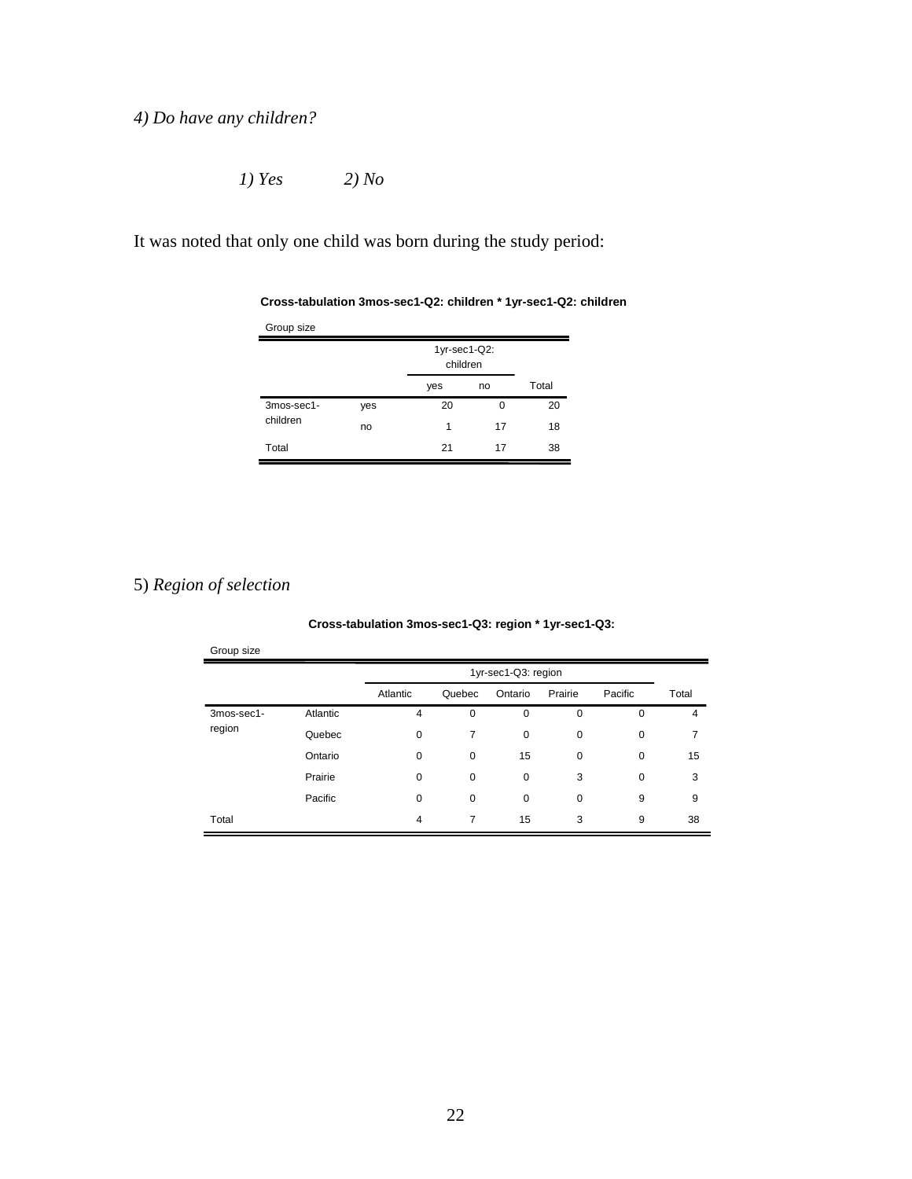*4) Do have any children?*

*1) Yes          2) No*

It was noted that only one child was born during the study period:

**Cross-tabulation 3mos-sec1-Q2: children * 1yr-sec1-Q2: children**

Group size

| | | 1yr-sec1-Q2: children | | |
|---|---|---|---|---|
| | | yes | no | Total |
| 3mos-sec1-children | yes | 20 | 0 | 20 |
| | no | 1 | 17 | 18 |
| Total | | 21 | 17 | 38 |

5) *Region of selection*

**Cross-tabulation 3mos-sec1-Q3: region * 1yr-sec1-Q3:**

Group size

| | | 1yr-sec1-Q3: region | | | | | |
|---|---|---|---|---|---|---|---|
| | | Atlantic | Quebec | Ontario | Prairie | Pacific | Total |
| 3mos-sec1-region | Atlantic | 4 | 0 | 0 | 0 | 0 | 4 |
| | Quebec | 0 | 7 | 0 | 0 | 0 | 7 |
| | Ontario | 0 | 0 | 15 | 0 | 0 | 15 |
| | Prairie | 0 | 0 | 0 | 3 | 0 | 3 |
| | Pacific | 0 | 0 | 0 | 0 | 9 | 9 |
| Total | | 4 | 7 | 15 | 3 | 9 | 38 |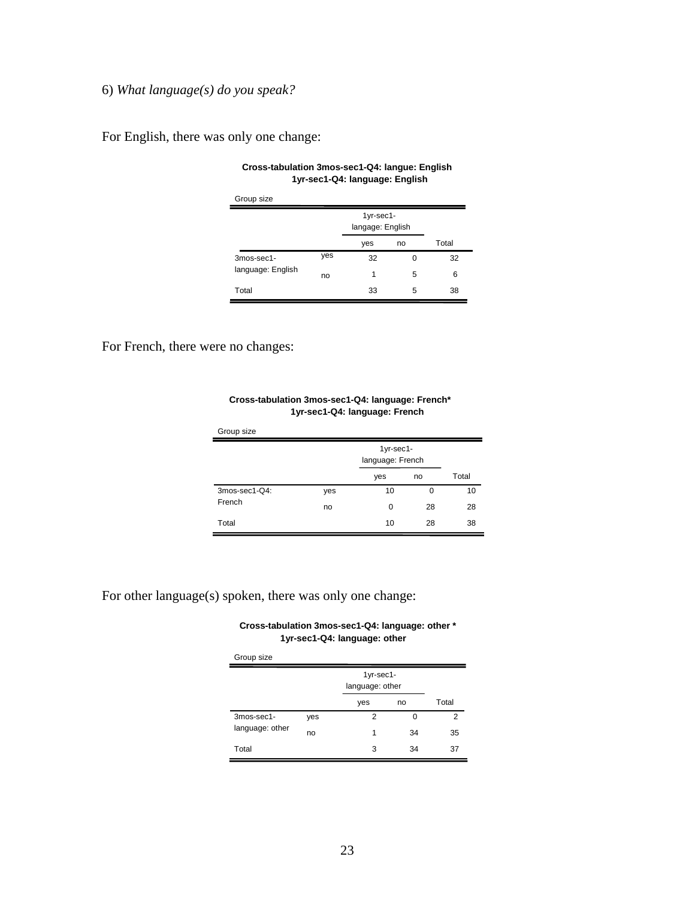6) *What language(s) do you speak?*

For English, there was only one change:

**Cross-tabulation 3mos-sec1-Q4: langue: English
1yr-sec1-Q4: language: English**

Group size

| | | 1yr-sec1-langage: English | | |
|---|---|---|---|---|
| | | yes | no | Total |
| 3mos-sec1-language: English | yes | 32 | 0 | 32 |
| | no | 1 | 5 | 6 |
| Total | | 33 | 5 | 38 |

For French, there were no changes:

**Cross-tabulation 3mos-sec1-Q4: language: French*
1yr-sec1-Q4: language: French**

Group size

| | | 1yr-sec1-language: French | | |
|---|---|---|---|---|
| | | yes | no | Total |
| 3mos-sec1-Q4: French | yes | 10 | 0 | 10 |
| | no | 0 | 28 | 28 |
| Total | | 10 | 28 | 38 |

For other language(s) spoken, there was only one change:

**Cross-tabulation 3mos-sec1-Q4: language: other *
1yr-sec1-Q4: language: other**

Group size

| | | 1yr-sec1-language: other | | |
|---|---|---|---|---|
| | | yes | no | Total |
| 3mos-sec1-language: other | yes | 2 | 0 | 2 |
| | no | 1 | 34 | 35 |
| Total | | 3 | 34 | 37 |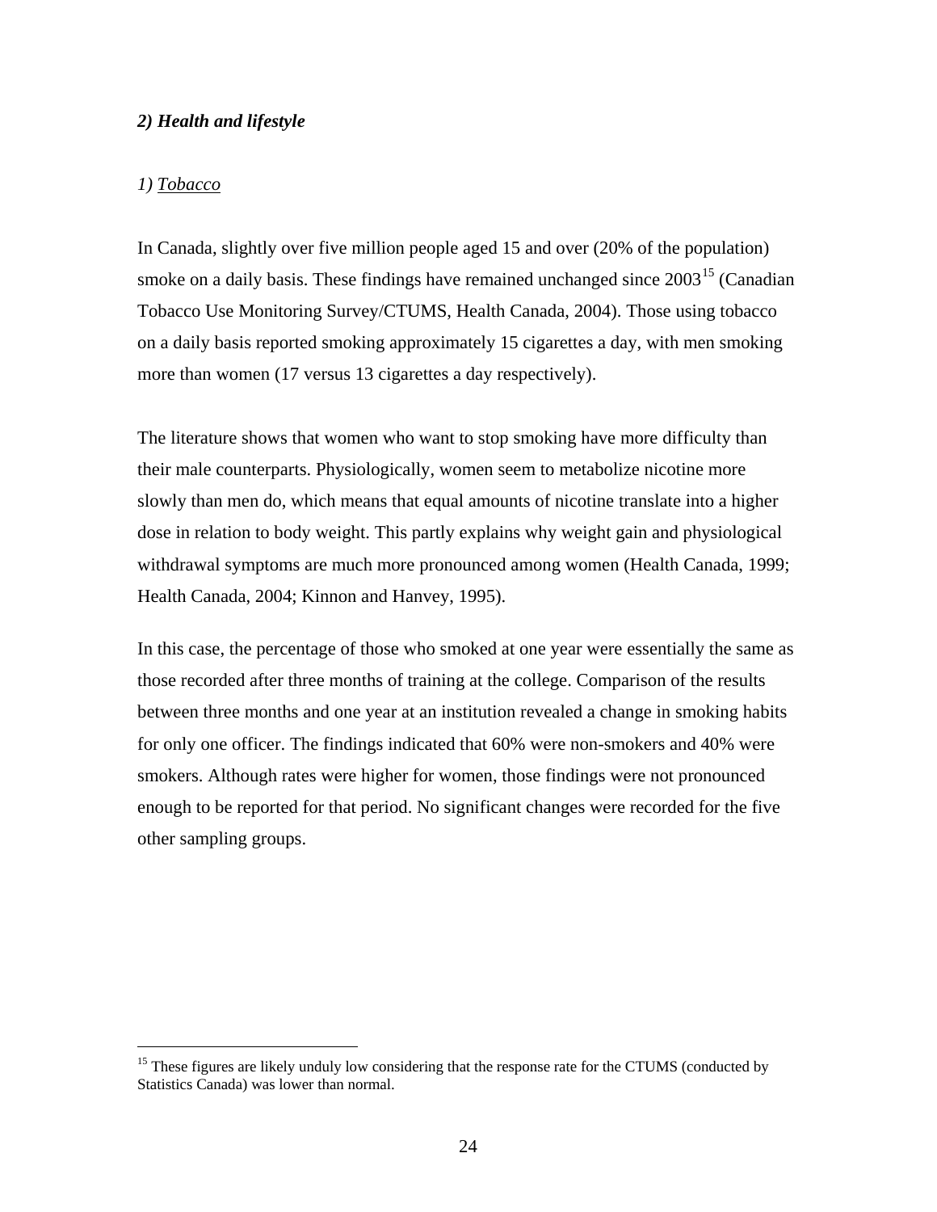### *2) Health and lifestyle*

*1) Tobacco*

In Canada, slightly over five million people aged 15 and over (20% of the population) smoke on a daily basis. These findings have remained unchanged since 2003[15] (Canadian Tobacco Use Monitoring Survey/CTUMS, Health Canada, 2004). Those using tobacco on a daily basis reported smoking approximately 15 cigarettes a day, with men smoking more than women (17 versus 13 cigarettes a day respectively).

The literature shows that women who want to stop smoking have more difficulty than their male counterparts. Physiologically, women seem to metabolize nicotine more slowly than men do, which means that equal amounts of nicotine translate into a higher dose in relation to body weight. This partly explains why weight gain and physiological withdrawal symptoms are much more pronounced among women (Health Canada, 1999; Health Canada, 2004; Kinnon and Hanvey, 1995).

In this case, the percentage of those who smoked at one year were essentially the same as those recorded after three months of training at the college. Comparison of the results between three months and one year at an institution revealed a change in smoking habits for only one officer. The findings indicated that 60% were non-smokers and 40% were smokers. Although rates were higher for women, those findings were not pronounced enough to be reported for that period. No significant changes were recorded for the five other sampling groups.

---

[15] These figures are likely unduly low considering that the response rate for the CTUMS (conducted by Statistics Canada) was lower than normal.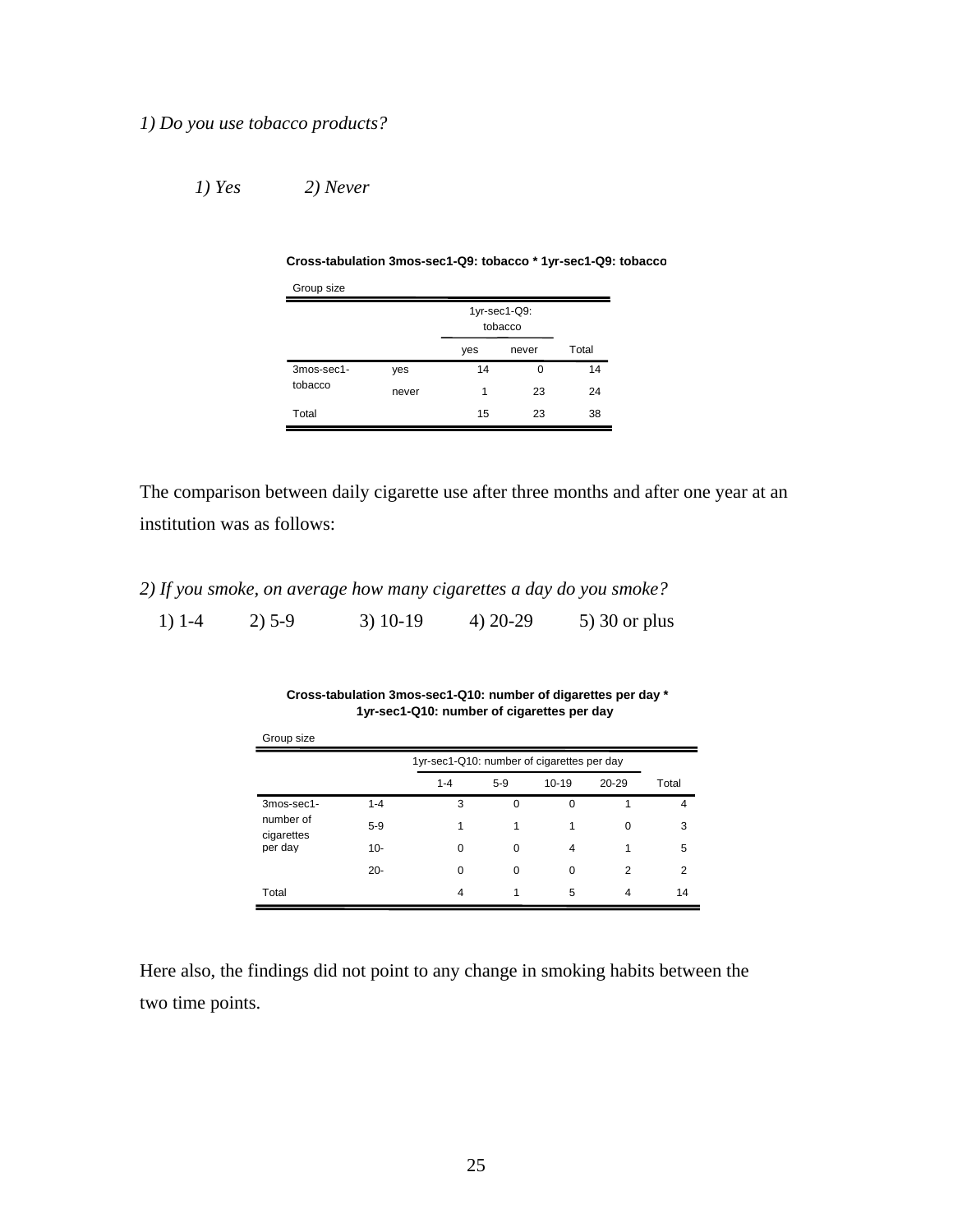*1) Do you use tobacco products?*

*1) Yes 2) Never*

**Cross-tabulation 3mos-sec1-Q9: tobacco * 1yr-sec1-Q9: tobacco**

Group size

| | | 1yr-sec1-Q9: tobacco | | |
|---|---|---|---|---|
| | | yes | never | Total |
| 3mos-sec1-tobacco | yes | 14 | 0 | 14 |
| | never | 1 | 23 | 24 |
| Total | | 15 | 23 | 38 |

The comparison between daily cigarette use after three months and after one year at an institution was as follows:

*2) If you smoke, on average how many cigarettes a day do you smoke?*

1) 1-4 2) 5-9 3) 10-19 4) 20-29 5) 30 or plus

**Cross-tabulation 3mos-sec1-Q10: number of digarettes per day * 1yr-sec1-Q10: number of cigarettes per day**

Group size

| | | 1yr-sec1-Q10: number of cigarettes per day | | | | |
|---|---|---|---|---|---|---|
| | | 1-4 | 5-9 | 10-19 | 20-29 | Total |
| 3mos-sec1-number of cigarettes per day | 1-4 | 3 | 0 | 0 | 1 | 4 |
| | 5-9 | 1 | 1 | 1 | 0 | 3 |
| | 10- | 0 | 0 | 4 | 1 | 5 |
| | 20- | 0 | 0 | 0 | 2 | 2 |
| Total | | 4 | 1 | 5 | 4 | 14 |

Here also, the findings did not point to any change in smoking habits between the two time points.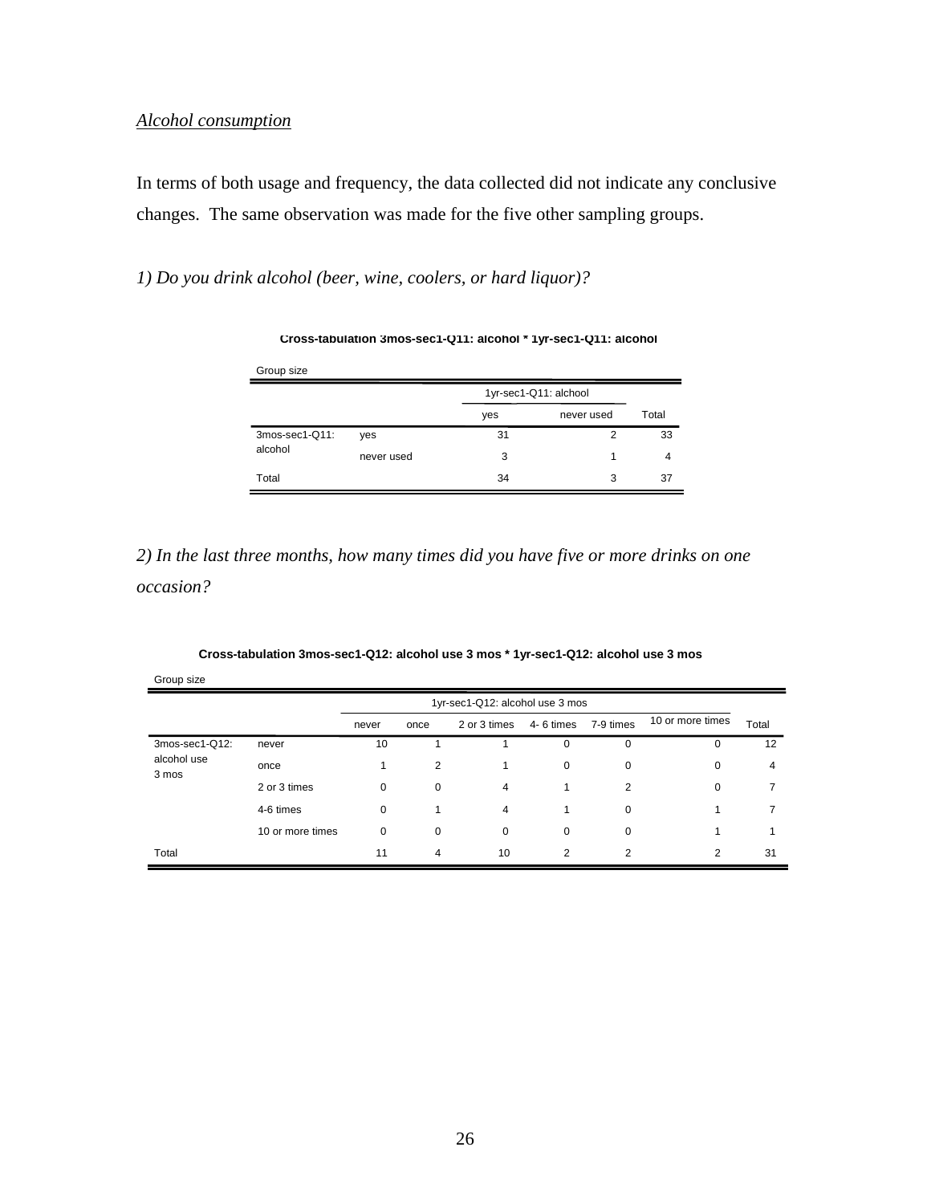*Alcohol consumption*

In terms of both usage and frequency, the data collected did not indicate any conclusive changes. The same observation was made for the five other sampling groups.

*1) Do you drink alcohol (beer, wine, coolers, or hard liquor)?*

**Cross-tabulation 3mos-sec1-Q11: alcohol * 1yr-sec1-Q11: alcohol**

Group size

| | | 1yr-sec1-Q11: alchool | | |
|---|---|---|---|---|
| | | yes | never used | Total |
| 3mos-sec1-Q11: alcohol | yes | 31 | 2 | 33 |
| | never used | 3 | 1 | 4 |
| Total | | 34 | 3 | 37 |

*2) In the last three months, how many times did you have five or more drinks on one occasion?*

**Cross-tabulation 3mos-sec1-Q12: alcohol use 3 mos * 1yr-sec1-Q12: alcohol use 3 mos**

Group size

| | | 1yr-sec1-Q12: alcohol use 3 mos | | | | | | |
|---|---|---|---|---|---|---|---|---|
| | | never | once | 2 or 3 times | 4- 6 times | 7-9 times | 10 or more times | Total |
| 3mos-sec1-Q12: alcohol use 3 mos | never | 10 | 1 | 1 | 0 | 0 | 0 | 12 |
| | once | 1 | 2 | 1 | 0 | 0 | 0 | 4 |
| | 2 or 3 times | 0 | 0 | 4 | 1 | 2 | 0 | 7 |
| | 4-6 times | 0 | 1 | 4 | 1 | 0 | 1 | 7 |
| | 10 or more times | 0 | 0 | 0 | 0 | 0 | 1 | 1 |
| Total | | 11 | 4 | 10 | 2 | 2 | 2 | 31 |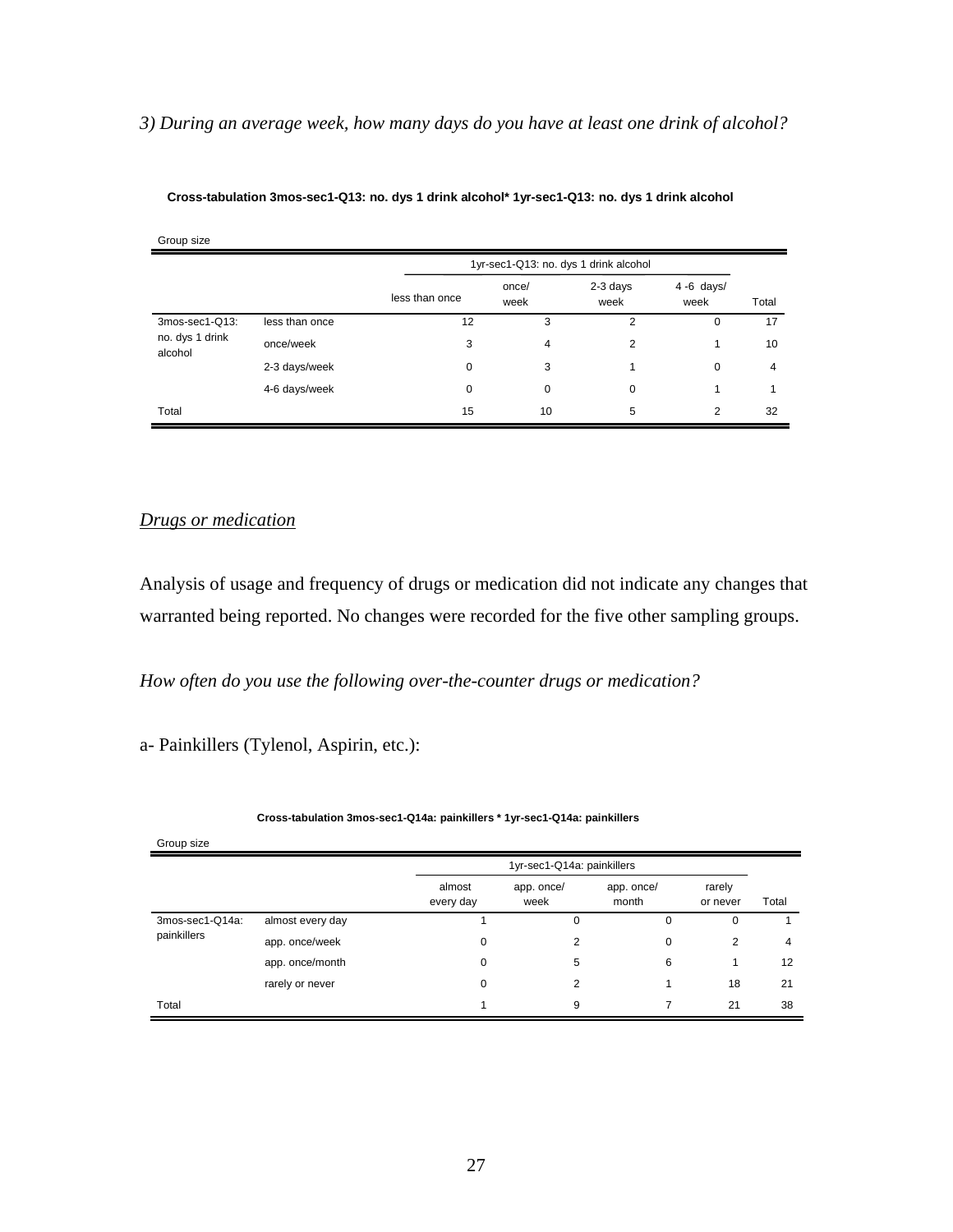*3) During an average week, how many days do you have at least one drink of alcohol?*

**Cross-tabulation 3mos-sec1-Q13: no. dys 1 drink alcohol\* 1yr-sec1-Q13: no. dys 1 drink alcohol**

Group size

| | | 1yr-sec1-Q13: no. dys 1 drink alcohol | | | | |
|---|---|---|---|---|---|---|
| | | less than once | once/ week | 2-3 days week | 4 -6 days/ week | Total |
| 3mos-sec1-Q13: no. dys 1 drink alcohol | less than once | 12 | 3 | 2 | 0 | 17 |
| | once/week | 3 | 4 | 2 | 1 | 10 |
| | 2-3 days/week | 0 | 3 | 1 | 0 | 4 |
| | 4-6 days/week | 0 | 0 | 0 | 1 | 1 |
| Total | | 15 | 10 | 5 | 2 | 32 |

*Drugs or medication*

Analysis of usage and frequency of drugs or medication did not indicate any changes that warranted being reported. No changes were recorded for the five other sampling groups.

*How often do you use the following over-the-counter drugs or medication?*

a- Painkillers (Tylenol, Aspirin, etc.):

**Cross-tabulation 3mos-sec1-Q14a: painkillers \* 1yr-sec1-Q14a: painkillers**

Group size

| | | 1yr-sec1-Q14a: painkillers | | | | |
|---|---|---|---|---|---|---|
| | | almost every day | app. once/ week | app. once/ month | rarely or never | Total |
| 3mos-sec1-Q14a: painkillers | almost every day | 1 | 0 | 0 | 0 | 1 |
| | app. once/week | 0 | 2 | 0 | 2 | 4 |
| | app. once/month | 0 | 5 | 6 | 1 | 12 |
| | rarely or never | 0 | 2 | 1 | 18 | 21 |
| Total | | 1 | 9 | 7 | 21 | 38 |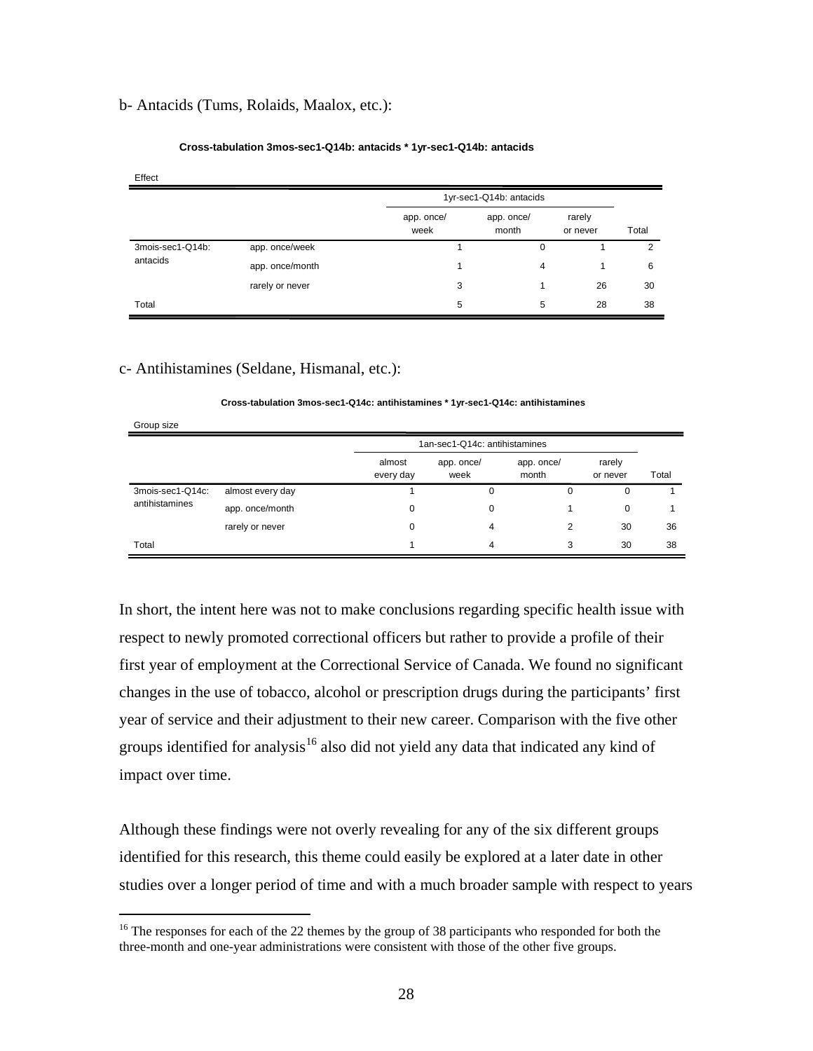b- Antacids (Tums, Rolaids, Maalox, etc.):

**Cross-tabulation 3mos-sec1-Q14b: antacids * 1yr-sec1-Q14b: antacids**

Effect

| | | 1yr-sec1-Q14b: antacids | | | |
|---|---|---|---|---|---|
| | | app. once/ week | app. once/ month | rarely or never | Total |
| 3mois-sec1-Q14b: antacids | app. once/week | 1 | 0 | 1 | 2 |
| | app. once/month | 1 | 4 | 1 | 6 |
| | rarely or never | 3 | 1 | 26 | 30 |
| Total | | 5 | 5 | 28 | 38 |

c- Antihistamines (Seldane, Hismanal, etc.):

**Cross-tabulation 3mos-sec1-Q14c: antihistamines * 1yr-sec1-Q14c: antihistamines**

Group size

| | | 1an-sec1-Q14c: antihistamines | | | | |
|---|---|---|---|---|---|---|
| | | almost every day | app. once/ week | app. once/ month | rarely or never | Total |
| 3mois-sec1-Q14c: antihistamines | almost every day | 1 | 0 | 0 | 0 | 1 |
| | app. once/month | 0 | 0 | 1 | 0 | 1 |
| | rarely or never | 0 | 4 | 2 | 30 | 36 |
| Total | | 1 | 4 | 3 | 30 | 38 |

In short, the intent here was not to make conclusions regarding specific health issue with respect to newly promoted correctional officers but rather to provide a profile of their first year of employment at the Correctional Service of Canada. We found no significant changes in the use of tobacco, alcohol or prescription drugs during the participants' first year of service and their adjustment to their new career. Comparison with the five other groups identified for analysis[16] also did not yield any data that indicated any kind of impact over time.

Although these findings were not overly revealing for any of the six different groups identified for this research, this theme could easily be explored at a later date in other studies over a longer period of time and with a much broader sample with respect to years

[16] The responses for each of the 22 themes by the group of 38 participants who responded for both the three-month and one-year administrations were consistent with those of the other five groups.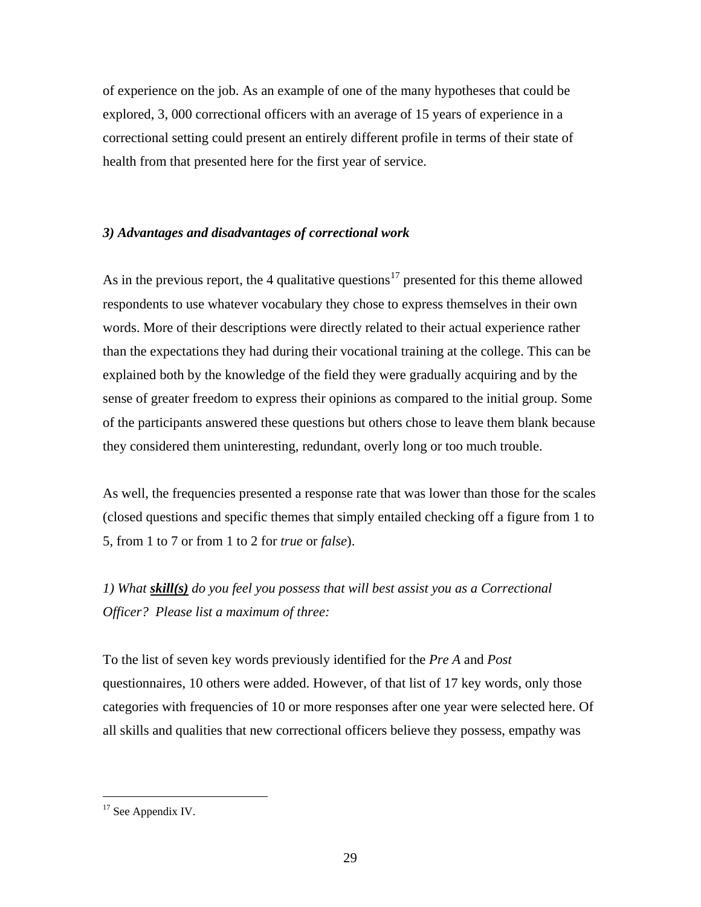of experience on the job. As an example of one of the many hypotheses that could be explored, 3, 000 correctional officers with an average of 15 years of experience in a correctional setting could present an entirely different profile in terms of their state of health from that presented here for the first year of service.

### *3) Advantages and disadvantages of correctional work*

As in the previous report, the 4 qualitative questions[17] presented for this theme allowed respondents to use whatever vocabulary they chose to express themselves in their own words. More of their descriptions were directly related to their actual experience rather than the expectations they had during their vocational training at the college. This can be explained both by the knowledge of the field they were gradually acquiring and by the sense of greater freedom to express their opinions as compared to the initial group. Some of the participants answered these questions but others chose to leave them blank because they considered them uninteresting, redundant, overly long or too much trouble.

As well, the frequencies presented a response rate that was lower than those for the scales (closed questions and specific themes that simply entailed checking off a figure from 1 to 5, from 1 to 7 or from 1 to 2 for *true* or *false*).

*1) What **skill(s)** do you feel you possess that will best assist you as a Correctional Officer? Please list a maximum of three:*

To the list of seven key words previously identified for the *Pre A* and *Post* questionnaires, 10 others were added. However, of that list of 17 key words, only those categories with frequencies of 10 or more responses after one year were selected here. Of all skills and qualities that new correctional officers believe they possess, empathy was

[17] See Appendix IV.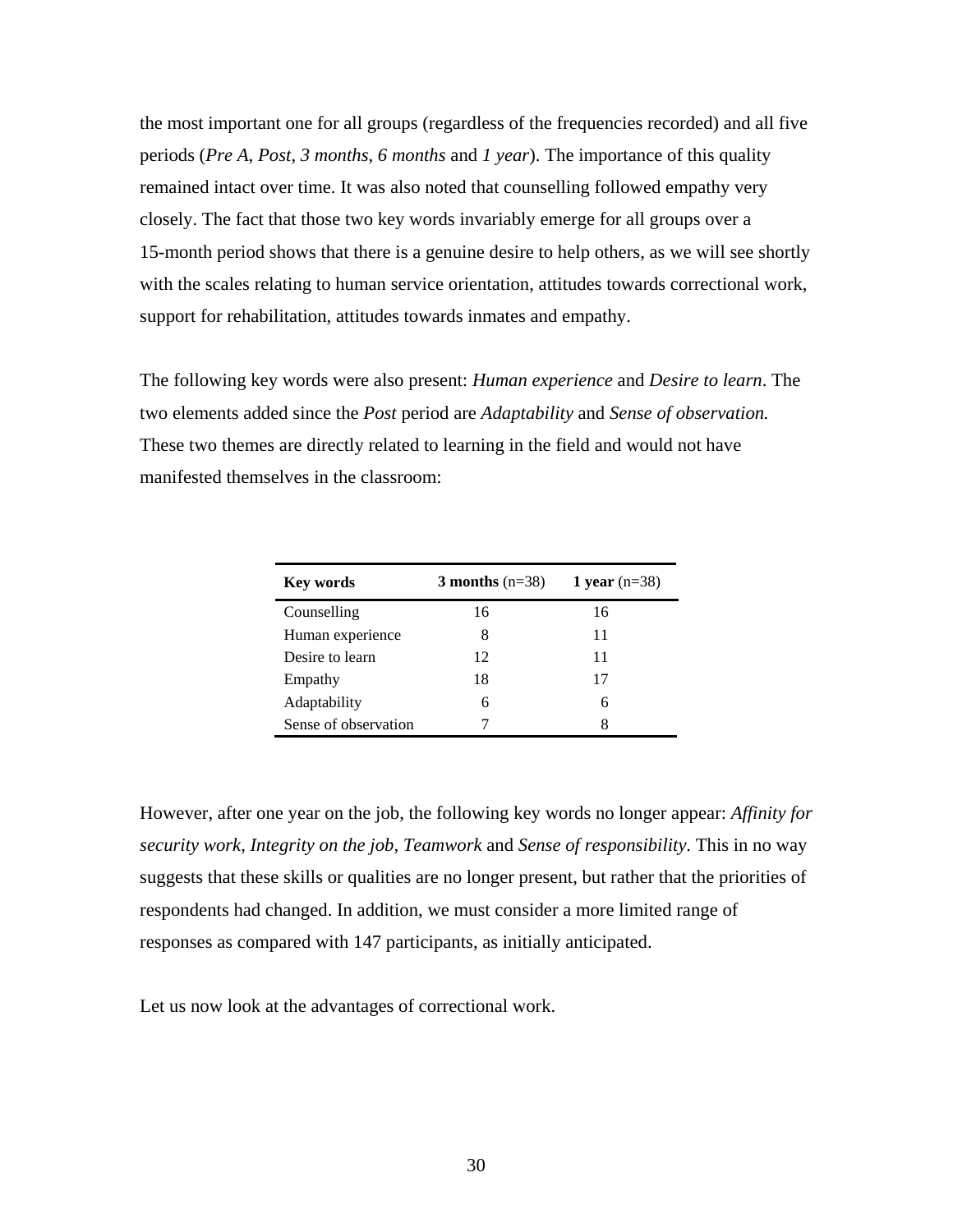the most important one for all groups (regardless of the frequencies recorded) and all five periods (*Pre A*, *Post*, *3 months*, *6 months* and *1 year*). The importance of this quality remained intact over time. It was also noted that counselling followed empathy very closely. The fact that those two key words invariably emerge for all groups over a 15-month period shows that there is a genuine desire to help others, as we will see shortly with the scales relating to human service orientation, attitudes towards correctional work, support for rehabilitation, attitudes towards inmates and empathy.

The following key words were also present: *Human experience* and *Desire to learn*. The two elements added since the *Post* period are *Adaptability* and *Sense of observation.* These two themes are directly related to learning in the field and would not have manifested themselves in the classroom:

| **Key words** | **3 months** (n=38) | **1 year** (n=38) |
|---|---|---|
| Counselling | 16 | 16 |
| Human experience | 8 | 11 |
| Desire to learn | 12 | 11 |
| Empathy | 18 | 17 |
| Adaptability | 6 | 6 |
| Sense of observation | 7 | 8 |

However, after one year on the job, the following key words no longer appear: *Affinity for security work*, *Integrity on the job*, *Teamwork* and *Sense of responsibility*. This in no way suggests that these skills or qualities are no longer present, but rather that the priorities of respondents had changed. In addition, we must consider a more limited range of responses as compared with 147 participants, as initially anticipated.

Let us now look at the advantages of correctional work.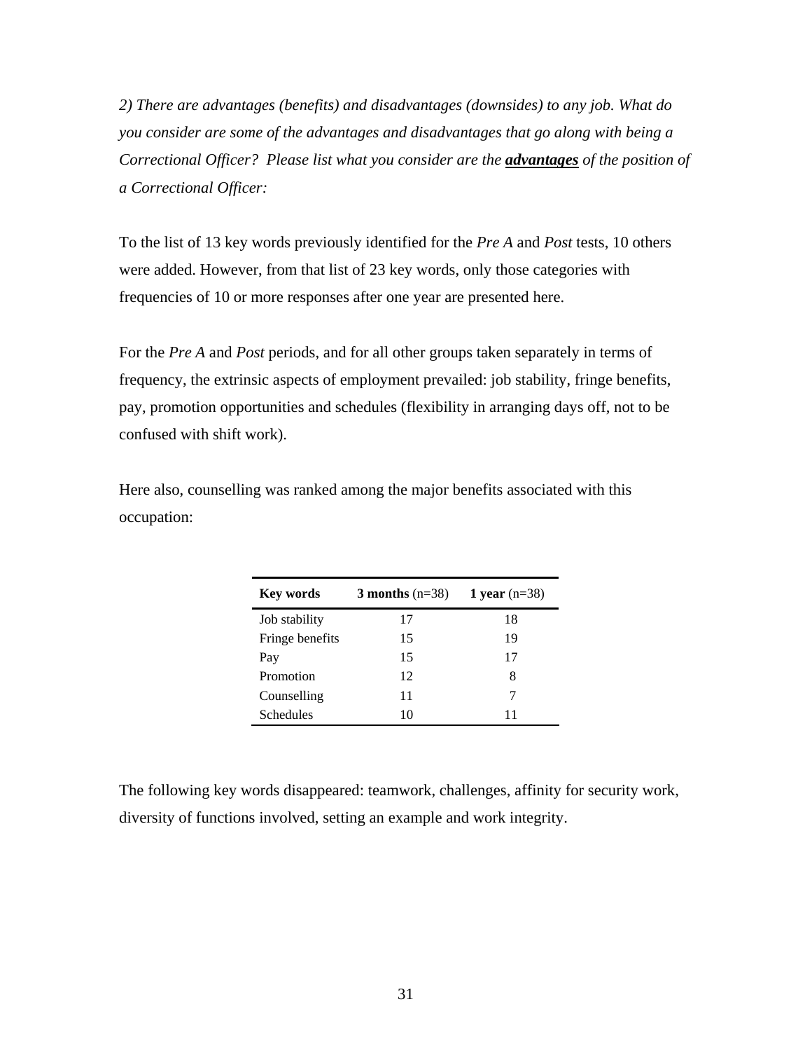*2) There are advantages (benefits) and disadvantages (downsides) to any job. What do you consider are some of the advantages and disadvantages that go along with being a Correctional Officer? Please list what you consider are the* ***advantages*** *of the position of a Correctional Officer:*

To the list of 13 key words previously identified for the *Pre A* and *Post* tests, 10 others were added. However, from that list of 23 key words, only those categories with frequencies of 10 or more responses after one year are presented here.

For the *Pre A* and *Post* periods, and for all other groups taken separately in terms of frequency, the extrinsic aspects of employment prevailed: job stability, fringe benefits, pay, promotion opportunities and schedules (flexibility in arranging days off, not to be confused with shift work).

Here also, counselling was ranked among the major benefits associated with this occupation:

| **Key words** | **3 months** (n=38) | **1 year** (n=38) |
|---|---|---|
| Job stability | 17 | 18 |
| Fringe benefits | 15 | 19 |
| Pay | 15 | 17 |
| Promotion | 12 | 8 |
| Counselling | 11 | 7 |
| Schedules | 10 | 11 |

The following key words disappeared: teamwork, challenges, affinity for security work, diversity of functions involved, setting an example and work integrity.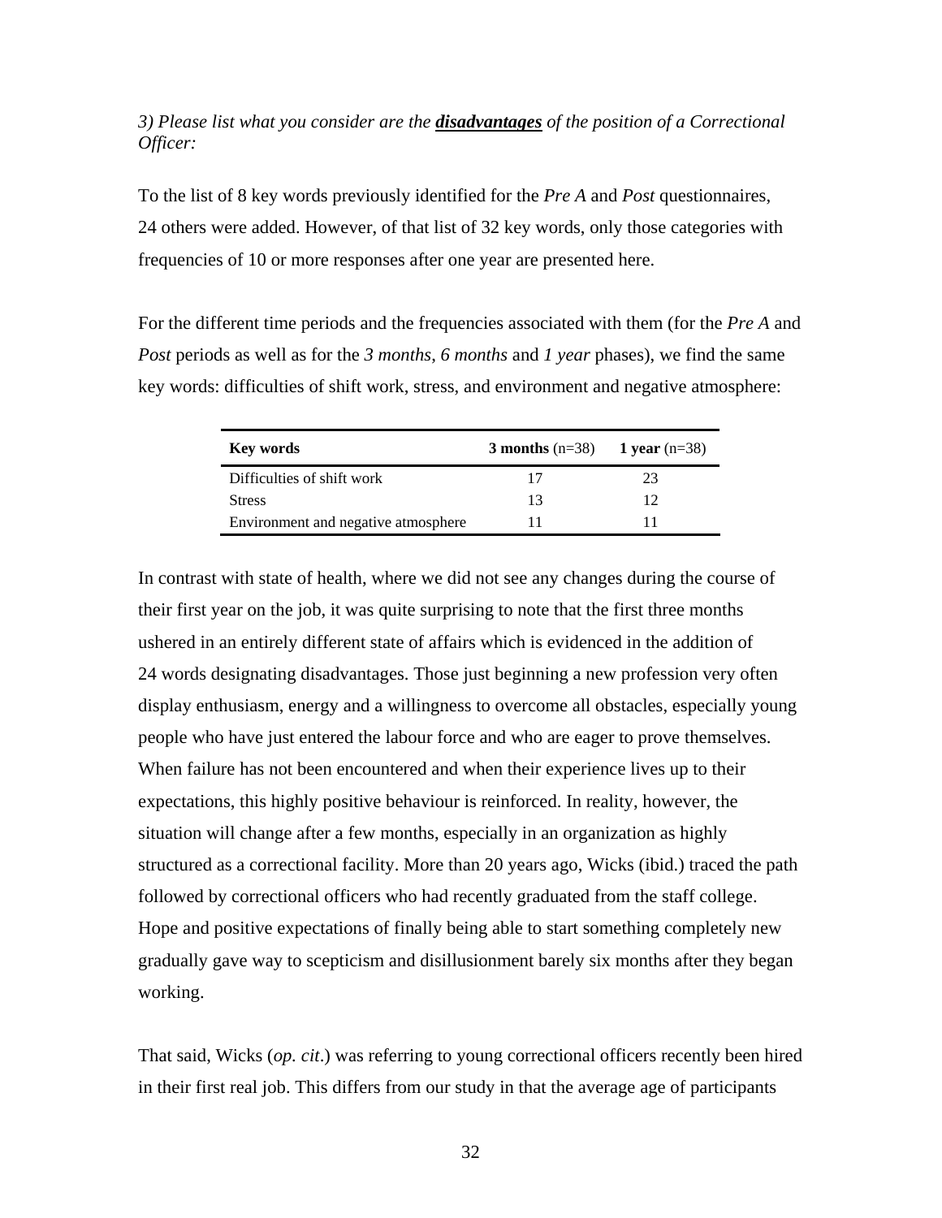*3) Please list what you consider are the **disadvantages** of the position of a Correctional Officer:*

To the list of 8 key words previously identified for the *Pre A* and *Post* questionnaires, 24 others were added. However, of that list of 32 key words, only those categories with frequencies of 10 or more responses after one year are presented here.

For the different time periods and the frequencies associated with them (for the *Pre A* and *Post* periods as well as for the *3 months*, *6 months* and *1 year* phases), we find the same key words: difficulties of shift work, stress, and environment and negative atmosphere:

| **Key words** | **3 months** (n=38) | **1 year** (n=38) |
|---|---|---|
| Difficulties of shift work | 17 | 23 |
| Stress | 13 | 12 |
| Environment and negative atmosphere | 11 | 11 |

In contrast with state of health, where we did not see any changes during the course of their first year on the job, it was quite surprising to note that the first three months ushered in an entirely different state of affairs which is evidenced in the addition of 24 words designating disadvantages. Those just beginning a new profession very often display enthusiasm, energy and a willingness to overcome all obstacles, especially young people who have just entered the labour force and who are eager to prove themselves. When failure has not been encountered and when their experience lives up to their expectations, this highly positive behaviour is reinforced. In reality, however, the situation will change after a few months, especially in an organization as highly structured as a correctional facility. More than 20 years ago, Wicks (ibid.) traced the path followed by correctional officers who had recently graduated from the staff college. Hope and positive expectations of finally being able to start something completely new gradually gave way to scepticism and disillusionment barely six months after they began working.

That said, Wicks (*op. cit*.) was referring to young correctional officers recently been hired in their first real job. This differs from our study in that the average age of participants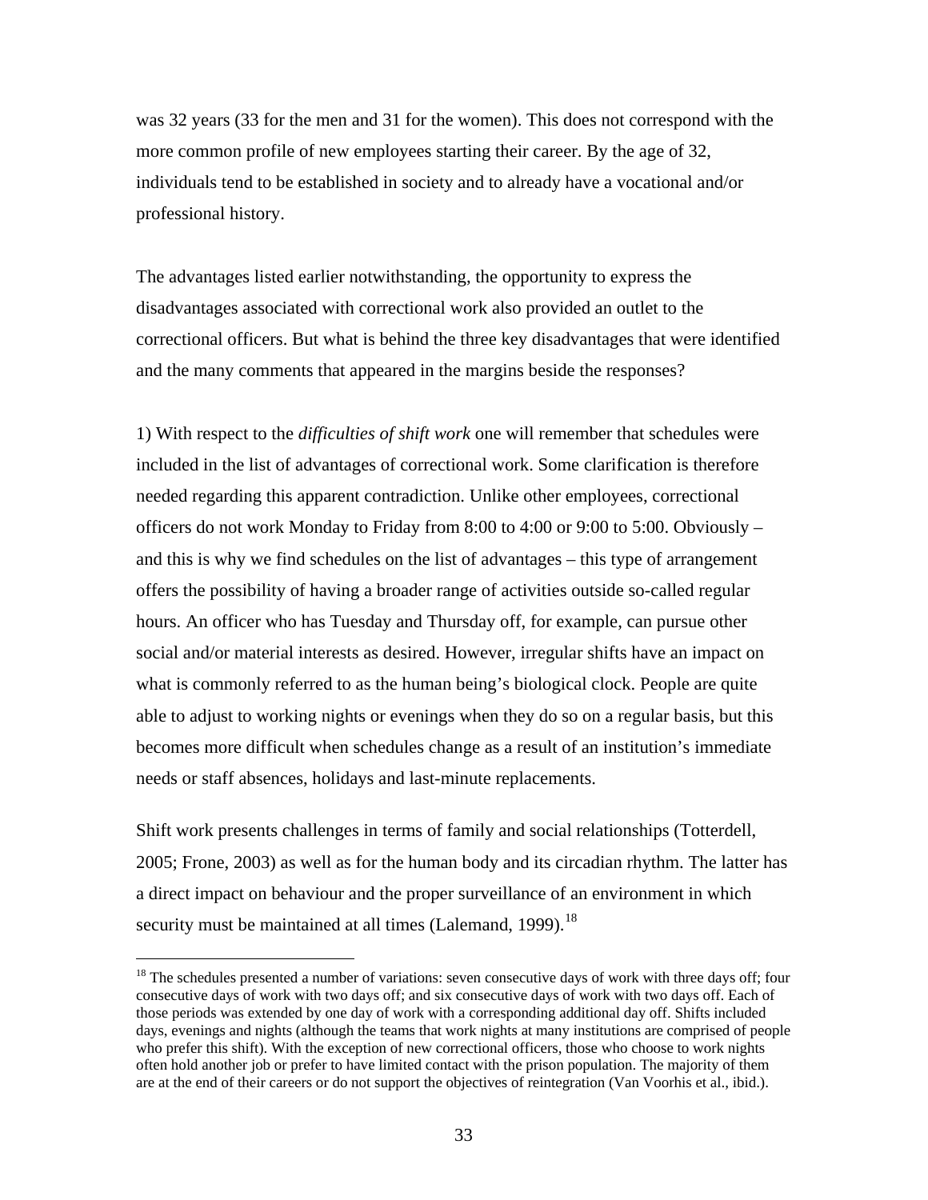was 32 years (33 for the men and 31 for the women). This does not correspond with the more common profile of new employees starting their career. By the age of 32, individuals tend to be established in society and to already have a vocational and/or professional history.

The advantages listed earlier notwithstanding, the opportunity to express the disadvantages associated with correctional work also provided an outlet to the correctional officers. But what is behind the three key disadvantages that were identified and the many comments that appeared in the margins beside the responses?

1) With respect to the *difficulties of shift work* one will remember that schedules were included in the list of advantages of correctional work. Some clarification is therefore needed regarding this apparent contradiction. Unlike other employees, correctional officers do not work Monday to Friday from 8:00 to 4:00 or 9:00 to 5:00. Obviously – and this is why we find schedules on the list of advantages – this type of arrangement offers the possibility of having a broader range of activities outside so-called regular hours. An officer who has Tuesday and Thursday off, for example, can pursue other social and/or material interests as desired. However, irregular shifts have an impact on what is commonly referred to as the human being's biological clock. People are quite able to adjust to working nights or evenings when they do so on a regular basis, but this becomes more difficult when schedules change as a result of an institution's immediate needs or staff absences, holidays and last-minute replacements.

Shift work presents challenges in terms of family and social relationships (Totterdell, 2005; Frone, 2003) as well as for the human body and its circadian rhythm. The latter has a direct impact on behaviour and the proper surveillance of an environment in which security must be maintained at all times (Lalemand, 1999).[18]

---

[18] The schedules presented a number of variations: seven consecutive days of work with three days off; four consecutive days of work with two days off; and six consecutive days of work with two days off. Each of those periods was extended by one day of work with a corresponding additional day off. Shifts included days, evenings and nights (although the teams that work nights at many institutions are comprised of people who prefer this shift). With the exception of new correctional officers, those who choose to work nights often hold another job or prefer to have limited contact with the prison population. The majority of them are at the end of their careers or do not support the objectives of reintegration (Van Voorhis et al., ibid.).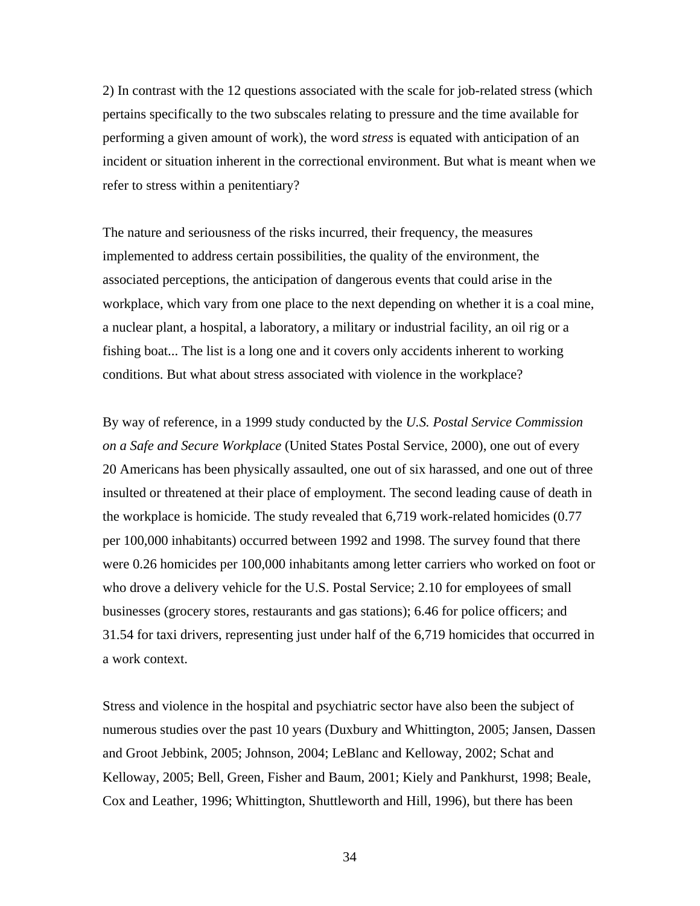2) In contrast with the 12 questions associated with the scale for job-related stress (which pertains specifically to the two subscales relating to pressure and the time available for performing a given amount of work), the word *stress* is equated with anticipation of an incident or situation inherent in the correctional environment. But what is meant when we refer to stress within a penitentiary?

The nature and seriousness of the risks incurred, their frequency, the measures implemented to address certain possibilities, the quality of the environment, the associated perceptions, the anticipation of dangerous events that could arise in the workplace, which vary from one place to the next depending on whether it is a coal mine, a nuclear plant, a hospital, a laboratory, a military or industrial facility, an oil rig or a fishing boat... The list is a long one and it covers only accidents inherent to working conditions. But what about stress associated with violence in the workplace?

By way of reference, in a 1999 study conducted by the *U.S. Postal Service Commission on a Safe and Secure Workplace* (United States Postal Service, 2000), one out of every 20 Americans has been physically assaulted, one out of six harassed, and one out of three insulted or threatened at their place of employment. The second leading cause of death in the workplace is homicide. The study revealed that 6,719 work-related homicides (0.77 per 100,000 inhabitants) occurred between 1992 and 1998. The survey found that there were 0.26 homicides per 100,000 inhabitants among letter carriers who worked on foot or who drove a delivery vehicle for the U.S. Postal Service; 2.10 for employees of small businesses (grocery stores, restaurants and gas stations); 6.46 for police officers; and 31.54 for taxi drivers, representing just under half of the 6,719 homicides that occurred in a work context.

Stress and violence in the hospital and psychiatric sector have also been the subject of numerous studies over the past 10 years (Duxbury and Whittington, 2005; Jansen, Dassen and Groot Jebbink, 2005; Johnson, 2004; LeBlanc and Kelloway, 2002; Schat and Kelloway, 2005; Bell, Green, Fisher and Baum, 2001; Kiely and Pankhurst, 1998; Beale, Cox and Leather, 1996; Whittington, Shuttleworth and Hill, 1996), but there has been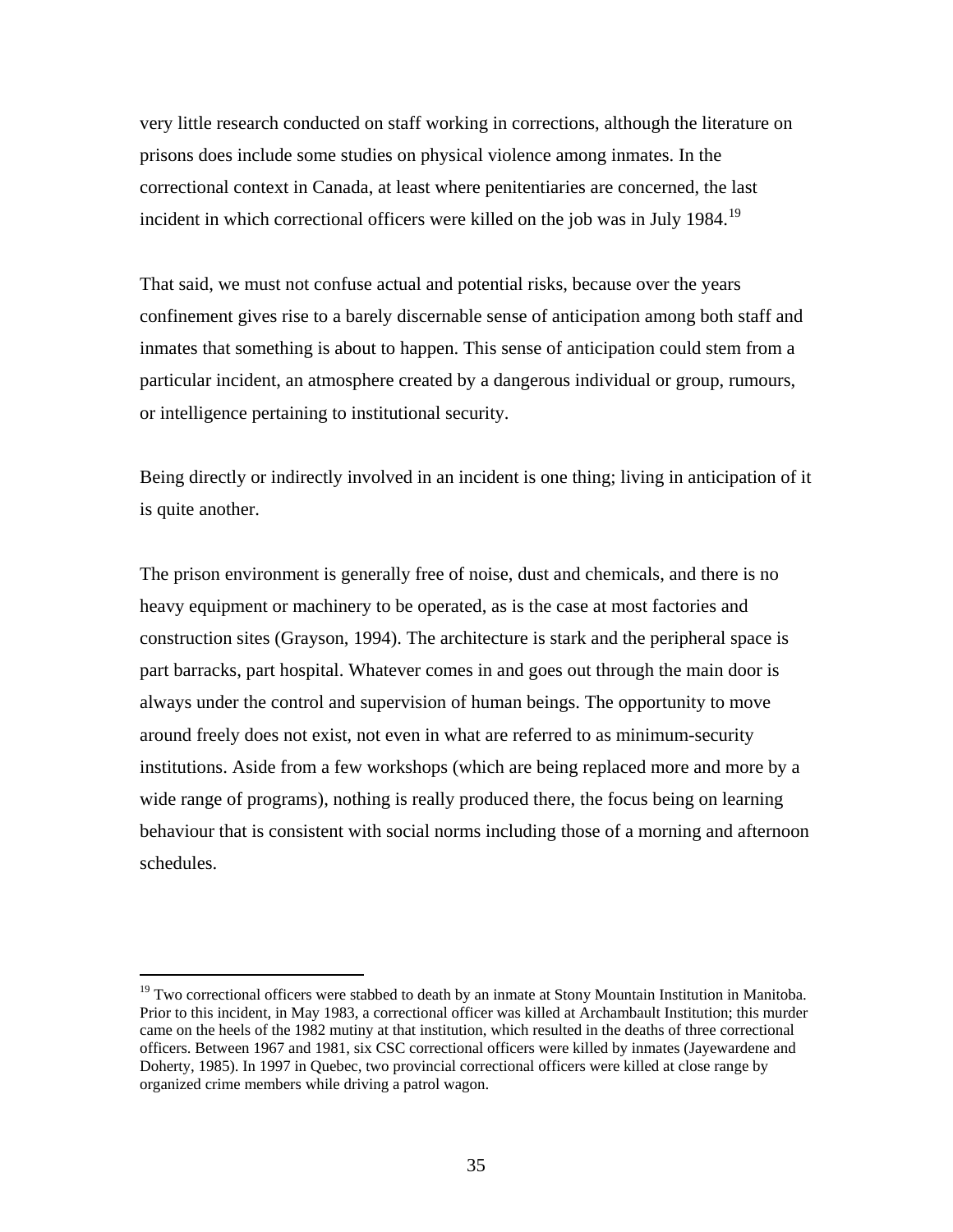very little research conducted on staff working in corrections, although the literature on prisons does include some studies on physical violence among inmates. In the correctional context in Canada, at least where penitentiaries are concerned, the last incident in which correctional officers were killed on the job was in July 1984.[19]

That said, we must not confuse actual and potential risks, because over the years confinement gives rise to a barely discernable sense of anticipation among both staff and inmates that something is about to happen. This sense of anticipation could stem from a particular incident, an atmosphere created by a dangerous individual or group, rumours, or intelligence pertaining to institutional security.

Being directly or indirectly involved in an incident is one thing; living in anticipation of it is quite another.

The prison environment is generally free of noise, dust and chemicals, and there is no heavy equipment or machinery to be operated, as is the case at most factories and construction sites (Grayson, 1994). The architecture is stark and the peripheral space is part barracks, part hospital. Whatever comes in and goes out through the main door is always under the control and supervision of human beings. The opportunity to move around freely does not exist, not even in what are referred to as minimum-security institutions. Aside from a few workshops (which are being replaced more and more by a wide range of programs), nothing is really produced there, the focus being on learning behaviour that is consistent with social norms including those of a morning and afternoon schedules.

---

[19] Two correctional officers were stabbed to death by an inmate at Stony Mountain Institution in Manitoba. Prior to this incident, in May 1983, a correctional officer was killed at Archambault Institution; this murder came on the heels of the 1982 mutiny at that institution, which resulted in the deaths of three correctional officers. Between 1967 and 1981, six CSC correctional officers were killed by inmates (Jayewardene and Doherty, 1985). In 1997 in Quebec, two provincial correctional officers were killed at close range by organized crime members while driving a patrol wagon.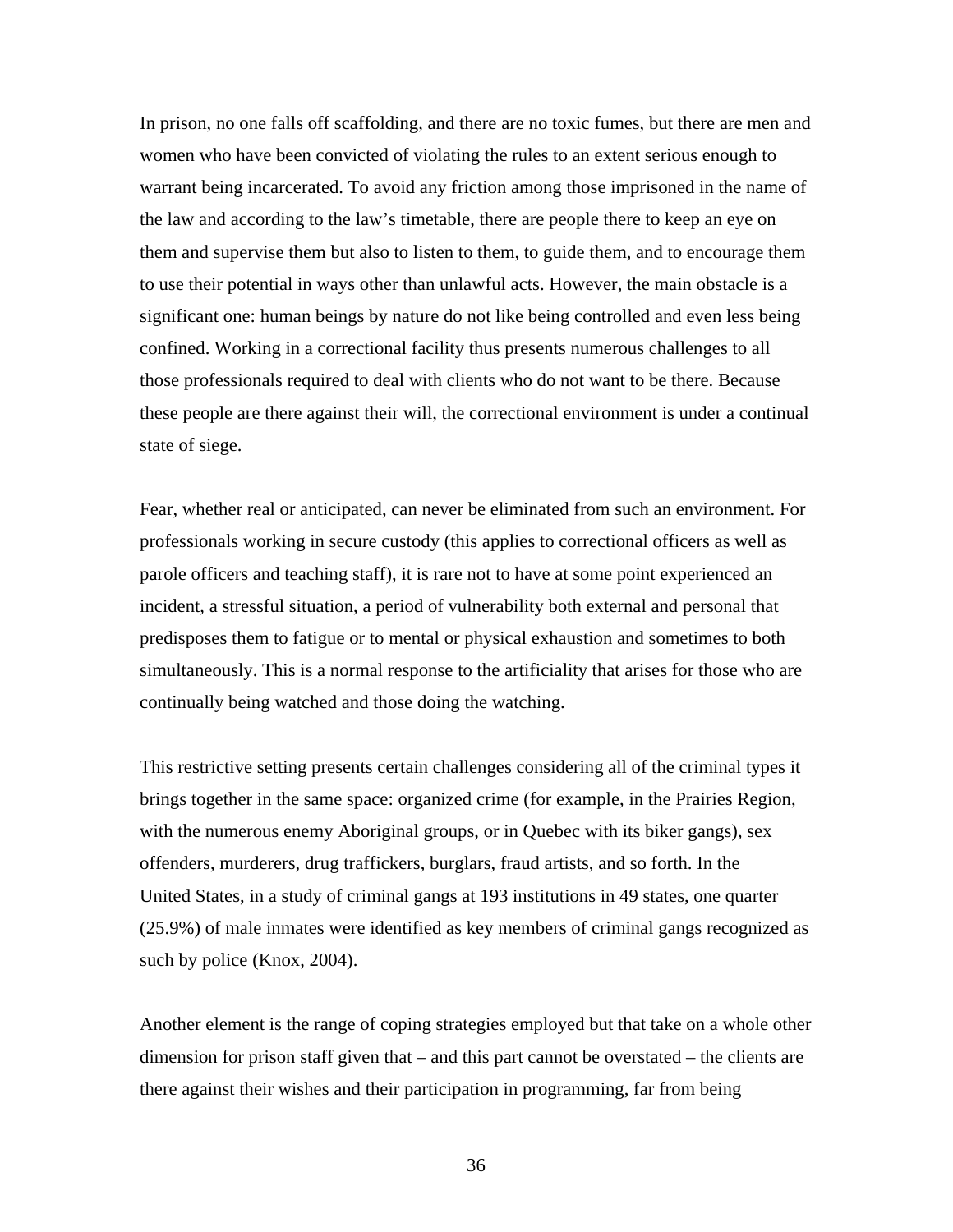In prison, no one falls off scaffolding, and there are no toxic fumes, but there are men and women who have been convicted of violating the rules to an extent serious enough to warrant being incarcerated. To avoid any friction among those imprisoned in the name of the law and according to the law's timetable, there are people there to keep an eye on them and supervise them but also to listen to them, to guide them, and to encourage them to use their potential in ways other than unlawful acts. However, the main obstacle is a significant one: human beings by nature do not like being controlled and even less being confined. Working in a correctional facility thus presents numerous challenges to all those professionals required to deal with clients who do not want to be there. Because these people are there against their will, the correctional environment is under a continual state of siege.

Fear, whether real or anticipated, can never be eliminated from such an environment. For professionals working in secure custody (this applies to correctional officers as well as parole officers and teaching staff), it is rare not to have at some point experienced an incident, a stressful situation, a period of vulnerability both external and personal that predisposes them to fatigue or to mental or physical exhaustion and sometimes to both simultaneously. This is a normal response to the artificiality that arises for those who are continually being watched and those doing the watching.

This restrictive setting presents certain challenges considering all of the criminal types it brings together in the same space: organized crime (for example, in the Prairies Region, with the numerous enemy Aboriginal groups, or in Quebec with its biker gangs), sex offenders, murderers, drug traffickers, burglars, fraud artists, and so forth. In the United States, in a study of criminal gangs at 193 institutions in 49 states, one quarter (25.9%) of male inmates were identified as key members of criminal gangs recognized as such by police (Knox, 2004).

Another element is the range of coping strategies employed but that take on a whole other dimension for prison staff given that – and this part cannot be overstated – the clients are there against their wishes and their participation in programming, far from being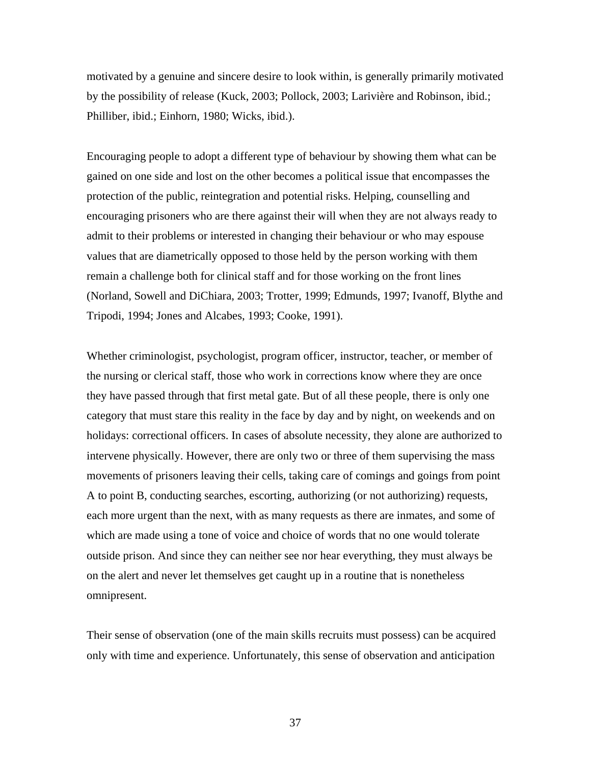motivated by a genuine and sincere desire to look within, is generally primarily motivated by the possibility of release (Kuck, 2003; Pollock, 2003; Larivière and Robinson, ibid.; Philliber, ibid.; Einhorn, 1980; Wicks, ibid.).

Encouraging people to adopt a different type of behaviour by showing them what can be gained on one side and lost on the other becomes a political issue that encompasses the protection of the public, reintegration and potential risks. Helping, counselling and encouraging prisoners who are there against their will when they are not always ready to admit to their problems or interested in changing their behaviour or who may espouse values that are diametrically opposed to those held by the person working with them remain a challenge both for clinical staff and for those working on the front lines (Norland, Sowell and DiChiara, 2003; Trotter, 1999; Edmunds, 1997; Ivanoff, Blythe and Tripodi, 1994; Jones and Alcabes, 1993; Cooke, 1991).

Whether criminologist, psychologist, program officer, instructor, teacher, or member of the nursing or clerical staff, those who work in corrections know where they are once they have passed through that first metal gate. But of all these people, there is only one category that must stare this reality in the face by day and by night, on weekends and on holidays: correctional officers. In cases of absolute necessity, they alone are authorized to intervene physically. However, there are only two or three of them supervising the mass movements of prisoners leaving their cells, taking care of comings and goings from point A to point B, conducting searches, escorting, authorizing (or not authorizing) requests, each more urgent than the next, with as many requests as there are inmates, and some of which are made using a tone of voice and choice of words that no one would tolerate outside prison. And since they can neither see nor hear everything, they must always be on the alert and never let themselves get caught up in a routine that is nonetheless omnipresent.

Their sense of observation (one of the main skills recruits must possess) can be acquired only with time and experience. Unfortunately, this sense of observation and anticipation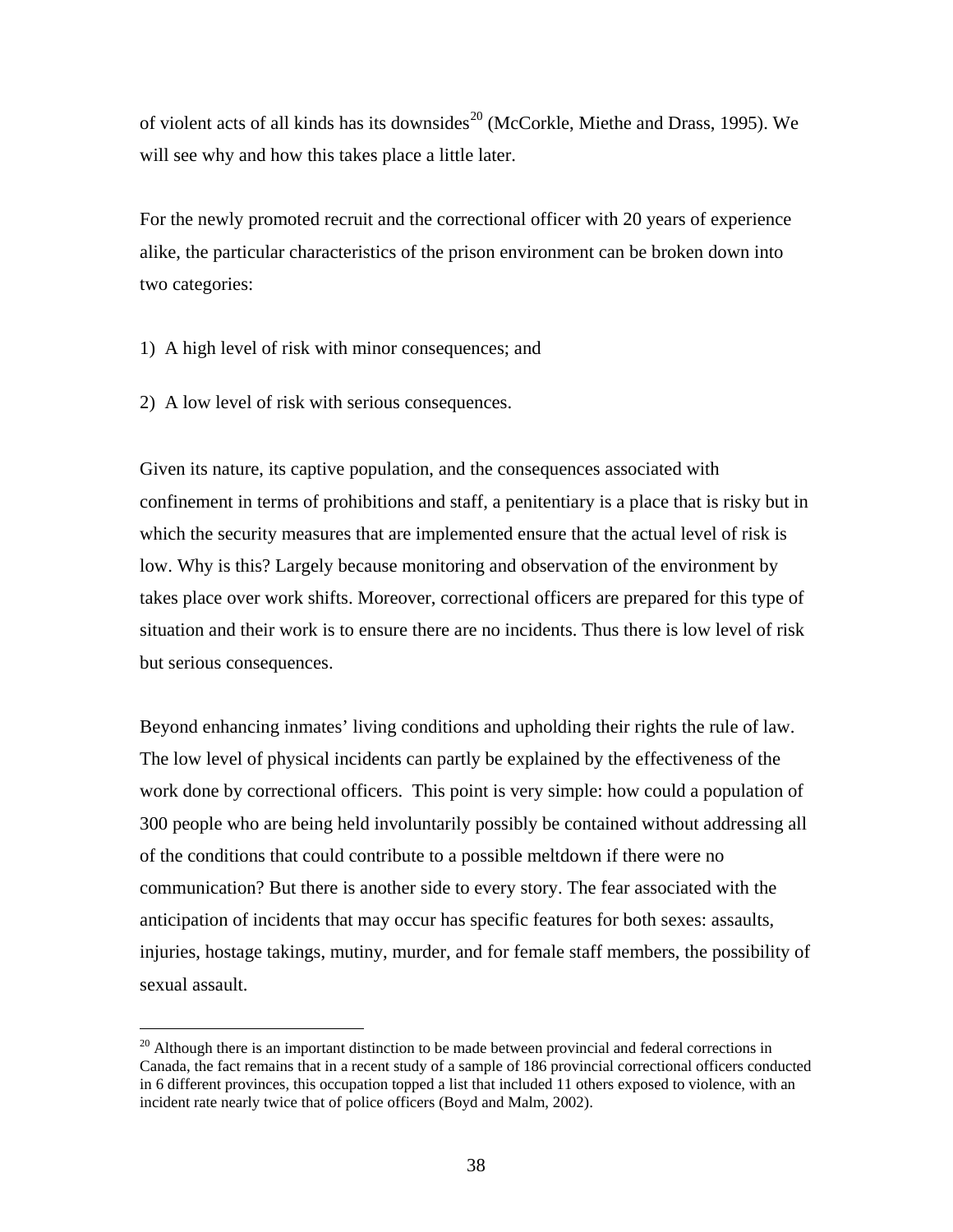of violent acts of all kinds has its downsides[20] (McCorkle, Miethe and Drass, 1995). We will see why and how this takes place a little later.

For the newly promoted recruit and the correctional officer with 20 years of experience alike, the particular characteristics of the prison environment can be broken down into two categories:

1) A high level of risk with minor consequences; and

2) A low level of risk with serious consequences.

Given its nature, its captive population, and the consequences associated with confinement in terms of prohibitions and staff, a penitentiary is a place that is risky but in which the security measures that are implemented ensure that the actual level of risk is low. Why is this? Largely because monitoring and observation of the environment by takes place over work shifts. Moreover, correctional officers are prepared for this type of situation and their work is to ensure there are no incidents. Thus there is low level of risk but serious consequences.

Beyond enhancing inmates' living conditions and upholding their rights the rule of law. The low level of physical incidents can partly be explained by the effectiveness of the work done by correctional officers. This point is very simple: how could a population of 300 people who are being held involuntarily possibly be contained without addressing all of the conditions that could contribute to a possible meltdown if there were no communication? But there is another side to every story. The fear associated with the anticipation of incidents that may occur has specific features for both sexes: assaults, injuries, hostage takings, mutiny, murder, and for female staff members, the possibility of sexual assault.

[20] Although there is an important distinction to be made between provincial and federal corrections in Canada, the fact remains that in a recent study of a sample of 186 provincial correctional officers conducted in 6 different provinces, this occupation topped a list that included 11 others exposed to violence, with an incident rate nearly twice that of police officers (Boyd and Malm, 2002).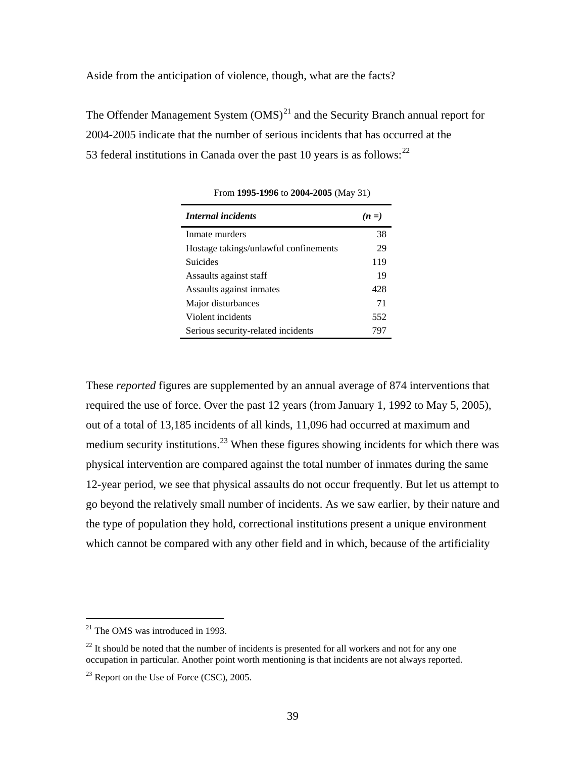Aside from the anticipation of violence, though, what are the facts?

The Offender Management System (OMS)[21] and the Security Branch annual report for 2004-2005 indicate that the number of serious incidents that has occurred at the 53 federal institutions in Canada over the past 10 years is as follows:[22]

From **1995-1996** to **2004-2005** (May 31)

| ***Internal incidents*** | ***(n =)*** |
|---|---|
| Inmate murders | 38 |
| Hostage takings/unlawful confinements | 29 |
| Suicides | 119 |
| Assaults against staff | 19 |
| Assaults against inmates | 428 |
| Major disturbances | 71 |
| Violent incidents | 552 |
| Serious security-related incidents | 797 |

These *reported* figures are supplemented by an annual average of 874 interventions that required the use of force. Over the past 12 years (from January 1, 1992 to May 5, 2005), out of a total of 13,185 incidents of all kinds, 11,096 had occurred at maximum and medium security institutions.[23] When these figures showing incidents for which there was physical intervention are compared against the total number of inmates during the same 12-year period, we see that physical assaults do not occur frequently. But let us attempt to go beyond the relatively small number of incidents. As we saw earlier, by their nature and the type of population they hold, correctional institutions present a unique environment which cannot be compared with any other field and in which, because of the artificiality

---

[21] The OMS was introduced in 1993.

[22] It should be noted that the number of incidents is presented for all workers and not for any one occupation in particular. Another point worth mentioning is that incidents are not always reported.

[23] Report on the Use of Force (CSC), 2005.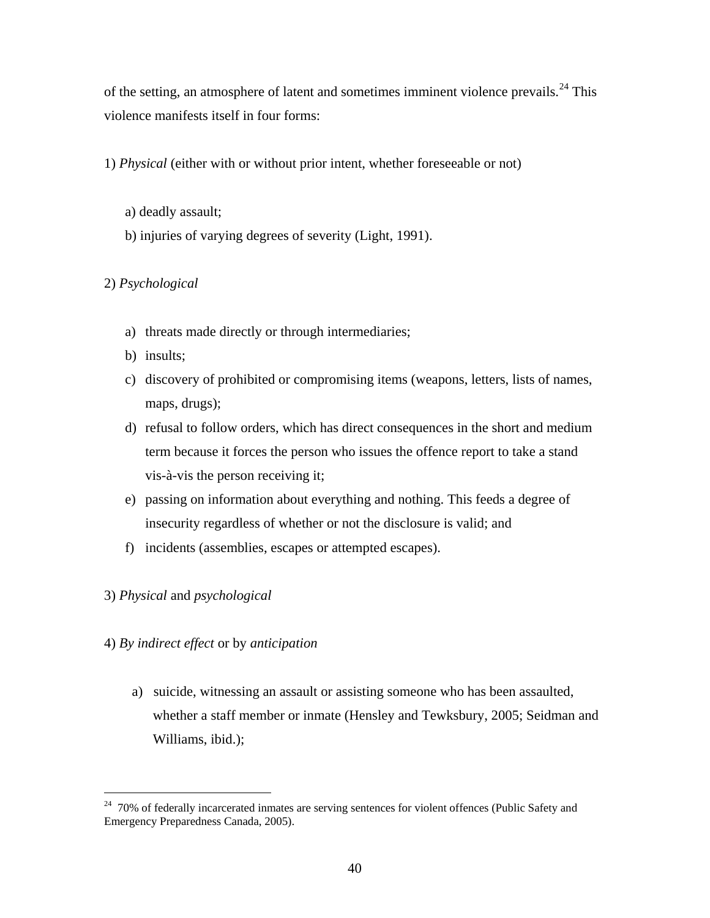of the setting, an atmosphere of latent and sometimes imminent violence prevails.[24] This violence manifests itself in four forms:

1) *Physical* (either with or without prior intent, whether foreseeable or not)

a) deadly assault;
b) injuries of varying degrees of severity (Light, 1991).

2) *Psychological*

a) threats made directly or through intermediaries;
b) insults;
c) discovery of prohibited or compromising items (weapons, letters, lists of names, maps, drugs);
d) refusal to follow orders, which has direct consequences in the short and medium term because it forces the person who issues the offence report to take a stand vis-à-vis the person receiving it;
e) passing on information about everything and nothing. This feeds a degree of insecurity regardless of whether or not the disclosure is valid; and
f) incidents (assemblies, escapes or attempted escapes).

3) *Physical* and *psychological*

4) *By indirect effect* or by *anticipation*

a) suicide, witnessing an assault or assisting someone who has been assaulted, whether a staff member or inmate (Hensley and Tewksbury, 2005; Seidman and Williams, ibid.);

---

[24] 70% of federally incarcerated inmates are serving sentences for violent offences (Public Safety and Emergency Preparedness Canada, 2005).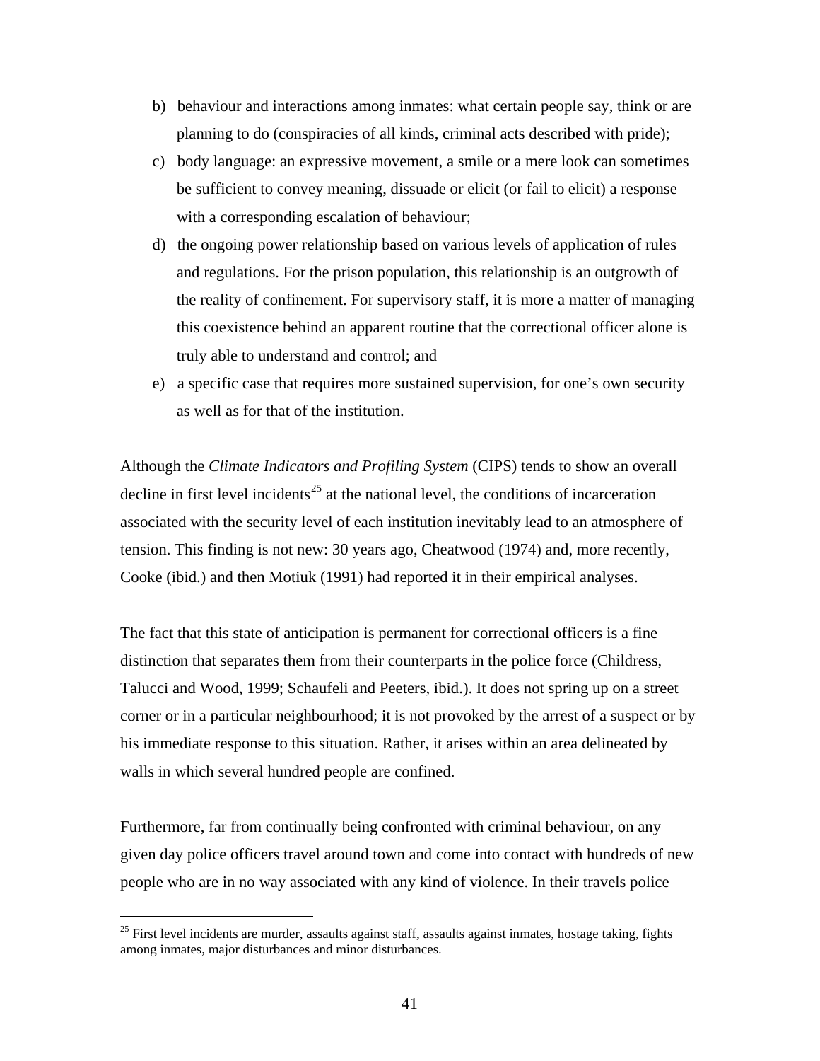b) behaviour and interactions among inmates: what certain people say, think or are planning to do (conspiracies of all kinds, criminal acts described with pride);
c) body language: an expressive movement, a smile or a mere look can sometimes be sufficient to convey meaning, dissuade or elicit (or fail to elicit) a response with a corresponding escalation of behaviour;
d) the ongoing power relationship based on various levels of application of rules and regulations. For the prison population, this relationship is an outgrowth of the reality of confinement. For supervisory staff, it is more a matter of managing this coexistence behind an apparent routine that the correctional officer alone is truly able to understand and control; and
e) a specific case that requires more sustained supervision, for one's own security as well as for that of the institution.

Although the *Climate Indicators and Profiling System* (CIPS) tends to show an overall decline in first level incidents[25] at the national level, the conditions of incarceration associated with the security level of each institution inevitably lead to an atmosphere of tension. This finding is not new: 30 years ago, Cheatwood (1974) and, more recently, Cooke (ibid.) and then Motiuk (1991) had reported it in their empirical analyses.

The fact that this state of anticipation is permanent for correctional officers is a fine distinction that separates them from their counterparts in the police force (Childress, Talucci and Wood, 1999; Schaufeli and Peeters, ibid.). It does not spring up on a street corner or in a particular neighbourhood; it is not provoked by the arrest of a suspect or by his immediate response to this situation. Rather, it arises within an area delineated by walls in which several hundred people are confined.

Furthermore, far from continually being confronted with criminal behaviour, on any given day police officers travel around town and come into contact with hundreds of new people who are in no way associated with any kind of violence. In their travels police

---

[25] First level incidents are murder, assaults against staff, assaults against inmates, hostage taking, fights among inmates, major disturbances and minor disturbances.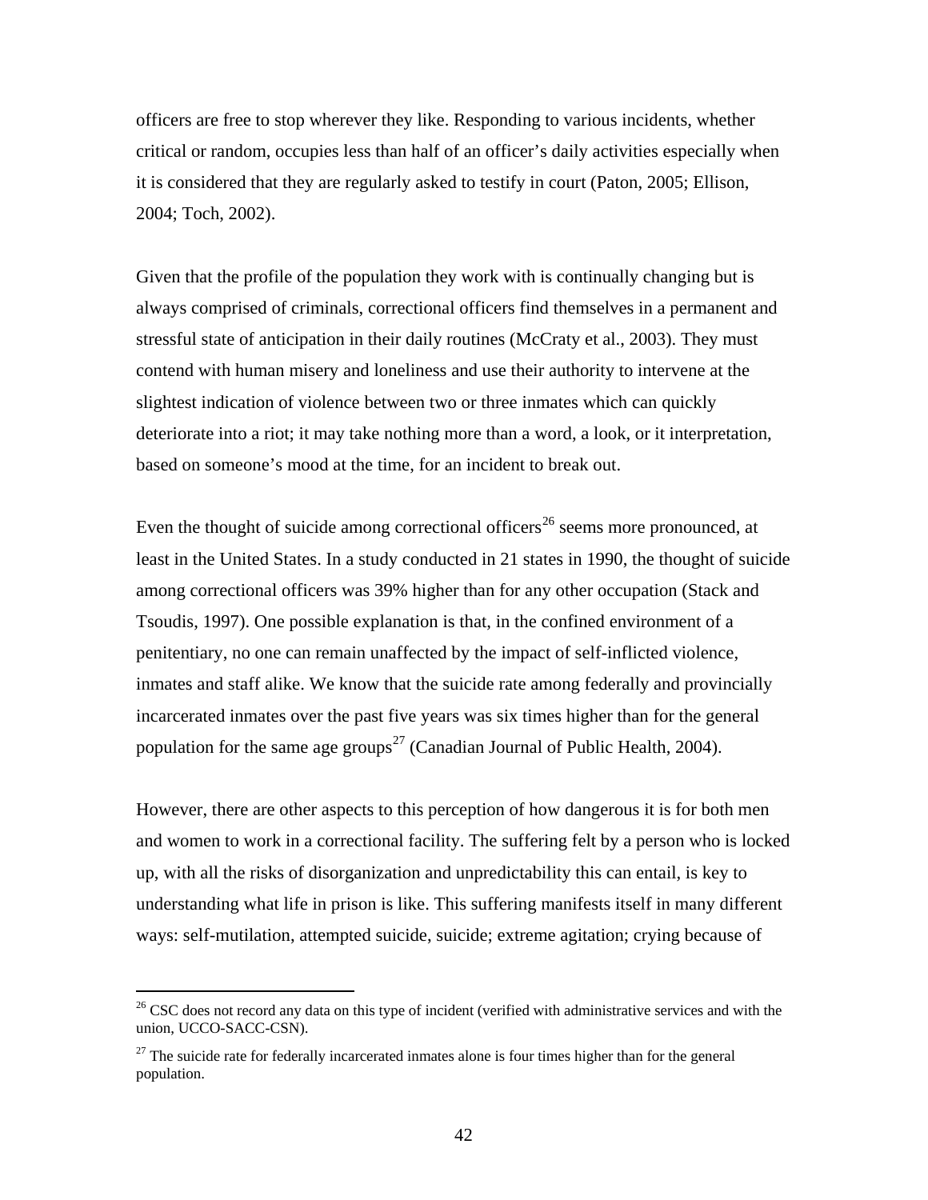officers are free to stop wherever they like. Responding to various incidents, whether critical or random, occupies less than half of an officer's daily activities especially when it is considered that they are regularly asked to testify in court (Paton, 2005; Ellison, 2004; Toch, 2002).

Given that the profile of the population they work with is continually changing but is always comprised of criminals, correctional officers find themselves in a permanent and stressful state of anticipation in their daily routines (McCraty et al., 2003). They must contend with human misery and loneliness and use their authority to intervene at the slightest indication of violence between two or three inmates which can quickly deteriorate into a riot; it may take nothing more than a word, a look, or it interpretation, based on someone's mood at the time, for an incident to break out.

Even the thought of suicide among correctional officers[26] seems more pronounced, at least in the United States. In a study conducted in 21 states in 1990, the thought of suicide among correctional officers was 39% higher than for any other occupation (Stack and Tsoudis, 1997). One possible explanation is that, in the confined environment of a penitentiary, no one can remain unaffected by the impact of self-inflicted violence, inmates and staff alike. We know that the suicide rate among federally and provincially incarcerated inmates over the past five years was six times higher than for the general population for the same age groups[27] (Canadian Journal of Public Health, 2004).

However, there are other aspects to this perception of how dangerous it is for both men and women to work in a correctional facility. The suffering felt by a person who is locked up, with all the risks of disorganization and unpredictability this can entail, is key to understanding what life in prison is like. This suffering manifests itself in many different ways: self-mutilation, attempted suicide, suicide; extreme agitation; crying because of

---

[26] CSC does not record any data on this type of incident (verified with administrative services and with the union, UCCO-SACC-CSN).

[27] The suicide rate for federally incarcerated inmates alone is four times higher than for the general population.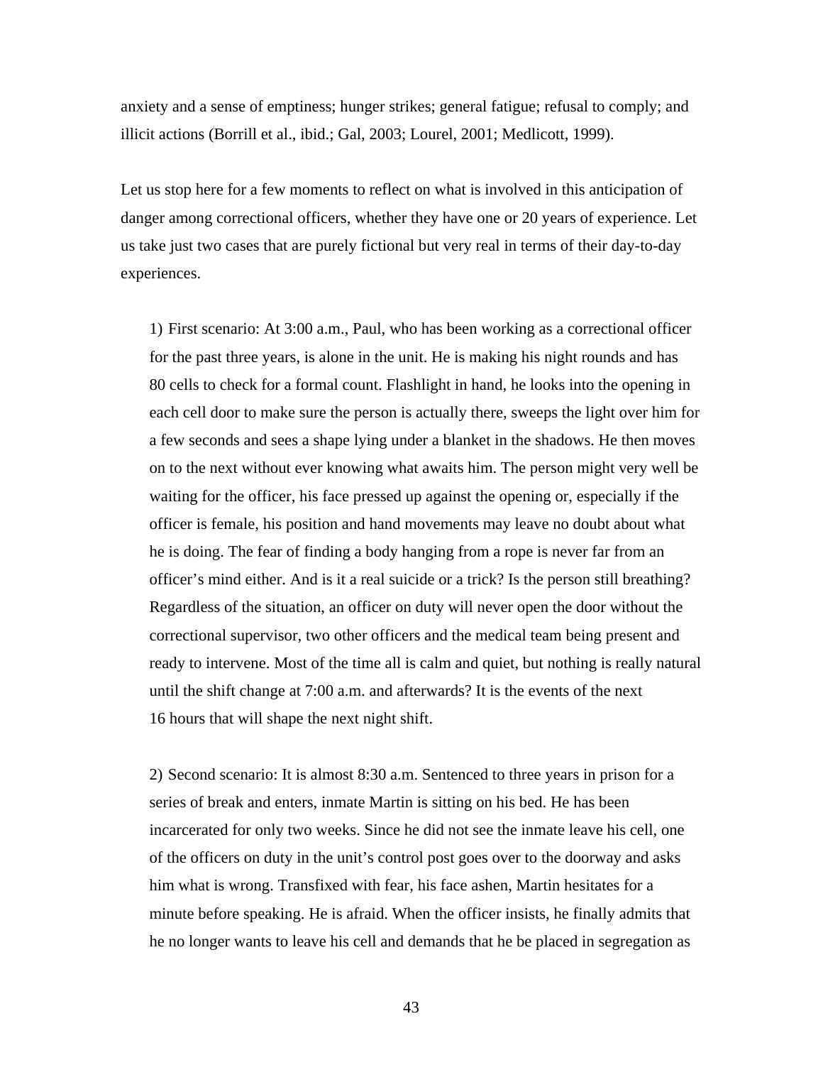anxiety and a sense of emptiness; hunger strikes; general fatigue; refusal to comply; and illicit actions (Borrill et al., ibid.; Gal, 2003; Lourel, 2001; Medlicott, 1999).

Let us stop here for a few moments to reflect on what is involved in this anticipation of danger among correctional officers, whether they have one or 20 years of experience. Let us take just two cases that are purely fictional but very real in terms of their day-to-day experiences.

1) First scenario: At 3:00 a.m., Paul, who has been working as a correctional officer for the past three years, is alone in the unit. He is making his night rounds and has 80 cells to check for a formal count. Flashlight in hand, he looks into the opening in each cell door to make sure the person is actually there, sweeps the light over him for a few seconds and sees a shape lying under a blanket in the shadows. He then moves on to the next without ever knowing what awaits him. The person might very well be waiting for the officer, his face pressed up against the opening or, especially if the officer is female, his position and hand movements may leave no doubt about what he is doing. The fear of finding a body hanging from a rope is never far from an officer's mind either. And is it a real suicide or a trick? Is the person still breathing? Regardless of the situation, an officer on duty will never open the door without the correctional supervisor, two other officers and the medical team being present and ready to intervene. Most of the time all is calm and quiet, but nothing is really natural until the shift change at 7:00 a.m. and afterwards? It is the events of the next 16 hours that will shape the next night shift.

2) Second scenario: It is almost 8:30 a.m. Sentenced to three years in prison for a series of break and enters, inmate Martin is sitting on his bed. He has been incarcerated for only two weeks. Since he did not see the inmate leave his cell, one of the officers on duty in the unit's control post goes over to the doorway and asks him what is wrong. Transfixed with fear, his face ashen, Martin hesitates for a minute before speaking. He is afraid. When the officer insists, he finally admits that he no longer wants to leave his cell and demands that he be placed in segregation as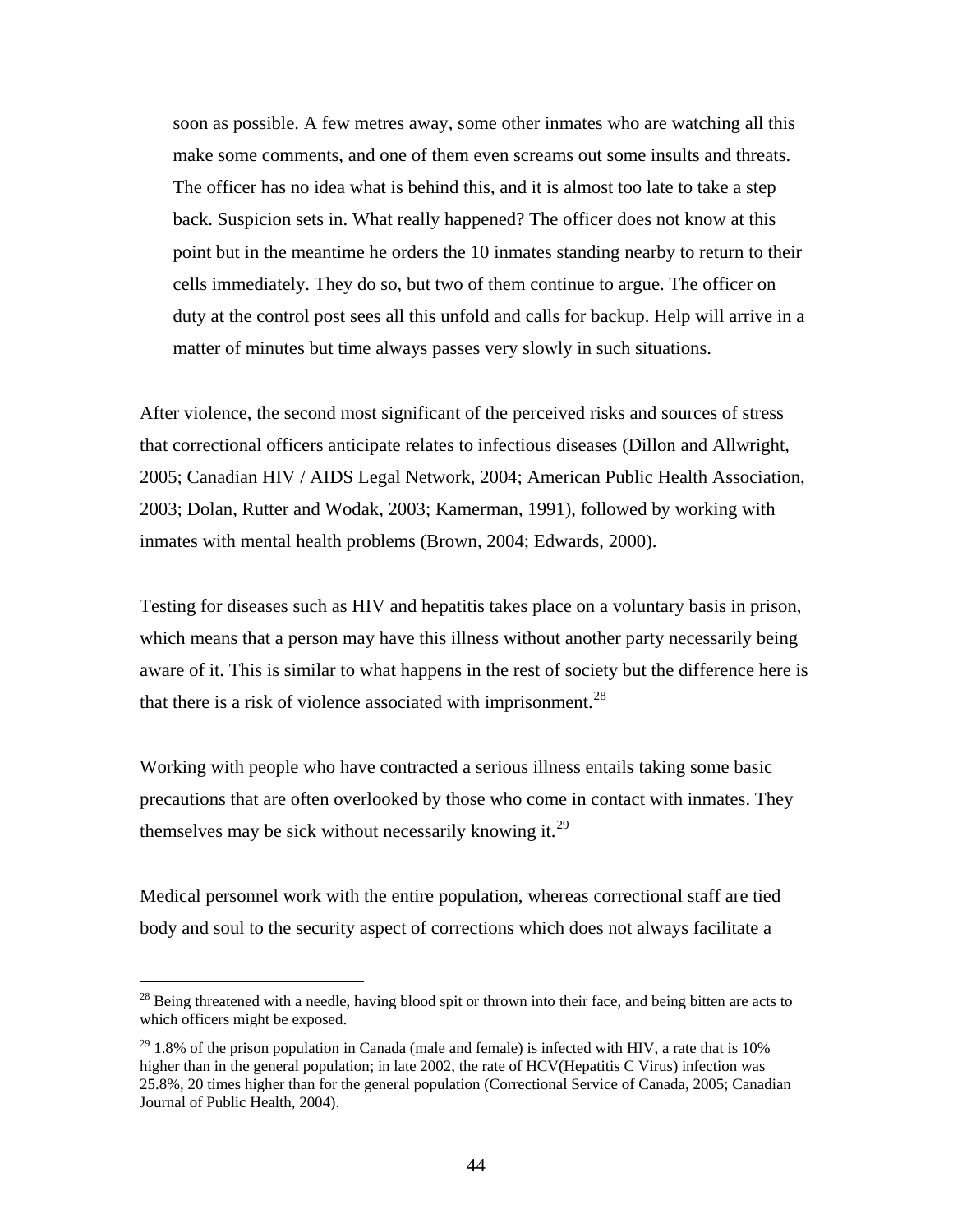> soon as possible. A few metres away, some other inmates who are watching all this make some comments, and one of them even screams out some insults and threats. The officer has no idea what is behind this, and it is almost too late to take a step back. Suspicion sets in. What really happened? The officer does not know at this point but in the meantime he orders the 10 inmates standing nearby to return to their cells immediately. They do so, but two of them continue to argue. The officer on duty at the control post sees all this unfold and calls for backup. Help will arrive in a matter of minutes but time always passes very slowly in such situations.

After violence, the second most significant of the perceived risks and sources of stress that correctional officers anticipate relates to infectious diseases (Dillon and Allwright, 2005; Canadian HIV / AIDS Legal Network, 2004; American Public Health Association, 2003; Dolan, Rutter and Wodak, 2003; Kamerman, 1991), followed by working with inmates with mental health problems (Brown, 2004; Edwards, 2000).

Testing for diseases such as HIV and hepatitis takes place on a voluntary basis in prison, which means that a person may have this illness without another party necessarily being aware of it. This is similar to what happens in the rest of society but the difference here is that there is a risk of violence associated with imprisonment.[28]

Working with people who have contracted a serious illness entails taking some basic precautions that are often overlooked by those who come in contact with inmates. They themselves may be sick without necessarily knowing it.[29]

Medical personnel work with the entire population, whereas correctional staff are tied body and soul to the security aspect of corrections which does not always facilitate a

---

[28] Being threatened with a needle, having blood spit or thrown into their face, and being bitten are acts to which officers might be exposed.

[29] 1.8% of the prison population in Canada (male and female) is infected with HIV, a rate that is 10% higher than in the general population; in late 2002, the rate of HCV(Hepatitis C Virus) infection was 25.8%, 20 times higher than for the general population (Correctional Service of Canada, 2005; Canadian Journal of Public Health, 2004).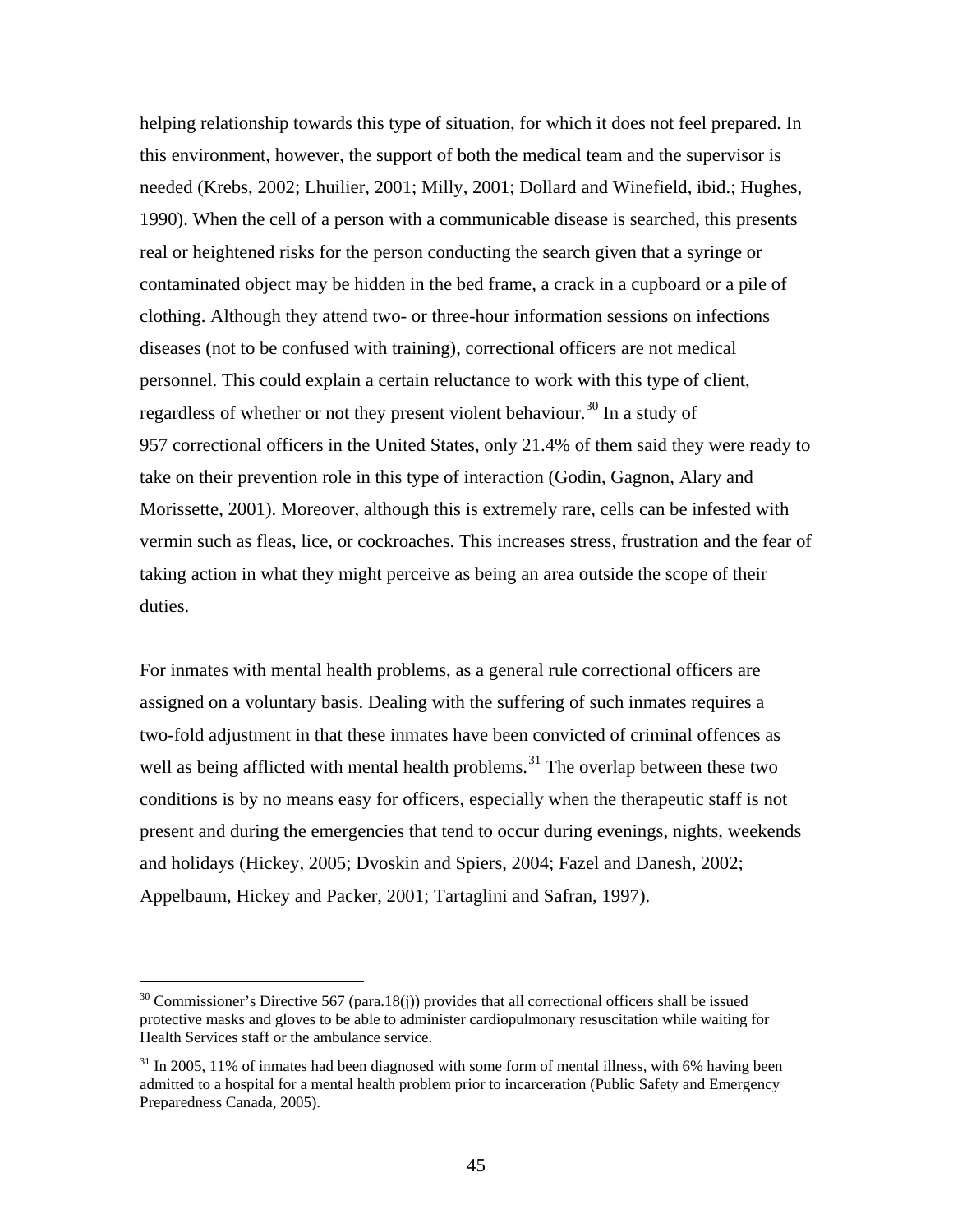helping relationship towards this type of situation, for which it does not feel prepared. In this environment, however, the support of both the medical team and the supervisor is needed (Krebs, 2002; Lhuilier, 2001; Milly, 2001; Dollard and Winefield, ibid.; Hughes, 1990). When the cell of a person with a communicable disease is searched, this presents real or heightened risks for the person conducting the search given that a syringe or contaminated object may be hidden in the bed frame, a crack in a cupboard or a pile of clothing. Although they attend two- or three-hour information sessions on infections diseases (not to be confused with training), correctional officers are not medical personnel. This could explain a certain reluctance to work with this type of client, regardless of whether or not they present violent behaviour.[30] In a study of 957 correctional officers in the United States, only 21.4% of them said they were ready to take on their prevention role in this type of interaction (Godin, Gagnon, Alary and Morissette, 2001). Moreover, although this is extremely rare, cells can be infested with vermin such as fleas, lice, or cockroaches. This increases stress, frustration and the fear of taking action in what they might perceive as being an area outside the scope of their duties.

For inmates with mental health problems, as a general rule correctional officers are assigned on a voluntary basis. Dealing with the suffering of such inmates requires a two-fold adjustment in that these inmates have been convicted of criminal offences as well as being afflicted with mental health problems.[31] The overlap between these two conditions is by no means easy for officers, especially when the therapeutic staff is not present and during the emergencies that tend to occur during evenings, nights, weekends and holidays (Hickey, 2005; Dvoskin and Spiers, 2004; Fazel and Danesh, 2002; Appelbaum, Hickey and Packer, 2001; Tartaglini and Safran, 1997).

---

[30] Commissioner's Directive 567 (para.18(j)) provides that all correctional officers shall be issued protective masks and gloves to be able to administer cardiopulmonary resuscitation while waiting for Health Services staff or the ambulance service.

[31] In 2005, 11% of inmates had been diagnosed with some form of mental illness, with 6% having been admitted to a hospital for a mental health problem prior to incarceration (Public Safety and Emergency Preparedness Canada, 2005).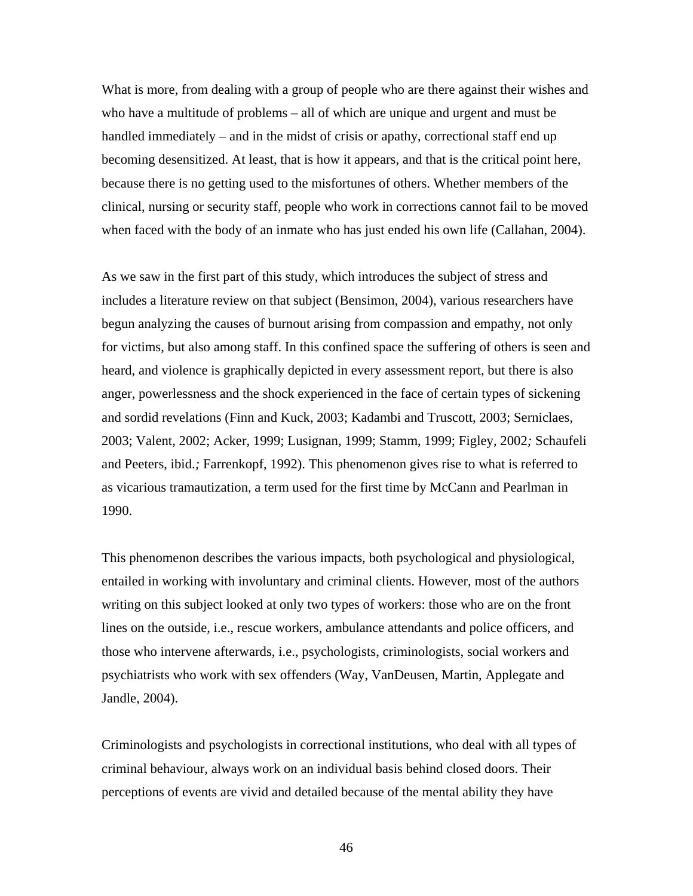What is more, from dealing with a group of people who are there against their wishes and who have a multitude of problems – all of which are unique and urgent and must be handled immediately – and in the midst of crisis or apathy, correctional staff end up becoming desensitized. At least, that is how it appears, and that is the critical point here, because there is no getting used to the misfortunes of others. Whether members of the clinical, nursing or security staff, people who work in corrections cannot fail to be moved when faced with the body of an inmate who has just ended his own life (Callahan, 2004).

As we saw in the first part of this study, which introduces the subject of stress and includes a literature review on that subject (Bensimon, 2004), various researchers have begun analyzing the causes of burnout arising from compassion and empathy, not only for victims, but also among staff. In this confined space the suffering of others is seen and heard, and violence is graphically depicted in every assessment report, but there is also anger, powerlessness and the shock experienced in the face of certain types of sickening and sordid revelations (Finn and Kuck, 2003; Kadambi and Truscott, 2003; Serniclaes, 2003; Valent, 2002; Acker, 1999; Lusignan, 1999; Stamm, 1999; Figley, 2002*;* Schaufeli and Peeters, ibid.*;* Farrenkopf, 1992). This phenomenon gives rise to what is referred to as vicarious tramautization, a term used for the first time by McCann and Pearlman in 1990.

This phenomenon describes the various impacts, both psychological and physiological, entailed in working with involuntary and criminal clients. However, most of the authors writing on this subject looked at only two types of workers: those who are on the front lines on the outside, i.e., rescue workers, ambulance attendants and police officers, and those who intervene afterwards, i.e., psychologists, criminologists, social workers and psychiatrists who work with sex offenders (Way, VanDeusen, Martin, Applegate and Jandle, 2004).

Criminologists and psychologists in correctional institutions, who deal with all types of criminal behaviour, always work on an individual basis behind closed doors. Their perceptions of events are vivid and detailed because of the mental ability they have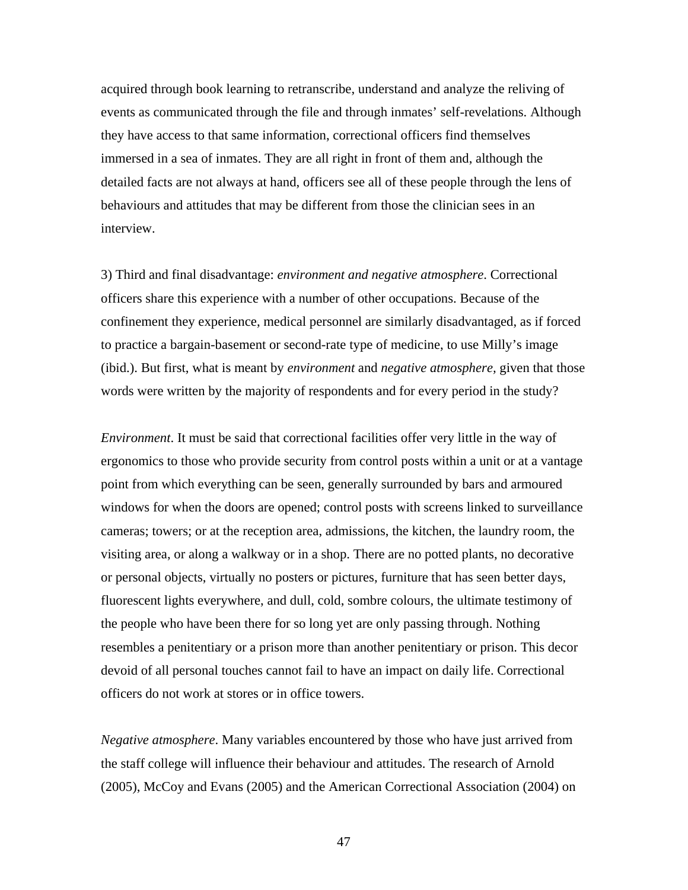acquired through book learning to retranscribe, understand and analyze the reliving of events as communicated through the file and through inmates' self-revelations. Although they have access to that same information, correctional officers find themselves immersed in a sea of inmates. They are all right in front of them and, although the detailed facts are not always at hand, officers see all of these people through the lens of behaviours and attitudes that may be different from those the clinician sees in an interview.

3) Third and final disadvantage: *environment and negative atmosphere*. Correctional officers share this experience with a number of other occupations. Because of the confinement they experience, medical personnel are similarly disadvantaged, as if forced to practice a bargain-basement or second-rate type of medicine, to use Milly's image (ibid.). But first, what is meant by *environment* and *negative atmosphere*, given that those words were written by the majority of respondents and for every period in the study?

*Environment*. It must be said that correctional facilities offer very little in the way of ergonomics to those who provide security from control posts within a unit or at a vantage point from which everything can be seen, generally surrounded by bars and armoured windows for when the doors are opened; control posts with screens linked to surveillance cameras; towers; or at the reception area, admissions, the kitchen, the laundry room, the visiting area, or along a walkway or in a shop. There are no potted plants, no decorative or personal objects, virtually no posters or pictures, furniture that has seen better days, fluorescent lights everywhere, and dull, cold, sombre colours, the ultimate testimony of the people who have been there for so long yet are only passing through. Nothing resembles a penitentiary or a prison more than another penitentiary or prison. This decor devoid of all personal touches cannot fail to have an impact on daily life. Correctional officers do not work at stores or in office towers.

*Negative atmosphere*. Many variables encountered by those who have just arrived from the staff college will influence their behaviour and attitudes. The research of Arnold (2005), McCoy and Evans (2005) and the American Correctional Association (2004) on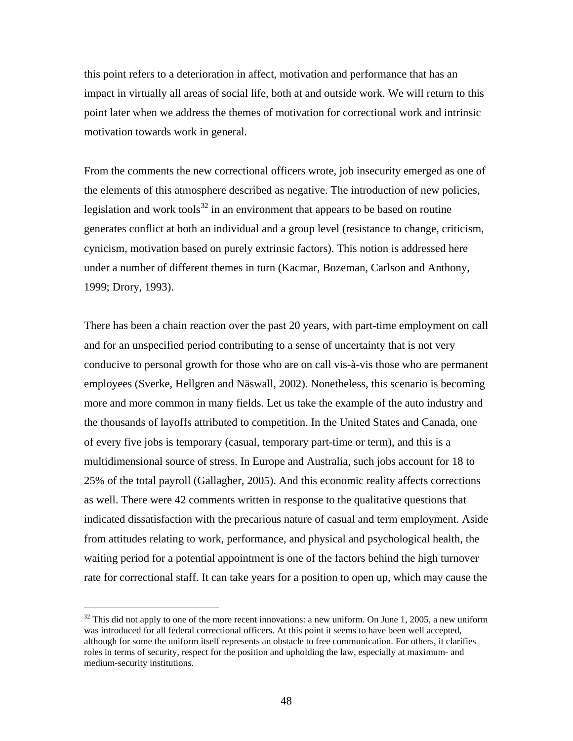this point refers to a deterioration in affect, motivation and performance that has an impact in virtually all areas of social life, both at and outside work. We will return to this point later when we address the themes of motivation for correctional work and intrinsic motivation towards work in general.

From the comments the new correctional officers wrote, job insecurity emerged as one of the elements of this atmosphere described as negative. The introduction of new policies, legislation and work tools[32] in an environment that appears to be based on routine generates conflict at both an individual and a group level (resistance to change, criticism, cynicism, motivation based on purely extrinsic factors). This notion is addressed here under a number of different themes in turn (Kacmar, Bozeman, Carlson and Anthony, 1999; Drory, 1993).

There has been a chain reaction over the past 20 years, with part-time employment on call and for an unspecified period contributing to a sense of uncertainty that is not very conducive to personal growth for those who are on call vis-à-vis those who are permanent employees (Sverke, Hellgren and Näswall, 2002). Nonetheless, this scenario is becoming more and more common in many fields. Let us take the example of the auto industry and the thousands of layoffs attributed to competition. In the United States and Canada, one of every five jobs is temporary (casual, temporary part-time or term), and this is a multidimensional source of stress. In Europe and Australia, such jobs account for 18 to 25% of the total payroll (Gallagher, 2005). And this economic reality affects corrections as well. There were 42 comments written in response to the qualitative questions that indicated dissatisfaction with the precarious nature of casual and term employment. Aside from attitudes relating to work, performance, and physical and psychological health, the waiting period for a potential appointment is one of the factors behind the high turnover rate for correctional staff. It can take years for a position to open up, which may cause the

[32] This did not apply to one of the more recent innovations: a new uniform. On June 1, 2005, a new uniform was introduced for all federal correctional officers. At this point it seems to have been well accepted, although for some the uniform itself represents an obstacle to free communication. For others, it clarifies roles in terms of security, respect for the position and upholding the law, especially at maximum- and medium-security institutions.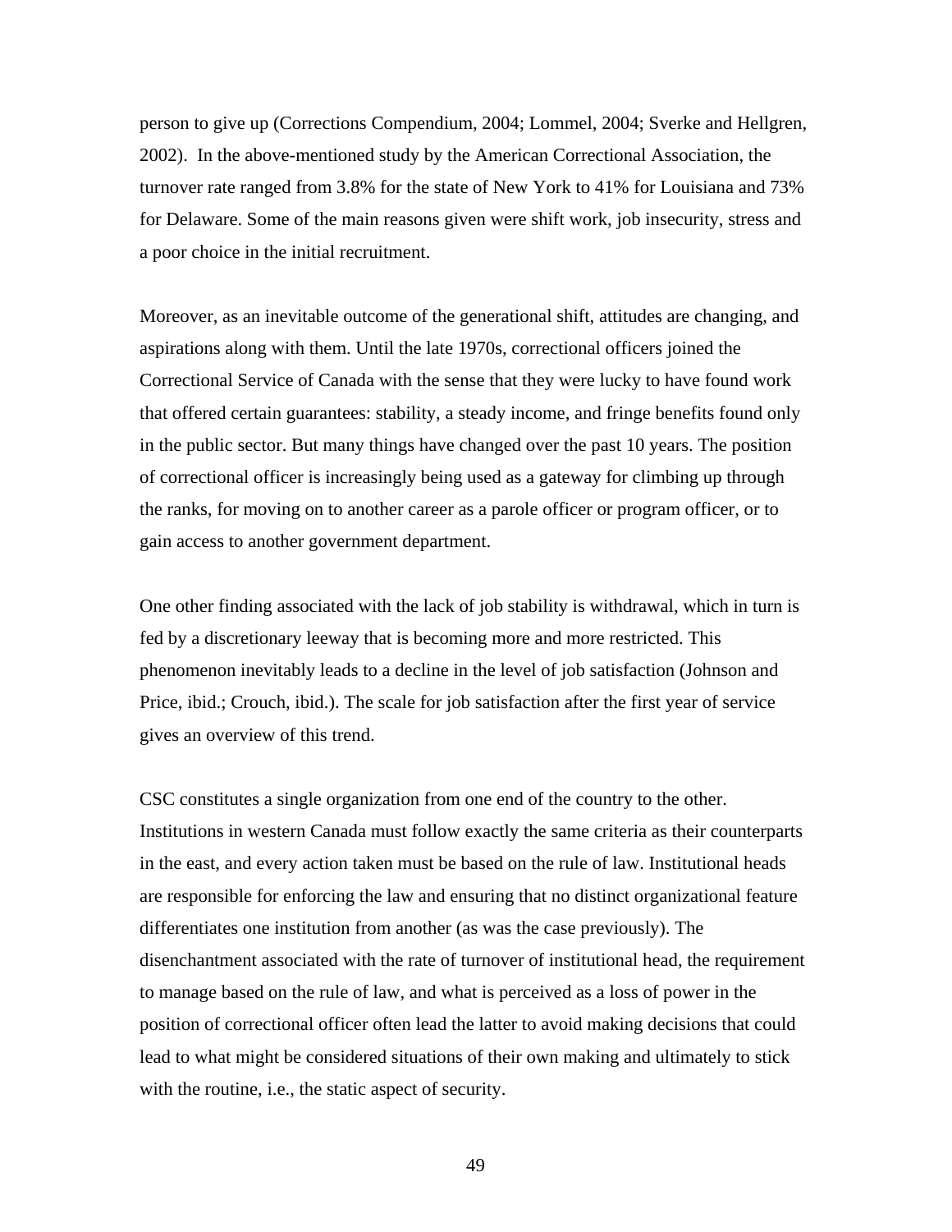person to give up (Corrections Compendium, 2004; Lommel, 2004; Sverke and Hellgren, 2002). In the above-mentioned study by the American Correctional Association, the turnover rate ranged from 3.8% for the state of New York to 41% for Louisiana and 73% for Delaware. Some of the main reasons given were shift work, job insecurity, stress and a poor choice in the initial recruitment.

Moreover, as an inevitable outcome of the generational shift, attitudes are changing, and aspirations along with them. Until the late 1970s, correctional officers joined the Correctional Service of Canada with the sense that they were lucky to have found work that offered certain guarantees: stability, a steady income, and fringe benefits found only in the public sector. But many things have changed over the past 10 years. The position of correctional officer is increasingly being used as a gateway for climbing up through the ranks, for moving on to another career as a parole officer or program officer, or to gain access to another government department.

One other finding associated with the lack of job stability is withdrawal, which in turn is fed by a discretionary leeway that is becoming more and more restricted. This phenomenon inevitably leads to a decline in the level of job satisfaction (Johnson and Price, ibid.; Crouch, ibid.). The scale for job satisfaction after the first year of service gives an overview of this trend.

CSC constitutes a single organization from one end of the country to the other. Institutions in western Canada must follow exactly the same criteria as their counterparts in the east, and every action taken must be based on the rule of law. Institutional heads are responsible for enforcing the law and ensuring that no distinct organizational feature differentiates one institution from another (as was the case previously). The disenchantment associated with the rate of turnover of institutional head, the requirement to manage based on the rule of law, and what is perceived as a loss of power in the position of correctional officer often lead the latter to avoid making decisions that could lead to what might be considered situations of their own making and ultimately to stick with the routine, i.e., the static aspect of security.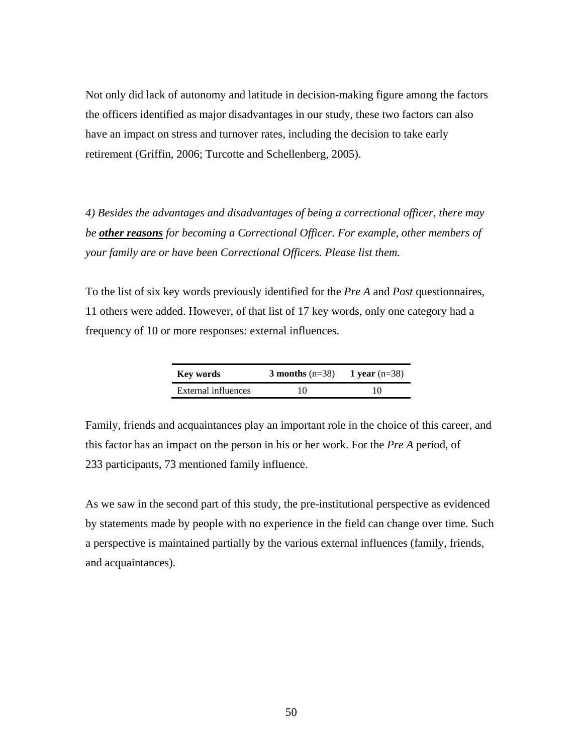Not only did lack of autonomy and latitude in decision-making figure among the factors the officers identified as major disadvantages in our study, these two factors can also have an impact on stress and turnover rates, including the decision to take early retirement (Griffin, 2006; Turcotte and Schellenberg, 2005).

*4) Besides the advantages and disadvantages of being a correctional officer, there may be **other reasons** for becoming a Correctional Officer. For example, other members of your family are or have been Correctional Officers. Please list them.*

To the list of six key words previously identified for the *Pre A* and *Post* questionnaires, 11 others were added. However, of that list of 17 key words, only one category had a frequency of 10 or more responses: external influences.

| **Key words** | **3 months** (n=38) | **1 year** (n=38) |
|---|---|---|
| External influences | 10 | 10 |

Family, friends and acquaintances play an important role in the choice of this career, and this factor has an impact on the person in his or her work. For the *Pre A* period, of 233 participants, 73 mentioned family influence.

As we saw in the second part of this study, the pre-institutional perspective as evidenced by statements made by people with no experience in the field can change over time. Such a perspective is maintained partially by the various external influences (family, friends, and acquaintances).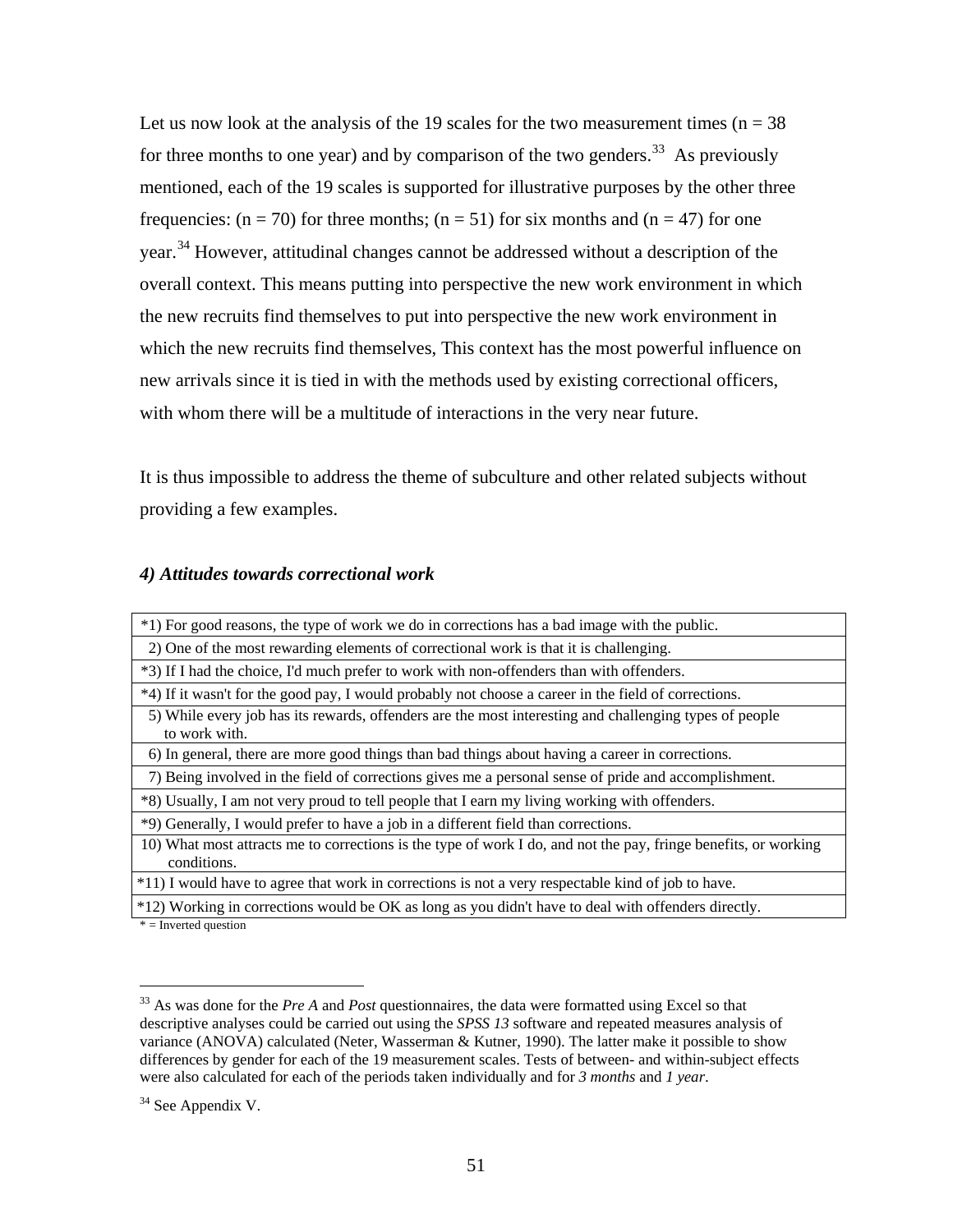Let us now look at the analysis of the 19 scales for the two measurement times (n = 38 for three months to one year) and by comparison of the two genders.[33] As previously mentioned, each of the 19 scales is supported for illustrative purposes by the other three frequencies: (n = 70) for three months; (n = 51) for six months and (n = 47) for one year.[34] However, attitudinal changes cannot be addressed without a description of the overall context. This means putting into perspective the new work environment in which the new recruits find themselves to put into perspective the new work environment in which the new recruits find themselves, This context has the most powerful influence on new arrivals since it is tied in with the methods used by existing correctional officers, with whom there will be a multitude of interactions in the very near future.

It is thus impossible to address the theme of subculture and other related subjects without providing a few examples.

### *4) Attitudes towards correctional work*

| |
|---|
| *1) For good reasons, the type of work we do in corrections has a bad image with the public. |
| 2) One of the most rewarding elements of correctional work is that it is challenging. |
| *3) If I had the choice, I'd much prefer to work with non-offenders than with offenders. |
| *4) If it wasn't for the good pay, I would probably not choose a career in the field of corrections. |
| 5) While every job has its rewards, offenders are the most interesting and challenging types of people to work with. |
| 6) In general, there are more good things than bad things about having a career in corrections. |
| 7) Being involved in the field of corrections gives me a personal sense of pride and accomplishment. |
| *8) Usually, I am not very proud to tell people that I earn my living working with offenders. |
| *9) Generally, I would prefer to have a job in a different field than corrections. |
| 10) What most attracts me to corrections is the type of work I do, and not the pay, fringe benefits, or working conditions. |
| *11) I would have to agree that work in corrections is not a very respectable kind of job to have. |
| *12) Working in corrections would be OK as long as you didn't have to deal with offenders directly. |

\* = Inverted question

---

[33] As was done for the *Pre A* and *Post* questionnaires, the data were formatted using Excel so that descriptive analyses could be carried out using the *SPSS 13* software and repeated measures analysis of variance (ANOVA) calculated (Neter, Wasserman & Kutner, 1990). The latter make it possible to show differences by gender for each of the 19 measurement scales. Tests of between- and within-subject effects were also calculated for each of the periods taken individually and for *3 months* and *1 year*.

[34] See Appendix V.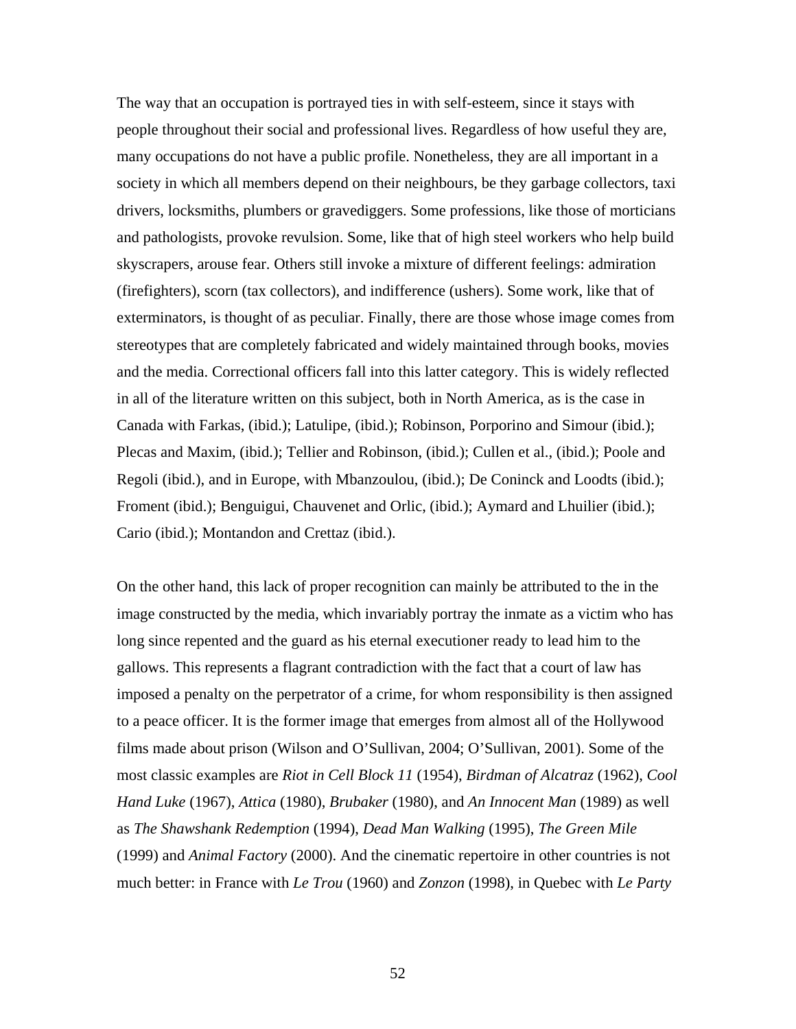The way that an occupation is portrayed ties in with self-esteem, since it stays with people throughout their social and professional lives. Regardless of how useful they are, many occupations do not have a public profile. Nonetheless, they are all important in a society in which all members depend on their neighbours, be they garbage collectors, taxi drivers, locksmiths, plumbers or gravediggers. Some professions, like those of morticians and pathologists, provoke revulsion. Some, like that of high steel workers who help build skyscrapers, arouse fear. Others still invoke a mixture of different feelings: admiration (firefighters), scorn (tax collectors), and indifference (ushers). Some work, like that of exterminators, is thought of as peculiar. Finally, there are those whose image comes from stereotypes that are completely fabricated and widely maintained through books, movies and the media. Correctional officers fall into this latter category. This is widely reflected in all of the literature written on this subject, both in North America, as is the case in Canada with Farkas, (ibid.); Latulipe, (ibid.); Robinson, Porporino and Simour (ibid.); Plecas and Maxim, (ibid.); Tellier and Robinson, (ibid.); Cullen et al., (ibid.); Poole and Regoli (ibid.), and in Europe, with Mbanzoulou, (ibid.); De Coninck and Loodts (ibid.); Froment (ibid.); Benguigui, Chauvenet and Orlic, (ibid.); Aymard and Lhuilier (ibid.); Cario (ibid.); Montandon and Crettaz (ibid.).

On the other hand, this lack of proper recognition can mainly be attributed to the in the image constructed by the media, which invariably portray the inmate as a victim who has long since repented and the guard as his eternal executioner ready to lead him to the gallows. This represents a flagrant contradiction with the fact that a court of law has imposed a penalty on the perpetrator of a crime, for whom responsibility is then assigned to a peace officer. It is the former image that emerges from almost all of the Hollywood films made about prison (Wilson and O'Sullivan, 2004; O'Sullivan, 2001). Some of the most classic examples are *Riot in Cell Block 11* (1954), *Birdman of Alcatraz* (1962), *Cool Hand Luke* (1967), *Attica* (1980), *Brubaker* (1980), and *An Innocent Man* (1989) as well as *The Shawshank Redemption* (1994), *Dead Man Walking* (1995), *The Green Mile* (1999) and *Animal Factory* (2000). And the cinematic repertoire in other countries is not much better: in France with *Le Trou* (1960) and *Zonzon* (1998), in Quebec with *Le Party*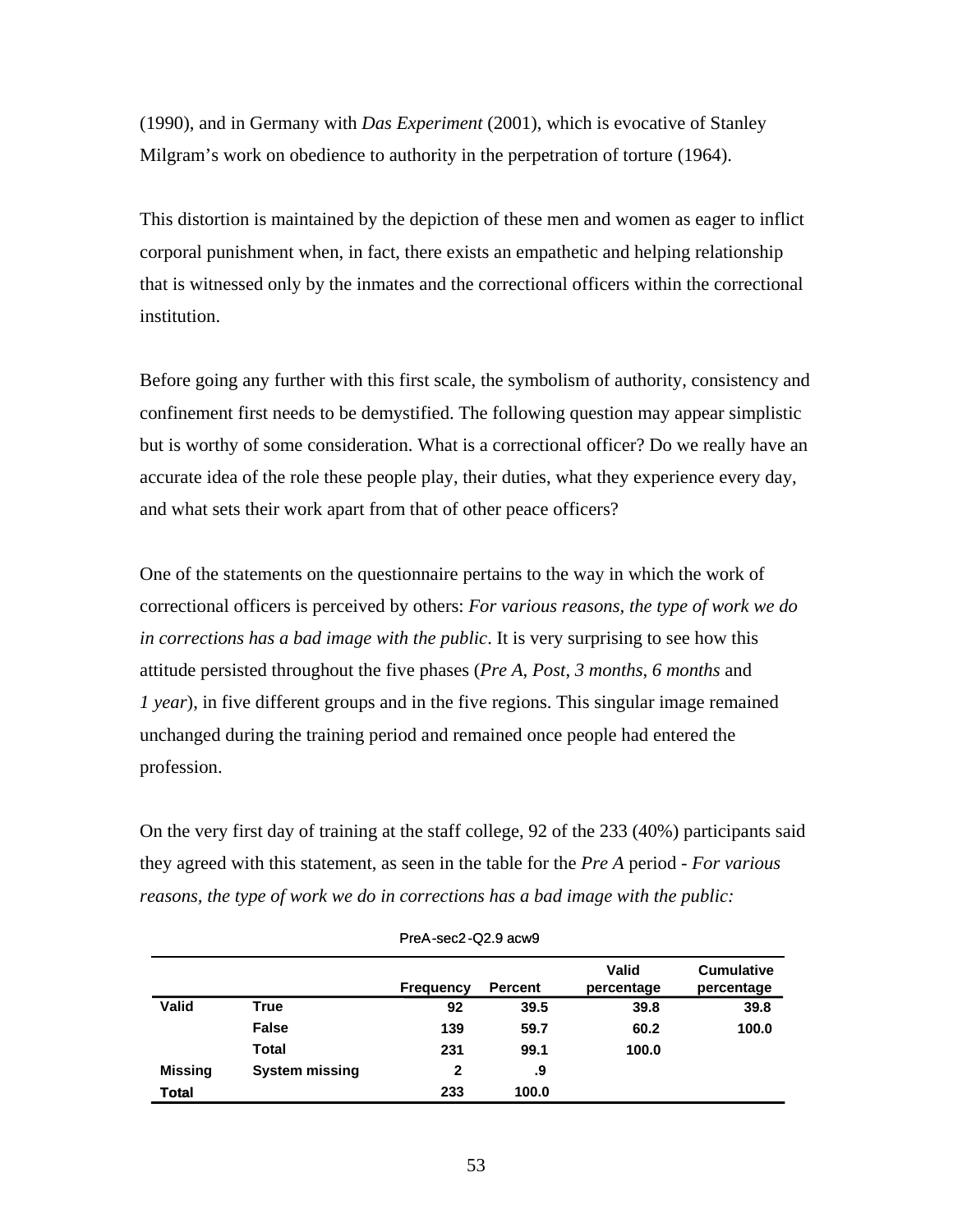(1990), and in Germany with *Das Experiment* (2001), which is evocative of Stanley Milgram's work on obedience to authority in the perpetration of torture (1964).

This distortion is maintained by the depiction of these men and women as eager to inflict corporal punishment when, in fact, there exists an empathetic and helping relationship that is witnessed only by the inmates and the correctional officers within the correctional institution.

Before going any further with this first scale, the symbolism of authority, consistency and confinement first needs to be demystified. The following question may appear simplistic but is worthy of some consideration. What is a correctional officer? Do we really have an accurate idea of the role these people play, their duties, what they experience every day, and what sets their work apart from that of other peace officers?

One of the statements on the questionnaire pertains to the way in which the work of correctional officers is perceived by others: *For various reasons, the type of work we do in corrections has a bad image with the public*. It is very surprising to see how this attitude persisted throughout the five phases (*Pre A*, *Post*, *3 months*, *6 months* and *1 year*), in five different groups and in the five regions. This singular image remained unchanged during the training period and remained once people had entered the profession.

On the very first day of training at the staff college, 92 of the 233 (40%) participants said they agreed with this statement, as seen in the table for the *Pre A* period - *For various reasons, the type of work we do in corrections has a bad image with the public:*

PreA-sec2-Q2.9 acw9

| | | Frequency | Percent | Valid percentage | Cumulative percentage |
|---|---|---|---|---|---|
| **Valid** | **True** | **92** | **39.5** | **39.8** | **39.8** |
| | **False** | **139** | **59.7** | **60.2** | **100.0** |
| | **Total** | **231** | **99.1** | **100.0** | |
| **Missing** | **System missing** | **2** | **.9** | | |
| **Total** | | **233** | **100.0** | | |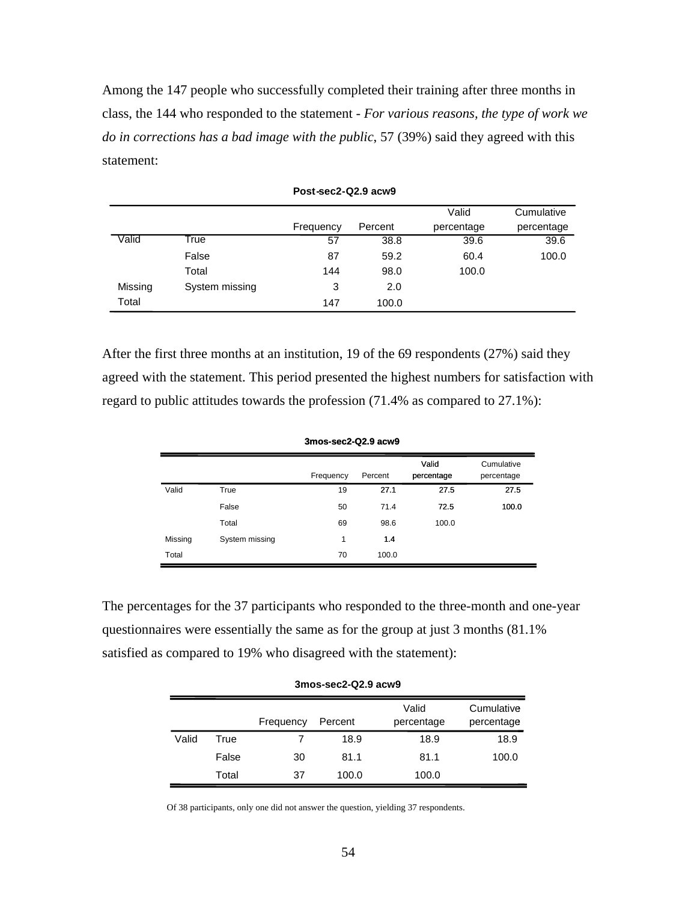Among the 147 people who successfully completed their training after three months in class, the 144 who responded to the statement - *For various reasons, the type of work we do in corrections has a bad image with the public*, 57 (39%) said they agreed with this statement:

**Post-sec2-Q2.9 acw9**

| | | Frequency | Percent | Valid percentage | Cumulative percentage |
|---|---|---|---|---|---|
| Valid | True | 57 | 38.8 | 39.6 | 39.6 |
| | False | 87 | 59.2 | 60.4 | 100.0 |
| | Total | 144 | 98.0 | 100.0 | |
| Missing | System missing | 3 | 2.0 | | |
| Total | | 147 | 100.0 | | |

After the first three months at an institution, 19 of the 69 respondents (27%) said they agreed with the statement. This period presented the highest numbers for satisfaction with regard to public attitudes towards the profession (71.4% as compared to 27.1%):

**3mos-sec2-Q2.9 acw9**

| | | Frequency | Percent | Valid percentage | Cumulative percentage |
|---|---|---|---|---|---|
| Valid | True | 19 | 27.1 | 27.5 | 27.5 |
| | False | 50 | 71.4 | 72.5 | 100.0 |
| | Total | 69 | 98.6 | 100.0 | |
| Missing | System missing | 1 | 1.4 | | |
| Total | | 70 | 100.0 | | |

The percentages for the 37 participants who responded to the three-month and one-year questionnaires were essentially the same as for the group at just 3 months (81.1% satisfied as compared to 19% who disagreed with the statement):

**3mos-sec2-Q2.9 acw9**

| | | Frequency | Percent | Valid percentage | Cumulative percentage |
|---|---|---|---|---|---|
| Valid | True | 7 | 18.9 | 18.9 | 18.9 |
| | False | 30 | 81.1 | 81.1 | 100.0 |
| | Total | 37 | 100.0 | 100.0 | |

Of 38 participants, only one did not answer the question, yielding 37 respondents.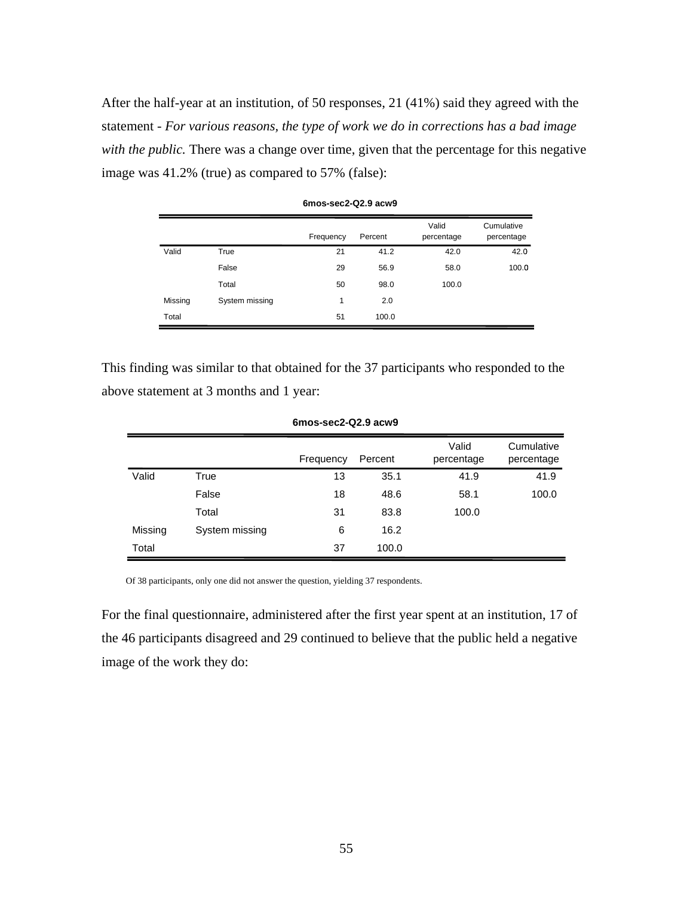After the half-year at an institution, of 50 responses, 21 (41%) said they agreed with the statement - *For various reasons, the type of work we do in corrections has a bad image with the public.* There was a change over time, given that the percentage for this negative image was 41.2% (true) as compared to 57% (false):

**6mos-sec2-Q2.9 acw9**

| | | Frequency | Percent | Valid percentage | Cumulative percentage |
|---|---|---|---|---|---|
| Valid | True | 21 | 41.2 | 42.0 | 42.0 |
| | False | 29 | 56.9 | 58.0 | 100.0 |
| | Total | 50 | 98.0 | 100.0 | |
| Missing | System missing | 1 | 2.0 | | |
| Total | | 51 | 100.0 | | |

This finding was similar to that obtained for the 37 participants who responded to the above statement at 3 months and 1 year:

**6mos-sec2-Q2.9 acw9**

| | | Frequency | Percent | Valid percentage | Cumulative percentage |
|---|---|---|---|---|---|
| Valid | True | 13 | 35.1 | 41.9 | 41.9 |
| | False | 18 | 48.6 | 58.1 | 100.0 |
| | Total | 31 | 83.8 | 100.0 | |
| Missing | System missing | 6 | 16.2 | | |
| Total | | 37 | 100.0 | | |

Of 38 participants, only one did not answer the question, yielding 37 respondents.

For the final questionnaire, administered after the first year spent at an institution, 17 of the 46 participants disagreed and 29 continued to believe that the public held a negative image of the work they do: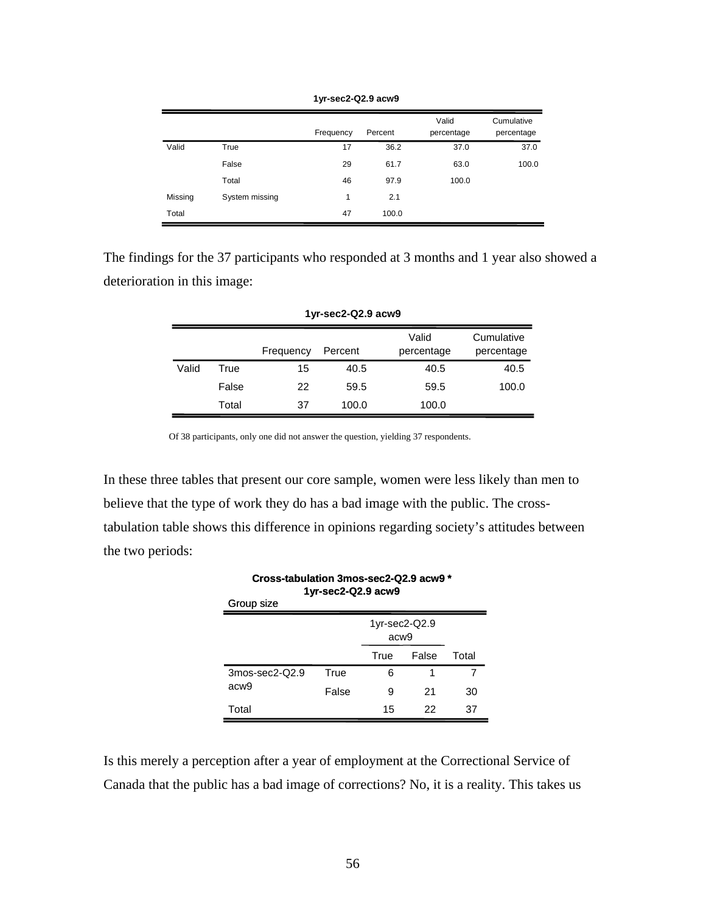**1yr-sec2-Q2.9 acw9**

| | | Frequency | Percent | Valid percentage | Cumulative percentage |
|---|---|---|---|---|---|
| Valid | True | 17 | 36.2 | 37.0 | 37.0 |
| | False | 29 | 61.7 | 63.0 | 100.0 |
| | Total | 46 | 97.9 | 100.0 | |
| Missing | System missing | 1 | 2.1 | | |
| Total | | 47 | 100.0 | | |

The findings for the 37 participants who responded at 3 months and 1 year also showed a deterioration in this image:

**1yr-sec2-Q2.9 acw9**

| | | Frequency | Percent | Valid percentage | Cumulative percentage |
|---|---|---|---|---|---|
| Valid | True | 15 | 40.5 | 40.5 | 40.5 |
| | False | 22 | 59.5 | 59.5 | 100.0 |
| | Total | 37 | 100.0 | 100.0 | |

Of 38 participants, only one did not answer the question, yielding 37 respondents.

In these three tables that present our core sample, women were less likely than men to believe that the type of work they do has a bad image with the public. The cross-tabulation table shows this difference in opinions regarding society's attitudes between the two periods:

**Cross-tabulation 3mos-sec2-Q2.9 acw9 * 1yr-sec2-Q2.9 acw9**

Group size

| | | 1yr-sec2-Q2.9 acw9 | | |
|---|---|---|---|---|
| | | True | False | Total |
| 3mos-sec2-Q2.9 acw9 | True | 6 | 1 | 7 |
| | False | 9 | 21 | 30 |
| Total | | 15 | 22 | 37 |

Is this merely a perception after a year of employment at the Correctional Service of Canada that the public has a bad image of corrections? No, it is a reality. This takes us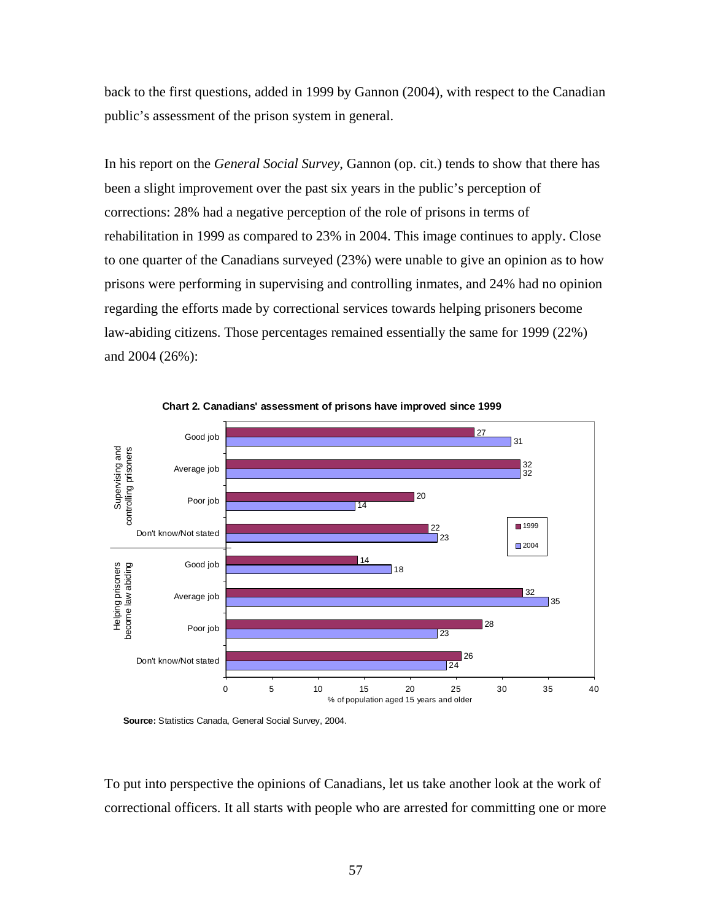back to the first questions, added in 1999 by Gannon (2004), with respect to the Canadian public's assessment of the prison system in general.

In his report on the *General Social Survey*, Gannon (op. cit.) tends to show that there has been a slight improvement over the past six years in the public's perception of corrections: 28% had a negative perception of the role of prisons in terms of rehabilitation in 1999 as compared to 23% in 2004. This image continues to apply. Close to one quarter of the Canadians surveyed (23%) were unable to give an opinion as to how prisons were performing in supervising and controlling inmates, and 24% had no opinion regarding the efforts made by correctional services towards helping prisoners become law-abiding citizens. Those percentages remained essentially the same for 1999 (22%) and 2004 (26%):

**Chart 2. Canadians' assessment of prisons have improved since 1999**

| Category | Assessment | 1999 | 2004 |
|---|---|---|---|
| Supervising and controlling prisoners | Good job | 27 | 31 |
| | Average job | 32 | 32 |
| | Poor job | 20 | 14 |
| | Don't know/Not stated | 22 | 23 |
| Helping prisoners become law abiding | Good job | 14 | 18 |
| | Average job | 32 | 35 |
| | Poor job | 28 | 23 |
| | Don't know/Not stated | 26 | 24 |

% of population aged 15 years and older

**Source:** Statistics Canada, General Social Survey, 2004.

To put into perspective the opinions of Canadians, let us take another look at the work of correctional officers. It all starts with people who are arrested for committing one or more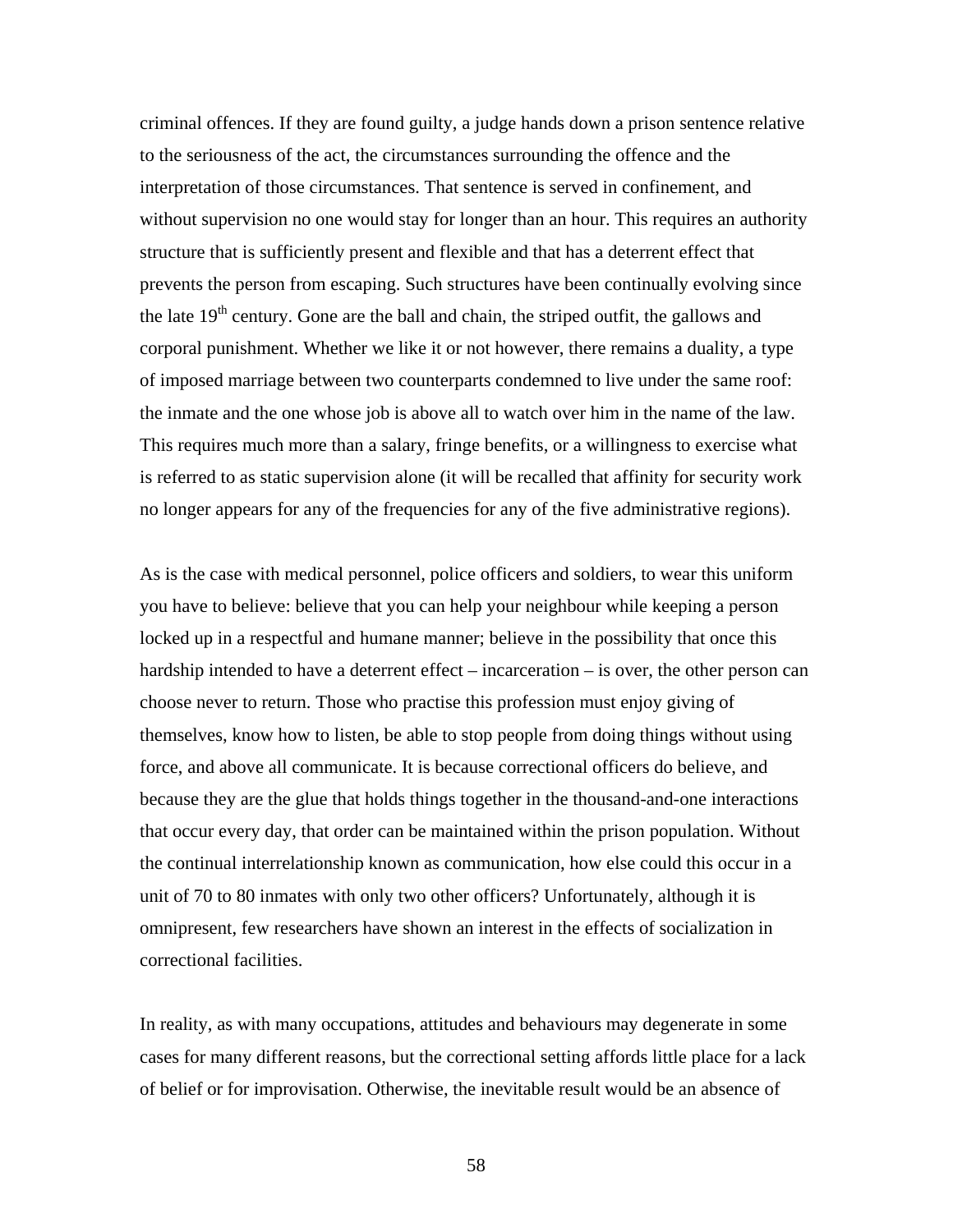criminal offences. If they are found guilty, a judge hands down a prison sentence relative to the seriousness of the act, the circumstances surrounding the offence and the interpretation of those circumstances. That sentence is served in confinement, and without supervision no one would stay for longer than an hour. This requires an authority structure that is sufficiently present and flexible and that has a deterrent effect that prevents the person from escaping. Such structures have been continually evolving since the late 19th century. Gone are the ball and chain, the striped outfit, the gallows and corporal punishment. Whether we like it or not however, there remains a duality, a type of imposed marriage between two counterparts condemned to live under the same roof: the inmate and the one whose job is above all to watch over him in the name of the law. This requires much more than a salary, fringe benefits, or a willingness to exercise what is referred to as static supervision alone (it will be recalled that affinity for security work no longer appears for any of the frequencies for any of the five administrative regions).

As is the case with medical personnel, police officers and soldiers, to wear this uniform you have to believe: believe that you can help your neighbour while keeping a person locked up in a respectful and humane manner; believe in the possibility that once this hardship intended to have a deterrent effect – incarceration – is over, the other person can choose never to return. Those who practise this profession must enjoy giving of themselves, know how to listen, be able to stop people from doing things without using force, and above all communicate. It is because correctional officers do believe, and because they are the glue that holds things together in the thousand-and-one interactions that occur every day, that order can be maintained within the prison population. Without the continual interrelationship known as communication, how else could this occur in a unit of 70 to 80 inmates with only two other officers? Unfortunately, although it is omnipresent, few researchers have shown an interest in the effects of socialization in correctional facilities.

In reality, as with many occupations, attitudes and behaviours may degenerate in some cases for many different reasons, but the correctional setting affords little place for a lack of belief or for improvisation. Otherwise, the inevitable result would be an absence of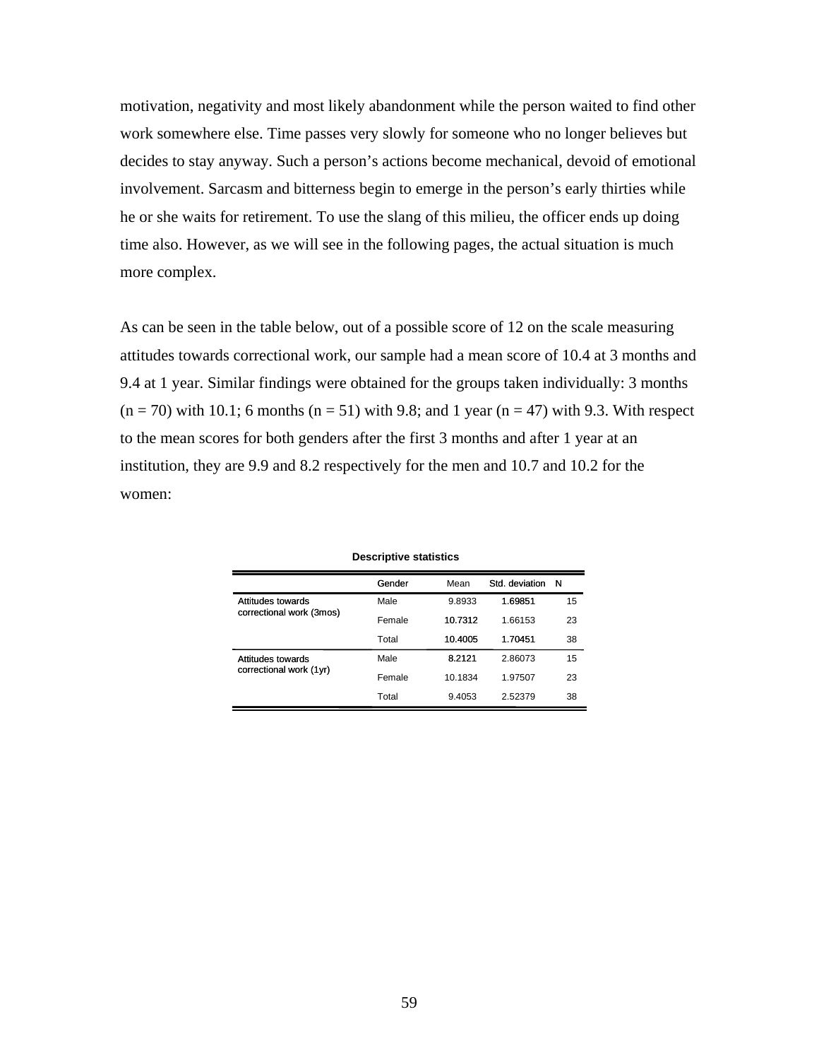motivation, negativity and most likely abandonment while the person waited to find other work somewhere else. Time passes very slowly for someone who no longer believes but decides to stay anyway. Such a person's actions become mechanical, devoid of emotional involvement. Sarcasm and bitterness begin to emerge in the person's early thirties while he or she waits for retirement. To use the slang of this milieu, the officer ends up doing time also. However, as we will see in the following pages, the actual situation is much more complex.

As can be seen in the table below, out of a possible score of 12 on the scale measuring attitudes towards correctional work, our sample had a mean score of 10.4 at 3 months and 9.4 at 1 year. Similar findings were obtained for the groups taken individually: 3 months (n = 70) with 10.1; 6 months (n = 51) with 9.8; and 1 year (n = 47) with 9.3. With respect to the mean scores for both genders after the first 3 months and after 1 year at an institution, they are 9.9 and 8.2 respectively for the men and 10.7 and 10.2 for the women:

**Descriptive statistics**

| | Gender | Mean | Std. deviation | N |
|---|---|---|---|---|
| Attitudes towards correctional work (3mos) | Male | 9.8933 | 1.69851 | 15 |
| | Female | 10.7312 | 1.66153 | 23 |
| | Total | 10.4005 | 1.70451 | 38 |
| Attitudes towards correctional work (1yr) | Male | 8.2121 | 2.86073 | 15 |
| | Female | 10.1834 | 1.97507 | 23 |
| | Total | 9.4053 | 2.52379 | 38 |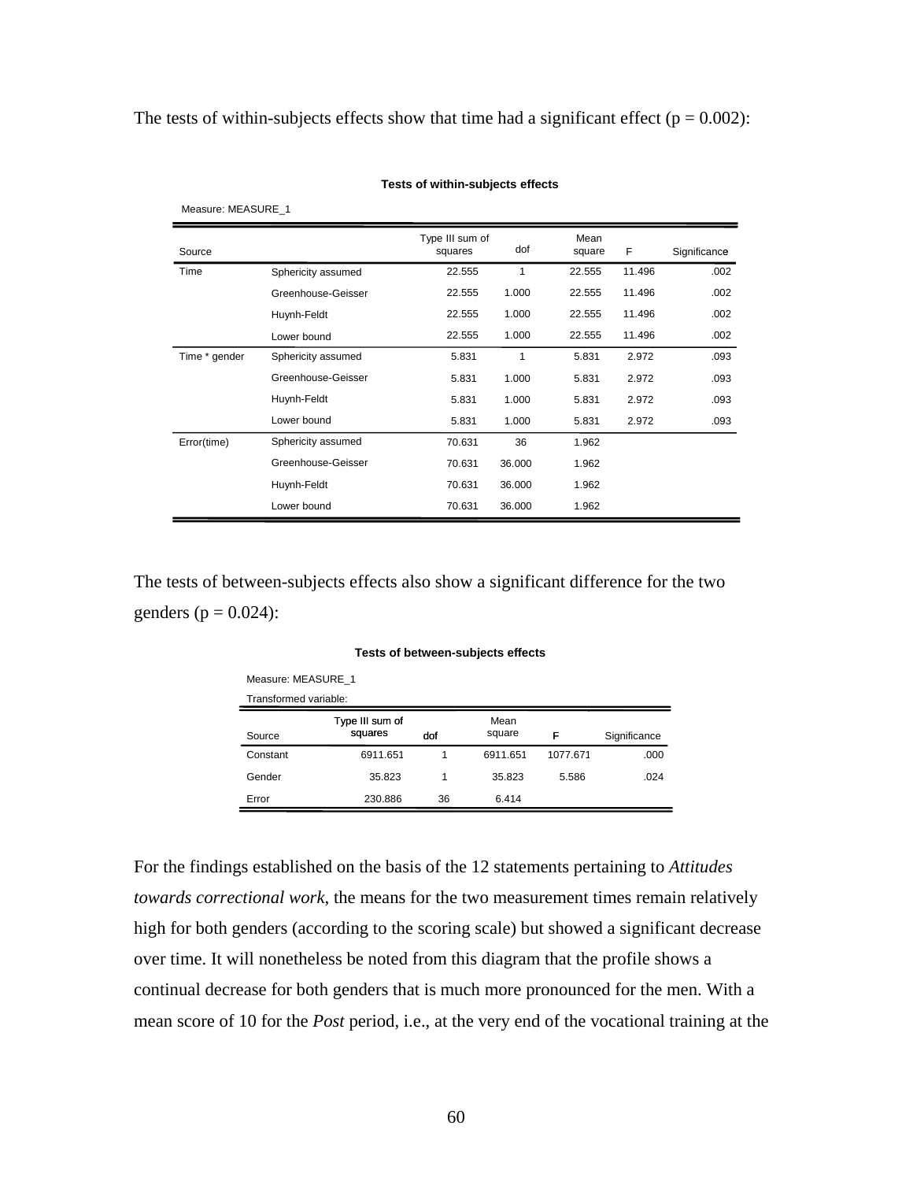The tests of within-subjects effects show that time had a significant effect (p = 0.002):

**Tests of within-subjects effects**

Measure: MEASURE_1

| Source | | Type III sum of squares | dof | Mean square | F | Significance |
|---|---|---|---|---|---|---|
| Time | Sphericity assumed | 22.555 | 1 | 22.555 | 11.496 | .002 |
| | Greenhouse-Geisser | 22.555 | 1.000 | 22.555 | 11.496 | .002 |
| | Huynh-Feldt | 22.555 | 1.000 | 22.555 | 11.496 | .002 |
| | Lower bound | 22.555 | 1.000 | 22.555 | 11.496 | .002 |
| Time * gender | Sphericity assumed | 5.831 | 1 | 5.831 | 2.972 | .093 |
| | Greenhouse-Geisser | 5.831 | 1.000 | 5.831 | 2.972 | .093 |
| | Huynh-Feldt | 5.831 | 1.000 | 5.831 | 2.972 | .093 |
| | Lower bound | 5.831 | 1.000 | 5.831 | 2.972 | .093 |
| Error(time) | Sphericity assumed | 70.631 | 36 | 1.962 | | |
| | Greenhouse-Geisser | 70.631 | 36.000 | 1.962 | | |
| | Huynh-Feldt | 70.631 | 36.000 | 1.962 | | |
| | Lower bound | 70.631 | 36.000 | 1.962 | | |

The tests of between-subjects effects also show a significant difference for the two genders (p = 0.024):

**Tests of between-subjects effects**

Measure: MEASURE_1

Transformed variable:

| Source | Type III sum of squares | dof | Mean square | F | Significance |
|---|---|---|---|---|---|
| Constant | 6911.651 | 1 | 6911.651 | 1077.671 | .000 |
| Gender | 35.823 | 1 | 35.823 | 5.586 | .024 |
| Error | 230.886 | 36 | 6.414 | | |

For the findings established on the basis of the 12 statements pertaining to *Attitudes towards correctional work*, the means for the two measurement times remain relatively high for both genders (according to the scoring scale) but showed a significant decrease over time. It will nonetheless be noted from this diagram that the profile shows a continual decrease for both genders that is much more pronounced for the men. With a mean score of 10 for the *Post* period, i.e., at the very end of the vocational training at the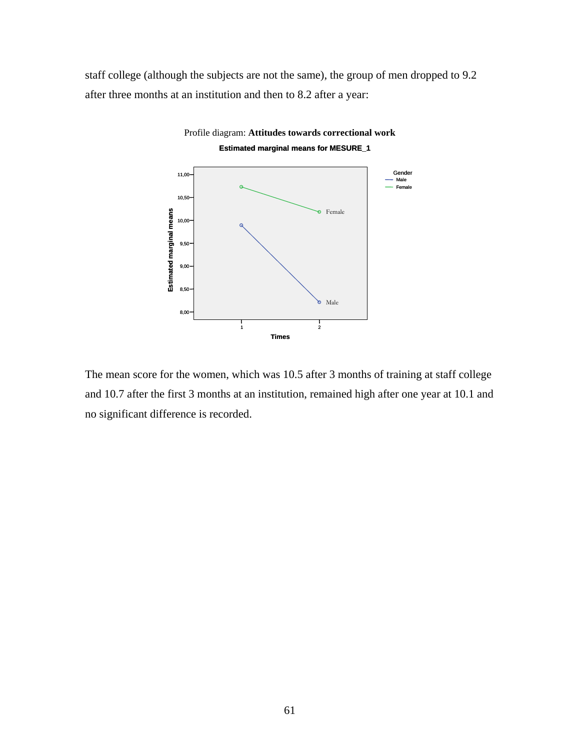staff college (although the subjects are not the same), the group of men dropped to 9.2 after three months at an institution and then to 8.2 after a year:

Profile diagram: **Attitudes towards correctional work**

**Estimated marginal means for MESURE_1**

The mean score for the women, which was 10.5 after 3 months of training at staff college and 10.7 after the first 3 months at an institution, remained high after one year at 10.1 and no significant difference is recorded.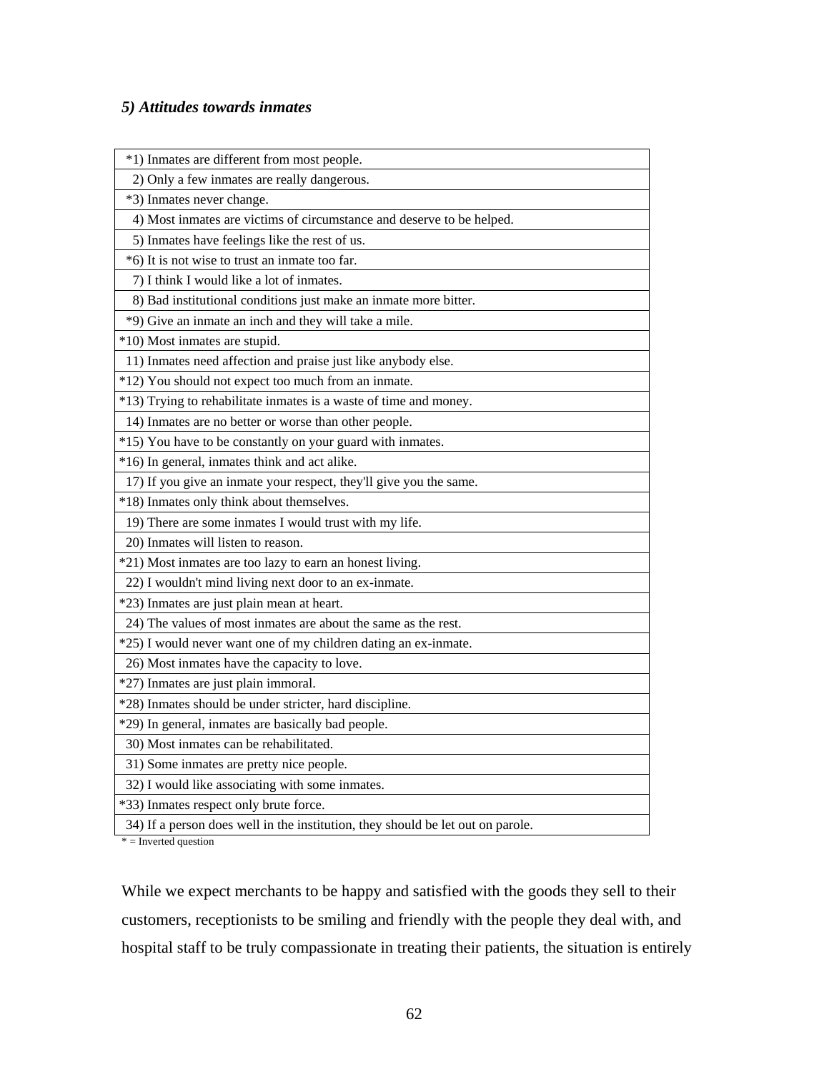### *5) Attitudes towards inmates*

| |
|---|
| *1) Inmates are different from most people. |
| 2) Only a few inmates are really dangerous. |
| *3) Inmates never change. |
| 4) Most inmates are victims of circumstance and deserve to be helped. |
| 5) Inmates have feelings like the rest of us. |
| *6) It is not wise to trust an inmate too far. |
| 7) I think I would like a lot of inmates. |
| 8) Bad institutional conditions just make an inmate more bitter. |
| *9) Give an inmate an inch and they will take a mile. |
| *10) Most inmates are stupid. |
| 11) Inmates need affection and praise just like anybody else. |
| *12) You should not expect too much from an inmate. |
| *13) Trying to rehabilitate inmates is a waste of time and money. |
| 14) Inmates are no better or worse than other people. |
| *15) You have to be constantly on your guard with inmates. |
| *16) In general, inmates think and act alike. |
| 17) If you give an inmate your respect, they'll give you the same. |
| *18) Inmates only think about themselves. |
| 19) There are some inmates I would trust with my life. |
| 20) Inmates will listen to reason. |
| *21) Most inmates are too lazy to earn an honest living. |
| 22) I wouldn't mind living next door to an ex-inmate. |
| *23) Inmates are just plain mean at heart. |
| 24) The values of most inmates are about the same as the rest. |
| *25) I would never want one of my children dating an ex-inmate. |
| 26) Most inmates have the capacity to love. |
| *27) Inmates are just plain immoral. |
| *28) Inmates should be under stricter, hard discipline. |
| *29) In general, inmates are basically bad people. |
| 30) Most inmates can be rehabilitated. |
| 31) Some inmates are pretty nice people. |
| 32) I would like associating with some inmates. |
| *33) Inmates respect only brute force. |
| 34) If a person does well in the institution, they should be let out on parole. |

* = Inverted question

While we expect merchants to be happy and satisfied with the goods they sell to their customers, receptionists to be smiling and friendly with the people they deal with, and hospital staff to be truly compassionate in treating their patients, the situation is entirely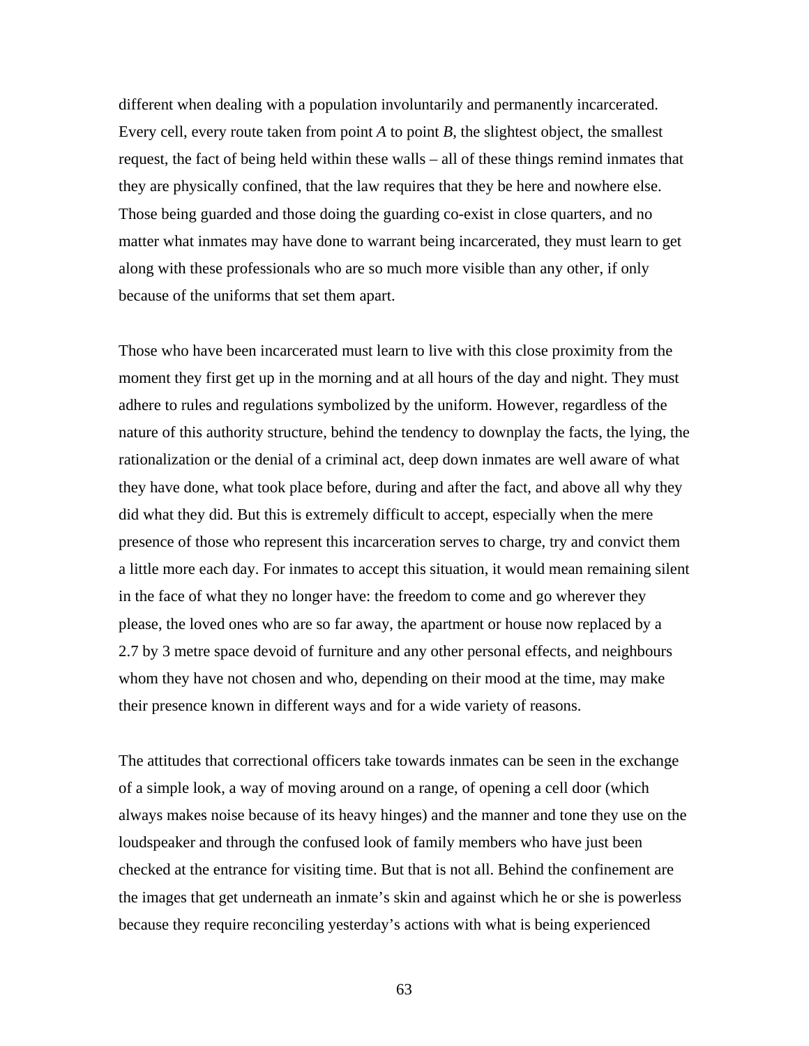different when dealing with a population involuntarily and permanently incarcerated. Every cell, every route taken from point *A* to point *B*, the slightest object, the smallest request, the fact of being held within these walls – all of these things remind inmates that they are physically confined, that the law requires that they be here and nowhere else. Those being guarded and those doing the guarding co-exist in close quarters, and no matter what inmates may have done to warrant being incarcerated, they must learn to get along with these professionals who are so much more visible than any other, if only because of the uniforms that set them apart.

Those who have been incarcerated must learn to live with this close proximity from the moment they first get up in the morning and at all hours of the day and night. They must adhere to rules and regulations symbolized by the uniform. However, regardless of the nature of this authority structure, behind the tendency to downplay the facts, the lying, the rationalization or the denial of a criminal act, deep down inmates are well aware of what they have done, what took place before, during and after the fact, and above all why they did what they did. But this is extremely difficult to accept, especially when the mere presence of those who represent this incarceration serves to charge, try and convict them a little more each day. For inmates to accept this situation, it would mean remaining silent in the face of what they no longer have: the freedom to come and go wherever they please, the loved ones who are so far away, the apartment or house now replaced by a 2.7 by 3 metre space devoid of furniture and any other personal effects, and neighbours whom they have not chosen and who, depending on their mood at the time, may make their presence known in different ways and for a wide variety of reasons.

The attitudes that correctional officers take towards inmates can be seen in the exchange of a simple look, a way of moving around on a range, of opening a cell door (which always makes noise because of its heavy hinges) and the manner and tone they use on the loudspeaker and through the confused look of family members who have just been checked at the entrance for visiting time. But that is not all. Behind the confinement are the images that get underneath an inmate's skin and against which he or she is powerless because they require reconciling yesterday's actions with what is being experienced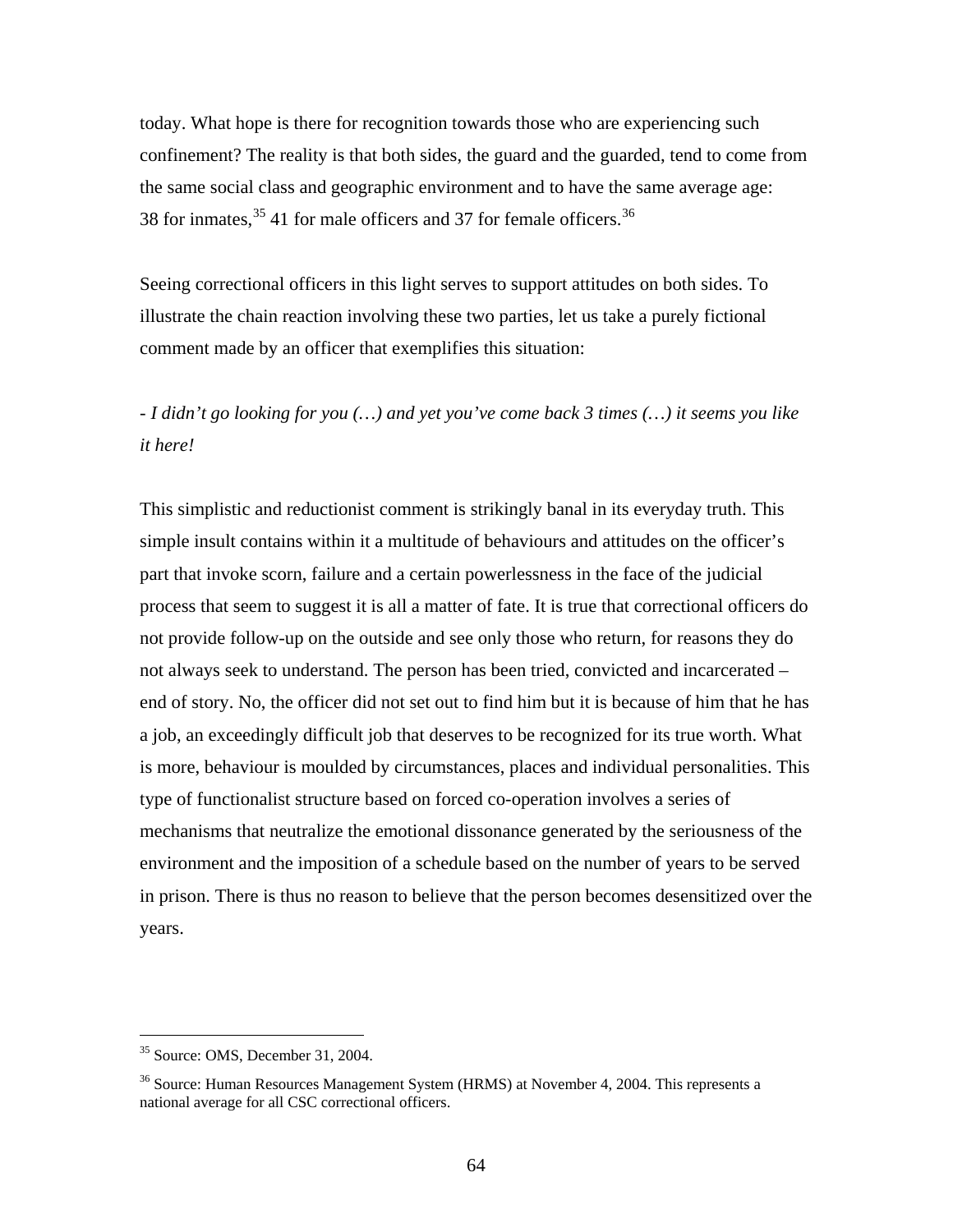today. What hope is there for recognition towards those who are experiencing such confinement? The reality is that both sides, the guard and the guarded, tend to come from the same social class and geographic environment and to have the same average age: 38 for inmates,[35] 41 for male officers and 37 for female officers.[36]

Seeing correctional officers in this light serves to support attitudes on both sides. To illustrate the chain reaction involving these two parties, let us take a purely fictional comment made by an officer that exemplifies this situation:

- *I didn't go looking for you (…) and yet you've come back 3 times (…) it seems you like it here!*

This simplistic and reductionist comment is strikingly banal in its everyday truth. This simple insult contains within it a multitude of behaviours and attitudes on the officer's part that invoke scorn, failure and a certain powerlessness in the face of the judicial process that seem to suggest it is all a matter of fate. It is true that correctional officers do not provide follow-up on the outside and see only those who return, for reasons they do not always seek to understand. The person has been tried, convicted and incarcerated – end of story. No, the officer did not set out to find him but it is because of him that he has a job, an exceedingly difficult job that deserves to be recognized for its true worth. What is more, behaviour is moulded by circumstances, places and individual personalities. This type of functionalist structure based on forced co-operation involves a series of mechanisms that neutralize the emotional dissonance generated by the seriousness of the environment and the imposition of a schedule based on the number of years to be served in prison. There is thus no reason to believe that the person becomes desensitized over the years.

---

[35] Source: OMS, December 31, 2004.

[36] Source: Human Resources Management System (HRMS) at November 4, 2004. This represents a national average for all CSC correctional officers.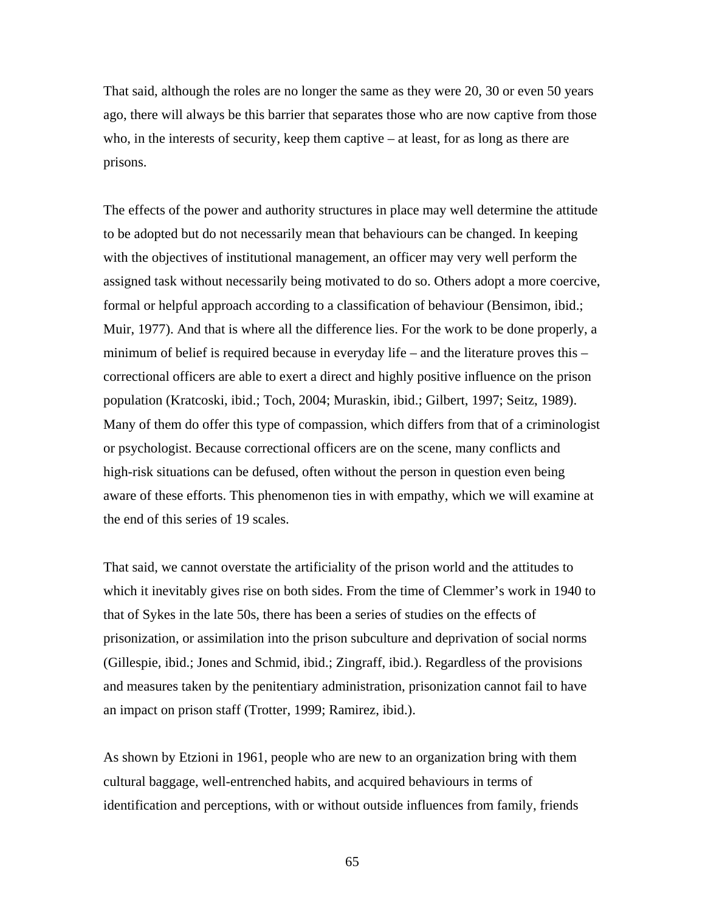That said, although the roles are no longer the same as they were 20, 30 or even 50 years ago, there will always be this barrier that separates those who are now captive from those who, in the interests of security, keep them captive – at least, for as long as there are prisons.

The effects of the power and authority structures in place may well determine the attitude to be adopted but do not necessarily mean that behaviours can be changed. In keeping with the objectives of institutional management, an officer may very well perform the assigned task without necessarily being motivated to do so. Others adopt a more coercive, formal or helpful approach according to a classification of behaviour (Bensimon, ibid.; Muir, 1977). And that is where all the difference lies. For the work to be done properly, a minimum of belief is required because in everyday life – and the literature proves this – correctional officers are able to exert a direct and highly positive influence on the prison population (Kratcoski, ibid.; Toch, 2004; Muraskin, ibid.; Gilbert, 1997; Seitz, 1989). Many of them do offer this type of compassion, which differs from that of a criminologist or psychologist. Because correctional officers are on the scene, many conflicts and high-risk situations can be defused, often without the person in question even being aware of these efforts. This phenomenon ties in with empathy, which we will examine at the end of this series of 19 scales.

That said, we cannot overstate the artificiality of the prison world and the attitudes to which it inevitably gives rise on both sides. From the time of Clemmer's work in 1940 to that of Sykes in the late 50s, there has been a series of studies on the effects of prisonization, or assimilation into the prison subculture and deprivation of social norms (Gillespie, ibid.; Jones and Schmid, ibid.; Zingraff, ibid.). Regardless of the provisions and measures taken by the penitentiary administration, prisonization cannot fail to have an impact on prison staff (Trotter, 1999; Ramirez, ibid.).

As shown by Etzioni in 1961, people who are new to an organization bring with them cultural baggage, well-entrenched habits, and acquired behaviours in terms of identification and perceptions, with or without outside influences from family, friends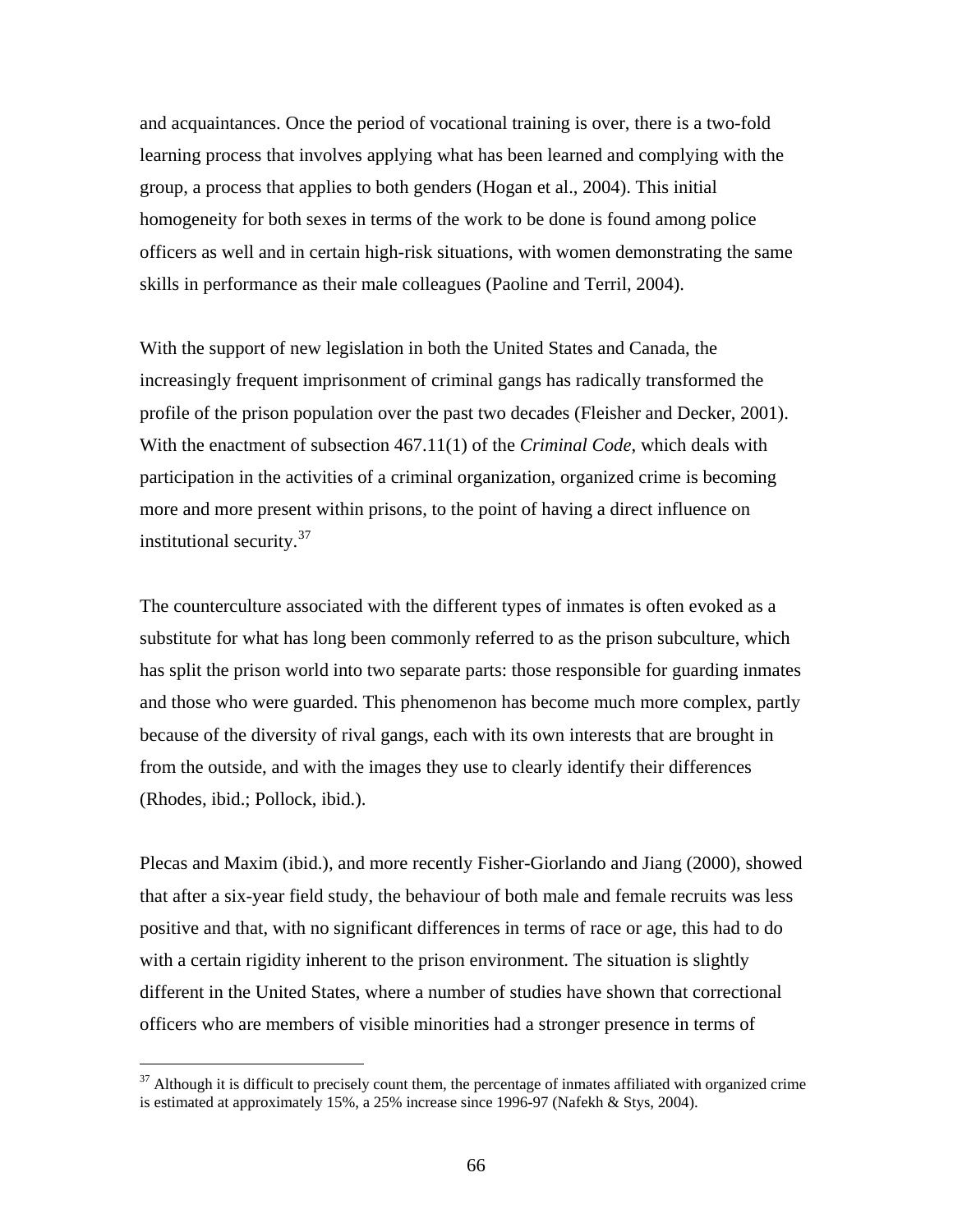and acquaintances. Once the period of vocational training is over, there is a two-fold learning process that involves applying what has been learned and complying with the group, a process that applies to both genders (Hogan et al., 2004). This initial homogeneity for both sexes in terms of the work to be done is found among police officers as well and in certain high-risk situations, with women demonstrating the same skills in performance as their male colleagues (Paoline and Terril, 2004).

With the support of new legislation in both the United States and Canada, the increasingly frequent imprisonment of criminal gangs has radically transformed the profile of the prison population over the past two decades (Fleisher and Decker, 2001). With the enactment of subsection 467.11(1) of the *Criminal Code*, which deals with participation in the activities of a criminal organization, organized crime is becoming more and more present within prisons, to the point of having a direct influence on institutional security.[37]

The counterculture associated with the different types of inmates is often evoked as a substitute for what has long been commonly referred to as the prison subculture, which has split the prison world into two separate parts: those responsible for guarding inmates and those who were guarded. This phenomenon has become much more complex, partly because of the diversity of rival gangs, each with its own interests that are brought in from the outside, and with the images they use to clearly identify their differences (Rhodes, ibid.; Pollock, ibid.).

Plecas and Maxim (ibid.), and more recently Fisher-Giorlando and Jiang (2000), showed that after a six-year field study, the behaviour of both male and female recruits was less positive and that, with no significant differences in terms of race or age, this had to do with a certain rigidity inherent to the prison environment. The situation is slightly different in the United States, where a number of studies have shown that correctional officers who are members of visible minorities had a stronger presence in terms of

[37] Although it is difficult to precisely count them, the percentage of inmates affiliated with organized crime is estimated at approximately 15%, a 25% increase since 1996-97 (Nafekh & Stys, 2004).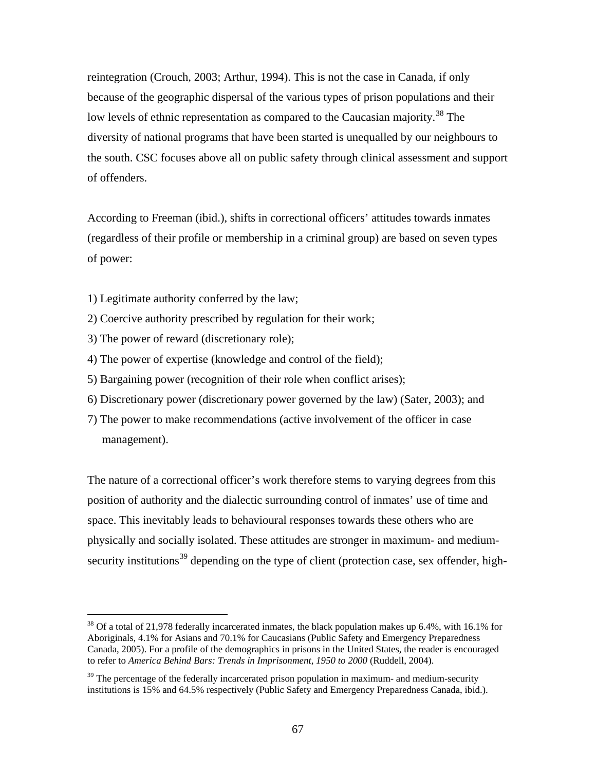reintegration (Crouch, 2003; Arthur, 1994). This is not the case in Canada, if only because of the geographic dispersal of the various types of prison populations and their low levels of ethnic representation as compared to the Caucasian majority.[38] The diversity of national programs that have been started is unequalled by our neighbours to the south. CSC focuses above all on public safety through clinical assessment and support of offenders.

According to Freeman (ibid.), shifts in correctional officers' attitudes towards inmates (regardless of their profile or membership in a criminal group) are based on seven types of power:

1) Legitimate authority conferred by the law;
2) Coercive authority prescribed by regulation for their work;
3) The power of reward (discretionary role);
4) The power of expertise (knowledge and control of the field);
5) Bargaining power (recognition of their role when conflict arises);
6) Discretionary power (discretionary power governed by the law) (Sater, 2003); and
7) The power to make recommendations (active involvement of the officer in case management).

The nature of a correctional officer's work therefore stems to varying degrees from this position of authority and the dialectic surrounding control of inmates' use of time and space. This inevitably leads to behavioural responses towards these others who are physically and socially isolated. These attitudes are stronger in maximum- and medium-security institutions[39] depending on the type of client (protection case, sex offender, high-

---

[38] Of a total of 21,978 federally incarcerated inmates, the black population makes up 6.4%, with 16.1% for Aboriginals, 4.1% for Asians and 70.1% for Caucasians (Public Safety and Emergency Preparedness Canada, 2005). For a profile of the demographics in prisons in the United States, the reader is encouraged to refer to *America Behind Bars: Trends in Imprisonment, 1950 to 2000* (Ruddell, 2004).

[39] The percentage of the federally incarcerated prison population in maximum- and medium-security institutions is 15% and 64.5% respectively (Public Safety and Emergency Preparedness Canada, ibid.).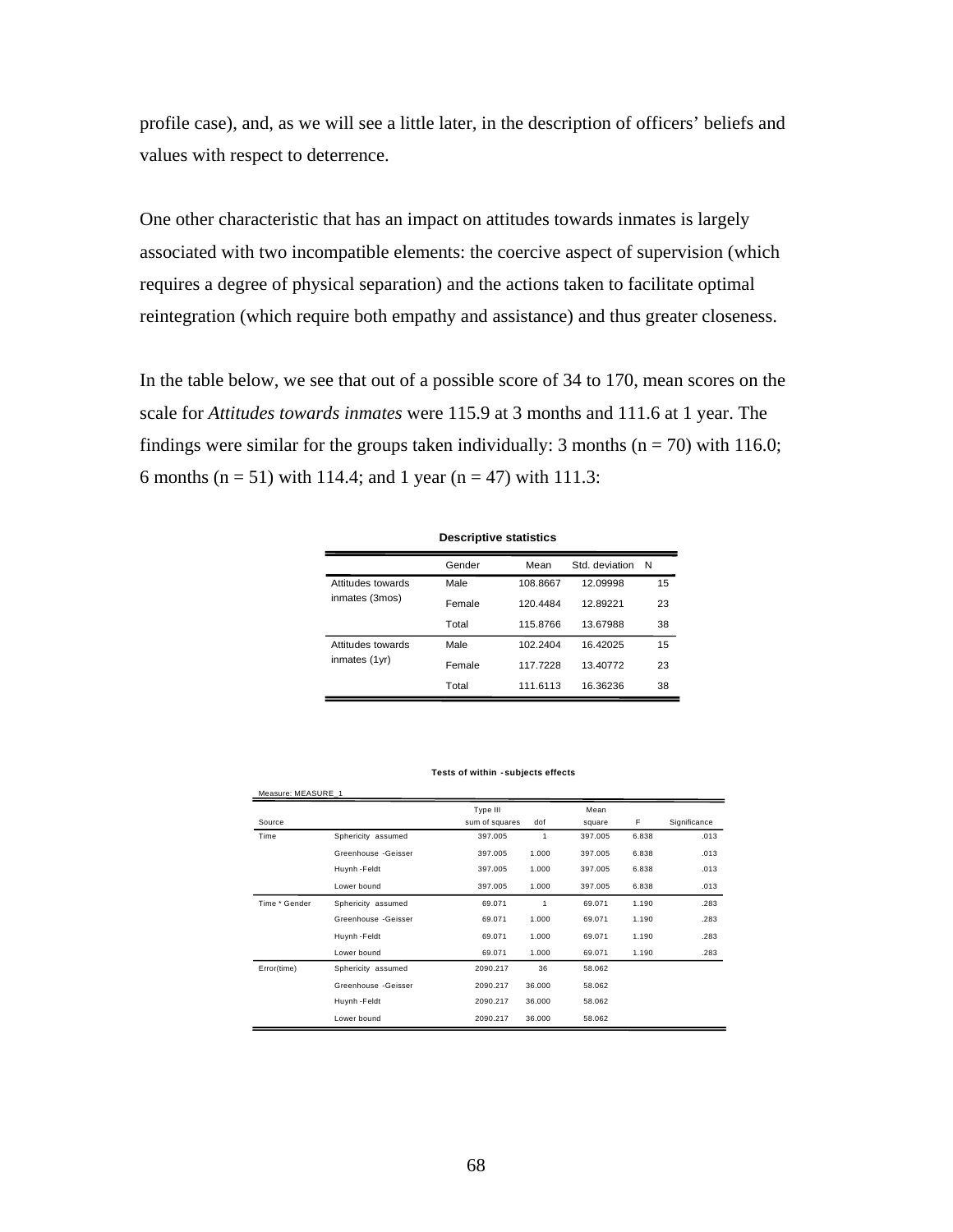profile case), and, as we will see a little later, in the description of officers' beliefs and values with respect to deterrence.

One other characteristic that has an impact on attitudes towards inmates is largely associated with two incompatible elements: the coercive aspect of supervision (which requires a degree of physical separation) and the actions taken to facilitate optimal reintegration (which require both empathy and assistance) and thus greater closeness.

In the table below, we see that out of a possible score of 34 to 170, mean scores on the scale for *Attitudes towards inmates* were 115.9 at 3 months and 111.6 at 1 year. The findings were similar for the groups taken individually: 3 months (n = 70) with 116.0; 6 months (n = 51) with 114.4; and 1 year (n = 47) with 111.3:

**Descriptive statistics**

| | Gender | Mean | Std. deviation | N |
|---|---|---|---|---|
| Attitudes towards inmates (3mos) | Male | 108.8667 | 12.09998 | 15 |
| | Female | 120.4484 | 12.89221 | 23 |
| | Total | 115.8766 | 13.67988 | 38 |
| Attitudes towards inmates (1yr) | Male | 102.2404 | 16.42025 | 15 |
| | Female | 117.7228 | 13.40772 | 23 |
| | Total | 111.6113 | 16.36236 | 38 |

**Tests of within -subjects effects**

Measure: MEASURE_1

| Source | | Type III sum of squares | dof | Mean square | F | Significance |
|---|---|---|---|---|---|---|
| Time | Sphericity assumed | 397.005 | 1 | 397.005 | 6.838 | .013 |
| | Greenhouse -Geisser | 397.005 | 1.000 | 397.005 | 6.838 | .013 |
| | Huynh -Feldt | 397.005 | 1.000 | 397.005 | 6.838 | .013 |
| | Lower bound | 397.005 | 1.000 | 397.005 | 6.838 | .013 |
| Time * Gender | Sphericity assumed | 69.071 | 1 | 69.071 | 1.190 | .283 |
| | Greenhouse -Geisser | 69.071 | 1.000 | 69.071 | 1.190 | .283 |
| | Huynh -Feldt | 69.071 | 1.000 | 69.071 | 1.190 | .283 |
| | Lower bound | 69.071 | 1.000 | 69.071 | 1.190 | .283 |
| Error(time) | Sphericity assumed | 2090.217 | 36 | 58.062 | | |
| | Greenhouse -Geisser | 2090.217 | 36.000 | 58.062 | | |
| | Huynh -Feldt | 2090.217 | 36.000 | 58.062 | | |
| | Lower bound | 2090.217 | 36.000 | 58.062 | | |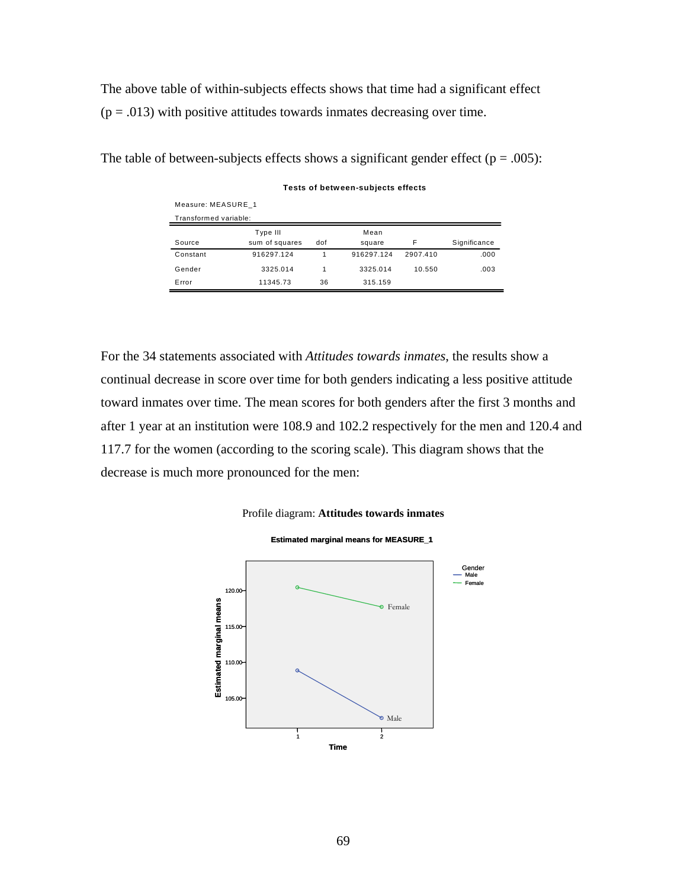The above table of within-subjects effects shows that time had a significant effect ($p = .013$) with positive attitudes towards inmates decreasing over time.

The table of between-subjects effects shows a significant gender effect ($p = .005$):

**Tests of between-subjects effects**

Measure: MEASURE_1

Transformed variable:

| Source | Type III sum of squares | dof | Mean square | F | Significance |
|---|---|---|---|---|---|
| Constant | 916297.124 | 1 | 916297.124 | 2907.410 | .000 |
| Gender | 3325.014 | 1 | 3325.014 | 10.550 | .003 |
| Error | 11345.73 | 36 | 315.159 | | |

For the 34 statements associated with *Attitudes towards inmates*, the results show a continual decrease in score over time for both genders indicating a less positive attitude toward inmates over time. The mean scores for both genders after the first 3 months and after 1 year at an institution were 108.9 and 102.2 respectively for the men and 120.4 and 117.7 for the women (according to the scoring scale). This diagram shows that the decrease is much more pronounced for the men:

Profile diagram: **Attitudes towards inmates**

**Estimated marginal means for MEASURE_1**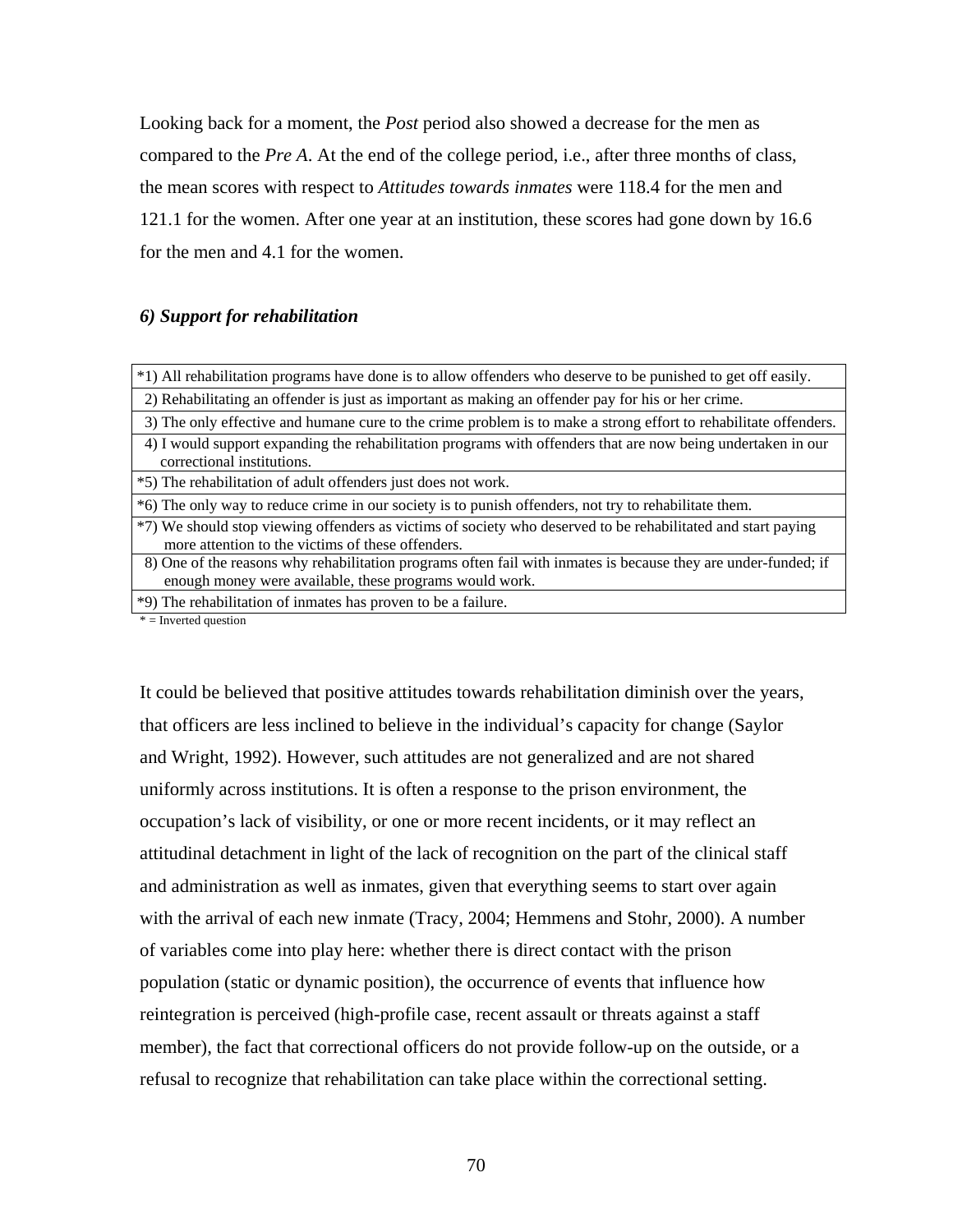Looking back for a moment, the *Post* period also showed a decrease for the men as compared to the *Pre A*. At the end of the college period, i.e., after three months of class, the mean scores with respect to *Attitudes towards inmates* were 118.4 for the men and 121.1 for the women. After one year at an institution, these scores had gone down by 16.6 for the men and 4.1 for the women.

### *6) Support for rehabilitation*

| |
|---|
| *1) All rehabilitation programs have done is to allow offenders who deserve to be punished to get off easily. |
| 2) Rehabilitating an offender is just as important as making an offender pay for his or her crime. |
| 3) The only effective and humane cure to the crime problem is to make a strong effort to rehabilitate offenders. |
| 4) I would support expanding the rehabilitation programs with offenders that are now being undertaken in our correctional institutions. |
| *5) The rehabilitation of adult offenders just does not work. |
| *6) The only way to reduce crime in our society is to punish offenders, not try to rehabilitate them. |
| *7) We should stop viewing offenders as victims of society who deserved to be rehabilitated and start paying more attention to the victims of these offenders. |
| 8) One of the reasons why rehabilitation programs often fail with inmates is because they are under-funded; if enough money were available, these programs would work. |
| *9) The rehabilitation of inmates has proven to be a failure. |

\* = Inverted question

It could be believed that positive attitudes towards rehabilitation diminish over the years, that officers are less inclined to believe in the individual's capacity for change (Saylor and Wright, 1992). However, such attitudes are not generalized and are not shared uniformly across institutions. It is often a response to the prison environment, the occupation's lack of visibility, or one or more recent incidents, or it may reflect an attitudinal detachment in light of the lack of recognition on the part of the clinical staff and administration as well as inmates, given that everything seems to start over again with the arrival of each new inmate (Tracy, 2004; Hemmens and Stohr, 2000). A number of variables come into play here: whether there is direct contact with the prison population (static or dynamic position), the occurrence of events that influence how reintegration is perceived (high-profile case, recent assault or threats against a staff member), the fact that correctional officers do not provide follow-up on the outside, or a refusal to recognize that rehabilitation can take place within the correctional setting.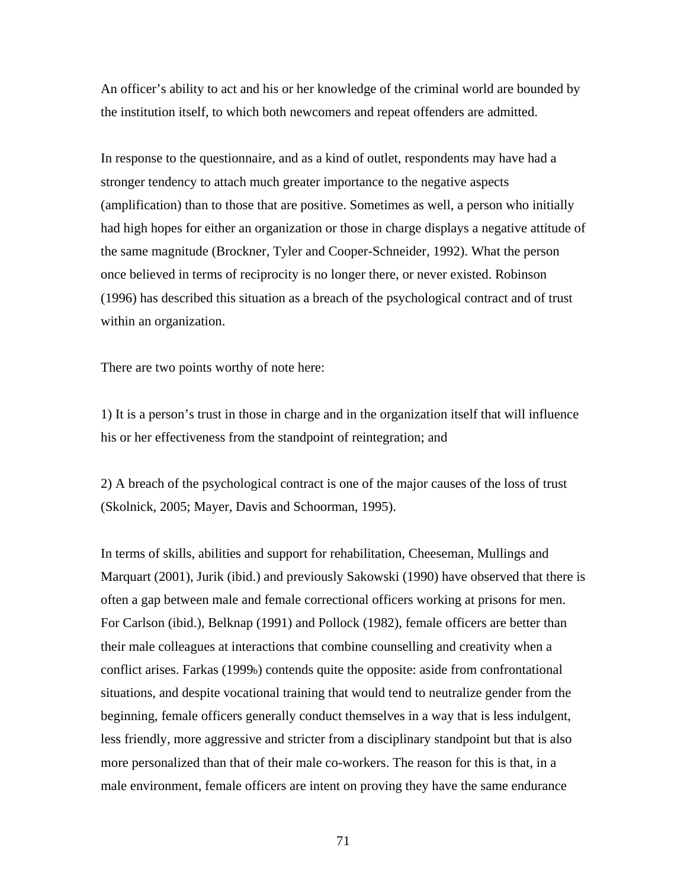An officer’s ability to act and his or her knowledge of the criminal world are bounded by the institution itself, to which both newcomers and repeat offenders are admitted.

In response to the questionnaire, and as a kind of outlet, respondents may have had a stronger tendency to attach much greater importance to the negative aspects (amplification) than to those that are positive. Sometimes as well, a person who initially had high hopes for either an organization or those in charge displays a negative attitude of the same magnitude (Brockner, Tyler and Cooper-Schneider, 1992). What the person once believed in terms of reciprocity is no longer there, or never existed. Robinson (1996) has described this situation as a breach of the psychological contract and of trust within an organization.

There are two points worthy of note here:

1) It is a person’s trust in those in charge and in the organization itself that will influence his or her effectiveness from the standpoint of reintegration; and

2) A breach of the psychological contract is one of the major causes of the loss of trust (Skolnick, 2005; Mayer, Davis and Schoorman, 1995).

In terms of skills, abilities and support for rehabilitation, Cheeseman, Mullings and Marquart (2001), Jurik (ibid.) and previously Sakowski (1990) have observed that there is often a gap between male and female correctional officers working at prisons for men. For Carlson (ibid.), Belknap (1991) and Pollock (1982), female officers are better than their male colleagues at interactions that combine counselling and creativity when a conflict arises. Farkas (1999b) contends quite the opposite: aside from confrontational situations, and despite vocational training that would tend to neutralize gender from the beginning, female officers generally conduct themselves in a way that is less indulgent, less friendly, more aggressive and stricter from a disciplinary standpoint but that is also more personalized than that of their male co-workers. The reason for this is that, in a male environment, female officers are intent on proving they have the same endurance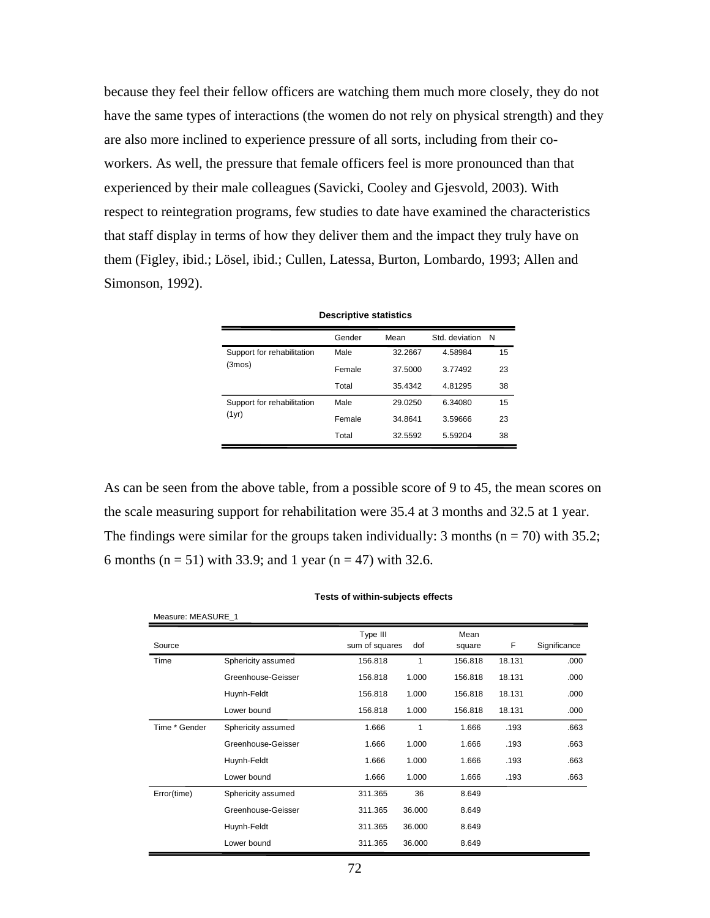because they feel their fellow officers are watching them much more closely, they do not have the same types of interactions (the women do not rely on physical strength) and they are also more inclined to experience pressure of all sorts, including from their co-workers. As well, the pressure that female officers feel is more pronounced than that experienced by their male colleagues (Savicki, Cooley and Gjesvold, 2003). With respect to reintegration programs, few studies to date have examined the characteristics that staff display in terms of how they deliver them and the impact they truly have on them (Figley, ibid.; Lösel, ibid.; Cullen, Latessa, Burton, Lombardo, 1993; Allen and Simonson, 1992).

**Descriptive statistics**

| | Gender | Mean | Std. deviation | N |
|---|---|---|---|---|
| Support for rehabilitation (3mos) | Male | 32.2667 | 4.58984 | 15 |
| | Female | 37.5000 | 3.77492 | 23 |
| | Total | 35.4342 | 4.81295 | 38 |
| Support for rehabilitation (1yr) | Male | 29.0250 | 6.34080 | 15 |
| | Female | 34.8641 | 3.59666 | 23 |
| | Total | 32.5592 | 5.59204 | 38 |

As can be seen from the above table, from a possible score of 9 to 45, the mean scores on the scale measuring support for rehabilitation were 35.4 at 3 months and 32.5 at 1 year. The findings were similar for the groups taken individually: 3 months ($n = 70$) with 35.2; 6 months ($n = 51$) with 33.9; and 1 year ($n = 47$) with 32.6.

**Tests of within-subjects effects**

Measure: MEASURE_1

| Source | | Type III sum of squares | dof | Mean square | F | Significance |
|---|---|---|---|---|---|---|
| Time | Sphericity assumed | 156.818 | 1 | 156.818 | 18.131 | .000 |
| | Greenhouse-Geisser | 156.818 | 1.000 | 156.818 | 18.131 | .000 |
| | Huynh-Feldt | 156.818 | 1.000 | 156.818 | 18.131 | .000 |
| | Lower bound | 156.818 | 1.000 | 156.818 | 18.131 | .000 |
| Time * Gender | Sphericity assumed | 1.666 | 1 | 1.666 | .193 | .663 |
| | Greenhouse-Geisser | 1.666 | 1.000 | 1.666 | .193 | .663 |
| | Huynh-Feldt | 1.666 | 1.000 | 1.666 | .193 | .663 |
| | Lower bound | 1.666 | 1.000 | 1.666 | .193 | .663 |
| Error(time) | Sphericity assumed | 311.365 | 36 | 8.649 | | |
| | Greenhouse-Geisser | 311.365 | 36.000 | 8.649 | | |
| | Huynh-Feldt | 311.365 | 36.000 | 8.649 | | |
| | Lower bound | 311.365 | 36.000 | 8.649 | | |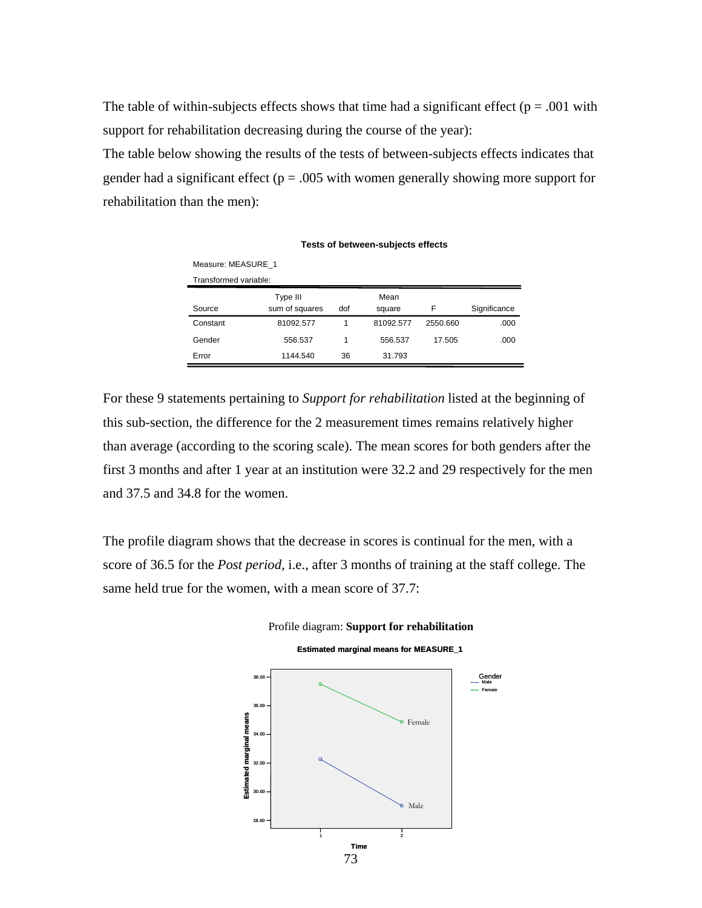The table of within-subjects effects shows that time had a significant effect (p = .001 with support for rehabilitation decreasing during the course of the year):

The table below showing the results of the tests of between-subjects effects indicates that gender had a significant effect (p = .005 with women generally showing more support for rehabilitation than the men):

**Tests of between-subjects effects**

Measure: MEASURE_1

Transformed variable:

| Source | Type III sum of squares | dof | Mean square | F | Significance |
|---|---|---|---|---|---|
| Constant | 81092.577 | 1 | 81092.577 | 2550.660 | .000 |
| Gender | 556.537 | 1 | 556.537 | 17.505 | .000 |
| Error | 1144.540 | 36 | 31.793 | | |

For these 9 statements pertaining to *Support for rehabilitation* listed at the beginning of this sub-section, the difference for the 2 measurement times remains relatively higher than average (according to the scoring scale). The mean scores for both genders after the first 3 months and after 1 year at an institution were 32.2 and 29 respectively for the men and 37.5 and 34.8 for the women.

The profile diagram shows that the decrease in scores is continual for the men, with a score of 36.5 for the *Post period*, i.e., after 3 months of training at the staff college. The same held true for the women, with a mean score of 37.7:

Profile diagram: **Support for rehabilitation**

**Estimated marginal means for MEASURE_1**

Estimated marginal means

38.00
36.00
34.00
32.00
30.00
28.00

Female

Male

Time

1 2

Gender
Male
Female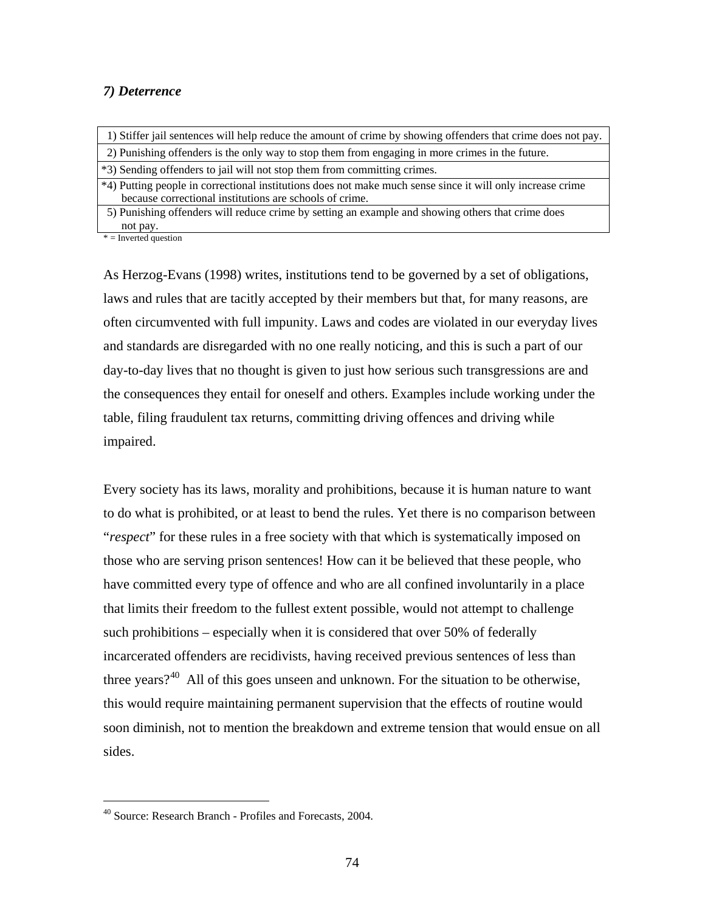### *7) Deterrence*

| |
|---|
| 1) Stiffer jail sentences will help reduce the amount of crime by showing offenders that crime does not pay. |
| 2) Punishing offenders is the only way to stop them from engaging in more crimes in the future. |
| *3) Sending offenders to jail will not stop them from committing crimes. |
| *4) Putting people in correctional institutions does not make much sense since it will only increase crime because correctional institutions are schools of crime. |
| 5) Punishing offenders will reduce crime by setting an example and showing others that crime does not pay. |

\* = Inverted question

As Herzog-Evans (1998) writes, institutions tend to be governed by a set of obligations, laws and rules that are tacitly accepted by their members but that, for many reasons, are often circumvented with full impunity. Laws and codes are violated in our everyday lives and standards are disregarded with no one really noticing, and this is such a part of our day-to-day lives that no thought is given to just how serious such transgressions are and the consequences they entail for oneself and others. Examples include working under the table, filing fraudulent tax returns, committing driving offences and driving while impaired.

Every society has its laws, morality and prohibitions, because it is human nature to want to do what is prohibited, or at least to bend the rules. Yet there is no comparison between "*respect*" for these rules in a free society with that which is systematically imposed on those who are serving prison sentences! How can it be believed that these people, who have committed every type of offence and who are all confined involuntarily in a place that limits their freedom to the fullest extent possible, would not attempt to challenge such prohibitions – especially when it is considered that over 50% of federally incarcerated offenders are recidivists, having received previous sentences of less than three years?[40] All of this goes unseen and unknown. For the situation to be otherwise, this would require maintaining permanent supervision that the effects of routine would soon diminish, not to mention the breakdown and extreme tension that would ensue on all sides.

[40] Source: Research Branch - Profiles and Forecasts, 2004.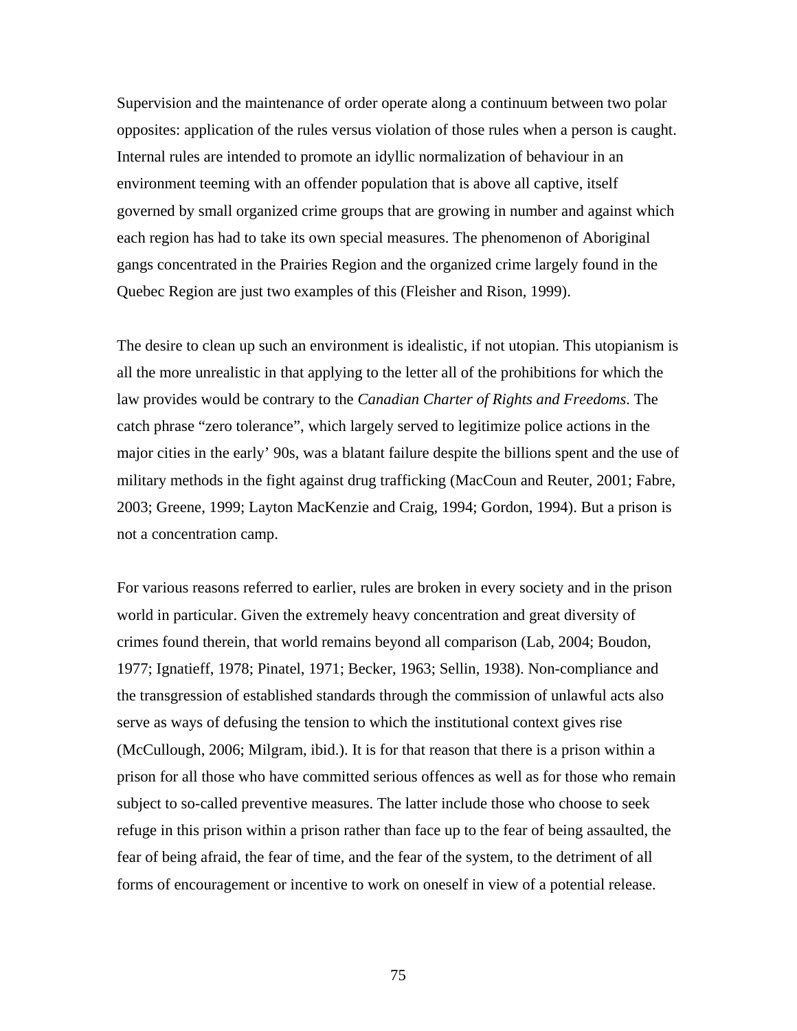Supervision and the maintenance of order operate along a continuum between two polar opposites: application of the rules versus violation of those rules when a person is caught. Internal rules are intended to promote an idyllic normalization of behaviour in an environment teeming with an offender population that is above all captive, itself governed by small organized crime groups that are growing in number and against which each region has had to take its own special measures. The phenomenon of Aboriginal gangs concentrated in the Prairies Region and the organized crime largely found in the Quebec Region are just two examples of this (Fleisher and Rison, 1999).

The desire to clean up such an environment is idealistic, if not utopian. This utopianism is all the more unrealistic in that applying to the letter all of the prohibitions for which the law provides would be contrary to the *Canadian Charter of Rights and Freedoms*. The catch phrase "zero tolerance", which largely served to legitimize police actions in the major cities in the early' 90s, was a blatant failure despite the billions spent and the use of military methods in the fight against drug trafficking (MacCoun and Reuter, 2001; Fabre, 2003; Greene, 1999; Layton MacKenzie and Craig, 1994; Gordon, 1994). But a prison is not a concentration camp.

For various reasons referred to earlier, rules are broken in every society and in the prison world in particular. Given the extremely heavy concentration and great diversity of crimes found therein, that world remains beyond all comparison (Lab, 2004; Boudon, 1977; Ignatieff, 1978; Pinatel, 1971; Becker, 1963; Sellin, 1938). Non-compliance and the transgression of established standards through the commission of unlawful acts also serve as ways of defusing the tension to which the institutional context gives rise (McCullough, 2006; Milgram, ibid.). It is for that reason that there is a prison within a prison for all those who have committed serious offences as well as for those who remain subject to so-called preventive measures. The latter include those who choose to seek refuge in this prison within a prison rather than face up to the fear of being assaulted, the fear of being afraid, the fear of time, and the fear of the system, to the detriment of all forms of encouragement or incentive to work on oneself in view of a potential release.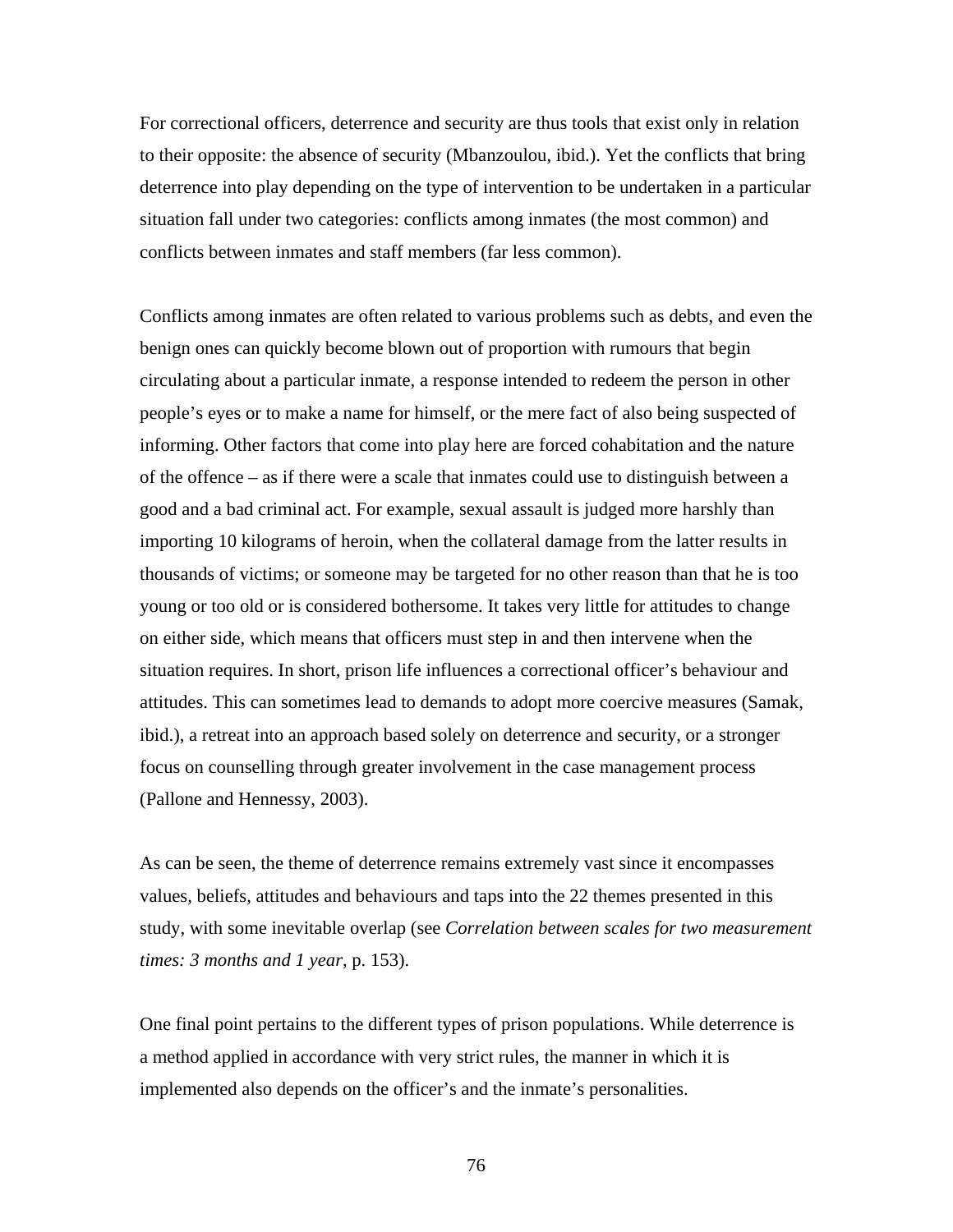For correctional officers, deterrence and security are thus tools that exist only in relation to their opposite: the absence of security (Mbanzoulou, ibid.). Yet the conflicts that bring deterrence into play depending on the type of intervention to be undertaken in a particular situation fall under two categories: conflicts among inmates (the most common) and conflicts between inmates and staff members (far less common).

Conflicts among inmates are often related to various problems such as debts, and even the benign ones can quickly become blown out of proportion with rumours that begin circulating about a particular inmate, a response intended to redeem the person in other people's eyes or to make a name for himself, or the mere fact of also being suspected of informing. Other factors that come into play here are forced cohabitation and the nature of the offence – as if there were a scale that inmates could use to distinguish between a good and a bad criminal act. For example, sexual assault is judged more harshly than importing 10 kilograms of heroin, when the collateral damage from the latter results in thousands of victims; or someone may be targeted for no other reason than that he is too young or too old or is considered bothersome. It takes very little for attitudes to change on either side, which means that officers must step in and then intervene when the situation requires. In short, prison life influences a correctional officer's behaviour and attitudes. This can sometimes lead to demands to adopt more coercive measures (Samak, ibid.), a retreat into an approach based solely on deterrence and security, or a stronger focus on counselling through greater involvement in the case management process (Pallone and Hennessy, 2003).

As can be seen, the theme of deterrence remains extremely vast since it encompasses values, beliefs, attitudes and behaviours and taps into the 22 themes presented in this study, with some inevitable overlap (see *Correlation between scales for two measurement times: 3 months and 1 year*, p. 153).

One final point pertains to the different types of prison populations. While deterrence is a method applied in accordance with very strict rules, the manner in which it is implemented also depends on the officer's and the inmate's personalities.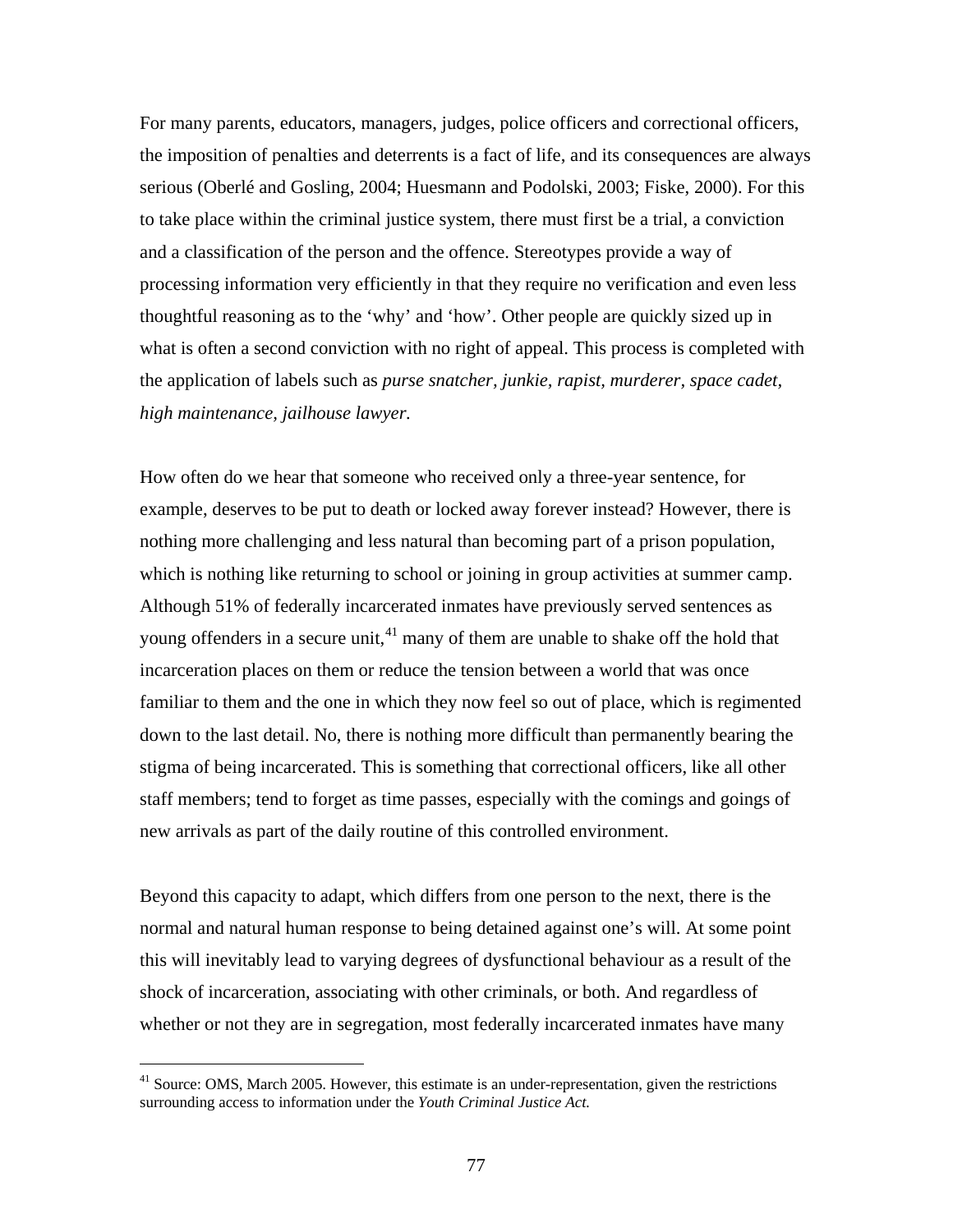For many parents, educators, managers, judges, police officers and correctional officers, the imposition of penalties and deterrents is a fact of life, and its consequences are always serious (Oberlé and Gosling, 2004; Huesmann and Podolski, 2003; Fiske, 2000). For this to take place within the criminal justice system, there must first be a trial, a conviction and a classification of the person and the offence. Stereotypes provide a way of processing information very efficiently in that they require no verification and even less thoughtful reasoning as to the 'why' and 'how'. Other people are quickly sized up in what is often a second conviction with no right of appeal. This process is completed with the application of labels such as *purse snatcher, junkie, rapist, murderer, space cadet, high maintenance, jailhouse lawyer.*

How often do we hear that someone who received only a three-year sentence, for example, deserves to be put to death or locked away forever instead? However, there is nothing more challenging and less natural than becoming part of a prison population, which is nothing like returning to school or joining in group activities at summer camp. Although 51% of federally incarcerated inmates have previously served sentences as young offenders in a secure unit,[41] many of them are unable to shake off the hold that incarceration places on them or reduce the tension between a world that was once familiar to them and the one in which they now feel so out of place, which is regimented down to the last detail. No, there is nothing more difficult than permanently bearing the stigma of being incarcerated. This is something that correctional officers, like all other staff members; tend to forget as time passes, especially with the comings and goings of new arrivals as part of the daily routine of this controlled environment.

Beyond this capacity to adapt, which differs from one person to the next, there is the normal and natural human response to being detained against one's will. At some point this will inevitably lead to varying degrees of dysfunctional behaviour as a result of the shock of incarceration, associating with other criminals, or both. And regardless of whether or not they are in segregation, most federally incarcerated inmates have many

[41] Source: OMS, March 2005. However, this estimate is an under-representation, given the restrictions surrounding access to information under the *Youth Criminal Justice Act.*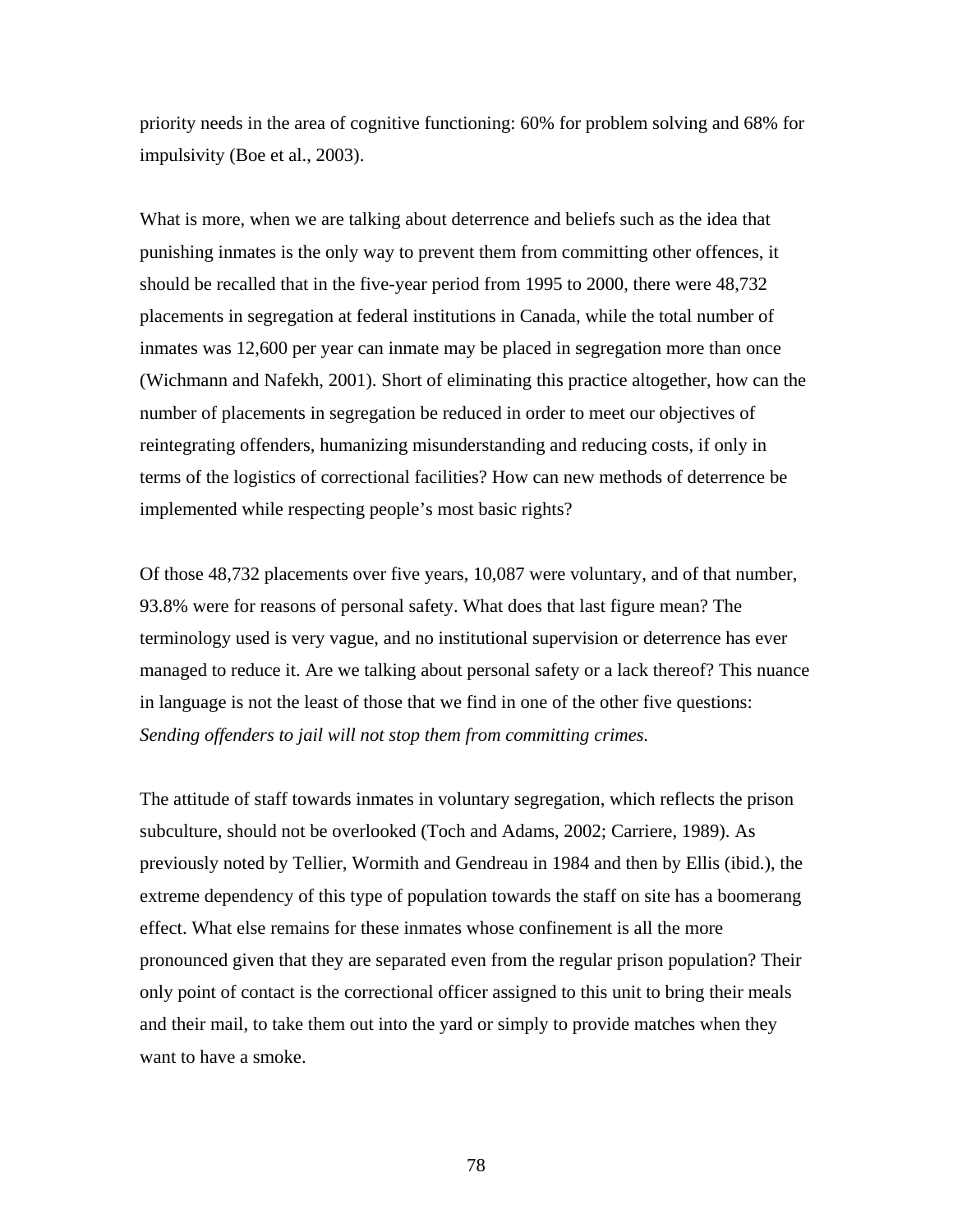priority needs in the area of cognitive functioning: 60% for problem solving and 68% for impulsivity (Boe et al., 2003).

What is more, when we are talking about deterrence and beliefs such as the idea that punishing inmates is the only way to prevent them from committing other offences, it should be recalled that in the five-year period from 1995 to 2000, there were 48,732 placements in segregation at federal institutions in Canada, while the total number of inmates was 12,600 per year can inmate may be placed in segregation more than once (Wichmann and Nafekh, 2001). Short of eliminating this practice altogether, how can the number of placements in segregation be reduced in order to meet our objectives of reintegrating offenders, humanizing misunderstanding and reducing costs, if only in terms of the logistics of correctional facilities? How can new methods of deterrence be implemented while respecting people's most basic rights?

Of those 48,732 placements over five years, 10,087 were voluntary, and of that number, 93.8% were for reasons of personal safety. What does that last figure mean? The terminology used is very vague, and no institutional supervision or deterrence has ever managed to reduce it. Are we talking about personal safety or a lack thereof? This nuance in language is not the least of those that we find in one of the other five questions: *Sending offenders to jail will not stop them from committing crimes.*

The attitude of staff towards inmates in voluntary segregation, which reflects the prison subculture, should not be overlooked (Toch and Adams, 2002; Carriere, 1989). As previously noted by Tellier, Wormith and Gendreau in 1984 and then by Ellis (ibid.), the extreme dependency of this type of population towards the staff on site has a boomerang effect. What else remains for these inmates whose confinement is all the more pronounced given that they are separated even from the regular prison population? Their only point of contact is the correctional officer assigned to this unit to bring their meals and their mail, to take them out into the yard or simply to provide matches when they want to have a smoke.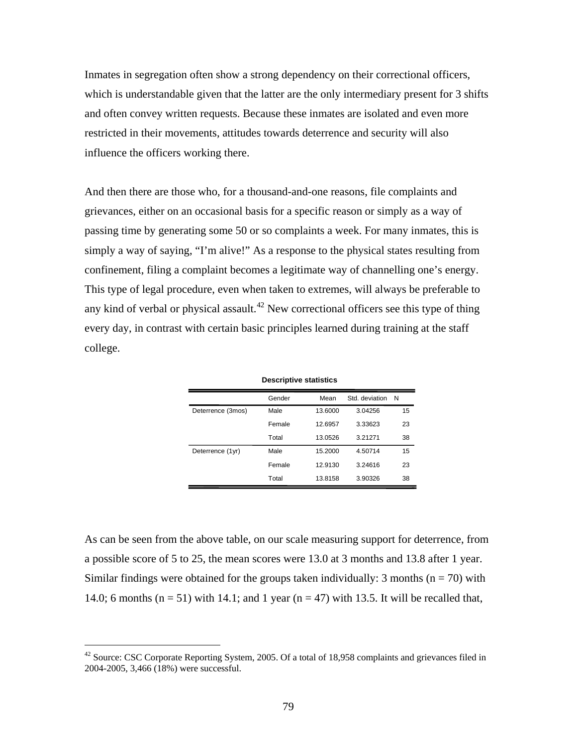Inmates in segregation often show a strong dependency on their correctional officers, which is understandable given that the latter are the only intermediary present for 3 shifts and often convey written requests. Because these inmates are isolated and even more restricted in their movements, attitudes towards deterrence and security will also influence the officers working there.

And then there are those who, for a thousand-and-one reasons, file complaints and grievances, either on an occasional basis for a specific reason or simply as a way of passing time by generating some 50 or so complaints a week. For many inmates, this is simply a way of saying, "I'm alive!" As a response to the physical states resulting from confinement, filing a complaint becomes a legitimate way of channelling one's energy. This type of legal procedure, even when taken to extremes, will always be preferable to any kind of verbal or physical assault.[42] New correctional officers see this type of thing every day, in contrast with certain basic principles learned during training at the staff college.

**Descriptive statistics**

| | Gender | Mean | Std. deviation | N |
|---|---|---|---|---|
| Deterrence (3mos) | Male | 13.6000 | 3.04256 | 15 |
| | Female | 12.6957 | 3.33623 | 23 |
| | Total | 13.0526 | 3.21271 | 38 |
| Deterrence (1yr) | Male | 15.2000 | 4.50714 | 15 |
| | Female | 12.9130 | 3.24616 | 23 |
| | Total | 13.8158 | 3.90326 | 38 |

As can be seen from the above table, on our scale measuring support for deterrence, from a possible score of 5 to 25, the mean scores were 13.0 at 3 months and 13.8 after 1 year. Similar findings were obtained for the groups taken individually: 3 months (n = 70) with 14.0; 6 months (n = 51) with 14.1; and 1 year (n = 47) with 13.5. It will be recalled that,

[42] Source: CSC Corporate Reporting System, 2005. Of a total of 18,958 complaints and grievances filed in 2004-2005, 3,466 (18%) were successful.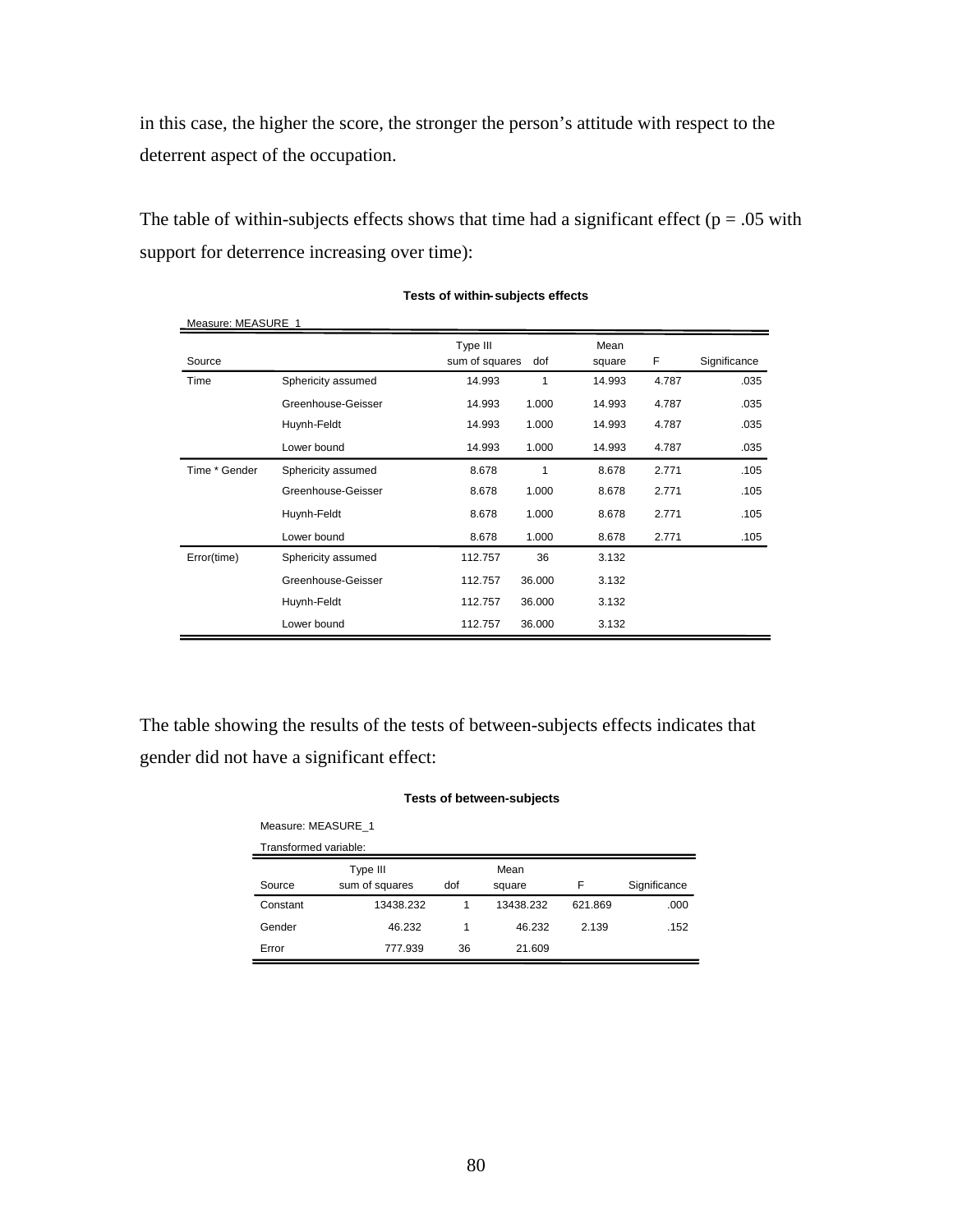in this case, the higher the score, the stronger the person's attitude with respect to the deterrent aspect of the occupation.

The table of within-subjects effects shows that time had a significant effect ($p = .05$ with support for deterrence increasing over time):

**Tests of within-subjects effects**

Measure: MEASURE_1

| Source | | Type III sum of squares | dof | Mean square | F | Significance |
|---|---|---|---|---|---|---|
| Time | Sphericity assumed | 14.993 | 1 | 14.993 | 4.787 | .035 |
| | Greenhouse-Geisser | 14.993 | 1.000 | 14.993 | 4.787 | .035 |
| | Huynh-Feldt | 14.993 | 1.000 | 14.993 | 4.787 | .035 |
| | Lower bound | 14.993 | 1.000 | 14.993 | 4.787 | .035 |
| Time * Gender | Sphericity assumed | 8.678 | 1 | 8.678 | 2.771 | .105 |
| | Greenhouse-Geisser | 8.678 | 1.000 | 8.678 | 2.771 | .105 |
| | Huynh-Feldt | 8.678 | 1.000 | 8.678 | 2.771 | .105 |
| | Lower bound | 8.678 | 1.000 | 8.678 | 2.771 | .105 |
| Error(time) | Sphericity assumed | 112.757 | 36 | 3.132 | | |
| | Greenhouse-Geisser | 112.757 | 36.000 | 3.132 | | |
| | Huynh-Feldt | 112.757 | 36.000 | 3.132 | | |
| | Lower bound | 112.757 | 36.000 | 3.132 | | |

The table showing the results of the tests of between-subjects effects indicates that gender did not have a significant effect:

**Tests of between-subjects**

Measure: MEASURE_1

Transformed variable:

| Source | Type III sum of squares | dof | Mean square | F | Significance |
|---|---|---|---|---|---|
| Constant | 13438.232 | 1 | 13438.232 | 621.869 | .000 |
| Gender | 46.232 | 1 | 46.232 | 2.139 | .152 |
| Error | 777.939 | 36 | 21.609 | | |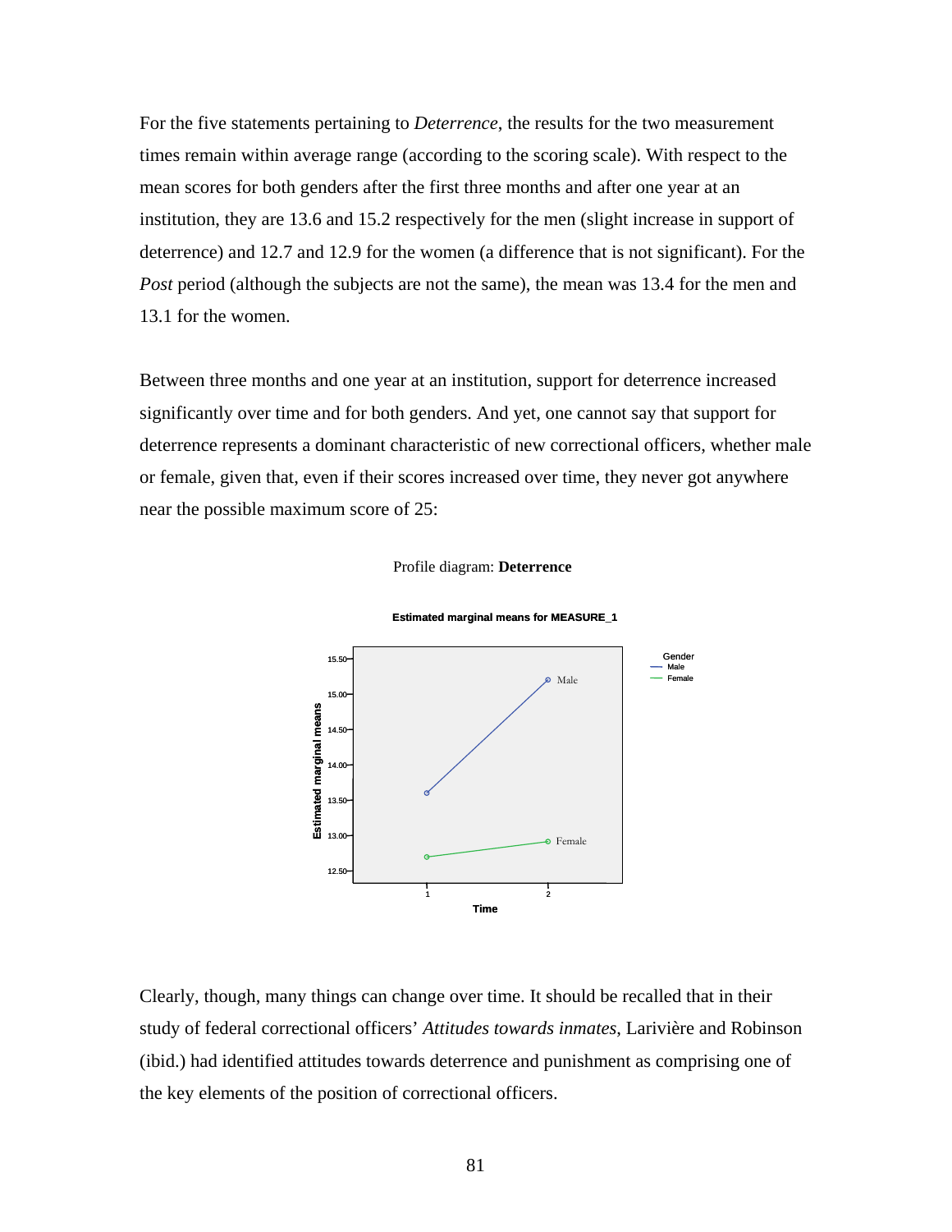For the five statements pertaining to *Deterrence*, the results for the two measurement times remain within average range (according to the scoring scale). With respect to the mean scores for both genders after the first three months and after one year at an institution, they are 13.6 and 15.2 respectively for the men (slight increase in support of deterrence) and 12.7 and 12.9 for the women (a difference that is not significant). For the *Post* period (although the subjects are not the same), the mean was 13.4 for the men and 13.1 for the women.

Between three months and one year at an institution, support for deterrence increased significantly over time and for both genders. And yet, one cannot say that support for deterrence represents a dominant characteristic of new correctional officers, whether male or female, given that, even if their scores increased over time, they never got anywhere near the possible maximum score of 25:

Profile diagram: **Deterrence**

**Estimated marginal means for MEASURE_1**

Clearly, though, many things can change over time. It should be recalled that in their study of federal correctional officers' *Attitudes towards inmates*, Larivière and Robinson (ibid.) had identified attitudes towards deterrence and punishment as comprising one of the key elements of the position of correctional officers.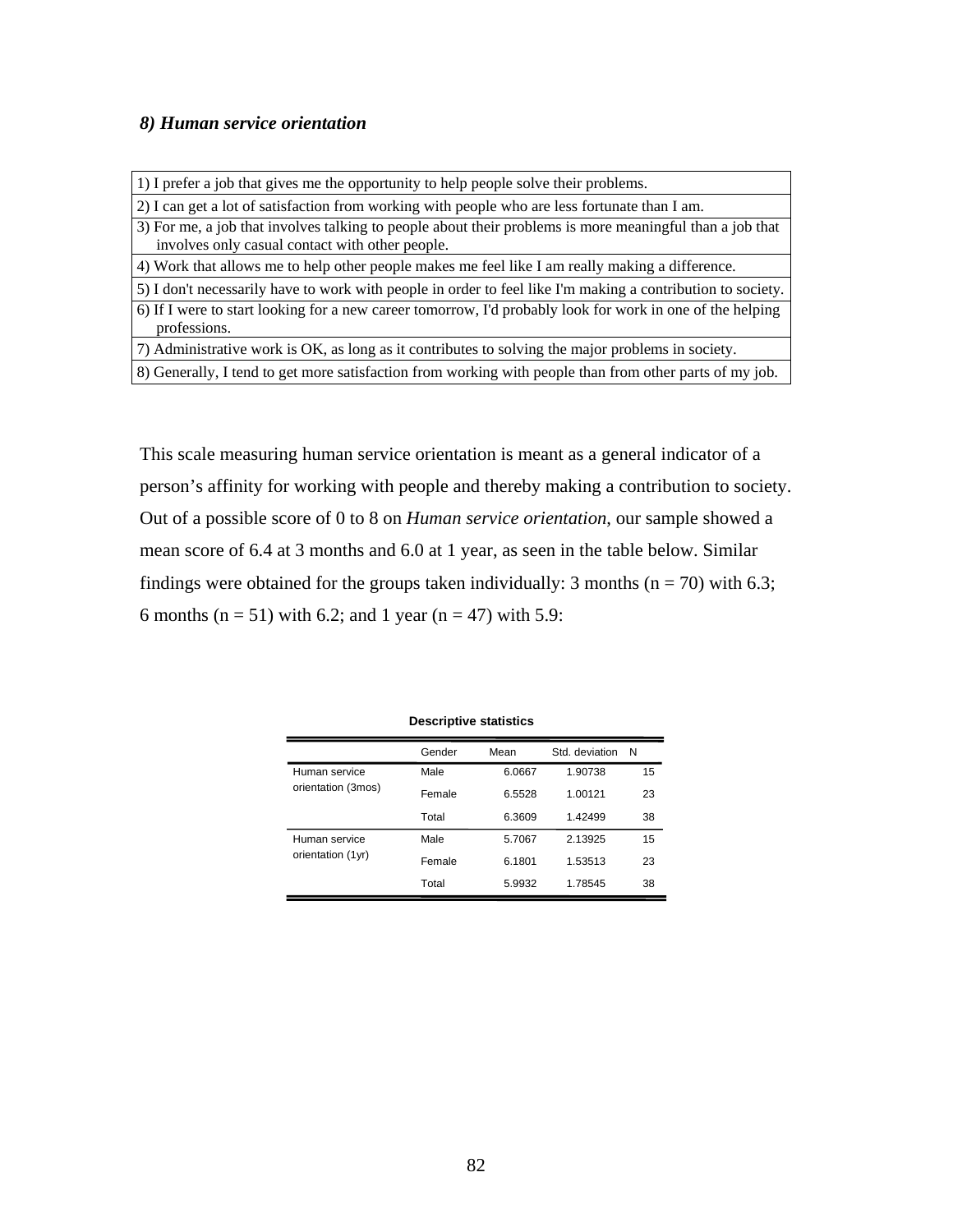### *8) Human service orientation*

| |
|---|
| 1) I prefer a job that gives me the opportunity to help people solve their problems. |
| 2) I can get a lot of satisfaction from working with people who are less fortunate than I am. |
| 3) For me, a job that involves talking to people about their problems is more meaningful than a job that involves only casual contact with other people. |
| 4) Work that allows me to help other people makes me feel like I am really making a difference. |
| 5) I don't necessarily have to work with people in order to feel like I'm making a contribution to society. |
| 6) If I were to start looking for a new career tomorrow, I'd probably look for work in one of the helping professions. |
| 7) Administrative work is OK, as long as it contributes to solving the major problems in society. |
| 8) Generally, I tend to get more satisfaction from working with people than from other parts of my job. |

This scale measuring human service orientation is meant as a general indicator of a person's affinity for working with people and thereby making a contribution to society. Out of a possible score of 0 to 8 on *Human service orientation*, our sample showed a mean score of 6.4 at 3 months and 6.0 at 1 year, as seen in the table below. Similar findings were obtained for the groups taken individually: 3 months (n = 70) with 6.3; 6 months (n = 51) with 6.2; and 1 year (n = 47) with 5.9:

**Descriptive statistics**

| | Gender | Mean | Std. deviation | N |
|---|---|---|---|---|
| Human service orientation (3mos) | Male | 6.0667 | 1.90738 | 15 |
| | Female | 6.5528 | 1.00121 | 23 |
| | Total | 6.3609 | 1.42499 | 38 |
| Human service orientation (1yr) | Male | 5.7067 | 2.13925 | 15 |
| | Female | 6.1801 | 1.53513 | 23 |
| | Total | 5.9932 | 1.78545 | 38 |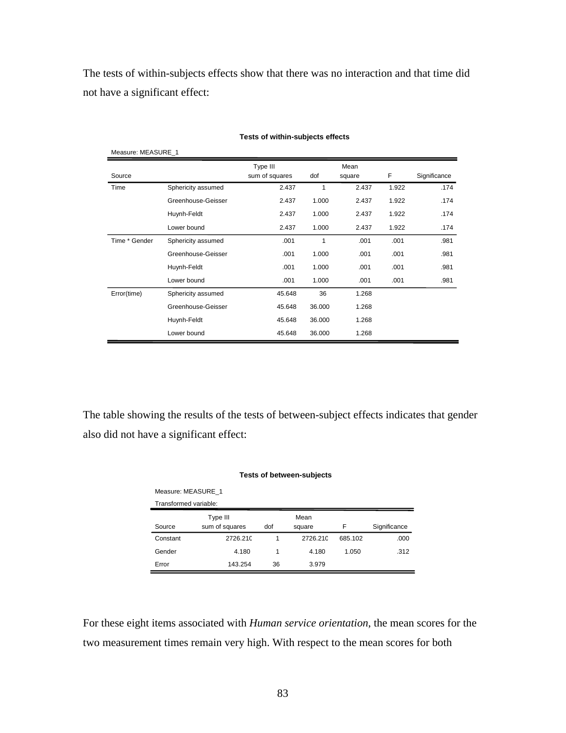The tests of within-subjects effects show that there was no interaction and that time did not have a significant effect:

**Tests of within-subjects effects**

Measure: MEASURE_1

| Source | | Type III sum of squares | dof | Mean square | F | Significance |
|---|---|---|---|---|---|---|
| Time | Sphericity assumed | 2.437 | 1 | 2.437 | 1.922 | .174 |
| | Greenhouse-Geisser | 2.437 | 1.000 | 2.437 | 1.922 | .174 |
| | Huynh-Feldt | 2.437 | 1.000 | 2.437 | 1.922 | .174 |
| | Lower bound | 2.437 | 1.000 | 2.437 | 1.922 | .174 |
| Time * Gender | Sphericity assumed | .001 | 1 | .001 | .001 | .981 |
| | Greenhouse-Geisser | .001 | 1.000 | .001 | .001 | .981 |
| | Huynh-Feldt | .001 | 1.000 | .001 | .001 | .981 |
| | Lower bound | .001 | 1.000 | .001 | .001 | .981 |
| Error(time) | Sphericity assumed | 45.648 | 36 | 1.268 | | |
| | Greenhouse-Geisser | 45.648 | 36.000 | 1.268 | | |
| | Huynh-Feldt | 45.648 | 36.000 | 1.268 | | |
| | Lower bound | 45.648 | 36.000 | 1.268 | | |

The table showing the results of the tests of between-subject effects indicates that gender also did not have a significant effect:

**Tests of between-subjects**

Measure: MEASURE_1

Transformed variable:

| Source | Type III sum of squares | dof | Mean square | F | Significance |
|---|---|---|---|---|---|
| Constant | 2726.210 | 1 | 2726.210 | 685.102 | .000 |
| Gender | 4.180 | 1 | 4.180 | 1.050 | .312 |
| Error | 143.254 | 36 | 3.979 | | |

For these eight items associated with *Human service orientation*, the mean scores for the two measurement times remain very high. With respect to the mean scores for both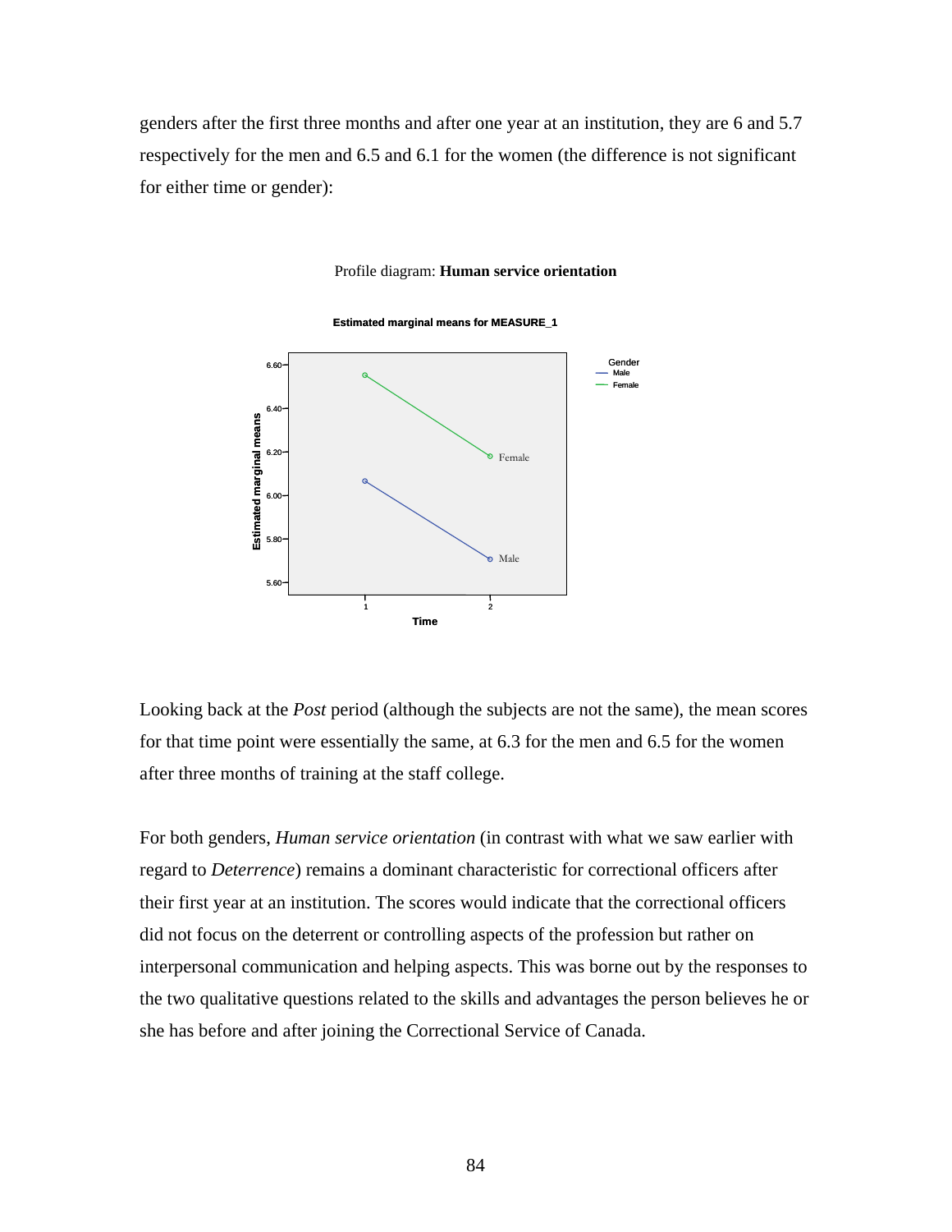genders after the first three months and after one year at an institution, they are 6 and 5.7 respectively for the men and 6.5 and 6.1 for the women (the difference is not significant for either time or gender):

Profile diagram: **Human service orientation**

Looking back at the *Post* period (although the subjects are not the same), the mean scores for that time point were essentially the same, at 6.3 for the men and 6.5 for the women after three months of training at the staff college.

For both genders, *Human service orientation* (in contrast with what we saw earlier with regard to *Deterrence*) remains a dominant characteristic for correctional officers after their first year at an institution. The scores would indicate that the correctional officers did not focus on the deterrent or controlling aspects of the profession but rather on interpersonal communication and helping aspects. This was borne out by the responses to the two qualitative questions related to the skills and advantages the person believes he or she has before and after joining the Correctional Service of Canada.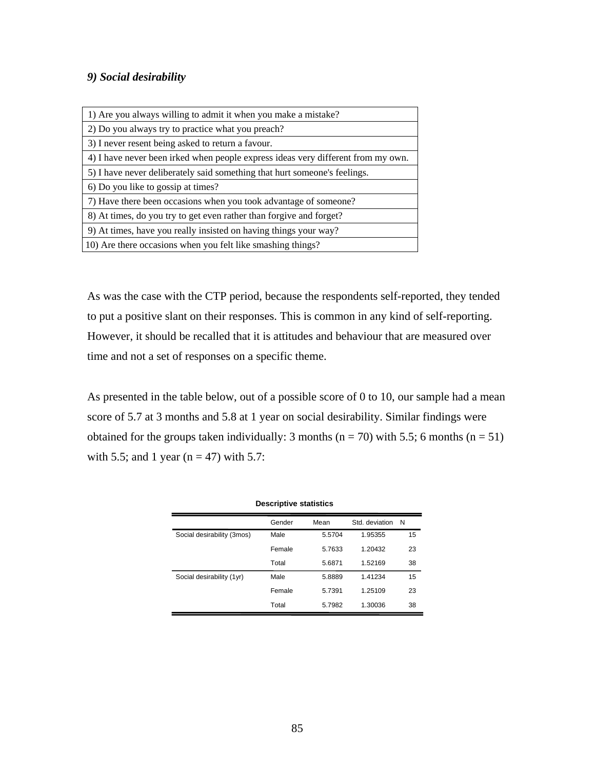### *9) Social desirability*

| |
|---|
| 1) Are you always willing to admit it when you make a mistake? |
| 2) Do you always try to practice what you preach? |
| 3) I never resent being asked to return a favour. |
| 4) I have never been irked when people express ideas very different from my own. |
| 5) I have never deliberately said something that hurt someone's feelings. |
| 6) Do you like to gossip at times? |
| 7) Have there been occasions when you took advantage of someone? |
| 8) At times, do you try to get even rather than forgive and forget? |
| 9) At times, have you really insisted on having things your way? |
| 10) Are there occasions when you felt like smashing things? |

As was the case with the CTP period, because the respondents self-reported, they tended to put a positive slant on their responses. This is common in any kind of self-reporting. However, it should be recalled that it is attitudes and behaviour that are measured over time and not a set of responses on a specific theme.

As presented in the table below, out of a possible score of 0 to 10, our sample had a mean score of 5.7 at 3 months and 5.8 at 1 year on social desirability. Similar findings were obtained for the groups taken individually: 3 months (n = 70) with 5.5; 6 months (n = 51) with 5.5; and 1 year (n = 47) with 5.7:

**Descriptive statistics**

| | Gender | Mean | Std. deviation | N |
|---|---|---|---|---|
| Social desirability (3mos) | Male | 5.5704 | 1.95355 | 15 |
| | Female | 5.7633 | 1.20432 | 23 |
| | Total | 5.6871 | 1.52169 | 38 |
| Social desirability (1yr) | Male | 5.8889 | 1.41234 | 15 |
| | Female | 5.7391 | 1.25109 | 23 |
| | Total | 5.7982 | 1.30036 | 38 |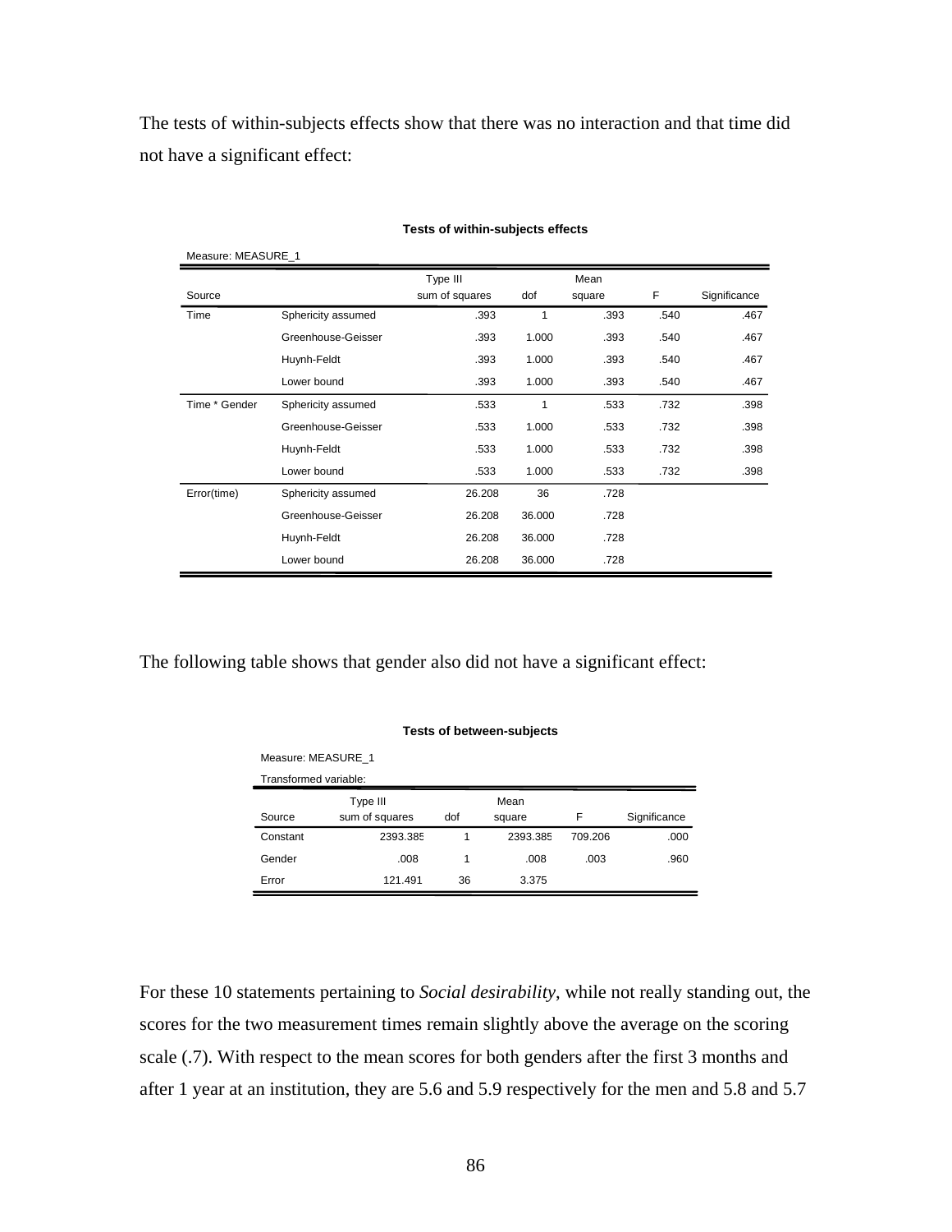The tests of within-subjects effects show that there was no interaction and that time did not have a significant effect:

**Tests of within-subjects effects**

Measure: MEASURE_1

| Source | | Type III sum of squares | dof | Mean square | F | Significance |
|---|---|---|---|---|---|---|
| Time | Sphericity assumed | .393 | 1 | .393 | .540 | .467 |
| | Greenhouse-Geisser | .393 | 1.000 | .393 | .540 | .467 |
| | Huynh-Feldt | .393 | 1.000 | .393 | .540 | .467 |
| | Lower bound | .393 | 1.000 | .393 | .540 | .467 |
| Time * Gender | Sphericity assumed | .533 | 1 | .533 | .732 | .398 |
| | Greenhouse-Geisser | .533 | 1.000 | .533 | .732 | .398 |
| | Huynh-Feldt | .533 | 1.000 | .533 | .732 | .398 |
| | Lower bound | .533 | 1.000 | .533 | .732 | .398 |
| Error(time) | Sphericity assumed | 26.208 | 36 | .728 | | |
| | Greenhouse-Geisser | 26.208 | 36.000 | .728 | | |
| | Huynh-Feldt | 26.208 | 36.000 | .728 | | |
| | Lower bound | 26.208 | 36.000 | .728 | | |

The following table shows that gender also did not have a significant effect:

**Tests of between-subjects**

Measure: MEASURE_1

Transformed variable:

| Source | Type III sum of squares | dof | Mean square | F | Significance |
|---|---|---|---|---|---|
| Constant | 2393.385 | 1 | 2393.385 | 709.206 | .000 |
| Gender | .008 | 1 | .008 | .003 | .960 |
| Error | 121.491 | 36 | 3.375 | | |

For these 10 statements pertaining to *Social desirability*, while not really standing out, the scores for the two measurement times remain slightly above the average on the scoring scale (.7). With respect to the mean scores for both genders after the first 3 months and after 1 year at an institution, they are 5.6 and 5.9 respectively for the men and 5.8 and 5.7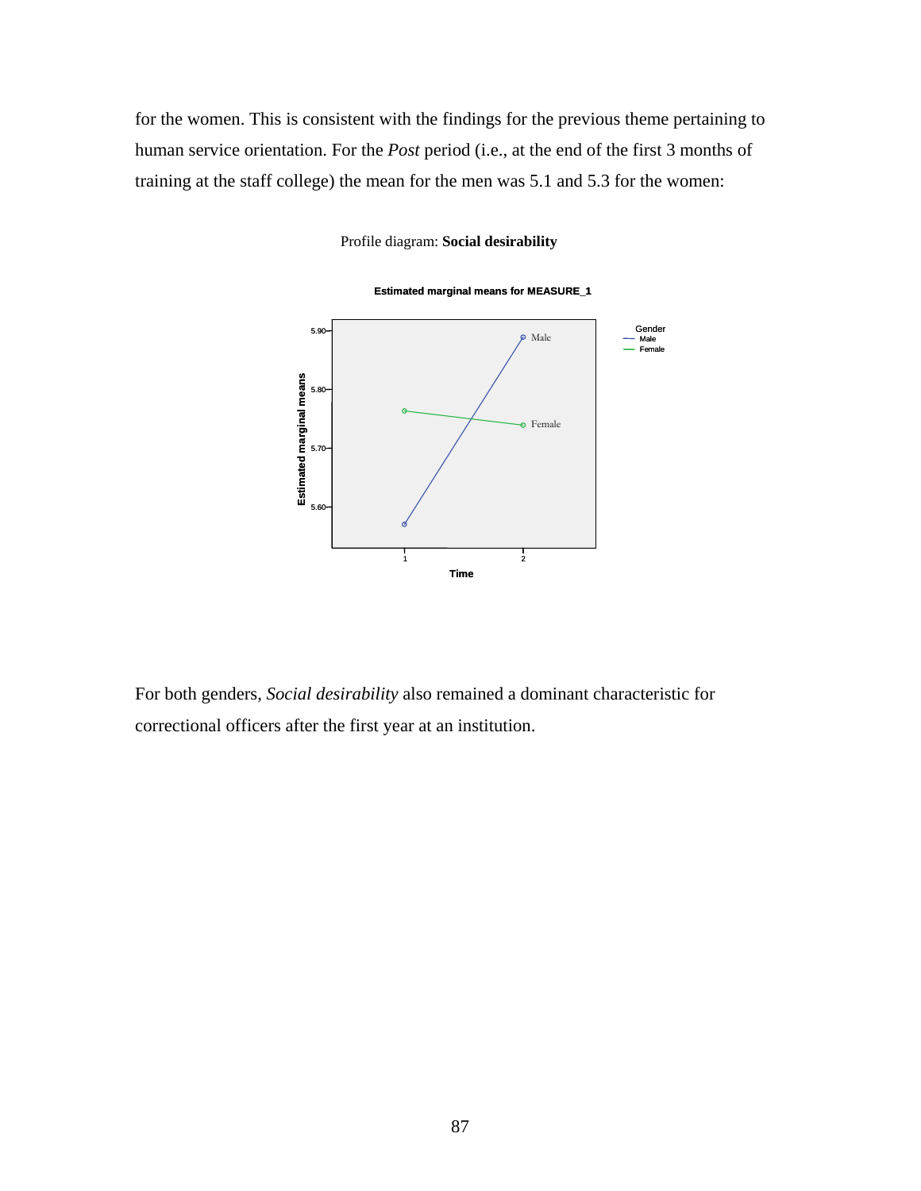for the women. This is consistent with the findings for the previous theme pertaining to human service orientation. For the *Post* period (i.e., at the end of the first 3 months of training at the staff college) the mean for the men was 5.1 and 5.3 for the women:

Profile diagram: **Social desirability**

For both genders, *Social desirability* also remained a dominant characteristic for correctional officers after the first year at an institution.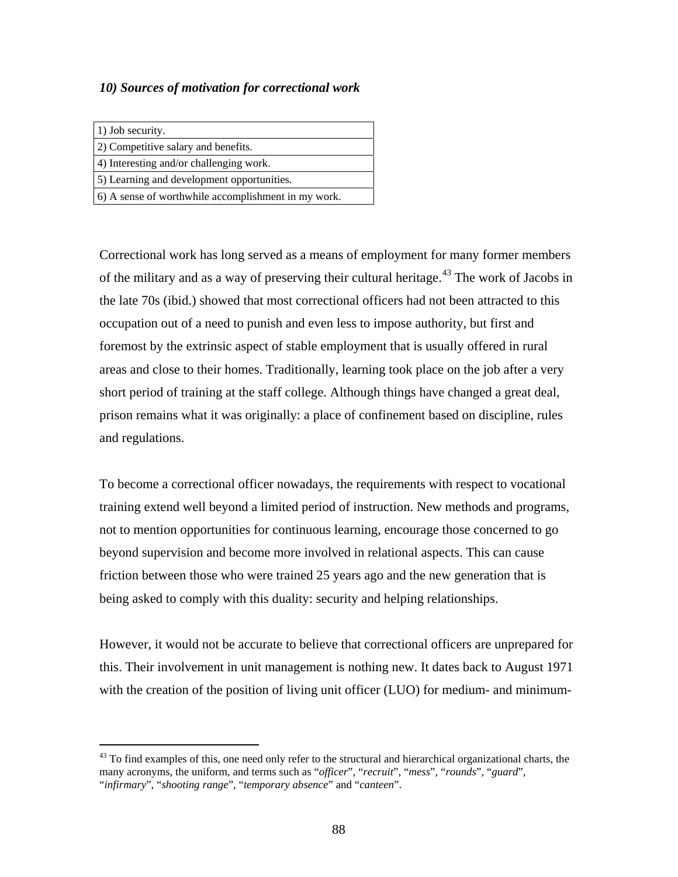*10) Sources of motivation for correctional work*

| 1) Job security. |
|---|
| 2) Competitive salary and benefits. |
| 4) Interesting and/or challenging work. |
| 5) Learning and development opportunities. |
| 6) A sense of worthwhile accomplishment in my work. |

Correctional work has long served as a means of employment for many former members of the military and as a way of preserving their cultural heritage.[43] The work of Jacobs in the late 70s (ibid.) showed that most correctional officers had not been attracted to this occupation out of a need to punish and even less to impose authority, but first and foremost by the extrinsic aspect of stable employment that is usually offered in rural areas and close to their homes. Traditionally, learning took place on the job after a very short period of training at the staff college. Although things have changed a great deal, prison remains what it was originally: a place of confinement based on discipline, rules and regulations.

To become a correctional officer nowadays, the requirements with respect to vocational training extend well beyond a limited period of instruction. New methods and programs, not to mention opportunities for continuous learning, encourage those concerned to go beyond supervision and become more involved in relational aspects. This can cause friction between those who were trained 25 years ago and the new generation that is being asked to comply with this duality: security and helping relationships.

However, it would not be accurate to believe that correctional officers are unprepared for this. Their involvement in unit management is nothing new. It dates back to August 1971 with the creation of the position of living unit officer (LUO) for medium- and minimum-

[43] To find examples of this, one need only refer to the structural and hierarchical organizational charts, the many acronyms, the uniform, and terms such as "*officer*", "*recruit*", "*mess*", "*rounds*", "*guard*", "*infirmary*", "*shooting range*", "*temporary absence*" and "*canteen*".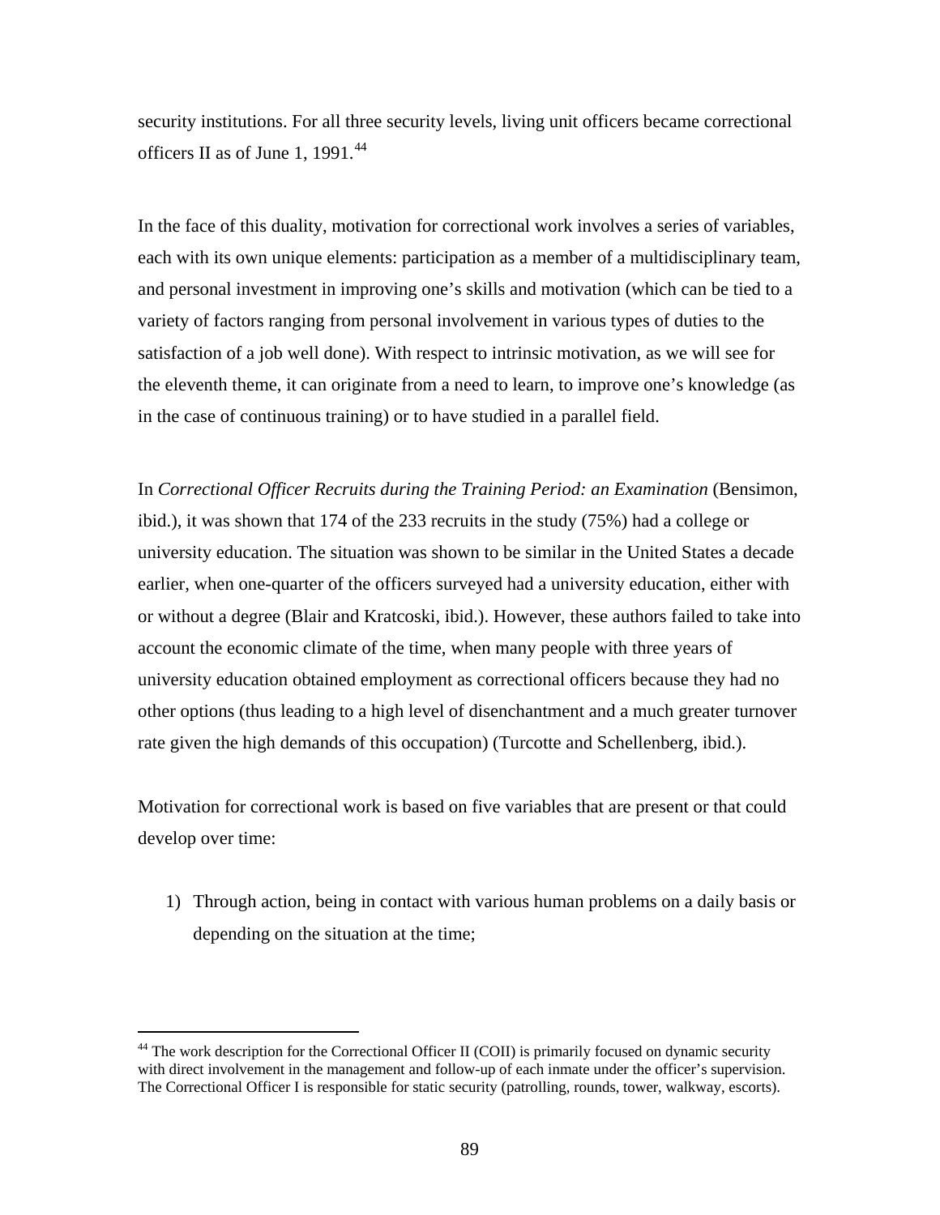security institutions. For all three security levels, living unit officers became correctional officers II as of June 1, 1991.[44]

In the face of this duality, motivation for correctional work involves a series of variables, each with its own unique elements: participation as a member of a multidisciplinary team, and personal investment in improving one's skills and motivation (which can be tied to a variety of factors ranging from personal involvement in various types of duties to the satisfaction of a job well done). With respect to intrinsic motivation, as we will see for the eleventh theme, it can originate from a need to learn, to improve one's knowledge (as in the case of continuous training) or to have studied in a parallel field.

In *Correctional Officer Recruits during the Training Period: an Examination* (Bensimon, ibid.), it was shown that 174 of the 233 recruits in the study (75%) had a college or university education. The situation was shown to be similar in the United States a decade earlier, when one-quarter of the officers surveyed had a university education, either with or without a degree (Blair and Kratcoski, ibid.). However, these authors failed to take into account the economic climate of the time, when many people with three years of university education obtained employment as correctional officers because they had no other options (thus leading to a high level of disenchantment and a much greater turnover rate given the high demands of this occupation) (Turcotte and Schellenberg, ibid.).

Motivation for correctional work is based on five variables that are present or that could develop over time:

1) Through action, being in contact with various human problems on a daily basis or depending on the situation at the time;

---

[44] The work description for the Correctional Officer II (COII) is primarily focused on dynamic security with direct involvement in the management and follow-up of each inmate under the officer's supervision. The Correctional Officer I is responsible for static security (patrolling, rounds, tower, walkway, escorts).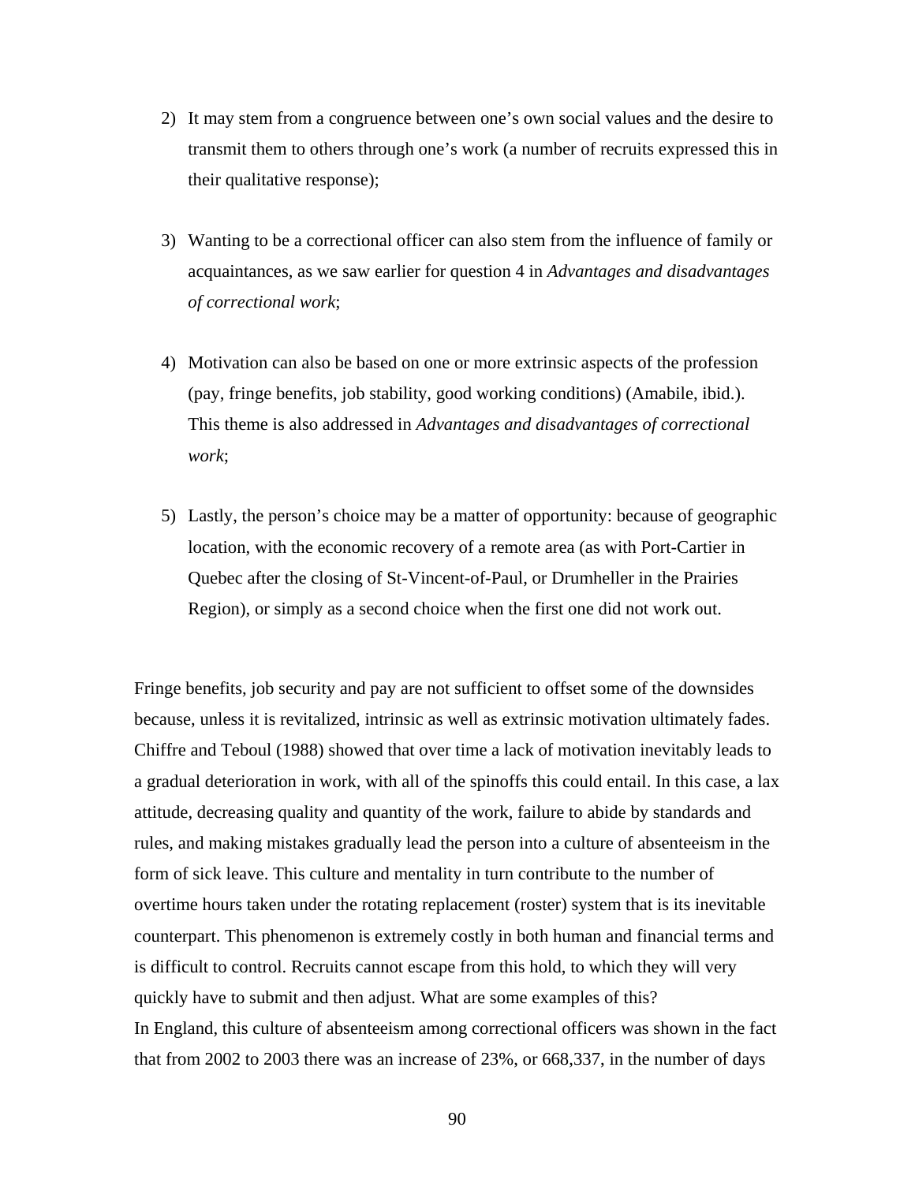2) It may stem from a congruence between one's own social values and the desire to transmit them to others through one's work (a number of recruits expressed this in their qualitative response);

3) Wanting to be a correctional officer can also stem from the influence of family or acquaintances, as we saw earlier for question 4 in *Advantages and disadvantages of correctional work*;

4) Motivation can also be based on one or more extrinsic aspects of the profession (pay, fringe benefits, job stability, good working conditions) (Amabile, ibid.). This theme is also addressed in *Advantages and disadvantages of correctional work*;

5) Lastly, the person's choice may be a matter of opportunity: because of geographic location, with the economic recovery of a remote area (as with Port-Cartier in Quebec after the closing of St-Vincent-of-Paul, or Drumheller in the Prairies Region), or simply as a second choice when the first one did not work out.

Fringe benefits, job security and pay are not sufficient to offset some of the downsides because, unless it is revitalized, intrinsic as well as extrinsic motivation ultimately fades. Chiffre and Teboul (1988) showed that over time a lack of motivation inevitably leads to a gradual deterioration in work, with all of the spinoffs this could entail. In this case, a lax attitude, decreasing quality and quantity of the work, failure to abide by standards and rules, and making mistakes gradually lead the person into a culture of absenteeism in the form of sick leave. This culture and mentality in turn contribute to the number of overtime hours taken under the rotating replacement (roster) system that is its inevitable counterpart. This phenomenon is extremely costly in both human and financial terms and is difficult to control. Recruits cannot escape from this hold, to which they will very quickly have to submit and then adjust. What are some examples of this?

In England, this culture of absenteeism among correctional officers was shown in the fact that from 2002 to 2003 there was an increase of 23%, or 668,337, in the number of days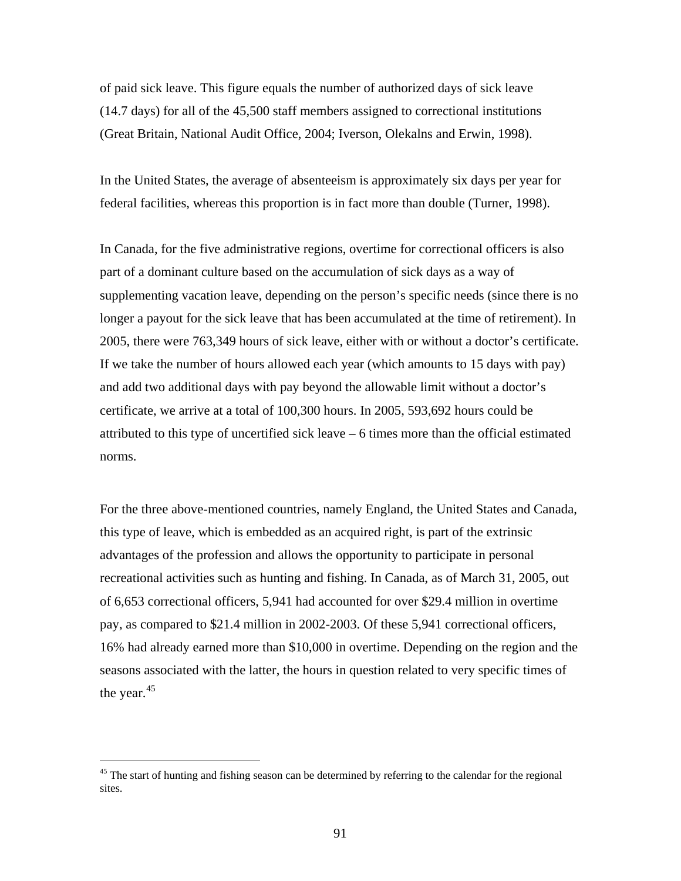of paid sick leave. This figure equals the number of authorized days of sick leave (14.7 days) for all of the 45,500 staff members assigned to correctional institutions (Great Britain, National Audit Office, 2004; Iverson, Olekalns and Erwin, 1998).

In the United States, the average of absenteeism is approximately six days per year for federal facilities, whereas this proportion is in fact more than double (Turner, 1998).

In Canada, for the five administrative regions, overtime for correctional officers is also part of a dominant culture based on the accumulation of sick days as a way of supplementing vacation leave, depending on the person's specific needs (since there is no longer a payout for the sick leave that has been accumulated at the time of retirement). In 2005, there were 763,349 hours of sick leave, either with or without a doctor's certificate. If we take the number of hours allowed each year (which amounts to 15 days with pay) and add two additional days with pay beyond the allowable limit without a doctor's certificate, we arrive at a total of 100,300 hours. In 2005, 593,692 hours could be attributed to this type of uncertified sick leave – 6 times more than the official estimated norms.

For the three above-mentioned countries, namely England, the United States and Canada, this type of leave, which is embedded as an acquired right, is part of the extrinsic advantages of the profession and allows the opportunity to participate in personal recreational activities such as hunting and fishing. In Canada, as of March 31, 2005, out of 6,653 correctional officers, 5,941 had accounted for over $29.4 million in overtime pay, as compared to $21.4 million in 2002-2003. Of these 5,941 correctional officers, 16% had already earned more than $10,000 in overtime. Depending on the region and the seasons associated with the latter, the hours in question related to very specific times of the year.[45]

[45] The start of hunting and fishing season can be determined by referring to the calendar for the regional sites.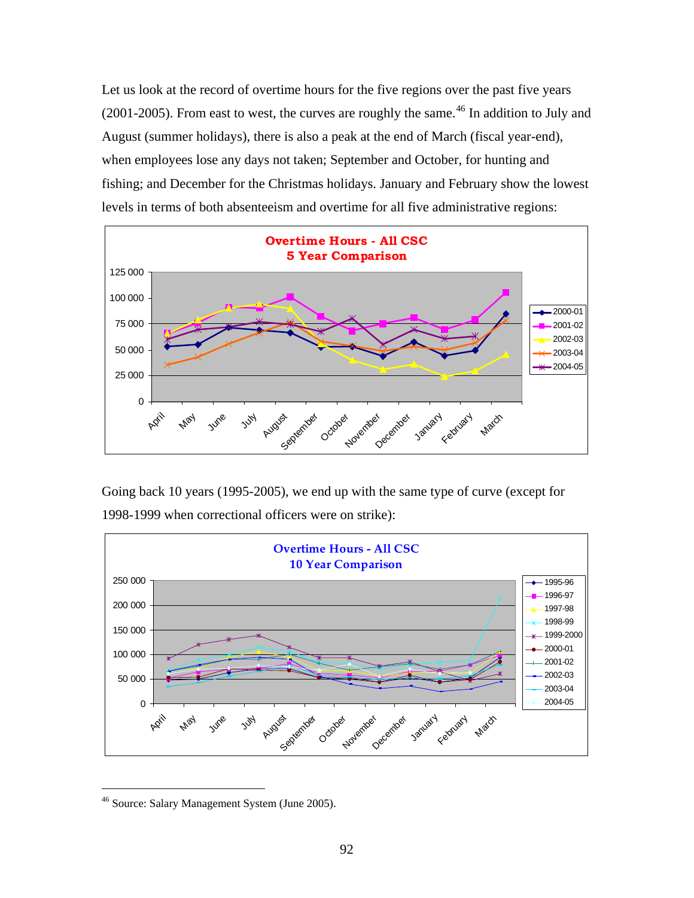Let us look at the record of overtime hours for the five regions over the past five years (2001-2005). From east to west, the curves are roughly the same.[46] In addition to July and August (summer holidays), there is also a peak at the end of March (fiscal year-end), when employees lose any days not taken; September and October, for hunting and fishing; and December for the Christmas holidays. January and February show the lowest levels in terms of both absenteeism and overtime for all five administrative regions:

Going back 10 years (1995-2005), we end up with the same type of curve (except for 1998-1999 when correctional officers were on strike):

---

[46] Source: Salary Management System (June 2005).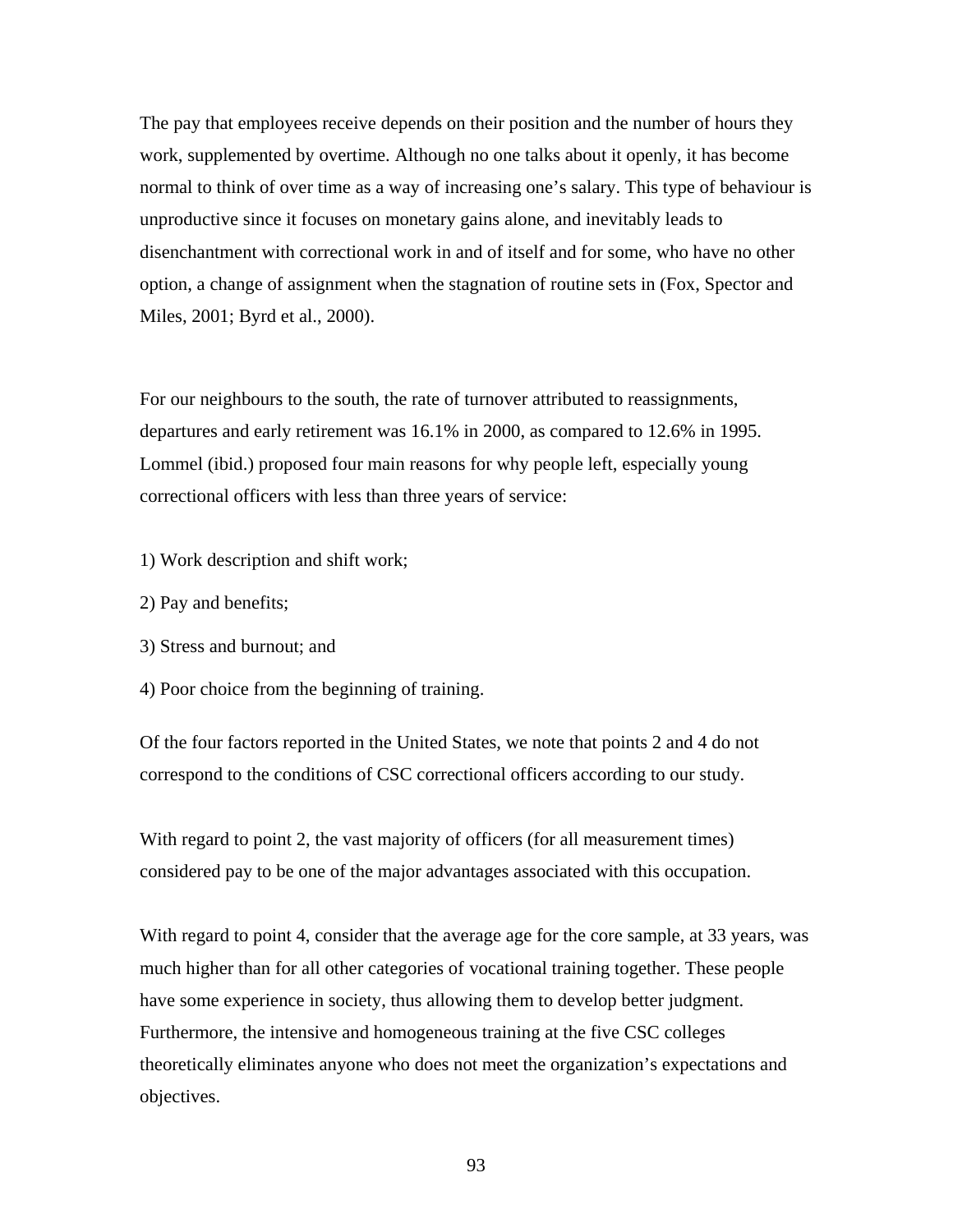The pay that employees receive depends on their position and the number of hours they work, supplemented by overtime. Although no one talks about it openly, it has become normal to think of over time as a way of increasing one's salary. This type of behaviour is unproductive since it focuses on monetary gains alone, and inevitably leads to disenchantment with correctional work in and of itself and for some, who have no other option, a change of assignment when the stagnation of routine sets in (Fox, Spector and Miles, 2001; Byrd et al., 2000).

For our neighbours to the south, the rate of turnover attributed to reassignments, departures and early retirement was 16.1% in 2000, as compared to 12.6% in 1995. Lommel (ibid.) proposed four main reasons for why people left, especially young correctional officers with less than three years of service:

1) Work description and shift work;

2) Pay and benefits;

3) Stress and burnout; and

4) Poor choice from the beginning of training.

Of the four factors reported in the United States, we note that points 2 and 4 do not correspond to the conditions of CSC correctional officers according to our study.

With regard to point 2, the vast majority of officers (for all measurement times) considered pay to be one of the major advantages associated with this occupation.

With regard to point 4, consider that the average age for the core sample, at 33 years, was much higher than for all other categories of vocational training together. These people have some experience in society, thus allowing them to develop better judgment. Furthermore, the intensive and homogeneous training at the five CSC colleges theoretically eliminates anyone who does not meet the organization's expectations and objectives.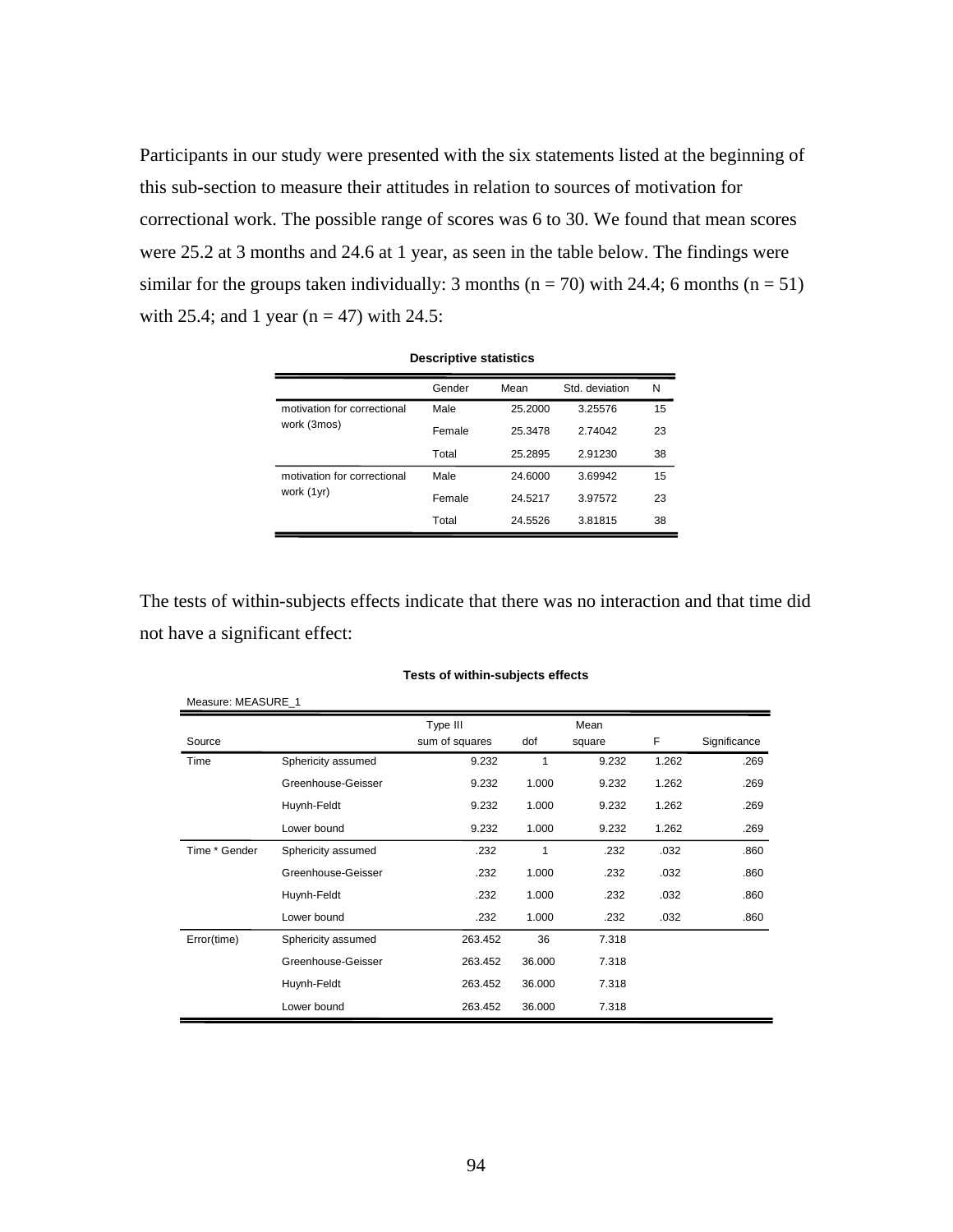Participants in our study were presented with the six statements listed at the beginning of this sub-section to measure their attitudes in relation to sources of motivation for correctional work. The possible range of scores was 6 to 30. We found that mean scores were 25.2 at 3 months and 24.6 at 1 year, as seen in the table below. The findings were similar for the groups taken individually: 3 months ($n = 70$) with 24.4; 6 months ($n = 51$) with 25.4; and 1 year ($n = 47$) with 24.5:

**Descriptive statistics**

| | Gender | Mean | Std. deviation | N |
|---|---|---|---|---|
| motivation for correctional work (3mos) | Male | 25.2000 | 3.25576 | 15 |
| | Female | 25.3478 | 2.74042 | 23 |
| | Total | 25.2895 | 2.91230 | 38 |
| motivation for correctional work (1yr) | Male | 24.6000 | 3.69942 | 15 |
| | Female | 24.5217 | 3.97572 | 23 |
| | Total | 24.5526 | 3.81815 | 38 |

The tests of within-subjects effects indicate that there was no interaction and that time did not have a significant effect:

**Tests of within-subjects effects**

Measure: MEASURE_1

| Source | | Type III sum of squares | dof | Mean square | F | Significance |
|---|---|---|---|---|---|---|
| Time | Sphericity assumed | 9.232 | 1 | 9.232 | 1.262 | .269 |
| | Greenhouse-Geisser | 9.232 | 1.000 | 9.232 | 1.262 | .269 |
| | Huynh-Feldt | 9.232 | 1.000 | 9.232 | 1.262 | .269 |
| | Lower bound | 9.232 | 1.000 | 9.232 | 1.262 | .269 |
| Time * Gender | Sphericity assumed | .232 | 1 | .232 | .032 | .860 |
| | Greenhouse-Geisser | .232 | 1.000 | .232 | .032 | .860 |
| | Huynh-Feldt | .232 | 1.000 | .232 | .032 | .860 |
| | Lower bound | .232 | 1.000 | .232 | .032 | .860 |
| Error(time) | Sphericity assumed | 263.452 | 36 | 7.318 | | |
| | Greenhouse-Geisser | 263.452 | 36.000 | 7.318 | | |
| | Huynh-Feldt | 263.452 | 36.000 | 7.318 | | |
| | Lower bound | 263.452 | 36.000 | 7.318 | | |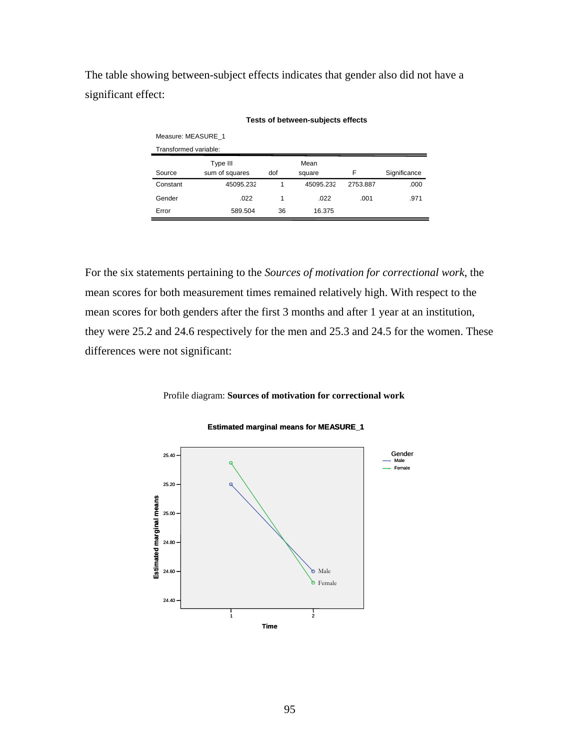The table showing between-subject effects indicates that gender also did not have a significant effect:

**Tests of between-subjects effects**

Measure: MEASURE_1

Transformed variable:

| Source | Type III sum of squares | dof | Mean square | F | Significance |
|---|---|---|---|---|---|
| Constant | 45095.232 | 1 | 45095.232 | 2753.887 | .000 |
| Gender | .022 | 1 | .022 | .001 | .971 |
| Error | 589.504 | 36 | 16.375 | | |

For the six statements pertaining to the *Sources of motivation for correctional work*, the mean scores for both measurement times remained relatively high. With respect to the mean scores for both genders after the first 3 months and after 1 year at an institution, they were 25.2 and 24.6 respectively for the men and 25.3 and 24.5 for the women. These differences were not significant:

Profile diagram: **Sources of motivation for correctional work**

**Estimated marginal means for MEASURE_1**

| Time | Male | Female |
|---|---|---|
| 1 | 25.20 | 25.35 |
| 2 | 24.60 | 24.52 |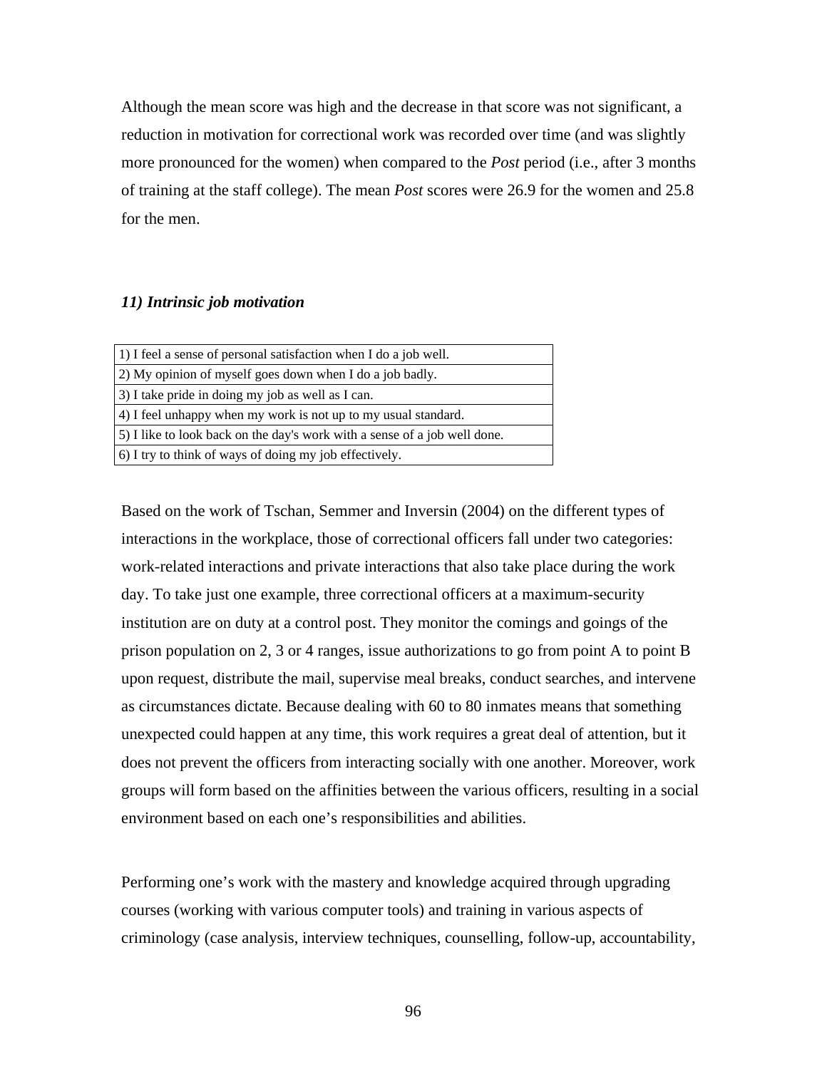Although the mean score was high and the decrease in that score was not significant, a reduction in motivation for correctional work was recorded over time (and was slightly more pronounced for the women) when compared to the *Post* period (i.e., after 3 months of training at the staff college). The mean *Post* scores were 26.9 for the women and 25.8 for the men.

### *11) Intrinsic job motivation*

| 1) I feel a sense of personal satisfaction when I do a job well. |
|---|
| 2) My opinion of myself goes down when I do a job badly. |
| 3) I take pride in doing my job as well as I can. |
| 4) I feel unhappy when my work is not up to my usual standard. |
| 5) I like to look back on the day's work with a sense of a job well done. |
| 6) I try to think of ways of doing my job effectively. |

Based on the work of Tschan, Semmer and Inversin (2004) on the different types of interactions in the workplace, those of correctional officers fall under two categories: work-related interactions and private interactions that also take place during the work day. To take just one example, three correctional officers at a maximum-security institution are on duty at a control post. They monitor the comings and goings of the prison population on 2, 3 or 4 ranges, issue authorizations to go from point A to point B upon request, distribute the mail, supervise meal breaks, conduct searches, and intervene as circumstances dictate. Because dealing with 60 to 80 inmates means that something unexpected could happen at any time, this work requires a great deal of attention, but it does not prevent the officers from interacting socially with one another. Moreover, work groups will form based on the affinities between the various officers, resulting in a social environment based on each one's responsibilities and abilities.

Performing one's work with the mastery and knowledge acquired through upgrading courses (working with various computer tools) and training in various aspects of criminology (case analysis, interview techniques, counselling, follow-up, accountability,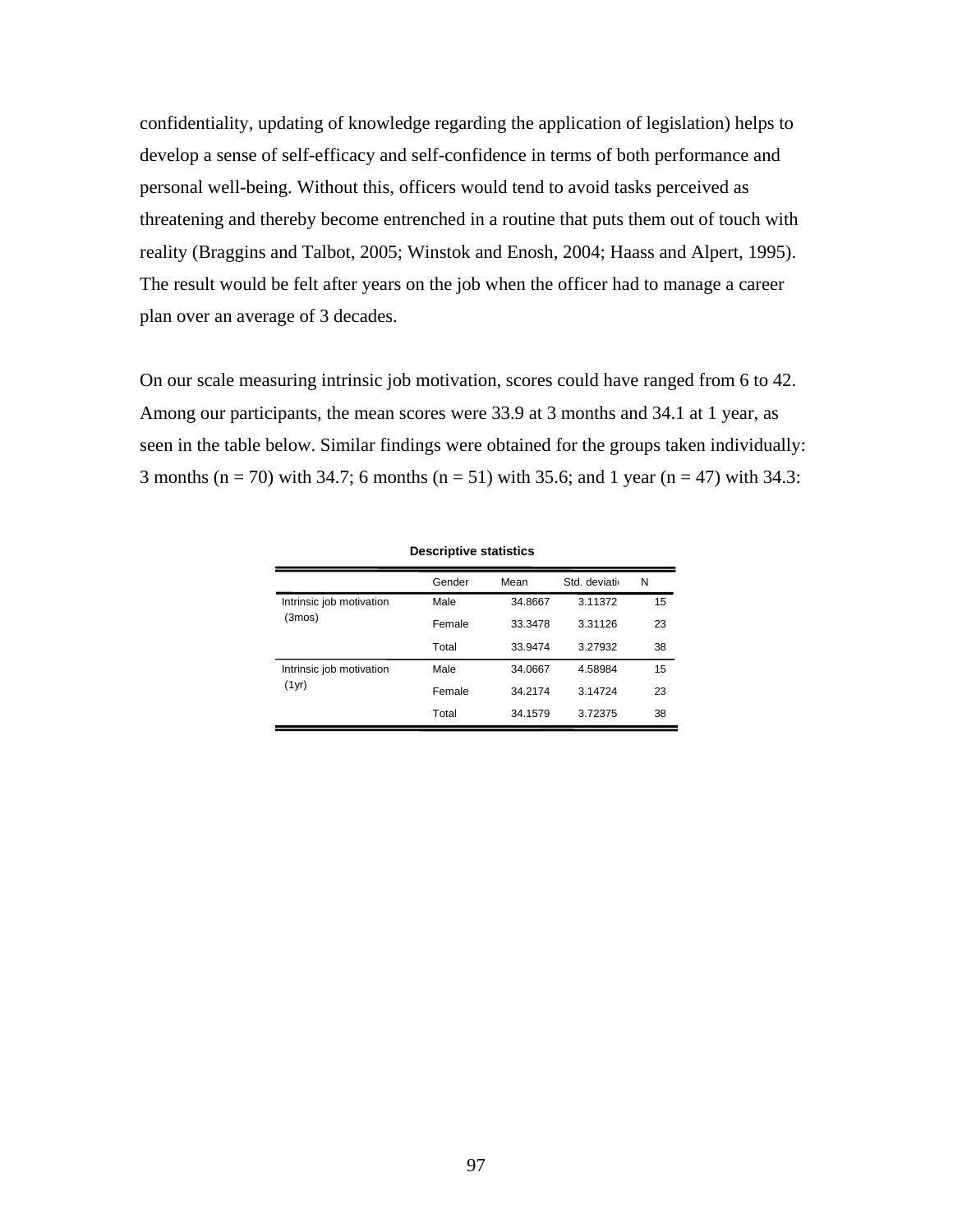confidentiality, updating of knowledge regarding the application of legislation) helps to develop a sense of self-efficacy and self-confidence in terms of both performance and personal well-being. Without this, officers would tend to avoid tasks perceived as threatening and thereby become entrenched in a routine that puts them out of touch with reality (Braggins and Talbot, 2005; Winstok and Enosh, 2004; Haass and Alpert, 1995). The result would be felt after years on the job when the officer had to manage a career plan over an average of 3 decades.

On our scale measuring intrinsic job motivation, scores could have ranged from 6 to 42. Among our participants, the mean scores were 33.9 at 3 months and 34.1 at 1 year, as seen in the table below. Similar findings were obtained for the groups taken individually: 3 months (n = 70) with 34.7; 6 months (n = 51) with 35.6; and 1 year (n = 47) with 34.3:

**Descriptive statistics**

| | Gender | Mean | Std. deviati | N |
|---|---|---|---|---|
| Intrinsic job motivation (3mos) | Male | 34.8667 | 3.11372 | 15 |
| | Female | 33.3478 | 3.31126 | 23 |
| | Total | 33.9474 | 3.27932 | 38 |
| Intrinsic job motivation (1yr) | Male | 34.0667 | 4.58984 | 15 |
| | Female | 34.2174 | 3.14724 | 23 |
| | Total | 34.1579 | 3.72375 | 38 |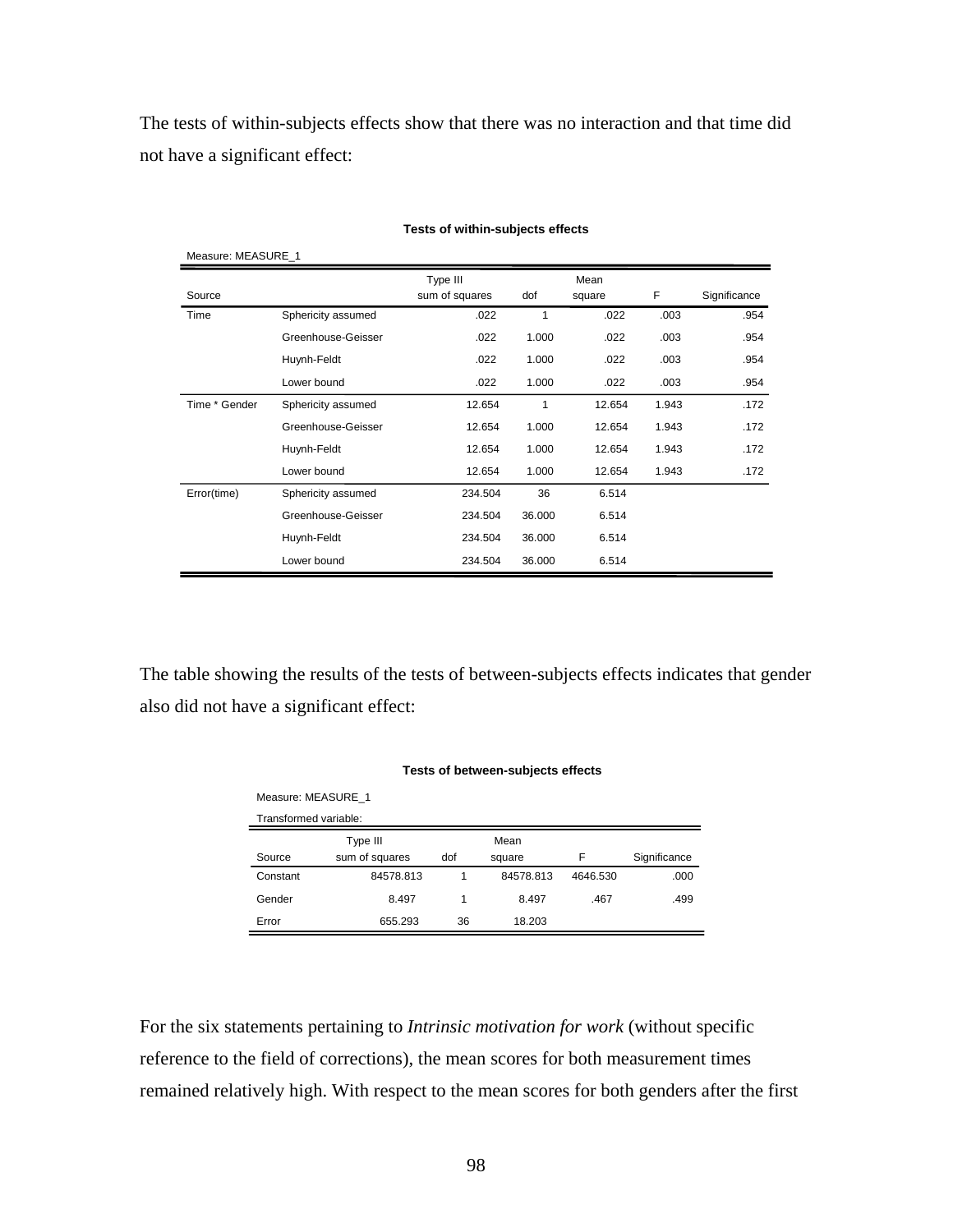The tests of within-subjects effects show that there was no interaction and that time did not have a significant effect:

**Tests of within-subjects effects**

Measure: MEASURE_1

| Source | | Type III sum of squares | dof | Mean square | F | Significance |
|---|---|---|---|---|---|---|
| Time | Sphericity assumed | .022 | 1 | .022 | .003 | .954 |
| | Greenhouse-Geisser | .022 | 1.000 | .022 | .003 | .954 |
| | Huynh-Feldt | .022 | 1.000 | .022 | .003 | .954 |
| | Lower bound | .022 | 1.000 | .022 | .003 | .954 |
| Time * Gender | Sphericity assumed | 12.654 | 1 | 12.654 | 1.943 | .172 |
| | Greenhouse-Geisser | 12.654 | 1.000 | 12.654 | 1.943 | .172 |
| | Huynh-Feldt | 12.654 | 1.000 | 12.654 | 1.943 | .172 |
| | Lower bound | 12.654 | 1.000 | 12.654 | 1.943 | .172 |
| Error(time) | Sphericity assumed | 234.504 | 36 | 6.514 | | |
| | Greenhouse-Geisser | 234.504 | 36.000 | 6.514 | | |
| | Huynh-Feldt | 234.504 | 36.000 | 6.514 | | |
| | Lower bound | 234.504 | 36.000 | 6.514 | | |

The table showing the results of the tests of between-subjects effects indicates that gender also did not have a significant effect:

**Tests of between-subjects effects**

Measure: MEASURE_1

Transformed variable:

| Source | Type III sum of squares | dof | Mean square | F | Significance |
|---|---|---|---|---|---|
| Constant | 84578.813 | 1 | 84578.813 | 4646.530 | .000 |
| Gender | 8.497 | 1 | 8.497 | .467 | .499 |
| Error | 655.293 | 36 | 18.203 | | |

For the six statements pertaining to *Intrinsic motivation for work* (without specific reference to the field of corrections), the mean scores for both measurement times remained relatively high. With respect to the mean scores for both genders after the first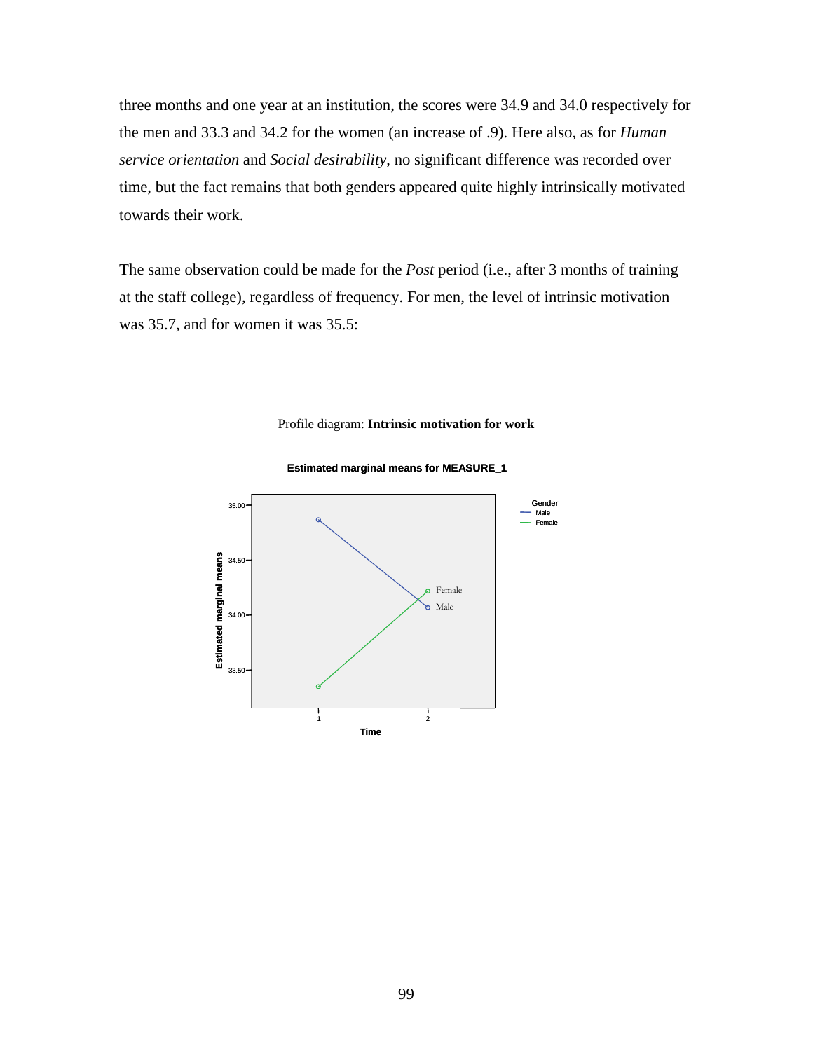three months and one year at an institution, the scores were 34.9 and 34.0 respectively for the men and 33.3 and 34.2 for the women (an increase of .9). Here also, as for *Human service orientation* and *Social desirability*, no significant difference was recorded over time, but the fact remains that both genders appeared quite highly intrinsically motivated towards their work.

The same observation could be made for the *Post* period (i.e., after 3 months of training at the staff college), regardless of frequency. For men, the level of intrinsic motivation was 35.7, and for women it was 35.5:

Profile diagram: **Intrinsic motivation for work**

**Estimated marginal means for MEASURE_1**

Gender
Male
Female

Estimated marginal means

35.00
34.50
34.00
33.50

Female
Male

1
2

**Time**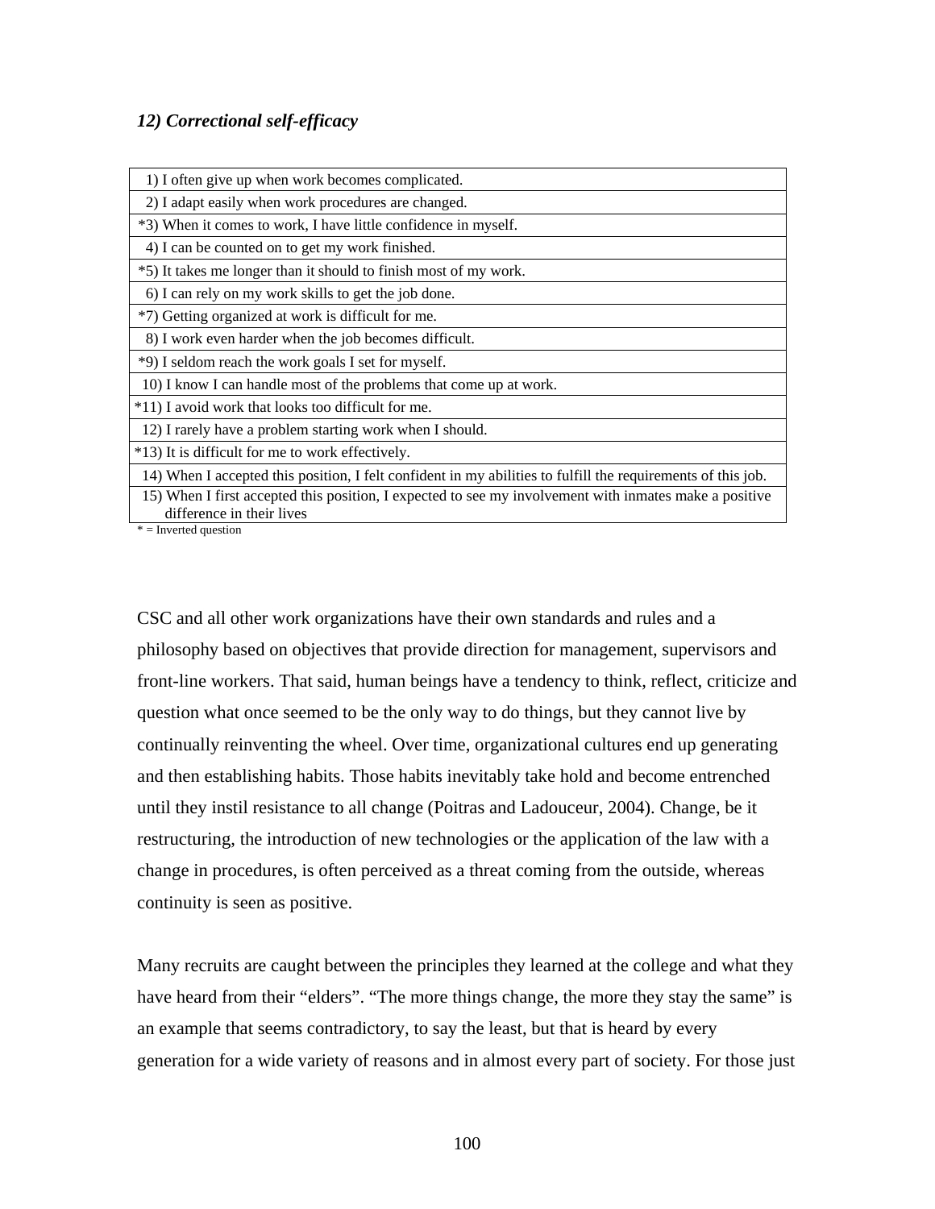### *12) Correctional self-efficacy*

| |
|---|
| 1) I often give up when work becomes complicated. |
| 2) I adapt easily when work procedures are changed. |
| *3) When it comes to work, I have little confidence in myself. |
| 4) I can be counted on to get my work finished. |
| *5) It takes me longer than it should to finish most of my work. |
| 6) I can rely on my work skills to get the job done. |
| *7) Getting organized at work is difficult for me. |
| 8) I work even harder when the job becomes difficult. |
| *9) I seldom reach the work goals I set for myself. |
| 10) I know I can handle most of the problems that come up at work. |
| *11) I avoid work that looks too difficult for me. |
| 12) I rarely have a problem starting work when I should. |
| *13) It is difficult for me to work effectively. |
| 14) When I accepted this position, I felt confident in my abilities to fulfill the requirements of this job. |
| 15) When I first accepted this position, I expected to see my involvement with inmates make a positive difference in their lives |

* = Inverted question

CSC and all other work organizations have their own standards and rules and a philosophy based on objectives that provide direction for management, supervisors and front-line workers. That said, human beings have a tendency to think, reflect, criticize and question what once seemed to be the only way to do things, but they cannot live by continually reinventing the wheel. Over time, organizational cultures end up generating and then establishing habits. Those habits inevitably take hold and become entrenched until they instil resistance to all change (Poitras and Ladouceur, 2004). Change, be it restructuring, the introduction of new technologies or the application of the law with a change in procedures, is often perceived as a threat coming from the outside, whereas continuity is seen as positive.

Many recruits are caught between the principles they learned at the college and what they have heard from their "elders". "The more things change, the more they stay the same" is an example that seems contradictory, to say the least, but that is heard by every generation for a wide variety of reasons and in almost every part of society. For those just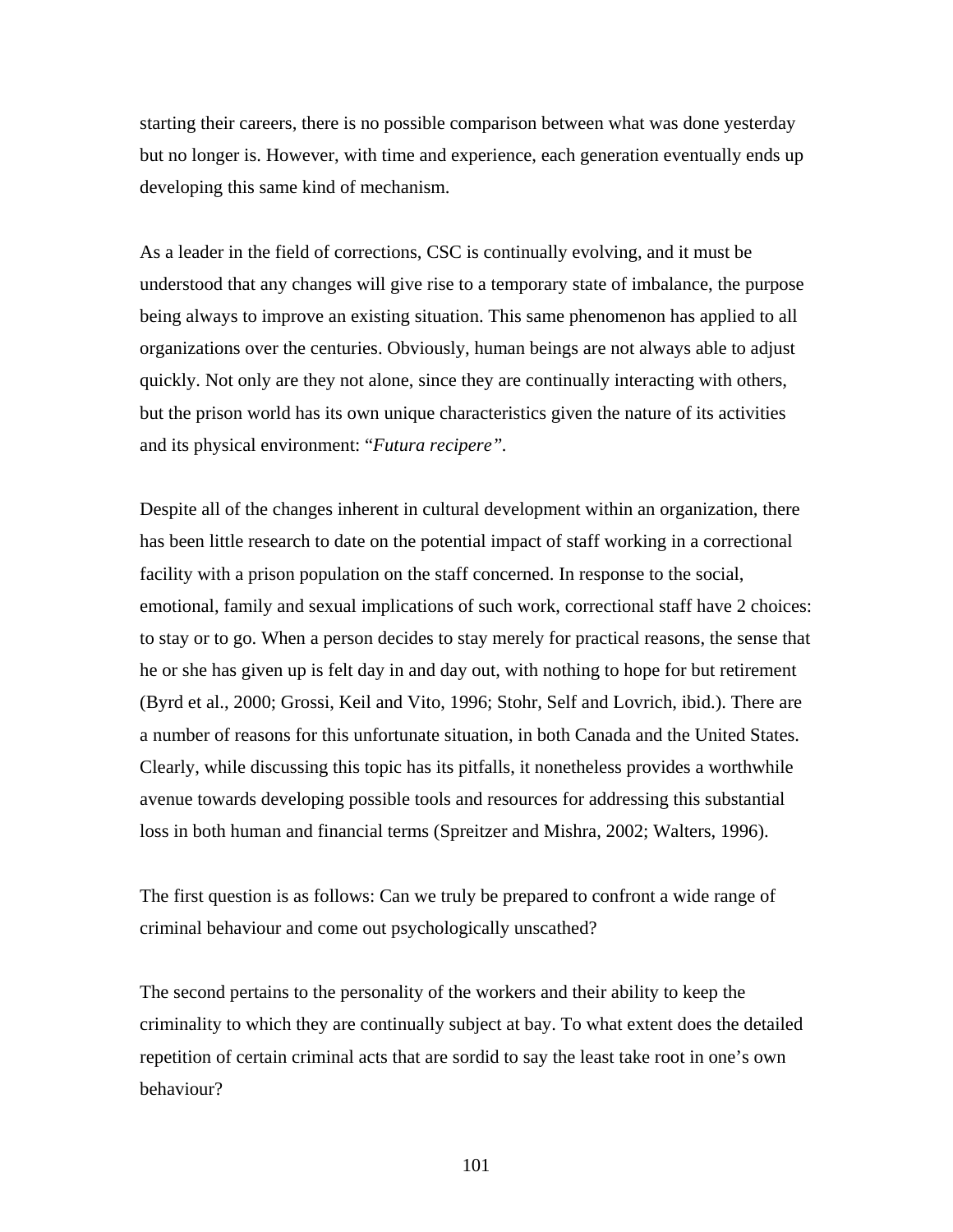starting their careers, there is no possible comparison between what was done yesterday but no longer is. However, with time and experience, each generation eventually ends up developing this same kind of mechanism.

As a leader in the field of corrections, CSC is continually evolving, and it must be understood that any changes will give rise to a temporary state of imbalance, the purpose being always to improve an existing situation. This same phenomenon has applied to all organizations over the centuries. Obviously, human beings are not always able to adjust quickly. Not only are they not alone, since they are continually interacting with others, but the prison world has its own unique characteristics given the nature of its activities and its physical environment: "*Futura recipere"*.

Despite all of the changes inherent in cultural development within an organization, there has been little research to date on the potential impact of staff working in a correctional facility with a prison population on the staff concerned. In response to the social, emotional, family and sexual implications of such work, correctional staff have 2 choices: to stay or to go. When a person decides to stay merely for practical reasons, the sense that he or she has given up is felt day in and day out, with nothing to hope for but retirement (Byrd et al., 2000; Grossi, Keil and Vito, 1996; Stohr, Self and Lovrich, ibid.). There are a number of reasons for this unfortunate situation, in both Canada and the United States. Clearly, while discussing this topic has its pitfalls, it nonetheless provides a worthwhile avenue towards developing possible tools and resources for addressing this substantial loss in both human and financial terms (Spreitzer and Mishra, 2002; Walters, 1996).

The first question is as follows: Can we truly be prepared to confront a wide range of criminal behaviour and come out psychologically unscathed?

The second pertains to the personality of the workers and their ability to keep the criminality to which they are continually subject at bay. To what extent does the detailed repetition of certain criminal acts that are sordid to say the least take root in one's own behaviour?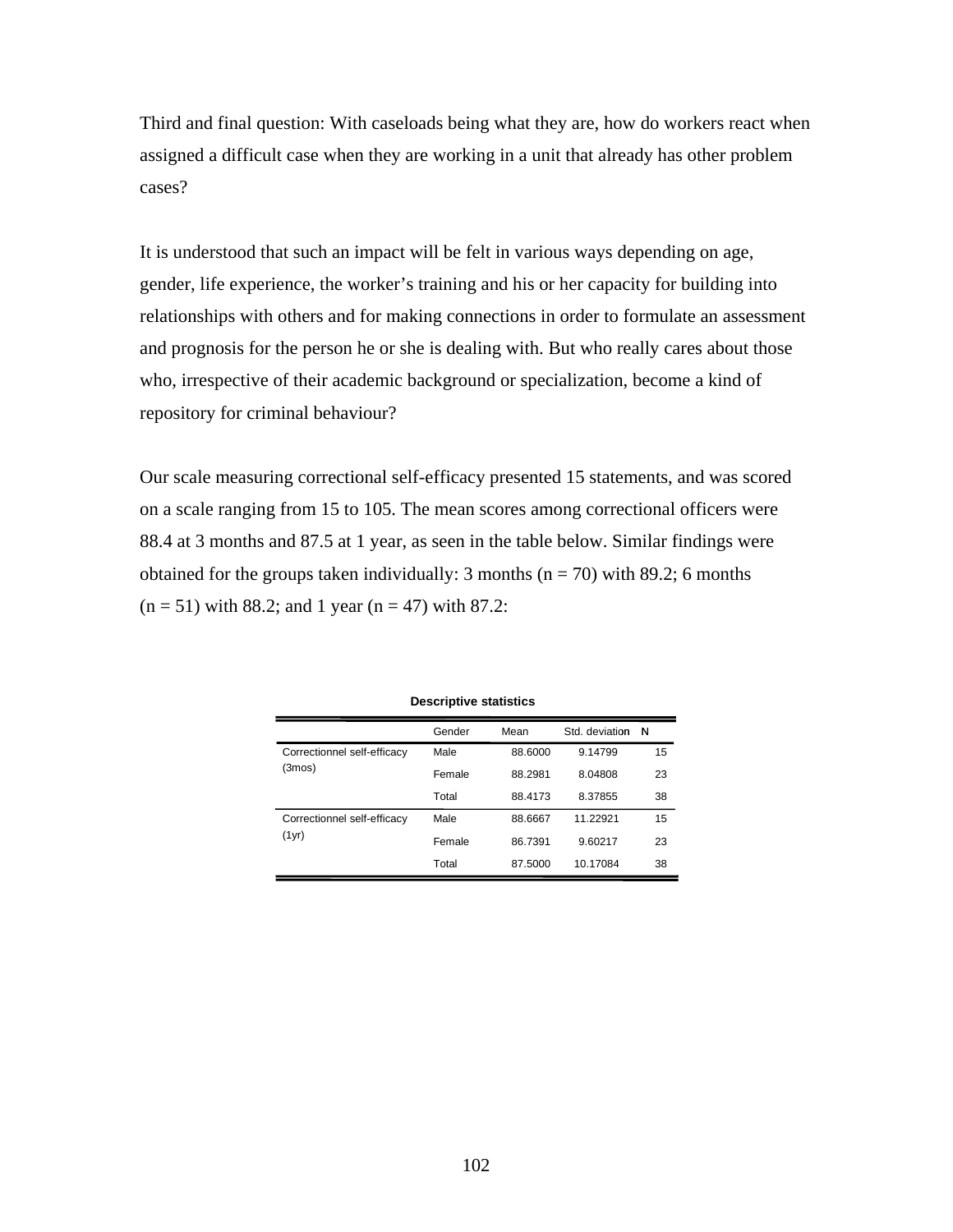Third and final question: With caseloads being what they are, how do workers react when assigned a difficult case when they are working in a unit that already has other problem cases?

It is understood that such an impact will be felt in various ways depending on age, gender, life experience, the worker's training and his or her capacity for building into relationships with others and for making connections in order to formulate an assessment and prognosis for the person he or she is dealing with. But who really cares about those who, irrespective of their academic background or specialization, become a kind of repository for criminal behaviour?

Our scale measuring correctional self-efficacy presented 15 statements, and was scored on a scale ranging from 15 to 105. The mean scores among correctional officers were 88.4 at 3 months and 87.5 at 1 year, as seen in the table below. Similar findings were obtained for the groups taken individually: 3 months (n = 70) with 89.2; 6 months (n = 51) with 88.2; and 1 year (n = 47) with 87.2:

**Descriptive statistics**

| | Gender | Mean | Std. deviation | N |
|---|---|---|---|---|
| Correctionnel self-efficacy (3mos) | Male | 88.6000 | 9.14799 | 15 |
| | Female | 88.2981 | 8.04808 | 23 |
| | Total | 88.4173 | 8.37855 | 38 |
| Correctionnel self-efficacy (1yr) | Male | 88.6667 | 11.22921 | 15 |
| | Female | 86.7391 | 9.60217 | 23 |
| | Total | 87.5000 | 10.17084 | 38 |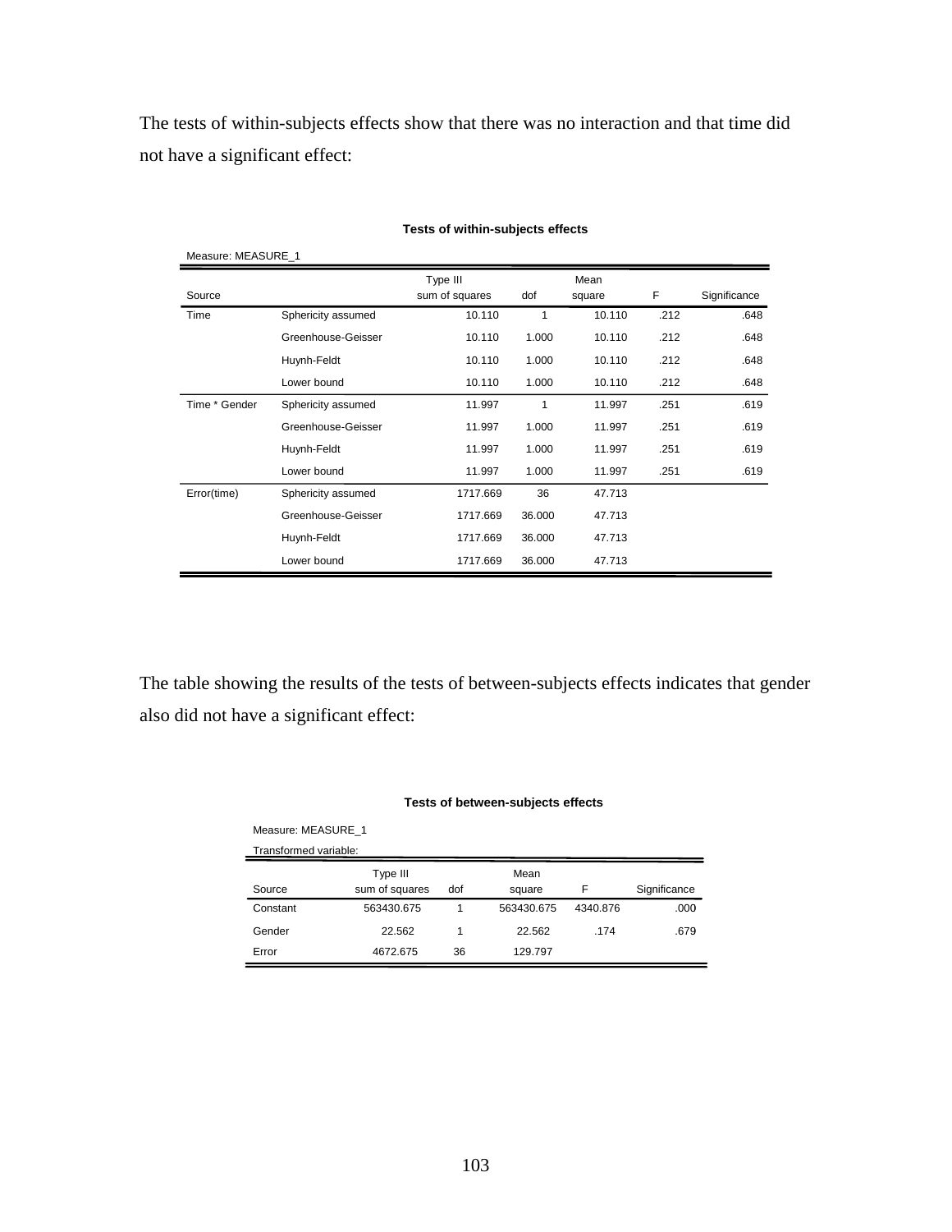The tests of within-subjects effects show that there was no interaction and that time did not have a significant effect:

**Tests of within-subjects effects**

Measure: MEASURE_1

| Source | | Type III sum of squares | dof | Mean square | F | Significance |
|---|---|---|---|---|---|---|
| Time | Sphericity assumed | 10.110 | 1 | 10.110 | .212 | .648 |
| | Greenhouse-Geisser | 10.110 | 1.000 | 10.110 | .212 | .648 |
| | Huynh-Feldt | 10.110 | 1.000 | 10.110 | .212 | .648 |
| | Lower bound | 10.110 | 1.000 | 10.110 | .212 | .648 |
| Time * Gender | Sphericity assumed | 11.997 | 1 | 11.997 | .251 | .619 |
| | Greenhouse-Geisser | 11.997 | 1.000 | 11.997 | .251 | .619 |
| | Huynh-Feldt | 11.997 | 1.000 | 11.997 | .251 | .619 |
| | Lower bound | 11.997 | 1.000 | 11.997 | .251 | .619 |
| Error(time) | Sphericity assumed | 1717.669 | 36 | 47.713 | | |
| | Greenhouse-Geisser | 1717.669 | 36.000 | 47.713 | | |
| | Huynh-Feldt | 1717.669 | 36.000 | 47.713 | | |
| | Lower bound | 1717.669 | 36.000 | 47.713 | | |

The table showing the results of the tests of between-subjects effects indicates that gender also did not have a significant effect:

**Tests of between-subjects effects**

Measure: MEASURE_1

Transformed variable:

| Source | Type III sum of squares | dof | Mean square | F | Significance |
|---|---|---|---|---|---|
| Constant | 563430.675 | 1 | 563430.675 | 4340.876 | .000 |
| Gender | 22.562 | 1 | 22.562 | .174 | .679 |
| Error | 4672.675 | 36 | 129.797 | | |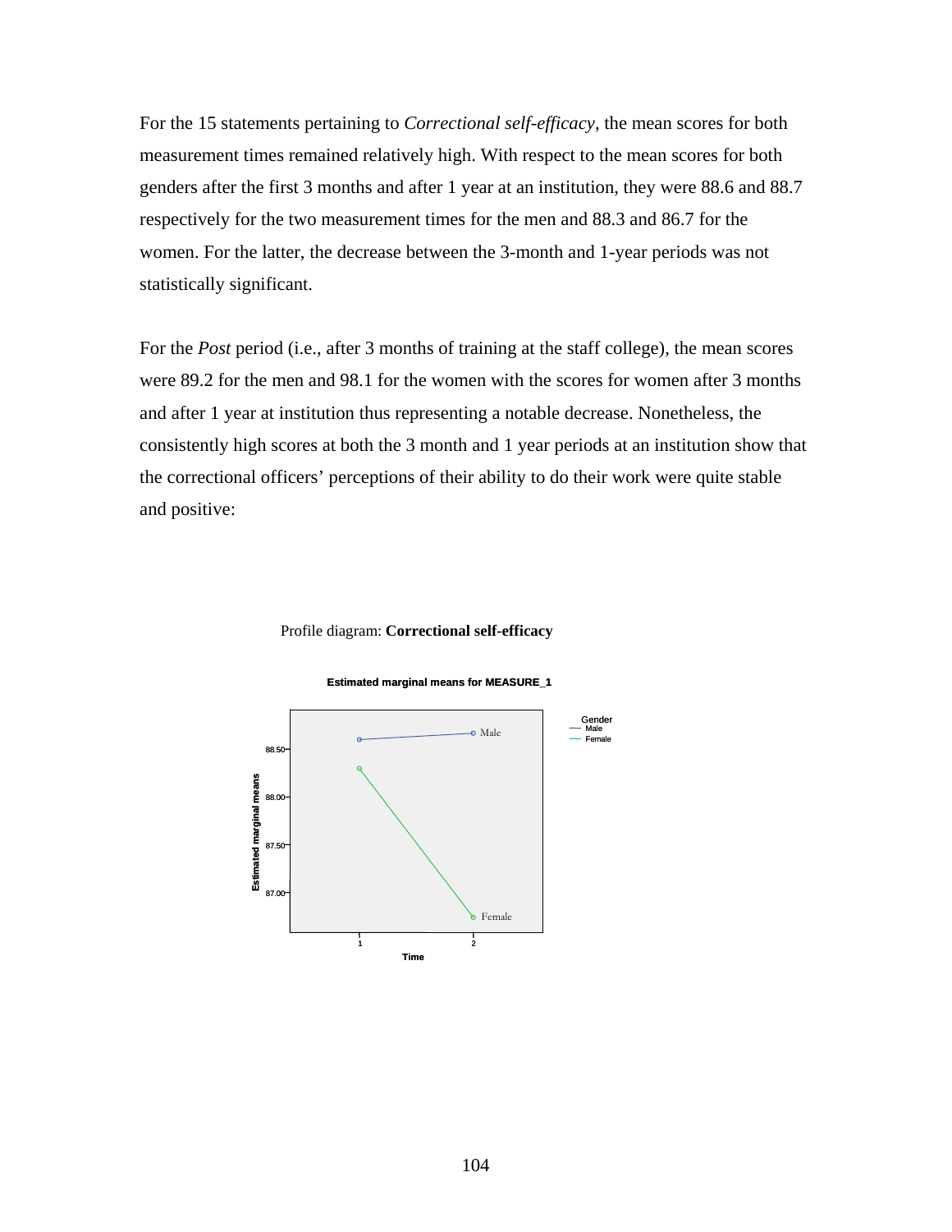For the 15 statements pertaining to *Correctional self-efficacy*, the mean scores for both measurement times remained relatively high. With respect to the mean scores for both genders after the first 3 months and after 1 year at an institution, they were 88.6 and 88.7 respectively for the two measurement times for the men and 88.3 and 86.7 for the women. For the latter, the decrease between the 3-month and 1-year periods was not statistically significant.

For the *Post* period (i.e., after 3 months of training at the staff college), the mean scores were 89.2 for the men and 98.1 for the women with the scores for women after 3 months and after 1 year at institution thus representing a notable decrease. Nonetheless, the consistently high scores at both the 3 month and 1 year periods at an institution show that the correctional officers' perceptions of their ability to do their work were quite stable and positive:

Profile diagram: **Correctional self-efficacy**

**Estimated marginal means for MEASURE_1**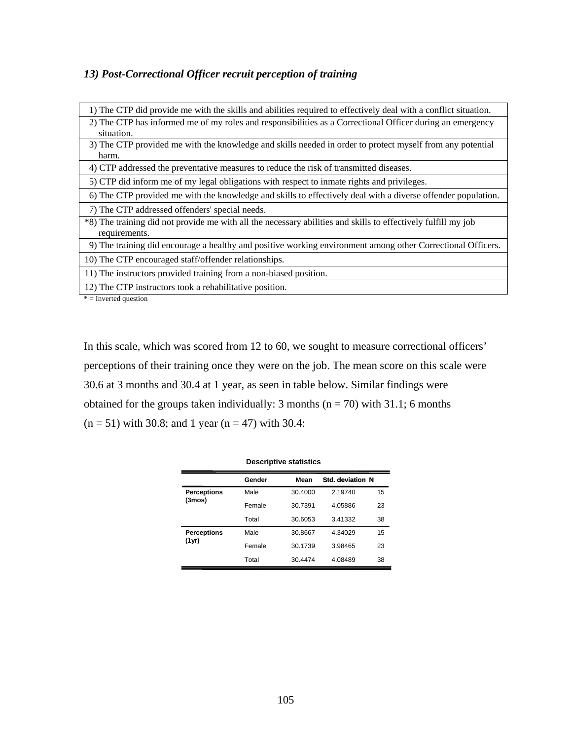### *13) Post-Correctional Officer recruit perception of training*

| |
|---|
| 1) The CTP did provide me with the skills and abilities required to effectively deal with a conflict situation. |
| 2) The CTP has informed me of my roles and responsibilities as a Correctional Officer during an emergency situation. |
| 3) The CTP provided me with the knowledge and skills needed in order to protect myself from any potential harm. |
| 4) CTP addressed the preventative measures to reduce the risk of transmitted diseases. |
| 5) CTP did inform me of my legal obligations with respect to inmate rights and privileges. |
| 6) The CTP provided me with the knowledge and skills to effectively deal with a diverse offender population. |
| 7) The CTP addressed offenders' special needs. |
| *8) The training did not provide me with all the necessary abilities and skills to effectively fulfill my job requirements. |
| 9) The training did encourage a healthy and positive working environment among other Correctional Officers. |
| 10) The CTP encouraged staff/offender relationships. |
| 11) The instructors provided training from a non-biased position. |
| 12) The CTP instructors took a rehabilitative position. |

* = Inverted question

In this scale, which was scored from 12 to 60, we sought to measure correctional officers' perceptions of their training once they were on the job. The mean score on this scale were 30.6 at 3 months and 30.4 at 1 year, as seen in table below. Similar findings were obtained for the groups taken individually: 3 months (n = 70) with 31.1; 6 months (n = 51) with 30.8; and 1 year (n = 47) with 30.4:

**Descriptive statistics**

| | Gender | Mean | Std. deviation | N |
|---|---|---|---|---|
| **Perceptions (3mos)** | Male | 30.4000 | 2.19740 | 15 |
| | Female | 30.7391 | 4.05886 | 23 |
| | Total | 30.6053 | 3.41332 | 38 |
| **Perceptions (1yr)** | Male | 30.8667 | 4.34029 | 15 |
| | Female | 30.1739 | 3.98465 | 23 |
| | Total | 30.4474 | 4.08489 | 38 |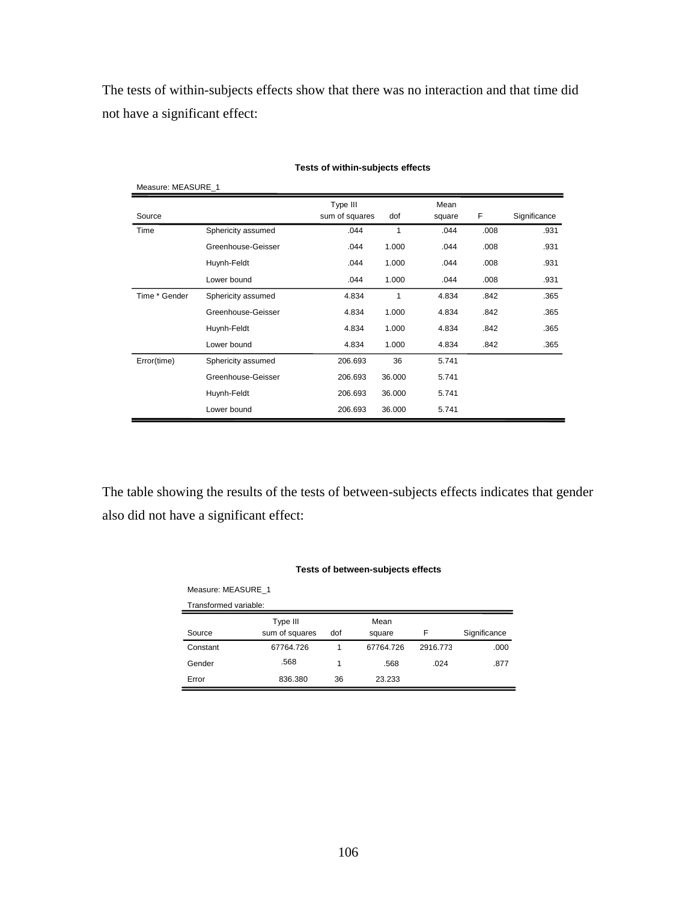The tests of within-subjects effects show that there was no interaction and that time did not have a significant effect:

**Tests of within-subjects effects**

Measure: MEASURE_1

| Source | | Type III sum of squares | dof | Mean square | F | Significance |
|---|---|---|---|---|---|---|
| Time | Sphericity assumed | .044 | 1 | .044 | .008 | .931 |
| | Greenhouse-Geisser | .044 | 1.000 | .044 | .008 | .931 |
| | Huynh-Feldt | .044 | 1.000 | .044 | .008 | .931 |
| | Lower bound | .044 | 1.000 | .044 | .008 | .931 |
| Time * Gender | Sphericity assumed | 4.834 | 1 | 4.834 | .842 | .365 |
| | Greenhouse-Geisser | 4.834 | 1.000 | 4.834 | .842 | .365 |
| | Huynh-Feldt | 4.834 | 1.000 | 4.834 | .842 | .365 |
| | Lower bound | 4.834 | 1.000 | 4.834 | .842 | .365 |
| Error(time) | Sphericity assumed | 206.693 | 36 | 5.741 | | |
| | Greenhouse-Geisser | 206.693 | 36.000 | 5.741 | | |
| | Huynh-Feldt | 206.693 | 36.000 | 5.741 | | |
| | Lower bound | 206.693 | 36.000 | 5.741 | | |

The table showing the results of the tests of between-subjects effects indicates that gender also did not have a significant effect:

**Tests of between-subjects effects**

Measure: MEASURE_1

Transformed variable:

| Source | Type III sum of squares | dof | Mean square | F | Significance |
|---|---|---|---|---|---|
| Constant | 67764.726 | 1 | 67764.726 | 2916.773 | .000 |
| Gender | .568 | 1 | .568 | .024 | .877 |
| Error | 836.380 | 36 | 23.233 | | |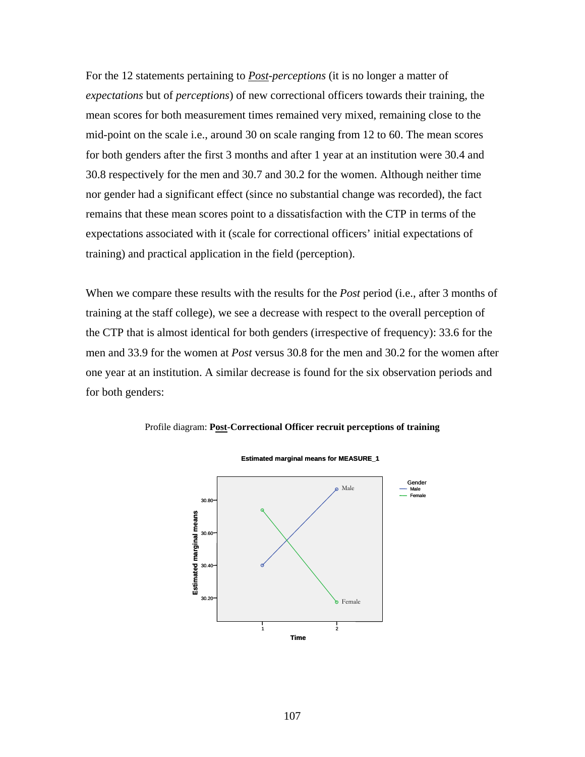For the 12 statements pertaining to ***Post**-perceptions* (it is no longer a matter of *expectations* but of *perceptions*) of new correctional officers towards their training, the mean scores for both measurement times remained very mixed, remaining close to the mid-point on the scale i.e., around 30 on scale ranging from 12 to 60. The mean scores for both genders after the first 3 months and after 1 year at an institution were 30.4 and 30.8 respectively for the men and 30.7 and 30.2 for the women. Although neither time nor gender had a significant effect (since no substantial change was recorded), the fact remains that these mean scores point to a dissatisfaction with the CTP in terms of the expectations associated with it (scale for correctional officers' initial expectations of training) and practical application in the field (perception).

When we compare these results with the results for the *Post* period (i.e., after 3 months of training at the staff college), we see a decrease with respect to the overall perception of the CTP that is almost identical for both genders (irrespective of frequency): 33.6 for the men and 33.9 for the women at *Post* versus 30.8 for the men and 30.2 for the women after one year at an institution. A similar decrease is found for the six observation periods and for both genders:

Profile diagram: **Post-Correctional Officer recruit perceptions of training**

**Estimated marginal means for MEASURE_1**

Gender: Male, Female

Estimated marginal means (30.20, 30.40, 30.60, 30.80)

Time (1, 2)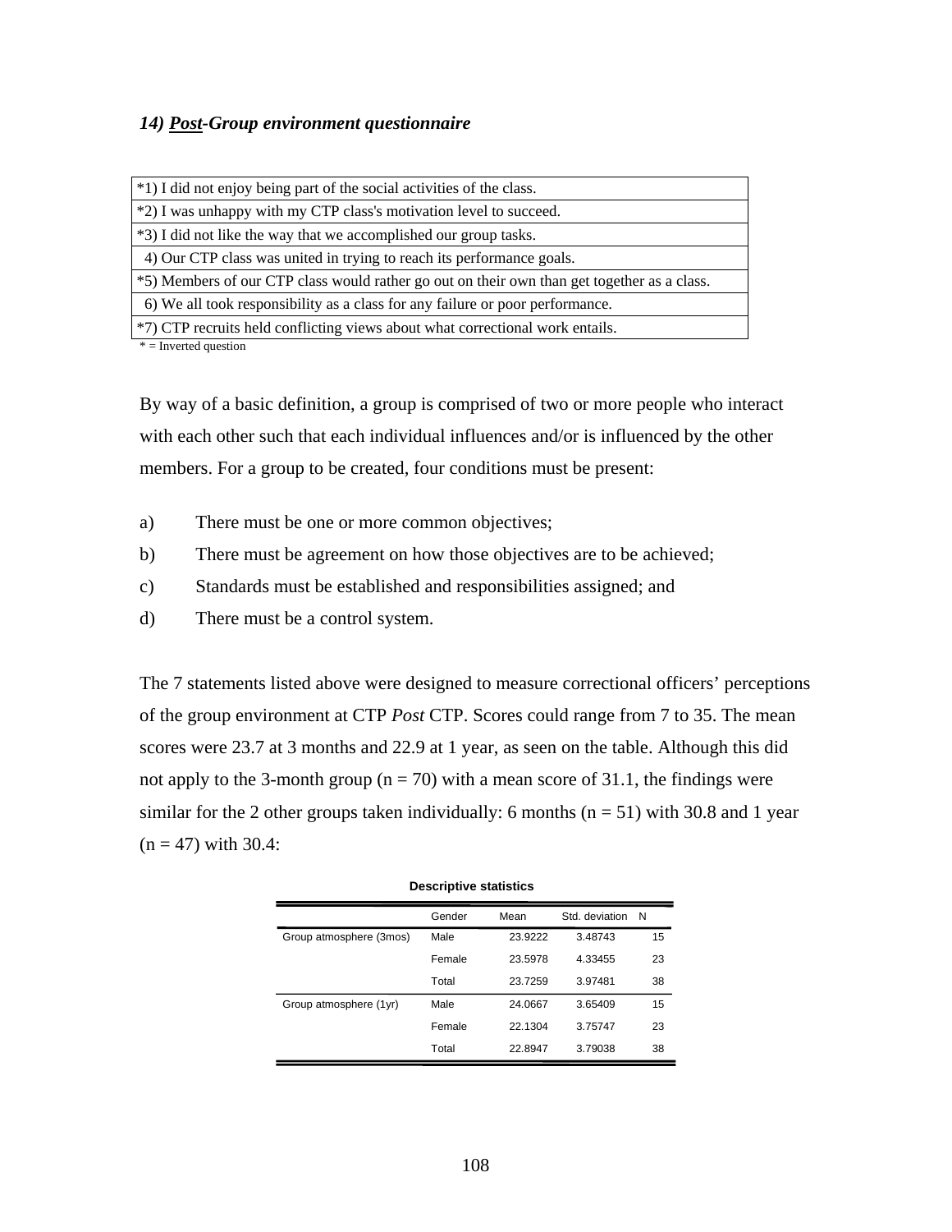### *14) <u>Post</u>-Group environment questionnaire*

| *1) I did not enjoy being part of the social activities of the class. |
|---|
| *2) I was unhappy with my CTP class's motivation level to succeed. |
| *3) I did not like the way that we accomplished our group tasks. |
| 4) Our CTP class was united in trying to reach its performance goals. |
| *5) Members of our CTP class would rather go out on their own than get together as a class. |
| 6) We all took responsibility as a class for any failure or poor performance. |
| *7) CTP recruits held conflicting views about what correctional work entails. |

\* = Inverted question

By way of a basic definition, a group is comprised of two or more people who interact with each other such that each individual influences and/or is influenced by the other members. For a group to be created, four conditions must be present:

a) There must be one or more common objectives;

b) There must be agreement on how those objectives are to be achieved;

c) Standards must be established and responsibilities assigned; and

d) There must be a control system.

The 7 statements listed above were designed to measure correctional officers' perceptions of the group environment at CTP *Post* CTP. Scores could range from 7 to 35. The mean scores were 23.7 at 3 months and 22.9 at 1 year, as seen on the table. Although this did not apply to the 3-month group (n = 70) with a mean score of 31.1, the findings were similar for the 2 other groups taken individually: 6 months (n = 51) with 30.8 and 1 year (n = 47) with 30.4:

**Descriptive statistics**

| | Gender | Mean | Std. deviation | N |
|---|---|---|---|---|
| Group atmosphere (3mos) | Male | 23.9222 | 3.48743 | 15 |
| | Female | 23.5978 | 4.33455 | 23 |
| | Total | 23.7259 | 3.97481 | 38 |
| Group atmosphere (1yr) | Male | 24.0667 | 3.65409 | 15 |
| | Female | 22.1304 | 3.75747 | 23 |
| | Total | 22.8947 | 3.79038 | 38 |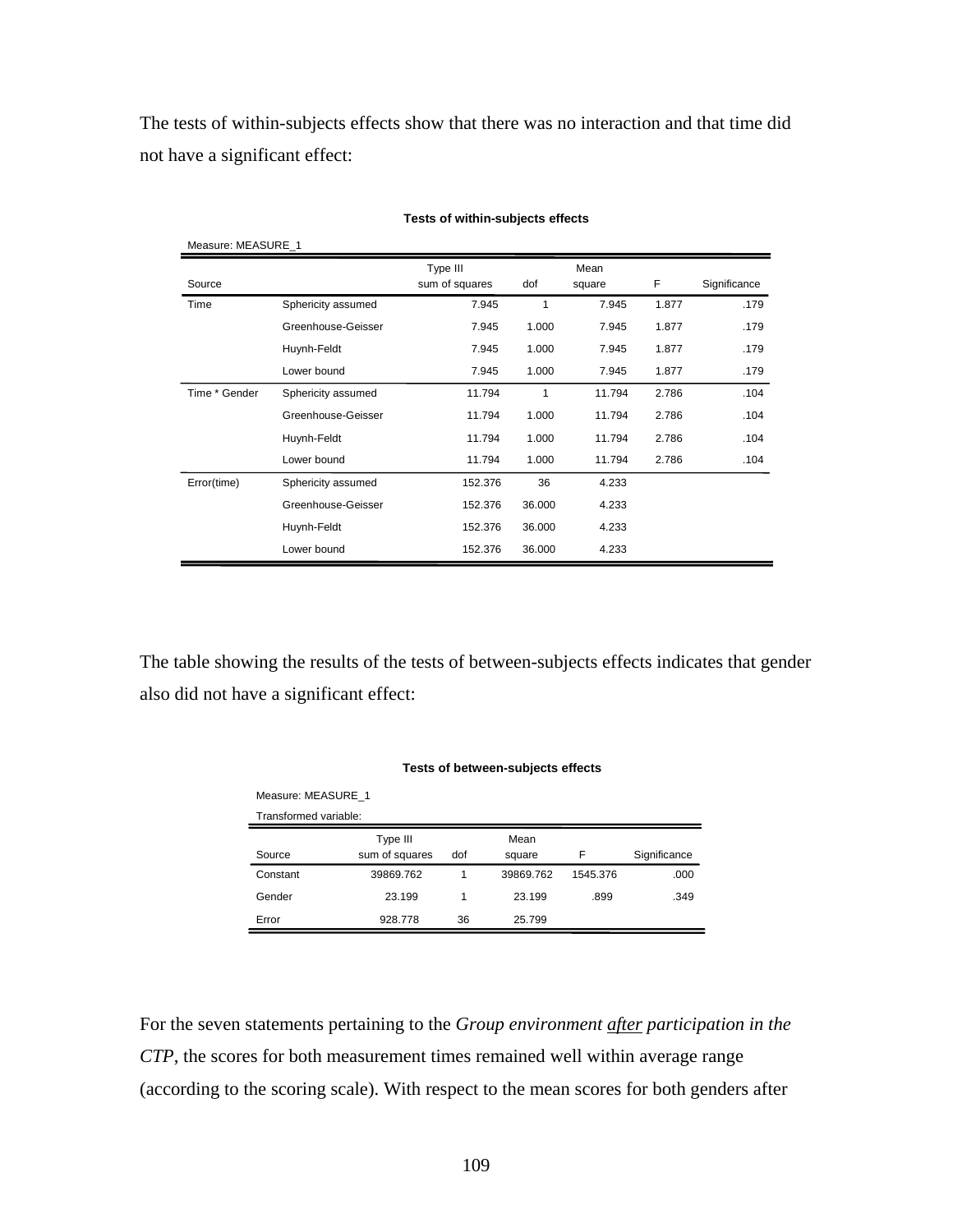The tests of within-subjects effects show that there was no interaction and that time did not have a significant effect:

**Tests of within-subjects effects**

Measure: MEASURE_1

| Source | | Type III sum of squares | dof | Mean square | F | Significance |
|---|---|---|---|---|---|---|
| Time | Sphericity assumed | 7.945 | 1 | 7.945 | 1.877 | .179 |
| | Greenhouse-Geisser | 7.945 | 1.000 | 7.945 | 1.877 | .179 |
| | Huynh-Feldt | 7.945 | 1.000 | 7.945 | 1.877 | .179 |
| | Lower bound | 7.945 | 1.000 | 7.945 | 1.877 | .179 |
| Time * Gender | Sphericity assumed | 11.794 | 1 | 11.794 | 2.786 | .104 |
| | Greenhouse-Geisser | 11.794 | 1.000 | 11.794 | 2.786 | .104 |
| | Huynh-Feldt | 11.794 | 1.000 | 11.794 | 2.786 | .104 |
| | Lower bound | 11.794 | 1.000 | 11.794 | 2.786 | .104 |
| Error(time) | Sphericity assumed | 152.376 | 36 | 4.233 | | |
| | Greenhouse-Geisser | 152.376 | 36.000 | 4.233 | | |
| | Huynh-Feldt | 152.376 | 36.000 | 4.233 | | |
| | Lower bound | 152.376 | 36.000 | 4.233 | | |

The table showing the results of the tests of between-subjects effects indicates that gender also did not have a significant effect:

**Tests of between-subjects effects**

Measure: MEASURE_1

Transformed variable:

| Source | Type III sum of squares | dof | Mean square | F | Significance |
|---|---|---|---|---|---|
| Constant | 39869.762 | 1 | 39869.762 | 1545.376 | .000 |
| Gender | 23.199 | 1 | 23.199 | .899 | .349 |
| Error | 928.778 | 36 | 25.799 | | |

For the seven statements pertaining to the *Group environment after participation in the CTP*, the scores for both measurement times remained well within average range (according to the scoring scale). With respect to the mean scores for both genders after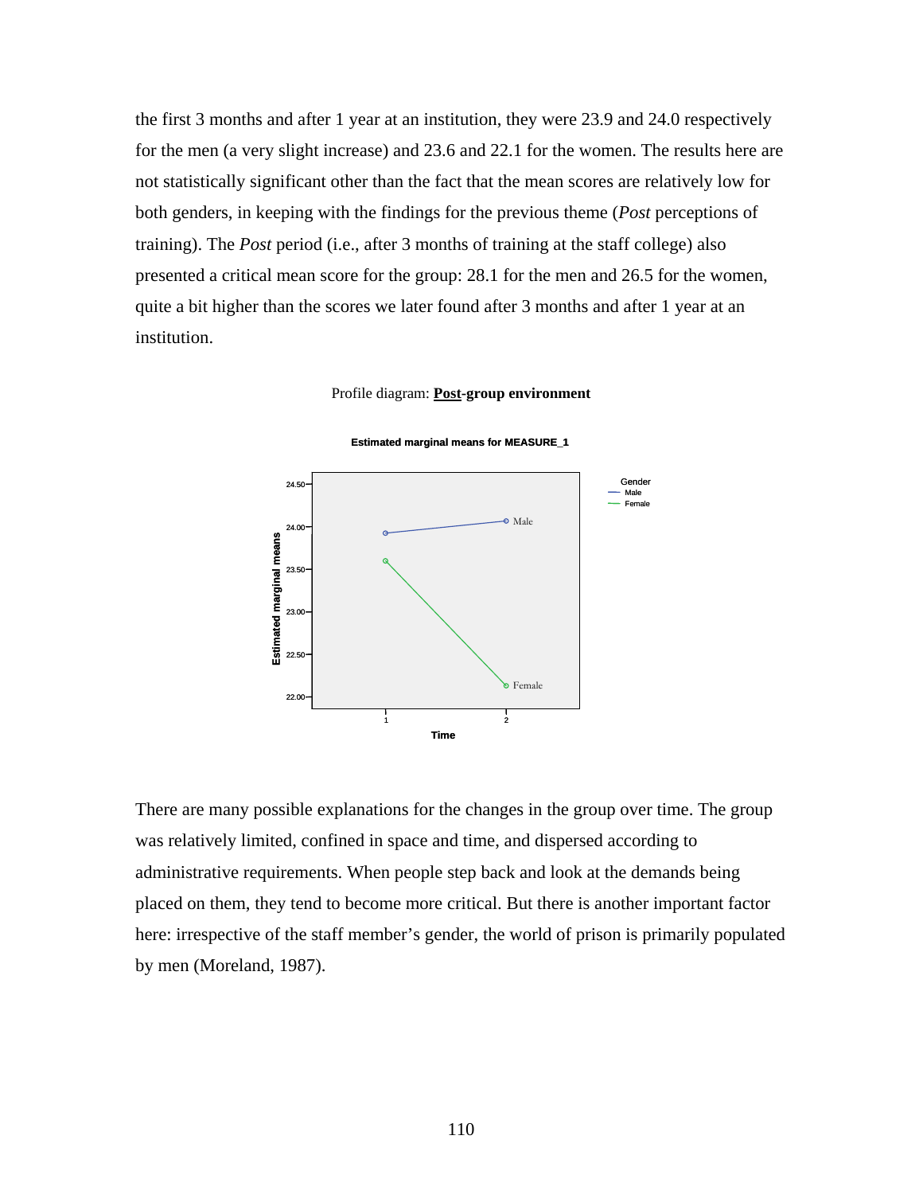the first 3 months and after 1 year at an institution, they were 23.9 and 24.0 respectively for the men (a very slight increase) and 23.6 and 22.1 for the women. The results here are not statistically significant other than the fact that the mean scores are relatively low for both genders, in keeping with the findings for the previous theme (*Post* perceptions of training). The *Post* period (i.e., after 3 months of training at the staff college) also presented a critical mean score for the group: 28.1 for the men and 26.5 for the women, quite a bit higher than the scores we later found after 3 months and after 1 year at an institution.

Profile diagram: **Post-group environment**

There are many possible explanations for the changes in the group over time. The group was relatively limited, confined in space and time, and dispersed according to administrative requirements. When people step back and look at the demands being placed on them, they tend to become more critical. But there is another important factor here: irrespective of the staff member's gender, the world of prison is primarily populated by men (Moreland, 1987).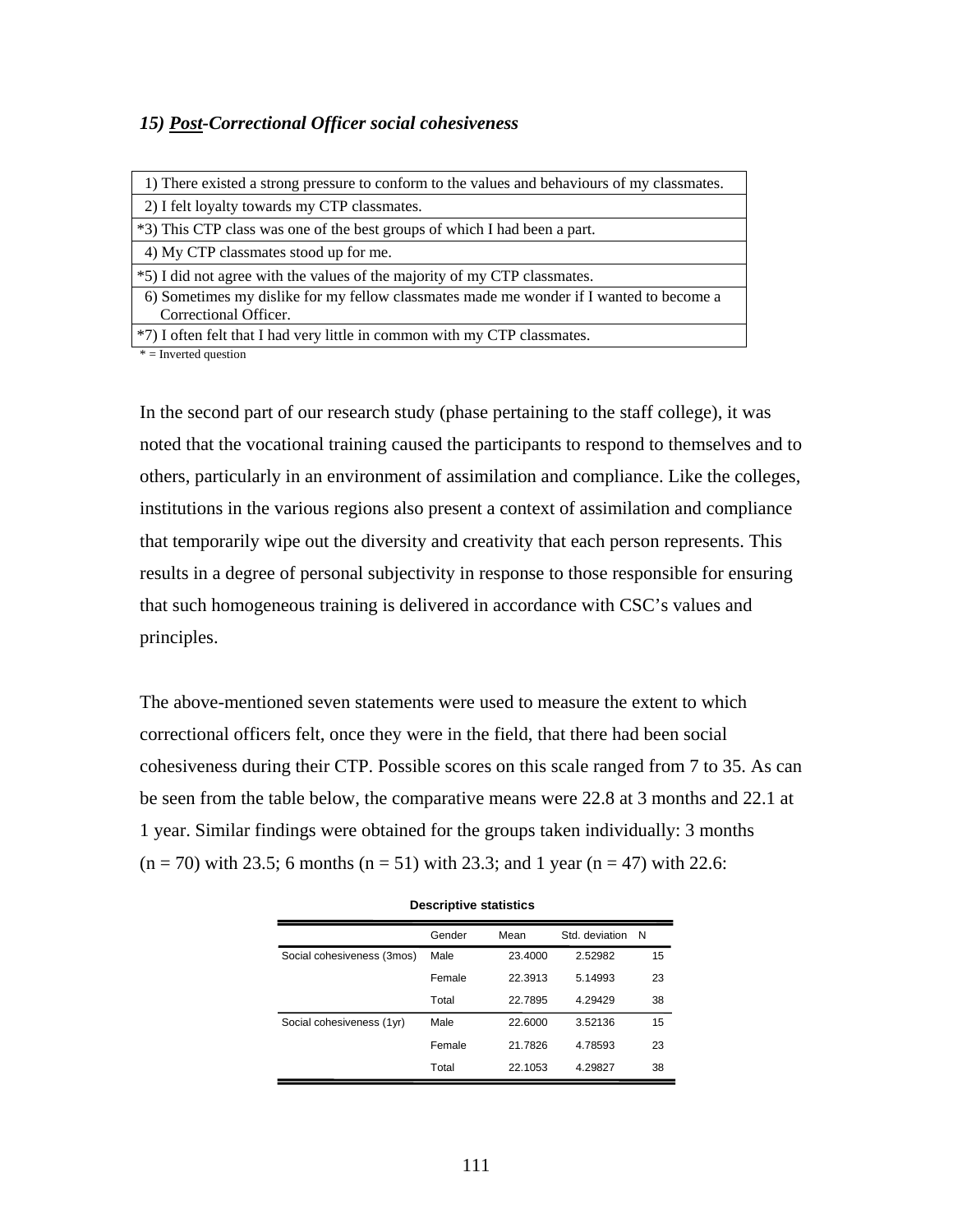### *15) <u>Post</u>-Correctional Officer social cohesiveness*

| |
|---|
| 1) There existed a strong pressure to conform to the values and behaviours of my classmates. |
| 2) I felt loyalty towards my CTP classmates. |
| *3) This CTP class was one of the best groups of which I had been a part. |
| 4) My CTP classmates stood up for me. |
| *5) I did not agree with the values of the majority of my CTP classmates. |
| 6) Sometimes my dislike for my fellow classmates made me wonder if I wanted to become a Correctional Officer. |
| *7) I often felt that I had very little in common with my CTP classmates. |

\* = Inverted question

In the second part of our research study (phase pertaining to the staff college), it was noted that the vocational training caused the participants to respond to themselves and to others, particularly in an environment of assimilation and compliance. Like the colleges, institutions in the various regions also present a context of assimilation and compliance that temporarily wipe out the diversity and creativity that each person represents. This results in a degree of personal subjectivity in response to those responsible for ensuring that such homogeneous training is delivered in accordance with CSC's values and principles.

The above-mentioned seven statements were used to measure the extent to which correctional officers felt, once they were in the field, that there had been social cohesiveness during their CTP. Possible scores on this scale ranged from 7 to 35. As can be seen from the table below, the comparative means were 22.8 at 3 months and 22.1 at 1 year. Similar findings were obtained for the groups taken individually: 3 months (n = 70) with 23.5; 6 months (n = 51) with 23.3; and 1 year (n = 47) with 22.6:

**Descriptive statistics**

| | Gender | Mean | Std. deviation | N |
|---|---|---|---|---|
| Social cohesiveness (3mos) | Male | 23.4000 | 2.52982 | 15 |
| | Female | 22.3913 | 5.14993 | 23 |
| | Total | 22.7895 | 4.29429 | 38 |
| Social cohesiveness (1yr) | Male | 22.6000 | 3.52136 | 15 |
| | Female | 21.7826 | 4.78593 | 23 |
| | Total | 22.1053 | 4.29827 | 38 |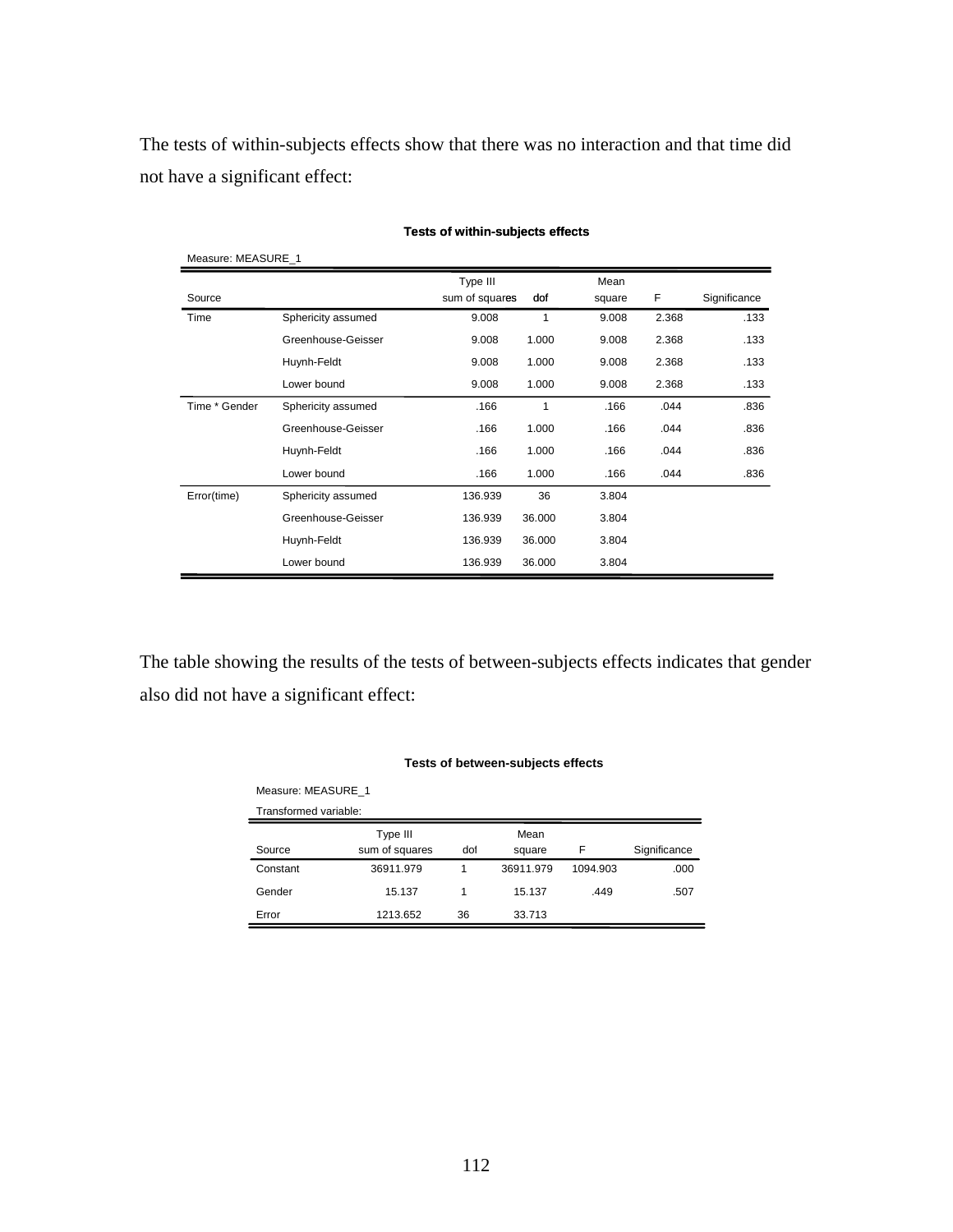The tests of within-subjects effects show that there was no interaction and that time did not have a significant effect:

**Tests of within-subjects effects**

Measure: MEASURE_1

| Source | | Type III sum of squares | dof | Mean square | F | Significance |
|---|---|---|---|---|---|---|
| Time | Sphericity assumed | 9.008 | 1 | 9.008 | 2.368 | .133 |
| | Greenhouse-Geisser | 9.008 | 1.000 | 9.008 | 2.368 | .133 |
| | Huynh-Feldt | 9.008 | 1.000 | 9.008 | 2.368 | .133 |
| | Lower bound | 9.008 | 1.000 | 9.008 | 2.368 | .133 |
| Time * Gender | Sphericity assumed | .166 | 1 | .166 | .044 | .836 |
| | Greenhouse-Geisser | .166 | 1.000 | .166 | .044 | .836 |
| | Huynh-Feldt | .166 | 1.000 | .166 | .044 | .836 |
| | Lower bound | .166 | 1.000 | .166 | .044 | .836 |
| Error(time) | Sphericity assumed | 136.939 | 36 | 3.804 | | |
| | Greenhouse-Geisser | 136.939 | 36.000 | 3.804 | | |
| | Huynh-Feldt | 136.939 | 36.000 | 3.804 | | |
| | Lower bound | 136.939 | 36.000 | 3.804 | | |

The table showing the results of the tests of between-subjects effects indicates that gender also did not have a significant effect:

**Tests of between-subjects effects**

Measure: MEASURE_1

Transformed variable:

| Source | Type III sum of squares | dof | Mean square | F | Significance |
|---|---|---|---|---|---|
| Constant | 36911.979 | 1 | 36911.979 | 1094.903 | .000 |
| Gender | 15.137 | 1 | 15.137 | .449 | .507 |
| Error | 1213.652 | 36 | 33.713 | | |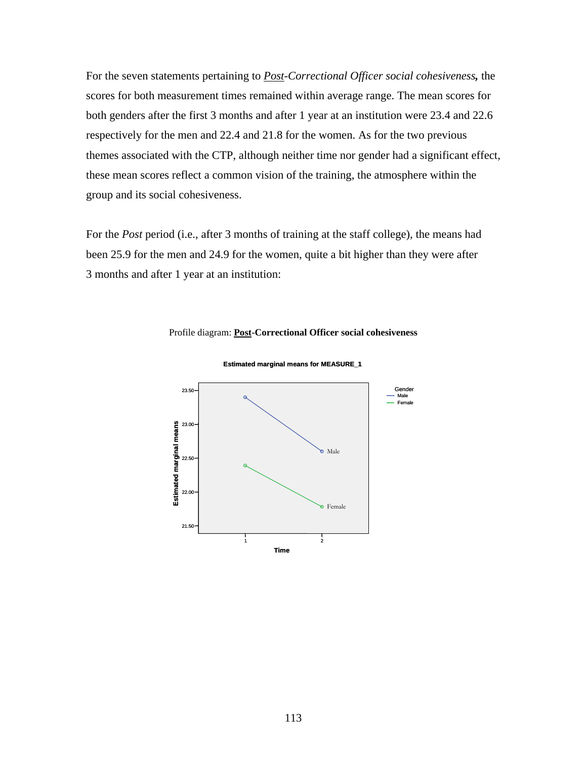For the seven statements pertaining to ***Post*-Correctional Officer social cohesiveness,** the scores for both measurement times remained within average range. The mean scores for both genders after the first 3 months and after 1 year at an institution were 23.4 and 22.6 respectively for the men and 22.4 and 21.8 for the women. As for the two previous themes associated with the CTP, although neither time nor gender had a significant effect, these mean scores reflect a common vision of the training, the atmosphere within the group and its social cohesiveness.

For the *Post* period (i.e., after 3 months of training at the staff college), the means had been 25.9 for the men and 24.9 for the women, quite a bit higher than they were after 3 months and after 1 year at an institution:

Profile diagram: **Post-Correctional Officer social cohesiveness**

**Estimated marginal means for MEASURE_1**

Gender: Male, Female

Y-axis: Estimated marginal means (21.50, 22.00, 22.50, 23.00, 23.50)

X-axis: Time (1, 2)

Male
Female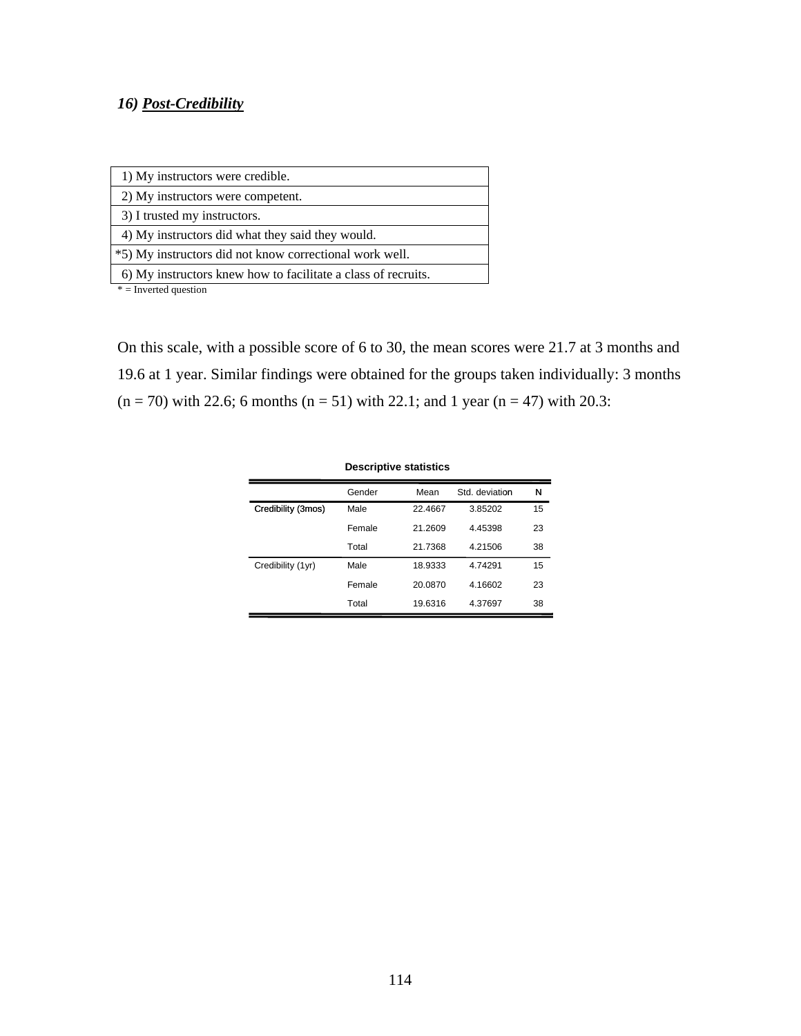### *16) **Post-Credibility***

| |
|---|
| 1) My instructors were credible. |
| 2) My instructors were competent. |
| 3) I trusted my instructors. |
| 4) My instructors did what they said they would. |
| *5) My instructors did not know correctional work well. |
| 6) My instructors knew how to facilitate a class of recruits. |

* = Inverted question

On this scale, with a possible score of 6 to 30, the mean scores were 21.7 at 3 months and 19.6 at 1 year. Similar findings were obtained for the groups taken individually: 3 months (n = 70) with 22.6; 6 months (n = 51) with 22.1; and 1 year (n = 47) with 20.3:

**Descriptive statistics**

| | Gender | Mean | Std. deviation | N |
|---|---|---|---|---|
| Credibility (3mos) | Male | 22.4667 | 3.85202 | 15 |
| | Female | 21.2609 | 4.45398 | 23 |
| | Total | 21.7368 | 4.21506 | 38 |
| Credibility (1yr) | Male | 18.9333 | 4.74291 | 15 |
| | Female | 20.0870 | 4.16602 | 23 |
| | Total | 19.6316 | 4.37697 | 38 |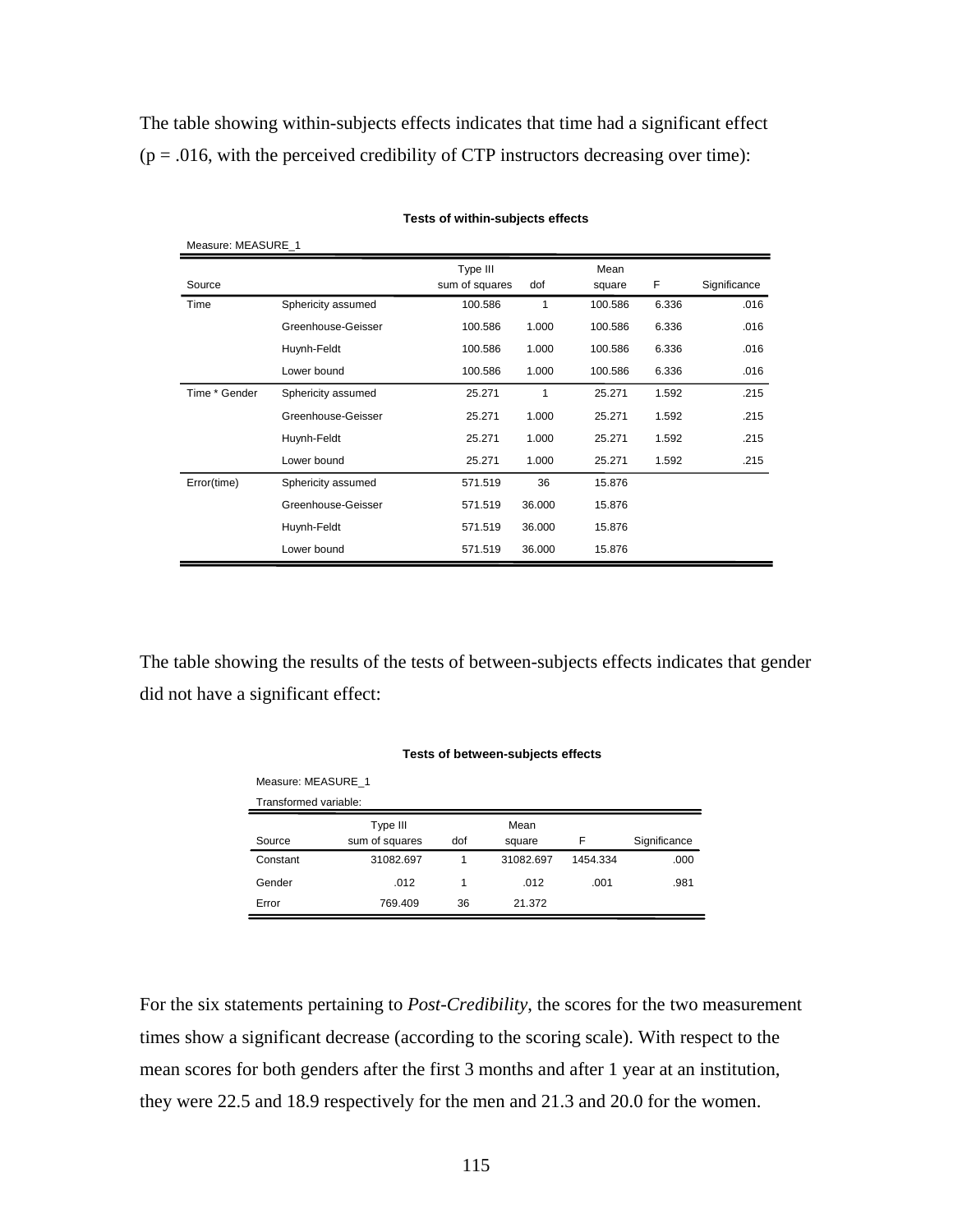The table showing within-subjects effects indicates that time had a significant effect ($p = .016$, with the perceived credibility of CTP instructors decreasing over time):

**Tests of within-subjects effects**

Measure: MEASURE_1

| Source | | Type III sum of squares | dof | Mean square | F | Significance |
|---|---|---|---|---|---|---|
| Time | Sphericity assumed | 100.586 | 1 | 100.586 | 6.336 | .016 |
| | Greenhouse-Geisser | 100.586 | 1.000 | 100.586 | 6.336 | .016 |
| | Huynh-Feldt | 100.586 | 1.000 | 100.586 | 6.336 | .016 |
| | Lower bound | 100.586 | 1.000 | 100.586 | 6.336 | .016 |
| Time * Gender | Sphericity assumed | 25.271 | 1 | 25.271 | 1.592 | .215 |
| | Greenhouse-Geisser | 25.271 | 1.000 | 25.271 | 1.592 | .215 |
| | Huynh-Feldt | 25.271 | 1.000 | 25.271 | 1.592 | .215 |
| | Lower bound | 25.271 | 1.000 | 25.271 | 1.592 | .215 |
| Error(time) | Sphericity assumed | 571.519 | 36 | 15.876 | | |
| | Greenhouse-Geisser | 571.519 | 36.000 | 15.876 | | |
| | Huynh-Feldt | 571.519 | 36.000 | 15.876 | | |
| | Lower bound | 571.519 | 36.000 | 15.876 | | |

The table showing the results of the tests of between-subjects effects indicates that gender did not have a significant effect:

**Tests of between-subjects effects**

Measure: MEASURE_1

Transformed variable:

| Source | Type III sum of squares | dof | Mean square | F | Significance |
|---|---|---|---|---|---|
| Constant | 31082.697 | 1 | 31082.697 | 1454.334 | .000 |
| Gender | .012 | 1 | .012 | .001 | .981 |
| Error | 769.409 | 36 | 21.372 | | |

For the six statements pertaining to *Post-Credibility*, the scores for the two measurement times show a significant decrease (according to the scoring scale). With respect to the mean scores for both genders after the first 3 months and after 1 year at an institution, they were 22.5 and 18.9 respectively for the men and 21.3 and 20.0 for the women.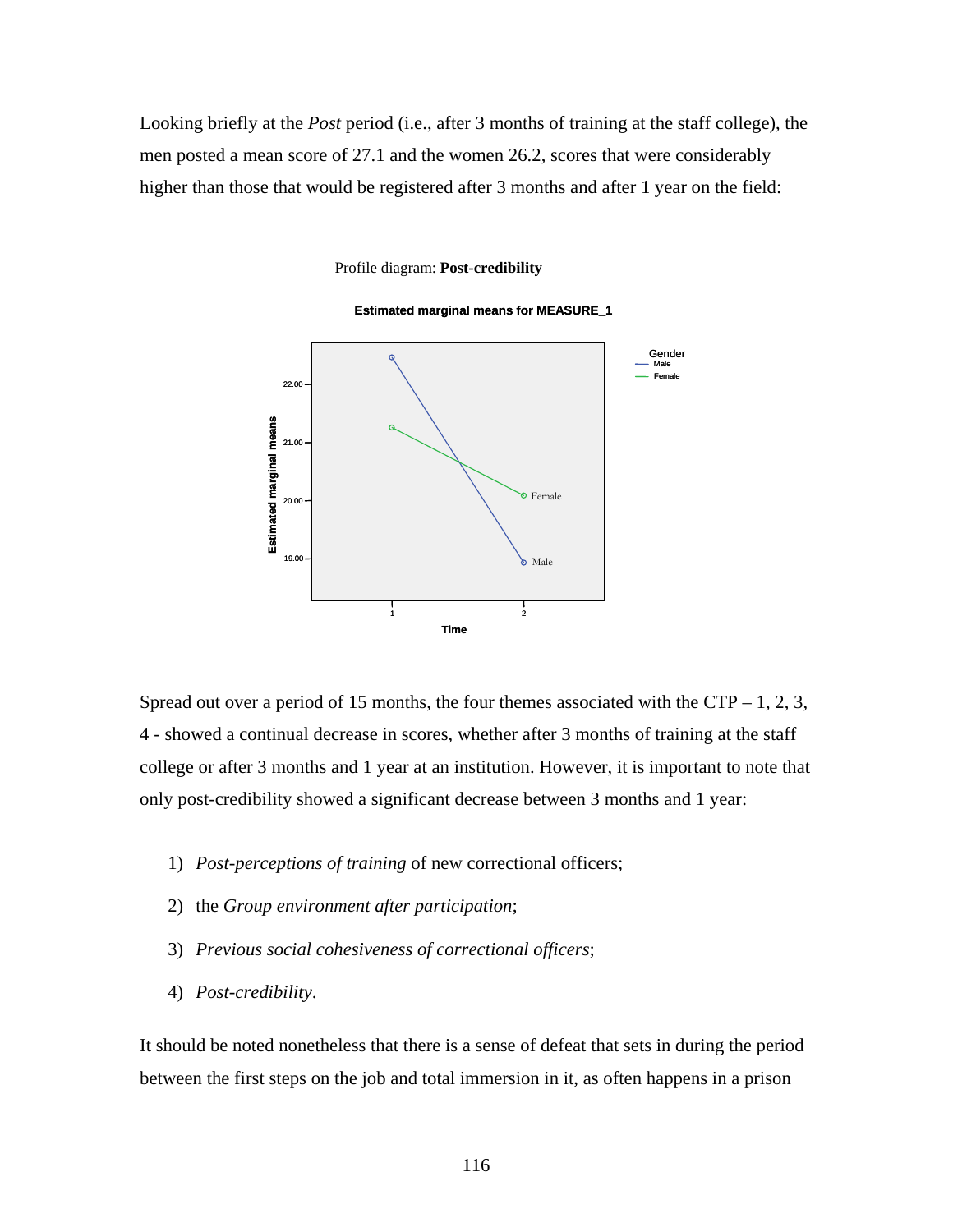Looking briefly at the *Post* period (i.e., after 3 months of training at the staff college), the men posted a mean score of 27.1 and the women 26.2, scores that were considerably higher than those that would be registered after 3 months and after 1 year on the field:

Profile diagram: **Post-credibility**

Spread out over a period of 15 months, the four themes associated with the CTP – 1, 2, 3, 4 - showed a continual decrease in scores, whether after 3 months of training at the staff college or after 3 months and 1 year at an institution. However, it is important to note that only post-credibility showed a significant decrease between 3 months and 1 year:

1) *Post-perceptions of training* of new correctional officers;
2) the *Group environment after participation*;
3) *Previous social cohesiveness of correctional officers*;
4) *Post-credibility*.

It should be noted nonetheless that there is a sense of defeat that sets in during the period between the first steps on the job and total immersion in it, as often happens in a prison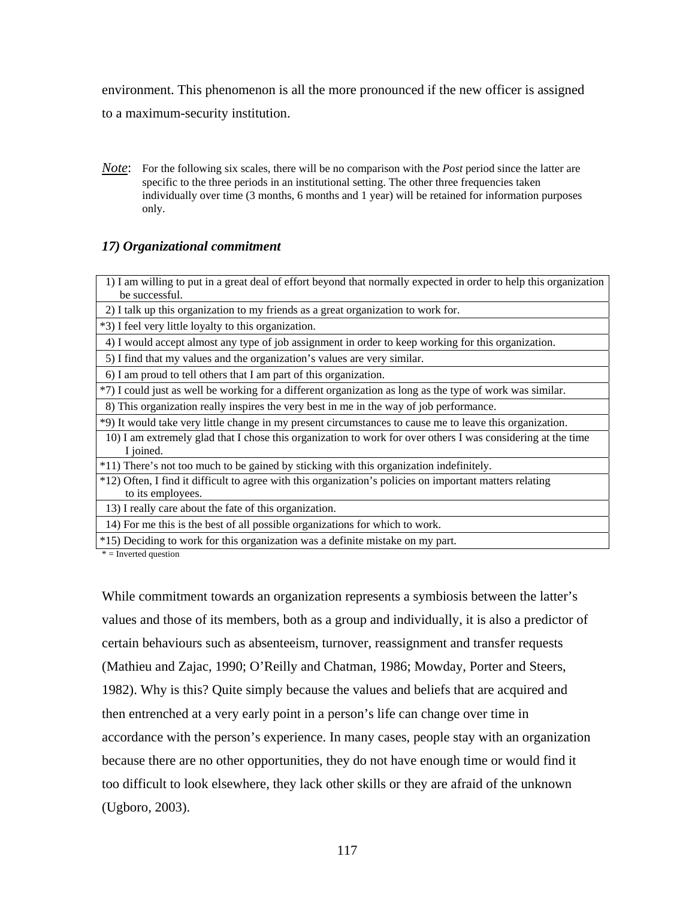environment. This phenomenon is all the more pronounced if the new officer is assigned to a maximum-security institution.

*Note*: For the following six scales, there will be no comparison with the *Post* period since the latter are specific to the three periods in an institutional setting. The other three frequencies taken individually over time (3 months, 6 months and 1 year) will be retained for information purposes only.

### *17) Organizational commitment*

| Item |
|---|
| 1) I am willing to put in a great deal of effort beyond that normally expected in order to help this organization be successful. |
| 2) I talk up this organization to my friends as a great organization to work for. |
| *3) I feel very little loyalty to this organization. |
| 4) I would accept almost any type of job assignment in order to keep working for this organization. |
| 5) I find that my values and the organization's values are very similar. |
| 6) I am proud to tell others that I am part of this organization. |
| *7) I could just as well be working for a different organization as long as the type of work was similar. |
| 8) This organization really inspires the very best in me in the way of job performance. |
| *9) It would take very little change in my present circumstances to cause me to leave this organization. |
| 10) I am extremely glad that I chose this organization to work for over others I was considering at the time I joined. |
| *11) There's not too much to be gained by sticking with this organization indefinitely. |
| *12) Often, I find it difficult to agree with this organization's policies on important matters relating to its employees. |
| 13) I really care about the fate of this organization. |
| 14) For me this is the best of all possible organizations for which to work. |
| *15) Deciding to work for this organization was a definite mistake on my part. |

* = Inverted question

While commitment towards an organization represents a symbiosis between the latter's values and those of its members, both as a group and individually, it is also a predictor of certain behaviours such as absenteeism, turnover, reassignment and transfer requests (Mathieu and Zajac, 1990; O'Reilly and Chatman, 1986; Mowday, Porter and Steers, 1982). Why is this? Quite simply because the values and beliefs that are acquired and then entrenched at a very early point in a person's life can change over time in accordance with the person's experience. In many cases, people stay with an organization because there are no other opportunities, they do not have enough time or would find it too difficult to look elsewhere, they lack other skills or they are afraid of the unknown (Ugboro, 2003).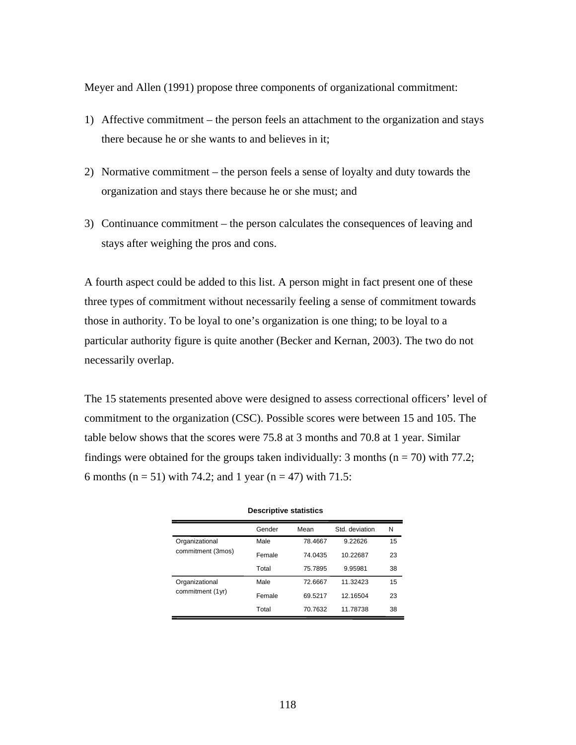Meyer and Allen (1991) propose three components of organizational commitment:

1) Affective commitment – the person feels an attachment to the organization and stays there because he or she wants to and believes in it;

2) Normative commitment – the person feels a sense of loyalty and duty towards the organization and stays there because he or she must; and

3) Continuance commitment – the person calculates the consequences of leaving and stays after weighing the pros and cons.

A fourth aspect could be added to this list. A person might in fact present one of these three types of commitment without necessarily feeling a sense of commitment towards those in authority. To be loyal to one's organization is one thing; to be loyal to a particular authority figure is quite another (Becker and Kernan, 2003). The two do not necessarily overlap.

The 15 statements presented above were designed to assess correctional officers' level of commitment to the organization (CSC). Possible scores were between 15 and 105. The table below shows that the scores were 75.8 at 3 months and 70.8 at 1 year. Similar findings were obtained for the groups taken individually: 3 months (n = 70) with 77.2; 6 months (n = 51) with 74.2; and 1 year (n = 47) with 71.5:

**Descriptive statistics**

| | Gender | Mean | Std. deviation | N |
|---|---|---|---|---|
| Organizational commitment (3mos) | Male | 78.4667 | 9.22626 | 15 |
| | Female | 74.0435 | 10.22687 | 23 |
| | Total | 75.7895 | 9.95981 | 38 |
| Organizational commitment (1yr) | Male | 72.6667 | 11.32423 | 15 |
| | Female | 69.5217 | 12.16504 | 23 |
| | Total | 70.7632 | 11.78738 | 38 |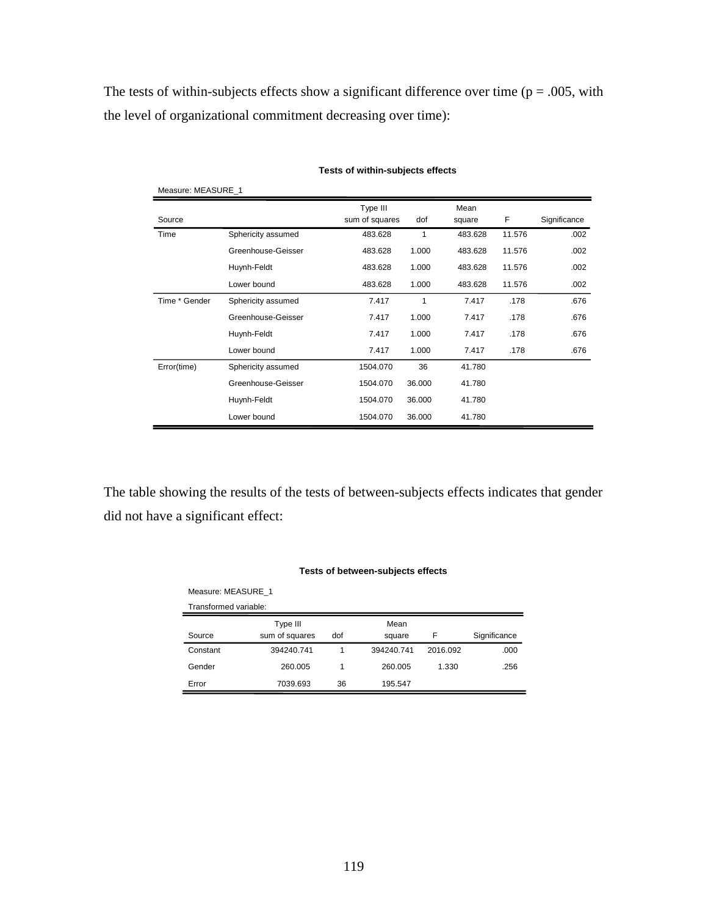The tests of within-subjects effects show a significant difference over time ($p = .005$, with the level of organizational commitment decreasing over time):

**Tests of within-subjects effects**

Measure: MEASURE_1

| Source | | Type III sum of squares | dof | Mean square | F | Significance |
|---|---|---|---|---|---|---|
| Time | Sphericity assumed | 483.628 | 1 | 483.628 | 11.576 | .002 |
| | Greenhouse-Geisser | 483.628 | 1.000 | 483.628 | 11.576 | .002 |
| | Huynh-Feldt | 483.628 | 1.000 | 483.628 | 11.576 | .002 |
| | Lower bound | 483.628 | 1.000 | 483.628 | 11.576 | .002 |
| Time * Gender | Sphericity assumed | 7.417 | 1 | 7.417 | .178 | .676 |
| | Greenhouse-Geisser | 7.417 | 1.000 | 7.417 | .178 | .676 |
| | Huynh-Feldt | 7.417 | 1.000 | 7.417 | .178 | .676 |
| | Lower bound | 7.417 | 1.000 | 7.417 | .178 | .676 |
| Error(time) | Sphericity assumed | 1504.070 | 36 | 41.780 | | |
| | Greenhouse-Geisser | 1504.070 | 36.000 | 41.780 | | |
| | Huynh-Feldt | 1504.070 | 36.000 | 41.780 | | |
| | Lower bound | 1504.070 | 36.000 | 41.780 | | |

The table showing the results of the tests of between-subjects effects indicates that gender did not have a significant effect:

**Tests of between-subjects effects**

Measure: MEASURE_1

Transformed variable:

| Source | Type III sum of squares | dof | Mean square | F | Significance |
|---|---|---|---|---|---|
| Constant | 394240.741 | 1 | 394240.741 | 2016.092 | .000 |
| Gender | 260.005 | 1 | 260.005 | 1.330 | .256 |
| Error | 7039.693 | 36 | 195.547 | | |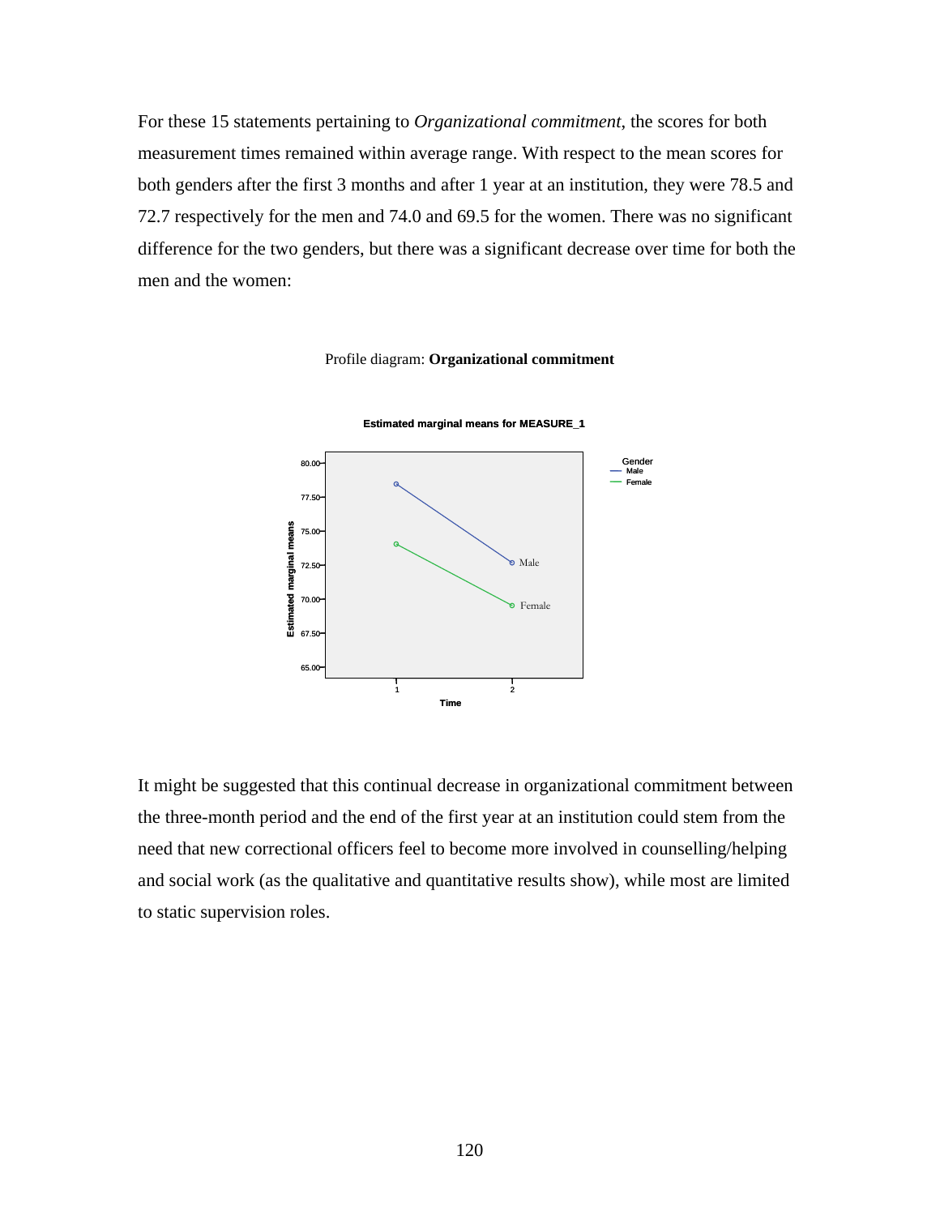For these 15 statements pertaining to *Organizational commitment*, the scores for both measurement times remained within average range. With respect to the mean scores for both genders after the first 3 months and after 1 year at an institution, they were 78.5 and 72.7 respectively for the men and 74.0 and 69.5 for the women. There was no significant difference for the two genders, but there was a significant decrease over time for both the men and the women:

Profile diagram: **Organizational commitment**

It might be suggested that this continual decrease in organizational commitment between the three-month period and the end of the first year at an institution could stem from the need that new correctional officers feel to become more involved in counselling/helping and social work (as the qualitative and quantitative results show), while most are limited to static supervision roles.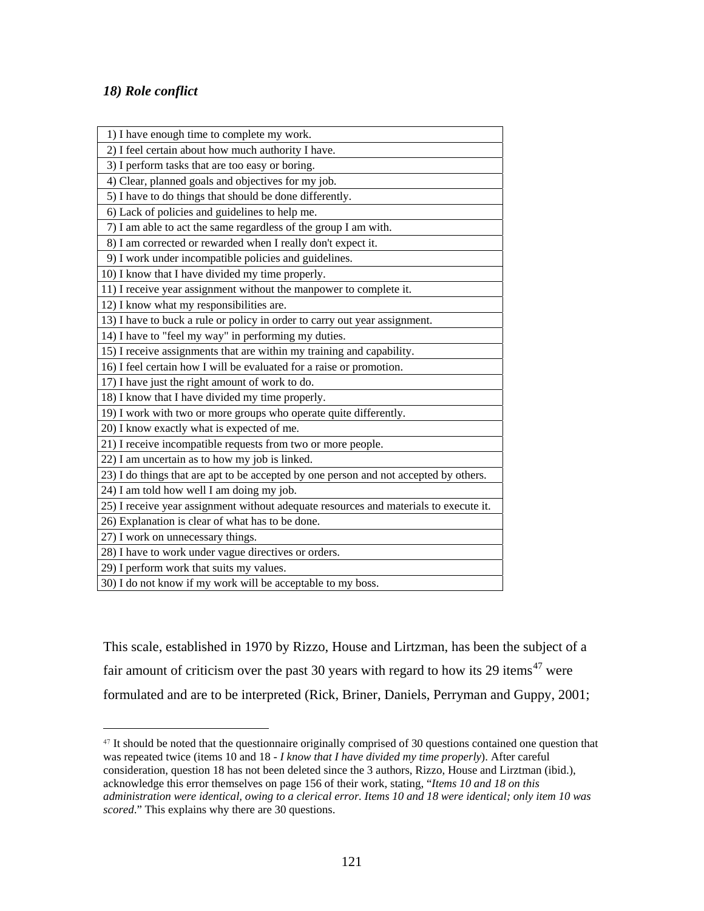### *18) Role conflict*

| |
|---|
| 1) I have enough time to complete my work. |
| 2) I feel certain about how much authority I have. |
| 3) I perform tasks that are too easy or boring. |
| 4) Clear, planned goals and objectives for my job. |
| 5) I have to do things that should be done differently. |
| 6) Lack of policies and guidelines to help me. |
| 7) I am able to act the same regardless of the group I am with. |
| 8) I am corrected or rewarded when I really don't expect it. |
| 9) I work under incompatible policies and guidelines. |
| 10) I know that I have divided my time properly. |
| 11) I receive year assignment without the manpower to complete it. |
| 12) I know what my responsibilities are. |
| 13) I have to buck a rule or policy in order to carry out year assignment. |
| 14) I have to "feel my way" in performing my duties. |
| 15) I receive assignments that are within my training and capability. |
| 16) I feel certain how I will be evaluated for a raise or promotion. |
| 17) I have just the right amount of work to do. |
| 18) I know that I have divided my time properly. |
| 19) I work with two or more groups who operate quite differently. |
| 20) I know exactly what is expected of me. |
| 21) I receive incompatible requests from two or more people. |
| 22) I am uncertain as to how my job is linked. |
| 23) I do things that are apt to be accepted by one person and not accepted by others. |
| 24) I am told how well I am doing my job. |
| 25) I receive year assignment without adequate resources and materials to execute it. |
| 26) Explanation is clear of what has to be done. |
| 27) I work on unnecessary things. |
| 28) I have to work under vague directives or orders. |
| 29) I perform work that suits my values. |
| 30) I do not know if my work will be acceptable to my boss. |

This scale, established in 1970 by Rizzo, House and Lirtzman, has been the subject of a fair amount of criticism over the past 30 years with regard to how its 29 items[47] were formulated and are to be interpreted (Rick, Briner, Daniels, Perryman and Guppy, 2001;

[47] It should be noted that the questionnaire originally comprised of 30 questions contained one question that was repeated twice (items 10 and 18 - *I know that I have divided my time properly*). After careful consideration, question 18 has not been deleted since the 3 authors, Rizzo, House and Lirztman (ibid.), acknowledge this error themselves on page 156 of their work, stating, "*Items 10 and 18 on this administration were identical, owing to a clerical error. Items 10 and 18 were identical; only item 10 was scored*." This explains why there are 30 questions.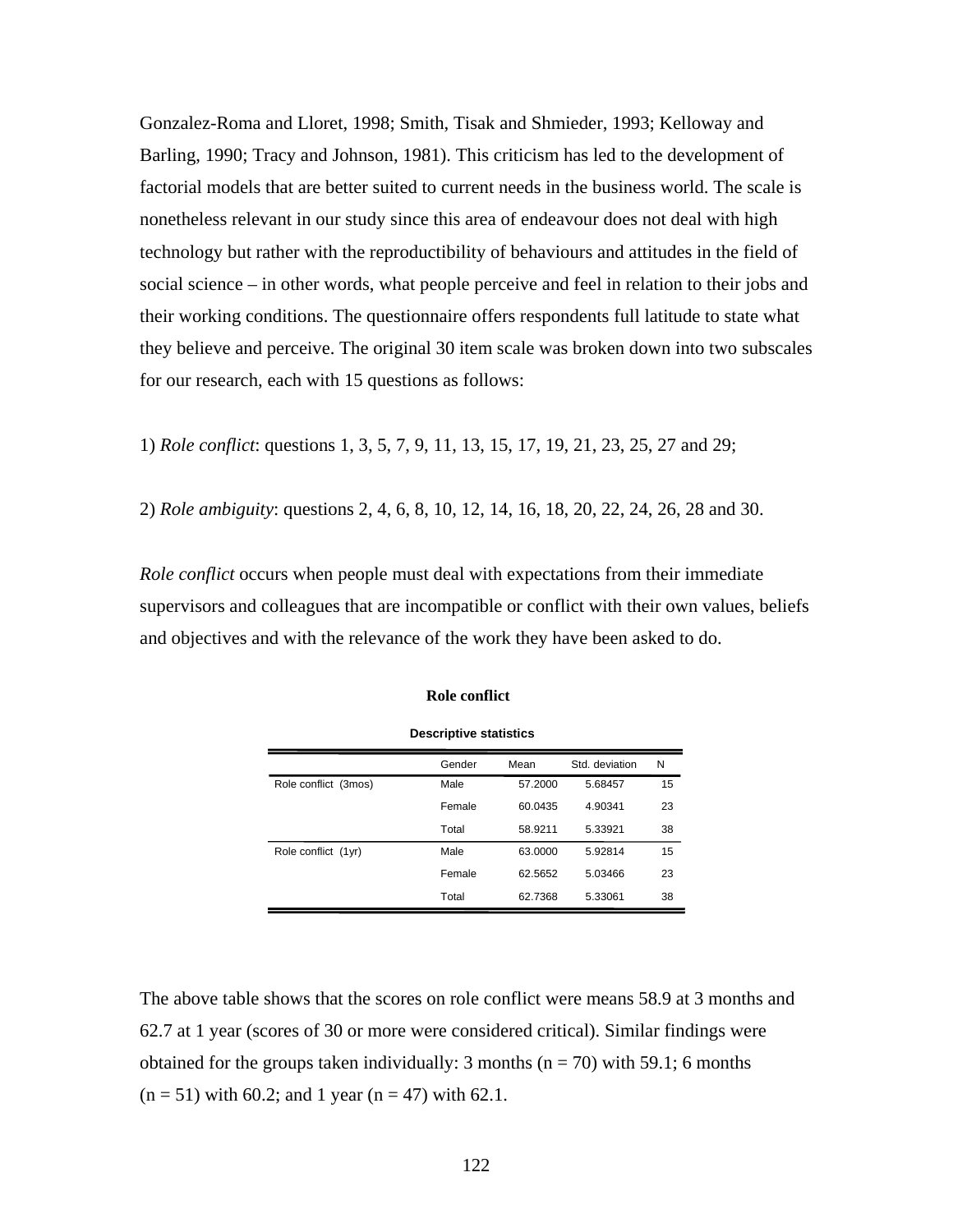Gonzalez-Roma and Lloret, 1998; Smith, Tisak and Shmieder, 1993; Kelloway and Barling, 1990; Tracy and Johnson, 1981). This criticism has led to the development of factorial models that are better suited to current needs in the business world. The scale is nonetheless relevant in our study since this area of endeavour does not deal with high technology but rather with the reproductibility of behaviours and attitudes in the field of social science – in other words, what people perceive and feel in relation to their jobs and their working conditions. The questionnaire offers respondents full latitude to state what they believe and perceive. The original 30 item scale was broken down into two subscales for our research, each with 15 questions as follows:

1) *Role conflict*: questions 1, 3, 5, 7, 9, 11, 13, 15, 17, 19, 21, 23, 25, 27 and 29;

2) *Role ambiguity*: questions 2, 4, 6, 8, 10, 12, 14, 16, 18, 20, 22, 24, 26, 28 and 30.

*Role conflict* occurs when people must deal with expectations from their immediate supervisors and colleagues that are incompatible or conflict with their own values, beliefs and objectives and with the relevance of the work they have been asked to do.

**Role conflict**

**Descriptive statistics**

| | Gender | Mean | Std. deviation | N |
|---|---|---|---|---|
| Role conflict (3mos) | Male | 57.2000 | 5.68457 | 15 |
| | Female | 60.0435 | 4.90341 | 23 |
| | Total | 58.9211 | 5.33921 | 38 |
| Role conflict (1yr) | Male | 63.0000 | 5.92814 | 15 |
| | Female | 62.5652 | 5.03466 | 23 |
| | Total | 62.7368 | 5.33061 | 38 |

The above table shows that the scores on role conflict were means 58.9 at 3 months and 62.7 at 1 year (scores of 30 or more were considered critical). Similar findings were obtained for the groups taken individually: 3 months ($n = 70$) with 59.1; 6 months ($n = 51$) with 60.2; and 1 year ($n = 47$) with 62.1.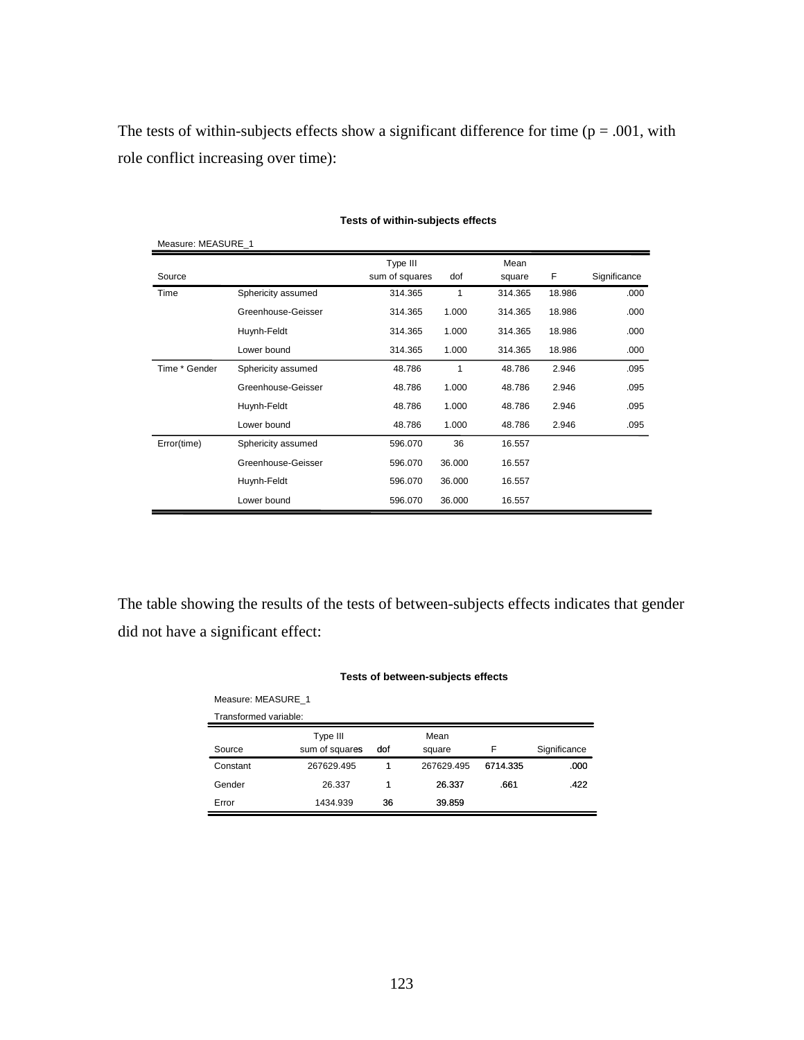The tests of within-subjects effects show a significant difference for time ($p = .001$, with role conflict increasing over time):

**Tests of within-subjects effects**

Measure: MEASURE_1

| Source | | Type III sum of squares | dof | Mean square | F | Significance |
|---|---|---|---|---|---|---|
| Time | Sphericity assumed | 314.365 | 1 | 314.365 | 18.986 | .000 |
| | Greenhouse-Geisser | 314.365 | 1.000 | 314.365 | 18.986 | .000 |
| | Huynh-Feldt | 314.365 | 1.000 | 314.365 | 18.986 | .000 |
| | Lower bound | 314.365 | 1.000 | 314.365 | 18.986 | .000 |
| Time * Gender | Sphericity assumed | 48.786 | 1 | 48.786 | 2.946 | .095 |
| | Greenhouse-Geisser | 48.786 | 1.000 | 48.786 | 2.946 | .095 |
| | Huynh-Feldt | 48.786 | 1.000 | 48.786 | 2.946 | .095 |
| | Lower bound | 48.786 | 1.000 | 48.786 | 2.946 | .095 |
| Error(time) | Sphericity assumed | 596.070 | 36 | 16.557 | | |
| | Greenhouse-Geisser | 596.070 | 36.000 | 16.557 | | |
| | Huynh-Feldt | 596.070 | 36.000 | 16.557 | | |
| | Lower bound | 596.070 | 36.000 | 16.557 | | |

The table showing the results of the tests of between-subjects effects indicates that gender did not have a significant effect:

**Tests of between-subjects effects**

Measure: MEASURE_1

Transformed variable:

| Source | Type III sum of squares | dof | Mean square | F | Significance |
|---|---|---|---|---|---|
| Constant | 267629.495 | 1 | 267629.495 | 6714.335 | .000 |
| Gender | 26.337 | 1 | 26.337 | .661 | .422 |
| Error | 1434.939 | 36 | 39.859 | | |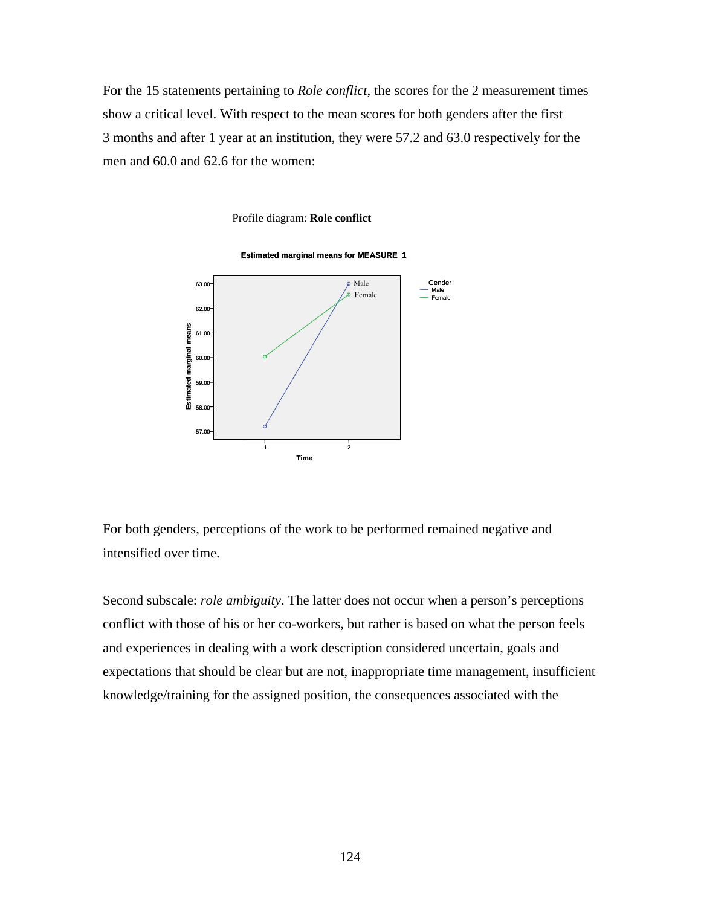For the 15 statements pertaining to *Role conflict*, the scores for the 2 measurement times show a critical level. With respect to the mean scores for both genders after the first 3 months and after 1 year at an institution, they were 57.2 and 63.0 respectively for the men and 60.0 and 62.6 for the women:

Profile diagram: **Role conflict**

**Estimated marginal means for MEASURE_1**

For both genders, perceptions of the work to be performed remained negative and intensified over time.

Second subscale: *role ambiguity*. The latter does not occur when a person's perceptions conflict with those of his or her co-workers, but rather is based on what the person feels and experiences in dealing with a work description considered uncertain, goals and expectations that should be clear but are not, inappropriate time management, insufficient knowledge/training for the assigned position, the consequences associated with the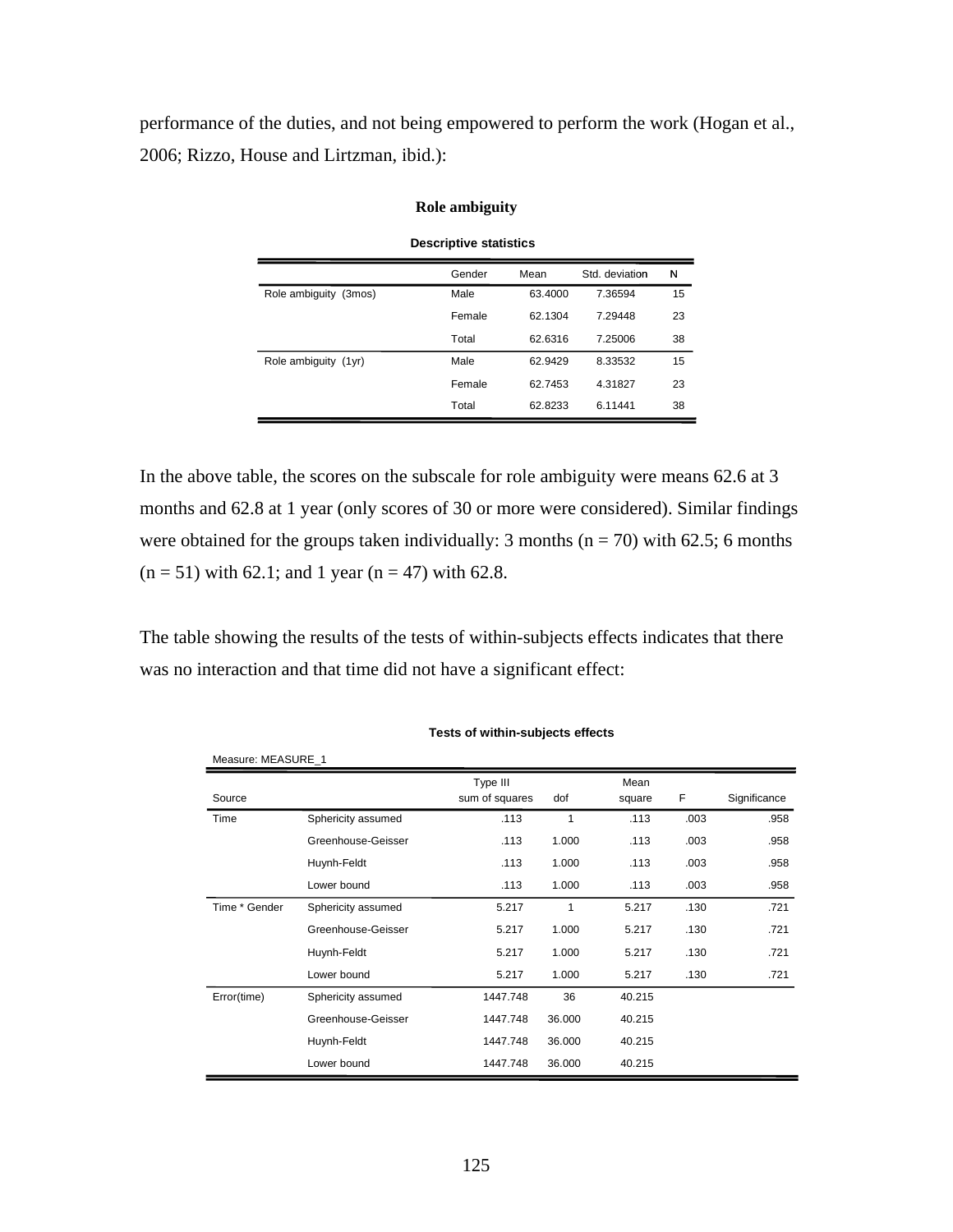performance of the duties, and not being empowered to perform the work (Hogan et al., 2006; Rizzo, House and Lirtzman, ibid.):

**Role ambiguity**

**Descriptive statistics**

| | Gender | Mean | Std. deviation | N |
|---|---|---|---|---|
| Role ambiguity (3mos) | Male | 63.4000 | 7.36594 | 15 |
| | Female | 62.1304 | 7.29448 | 23 |
| | Total | 62.6316 | 7.25006 | 38 |
| Role ambiguity (1yr) | Male | 62.9429 | 8.33532 | 15 |
| | Female | 62.7453 | 4.31827 | 23 |
| | Total | 62.8233 | 6.11441 | 38 |

In the above table, the scores on the subscale for role ambiguity were means 62.6 at 3 months and 62.8 at 1 year (only scores of 30 or more were considered). Similar findings were obtained for the groups taken individually: 3 months (n = 70) with 62.5; 6 months (n = 51) with 62.1; and 1 year (n = 47) with 62.8.

The table showing the results of the tests of within-subjects effects indicates that there was no interaction and that time did not have a significant effect:

**Tests of within-subjects effects**

Measure: MEASURE_1

| Source | | Type III sum of squares | dof | Mean square | F | Significance |
|---|---|---|---|---|---|---|
| Time | Sphericity assumed | .113 | 1 | .113 | .003 | .958 |
| | Greenhouse-Geisser | .113 | 1.000 | .113 | .003 | .958 |
| | Huynh-Feldt | .113 | 1.000 | .113 | .003 | .958 |
| | Lower bound | .113 | 1.000 | .113 | .003 | .958 |
| Time * Gender | Sphericity assumed | 5.217 | 1 | 5.217 | .130 | .721 |
| | Greenhouse-Geisser | 5.217 | 1.000 | 5.217 | .130 | .721 |
| | Huynh-Feldt | 5.217 | 1.000 | 5.217 | .130 | .721 |
| | Lower bound | 5.217 | 1.000 | 5.217 | .130 | .721 |
| Error(time) | Sphericity assumed | 1447.748 | 36 | 40.215 | | |
| | Greenhouse-Geisser | 1447.748 | 36.000 | 40.215 | | |
| | Huynh-Feldt | 1447.748 | 36.000 | 40.215 | | |
| | Lower bound | 1447.748 | 36.000 | 40.215 | | |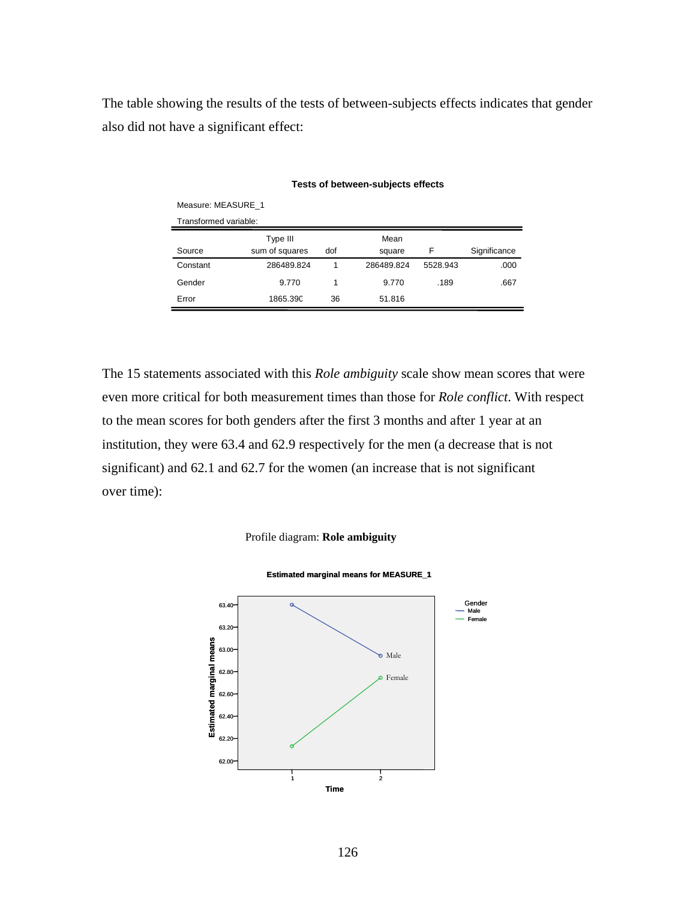The table showing the results of the tests of between-subjects effects indicates that gender also did not have a significant effect:

**Tests of between-subjects effects**

Measure: MEASURE_1

Transformed variable:

| Source | Type III sum of squares | dof | Mean square | F | Significance |
|---|---|---|---|---|---|
| Constant | 286489.824 | 1 | 286489.824 | 5528.943 | .000 |
| Gender | 9.770 | 1 | 9.770 | .189 | .667 |
| Error | 1865.390 | 36 | 51.816 | | |

The 15 statements associated with this *Role ambiguity* scale show mean scores that were even more critical for both measurement times than those for *Role conflict*. With respect to the mean scores for both genders after the first 3 months and after 1 year at an institution, they were 63.4 and 62.9 respectively for the men (a decrease that is not significant) and 62.1 and 62.7 for the women (an increase that is not significant over time):

Profile diagram: **Role ambiguity**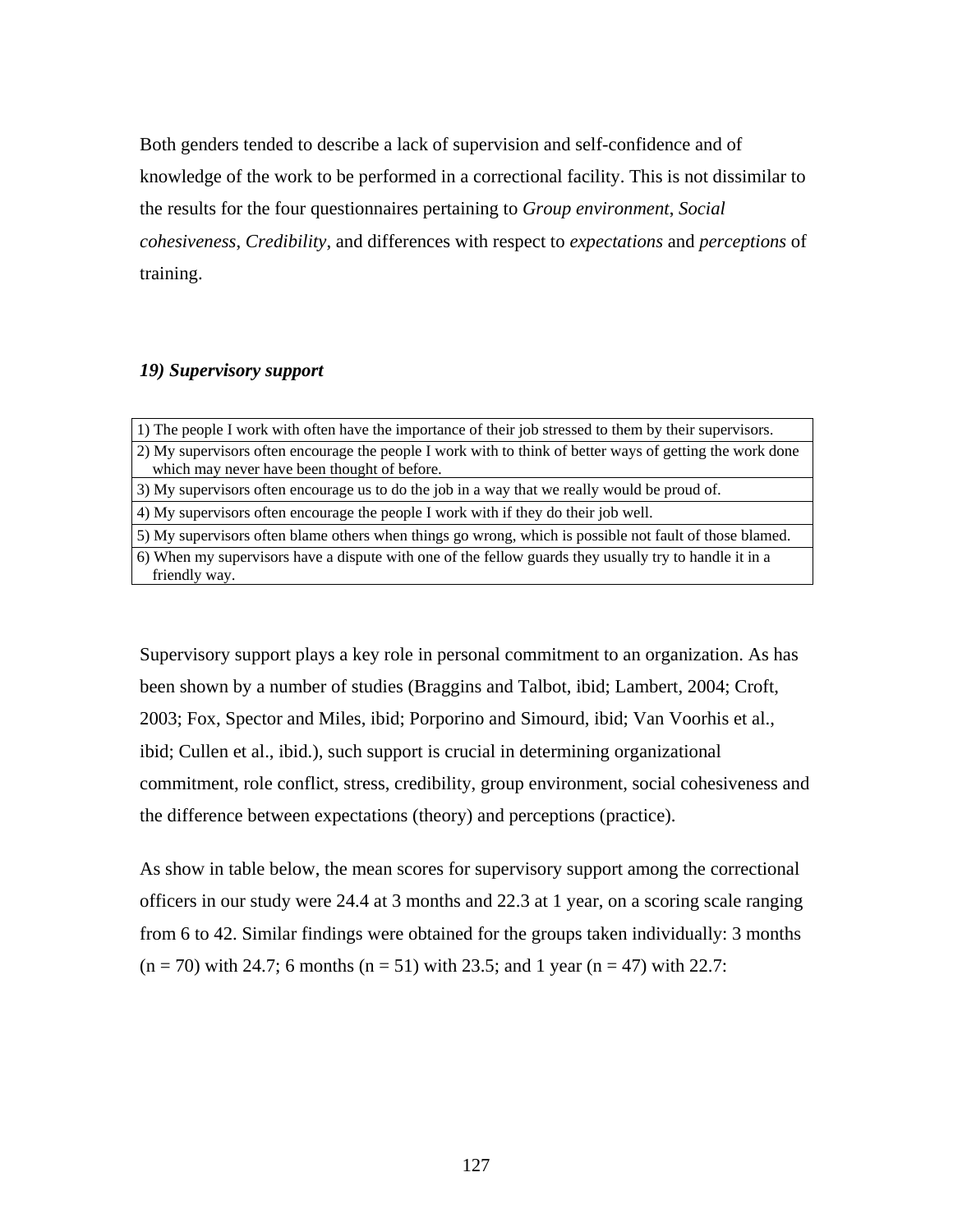Both genders tended to describe a lack of supervision and self-confidence and of knowledge of the work to be performed in a correctional facility. This is not dissimilar to the results for the four questionnaires pertaining to *Group environment*, *Social cohesiveness*, *Credibility*, and differences with respect to *expectations* and *perceptions* of training.

### *19) Supervisory support*

| |
|---|
| 1) The people I work with often have the importance of their job stressed to them by their supervisors. |
| 2) My supervisors often encourage the people I work with to think of better ways of getting the work done which may never have been thought of before. |
| 3) My supervisors often encourage us to do the job in a way that we really would be proud of. |
| 4) My supervisors often encourage the people I work with if they do their job well. |
| 5) My supervisors often blame others when things go wrong, which is possible not fault of those blamed. |
| 6) When my supervisors have a dispute with one of the fellow guards they usually try to handle it in a friendly way. |

Supervisory support plays a key role in personal commitment to an organization. As has been shown by a number of studies (Braggins and Talbot, ibid; Lambert, 2004; Croft, 2003; Fox, Spector and Miles, ibid; Porporino and Simourd, ibid; Van Voorhis et al., ibid; Cullen et al., ibid.), such support is crucial in determining organizational commitment, role conflict, stress, credibility, group environment, social cohesiveness and the difference between expectations (theory) and perceptions (practice).

As show in table below, the mean scores for supervisory support among the correctional officers in our study were 24.4 at 3 months and 22.3 at 1 year, on a scoring scale ranging from 6 to 42. Similar findings were obtained for the groups taken individually: 3 months (n = 70) with 24.7; 6 months (n = 51) with 23.5; and 1 year (n = 47) with 22.7: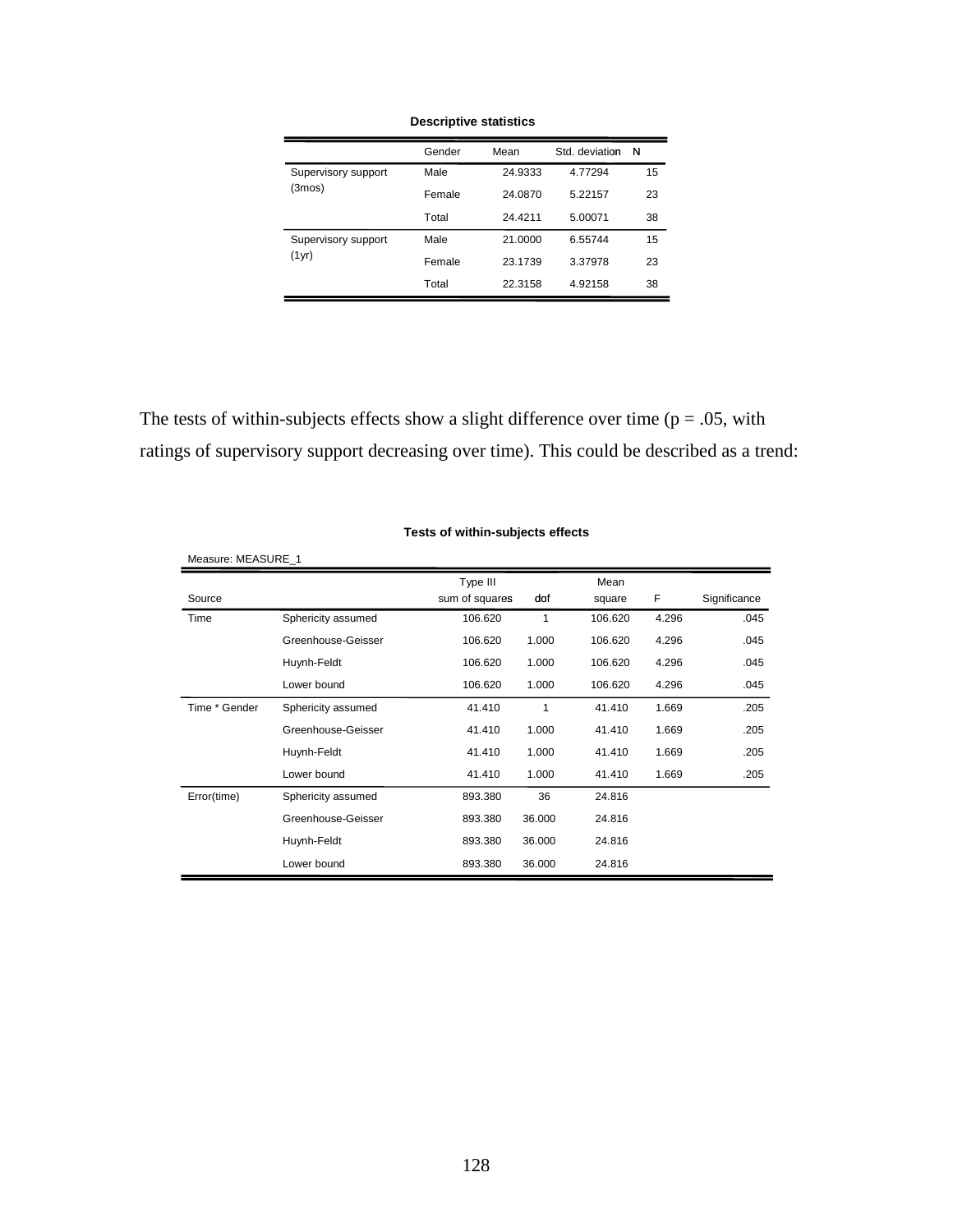**Descriptive statistics**

| | Gender | Mean | Std. deviation | N |
|---|---|---|---|---|
| Supervisory support (3mos) | Male | 24.9333 | 4.77294 | 15 |
| | Female | 24.0870 | 5.22157 | 23 |
| | Total | 24.4211 | 5.00071 | 38 |
| Supervisory support (1yr) | Male | 21.0000 | 6.55744 | 15 |
| | Female | 23.1739 | 3.37978 | 23 |
| | Total | 22.3158 | 4.92158 | 38 |

The tests of within-subjects effects show a slight difference over time ($p = .05$, with ratings of supervisory support decreasing over time). This could be described as a trend:

**Tests of within-subjects effects**

Measure: MEASURE_1

| Source | | Type III sum of squares | dof | Mean square | F | Significance |
|---|---|---|---|---|---|---|
| Time | Sphericity assumed | 106.620 | 1 | 106.620 | 4.296 | .045 |
| | Greenhouse-Geisser | 106.620 | 1.000 | 106.620 | 4.296 | .045 |
| | Huynh-Feldt | 106.620 | 1.000 | 106.620 | 4.296 | .045 |
| | Lower bound | 106.620 | 1.000 | 106.620 | 4.296 | .045 |
| Time * Gender | Sphericity assumed | 41.410 | 1 | 41.410 | 1.669 | .205 |
| | Greenhouse-Geisser | 41.410 | 1.000 | 41.410 | 1.669 | .205 |
| | Huynh-Feldt | 41.410 | 1.000 | 41.410 | 1.669 | .205 |
| | Lower bound | 41.410 | 1.000 | 41.410 | 1.669 | .205 |
| Error(time) | Sphericity assumed | 893.380 | 36 | 24.816 | | |
| | Greenhouse-Geisser | 893.380 | 36.000 | 24.816 | | |
| | Huynh-Feldt | 893.380 | 36.000 | 24.816 | | |
| | Lower bound | 893.380 | 36.000 | 24.816 | | |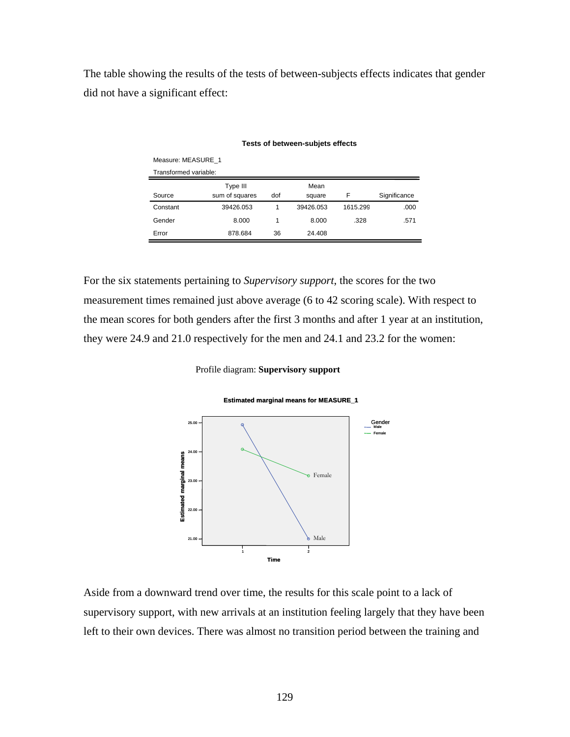The table showing the results of the tests of between-subjects effects indicates that gender did not have a significant effect:

**Tests of between-subjets effects**

Measure: MEASURE_1

Transformed variable:

| Source | Type III sum of squares | dof | Mean square | F | Significance |
|---|---|---|---|---|---|
| Constant | 39426.053 | 1 | 39426.053 | 1615.299 | .000 |
| Gender | 8.000 | 1 | 8.000 | .328 | .571 |
| Error | 878.684 | 36 | 24.408 | | |

For the six statements pertaining to *Supervisory support*, the scores for the two measurement times remained just above average (6 to 42 scoring scale). With respect to the mean scores for both genders after the first 3 months and after 1 year at an institution, they were 24.9 and 21.0 respectively for the men and 24.1 and 23.2 for the women:

Profile diagram: **Supervisory support**

**Estimated marginal means for MEASURE_1**

Aside from a downward trend over time, the results for this scale point to a lack of supervisory support, with new arrivals at an institution feeling largely that they have been left to their own devices. There was almost no transition period between the training and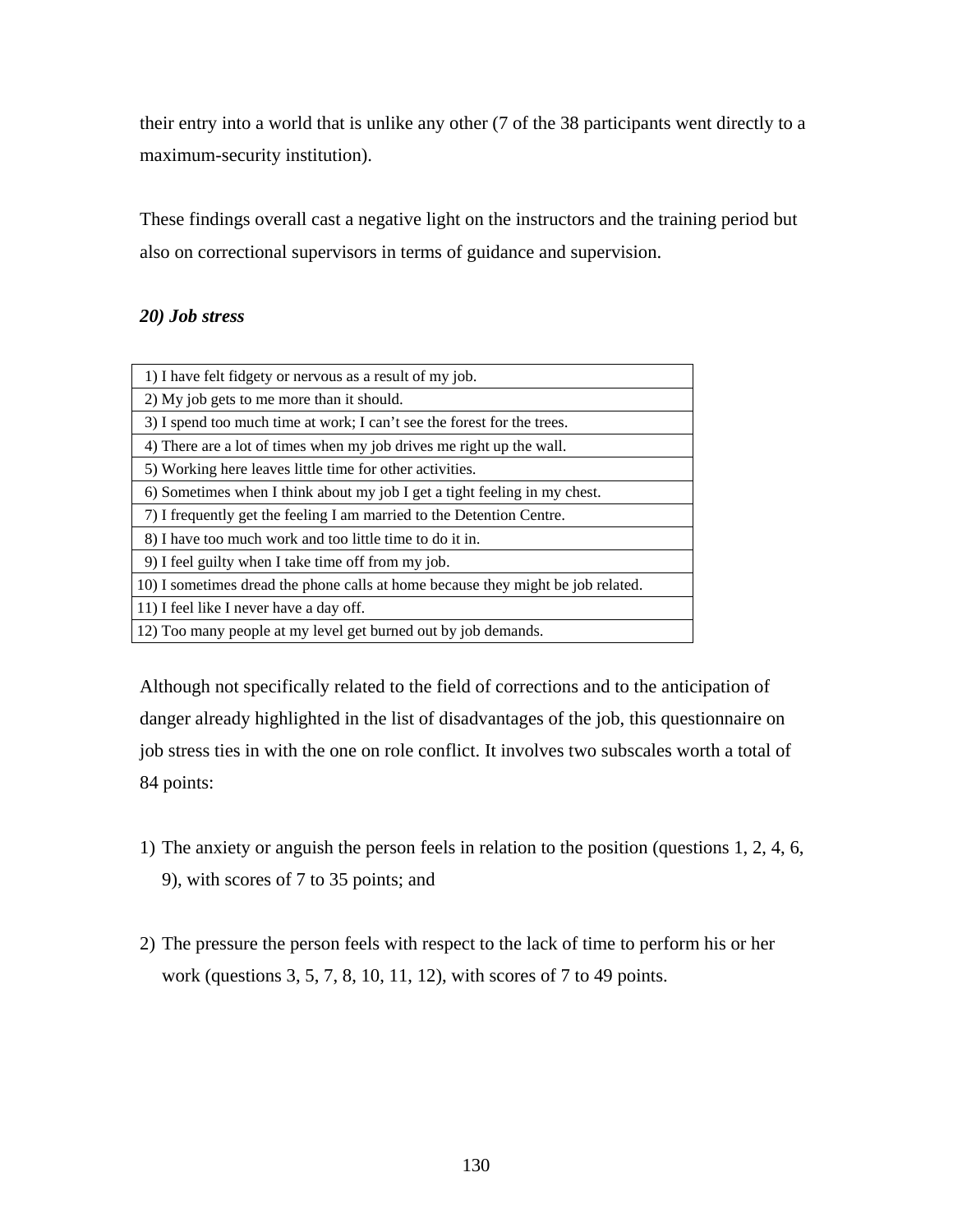their entry into a world that is unlike any other (7 of the 38 participants went directly to a maximum-security institution).

These findings overall cast a negative light on the instructors and the training period but also on correctional supervisors in terms of guidance and supervision.

### *20) Job stress*

| |
|---|
| 1) I have felt fidgety or nervous as a result of my job. |
| 2) My job gets to me more than it should. |
| 3) I spend too much time at work; I can't see the forest for the trees. |
| 4) There are a lot of times when my job drives me right up the wall. |
| 5) Working here leaves little time for other activities. |
| 6) Sometimes when I think about my job I get a tight feeling in my chest. |
| 7) I frequently get the feeling I am married to the Detention Centre. |
| 8) I have too much work and too little time to do it in. |
| 9) I feel guilty when I take time off from my job. |
| 10) I sometimes dread the phone calls at home because they might be job related. |
| 11) I feel like I never have a day off. |
| 12) Too many people at my level get burned out by job demands. |

Although not specifically related to the field of corrections and to the anticipation of danger already highlighted in the list of disadvantages of the job, this questionnaire on job stress ties in with the one on role conflict. It involves two subscales worth a total of 84 points:

1) The anxiety or anguish the person feels in relation to the position (questions 1, 2, 4, 6, 9), with scores of 7 to 35 points; and

2) The pressure the person feels with respect to the lack of time to perform his or her work (questions 3, 5, 7, 8, 10, 11, 12), with scores of 7 to 49 points.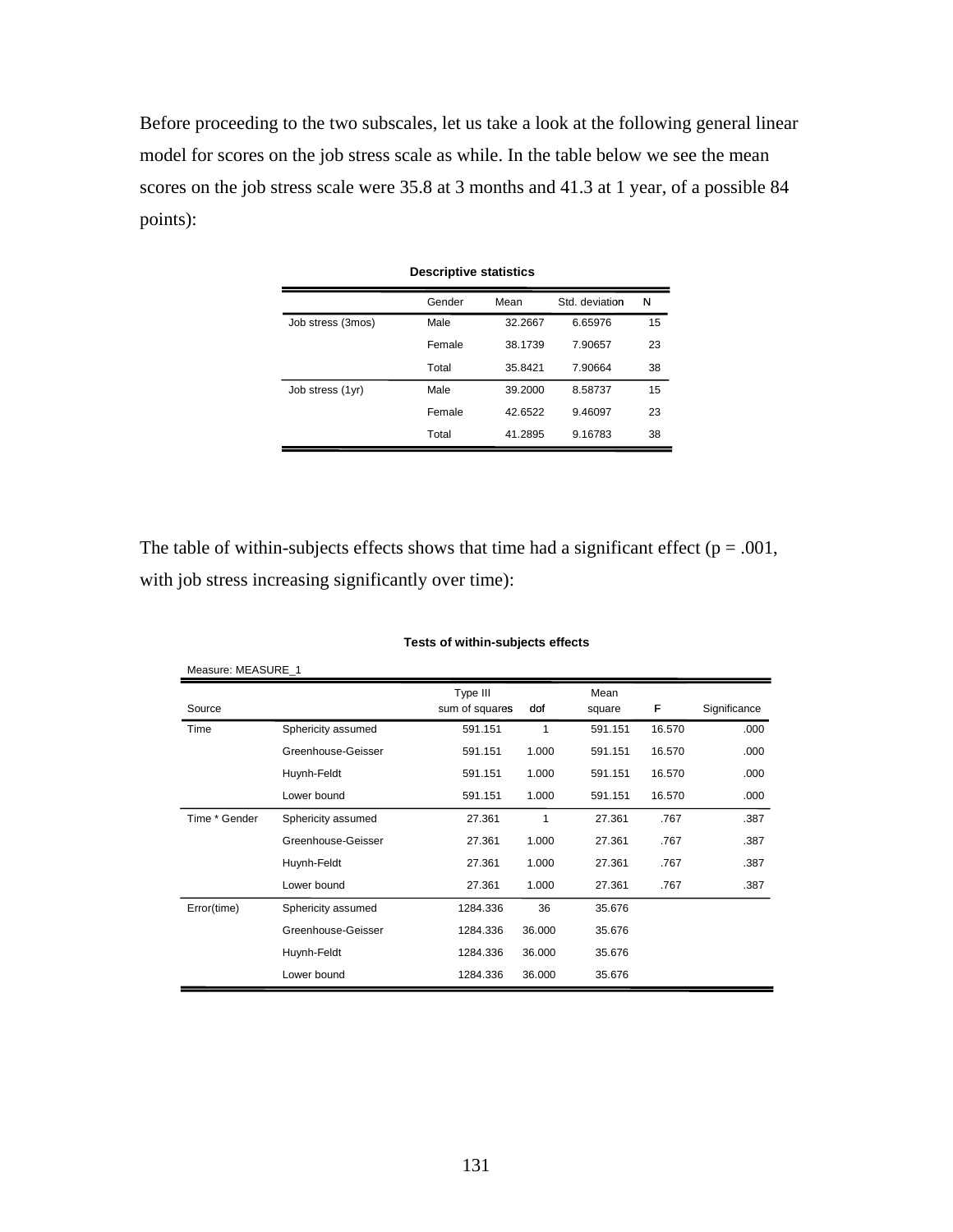Before proceeding to the two subscales, let us take a look at the following general linear model for scores on the job stress scale as while. In the table below we see the mean scores on the job stress scale were 35.8 at 3 months and 41.3 at 1 year, of a possible 84 points):

**Descriptive statistics**

| | Gender | Mean | Std. deviation | N |
|---|---|---|---|---|
| Job stress (3mos) | Male | 32.2667 | 6.65976 | 15 |
| | Female | 38.1739 | 7.90657 | 23 |
| | Total | 35.8421 | 7.90664 | 38 |
| Job stress (1yr) | Male | 39.2000 | 8.58737 | 15 |
| | Female | 42.6522 | 9.46097 | 23 |
| | Total | 41.2895 | 9.16783 | 38 |

The table of within-subjects effects shows that time had a significant effect (p = .001, with job stress increasing significantly over time):

**Tests of within-subjects effects**

Measure: MEASURE_1

| Source | | Type III sum of squares | dof | Mean square | F | Significance |
|---|---|---|---|---|---|---|
| Time | Sphericity assumed | 591.151 | 1 | 591.151 | 16.570 | .000 |
| | Greenhouse-Geisser | 591.151 | 1.000 | 591.151 | 16.570 | .000 |
| | Huynh-Feldt | 591.151 | 1.000 | 591.151 | 16.570 | .000 |
| | Lower bound | 591.151 | 1.000 | 591.151 | 16.570 | .000 |
| Time * Gender | Sphericity assumed | 27.361 | 1 | 27.361 | .767 | .387 |
| | Greenhouse-Geisser | 27.361 | 1.000 | 27.361 | .767 | .387 |
| | Huynh-Feldt | 27.361 | 1.000 | 27.361 | .767 | .387 |
| | Lower bound | 27.361 | 1.000 | 27.361 | .767 | .387 |
| Error(time) | Sphericity assumed | 1284.336 | 36 | 35.676 | | |
| | Greenhouse-Geisser | 1284.336 | 36.000 | 35.676 | | |
| | Huynh-Feldt | 1284.336 | 36.000 | 35.676 | | |
| | Lower bound | 1284.336 | 36.000 | 35.676 | | |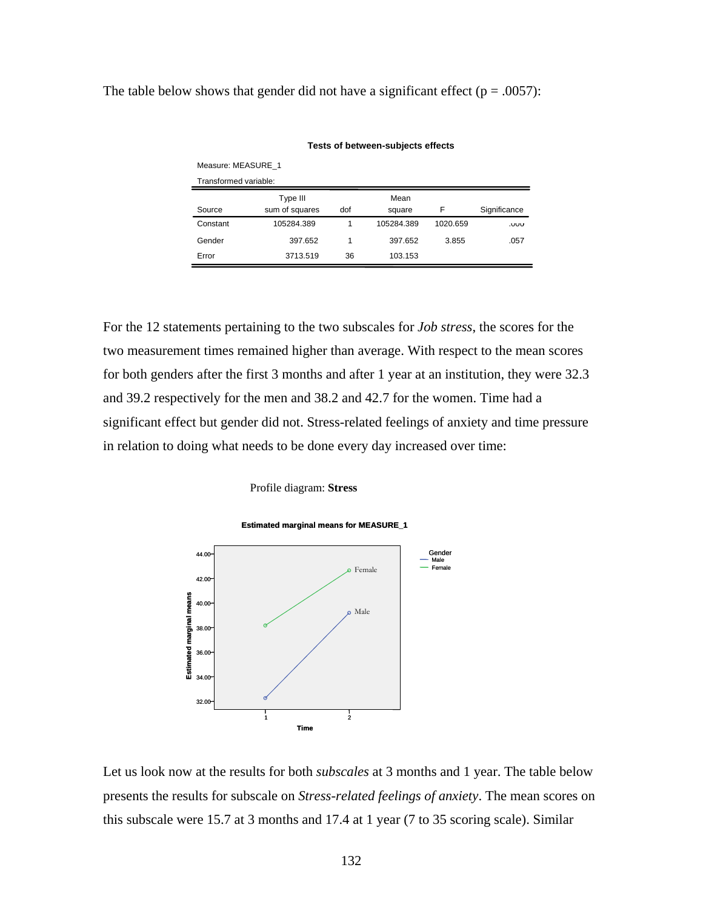The table below shows that gender did not have a significant effect (p = .0057):

**Tests of between-subjects effects**

Measure: MEASURE_1

Transformed variable:

| Source | Type III sum of squares | dof | Mean square | F | Significance |
|---|---|---|---|---|---|
| Constant | 105284.389 | 1 | 105284.389 | 1020.659 | .000 |
| Gender | 397.652 | 1 | 397.652 | 3.855 | .057 |
| Error | 3713.519 | 36 | 103.153 | | |

For the 12 statements pertaining to the two subscales for *Job stress*, the scores for the two measurement times remained higher than average. With respect to the mean scores for both genders after the first 3 months and after 1 year at an institution, they were 32.3 and 39.2 respectively for the men and 38.2 and 42.7 for the women. Time had a significant effect but gender did not. Stress-related feelings of anxiety and time pressure in relation to doing what needs to be done every day increased over time:

Profile diagram: **Stress**

**Estimated marginal means for MEASURE_1**

Let us look now at the results for both *subscales* at 3 months and 1 year. The table below presents the results for subscale on *Stress-related feelings of anxiety*. The mean scores on this subscale were 15.7 at 3 months and 17.4 at 1 year (7 to 35 scoring scale). Similar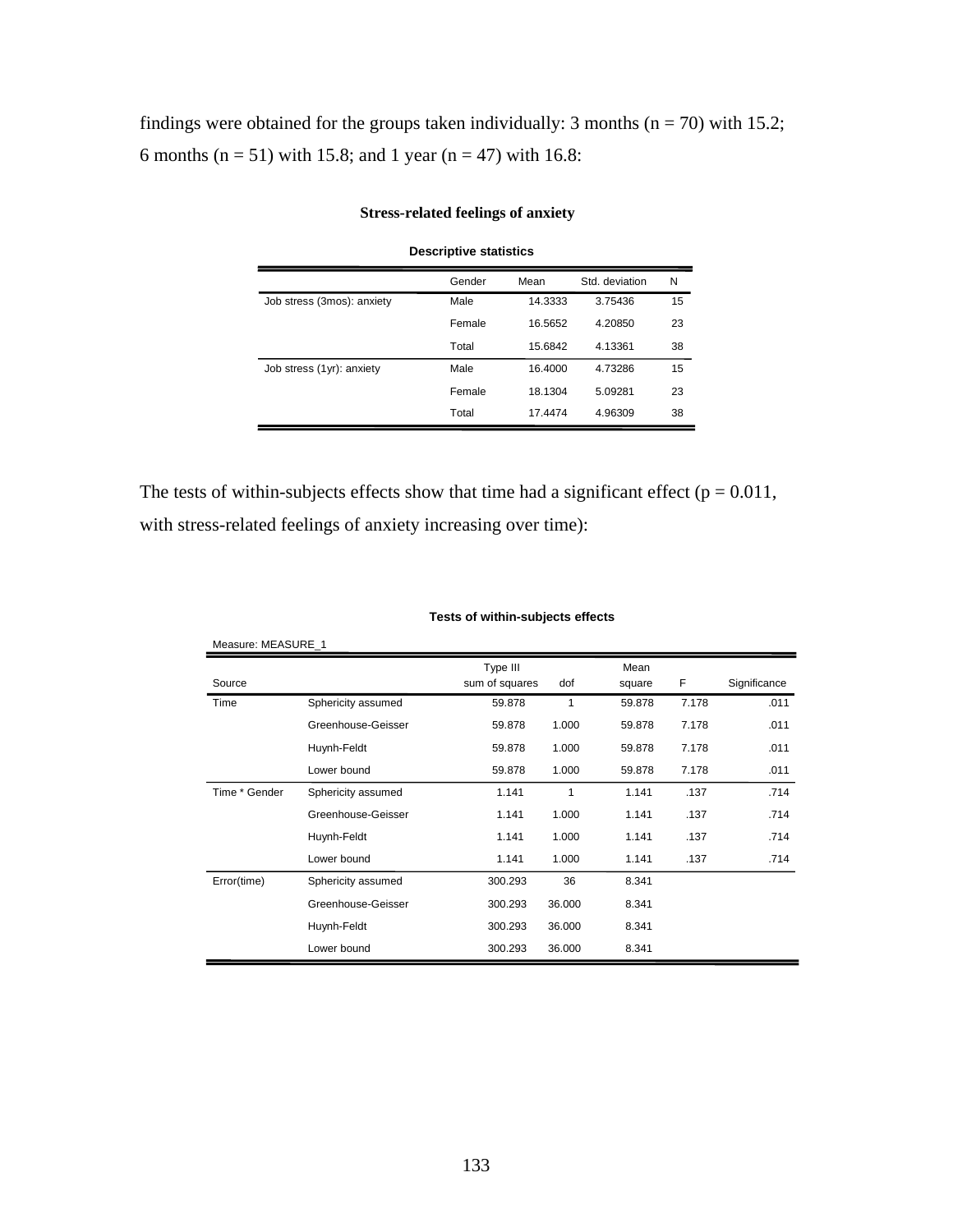findings were obtained for the groups taken individually: 3 months ($n = 70$) with 15.2; 6 months ($n = 51$) with 15.8; and 1 year ($n = 47$) with 16.8:

**Stress-related feelings of anxiety**

**Descriptive statistics**

| | Gender | Mean | Std. deviation | N |
|---|---|---|---|---|
| Job stress (3mos): anxiety | Male | 14.3333 | 3.75436 | 15 |
| | Female | 16.5652 | 4.20850 | 23 |
| | Total | 15.6842 | 4.13361 | 38 |
| Job stress (1yr): anxiety | Male | 16.4000 | 4.73286 | 15 |
| | Female | 18.1304 | 5.09281 | 23 |
| | Total | 17.4474 | 4.96309 | 38 |

The tests of within-subjects effects show that time had a significant effect ($p = 0.011$, with stress-related feelings of anxiety increasing over time):

**Tests of within-subjects effects**

Measure: MEASURE_1

| Source | | Type III sum of squares | dof | Mean square | F | Significance |
|---|---|---|---|---|---|---|
| Time | Sphericity assumed | 59.878 | 1 | 59.878 | 7.178 | .011 |
| | Greenhouse-Geisser | 59.878 | 1.000 | 59.878 | 7.178 | .011 |
| | Huynh-Feldt | 59.878 | 1.000 | 59.878 | 7.178 | .011 |
| | Lower bound | 59.878 | 1.000 | 59.878 | 7.178 | .011 |
| Time * Gender | Sphericity assumed | 1.141 | 1 | 1.141 | .137 | .714 |
| | Greenhouse-Geisser | 1.141 | 1.000 | 1.141 | .137 | .714 |
| | Huynh-Feldt | 1.141 | 1.000 | 1.141 | .137 | .714 |
| | Lower bound | 1.141 | 1.000 | 1.141 | .137 | .714 |
| Error(time) | Sphericity assumed | 300.293 | 36 | 8.341 | | |
| | Greenhouse-Geisser | 300.293 | 36.000 | 8.341 | | |
| | Huynh-Feldt | 300.293 | 36.000 | 8.341 | | |
| | Lower bound | 300.293 | 36.000 | 8.341 | | |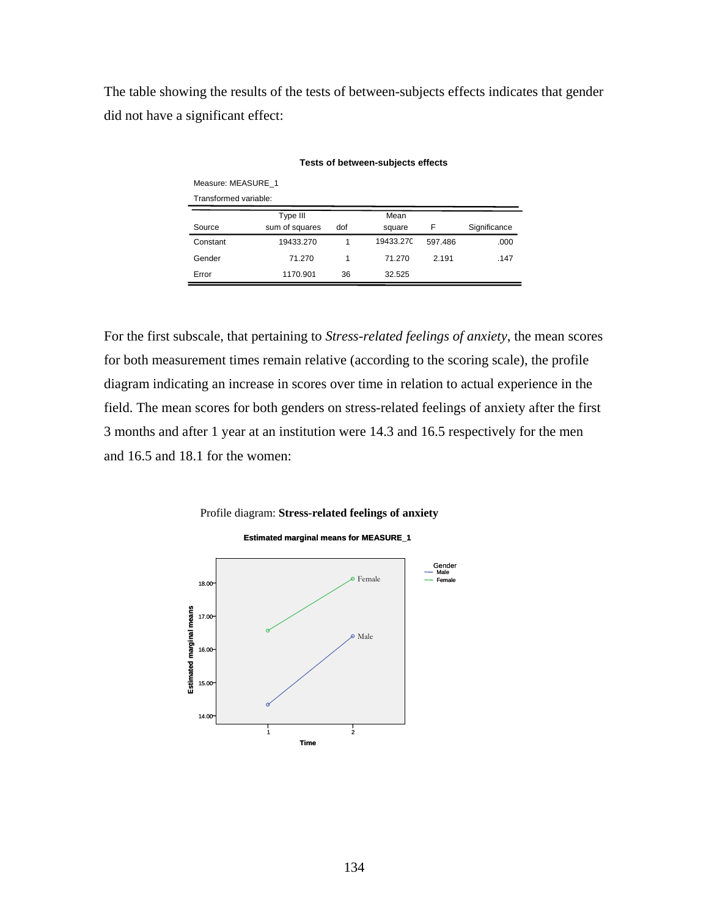The table showing the results of the tests of between-subjects effects indicates that gender did not have a significant effect:

**Tests of between-subjects effects**

Measure: MEASURE_1

Transformed variable:

| Source | Type III sum of squares | dof | Mean square | F | Significance |
|---|---|---|---|---|---|
| Constant | 19433.270 | 1 | 19433.270 | 597.486 | .000 |
| Gender | 71.270 | 1 | 71.270 | 2.191 | .147 |
| Error | 1170.901 | 36 | 32.525 | | |

For the first subscale, that pertaining to *Stress-related feelings of anxiety*, the mean scores for both measurement times remain relative (according to the scoring scale), the profile diagram indicating an increase in scores over time in relation to actual experience in the field. The mean scores for both genders on stress-related feelings of anxiety after the first 3 months and after 1 year at an institution were 14.3 and 16.5 respectively for the men and 16.5 and 18.1 for the women:

Profile diagram: **Stress-related feelings of anxiety**

**Estimated marginal means for MEASURE_1**

| Time | Male | Female |
|---|---|---|
| 1 | 14.3 | 16.5 |
| 2 | 16.5 | 18.1 |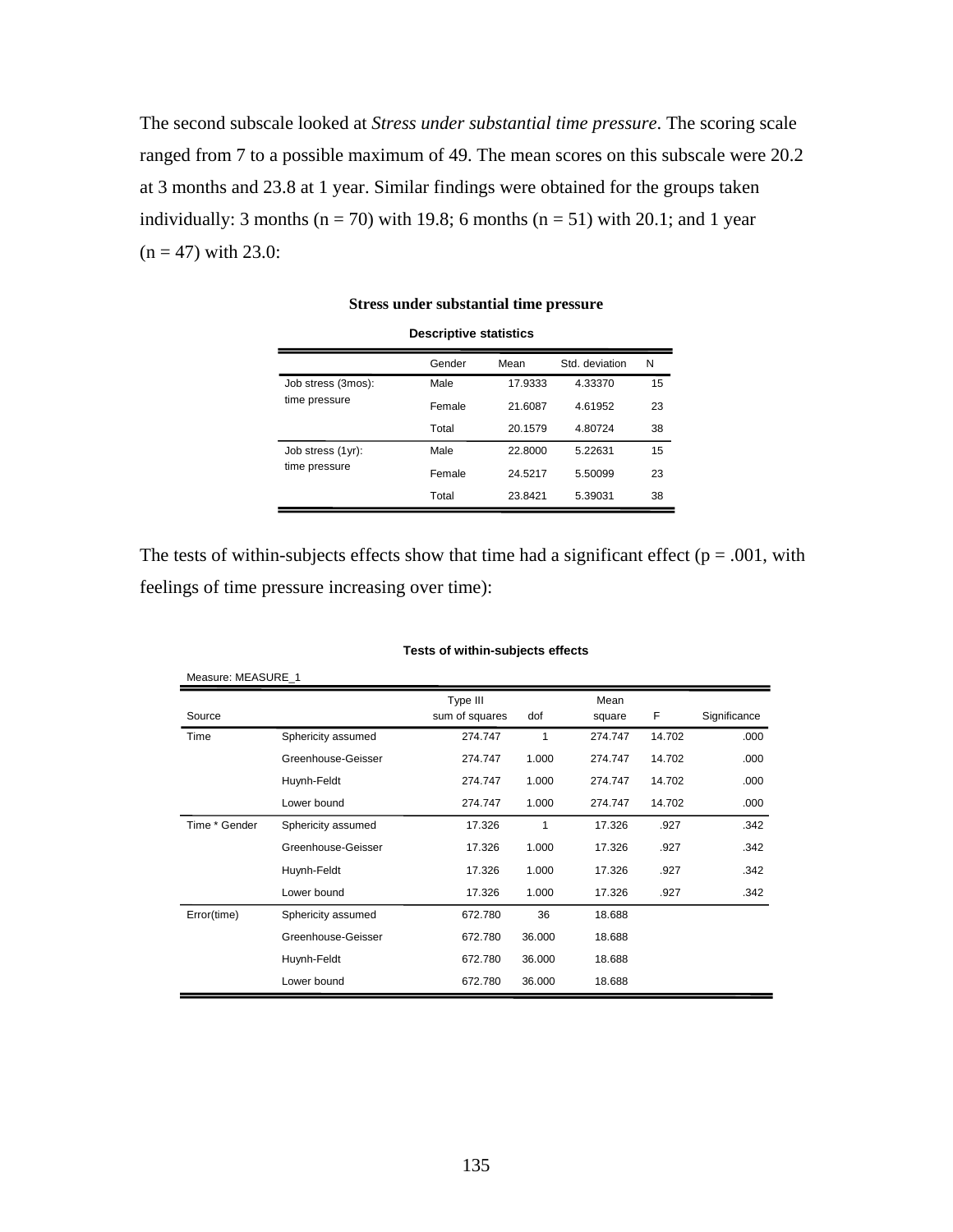The second subscale looked at *Stress under substantial time pressure*. The scoring scale ranged from 7 to a possible maximum of 49. The mean scores on this subscale were 20.2 at 3 months and 23.8 at 1 year. Similar findings were obtained for the groups taken individually: 3 months (n = 70) with 19.8; 6 months (n = 51) with 20.1; and 1 year (n = 47) with 23.0:

**Stress under substantial time pressure**

**Descriptive statistics**

| | Gender | Mean | Std. deviation | N |
|---|---|---|---|---|
| Job stress (3mos): time pressure | Male | 17.9333 | 4.33370 | 15 |
| | Female | 21.6087 | 4.61952 | 23 |
| | Total | 20.1579 | 4.80724 | 38 |
| Job stress (1yr): time pressure | Male | 22.8000 | 5.22631 | 15 |
| | Female | 24.5217 | 5.50099 | 23 |
| | Total | 23.8421 | 5.39031 | 38 |

The tests of within-subjects effects show that time had a significant effect (p = .001, with feelings of time pressure increasing over time):

**Tests of within-subjects effects**

Measure: MEASURE_1

| Source | | Type III sum of squares | dof | Mean square | F | Significance |
|---|---|---|---|---|---|---|
| Time | Sphericity assumed | 274.747 | 1 | 274.747 | 14.702 | .000 |
| | Greenhouse-Geisser | 274.747 | 1.000 | 274.747 | 14.702 | .000 |
| | Huynh-Feldt | 274.747 | 1.000 | 274.747 | 14.702 | .000 |
| | Lower bound | 274.747 | 1.000 | 274.747 | 14.702 | .000 |
| Time * Gender | Sphericity assumed | 17.326 | 1 | 17.326 | .927 | .342 |
| | Greenhouse-Geisser | 17.326 | 1.000 | 17.326 | .927 | .342 |
| | Huynh-Feldt | 17.326 | 1.000 | 17.326 | .927 | .342 |
| | Lower bound | 17.326 | 1.000 | 17.326 | .927 | .342 |
| Error(time) | Sphericity assumed | 672.780 | 36 | 18.688 | | |
| | Greenhouse-Geisser | 672.780 | 36.000 | 18.688 | | |
| | Huynh-Feldt | 672.780 | 36.000 | 18.688 | | |
| | Lower bound | 672.780 | 36.000 | 18.688 | | |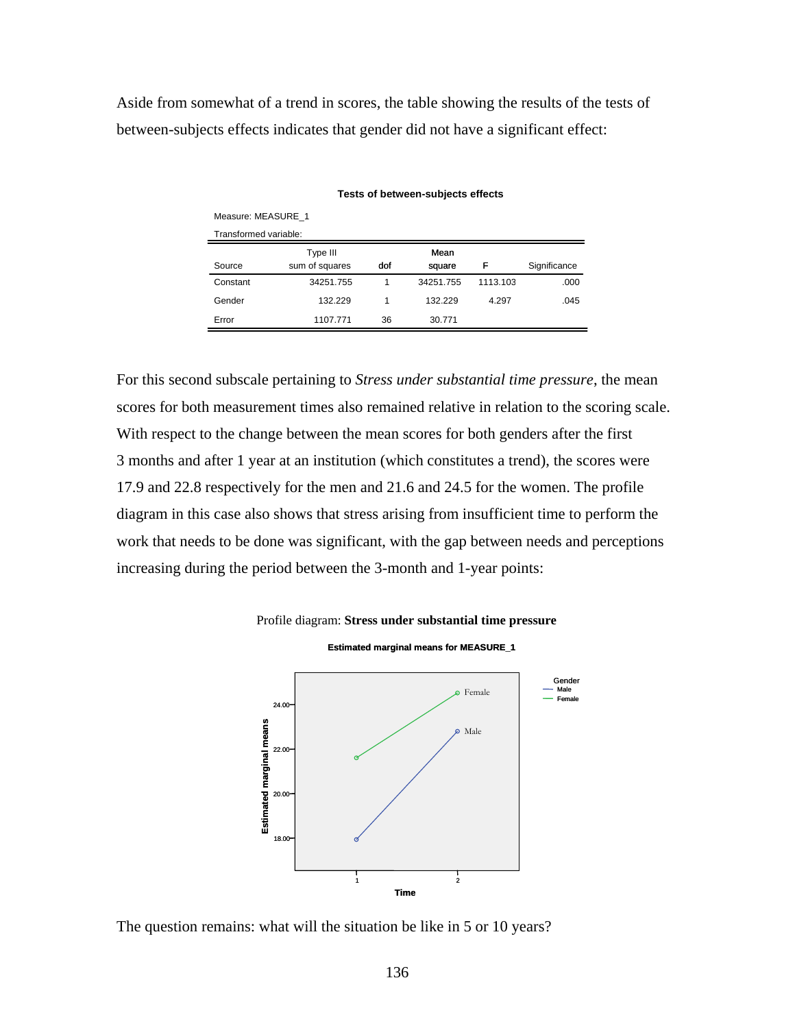Aside from somewhat of a trend in scores, the table showing the results of the tests of between-subjects effects indicates that gender did not have a significant effect:

**Tests of between-subjects effects**

Measure: MEASURE_1

Transformed variable:

| Source | Type III sum of squares | dof | Mean square | F | Significance |
|---|---|---|---|---|---|
| Constant | 34251.755 | 1 | 34251.755 | 1113.103 | .000 |
| Gender | 132.229 | 1 | 132.229 | 4.297 | .045 |
| Error | 1107.771 | 36 | 30.771 | | |

For this second subscale pertaining to *Stress under substantial time pressure*, the mean scores for both measurement times also remained relative in relation to the scoring scale. With respect to the change between the mean scores for both genders after the first 3 months and after 1 year at an institution (which constitutes a trend), the scores were 17.9 and 22.8 respectively for the men and 21.6 and 24.5 for the women. The profile diagram in this case also shows that stress arising from insufficient time to perform the work that needs to be done was significant, with the gap between needs and perceptions increasing during the period between the 3-month and 1-year points:

Profile diagram: **Stress under substantial time pressure**

**Estimated marginal means for MEASURE_1**

The question remains: what will the situation be like in 5 or 10 years?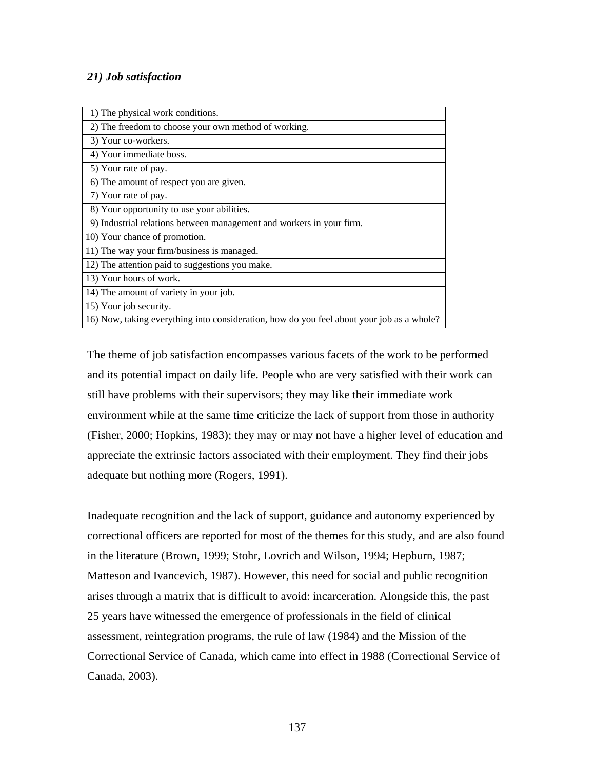### *21) Job satisfaction*

| 1) The physical work conditions. |
|---|
| 2) The freedom to choose your own method of working. |
| 3) Your co-workers. |
| 4) Your immediate boss. |
| 5) Your rate of pay. |
| 6) The amount of respect you are given. |
| 7) Your rate of pay. |
| 8) Your opportunity to use your abilities. |
| 9) Industrial relations between management and workers in your firm. |
| 10) Your chance of promotion. |
| 11) The way your firm/business is managed. |
| 12) The attention paid to suggestions you make. |
| 13) Your hours of work. |
| 14) The amount of variety in your job. |
| 15) Your job security. |
| 16) Now, taking everything into consideration, how do you feel about your job as a whole? |

The theme of job satisfaction encompasses various facets of the work to be performed and its potential impact on daily life. People who are very satisfied with their work can still have problems with their supervisors; they may like their immediate work environment while at the same time criticize the lack of support from those in authority (Fisher, 2000; Hopkins, 1983); they may or may not have a higher level of education and appreciate the extrinsic factors associated with their employment. They find their jobs adequate but nothing more (Rogers, 1991).

Inadequate recognition and the lack of support, guidance and autonomy experienced by correctional officers are reported for most of the themes for this study, and are also found in the literature (Brown, 1999; Stohr, Lovrich and Wilson, 1994; Hepburn, 1987; Matteson and Ivancevich, 1987). However, this need for social and public recognition arises through a matrix that is difficult to avoid: incarceration. Alongside this, the past 25 years have witnessed the emergence of professionals in the field of clinical assessment, reintegration programs, the rule of law (1984) and the Mission of the Correctional Service of Canada, which came into effect in 1988 (Correctional Service of Canada, 2003).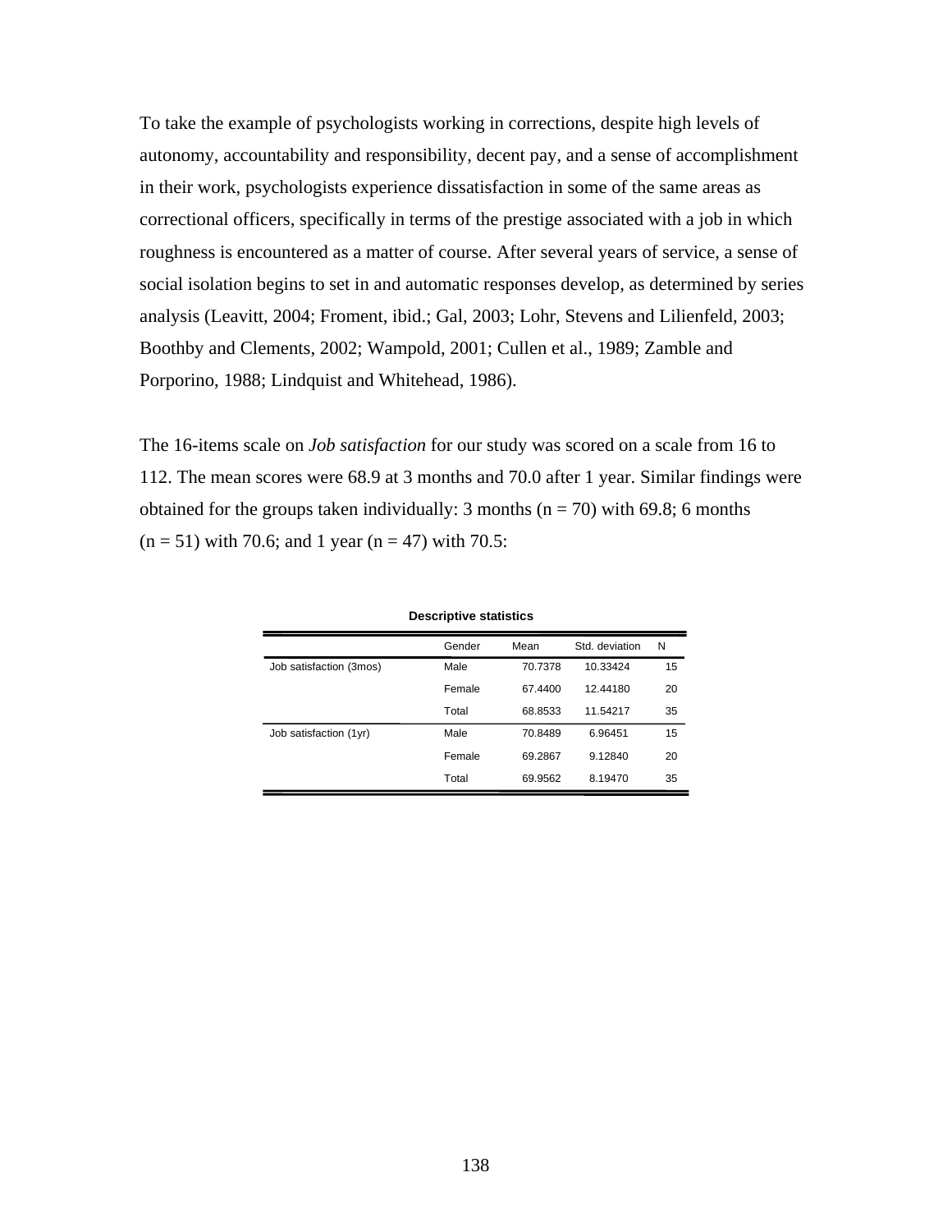To take the example of psychologists working in corrections, despite high levels of autonomy, accountability and responsibility, decent pay, and a sense of accomplishment in their work, psychologists experience dissatisfaction in some of the same areas as correctional officers, specifically in terms of the prestige associated with a job in which roughness is encountered as a matter of course. After several years of service, a sense of social isolation begins to set in and automatic responses develop, as determined by series analysis (Leavitt, 2004; Froment, ibid.; Gal, 2003; Lohr, Stevens and Lilienfeld, 2003; Boothby and Clements, 2002; Wampold, 2001; Cullen et al., 1989; Zamble and Porporino, 1988; Lindquist and Whitehead, 1986).

The 16-items scale on *Job satisfaction* for our study was scored on a scale from 16 to 112. The mean scores were 68.9 at 3 months and 70.0 after 1 year. Similar findings were obtained for the groups taken individually: 3 months (n = 70) with 69.8; 6 months (n = 51) with 70.6; and 1 year (n = 47) with 70.5:

**Descriptive statistics**

| | Gender | Mean | Std. deviation | N |
|---|---|---|---|---|
| Job satisfaction (3mos) | Male | 70.7378 | 10.33424 | 15 |
| | Female | 67.4400 | 12.44180 | 20 |
| | Total | 68.8533 | 11.54217 | 35 |
| Job satisfaction (1yr) | Male | 70.8489 | 6.96451 | 15 |
| | Female | 69.2867 | 9.12840 | 20 |
| | Total | 69.9562 | 8.19470 | 35 |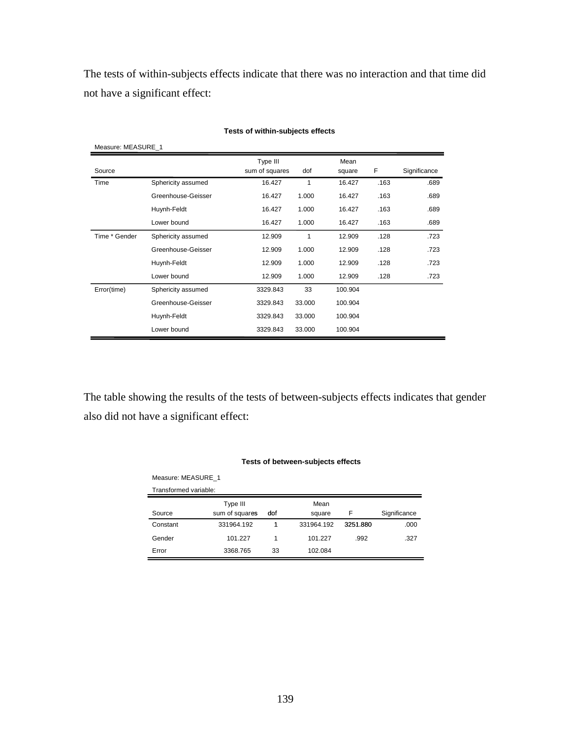The tests of within-subjects effects indicate that there was no interaction and that time did not have a significant effect:

**Tests of within-subjects effects**

Measure: MEASURE_1

| Source | | Type III sum of squares | dof | Mean square | F | Significance |
|---|---|---|---|---|---|---|
| Time | Sphericity assumed | 16.427 | 1 | 16.427 | .163 | .689 |
| | Greenhouse-Geisser | 16.427 | 1.000 | 16.427 | .163 | .689 |
| | Huynh-Feldt | 16.427 | 1.000 | 16.427 | .163 | .689 |
| | Lower bound | 16.427 | 1.000 | 16.427 | .163 | .689 |
| Time * Gender | Sphericity assumed | 12.909 | 1 | 12.909 | .128 | .723 |
| | Greenhouse-Geisser | 12.909 | 1.000 | 12.909 | .128 | .723 |
| | Huynh-Feldt | 12.909 | 1.000 | 12.909 | .128 | .723 |
| | Lower bound | 12.909 | 1.000 | 12.909 | .128 | .723 |
| Error(time) | Sphericity assumed | 3329.843 | 33 | 100.904 | | |
| | Greenhouse-Geisser | 3329.843 | 33.000 | 100.904 | | |
| | Huynh-Feldt | 3329.843 | 33.000 | 100.904 | | |
| | Lower bound | 3329.843 | 33.000 | 100.904 | | |

The table showing the results of the tests of between-subjects effects indicates that gender also did not have a significant effect:

**Tests of between-subjects effects**

Measure: MEASURE_1

Transformed variable:

| Source | Type III sum of squares | dof | Mean square | F | Significance |
|---|---|---|---|---|---|
| Constant | 331964.192 | 1 | 331964.192 | 3251.880 | .000 |
| Gender | 101.227 | 1 | 101.227 | .992 | .327 |
| Error | 3368.765 | 33 | 102.084 | | |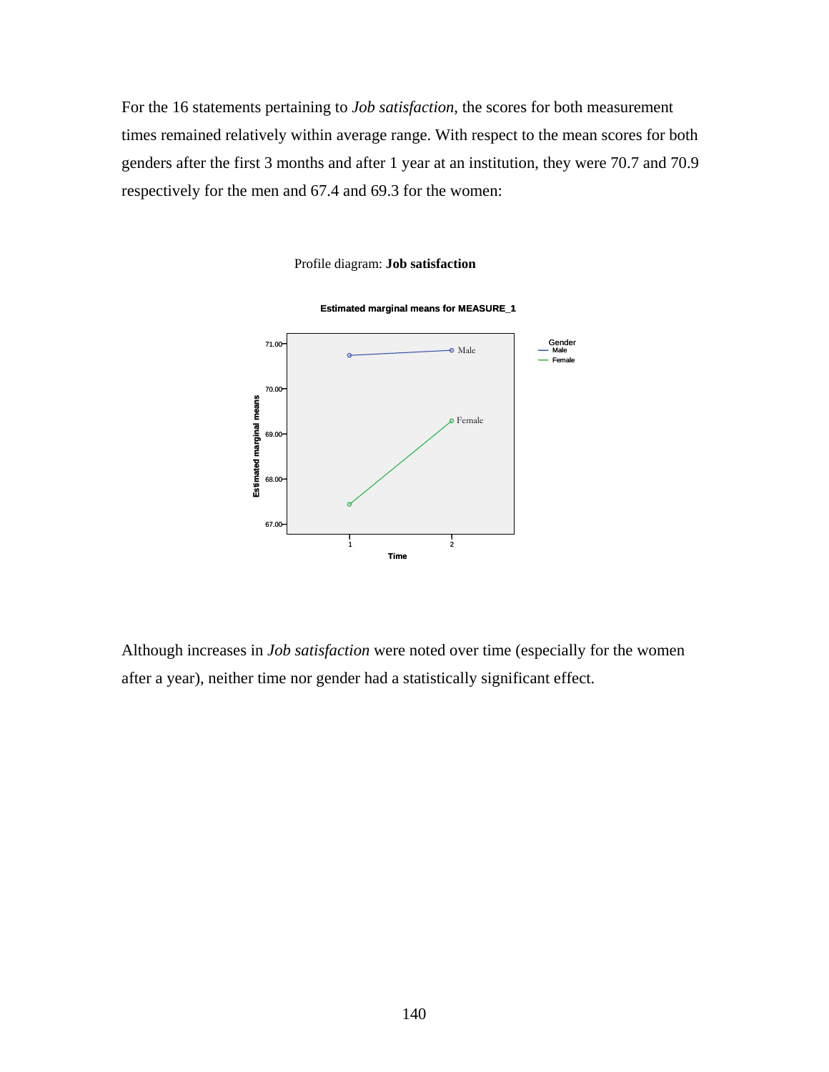For the 16 statements pertaining to *Job satisfaction*, the scores for both measurement times remained relatively within average range. With respect to the mean scores for both genders after the first 3 months and after 1 year at an institution, they were 70.7 and 70.9 respectively for the men and 67.4 and 69.3 for the women:

Profile diagram: **Job satisfaction**

Although increases in *Job satisfaction* were noted over time (especially for the women after a year), neither time nor gender had a statistically significant effect.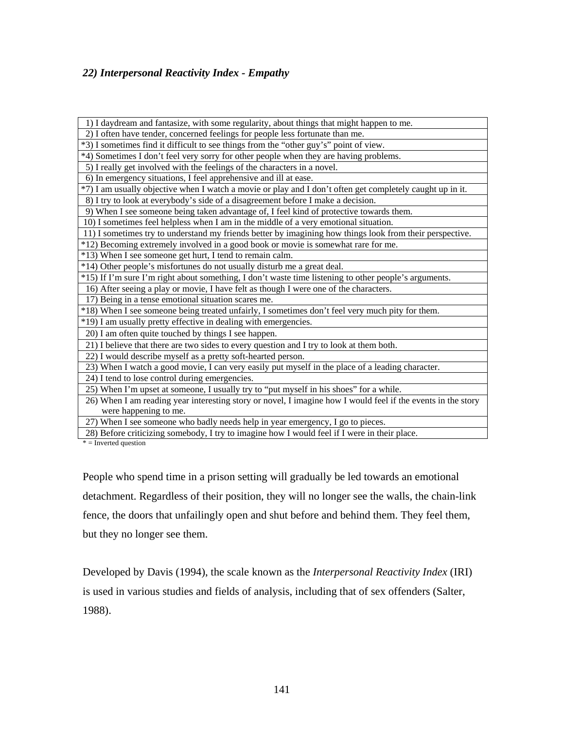### *22) Interpersonal Reactivity Index - Empathy*

| |
|---|
| 1) I daydream and fantasize, with some regularity, about things that might happen to me. |
| 2) I often have tender, concerned feelings for people less fortunate than me. |
| *3) I sometimes find it difficult to see things from the "other guy's" point of view. |
| *4) Sometimes I don't feel very sorry for other people when they are having problems. |
| 5) I really get involved with the feelings of the characters in a novel. |
| 6) In emergency situations, I feel apprehensive and ill at ease. |
| *7) I am usually objective when I watch a movie or play and I don't often get completely caught up in it. |
| 8) I try to look at everybody's side of a disagreement before I make a decision. |
| 9) When I see someone being taken advantage of, I feel kind of protective towards them. |
| 10) I sometimes feel helpless when I am in the middle of a very emotional situation. |
| 11) I sometimes try to understand my friends better by imagining how things look from their perspective. |
| *12) Becoming extremely involved in a good book or movie is somewhat rare for me. |
| *13) When I see someone get hurt, I tend to remain calm. |
| *14) Other people's misfortunes do not usually disturb me a great deal. |
| *15) If I'm sure I'm right about something, I don't waste time listening to other people's arguments. |
| 16) After seeing a play or movie, I have felt as though I were one of the characters. |
| 17) Being in a tense emotional situation scares me. |
| *18) When I see someone being treated unfairly, I sometimes don't feel very much pity for them. |
| *19) I am usually pretty effective in dealing with emergencies. |
| 20) I am often quite touched by things I see happen. |
| 21) I believe that there are two sides to every question and I try to look at them both. |
| 22) I would describe myself as a pretty soft-hearted person. |
| 23) When I watch a good movie, I can very easily put myself in the place of a leading character. |
| 24) I tend to lose control during emergencies. |
| 25) When I'm upset at someone, I usually try to "put myself in his shoes" for a while. |
| 26) When I am reading year interesting story or novel, I imagine how I would feel if the events in the story were happening to me. |
| 27) When I see someone who badly needs help in year emergency, I go to pieces. |
| 28) Before criticizing somebody, I try to imagine how I would feel if I were in their place. |

\* = Inverted question

People who spend time in a prison setting will gradually be led towards an emotional detachment. Regardless of their position, they will no longer see the walls, the chain-link fence, the doors that unfailingly open and shut before and behind them. They feel them, but they no longer see them.

Developed by Davis (1994), the scale known as the *Interpersonal Reactivity Index* (IRI) is used in various studies and fields of analysis, including that of sex offenders (Salter, 1988).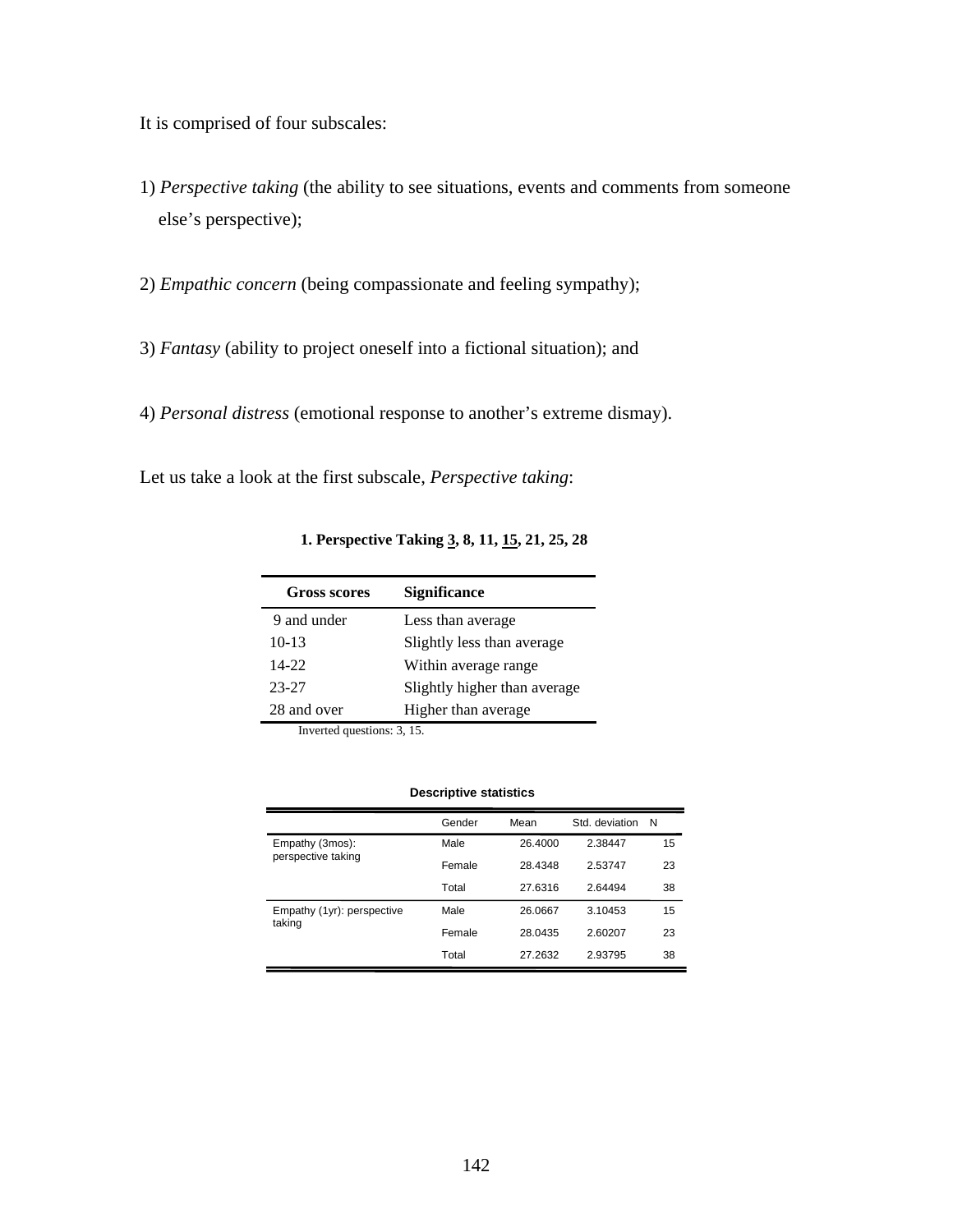It is comprised of four subscales:

1) *Perspective taking* (the ability to see situations, events and comments from someone else's perspective);

2) *Empathic concern* (being compassionate and feeling sympathy);

3) *Fantasy* (ability to project oneself into a fictional situation); and

4) *Personal distress* (emotional response to another's extreme dismay).

Let us take a look at the first subscale, *Perspective taking*:

**1. Perspective Taking <u>3</u>, 8, 11, <u>15</u>, 21, 25, 28**

| Gross scores | Significance |
|---|---|
| 9 and under | Less than average |
| 10-13 | Slightly less than average |
| 14-22 | Within average range |
| 23-27 | Slightly higher than average |
| 28 and over | Higher than average |

Inverted questions: 3, 15.

**Descriptive statistics**

| | Gender | Mean | Std. deviation | N |
|---|---|---|---|---|
| Empathy (3mos): perspective taking | Male | 26.4000 | 2.38447 | 15 |
| | Female | 28.4348 | 2.53747 | 23 |
| | Total | 27.6316 | 2.64494 | 38 |
| Empathy (1yr): perspective taking | Male | 26.0667 | 3.10453 | 15 |
| | Female | 28.0435 | 2.60207 | 23 |
| | Total | 27.2632 | 2.93795 | 38 |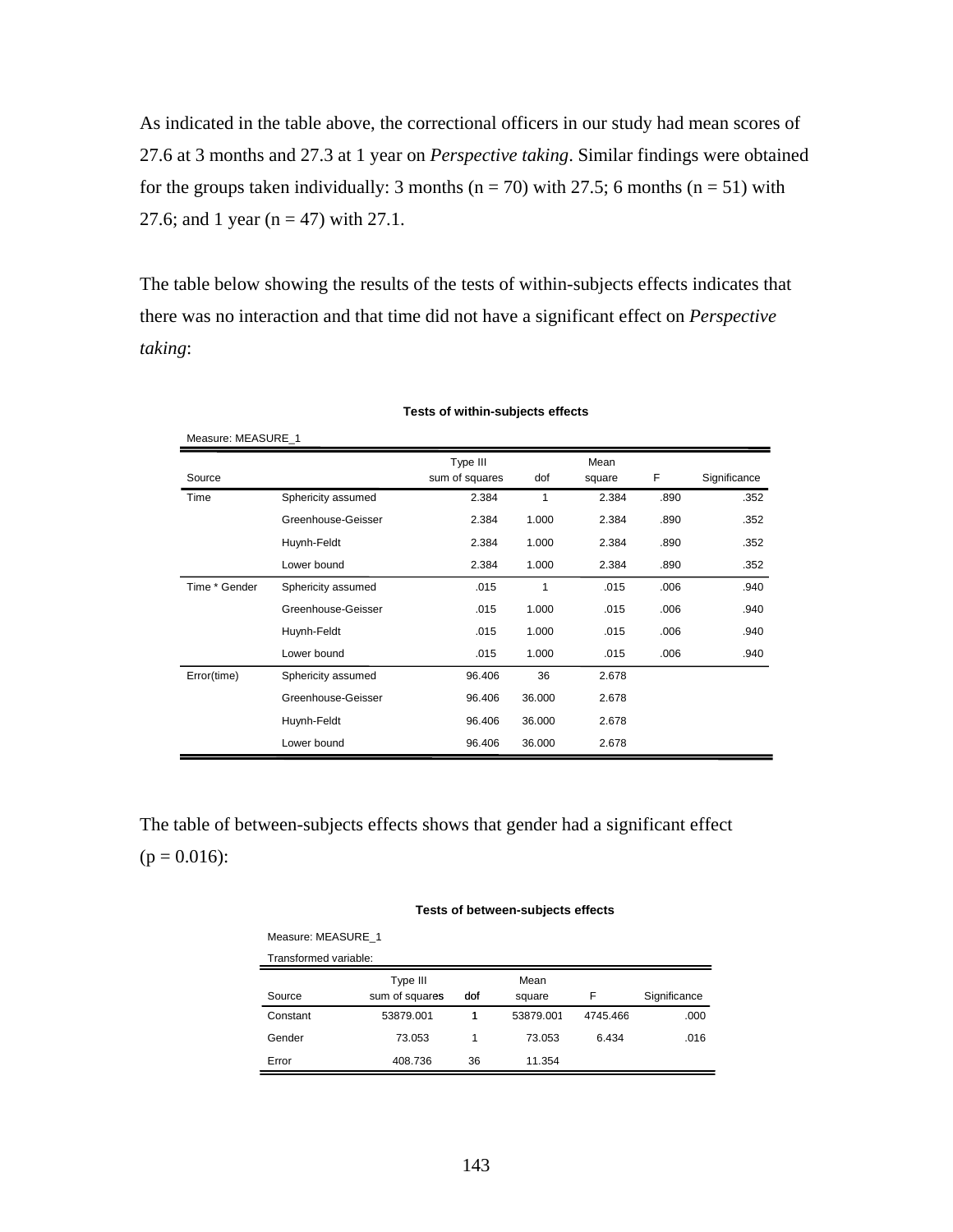As indicated in the table above, the correctional officers in our study had mean scores of 27.6 at 3 months and 27.3 at 1 year on *Perspective taking*. Similar findings were obtained for the groups taken individually: 3 months (n = 70) with 27.5; 6 months (n = 51) with 27.6; and 1 year (n = 47) with 27.1.

The table below showing the results of the tests of within-subjects effects indicates that there was no interaction and that time did not have a significant effect on *Perspective taking*:

**Tests of within-subjects effects**

Measure: MEASURE_1

| Source | | Type III sum of squares | dof | Mean square | F | Significance |
|---|---|---|---|---|---|---|
| Time | Sphericity assumed | 2.384 | 1 | 2.384 | .890 | .352 |
| | Greenhouse-Geisser | 2.384 | 1.000 | 2.384 | .890 | .352 |
| | Huynh-Feldt | 2.384 | 1.000 | 2.384 | .890 | .352 |
| | Lower bound | 2.384 | 1.000 | 2.384 | .890 | .352 |
| Time * Gender | Sphericity assumed | .015 | 1 | .015 | .006 | .940 |
| | Greenhouse-Geisser | .015 | 1.000 | .015 | .006 | .940 |
| | Huynh-Feldt | .015 | 1.000 | .015 | .006 | .940 |
| | Lower bound | .015 | 1.000 | .015 | .006 | .940 |
| Error(time) | Sphericity assumed | 96.406 | 36 | 2.678 | | |
| | Greenhouse-Geisser | 96.406 | 36.000 | 2.678 | | |
| | Huynh-Feldt | 96.406 | 36.000 | 2.678 | | |
| | Lower bound | 96.406 | 36.000 | 2.678 | | |

The table of between-subjects effects shows that gender had a significant effect (p = 0.016):

**Tests of between-subjects effects**

Measure: MEASURE_1

Transformed variable:

| Source | Type III sum of squares | dof | Mean square | F | Significance |
|---|---|---|---|---|---|
| Constant | 53879.001 | 1 | 53879.001 | 4745.466 | .000 |
| Gender | 73.053 | 1 | 73.053 | 6.434 | .016 |
| Error | 408.736 | 36 | 11.354 | | |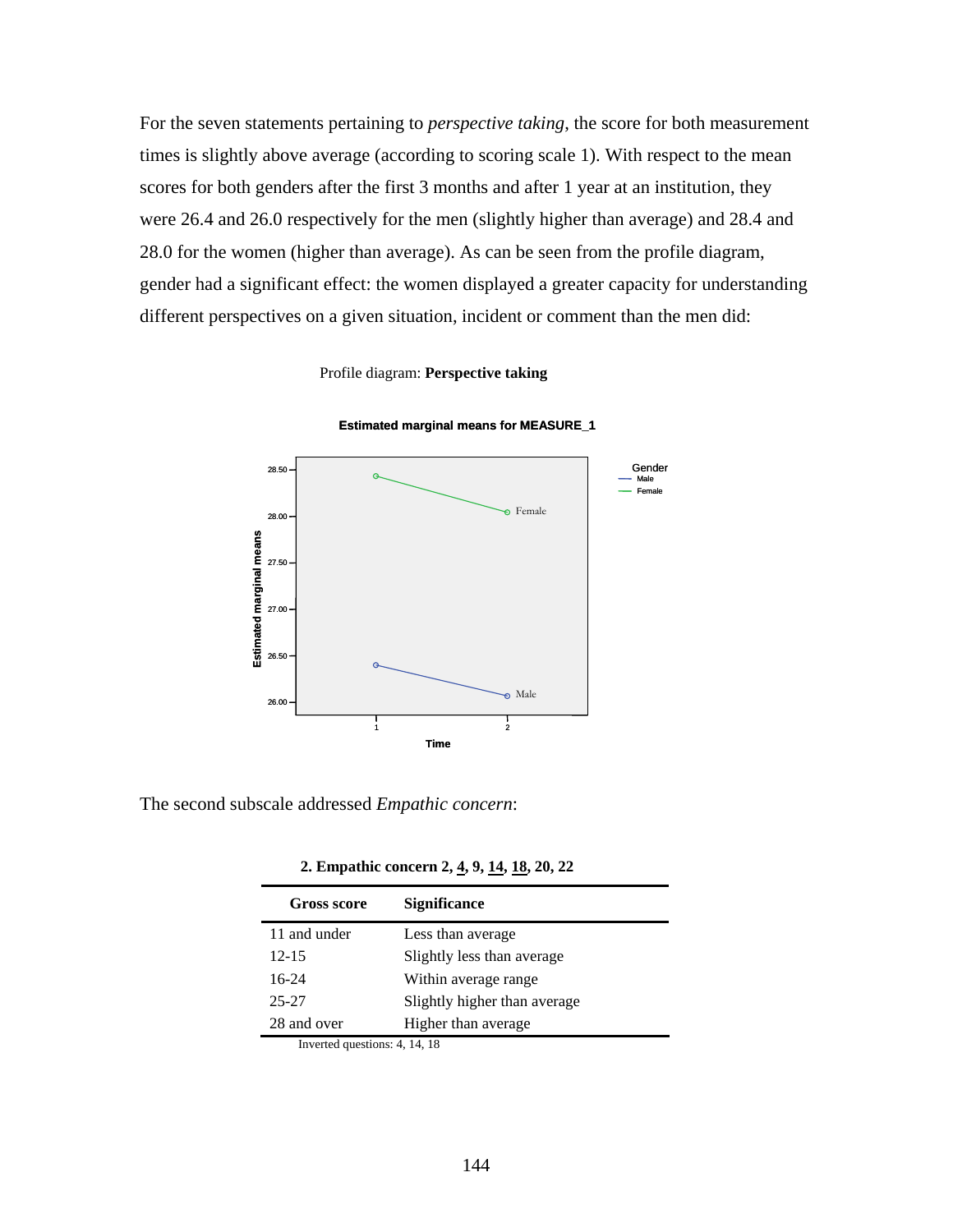For the seven statements pertaining to *perspective taking*, the score for both measurement times is slightly above average (according to scoring scale 1). With respect to the mean scores for both genders after the first 3 months and after 1 year at an institution, they were 26.4 and 26.0 respectively for the men (slightly higher than average) and 28.4 and 28.0 for the women (higher than average). As can be seen from the profile diagram, gender had a significant effect: the women displayed a greater capacity for understanding different perspectives on a given situation, incident or comment than the men did:

Profile diagram: **Perspective taking**

**Estimated marginal means for MEASURE_1**

The second subscale addressed *Empathic concern*:

**2. Empathic concern 2, <u>4</u>, 9, <u>14</u>, <u>18</u>, 20, 22**

| Gross score | Significance |
|---|---|
| 11 and under | Less than average |
| 12-15 | Slightly less than average |
| 16-24 | Within average range |
| 25-27 | Slightly higher than average |
| 28 and over | Higher than average |

Inverted questions: 4, 14, 18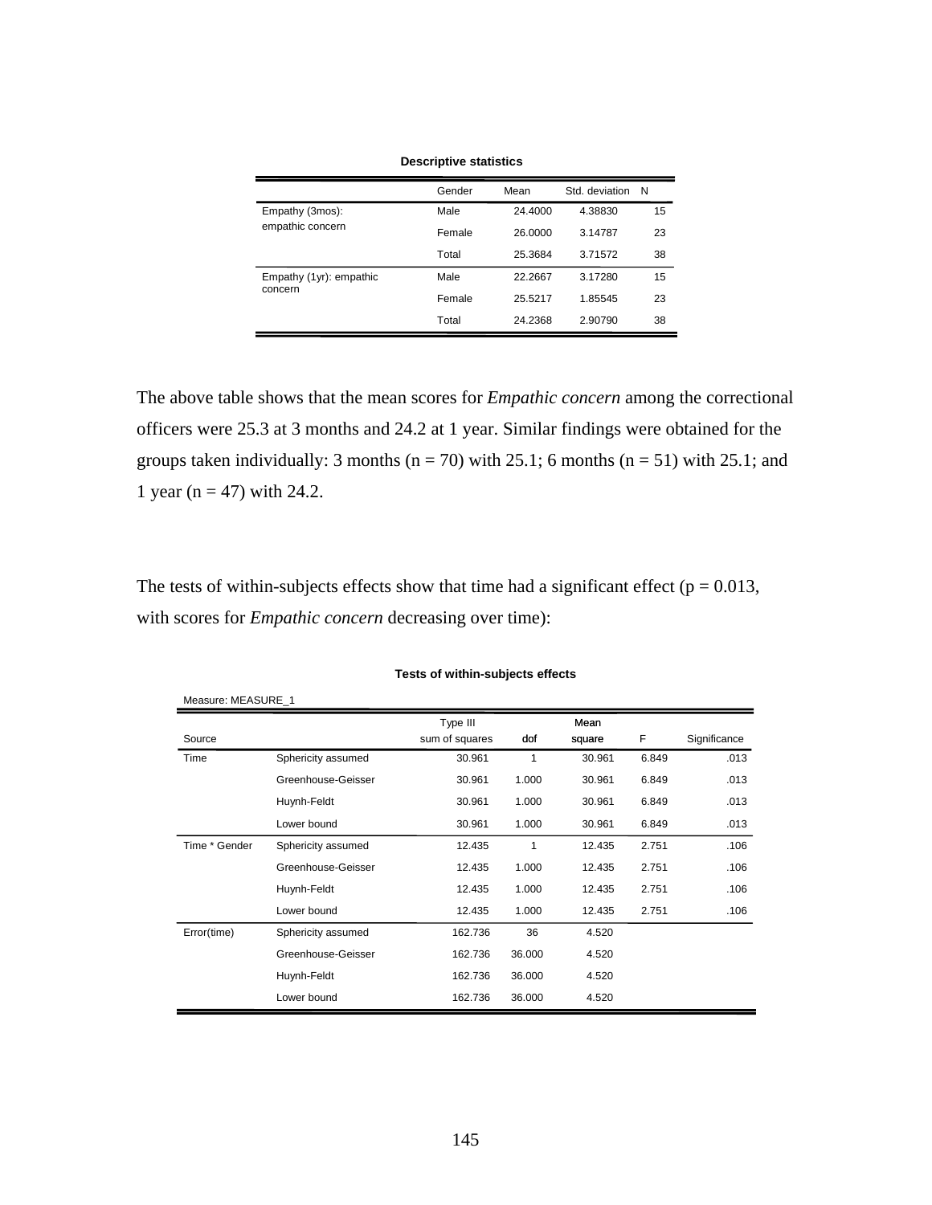**Descriptive statistics**

| | Gender | Mean | Std. deviation | N |
|---|---|---|---|---|
| Empathy (3mos): empathic concern | Male | 24.4000 | 4.38830 | 15 |
| | Female | 26.0000 | 3.14787 | 23 |
| | Total | 25.3684 | 3.71572 | 38 |
| Empathy (1yr): empathic concern | Male | 22.2667 | 3.17280 | 15 |
| | Female | 25.5217 | 1.85545 | 23 |
| | Total | 24.2368 | 2.90790 | 38 |

The above table shows that the mean scores for *Empathic concern* among the correctional officers were 25.3 at 3 months and 24.2 at 1 year. Similar findings were obtained for the groups taken individually: 3 months ($n = 70$) with 25.1; 6 months ($n = 51$) with 25.1; and 1 year ($n = 47$) with 24.2.

The tests of within-subjects effects show that time had a significant effect ($p = 0.013$, with scores for *Empathic concern* decreasing over time):

**Tests of within-subjects effects**

Measure: MEASURE_1

| Source | | Type III sum of squares | dof | Mean square | F | Significance |
|---|---|---|---|---|---|---|
| Time | Sphericity assumed | 30.961 | 1 | 30.961 | 6.849 | .013 |
| | Greenhouse-Geisser | 30.961 | 1.000 | 30.961 | 6.849 | .013 |
| | Huynh-Feldt | 30.961 | 1.000 | 30.961 | 6.849 | .013 |
| | Lower bound | 30.961 | 1.000 | 30.961 | 6.849 | .013 |
| Time * Gender | Sphericity assumed | 12.435 | 1 | 12.435 | 2.751 | .106 |
| | Greenhouse-Geisser | 12.435 | 1.000 | 12.435 | 2.751 | .106 |
| | Huynh-Feldt | 12.435 | 1.000 | 12.435 | 2.751 | .106 |
| | Lower bound | 12.435 | 1.000 | 12.435 | 2.751 | .106 |
| Error(time) | Sphericity assumed | 162.736 | 36 | 4.520 | | |
| | Greenhouse-Geisser | 162.736 | 36.000 | 4.520 | | |
| | Huynh-Feldt | 162.736 | 36.000 | 4.520 | | |
| | Lower bound | 162.736 | 36.000 | 4.520 | | |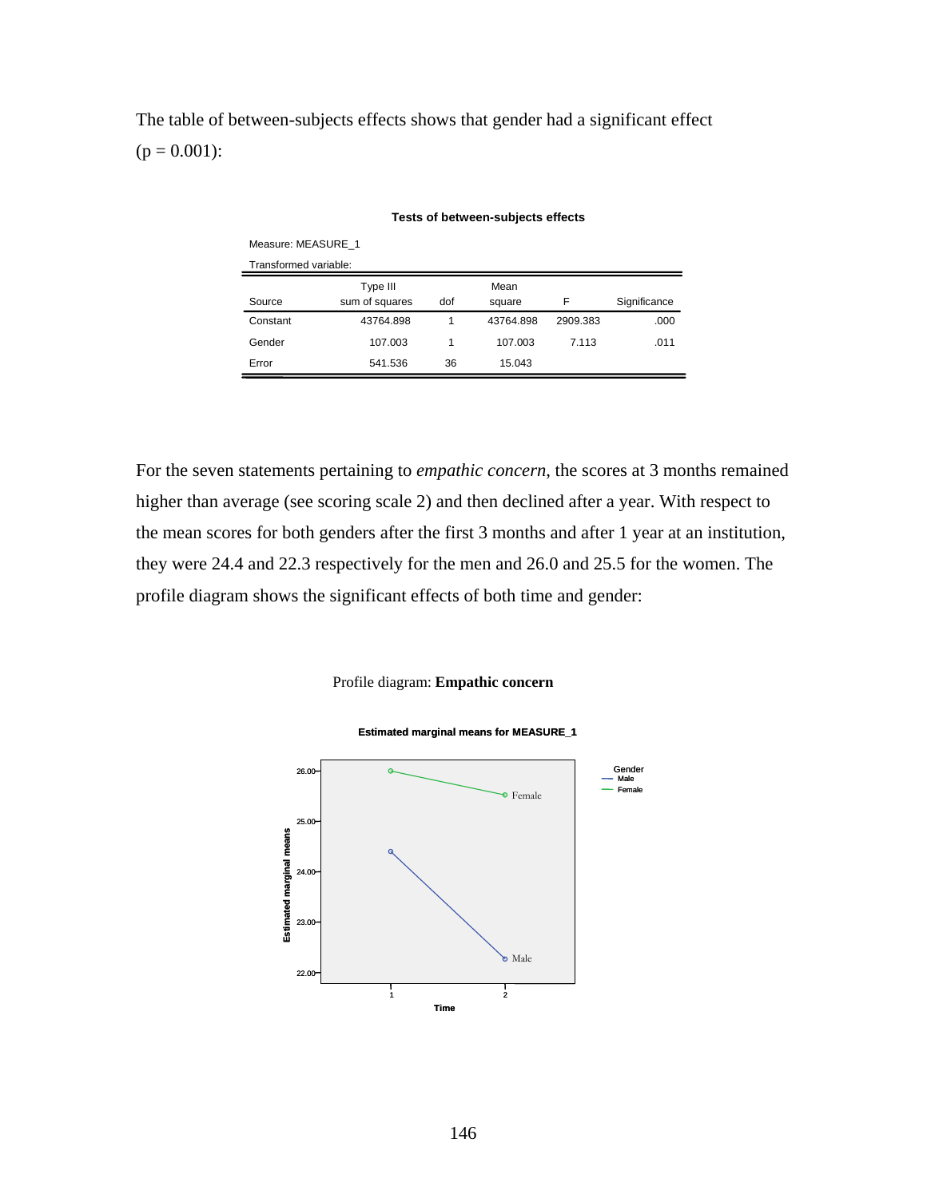The table of between-subjects effects shows that gender had a significant effect ($p = 0.001$):

**Tests of between-subjects effects**

Measure: MEASURE_1

Transformed variable:

| Source | Type III sum of squares | dof | Mean square | F | Significance |
|---|---|---|---|---|---|
| Constant | 43764.898 | 1 | 43764.898 | 2909.383 | .000 |
| Gender | 107.003 | 1 | 107.003 | 7.113 | .011 |
| Error | 541.536 | 36 | 15.043 | | |

For the seven statements pertaining to *empathic concern*, the scores at 3 months remained higher than average (see scoring scale 2) and then declined after a year. With respect to the mean scores for both genders after the first 3 months and after 1 year at an institution, they were 24.4 and 22.3 respectively for the men and 26.0 and 25.5 for the women. The profile diagram shows the significant effects of both time and gender:

Profile diagram: **Empathic concern**

**Estimated marginal means for MEASURE_1**

| Time | Male | Female |
|---|---|---|
| 1 | 24.4 | 26.0 |
| 2 | 22.3 | 25.5 |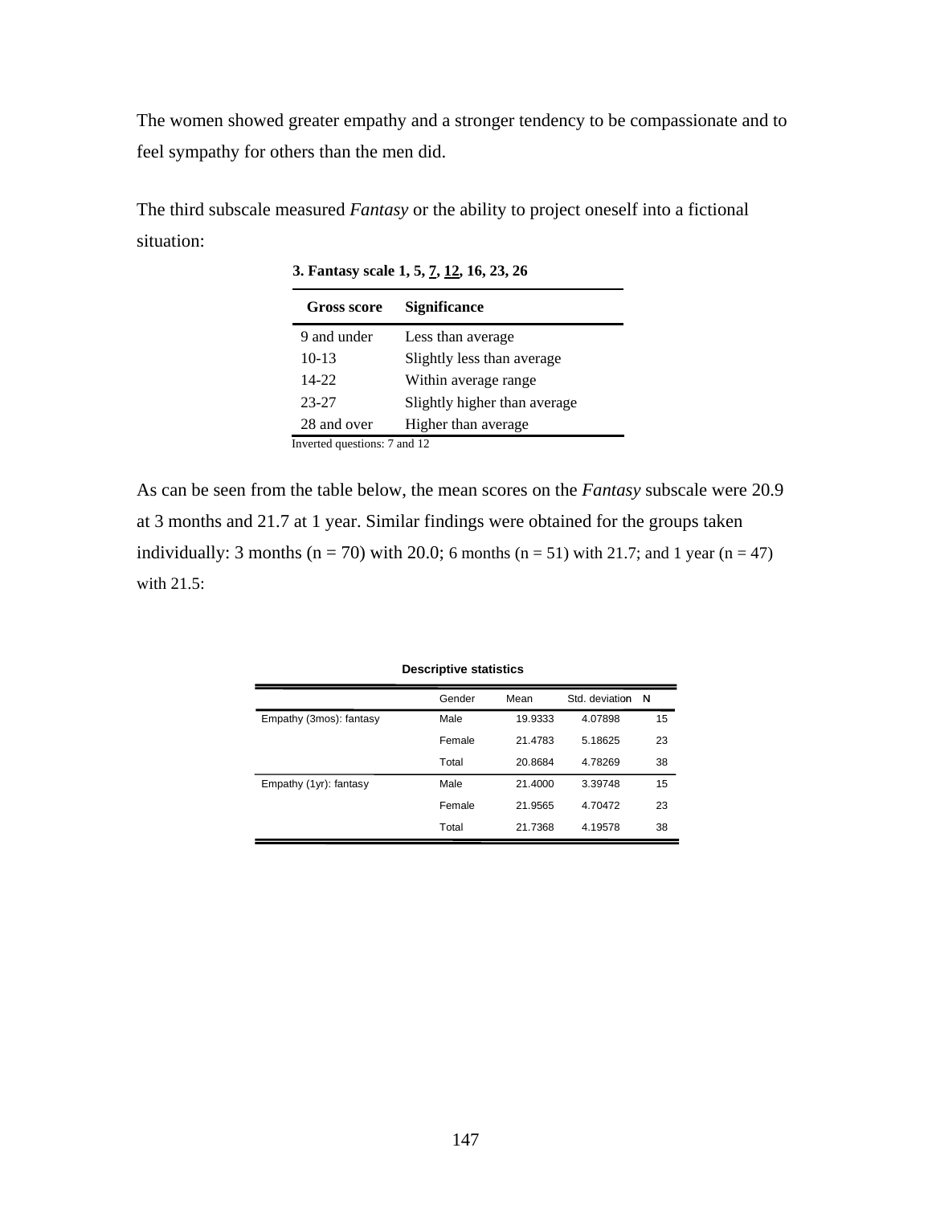The women showed greater empathy and a stronger tendency to be compassionate and to feel sympathy for others than the men did.

The third subscale measured *Fantasy* or the ability to project oneself into a fictional situation:

**3. Fantasy scale 1, 5, 7, 12, 16, 23, 26**

| Gross score | Significance |
|---|---|
| 9 and under | Less than average |
| 10-13 | Slightly less than average |
| 14-22 | Within average range |
| 23-27 | Slightly higher than average |
| 28 and over | Higher than average |

Inverted questions: 7 and 12

As can be seen from the table below, the mean scores on the *Fantasy* subscale were 20.9 at 3 months and 21.7 at 1 year. Similar findings were obtained for the groups taken individually: 3 months (n = 70) with 20.0; 6 months (n = 51) with 21.7; and 1 year (n = 47) with 21.5:

**Descriptive statistics**

| | Gender | Mean | Std. deviation | N |
|---|---|---|---|---|
| Empathy (3mos): fantasy | Male | 19.9333 | 4.07898 | 15 |
| | Female | 21.4783 | 5.18625 | 23 |
| | Total | 20.8684 | 4.78269 | 38 |
| Empathy (1yr): fantasy | Male | 21.4000 | 3.39748 | 15 |
| | Female | 21.9565 | 4.70472 | 23 |
| | Total | 21.7368 | 4.19578 | 38 |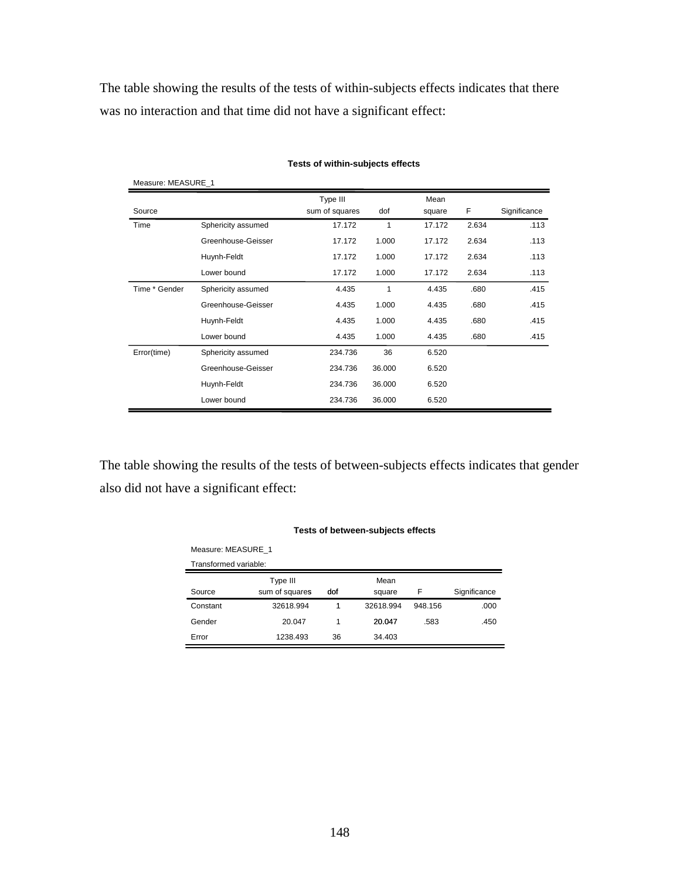The table showing the results of the tests of within-subjects effects indicates that there was no interaction and that time did not have a significant effect:

**Tests of within-subjects effects**

Measure: MEASURE_1

| Source | | Type III sum of squares | dof | Mean square | F | Significance |
|---|---|---|---|---|---|---|
| Time | Sphericity assumed | 17.172 | 1 | 17.172 | 2.634 | .113 |
| | Greenhouse-Geisser | 17.172 | 1.000 | 17.172 | 2.634 | .113 |
| | Huynh-Feldt | 17.172 | 1.000 | 17.172 | 2.634 | .113 |
| | Lower bound | 17.172 | 1.000 | 17.172 | 2.634 | .113 |
| Time * Gender | Sphericity assumed | 4.435 | 1 | 4.435 | .680 | .415 |
| | Greenhouse-Geisser | 4.435 | 1.000 | 4.435 | .680 | .415 |
| | Huynh-Feldt | 4.435 | 1.000 | 4.435 | .680 | .415 |
| | Lower bound | 4.435 | 1.000 | 4.435 | .680 | .415 |
| Error(time) | Sphericity assumed | 234.736 | 36 | 6.520 | | |
| | Greenhouse-Geisser | 234.736 | 36.000 | 6.520 | | |
| | Huynh-Feldt | 234.736 | 36.000 | 6.520 | | |
| | Lower bound | 234.736 | 36.000 | 6.520 | | |

The table showing the results of the tests of between-subjects effects indicates that gender also did not have a significant effect:

**Tests of between-subjects effects**

Measure: MEASURE_1

Transformed variable:

| Source | Type III sum of squares | dof | Mean square | F | Significance |
|---|---|---|---|---|---|
| Constant | 32618.994 | 1 | 32618.994 | 948.156 | .000 |
| Gender | 20.047 | 1 | 20.047 | .583 | .450 |
| Error | 1238.493 | 36 | 34.403 | | |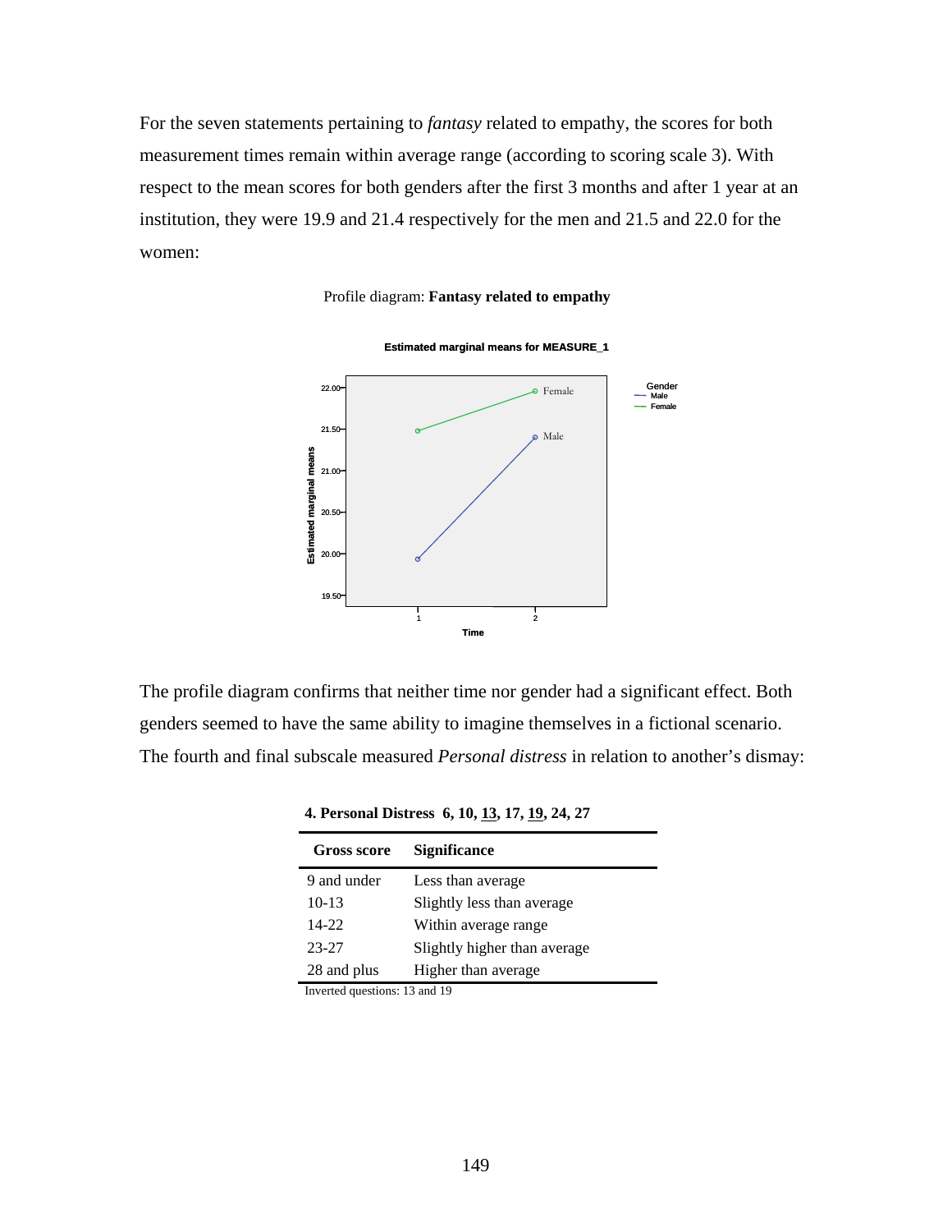For the seven statements pertaining to *fantasy* related to empathy, the scores for both measurement times remain within average range (according to scoring scale 3). With respect to the mean scores for both genders after the first 3 months and after 1 year at an institution, they were 19.9 and 21.4 respectively for the men and 21.5 and 22.0 for the women:

Profile diagram: **Fantasy related to empathy**

The profile diagram confirms that neither time nor gender had a significant effect. Both genders seemed to have the same ability to imagine themselves in a fictional scenario. The fourth and final subscale measured *Personal distress* in relation to another's dismay:

**4. Personal Distress 6, 10, 13, 17, 19, 24, 27**

| Gross score | Significance |
|---|---|
| 9 and under | Less than average |
| 10-13 | Slightly less than average |
| 14-22 | Within average range |
| 23-27 | Slightly higher than average |
| 28 and plus | Higher than average |

Inverted questions: 13 and 19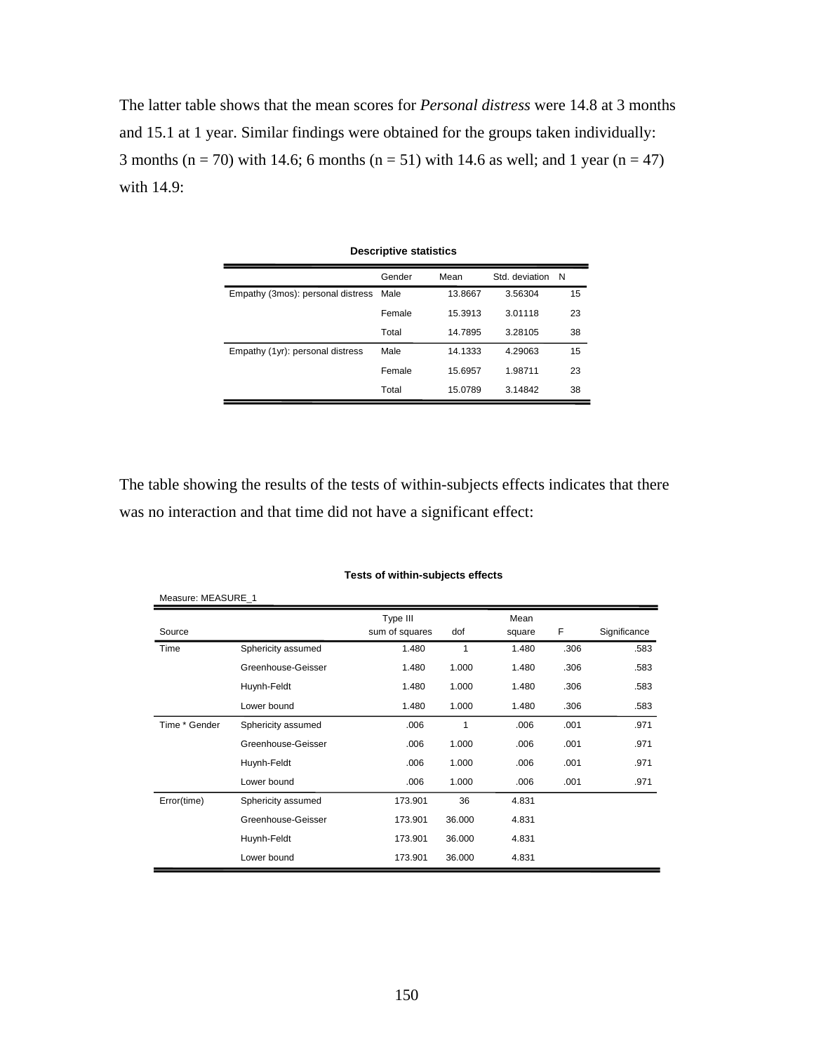The latter table shows that the mean scores for *Personal distress* were 14.8 at 3 months and 15.1 at 1 year. Similar findings were obtained for the groups taken individually: 3 months (n = 70) with 14.6; 6 months (n = 51) with 14.6 as well; and 1 year (n = 47) with 14.9:

**Descriptive statistics**

| | Gender | Mean | Std. deviation | N |
|---|---|---|---|---|
| Empathy (3mos): personal distress | Male | 13.8667 | 3.56304 | 15 |
| | Female | 15.3913 | 3.01118 | 23 |
| | Total | 14.7895 | 3.28105 | 38 |
| Empathy (1yr): personal distress | Male | 14.1333 | 4.29063 | 15 |
| | Female | 15.6957 | 1.98711 | 23 |
| | Total | 15.0789 | 3.14842 | 38 |

The table showing the results of the tests of within-subjects effects indicates that there was no interaction and that time did not have a significant effect:

**Tests of within-subjects effects**

Measure: MEASURE_1

| Source | | Type III sum of squares | dof | Mean square | F | Significance |
|---|---|---|---|---|---|---|
| Time | Sphericity assumed | 1.480 | 1 | 1.480 | .306 | .583 |
| | Greenhouse-Geisser | 1.480 | 1.000 | 1.480 | .306 | .583 |
| | Huynh-Feldt | 1.480 | 1.000 | 1.480 | .306 | .583 |
| | Lower bound | 1.480 | 1.000 | 1.480 | .306 | .583 |
| Time * Gender | Sphericity assumed | .006 | 1 | .006 | .001 | .971 |
| | Greenhouse-Geisser | .006 | 1.000 | .006 | .001 | .971 |
| | Huynh-Feldt | .006 | 1.000 | .006 | .001 | .971 |
| | Lower bound | .006 | 1.000 | .006 | .001 | .971 |
| Error(time) | Sphericity assumed | 173.901 | 36 | 4.831 | | |
| | Greenhouse-Geisser | 173.901 | 36.000 | 4.831 | | |
| | Huynh-Feldt | 173.901 | 36.000 | 4.831 | | |
| | Lower bound | 173.901 | 36.000 | 4.831 | | |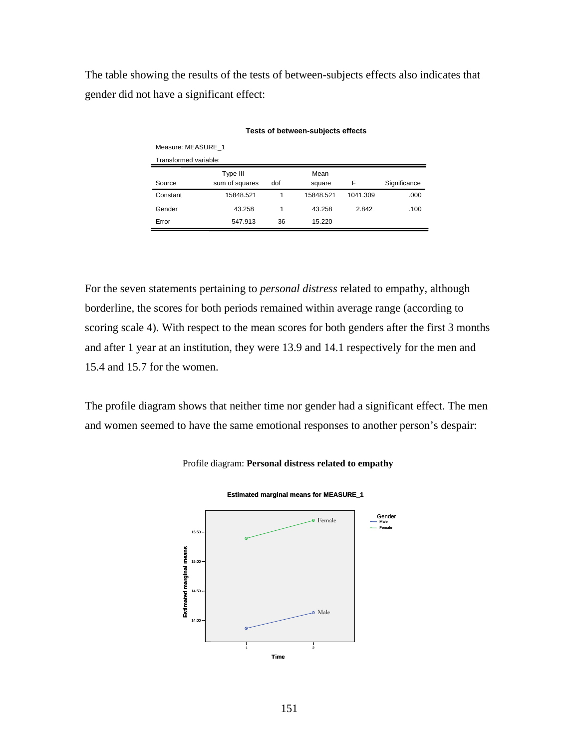The table showing the results of the tests of between-subjects effects also indicates that gender did not have a significant effect:

**Tests of between-subjects effects**

Measure: MEASURE_1

Transformed variable:

| Source | Type III sum of squares | dof | Mean square | F | Significance |
|---|---|---|---|---|---|
| Constant | 15848.521 | 1 | 15848.521 | 1041.309 | .000 |
| Gender | 43.258 | 1 | 43.258 | 2.842 | .100 |
| Error | 547.913 | 36 | 15.220 | | |

For the seven statements pertaining to *personal distress* related to empathy, although borderline, the scores for both periods remained within average range (according to scoring scale 4). With respect to the mean scores for both genders after the first 3 months and after 1 year at an institution, they were 13.9 and 14.1 respectively for the men and 15.4 and 15.7 for the women.

The profile diagram shows that neither time nor gender had a significant effect. The men and women seemed to have the same emotional responses to another person's despair:

Profile diagram: **Personal distress related to empathy**

**Estimated marginal means for MEASURE_1**

Estimated marginal means (y-axis: 14.00, 14.50, 15.00, 15.50); Time (x-axis: 1, 2); Gender: Male, Female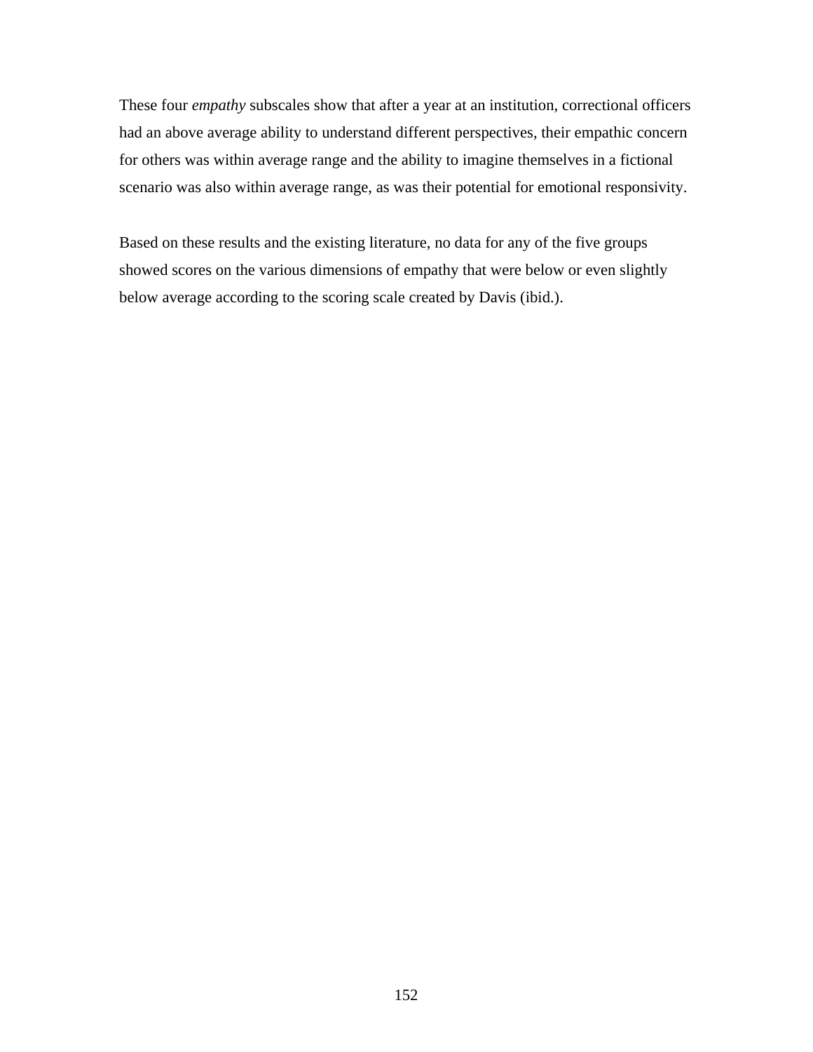These four *empathy* subscales show that after a year at an institution, correctional officers had an above average ability to understand different perspectives, their empathic concern for others was within average range and the ability to imagine themselves in a fictional scenario was also within average range, as was their potential for emotional responsivity.

Based on these results and the existing literature, no data for any of the five groups showed scores on the various dimensions of empathy that were below or even slightly below average according to the scoring scale created by Davis (ibid.).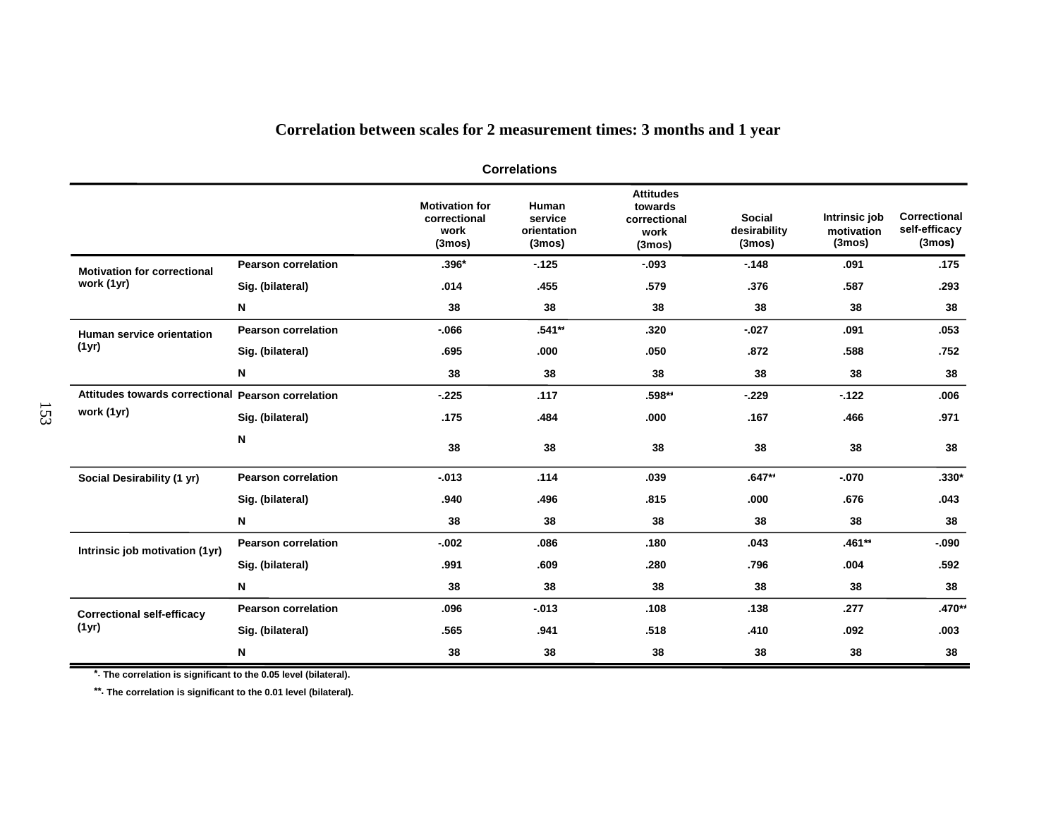**Correlation between scales for 2 measurement times: 3 months and 1 year**

**Correlations**

| | | Motivation for correctional work (3mos) | Human service orientation (3mos) | Attitudes towards correctional work (3mos) | Social desirability (3mos) | Intrinsic job motivation (3mos) | Correctional self-efficacy (3mos) |
|---|---|---|---|---|---|---|---|
| Motivation for correctional work (1yr) | Pearson correlation | .396* | -.125 | -.093 | -.148 | .091 | .175 |
| | Sig. (bilateral) | .014 | .455 | .579 | .376 | .587 | .293 |
| | N | 38 | 38 | 38 | 38 | 38 | 38 |
| Human service orientation (1yr) | Pearson correlation | -.066 | .541** | .320 | -.027 | .091 | .053 |
| | Sig. (bilateral) | .695 | .000 | .050 | .872 | .588 | .752 |
| | N | 38 | 38 | 38 | 38 | 38 | 38 |
| Attitudes towards correctional work (1yr) | Pearson correlation | -.225 | .117 | .598** | -.229 | -.122 | .006 |
| | Sig. (bilateral) | .175 | .484 | .000 | .167 | .466 | .971 |
| | N | 38 | 38 | 38 | 38 | 38 | 38 |
| Social Desirability (1 yr) | Pearson correlation | -.013 | .114 | .039 | .647** | -.070 | .330* |
| | Sig. (bilateral) | .940 | .496 | .815 | .000 | .676 | .043 |
| | N | 38 | 38 | 38 | 38 | 38 | 38 |
| Intrinsic job motivation (1yr) | Pearson correlation | -.002 | .086 | .180 | .043 | .461** | -.090 |
| | Sig. (bilateral) | .991 | .609 | .280 | .796 | .004 | .592 |
| | N | 38 | 38 | 38 | 38 | 38 | 38 |
| Correctional self-efficacy (1yr) | Pearson correlation | .096 | -.013 | .108 | .138 | .277 | .470** |
| | Sig. (bilateral) | .565 | .941 | .518 | .410 | .092 | .003 |
| | N | 38 | 38 | 38 | 38 | 38 | 38 |

*. The correlation is significant to the 0.05 level (bilateral).

**. The correlation is significant to the 0.01 level (bilateral).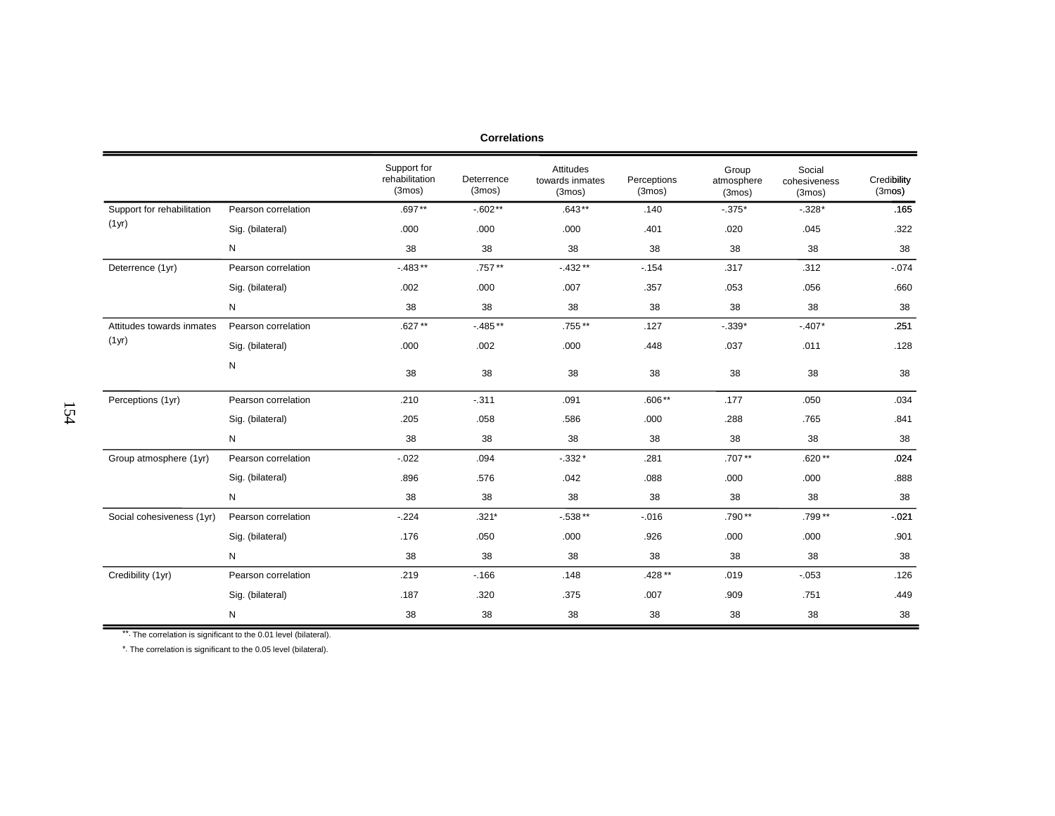**Correlations**

| | | Support for rehabilitation (3mos) | Deterrence (3mos) | Attitudes towards inmates (3mos) | Perceptions (3mos) | Group atmosphere (3mos) | Social cohesiveness (3mos) | Credibility (3mos) |
|---|---|---|---|---|---|---|---|---|
| Support for rehabilitation (1yr) | Pearson correlation | .697** | -.602** | .643** | .140 | -.375* | -.328* | .165 |
| | Sig. (bilateral) | .000 | .000 | .000 | .401 | .020 | .045 | .322 |
| | N | 38 | 38 | 38 | 38 | 38 | 38 | 38 |
| Deterrence (1yr) | Pearson correlation | -.483** | .757** | -.432** | -.154 | .317 | .312 | -.074 |
| | Sig. (bilateral) | .002 | .000 | .007 | .357 | .053 | .056 | .660 |
| | N | 38 | 38 | 38 | 38 | 38 | 38 | 38 |
| Attitudes towards inmates (1yr) | Pearson correlation | .627** | -.485** | .755** | .127 | -.339* | -.407* | .251 |
| | Sig. (bilateral) | .000 | .002 | .000 | .448 | .037 | .011 | .128 |
| | N | 38 | 38 | 38 | 38 | 38 | 38 | 38 |
| Perceptions (1yr) | Pearson correlation | .210 | -.311 | .091 | .606** | .177 | .050 | .034 |
| | Sig. (bilateral) | .205 | .058 | .586 | .000 | .288 | .765 | .841 |
| | N | 38 | 38 | 38 | 38 | 38 | 38 | 38 |
| Group atmosphere (1yr) | Pearson correlation | -.022 | .094 | -.332* | .281 | .707** | .620** | .024 |
| | Sig. (bilateral) | .896 | .576 | .042 | .088 | .000 | .000 | .888 |
| | N | 38 | 38 | 38 | 38 | 38 | 38 | 38 |
| Social cohesiveness (1yr) | Pearson correlation | -.224 | .321* | -.538** | -.016 | .790** | .799** | -.021 |
| | Sig. (bilateral) | .176 | .050 | .000 | .926 | .000 | .000 | .901 |
| | N | 38 | 38 | 38 | 38 | 38 | 38 | 38 |
| Credibility (1yr) | Pearson correlation | .219 | -.166 | .148 | .428** | .019 | -.053 | .126 |
| | Sig. (bilateral) | .187 | .320 | .375 | .007 | .909 | .751 | .449 |
| | N | 38 | 38 | 38 | 38 | 38 | 38 | 38 |

**. The correlation is significant to the 0.01 level (bilateral).

*. The correlation is significant to the 0.05 level (bilateral).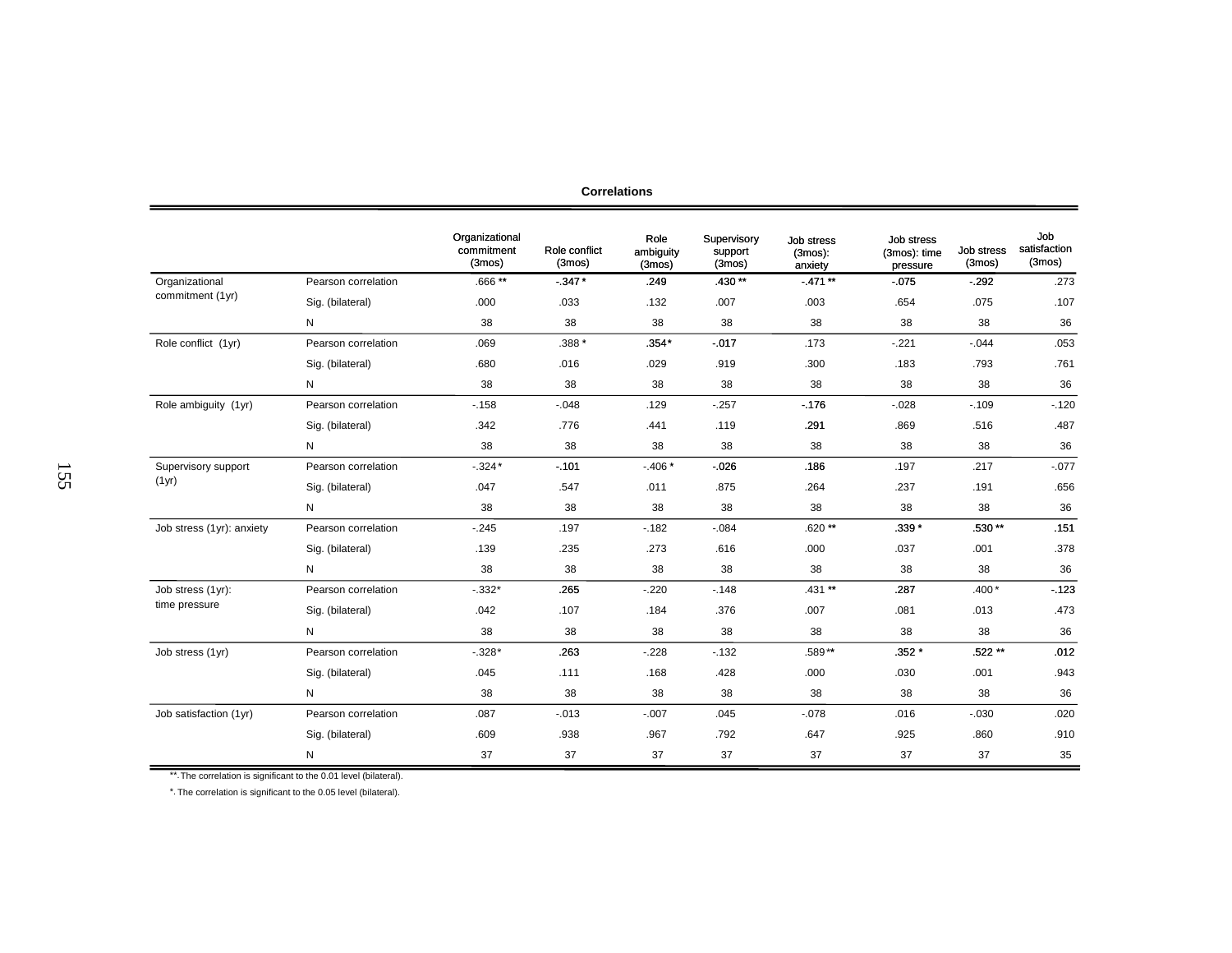**Correlations**

| | | Organizational commitment (3mos) | Role conflict (3mos) | Role ambiguity (3mos) | Supervisory support (3mos) | Job stress (3mos): anxiety | Job stress (3mos): time pressure | Job stress (3mos) | Job satisfaction (3mos) |
|---|---|---|---|---|---|---|---|---|---|
| Organizational commitment (1yr) | Pearson correlation | .666 ** | -.347 * | .249 | .430 ** | -.471 ** | -.075 | -.292 | .273 |
| | Sig. (bilateral) | .000 | .033 | .132 | .007 | .003 | .654 | .075 | .107 |
| | N | 38 | 38 | 38 | 38 | 38 | 38 | 38 | 36 |
| Role conflict (1yr) | Pearson correlation | .069 | .388 * | .354* | -.017 | .173 | -.221 | -.044 | .053 |
| | Sig. (bilateral) | .680 | .016 | .029 | .919 | .300 | .183 | .793 | .761 |
| | N | 38 | 38 | 38 | 38 | 38 | 38 | 38 | 36 |
| Role ambiguity (1yr) | Pearson correlation | -.158 | -.048 | .129 | -.257 | -.176 | -.028 | -.109 | -.120 |
| | Sig. (bilateral) | .342 | .776 | .441 | .119 | .291 | .869 | .516 | .487 |
| | N | 38 | 38 | 38 | 38 | 38 | 38 | 38 | 36 |
| Supervisory support (1yr) | Pearson correlation | -.324 * | -.101 | -.406 * | -.026 | .186 | .197 | .217 | -.077 |
| | Sig. (bilateral) | .047 | .547 | .011 | .875 | .264 | .237 | .191 | .656 |
| | N | 38 | 38 | 38 | 38 | 38 | 38 | 38 | 36 |
| Job stress (1yr): anxiety | Pearson correlation | -.245 | .197 | -.182 | -.084 | .620 ** | .339 * | .530 ** | .151 |
| | Sig. (bilateral) | .139 | .235 | .273 | .616 | .000 | .037 | .001 | .378 |
| | N | 38 | 38 | 38 | 38 | 38 | 38 | 38 | 36 |
| Job stress (1yr): time pressure | Pearson correlation | -.332* | .265 | -.220 | -.148 | .431 ** | .287 | .400 * | -.123 |
| | Sig. (bilateral) | .042 | .107 | .184 | .376 | .007 | .081 | .013 | .473 |
| | N | 38 | 38 | 38 | 38 | 38 | 38 | 38 | 36 |
| Job stress (1yr) | Pearson correlation | -.328* | .263 | -.228 | -.132 | .589 ** | .352 * | .522 ** | .012 |
| | Sig. (bilateral) | .045 | .111 | .168 | .428 | .000 | .030 | .001 | .943 |
| | N | 38 | 38 | 38 | 38 | 38 | 38 | 38 | 36 |
| Job satisfaction (1yr) | Pearson correlation | .087 | -.013 | -.007 | .045 | -.078 | .016 | -.030 | .020 |
| | Sig. (bilateral) | .609 | .938 | .967 | .792 | .647 | .925 | .860 | .910 |
| | N | 37 | 37 | 37 | 37 | 37 | 37 | 37 | 35 |

**. The correlation is significant to the 0.01 level (bilateral).

*. The correlation is significant to the 0.05 level (bilateral).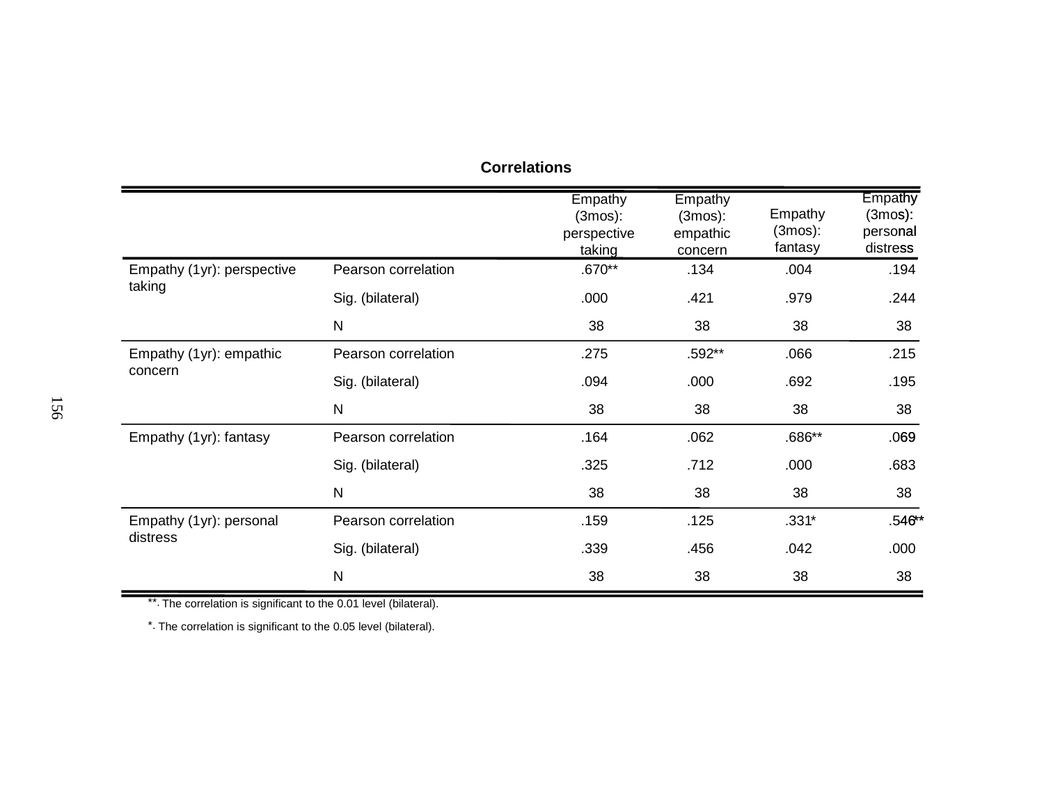**Correlations**

| | | Empathy (3mos): perspective taking | Empathy (3mos): empathic concern | Empathy (3mos): fantasy | Empathy (3mos): personal distress |
|---|---|---|---|---|---|
| Empathy (1yr): perspective taking | Pearson correlation | .670** | .134 | .004 | .194 |
| | Sig. (bilateral) | .000 | .421 | .979 | .244 |
| | N | 38 | 38 | 38 | 38 |
| Empathy (1yr): empathic concern | Pearson correlation | .275 | .592** | .066 | .215 |
| | Sig. (bilateral) | .094 | .000 | .692 | .195 |
| | N | 38 | 38 | 38 | 38 |
| Empathy (1yr): fantasy | Pearson correlation | .164 | .062 | .686** | .069 |
| | Sig. (bilateral) | .325 | .712 | .000 | .683 |
| | N | 38 | 38 | 38 | 38 |
| Empathy (1yr): personal distress | Pearson correlation | .159 | .125 | .331* | .546** |
| | Sig. (bilateral) | .339 | .456 | .042 | .000 |
| | N | 38 | 38 | 38 | 38 |

**. The correlation is significant to the 0.01 level (bilateral).

*. The correlation is significant to the 0.05 level (bilateral).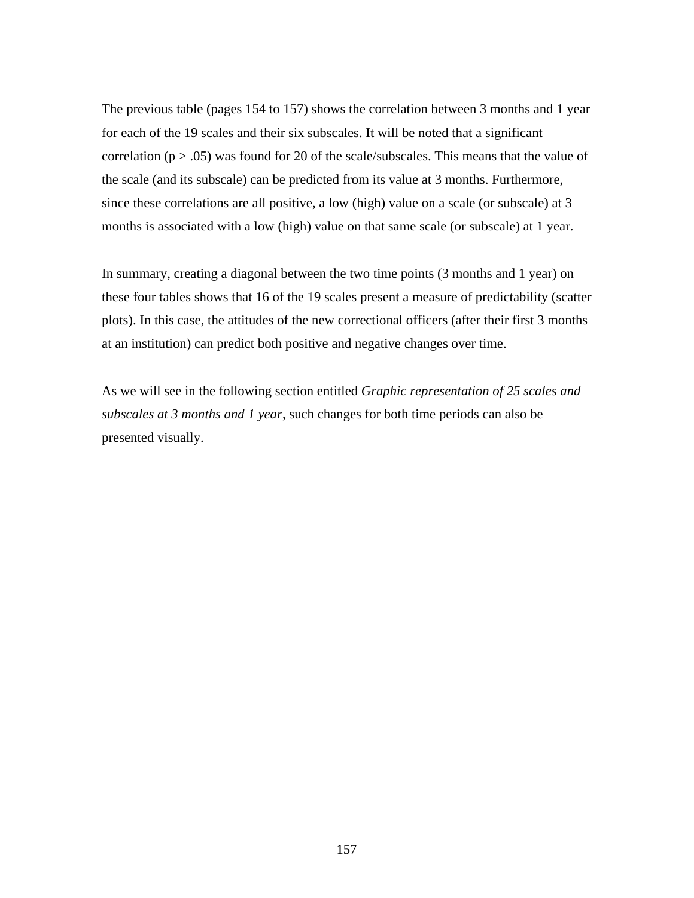The previous table (pages 154 to 157) shows the correlation between 3 months and 1 year for each of the 19 scales and their six subscales. It will be noted that a significant correlation ($p > .05$) was found for 20 of the scale/subscales. This means that the value of the scale (and its subscale) can be predicted from its value at 3 months. Furthermore, since these correlations are all positive, a low (high) value on a scale (or subscale) at 3 months is associated with a low (high) value on that same scale (or subscale) at 1 year.

In summary, creating a diagonal between the two time points (3 months and 1 year) on these four tables shows that 16 of the 19 scales present a measure of predictability (scatter plots). In this case, the attitudes of the new correctional officers (after their first 3 months at an institution) can predict both positive and negative changes over time.

As we will see in the following section entitled *Graphic representation of 25 scales and subscales at 3 months and 1 year*, such changes for both time periods can also be presented visually.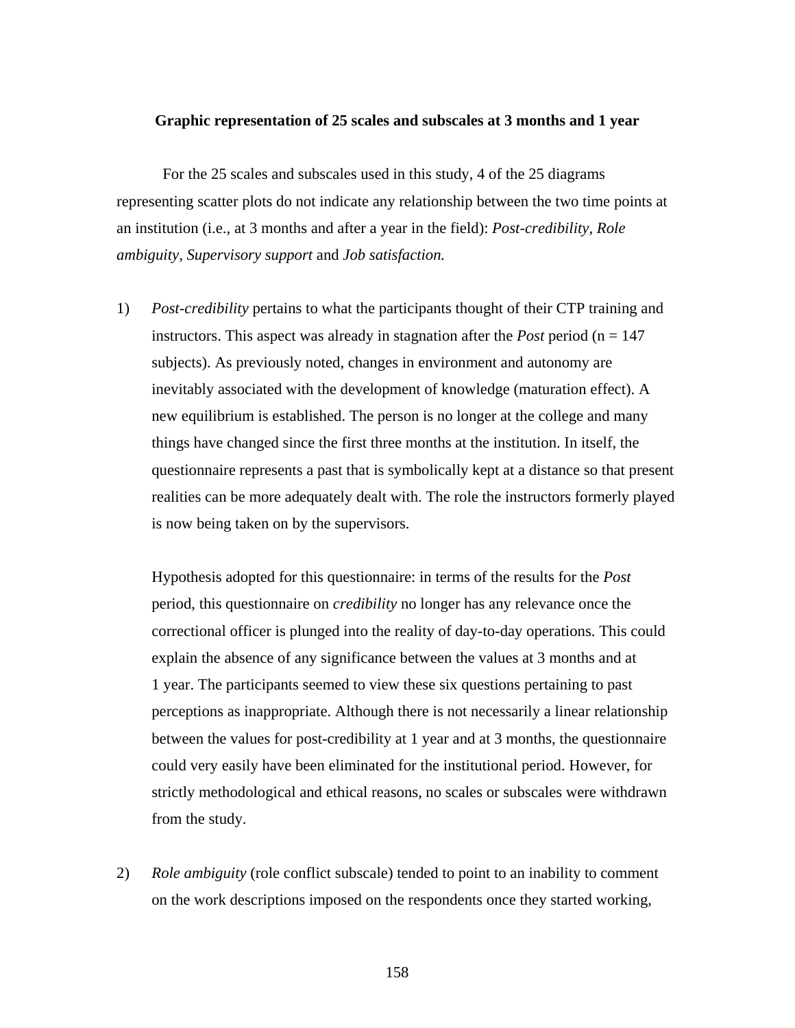**Graphic representation of 25 scales and subscales at 3 months and 1 year**

For the 25 scales and subscales used in this study, 4 of the 25 diagrams representing scatter plots do not indicate any relationship between the two time points at an institution (i.e., at 3 months and after a year in the field): *Post-credibility, Role ambiguity*, *Supervisory support* and *Job satisfaction.*

1) *Post-credibility* pertains to what the participants thought of their CTP training and instructors. This aspect was already in stagnation after the *Post* period (n = 147 subjects). As previously noted, changes in environment and autonomy are inevitably associated with the development of knowledge (maturation effect). A new equilibrium is established. The person is no longer at the college and many things have changed since the first three months at the institution. In itself, the questionnaire represents a past that is symbolically kept at a distance so that present realities can be more adequately dealt with. The role the instructors formerly played is now being taken on by the supervisors.

   Hypothesis adopted for this questionnaire: in terms of the results for the *Post* period, this questionnaire on *credibility* no longer has any relevance once the correctional officer is plunged into the reality of day-to-day operations. This could explain the absence of any significance between the values at 3 months and at 1 year. The participants seemed to view these six questions pertaining to past perceptions as inappropriate. Although there is not necessarily a linear relationship between the values for post-credibility at 1 year and at 3 months, the questionnaire could very easily have been eliminated for the institutional period. However, for strictly methodological and ethical reasons, no scales or subscales were withdrawn from the study.

2) *Role ambiguity* (role conflict subscale) tended to point to an inability to comment on the work descriptions imposed on the respondents once they started working,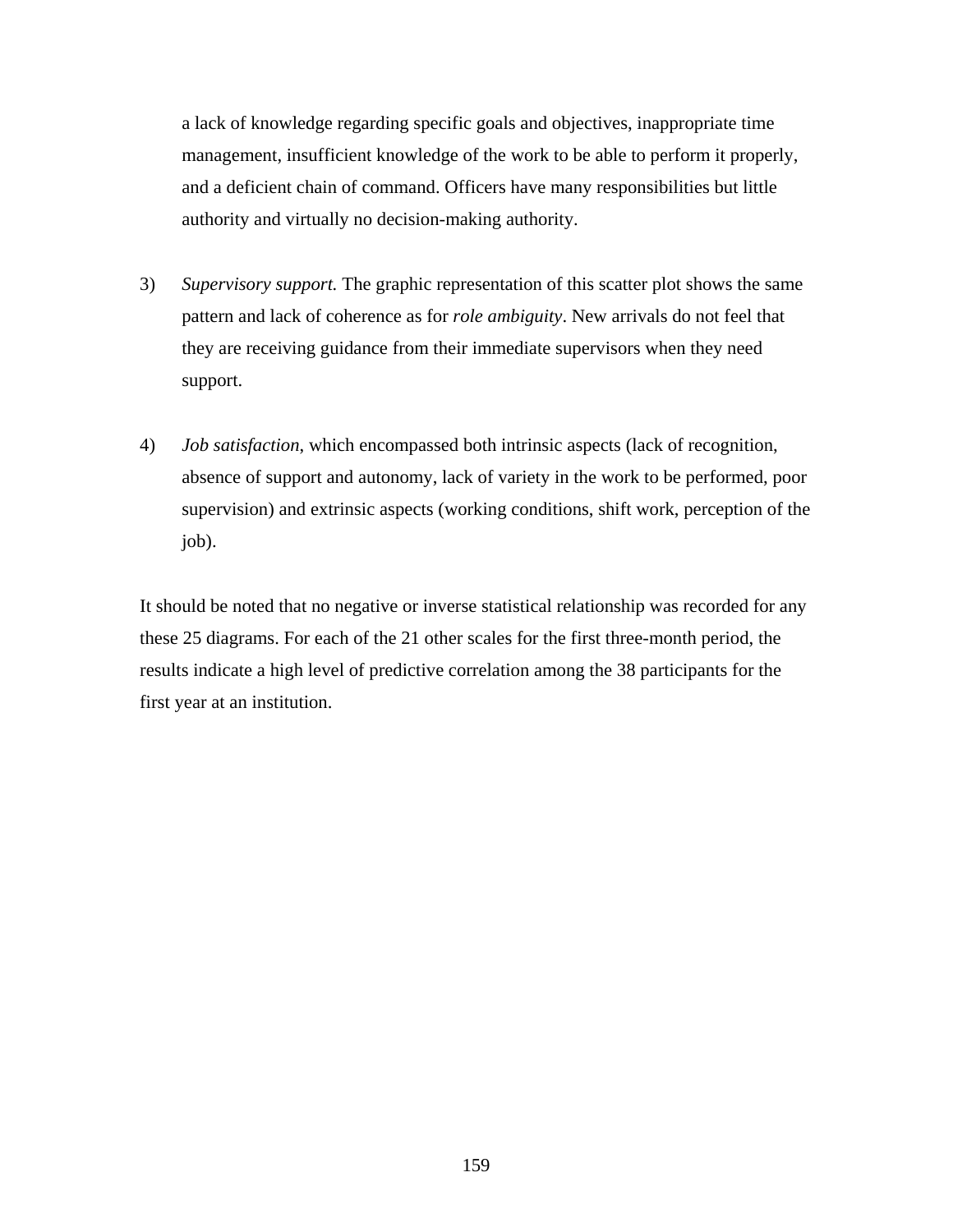a lack of knowledge regarding specific goals and objectives, inappropriate time management, insufficient knowledge of the work to be able to perform it properly, and a deficient chain of command. Officers have many responsibilities but little authority and virtually no decision-making authority.

3) *Supervisory support.* The graphic representation of this scatter plot shows the same pattern and lack of coherence as for *role ambiguity*. New arrivals do not feel that they are receiving guidance from their immediate supervisors when they need support.

4) *Job satisfaction*, which encompassed both intrinsic aspects (lack of recognition, absence of support and autonomy, lack of variety in the work to be performed, poor supervision) and extrinsic aspects (working conditions, shift work, perception of the job).

It should be noted that no negative or inverse statistical relationship was recorded for any these 25 diagrams. For each of the 21 other scales for the first three-month period, the results indicate a high level of predictive correlation among the 38 participants for the first year at an institution.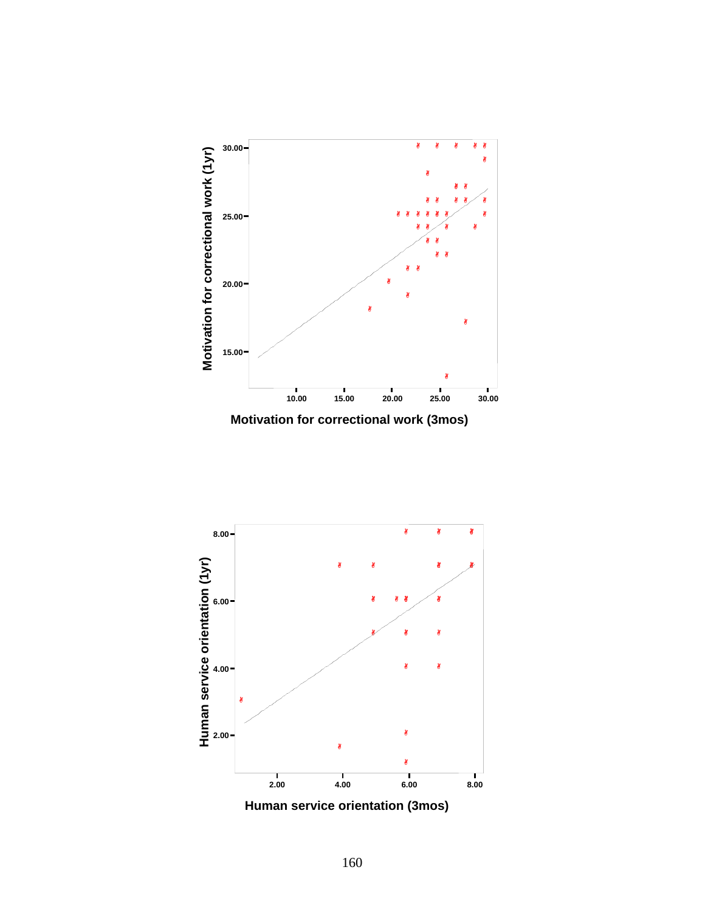Motivation for correctional work (1yr)

Motivation for correctional work (3mos)

Human service orientation (1yr)

Human service orientation (3mos)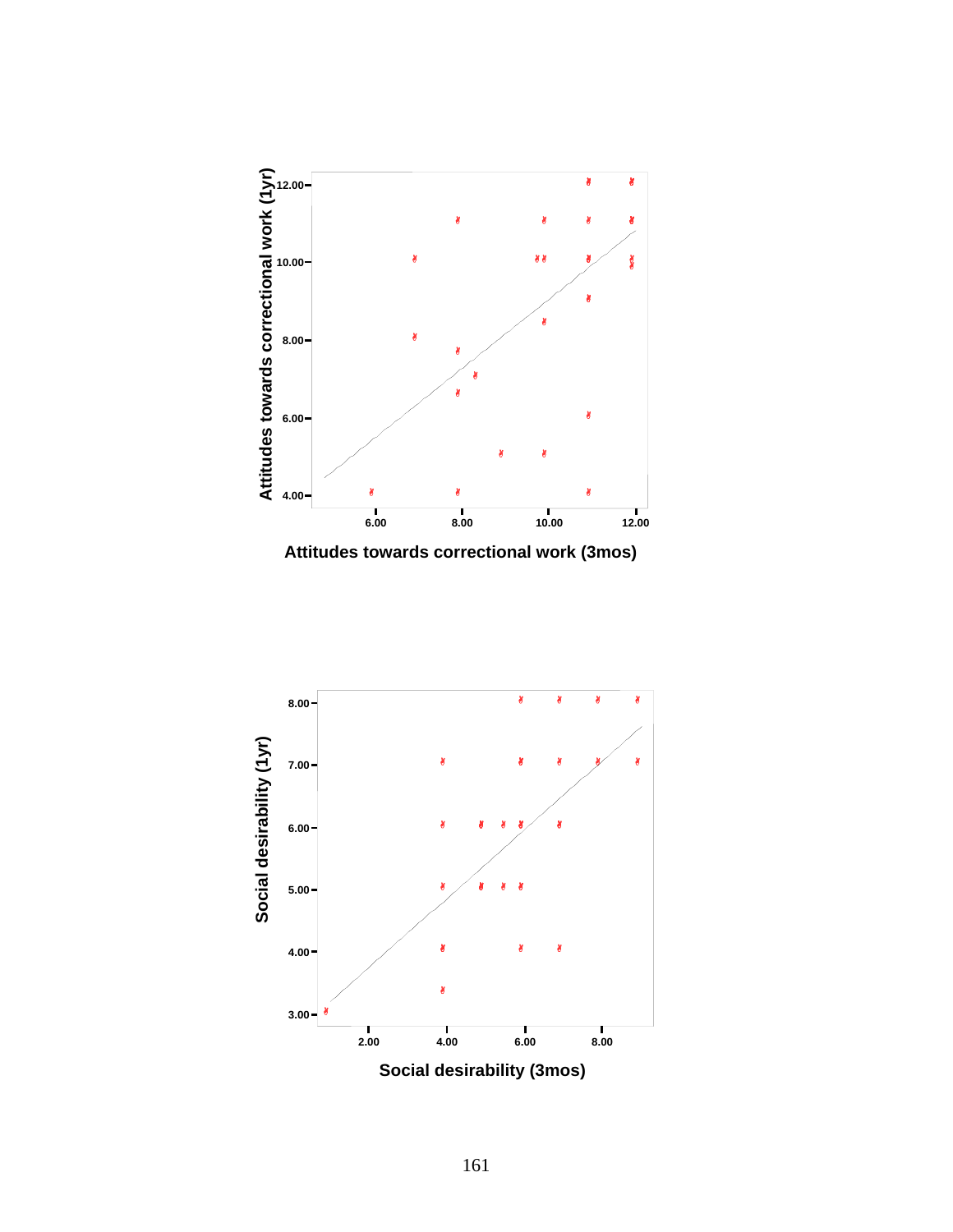Attitudes towards correctional work (1yr)

Attitudes towards correctional work (3mos)

Social desirability (1yr)

Social desirability (3mos)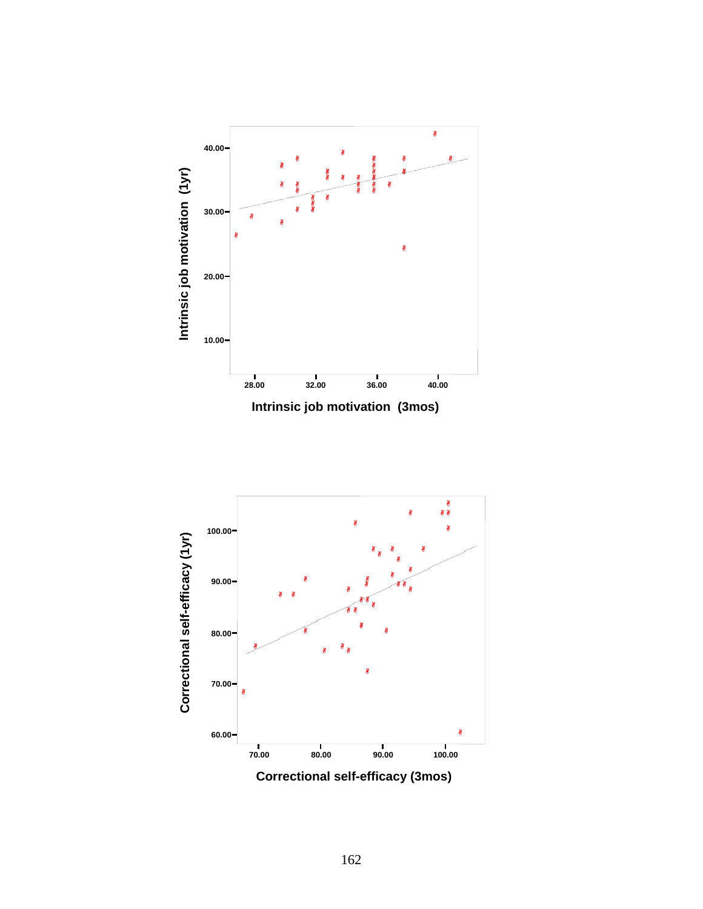Intrinsic job motivation (1yr)

Intrinsic job motivation (3mos)

Correctional self-efficacy (1yr)

Correctional self-efficacy (3mos)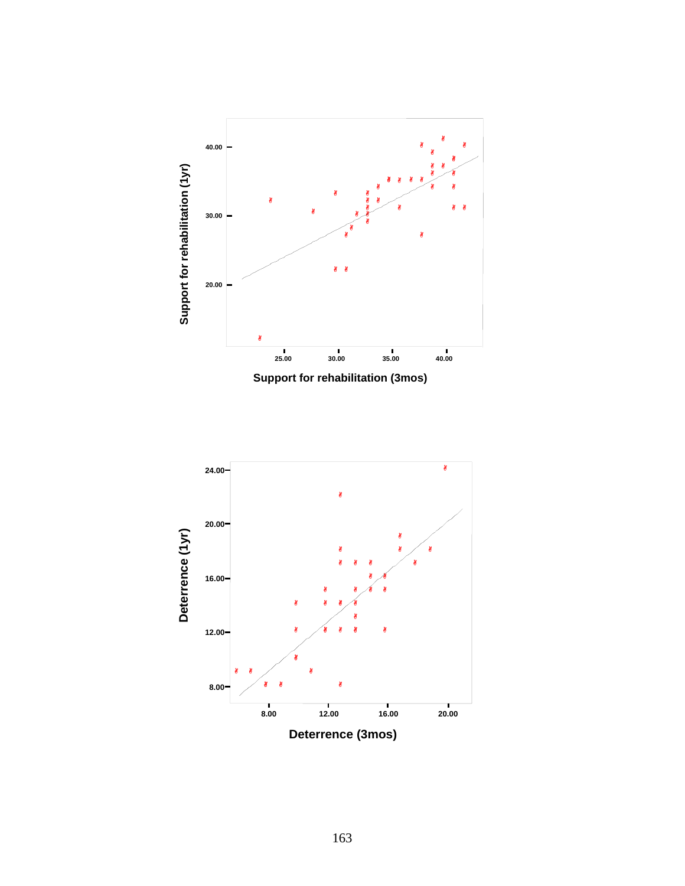Support for rehabilitation (1yr)

40.00

30.00

20.00

25.00 30.00 35.00 40.00

Support for rehabilitation (3mos)

Deterrence (1yr)

24.00

20.00

16.00

12.00

8.00

8.00 12.00 16.00 20.00

Deterrence (3mos)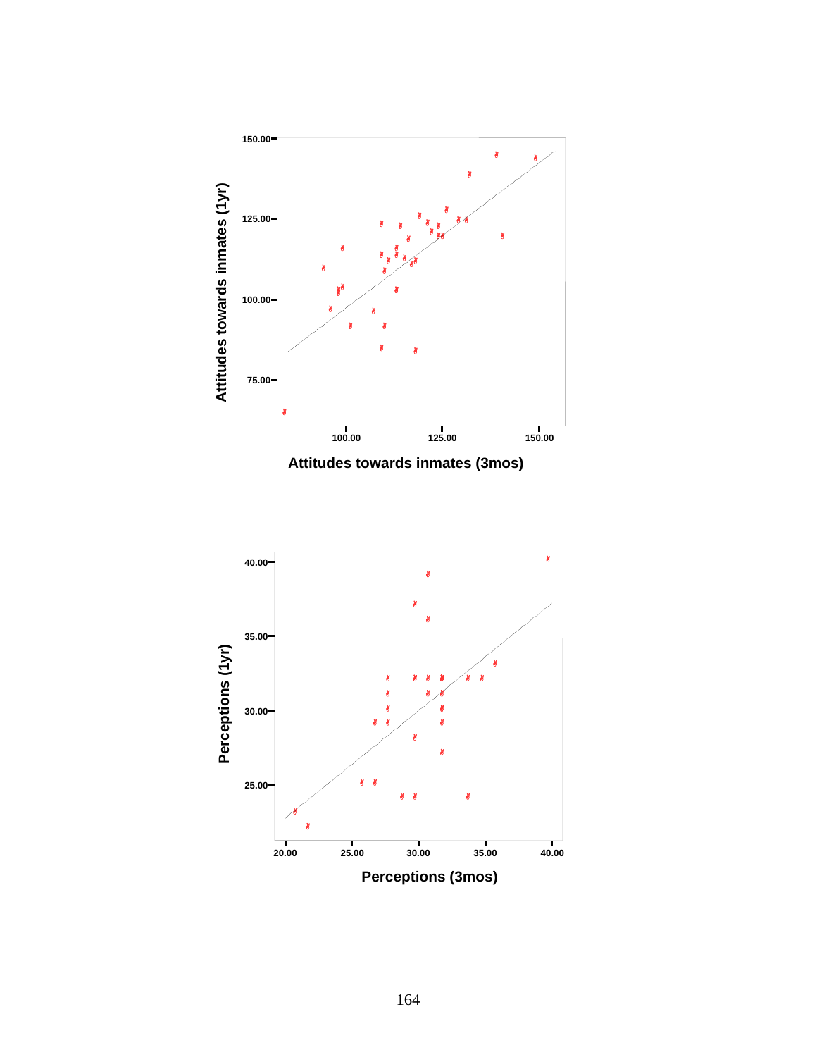150.00

125.00

100.00

75.00

Attitudes towards inmates (1yr)

100.00 125.00 150.00

Attitudes towards inmates (3mos)

40.00

35.00

30.00

25.00

Perceptions (1yr)

20.00 25.00 30.00 35.00 40.00

Perceptions (3mos)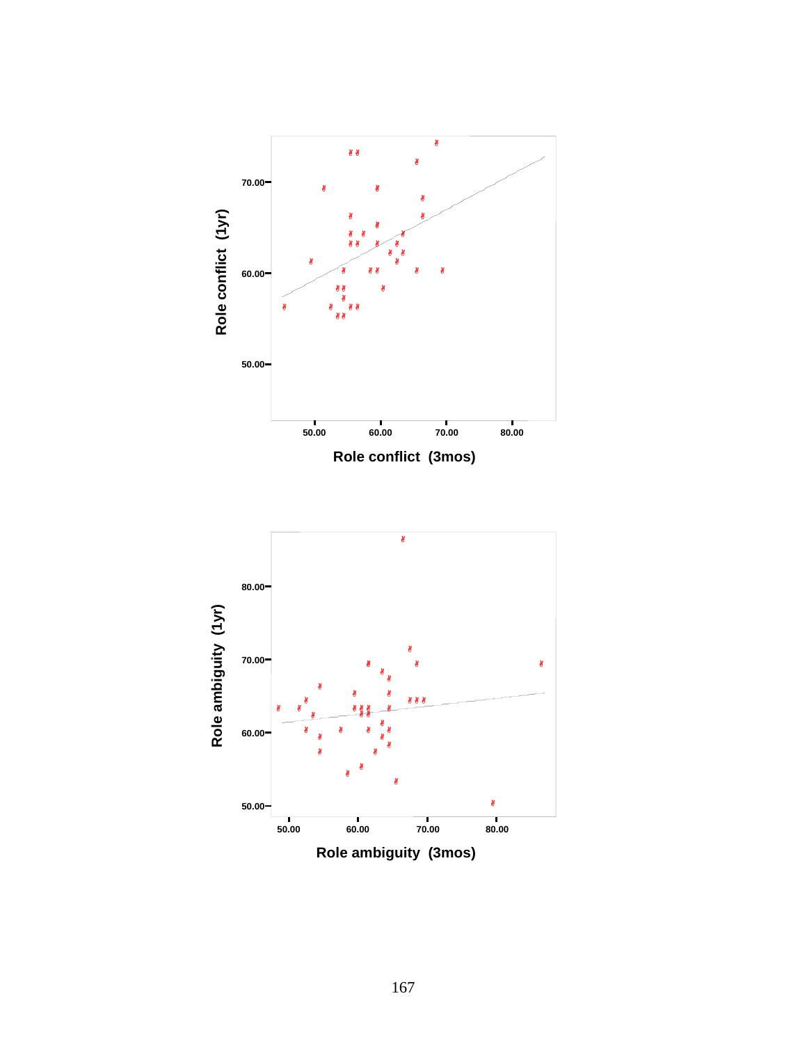Role conflict (1yr)

70.00

60.00

50.00

50.00 60.00 70.00 80.00

Role conflict (3mos)

Role ambiguity (1yr)

80.00

70.00

60.00

50.00

50.00 60.00 70.00 80.00

Role ambiguity (3mos)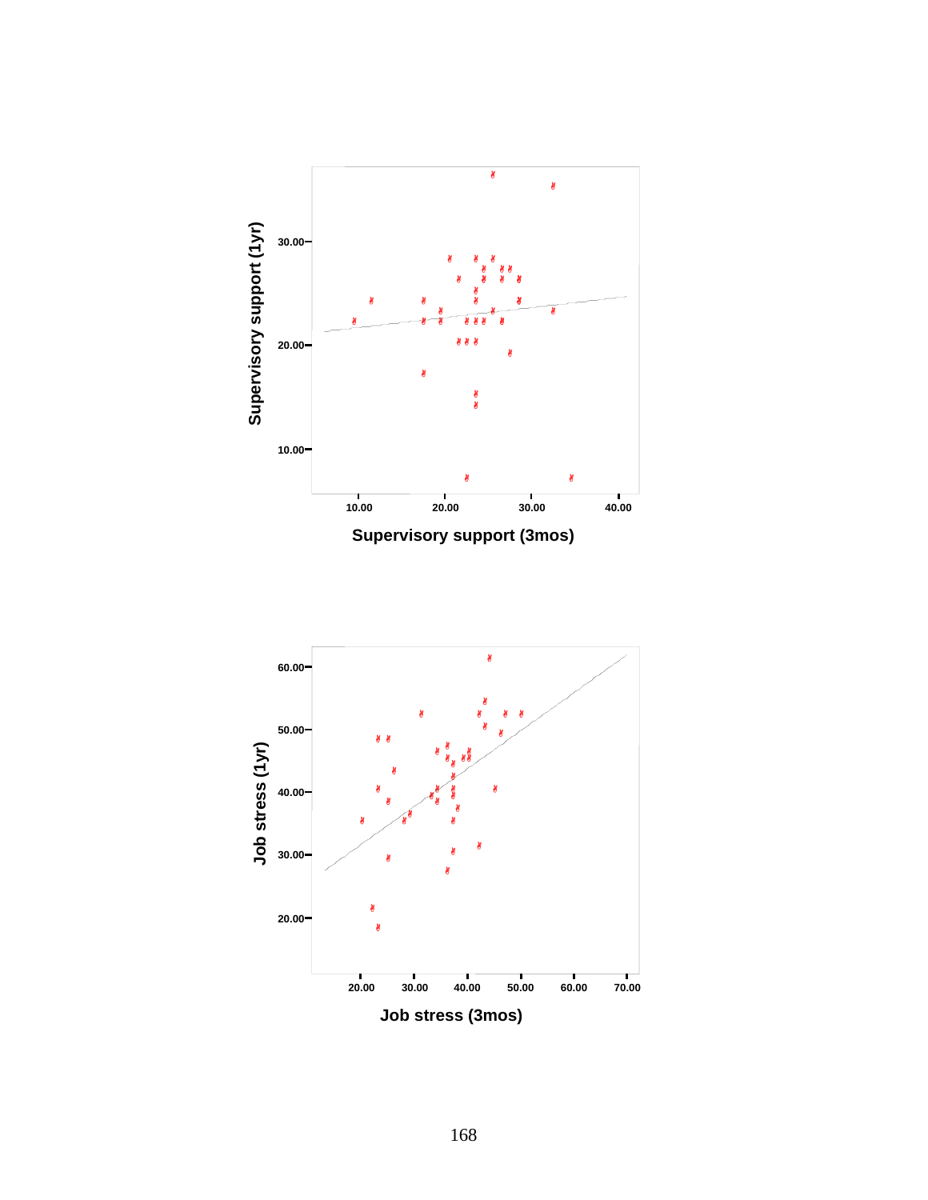Supervisory support (1yr)

30.00

20.00

10.00

10.00 20.00 30.00 40.00

Supervisory support (3mos)

Job stress (1yr)

60.00

50.00

40.00

30.00

20.00

20.00 30.00 40.00 50.00 60.00 70.00

Job stress (3mos)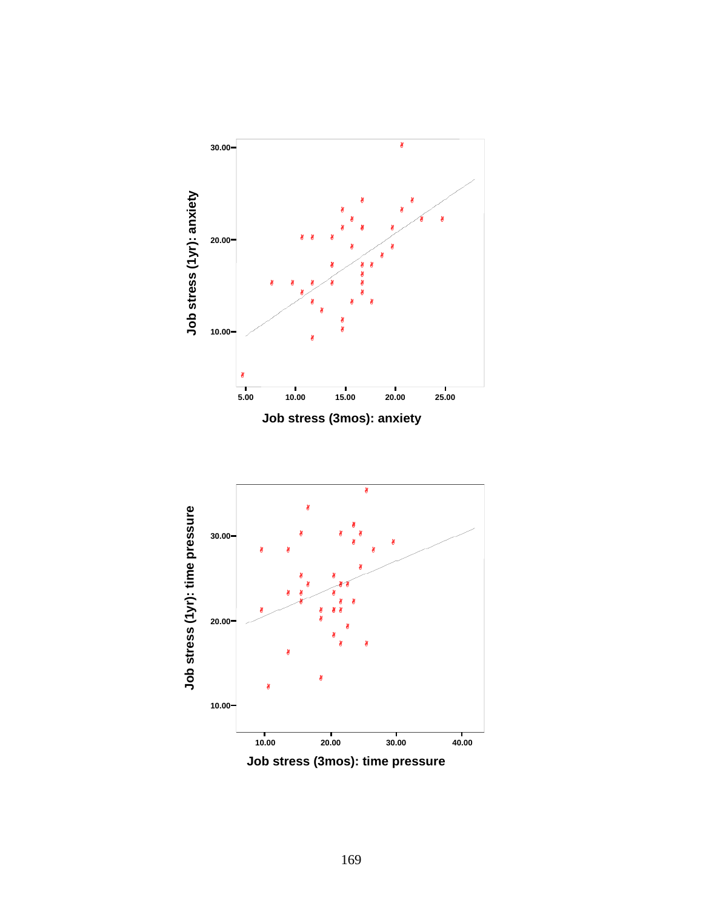Job stress (1yr): anxiety

30.00
20.00
10.00

5.00 10.00 15.00 20.00 25.00

Job stress (3mos): anxiety

Job stress (1yr): time pressure

30.00
20.00
10.00

10.00 20.00 30.00 40.00

Job stress (3mos): time pressure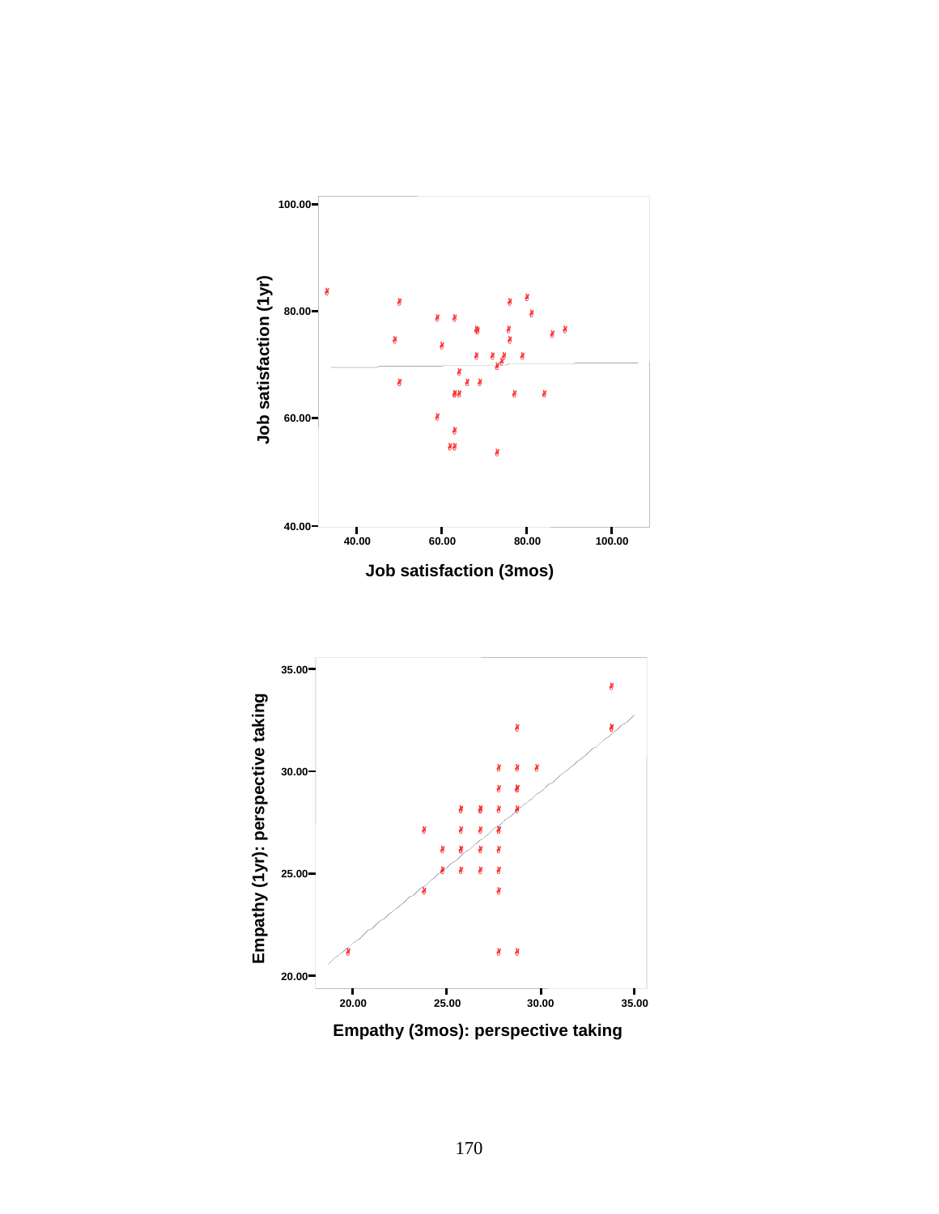Job satisfaction (1yr)

100.00
80.00
60.00
40.00

40.00 60.00 80.00 100.00

Job satisfaction (3mos)

Empathy (1yr): perspective taking

35.00
30.00
25.00
20.00

20.00 25.00 30.00 35.00

Empathy (3mos): perspective taking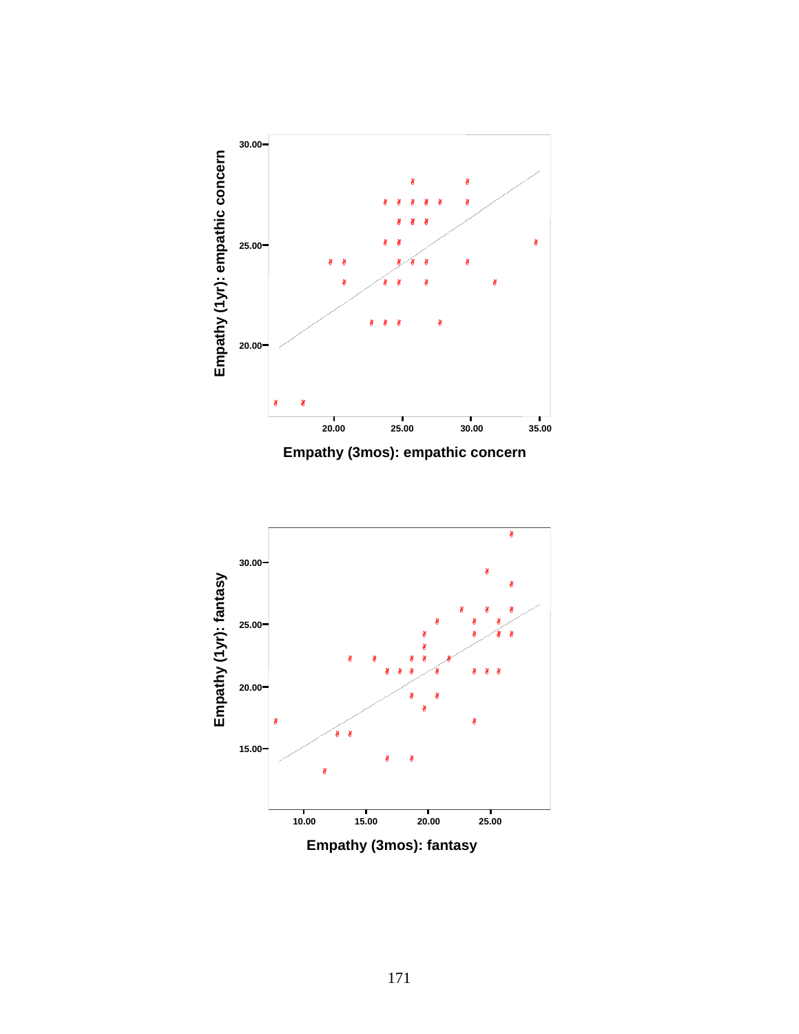Empathy (1yr): empathic concern

Empathy (3mos): empathic concern

Empathy (1yr): fantasy

Empathy (3mos): fantasy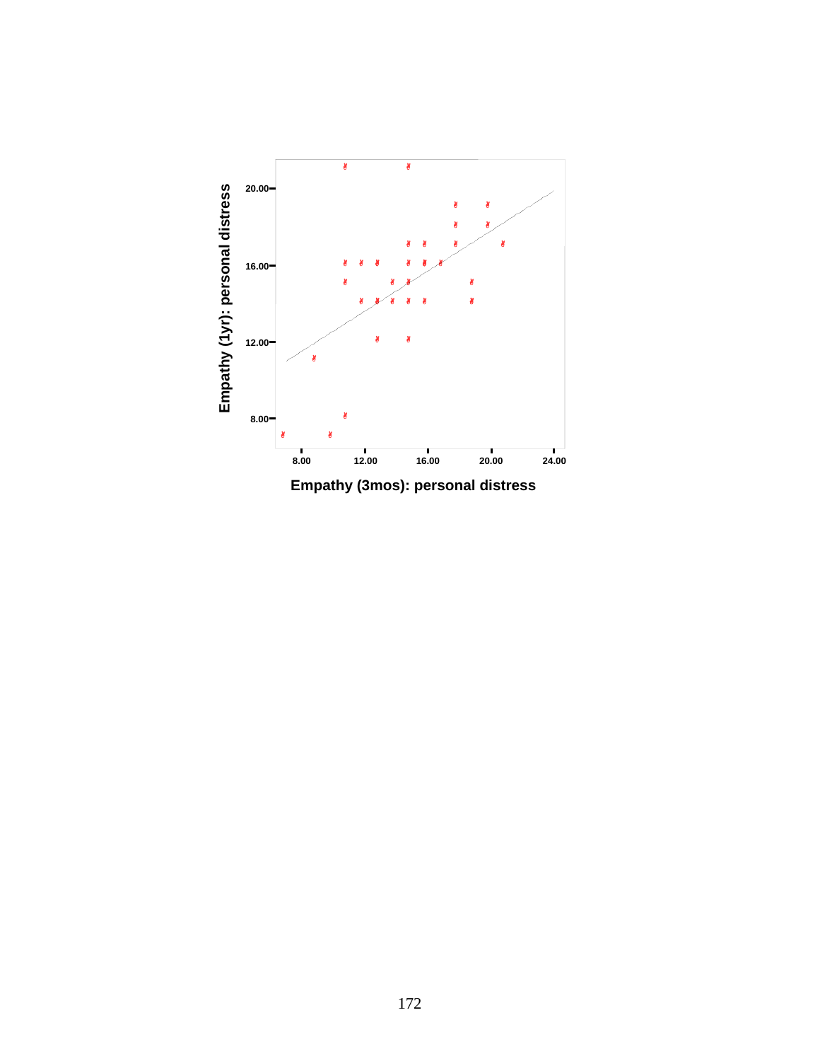Empathy (1yr): personal distress

20.00

16.00

12.00

8.00

8.00 12.00 16.00 20.00 24.00

Empathy (3mos): personal distress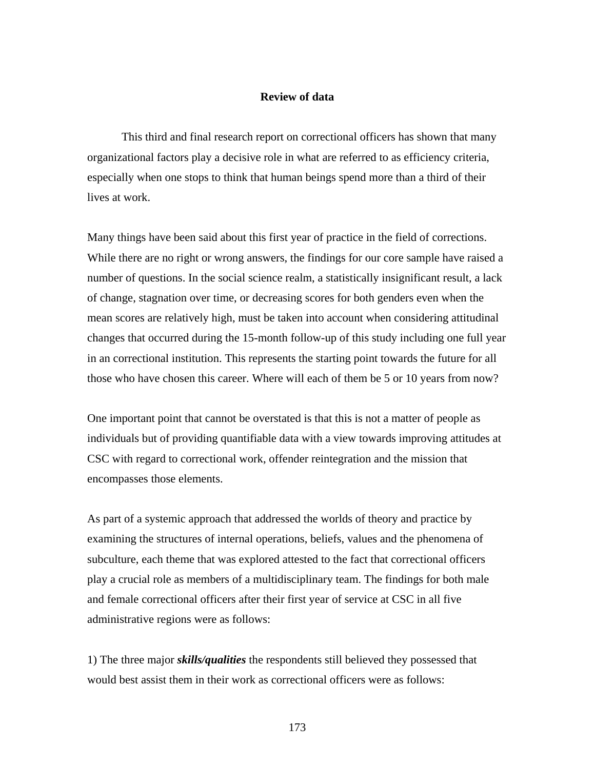## Review of data

This third and final research report on correctional officers has shown that many organizational factors play a decisive role in what are referred to as efficiency criteria, especially when one stops to think that human beings spend more than a third of their lives at work.

Many things have been said about this first year of practice in the field of corrections. While there are no right or wrong answers, the findings for our core sample have raised a number of questions. In the social science realm, a statistically insignificant result, a lack of change, stagnation over time, or decreasing scores for both genders even when the mean scores are relatively high, must be taken into account when considering attitudinal changes that occurred during the 15-month follow-up of this study including one full year in an correctional institution. This represents the starting point towards the future for all those who have chosen this career. Where will each of them be 5 or 10 years from now?

One important point that cannot be overstated is that this is not a matter of people as individuals but of providing quantifiable data with a view towards improving attitudes at CSC with regard to correctional work, offender reintegration and the mission that encompasses those elements.

As part of a systemic approach that addressed the worlds of theory and practice by examining the structures of internal operations, beliefs, values and the phenomena of subculture, each theme that was explored attested to the fact that correctional officers play a crucial role as members of a multidisciplinary team. The findings for both male and female correctional officers after their first year of service at CSC in all five administrative regions were as follows:

1) The three major ***skills/qualities*** the respondents still believed they possessed that would best assist them in their work as correctional officers were as follows: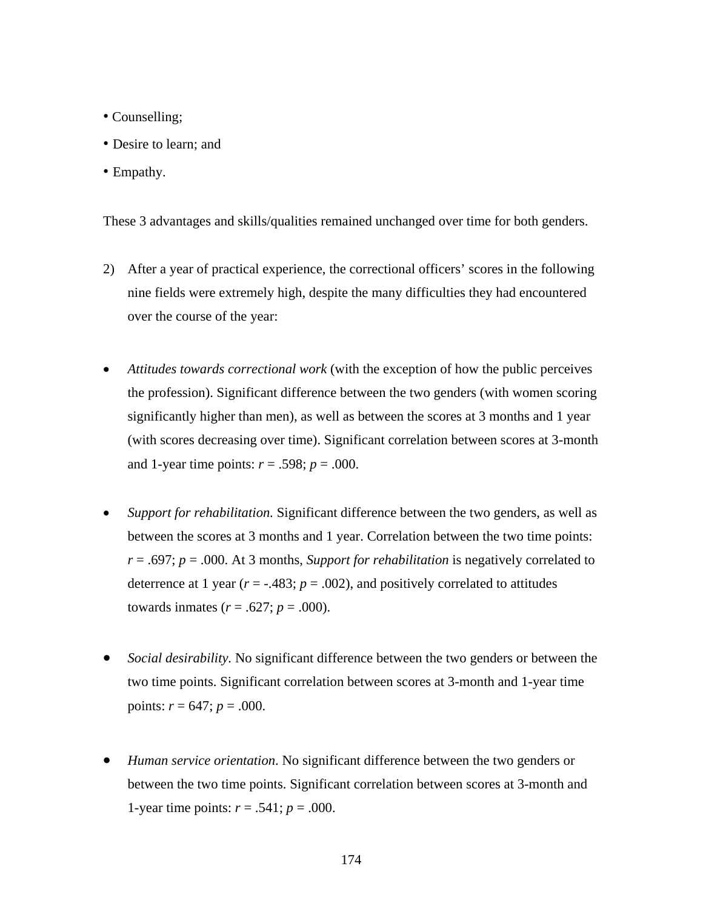- Counselling;
- Desire to learn; and
- Empathy.

These 3 advantages and skills/qualities remained unchanged over time for both genders.

2) After a year of practical experience, the correctional officers' scores in the following nine fields were extremely high, despite the many difficulties they had encountered over the course of the year:

- *Attitudes towards correctional work* (with the exception of how the public perceives the profession). Significant difference between the two genders (with women scoring significantly higher than men), as well as between the scores at 3 months and 1 year (with scores decreasing over time). Significant correlation between scores at 3-month and 1-year time points: $r = .598$; $p = .000$.

- *Support for rehabilitation.* Significant difference between the two genders, as well as between the scores at 3 months and 1 year. Correlation between the two time points: $r = .697$; $p = .000$. At 3 months, *Support for rehabilitation* is negatively correlated to deterrence at 1 year ($r = -.483$; $p = .002$), and positively correlated to attitudes towards inmates ($r = .627$; $p = .000$).

- *Social desirability.* No significant difference between the two genders or between the two time points. Significant correlation between scores at 3-month and 1-year time points: $r = 647$; $p = .000$.

- *Human service orientation*. No significant difference between the two genders or between the two time points. Significant correlation between scores at 3-month and 1-year time points: $r = .541$; $p = .000$.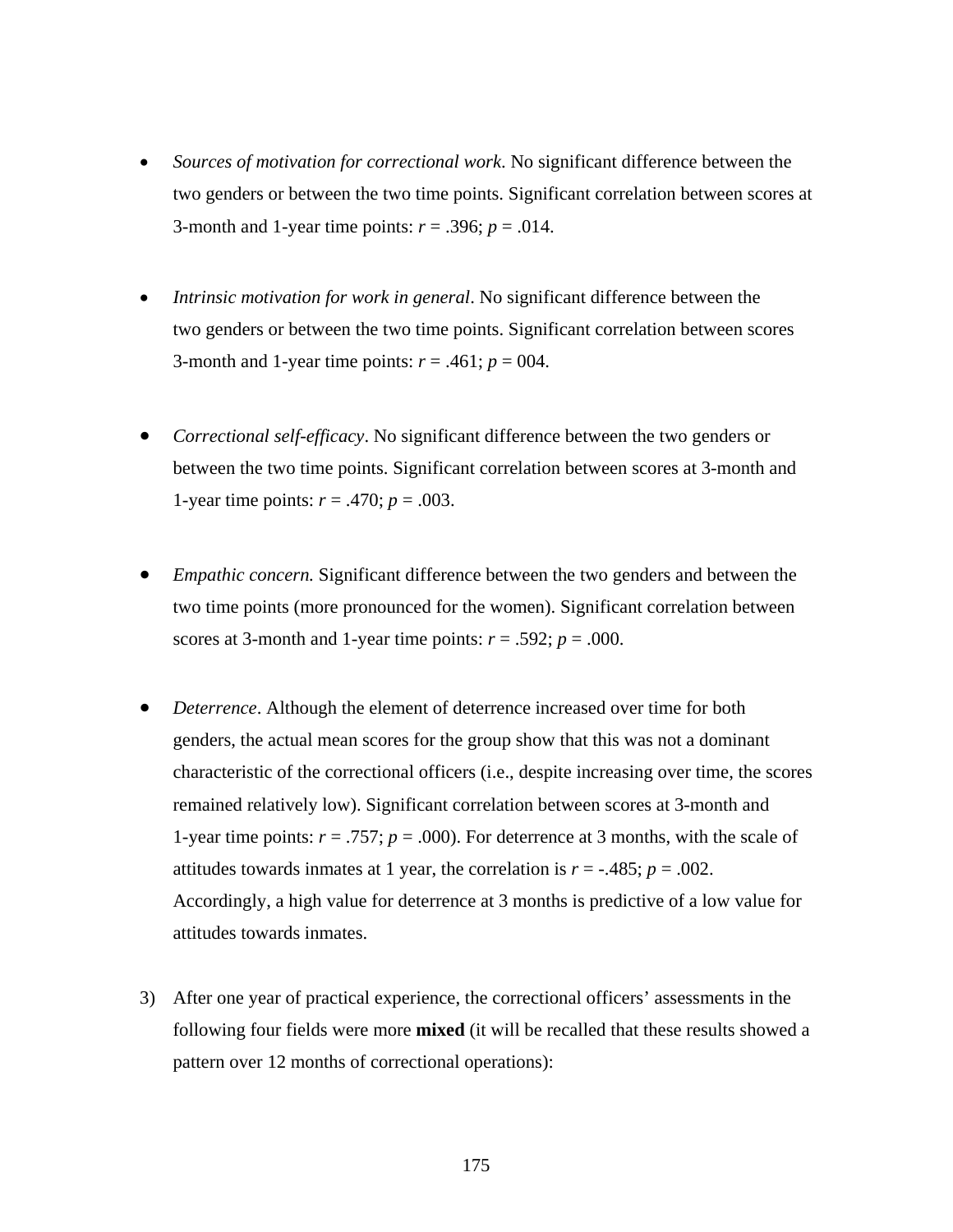- *Sources of motivation for correctional work*. No significant difference between the two genders or between the two time points. Significant correlation between scores at 3-month and 1-year time points: $r$ = .396; $p$ = .014.

- *Intrinsic motivation for work in general*. No significant difference between the two genders or between the two time points. Significant correlation between scores 3-month and 1-year time points: $r$ = .461; $p$ = 004.

- *Correctional self-efficacy*. No significant difference between the two genders or between the two time points. Significant correlation between scores at 3-month and 1-year time points: $r$ = .470; $p$ = .003.

- *Empathic concern.* Significant difference between the two genders and between the two time points (more pronounced for the women). Significant correlation between scores at 3-month and 1-year time points: $r$ = .592; $p$ = .000.

- *Deterrence*. Although the element of deterrence increased over time for both genders, the actual mean scores for the group show that this was not a dominant characteristic of the correctional officers (i.e., despite increasing over time, the scores remained relatively low). Significant correlation between scores at 3-month and 1-year time points: $r$ = .757; $p$ = .000). For deterrence at 3 months, with the scale of attitudes towards inmates at 1 year, the correlation is $r$ = -.485; $p$ = .002. Accordingly, a high value for deterrence at 3 months is predictive of a low value for attitudes towards inmates.

3) After one year of practical experience, the correctional officers' assessments in the following four fields were more **mixed** (it will be recalled that these results showed a pattern over 12 months of correctional operations):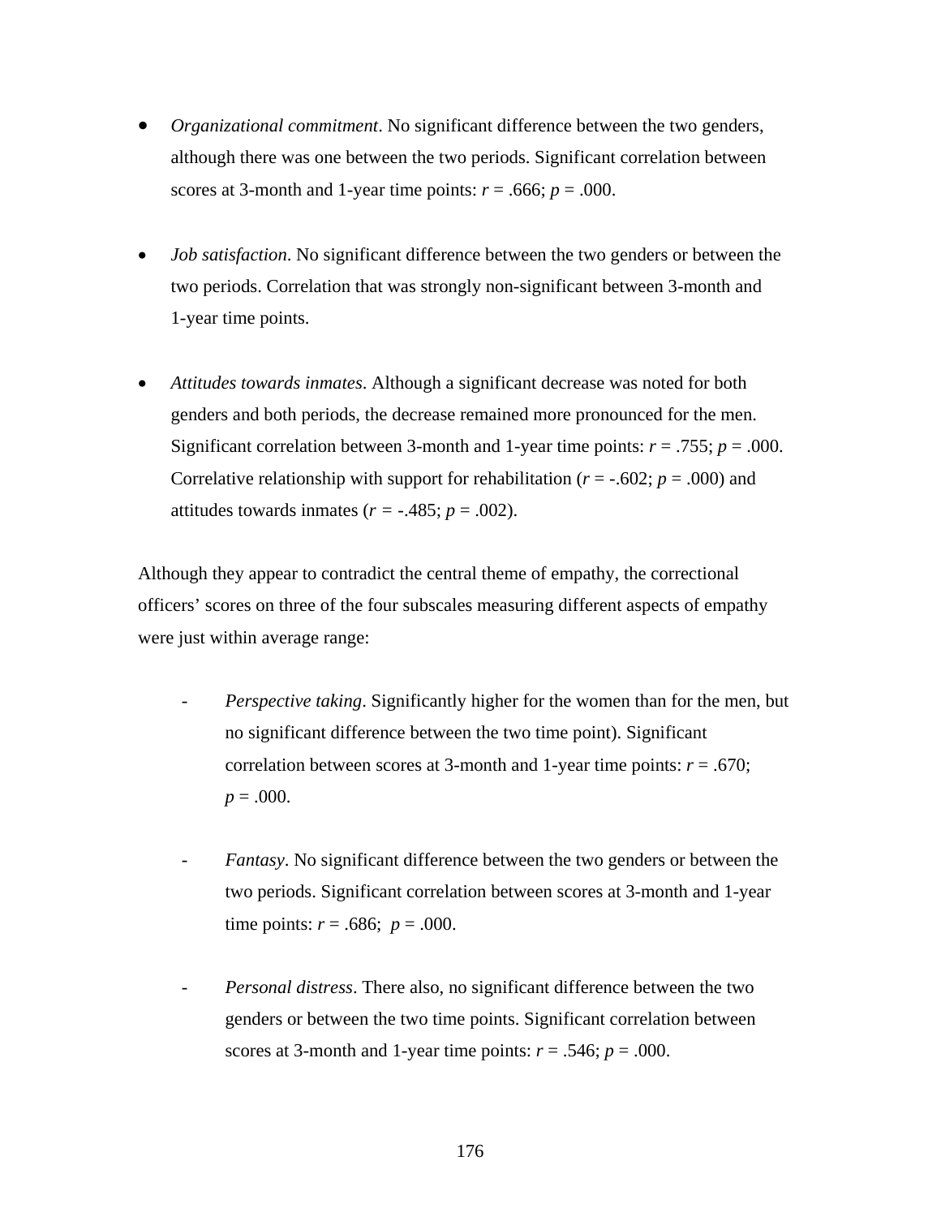- *Organizational commitment*. No significant difference between the two genders, although there was one between the two periods. Significant correlation between scores at 3-month and 1-year time points: $r = .666$; $p = .000$.

- *Job satisfaction*. No significant difference between the two genders or between the two periods. Correlation that was strongly non-significant between 3-month and 1-year time points.

- *Attitudes towards inmates*. Although a significant decrease was noted for both genders and both periods, the decrease remained more pronounced for the men. Significant correlation between 3-month and 1-year time points: $r = .755$; $p = .000$. Correlative relationship with support for rehabilitation ($r = -.602$; $p = .000$) and attitudes towards inmates ($r = -.485$; $p = .002$).

Although they appear to contradict the central theme of empathy, the correctional officers' scores on three of the four subscales measuring different aspects of empathy were just within average range:

- *Perspective taking*. Significantly higher for the women than for the men, but no significant difference between the two time point). Significant correlation between scores at 3-month and 1-year time points: $r = .670$; $p = .000$.

- *Fantasy*. No significant difference between the two genders or between the two periods. Significant correlation between scores at 3-month and 1-year time points: $r = .686$; $p = .000$.

- *Personal distress*. There also, no significant difference between the two genders or between the two time points. Significant correlation between scores at 3-month and 1-year time points: $r = .546$; $p = .000$.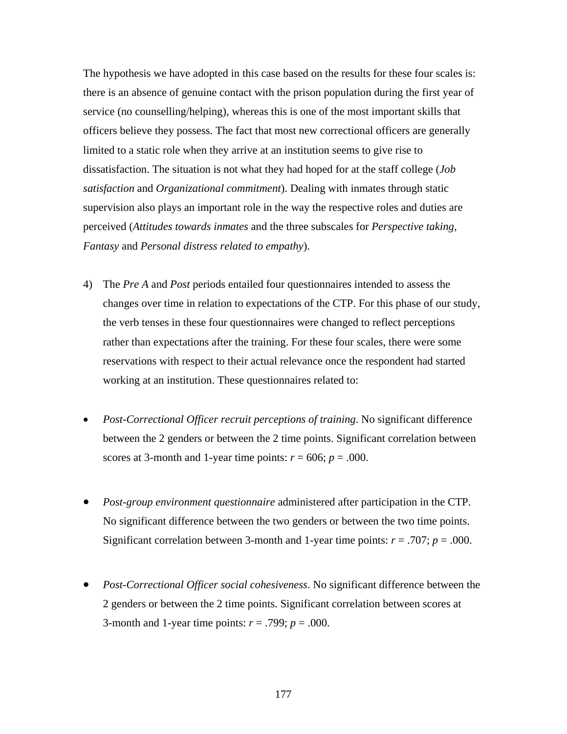The hypothesis we have adopted in this case based on the results for these four scales is: there is an absence of genuine contact with the prison population during the first year of service (no counselling/helping), whereas this is one of the most important skills that officers believe they possess. The fact that most new correctional officers are generally limited to a static role when they arrive at an institution seems to give rise to dissatisfaction. The situation is not what they had hoped for at the staff college (*Job satisfaction* and *Organizational commitment*). Dealing with inmates through static supervision also plays an important role in the way the respective roles and duties are perceived (*Attitudes towards inmates* and the three subscales for *Perspective taking*, *Fantasy* and *Personal distress related to empathy*).

4) The *Pre A* and *Post* periods entailed four questionnaires intended to assess the changes over time in relation to expectations of the CTP. For this phase of our study, the verb tenses in these four questionnaires were changed to reflect perceptions rather than expectations after the training. For these four scales, there were some reservations with respect to their actual relevance once the respondent had started working at an institution. These questionnaires related to:

- *Post-Correctional Officer recruit perceptions of training*. No significant difference between the 2 genders or between the 2 time points. Significant correlation between scores at 3-month and 1-year time points: $r$ = 606; $p$ = .000.

- *Post-group environment questionnaire* administered after participation in the CTP. No significant difference between the two genders or between the two time points. Significant correlation between 3-month and 1-year time points: $r$ = .707; $p$ = .000.

- *Post-Correctional Officer social cohesiveness*. No significant difference between the 2 genders or between the 2 time points. Significant correlation between scores at 3-month and 1-year time points: $r$ = .799; $p$ = .000.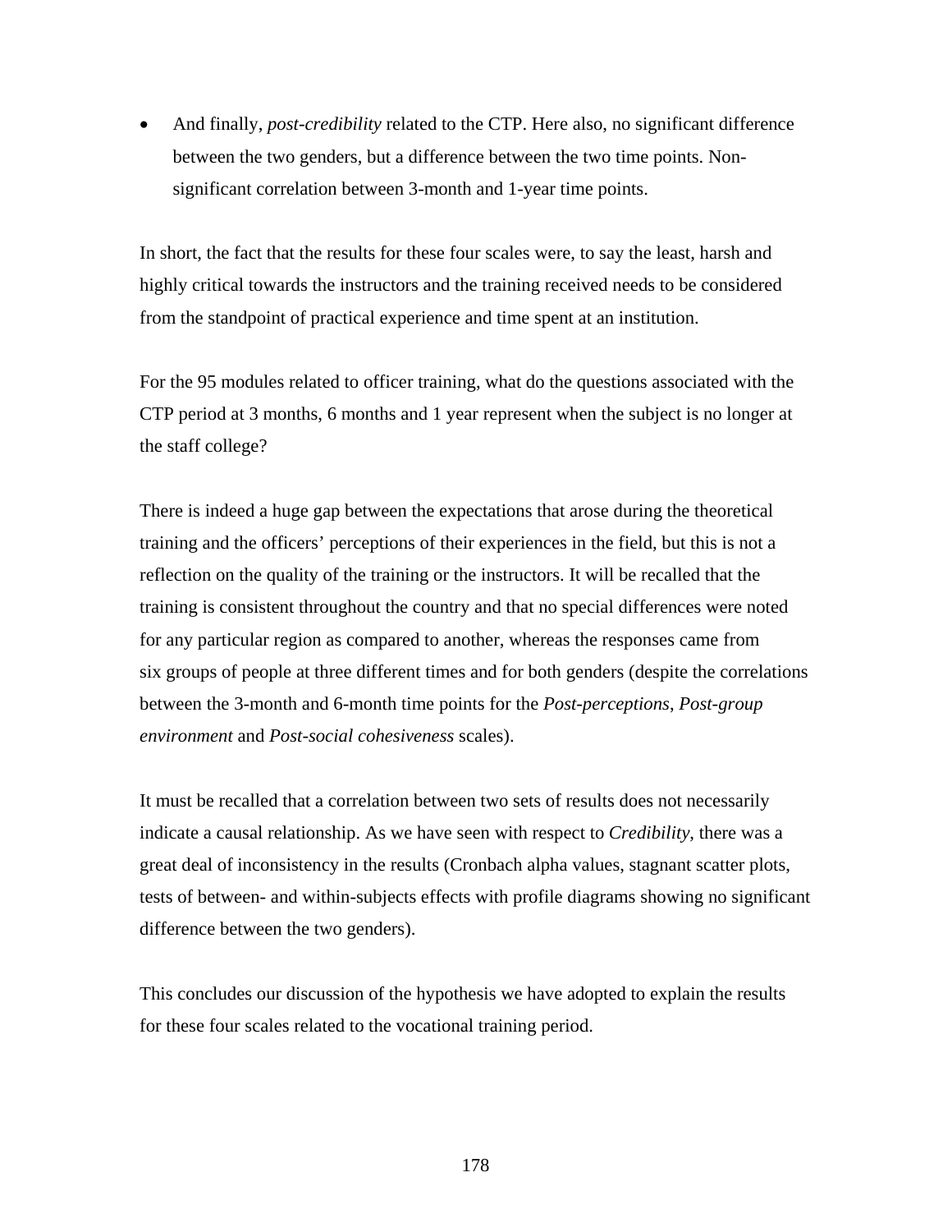- And finally, *post-credibility* related to the CTP. Here also, no significant difference between the two genders, but a difference between the two time points. Non-significant correlation between 3-month and 1-year time points.

In short, the fact that the results for these four scales were, to say the least, harsh and highly critical towards the instructors and the training received needs to be considered from the standpoint of practical experience and time spent at an institution.

For the 95 modules related to officer training, what do the questions associated with the CTP period at 3 months, 6 months and 1 year represent when the subject is no longer at the staff college?

There is indeed a huge gap between the expectations that arose during the theoretical training and the officers' perceptions of their experiences in the field, but this is not a reflection on the quality of the training or the instructors. It will be recalled that the training is consistent throughout the country and that no special differences were noted for any particular region as compared to another, whereas the responses came from six groups of people at three different times and for both genders (despite the correlations between the 3-month and 6-month time points for the *Post-perceptions*, *Post-group environment* and *Post-social cohesiveness* scales).

It must be recalled that a correlation between two sets of results does not necessarily indicate a causal relationship. As we have seen with respect to *Credibility*, there was a great deal of inconsistency in the results (Cronbach alpha values, stagnant scatter plots, tests of between- and within-subjects effects with profile diagrams showing no significant difference between the two genders).

This concludes our discussion of the hypothesis we have adopted to explain the results for these four scales related to the vocational training period.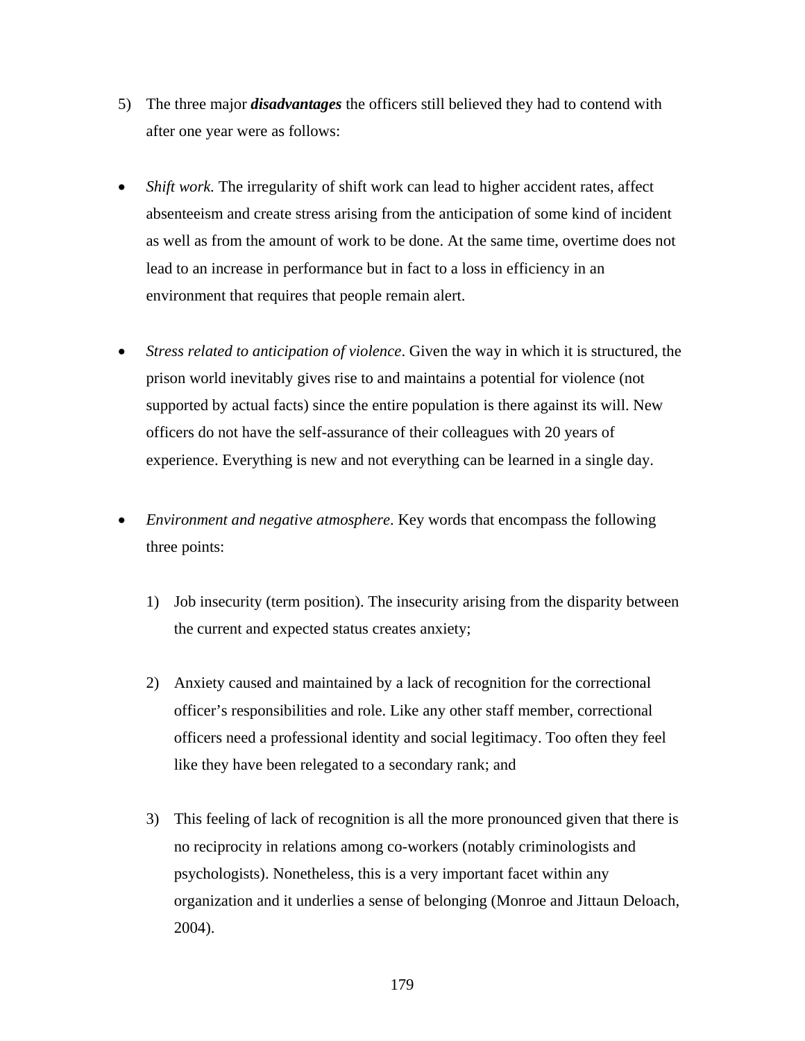5) The three major ***disadvantages*** the officers still believed they had to contend with after one year were as follows:

- *Shift work.* The irregularity of shift work can lead to higher accident rates, affect absenteeism and create stress arising from the anticipation of some kind of incident as well as from the amount of work to be done. At the same time, overtime does not lead to an increase in performance but in fact to a loss in efficiency in an environment that requires that people remain alert.

- *Stress related to anticipation of violence*. Given the way in which it is structured, the prison world inevitably gives rise to and maintains a potential for violence (not supported by actual facts) since the entire population is there against its will. New officers do not have the self-assurance of their colleagues with 20 years of experience. Everything is new and not everything can be learned in a single day.

- *Environment and negative atmosphere*. Key words that encompass the following three points:

    1) Job insecurity (term position). The insecurity arising from the disparity between the current and expected status creates anxiety;

    2) Anxiety caused and maintained by a lack of recognition for the correctional officer's responsibilities and role. Like any other staff member, correctional officers need a professional identity and social legitimacy. Too often they feel like they have been relegated to a secondary rank; and

    3) This feeling of lack of recognition is all the more pronounced given that there is no reciprocity in relations among co-workers (notably criminologists and psychologists). Nonetheless, this is a very important facet within any organization and it underlies a sense of belonging (Monroe and Jittaun Deloach, 2004).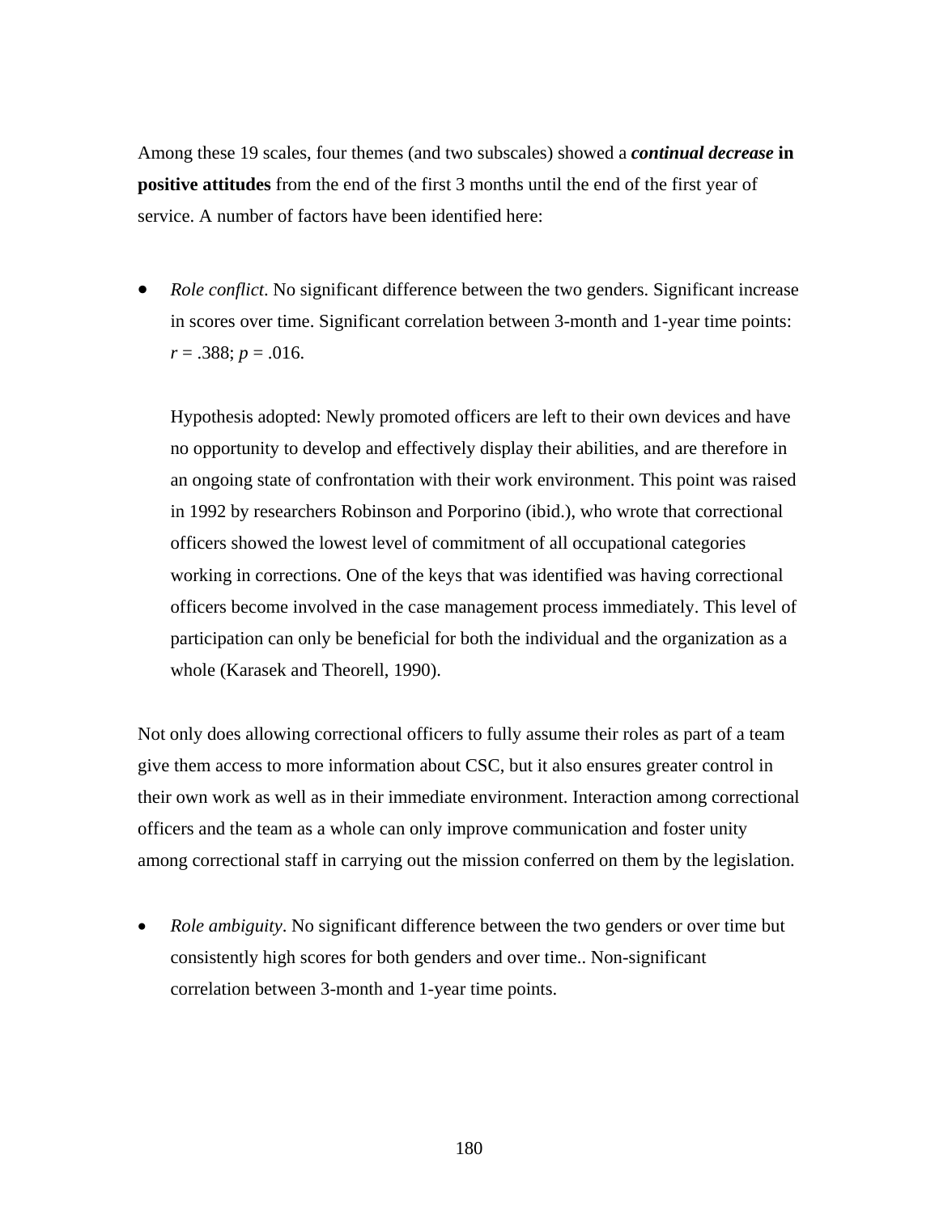Among these 19 scales, four themes (and two subscales) showed a ***continual decrease*** **in positive attitudes** from the end of the first 3 months until the end of the first year of service. A number of factors have been identified here:

- *Role conflict*. No significant difference between the two genders. Significant increase in scores over time. Significant correlation between 3-month and 1-year time points: $r = .388$; $p = .016$.

  Hypothesis adopted: Newly promoted officers are left to their own devices and have no opportunity to develop and effectively display their abilities, and are therefore in an ongoing state of confrontation with their work environment. This point was raised in 1992 by researchers Robinson and Porporino (ibid.), who wrote that correctional officers showed the lowest level of commitment of all occupational categories working in corrections. One of the keys that was identified was having correctional officers become involved in the case management process immediately. This level of participation can only be beneficial for both the individual and the organization as a whole (Karasek and Theorell, 1990).

Not only does allowing correctional officers to fully assume their roles as part of a team give them access to more information about CSC, but it also ensures greater control in their own work as well as in their immediate environment. Interaction among correctional officers and the team as a whole can only improve communication and foster unity among correctional staff in carrying out the mission conferred on them by the legislation.

- *Role ambiguity*. No significant difference between the two genders or over time but consistently high scores for both genders and over time.. Non-significant correlation between 3-month and 1-year time points.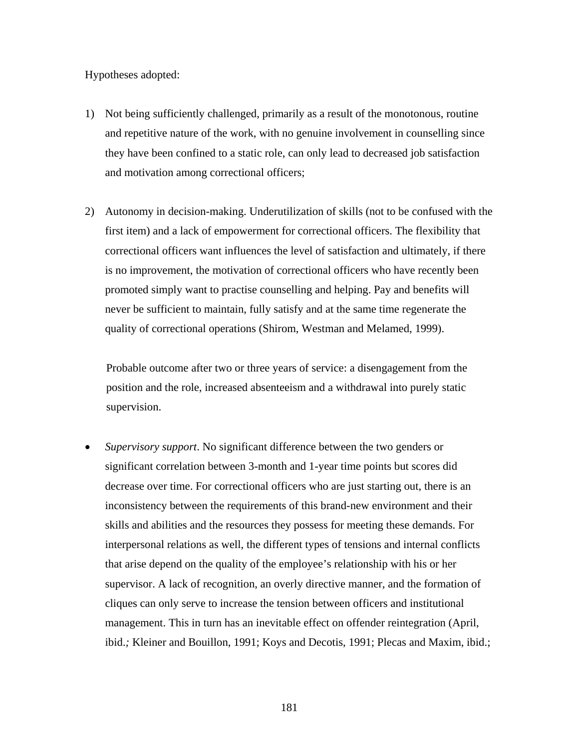Hypotheses adopted:

1) Not being sufficiently challenged, primarily as a result of the monotonous, routine and repetitive nature of the work, with no genuine involvement in counselling since they have been confined to a static role, can only lead to decreased job satisfaction and motivation among correctional officers;

2) Autonomy in decision-making. Underutilization of skills (not to be confused with the first item) and a lack of empowerment for correctional officers. The flexibility that correctional officers want influences the level of satisfaction and ultimately, if there is no improvement, the motivation of correctional officers who have recently been promoted simply want to practise counselling and helping. Pay and benefits will never be sufficient to maintain, fully satisfy and at the same time regenerate the quality of correctional operations (Shirom, Westman and Melamed, 1999).

   Probable outcome after two or three years of service: a disengagement from the position and the role, increased absenteeism and a withdrawal into purely static supervision.

- *Supervisory support*. No significant difference between the two genders or significant correlation between 3-month and 1-year time points but scores did decrease over time. For correctional officers who are just starting out, there is an inconsistency between the requirements of this brand-new environment and their skills and abilities and the resources they possess for meeting these demands. For interpersonal relations as well, the different types of tensions and internal conflicts that arise depend on the quality of the employee's relationship with his or her supervisor. A lack of recognition, an overly directive manner, and the formation of cliques can only serve to increase the tension between officers and institutional management. This in turn has an inevitable effect on offender reintegration (April, ibid.*;* Kleiner and Bouillon, 1991; Koys and Decotis, 1991; Plecas and Maxim, ibid.;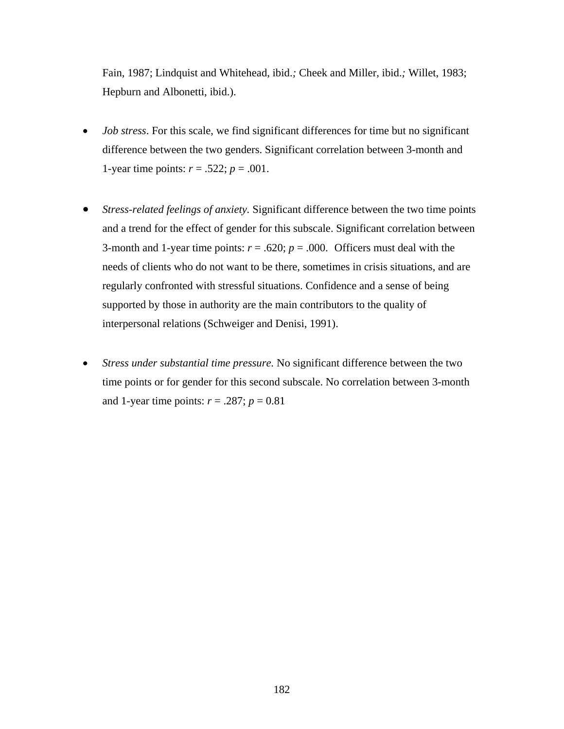Fain, 1987; Lindquist and Whitehead, ibid.*;* Cheek and Miller, ibid.*;* Willet, 1983; Hepburn and Albonetti, ibid.).

- *Job stress*. For this scale, we find significant differences for time but no significant difference between the two genders. Significant correlation between 3-month and 1-year time points: $r = .522$; $p = .001$.

- *Stress-related feelings of anxiety.* Significant difference between the two time points and a trend for the effect of gender for this subscale. Significant correlation between 3-month and 1-year time points: $r = .620$; $p = .000$. Officers must deal with the needs of clients who do not want to be there, sometimes in crisis situations, and are regularly confronted with stressful situations. Confidence and a sense of being supported by those in authority are the main contributors to the quality of interpersonal relations (Schweiger and Denisi, 1991).

- *Stress under substantial time pressure.* No significant difference between the two time points or for gender for this second subscale. No correlation between 3-month and 1-year time points: $r = .287$; $p = 0.81$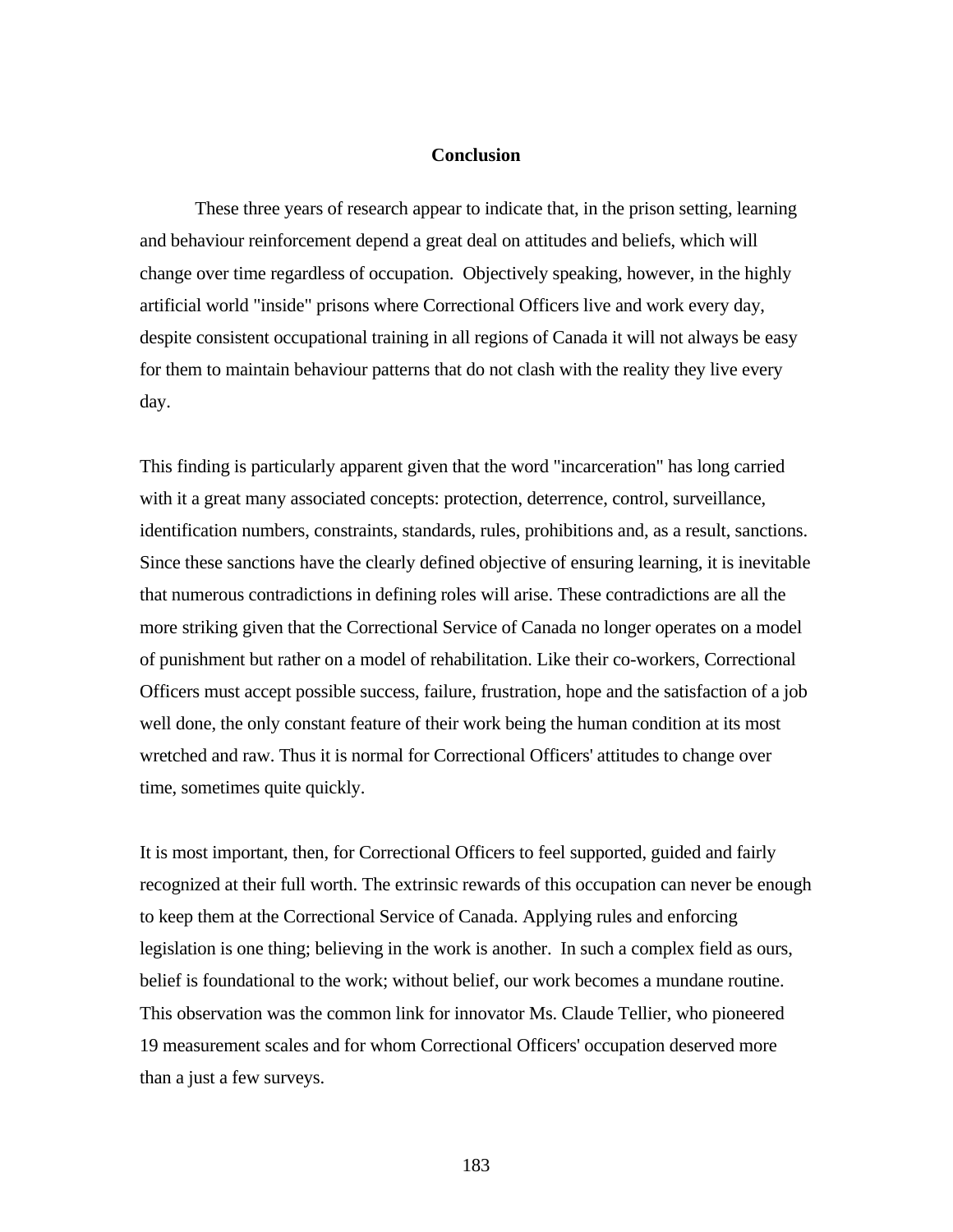# Conclusion

These three years of research appear to indicate that, in the prison setting, learning and behaviour reinforcement depend a great deal on attitudes and beliefs, which will change over time regardless of occupation. Objectively speaking, however, in the highly artificial world "inside" prisons where Correctional Officers live and work every day, despite consistent occupational training in all regions of Canada it will not always be easy for them to maintain behaviour patterns that do not clash with the reality they live every day.

This finding is particularly apparent given that the word "incarceration" has long carried with it a great many associated concepts: protection, deterrence, control, surveillance, identification numbers, constraints, standards, rules, prohibitions and, as a result, sanctions. Since these sanctions have the clearly defined objective of ensuring learning, it is inevitable that numerous contradictions in defining roles will arise. These contradictions are all the more striking given that the Correctional Service of Canada no longer operates on a model of punishment but rather on a model of rehabilitation. Like their co-workers, Correctional Officers must accept possible success, failure, frustration, hope and the satisfaction of a job well done, the only constant feature of their work being the human condition at its most wretched and raw. Thus it is normal for Correctional Officers' attitudes to change over time, sometimes quite quickly.

It is most important, then, for Correctional Officers to feel supported, guided and fairly recognized at their full worth. The extrinsic rewards of this occupation can never be enough to keep them at the Correctional Service of Canada. Applying rules and enforcing legislation is one thing; believing in the work is another. In such a complex field as ours, belief is foundational to the work; without belief, our work becomes a mundane routine. This observation was the common link for innovator Ms. Claude Tellier, who pioneered 19 measurement scales and for whom Correctional Officers' occupation deserved more than a just a few surveys.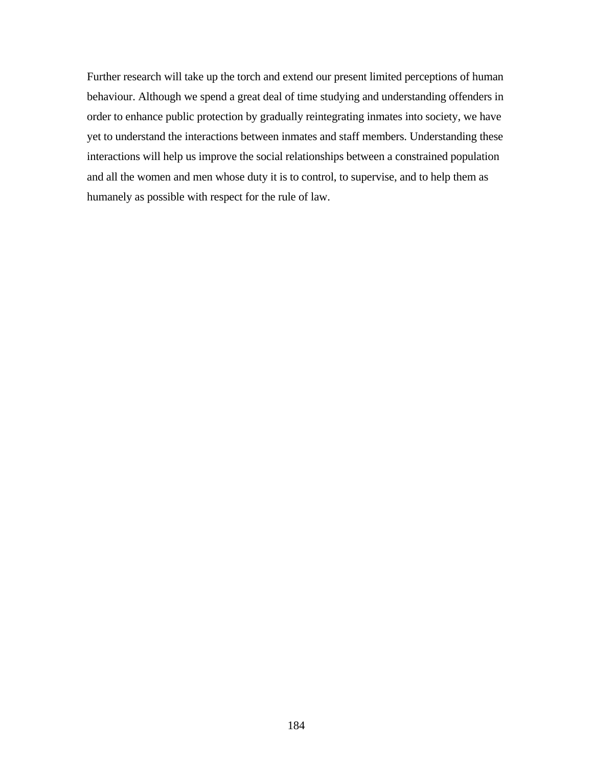Further research will take up the torch and extend our present limited perceptions of human behaviour. Although we spend a great deal of time studying and understanding offenders in order to enhance public protection by gradually reintegrating inmates into society, we have yet to understand the interactions between inmates and staff members. Understanding these interactions will help us improve the social relationships between a constrained population and all the women and men whose duty it is to control, to supervise, and to help them as humanely as possible with respect for the rule of law.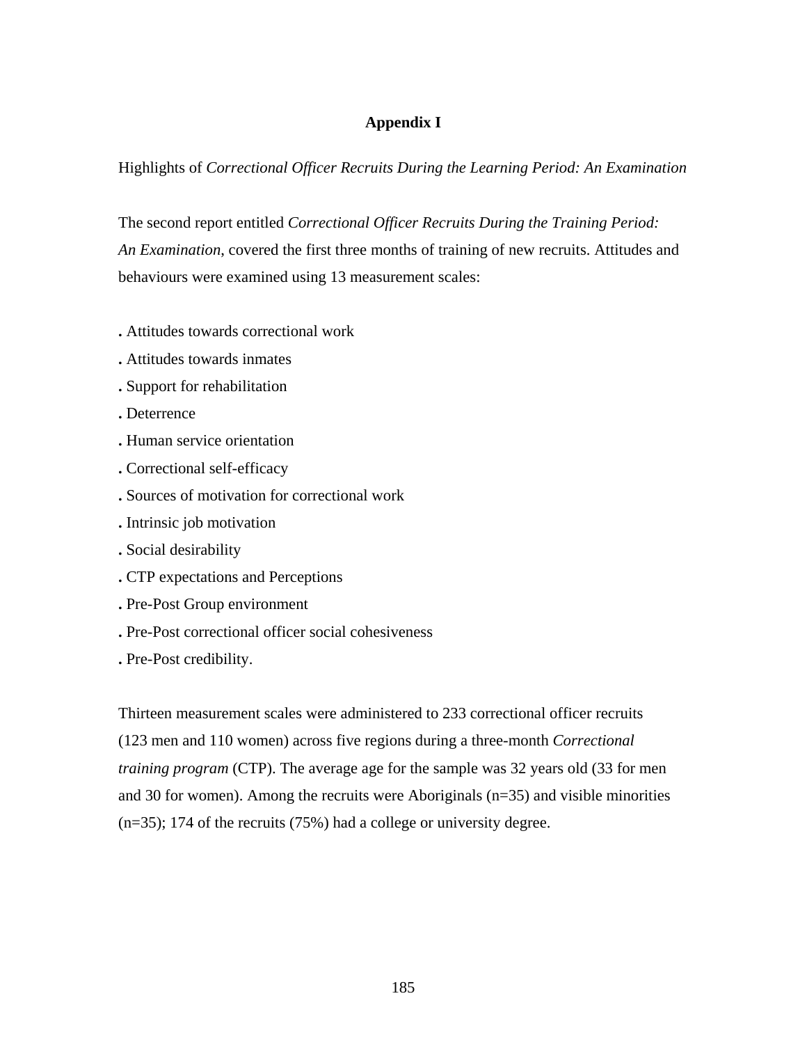# Appendix I

Highlights of *Correctional Officer Recruits During the Learning Period: An Examination*

The second report entitled *Correctional Officer Recruits During the Training Period: An Examination*, covered the first three months of training of new recruits. Attitudes and behaviours were examined using 13 measurement scales:

. Attitudes towards correctional work
. Attitudes towards inmates
. Support for rehabilitation
. Deterrence
. Human service orientation
. Correctional self-efficacy
. Sources of motivation for correctional work
. Intrinsic job motivation
. Social desirability
. CTP expectations and Perceptions
. Pre-Post Group environment
. Pre-Post correctional officer social cohesiveness
. Pre-Post credibility.

Thirteen measurement scales were administered to 233 correctional officer recruits (123 men and 110 women) across five regions during a three-month *Correctional training program* (CTP). The average age for the sample was 32 years old (33 for men and 30 for women). Among the recruits were Aboriginals (n=35) and visible minorities (n=35); 174 of the recruits (75%) had a college or university degree.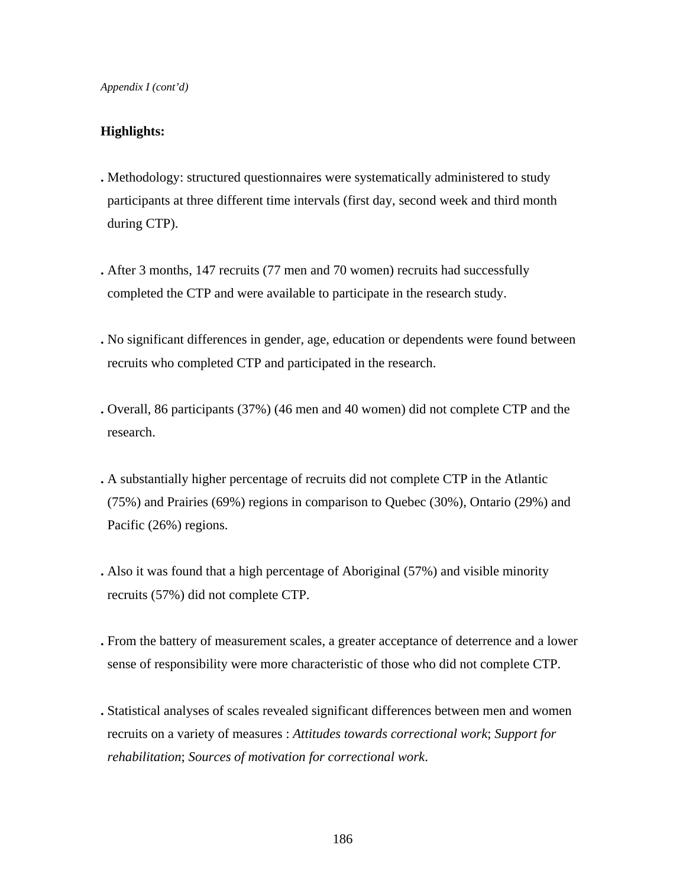*Appendix I (cont'd)*

**Highlights:**

. Methodology: structured questionnaires were systematically administered to study participants at three different time intervals (first day, second week and third month during CTP).

. After 3 months, 147 recruits (77 men and 70 women) recruits had successfully completed the CTP and were available to participate in the research study.

. No significant differences in gender, age, education or dependents were found between recruits who completed CTP and participated in the research.

. Overall, 86 participants (37%) (46 men and 40 women) did not complete CTP and the research.

. A substantially higher percentage of recruits did not complete CTP in the Atlantic (75%) and Prairies (69%) regions in comparison to Quebec (30%), Ontario (29%) and Pacific (26%) regions.

. Also it was found that a high percentage of Aboriginal (57%) and visible minority recruits (57%) did not complete CTP.

. From the battery of measurement scales, a greater acceptance of deterrence and a lower sense of responsibility were more characteristic of those who did not complete CTP.

. Statistical analyses of scales revealed significant differences between men and women recruits on a variety of measures : *Attitudes towards correctional work*; *Support for rehabilitation*; *Sources of motivation for correctional work*.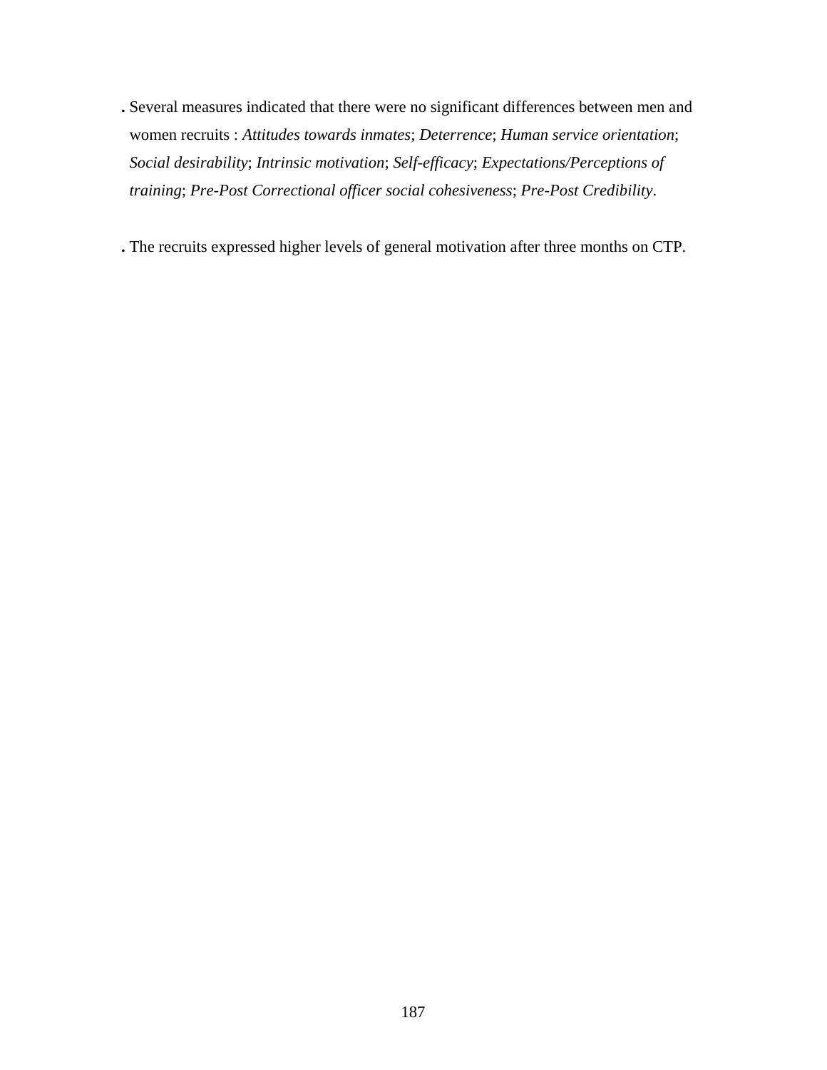- Several measures indicated that there were no significant differences between men and women recruits : *Attitudes towards inmates*; *Deterrence*; *Human service orientation*; *Social desirability*; *Intrinsic motivation*; *Self-efficacy*; *Expectations/Perceptions of training*; *Pre-Post Correctional officer social cohesiveness*; *Pre-Post Credibility*.

- The recruits expressed higher levels of general motivation after three months on CTP.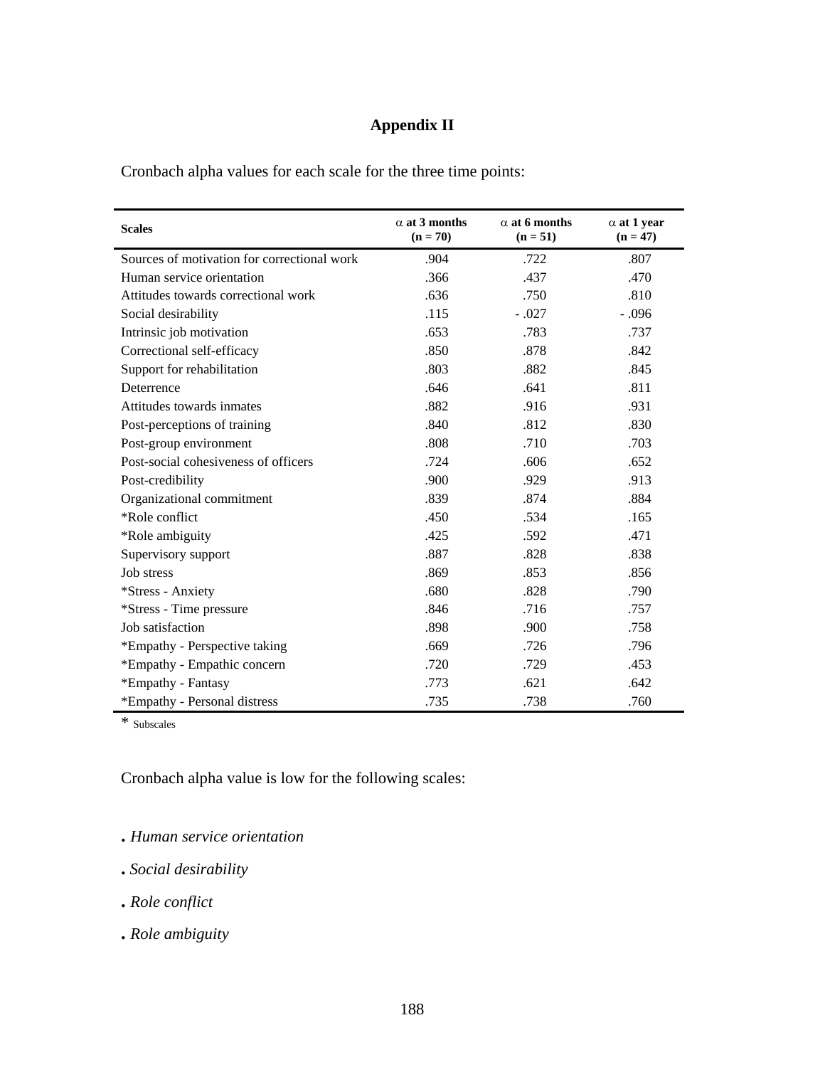# Appendix II

Cronbach alpha values for each scale for the three time points:

| Scales | $\alpha$ at 3 months (n = 70) | $\alpha$ at 6 months (n = 51) | $\alpha$ at 1 year (n = 47) |
|---|---|---|---|
| Sources of motivation for correctional work | .904 | .722 | .807 |
| Human service orientation | .366 | .437 | .470 |
| Attitudes towards correctional work | .636 | .750 | .810 |
| Social desirability | .115 | - .027 | - .096 |
| Intrinsic job motivation | .653 | .783 | .737 |
| Correctional self-efficacy | .850 | .878 | .842 |
| Support for rehabilitation | .803 | .882 | .845 |
| Deterrence | .646 | .641 | .811 |
| Attitudes towards inmates | .882 | .916 | .931 |
| Post-perceptions of training | .840 | .812 | .830 |
| Post-group environment | .808 | .710 | .703 |
| Post-social cohesiveness of officers | .724 | .606 | .652 |
| Post-credibility | .900 | .929 | .913 |
| Organizational commitment | .839 | .874 | .884 |
| *Role conflict | .450 | .534 | .165 |
| *Role ambiguity | .425 | .592 | .471 |
| Supervisory support | .887 | .828 | .838 |
| Job stress | .869 | .853 | .856 |
| *Stress - Anxiety | .680 | .828 | .790 |
| *Stress - Time pressure | .846 | .716 | .757 |
| Job satisfaction | .898 | .900 | .758 |
| *Empathy - Perspective taking | .669 | .726 | .796 |
| *Empathy - Empathic concern | .720 | .729 | .453 |
| *Empathy - Fantasy | .773 | .621 | .642 |
| *Empathy - Personal distress | .735 | .738 | .760 |

* Subscales

Cronbach alpha value is low for the following scales:

- *Human service orientation*
- *Social desirability*
- *Role conflict*
- *Role ambiguity*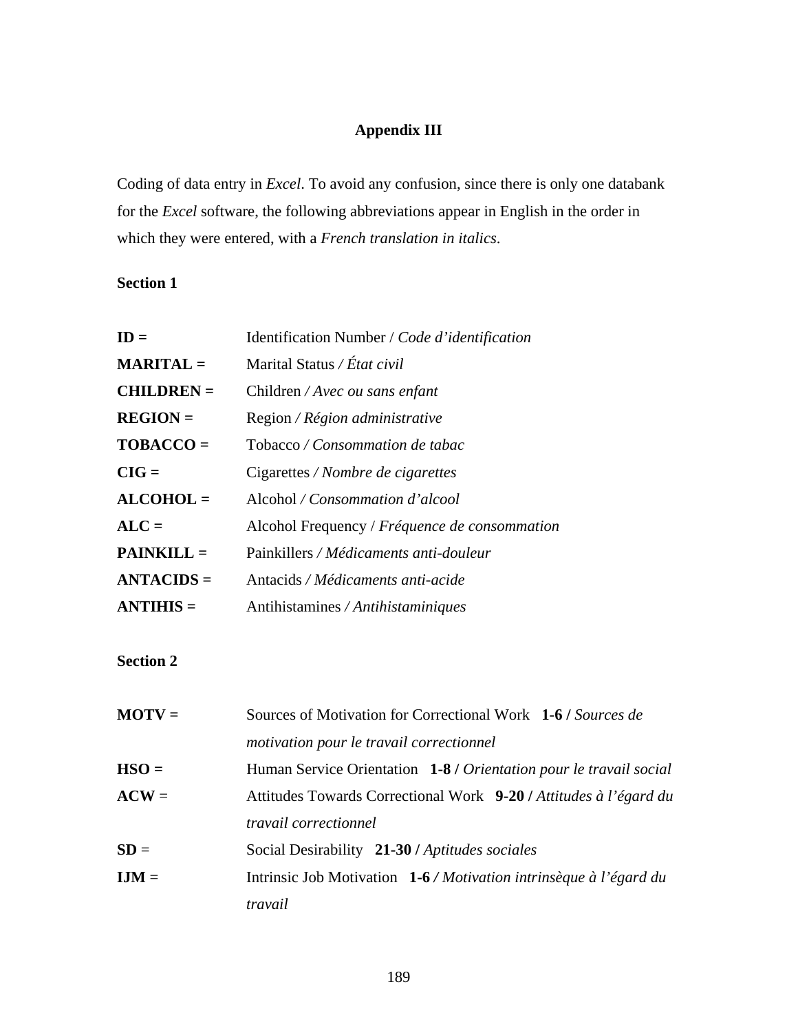# Appendix III

Coding of data entry in *Excel*. To avoid any confusion, since there is only one databank for the *Excel* software, the following abbreviations appear in English in the order in which they were entered, with a *French translation in italics*.

**Section 1**

**ID =** Identification Number / *Code d'identification*
**MARITAL =** Marital Status */ État civil*
**CHILDREN =** Children */ Avec ou sans enfant*
**REGION =** Region */ Région administrative*
**TOBACCO =** Tobacco */ Consommation de tabac*
**CIG =** Cigarettes */ Nombre de cigarettes*
**ALCOHOL =** Alcohol */ Consommation d'alcool*
**ALC =** Alcohol Frequency / *Fréquence de consommation*
**PAINKILL =** Painkillers */ Médicaments anti-douleur*
**ANTACIDS =** Antacids */ Médicaments anti-acide*
**ANTIHIS =** Antihistamines */ Antihistaminiques*

**Section 2**

**MOTV =** Sources of Motivation for Correctional Work **1-6 /** *Sources de motivation pour le travail correctionnel*
**HSO =** Human Service Orientation **1-8 /** *Orientation pour le travail social*
**ACW** = Attitudes Towards Correctional Work **9-20 /** *Attitudes à l'égard du travail correctionnel*
**SD** = Social Desirability **21-30 /** *Aptitudes sociales*
**IJM** = Intrinsic Job Motivation **1-6** */ Motivation intrinsèque à l'égard du travail*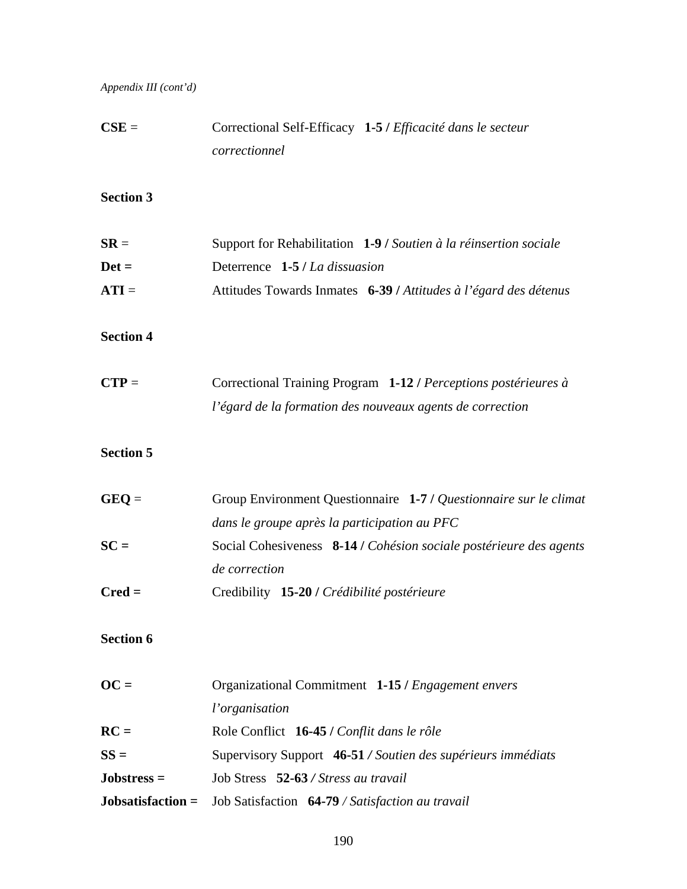*Appendix III (cont'd)*

**CSE** = Correctional Self-Efficacy **1-5 /** *Efficacité dans le secteur correctionnel*

**Section 3**

**SR** = Support for Rehabilitation **1-9 /** *Soutien à la réinsertion sociale*
**Det =** Deterrence **1-5 /** *La dissuasion*
**ATI** = Attitudes Towards Inmates **6-39 /** *Attitudes à l'égard des détenus*

**Section 4**

**CTP** = Correctional Training Program **1-12 /** *Perceptions postérieures à l'égard de la formation des nouveaux agents de correction*

**Section 5**

**GEQ** = Group Environment Questionnaire **1-7 /** *Questionnaire sur le climat dans le groupe après la participation au PFC*
**SC =** Social Cohesiveness **8-14 /** *Cohésion sociale postérieure des agents de correction*
**Cred =** Credibility **15-20 /** *Crédibilité postérieure*

**Section 6**

**OC =** Organizational Commitment **1-15 /** *Engagement envers l'organisation*
**RC =** Role Conflict **16-45 /** *Conflit dans le rôle*
**SS =** Supervisory Support **46-51** */ Soutien des supérieurs immédiats*
**Jobstress =** Job Stress **52-63** */ Stress au travail*
**Jobsatisfaction =** Job Satisfaction **64-79** */ Satisfaction au travail*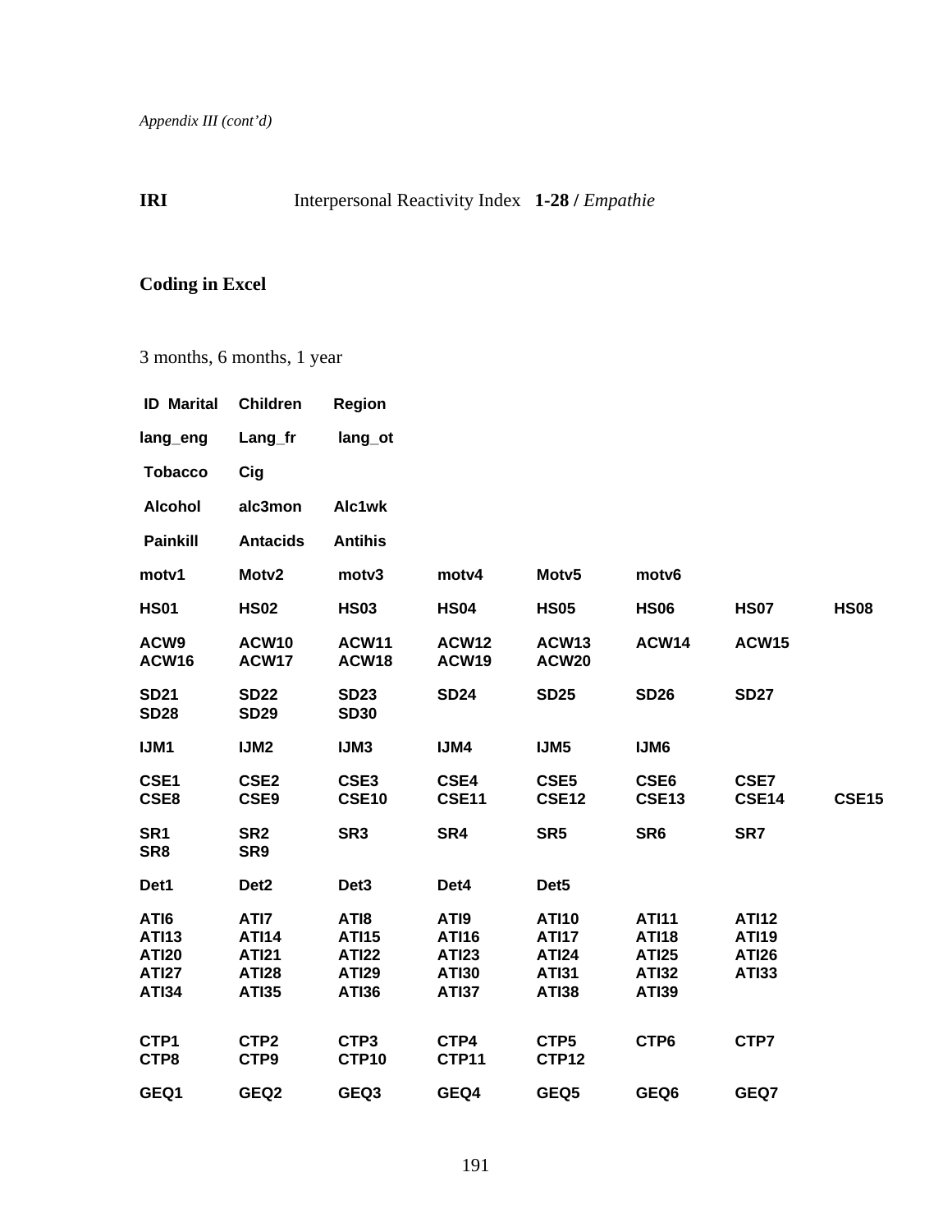*Appendix III (cont'd)*

**IRI** Interpersonal Reactivity Index **1-28 /** *Empathie*

**Coding in Excel**

3 months, 6 months, 1 year

| | | | | | | | |
|---|---|---|---|---|---|---|---|
| **ID Marital** | **Children** | **Region** | | | | | |
| **lang_eng** | **Lang_fr** | **lang_ot** | | | | | |
| **Tobacco** | **Cig** | | | | | | |
| **Alcohol** | **alc3mon** | **Alc1wk** | | | | | |
| **Painkill** | **Antacids** | **Antihis** | | | | | |
| **motv1** | **Motv2** | **motv3** | **motv4** | **Motv5** | **motv6** | | |
| **HS01** | **HS02** | **HS03** | **HS04** | **HS05** | **HS06** | **HS07** | **HS08** |
| **ACW9** | **ACW10** | **ACW11** | **ACW12** | **ACW13** | **ACW14** | **ACW15** | |
| **ACW16** | **ACW17** | **ACW18** | **ACW19** | **ACW20** | | | |
| **SD21** | **SD22** | **SD23** | **SD24** | **SD25** | **SD26** | **SD27** | |
| **SD28** | **SD29** | **SD30** | | | | | |
| **IJM1** | **IJM2** | **IJM3** | **IJM4** | **IJM5** | **IJM6** | | |
| **CSE1** | **CSE2** | **CSE3** | **CSE4** | **CSE5** | **CSE6** | **CSE7** | |
| **CSE8** | **CSE9** | **CSE10** | **CSE11** | **CSE12** | **CSE13** | **CSE14** | **CSE15** |
| **SR1** | **SR2** | **SR3** | **SR4** | **SR5** | **SR6** | **SR7** | |
| **SR8** | **SR9** | | | | | | |
| **Det1** | **Det2** | **Det3** | **Det4** | **Det5** | | | |
| **ATI6** | **ATI7** | **ATI8** | **ATI9** | **ATI10** | **ATI11** | **ATI12** | |
| **ATI13** | **ATI14** | **ATI15** | **ATI16** | **ATI17** | **ATI18** | **ATI19** | |
| **ATI20** | **ATI21** | **ATI22** | **ATI23** | **ATI24** | **ATI25** | **ATI26** | |
| **ATI27** | **ATI28** | **ATI29** | **ATI30** | **ATI31** | **ATI32** | **ATI33** | |
| **ATI34** | **ATI35** | **ATI36** | **ATI37** | **ATI38** | **ATI39** | | |
| **CTP1** | **CTP2** | **CTP3** | **CTP4** | **CTP5** | **CTP6** | **CTP7** | |
| **CTP8** | **CTP9** | **CTP10** | **CTP11** | **CTP12** | | | |
| **GEQ1** | **GEQ2** | **GEQ3** | **GEQ4** | **GEQ5** | **GEQ6** | **GEQ7** | |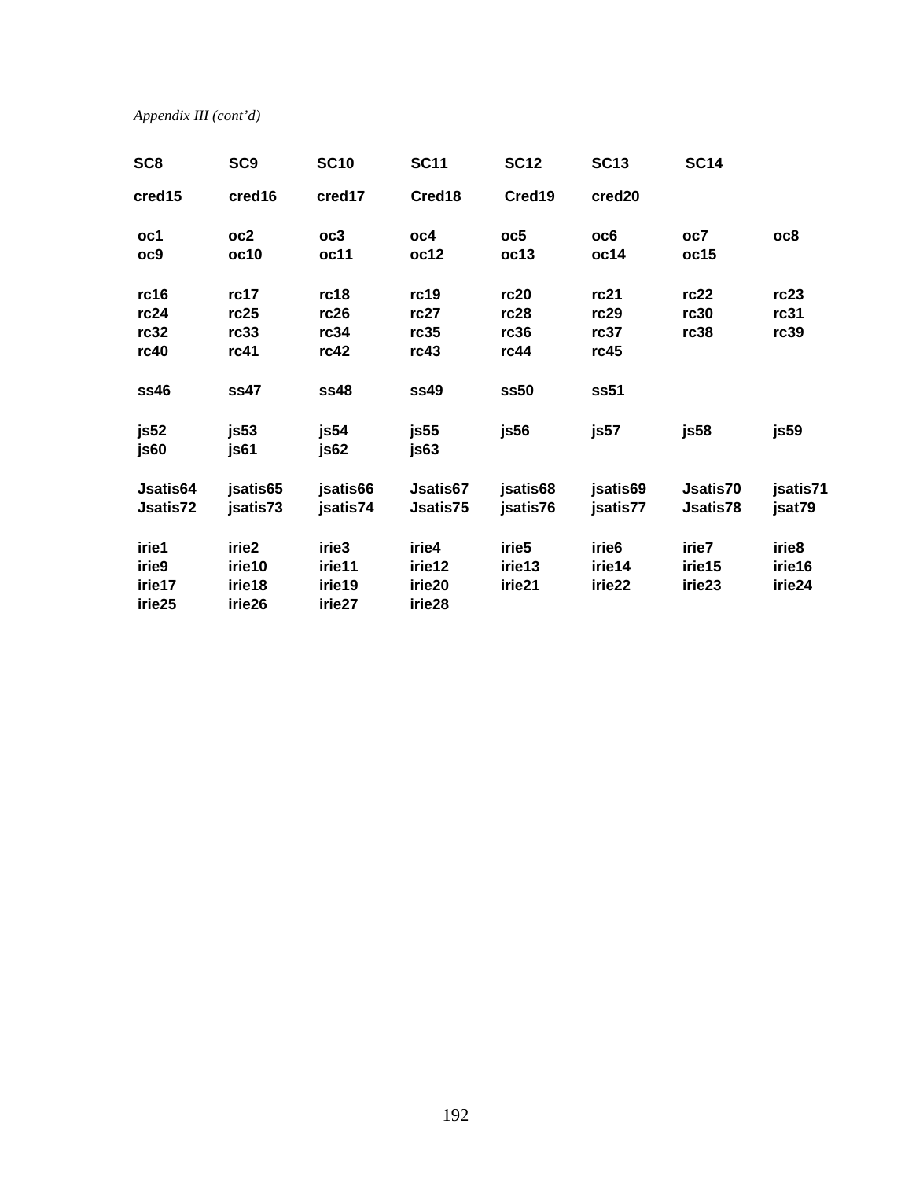*Appendix III (cont'd)*

| | | | | | | | |
|---|---|---|---|---|---|---|---|
| **SC8** | **SC9** | **SC10** | **SC11** | **SC12** | **SC13** | **SC14** | |
| **cred15** | **cred16** | **cred17** | **Cred18** | **Cred19** | **cred20** | | |
| **oc1** | **oc2** | **oc3** | **oc4** | **oc5** | **oc6** | **oc7** | **oc8** |
| **oc9** | **oc10** | **oc11** | **oc12** | **oc13** | **oc14** | **oc15** | |
| **rc16** | **rc17** | **rc18** | **rc19** | **rc20** | **rc21** | **rc22** | **rc23** |
| **rc24** | **rc25** | **rc26** | **rc27** | **rc28** | **rc29** | **rc30** | **rc31** |
| **rc32** | **rc33** | **rc34** | **rc35** | **rc36** | **rc37** | **rc38** | **rc39** |
| **rc40** | **rc41** | **rc42** | **rc43** | **rc44** | **rc45** | | |
| **ss46** | **ss47** | **ss48** | **ss49** | **ss50** | **ss51** | | |
| **js52** | **js53** | **js54** | **js55** | **js56** | **js57** | **js58** | **js59** |
| **js60** | **js61** | **js62** | **js63** | | | | |
| **Jsatis64** | **jsatis65** | **jsatis66** | **Jsatis67** | **jsatis68** | **jsatis69** | **Jsatis70** | **jsatis71** |
| **Jsatis72** | **jsatis73** | **jsatis74** | **Jsatis75** | **jsatis76** | **jsatis77** | **Jsatis78** | **jsat79** |
| **irie1** | **irie2** | **irie3** | **irie4** | **irie5** | **irie6** | **irie7** | **irie8** |
| **irie9** | **irie10** | **irie11** | **irie12** | **irie13** | **irie14** | **irie15** | **irie16** |
| **irie17** | **irie18** | **irie19** | **irie20** | **irie21** | **irie22** | **irie23** | **irie24** |
| **irie25** | **irie26** | **irie27** | **irie28** | | | | |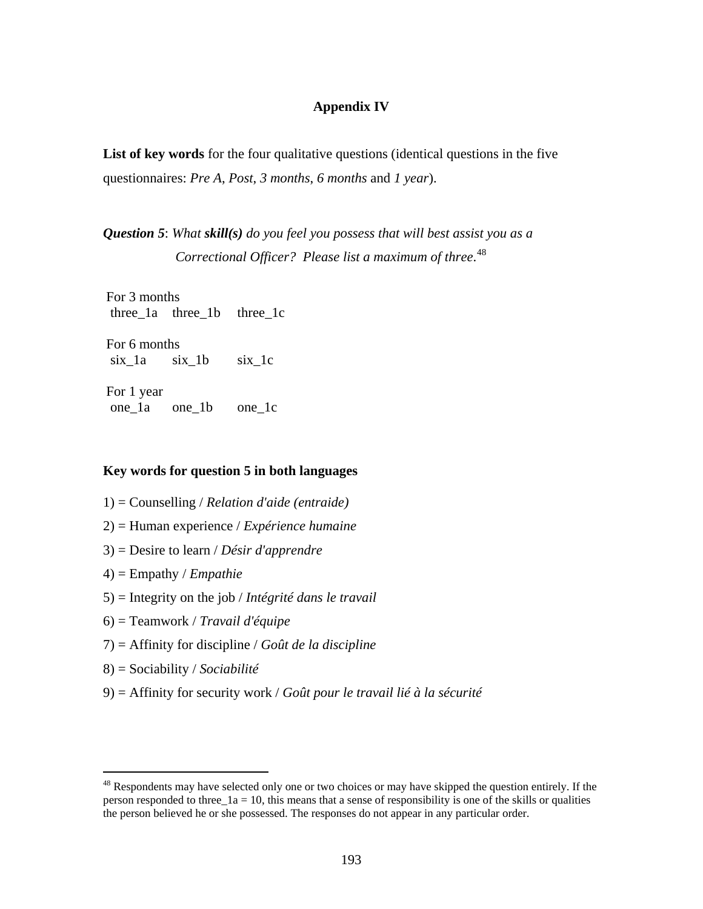# Appendix IV

**List of key words** for the four qualitative questions (identical questions in the five questionnaires: *Pre A*, *Post*, *3 months*, *6 months* and *1 year*).

***Question 5***: *What **skill(s)** do you feel you possess that will best assist you as a Correctional Officer? Please list a maximum of three.*[48]

For 3 months
three_1a three_1b three_1c

For 6 months
six_1a six_1b six_1c

For 1 year
one_1a one_1b one_1c

**Key words for question 5 in both languages**

1) = Counselling / *Relation d'aide (entraide)*

2) = Human experience / *Expérience humaine*

3) = Desire to learn / *Désir d'apprendre*

4) = Empathy / *Empathie*

5) = Integrity on the job / *Intégrité dans le travail*

6) = Teamwork / *Travail d'équipe*

7) = Affinity for discipline / *Goût de la discipline*

8) = Sociability / *Sociabilité*

9) = Affinity for security work / *Goût pour le travail lié à la sécurité*

---

[48] Respondents may have selected only one or two choices or may have skipped the question entirely. If the person responded to three_1a = 10, this means that a sense of responsibility is one of the skills or qualities the person believed he or she possessed. The responses do not appear in any particular order.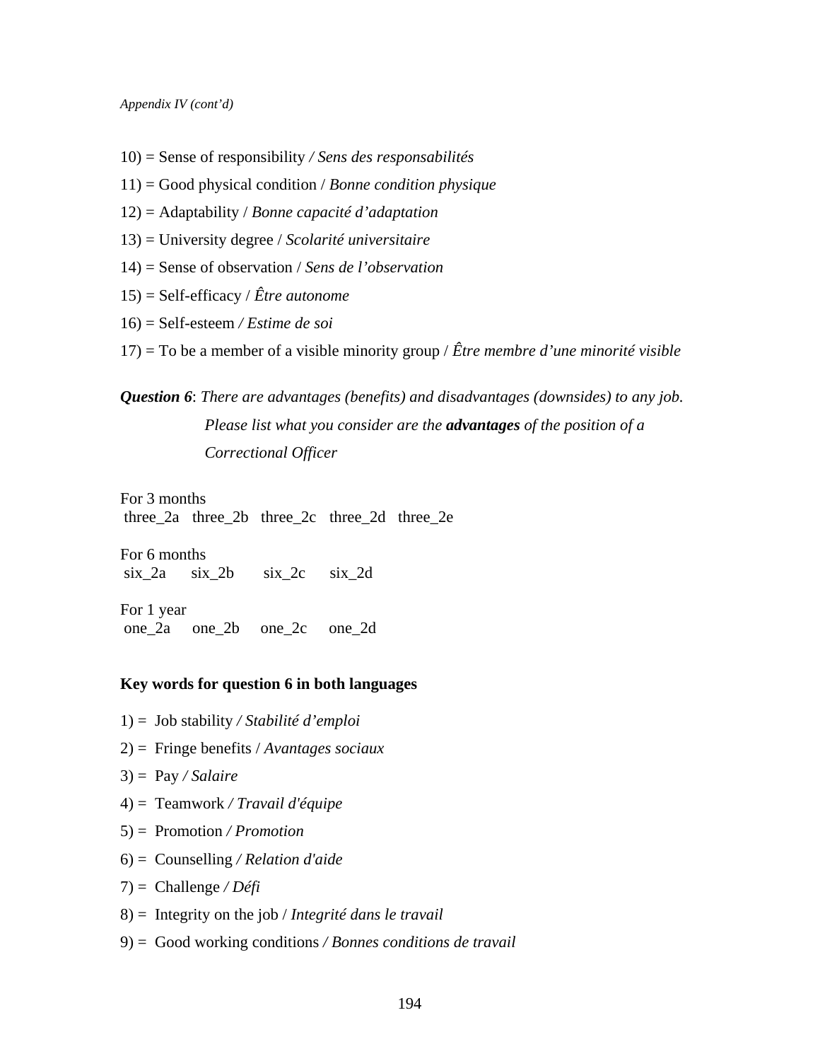*Appendix IV (cont'd)*

10) = Sense of responsibility */ Sens des responsabilités*

11) = Good physical condition / *Bonne condition physique*

12) = Adaptability / *Bonne capacité d'adaptation*

13) = University degree / *Scolarité universitaire*

14) = Sense of observation / *Sens de l'observation*

15) = Self-efficacy / *Être autonome*

16) = Self-esteem */ Estime de soi*

17) = To be a member of a visible minority group / *Être membre d'une minorité visible*

***Question 6***: *There are advantages (benefits) and disadvantages (downsides) to any job. Please list what you consider are the **advantages** of the position of a Correctional Officer*

For 3 months
three_2a three_2b three_2c three_2d three_2e

For 6 months
six_2a six_2b six_2c six_2d

For 1 year
one_2a one_2b one_2c one_2d

**Key words for question 6 in both languages**

1) = Job stability */ Stabilité d'emploi*

2) = Fringe benefits / *Avantages sociaux*

3) = Pay */ Salaire*

4) = Teamwork */ Travail d'équipe*

5) = Promotion */ Promotion*

6) = Counselling */ Relation d'aide*

7) = Challenge */ Défi*

8) = Integrity on the job / *Integrité dans le travail*

9) = Good working conditions */ Bonnes conditions de travail*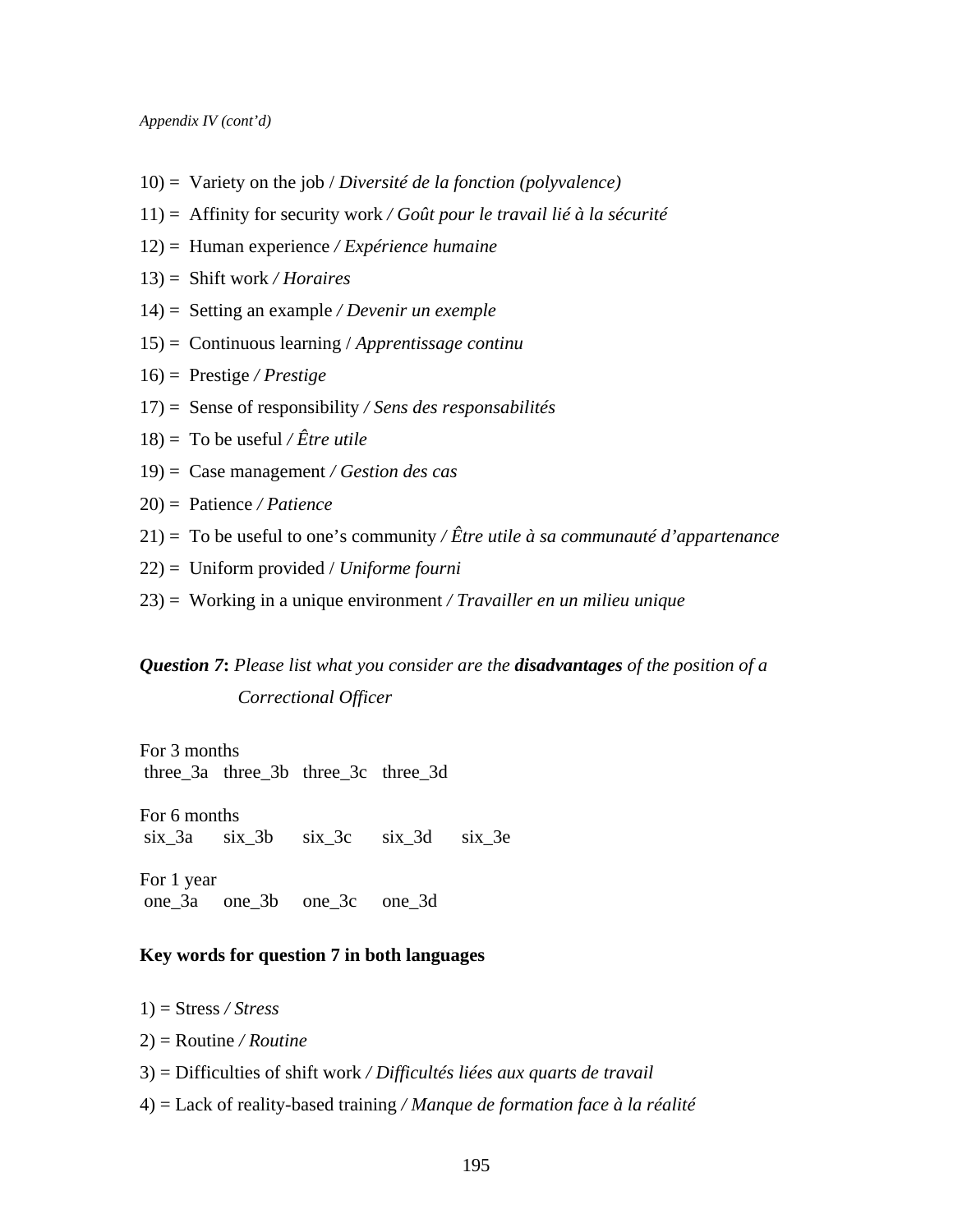*Appendix IV (cont'd)*

10) = Variety on the job / *Diversité de la fonction (polyvalence)*

11) = Affinity for security work */ Goût pour le travail lié à la sécurité*

12) = Human experience */ Expérience humaine*

13) = Shift work */ Horaires*

14) = Setting an example */ Devenir un exemple*

15) = Continuous learning / *Apprentissage continu*

16) = Prestige */ Prestige*

17) = Sense of responsibility */ Sens des responsabilités*

18) = To be useful */ Être utile*

19) = Case management */ Gestion des cas*

20) = Patience */ Patience*

21) = To be useful to one's community */ Être utile à sa communauté d'appartenance*

22) = Uniform provided / *Uniforme fourni*

23) = Working in a unique environment */ Travailler en un milieu unique*

***Question 7*: *Please list what you consider are the* **disadvantages** *of the position of a Correctional Officer***

For 3 months
three_3a three_3b three_3c three_3d

For 6 months
six_3a six_3b six_3c six_3d six_3e

For 1 year
one_3a one_3b one_3c one_3d

**Key words for question 7 in both languages**

1) = Stress */ Stress*

2) = Routine */ Routine*

3) = Difficulties of shift work */ Difficultés liées aux quarts de travail*

4) = Lack of reality-based training */ Manque de formation face à la réalité*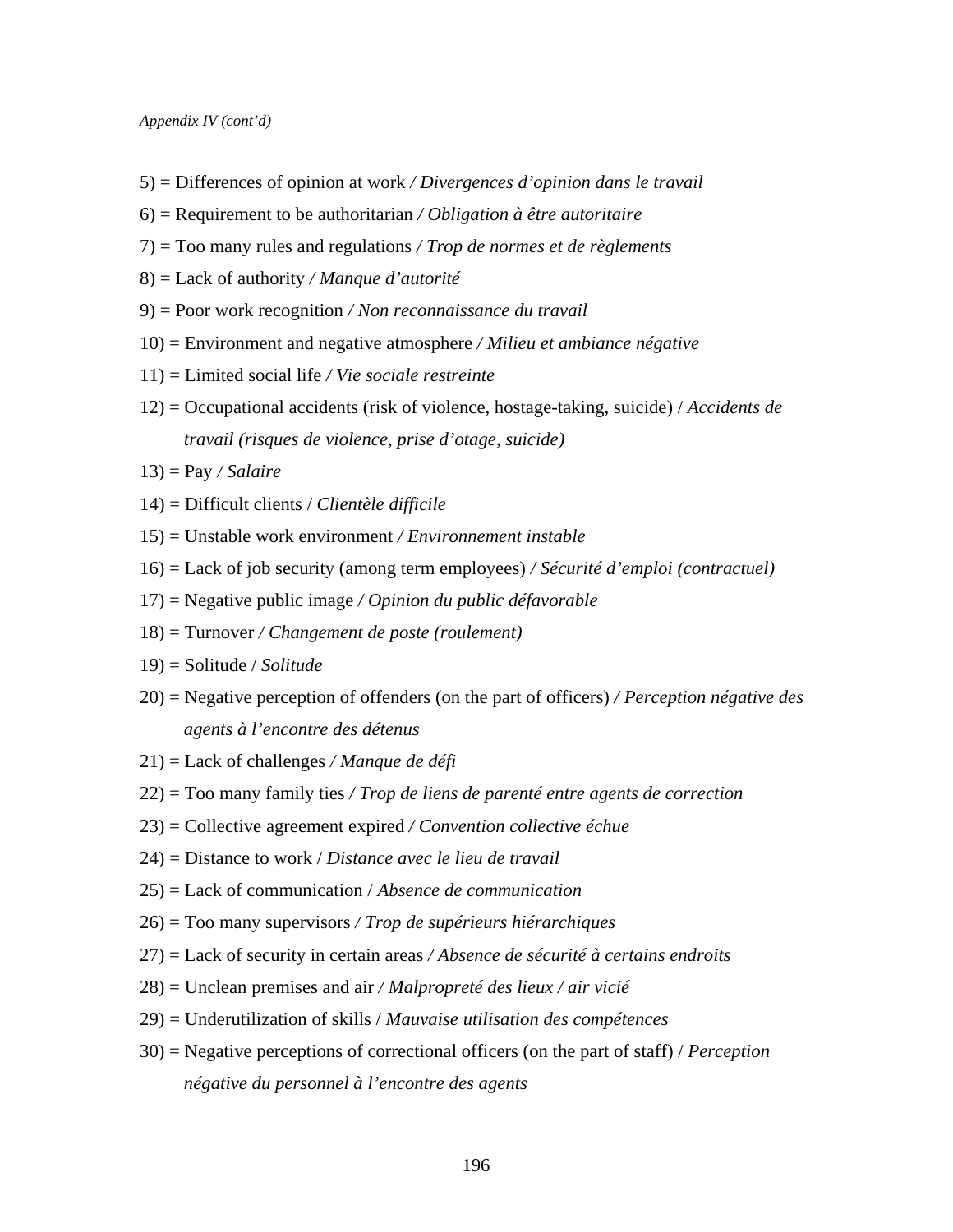*Appendix IV (cont'd)*

5) = Differences of opinion at work */ Divergences d'opinion dans le travail*

6) = Requirement to be authoritarian */ Obligation à être autoritaire*

7) = Too many rules and regulations */ Trop de normes et de règlements*

8) = Lack of authority */ Manque d'autorité*

9) = Poor work recognition */ Non reconnaissance du travail*

10) = Environment and negative atmosphere */ Milieu et ambiance négative*

11) = Limited social life */ Vie sociale restreinte*

12) = Occupational accidents (risk of violence, hostage-taking, suicide) / *Accidents de travail (risques de violence, prise d'otage, suicide)*

13) = Pay */ Salaire*

14) = Difficult clients / *Clientèle difficile*

15) = Unstable work environment */ Environnement instable*

16) = Lack of job security (among term employees) */ Sécurité d'emploi (contractuel)*

17) = Negative public image */ Opinion du public défavorable*

18) = Turnover */ Changement de poste (roulement)*

19) = Solitude / *Solitude*

20) = Negative perception of offenders (on the part of officers) */ Perception négative des agents à l'encontre des détenus*

21) = Lack of challenges */ Manque de défi*

22) = Too many family ties */ Trop de liens de parenté entre agents de correction*

23) = Collective agreement expired */ Convention collective échue*

24) = Distance to work / *Distance avec le lieu de travail*

25) = Lack of communication / *Absence de communication*

26) = Too many supervisors */ Trop de supérieurs hiérarchiques*

27) = Lack of security in certain areas */ Absence de sécurité à certains endroits*

28) = Unclean premises and air */ Malpropreté des lieux / air vicié*

29) = Underutilization of skills / *Mauvaise utilisation des compétences*

30) = Negative perceptions of correctional officers (on the part of staff) / *Perception négative du personnel à l'encontre des agents*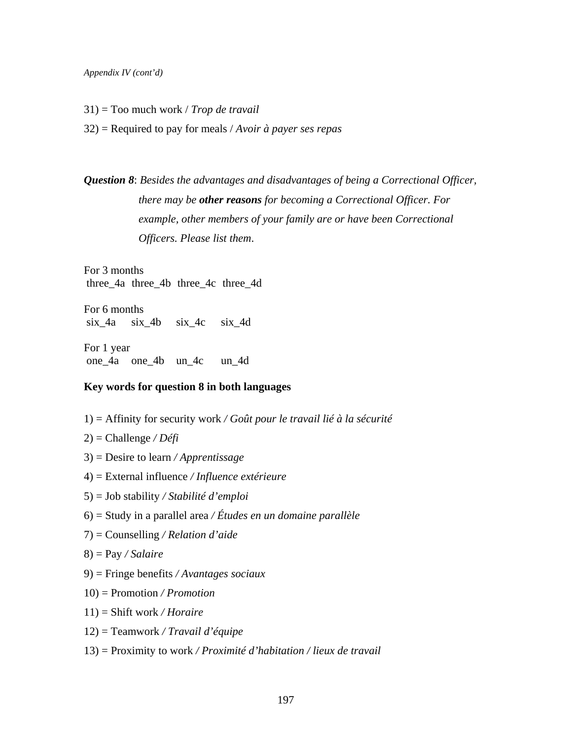*Appendix IV (cont'd)*

31) = Too much work / *Trop de travail*

32) = Required to pay for meals / *Avoir à payer ses repas*

***Question 8***: *Besides the advantages and disadvantages of being a Correctional Officer, there may be* ***other reasons*** *for becoming a Correctional Officer. For example, other members of your family are or have been Correctional Officers. Please list them.*

For 3 months

| three_4a | three_4b | three_4c | three_4d |
|---|---|---|---|

For 6 months

| six_4a | six_4b | six_4c | six_4d |
|---|---|---|---|

For 1 year

| one_4a | one_4b | un_4c | un_4d |
|---|---|---|---|

**Key words for question 8 in both languages**

1) = Affinity for security work */ Goût pour le travail lié à la sécurité*

2) = Challenge */ Défi*

3) = Desire to learn */ Apprentissage*

4) = External influence */ Influence extérieure*

5) = Job stability */ Stabilité d'emploi*

6) = Study in a parallel area */ Études en un domaine parallèle*

7) = Counselling */ Relation d'aide*

8) = Pay */ Salaire*

9) = Fringe benefits */ Avantages sociaux*

10) = Promotion */ Promotion*

11) = Shift work */ Horaire*

12) = Teamwork */ Travail d'équipe*

13) = Proximity to work */ Proximité d'habitation / lieux de travail*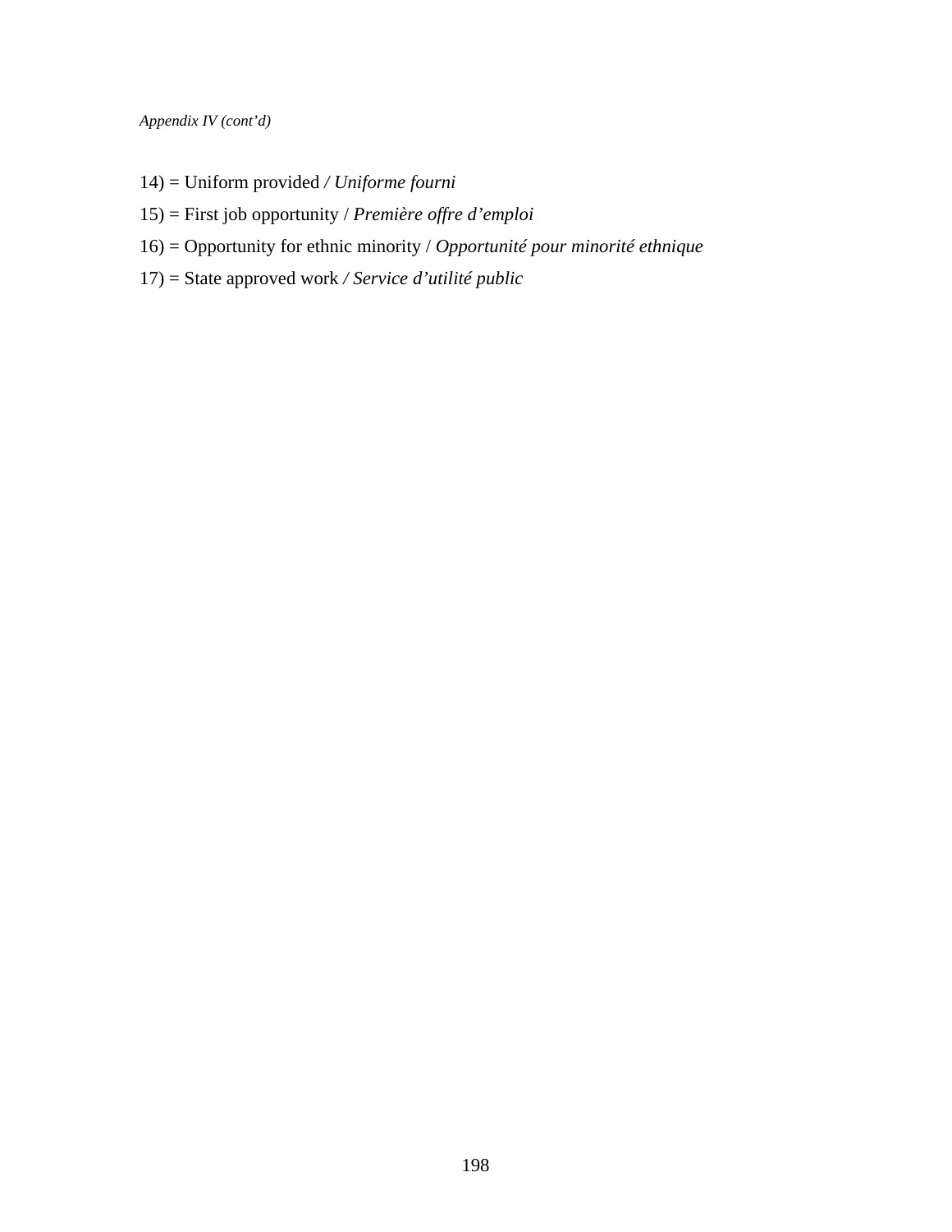*Appendix IV (cont'd)*

14) = Uniform provided */ Uniforme fourni*

15) = First job opportunity / *Première offre d'emploi*

16) = Opportunity for ethnic minority / *Opportunité pour minorité ethnique*

17) = State approved work */ Service d'utilité public*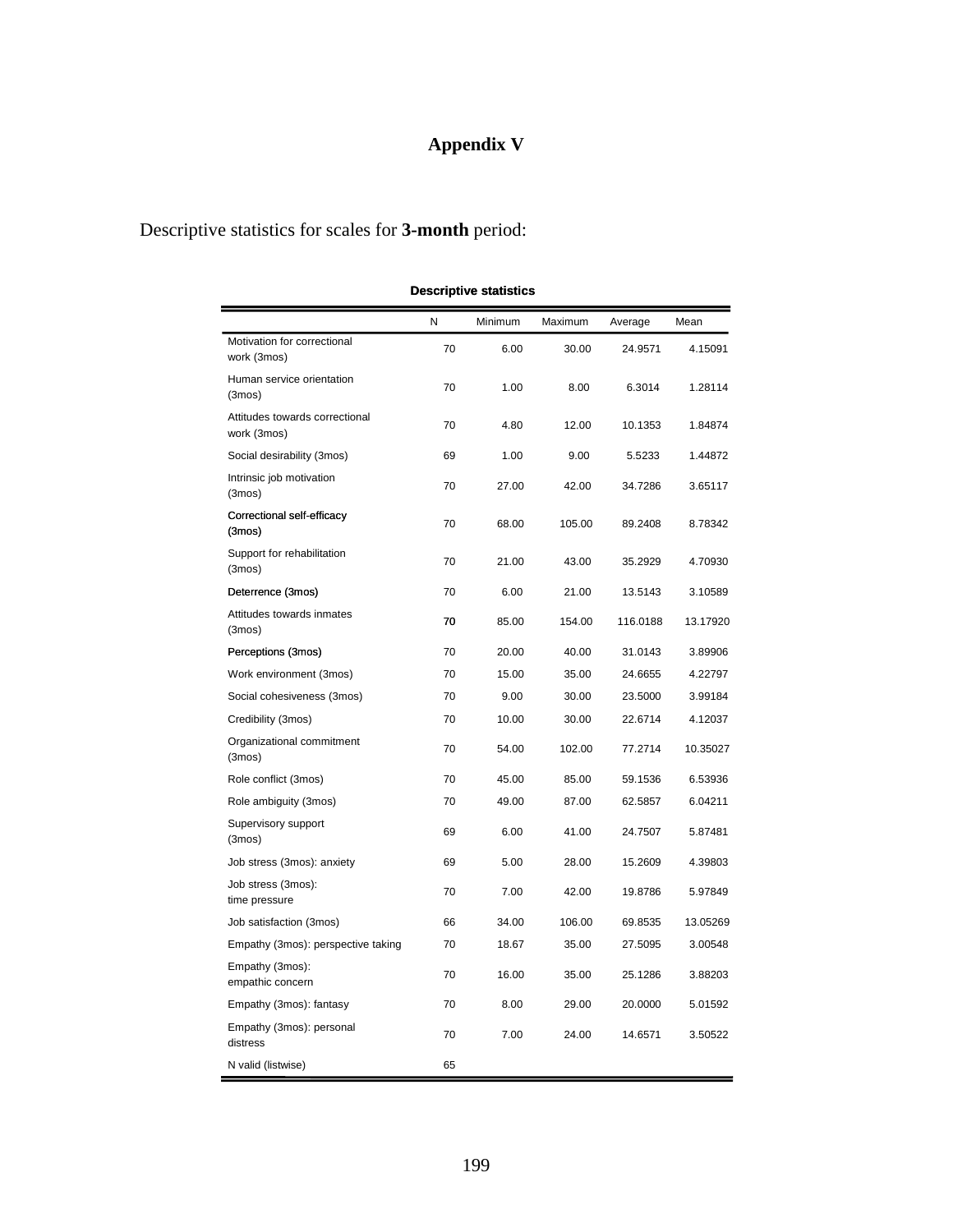# Appendix V

Descriptive statistics for scales for **3-month** period:

**Descriptive statistics**

| | N | Minimum | Maximum | Average | Mean |
|---|---|---|---|---|---|
| Motivation for correctional work (3mos) | 70 | 6.00 | 30.00 | 24.9571 | 4.15091 |
| Human service orientation (3mos) | 70 | 1.00 | 8.00 | 6.3014 | 1.28114 |
| Attitudes towards correctional work (3mos) | 70 | 4.80 | 12.00 | 10.1353 | 1.84874 |
| Social desirability (3mos) | 69 | 1.00 | 9.00 | 5.5233 | 1.44872 |
| Intrinsic job motivation (3mos) | 70 | 27.00 | 42.00 | 34.7286 | 3.65117 |
| Correctional self-efficacy (3mos) | 70 | 68.00 | 105.00 | 89.2408 | 8.78342 |
| Support for rehabilitation (3mos) | 70 | 21.00 | 43.00 | 35.2929 | 4.70930 |
| Deterrence (3mos) | 70 | 6.00 | 21.00 | 13.5143 | 3.10589 |
| Attitudes towards inmates (3mos) | 70 | 85.00 | 154.00 | 116.0188 | 13.17920 |
| Perceptions (3mos) | 70 | 20.00 | 40.00 | 31.0143 | 3.89906 |
| Work environment (3mos) | 70 | 15.00 | 35.00 | 24.6655 | 4.22797 |
| Social cohesiveness (3mos) | 70 | 9.00 | 30.00 | 23.5000 | 3.99184 |
| Credibility (3mos) | 70 | 10.00 | 30.00 | 22.6714 | 4.12037 |
| Organizational commitment (3mos) | 70 | 54.00 | 102.00 | 77.2714 | 10.35027 |
| Role conflict (3mos) | 70 | 45.00 | 85.00 | 59.1536 | 6.53936 |
| Role ambiguity (3mos) | 70 | 49.00 | 87.00 | 62.5857 | 6.04211 |
| Supervisory support (3mos) | 69 | 6.00 | 41.00 | 24.7507 | 5.87481 |
| Job stress (3mos): anxiety | 69 | 5.00 | 28.00 | 15.2609 | 4.39803 |
| Job stress (3mos): time pressure | 70 | 7.00 | 42.00 | 19.8786 | 5.97849 |
| Job satisfaction (3mos) | 66 | 34.00 | 106.00 | 69.8535 | 13.05269 |
| Empathy (3mos): perspective taking | 70 | 18.67 | 35.00 | 27.5095 | 3.00548 |
| Empathy (3mos): empathic concern | 70 | 16.00 | 35.00 | 25.1286 | 3.88203 |
| Empathy (3mos): fantasy | 70 | 8.00 | 29.00 | 20.0000 | 5.01592 |
| Empathy (3mos): personal distress | 70 | 7.00 | 24.00 | 14.6571 | 3.50522 |
| N valid (listwise) | 65 | | | | |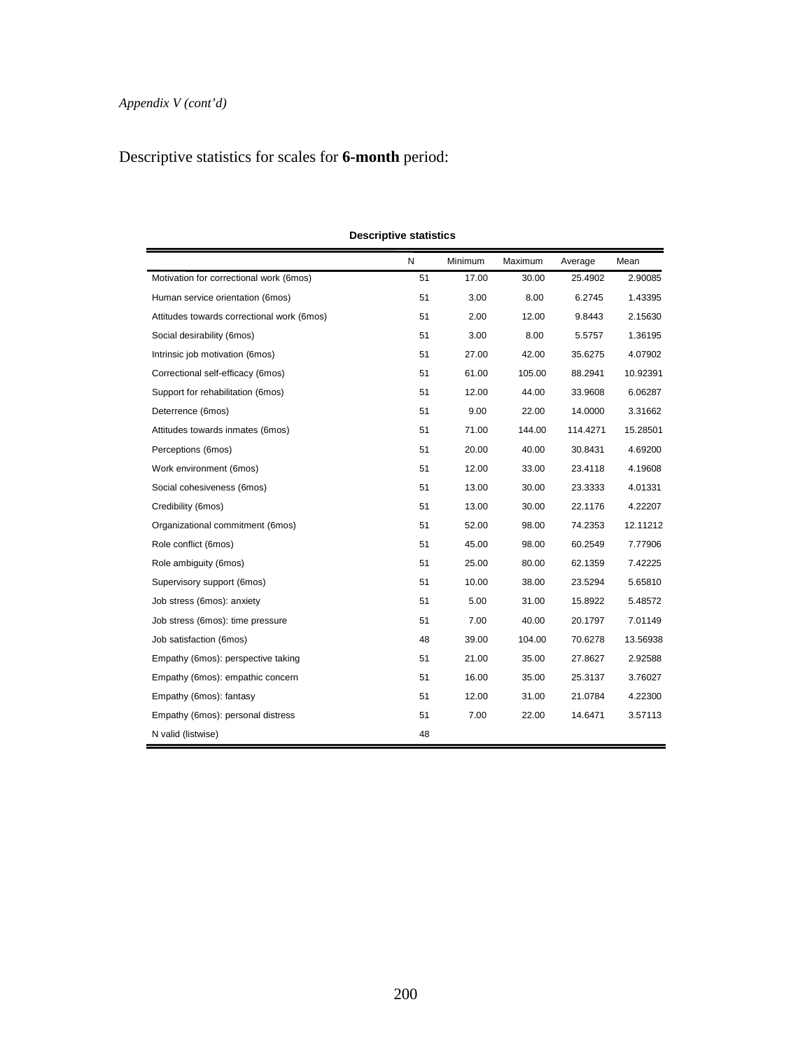*Appendix V (cont'd)*

Descriptive statistics for scales for **6-month** period:

**Descriptive statistics**

| | N | Minimum | Maximum | Average | Mean |
|---|---|---|---|---|---|
| Motivation for correctional work (6mos) | 51 | 17.00 | 30.00 | 25.4902 | 2.90085 |
| Human service orientation (6mos) | 51 | 3.00 | 8.00 | 6.2745 | 1.43395 |
| Attitudes towards correctional work (6mos) | 51 | 2.00 | 12.00 | 9.8443 | 2.15630 |
| Social desirability (6mos) | 51 | 3.00 | 8.00 | 5.5757 | 1.36195 |
| Intrinsic job motivation (6mos) | 51 | 27.00 | 42.00 | 35.6275 | 4.07902 |
| Correctional self-efficacy (6mos) | 51 | 61.00 | 105.00 | 88.2941 | 10.92391 |
| Support for rehabilitation (6mos) | 51 | 12.00 | 44.00 | 33.9608 | 6.06287 |
| Deterrence (6mos) | 51 | 9.00 | 22.00 | 14.0000 | 3.31662 |
| Attitudes towards inmates (6mos) | 51 | 71.00 | 144.00 | 114.4271 | 15.28501 |
| Perceptions (6mos) | 51 | 20.00 | 40.00 | 30.8431 | 4.69200 |
| Work environment (6mos) | 51 | 12.00 | 33.00 | 23.4118 | 4.19608 |
| Social cohesiveness (6mos) | 51 | 13.00 | 30.00 | 23.3333 | 4.01331 |
| Credibility (6mos) | 51 | 13.00 | 30.00 | 22.1176 | 4.22207 |
| Organizational commitment (6mos) | 51 | 52.00 | 98.00 | 74.2353 | 12.11212 |
| Role conflict (6mos) | 51 | 45.00 | 98.00 | 60.2549 | 7.77906 |
| Role ambiguity (6mos) | 51 | 25.00 | 80.00 | 62.1359 | 7.42225 |
| Supervisory support (6mos) | 51 | 10.00 | 38.00 | 23.5294 | 5.65810 |
| Job stress (6mos): anxiety | 51 | 5.00 | 31.00 | 15.8922 | 5.48572 |
| Job stress (6mos): time pressure | 51 | 7.00 | 40.00 | 20.1797 | 7.01149 |
| Job satisfaction (6mos) | 48 | 39.00 | 104.00 | 70.6278 | 13.56938 |
| Empathy (6mos): perspective taking | 51 | 21.00 | 35.00 | 27.8627 | 2.92588 |
| Empathy (6mos): empathic concern | 51 | 16.00 | 35.00 | 25.3137 | 3.76027 |
| Empathy (6mos): fantasy | 51 | 12.00 | 31.00 | 21.0784 | 4.22300 |
| Empathy (6mos): personal distress | 51 | 7.00 | 22.00 | 14.6471 | 3.57113 |
| N valid (listwise) | 48 | | | | |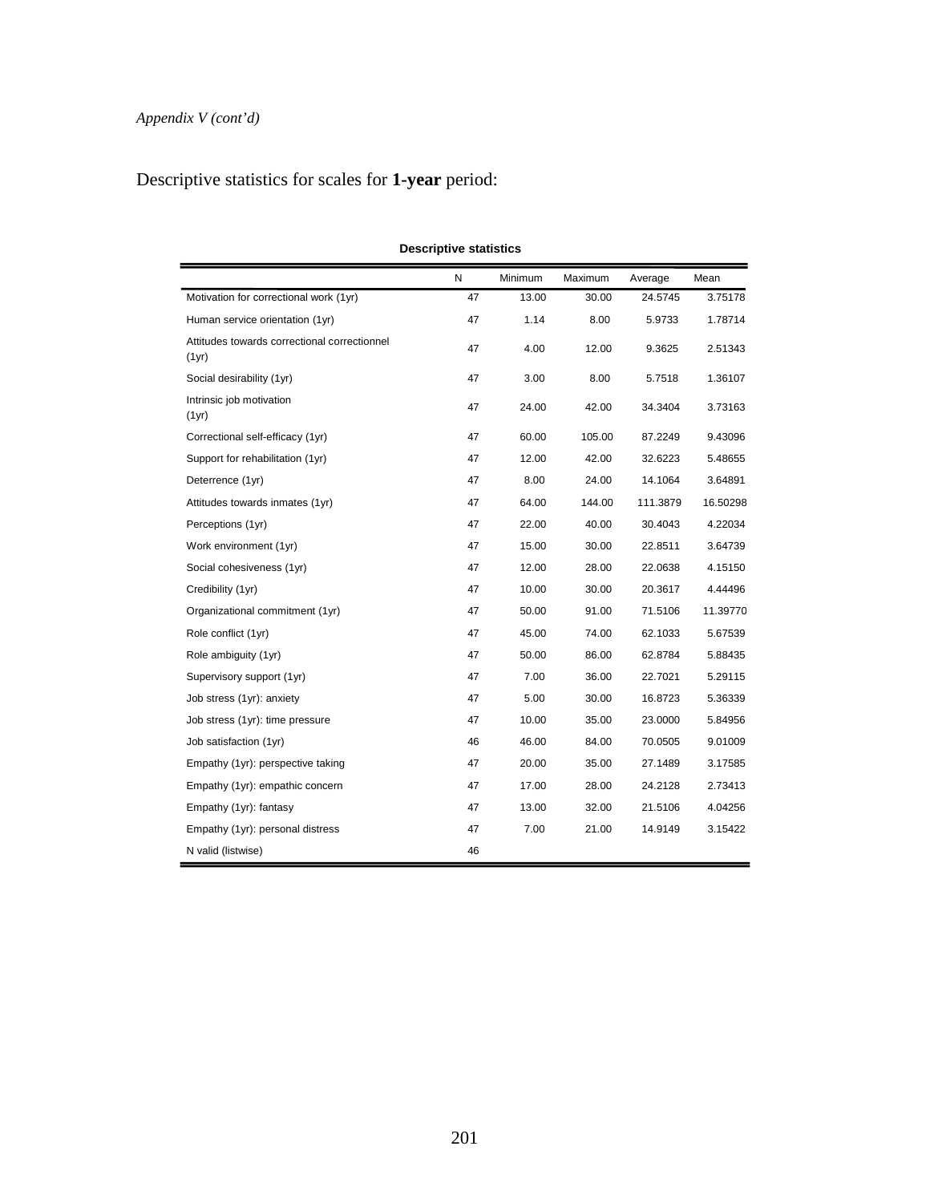*Appendix V (cont'd)*

Descriptive statistics for scales for **1-year** period:

**Descriptive statistics**

| | N | Minimum | Maximum | Average | Mean |
|---|---|---|---|---|---|
| Motivation for correctional work (1yr) | 47 | 13.00 | 30.00 | 24.5745 | 3.75178 |
| Human service orientation (1yr) | 47 | 1.14 | 8.00 | 5.9733 | 1.78714 |
| Attitudes towards correctional correctionnel (1yr) | 47 | 4.00 | 12.00 | 9.3625 | 2.51343 |
| Social desirability (1yr) | 47 | 3.00 | 8.00 | 5.7518 | 1.36107 |
| Intrinsic job motivation (1yr) | 47 | 24.00 | 42.00 | 34.3404 | 3.73163 |
| Correctional self-efficacy (1yr) | 47 | 60.00 | 105.00 | 87.2249 | 9.43096 |
| Support for rehabilitation (1yr) | 47 | 12.00 | 42.00 | 32.6223 | 5.48655 |
| Deterrence (1yr) | 47 | 8.00 | 24.00 | 14.1064 | 3.64891 |
| Attitudes towards inmates (1yr) | 47 | 64.00 | 144.00 | 111.3879 | 16.50298 |
| Perceptions (1yr) | 47 | 22.00 | 40.00 | 30.4043 | 4.22034 |
| Work environment (1yr) | 47 | 15.00 | 30.00 | 22.8511 | 3.64739 |
| Social cohesiveness (1yr) | 47 | 12.00 | 28.00 | 22.0638 | 4.15150 |
| Credibility (1yr) | 47 | 10.00 | 30.00 | 20.3617 | 4.44496 |
| Organizational commitment (1yr) | 47 | 50.00 | 91.00 | 71.5106 | 11.39770 |
| Role conflict (1yr) | 47 | 45.00 | 74.00 | 62.1033 | 5.67539 |
| Role ambiguity (1yr) | 47 | 50.00 | 86.00 | 62.8784 | 5.88435 |
| Supervisory support (1yr) | 47 | 7.00 | 36.00 | 22.7021 | 5.29115 |
| Job stress (1yr): anxiety | 47 | 5.00 | 30.00 | 16.8723 | 5.36339 |
| Job stress (1yr): time pressure | 47 | 10.00 | 35.00 | 23.0000 | 5.84956 |
| Job satisfaction (1yr) | 46 | 46.00 | 84.00 | 70.0505 | 9.01009 |
| Empathy (1yr): perspective taking | 47 | 20.00 | 35.00 | 27.1489 | 3.17585 |
| Empathy (1yr): empathic concern | 47 | 17.00 | 28.00 | 24.2128 | 2.73413 |
| Empathy (1yr): fantasy | 47 | 13.00 | 32.00 | 21.5106 | 4.04256 |
| Empathy (1yr): personal distress | 47 | 7.00 | 21.00 | 14.9149 | 3.15422 |
| N valid (listwise) | 46 | | | | |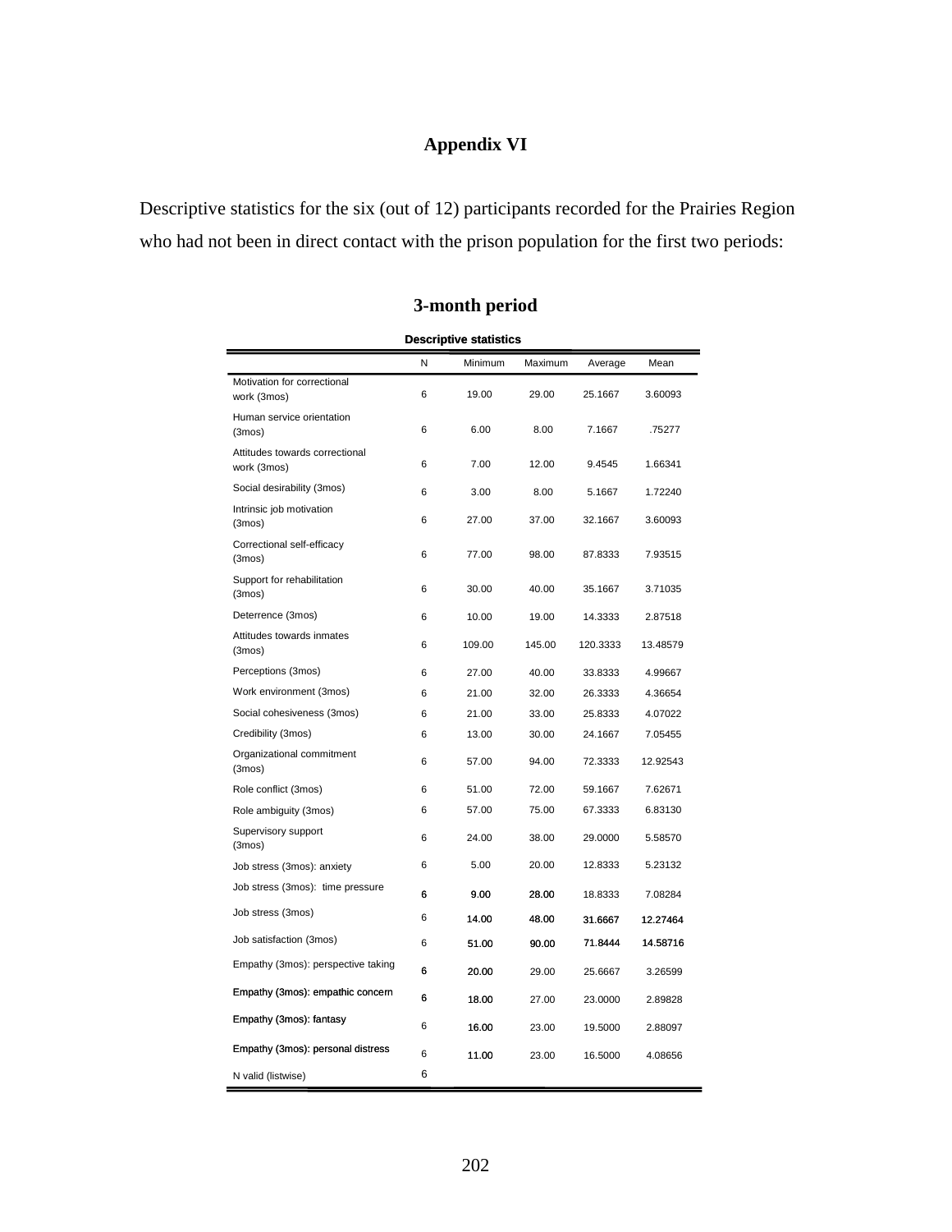# Appendix VI

Descriptive statistics for the six (out of 12) participants recorded for the Prairies Region who had not been in direct contact with the prison population for the first two periods:

## 3-month period

**Descriptive statistics**

| | N | Minimum | Maximum | Average | Mean |
|---|---|---|---|---|---|
| Motivation for correctional work (3mos) | 6 | 19.00 | 29.00 | 25.1667 | 3.60093 |
| Human service orientation (3mos) | 6 | 6.00 | 8.00 | 7.1667 | .75277 |
| Attitudes towards correctional work (3mos) | 6 | 7.00 | 12.00 | 9.4545 | 1.66341 |
| Social desirability (3mos) | 6 | 3.00 | 8.00 | 5.1667 | 1.72240 |
| Intrinsic job motivation (3mos) | 6 | 27.00 | 37.00 | 32.1667 | 3.60093 |
| Correctional self-efficacy (3mos) | 6 | 77.00 | 98.00 | 87.8333 | 7.93515 |
| Support for rehabilitation (3mos) | 6 | 30.00 | 40.00 | 35.1667 | 3.71035 |
| Deterrence (3mos) | 6 | 10.00 | 19.00 | 14.3333 | 2.87518 |
| Attitudes towards inmates (3mos) | 6 | 109.00 | 145.00 | 120.3333 | 13.48579 |
| Perceptions (3mos) | 6 | 27.00 | 40.00 | 33.8333 | 4.99667 |
| Work environment (3mos) | 6 | 21.00 | 32.00 | 26.3333 | 4.36654 |
| Social cohesiveness (3mos) | 6 | 21.00 | 33.00 | 25.8333 | 4.07022 |
| Credibility (3mos) | 6 | 13.00 | 30.00 | 24.1667 | 7.05455 |
| Organizational commitment (3mos) | 6 | 57.00 | 94.00 | 72.3333 | 12.92543 |
| Role conflict (3mos) | 6 | 51.00 | 72.00 | 59.1667 | 7.62671 |
| Role ambiguity (3mos) | 6 | 57.00 | 75.00 | 67.3333 | 6.83130 |
| Supervisory support (3mos) | 6 | 24.00 | 38.00 | 29.0000 | 5.58570 |
| Job stress (3mos): anxiety | 6 | 5.00 | 20.00 | 12.8333 | 5.23132 |
| Job stress (3mos): time pressure | 6 | 9.00 | 28.00 | 18.8333 | 7.08284 |
| Job stress (3mos) | 6 | 14.00 | 48.00 | 31.6667 | 12.27464 |
| Job satisfaction (3mos) | 6 | 51.00 | 90.00 | 71.8444 | 14.58716 |
| Empathy (3mos): perspective taking | 6 | 20.00 | 29.00 | 25.6667 | 3.26599 |
| Empathy (3mos): empathic concern | 6 | 18.00 | 27.00 | 23.0000 | 2.89828 |
| Empathy (3mos): fantasy | 6 | 16.00 | 23.00 | 19.5000 | 2.88097 |
| Empathy (3mos): personal distress | 6 | 11.00 | 23.00 | 16.5000 | 4.08656 |
| N valid (listwise) | 6 | | | | |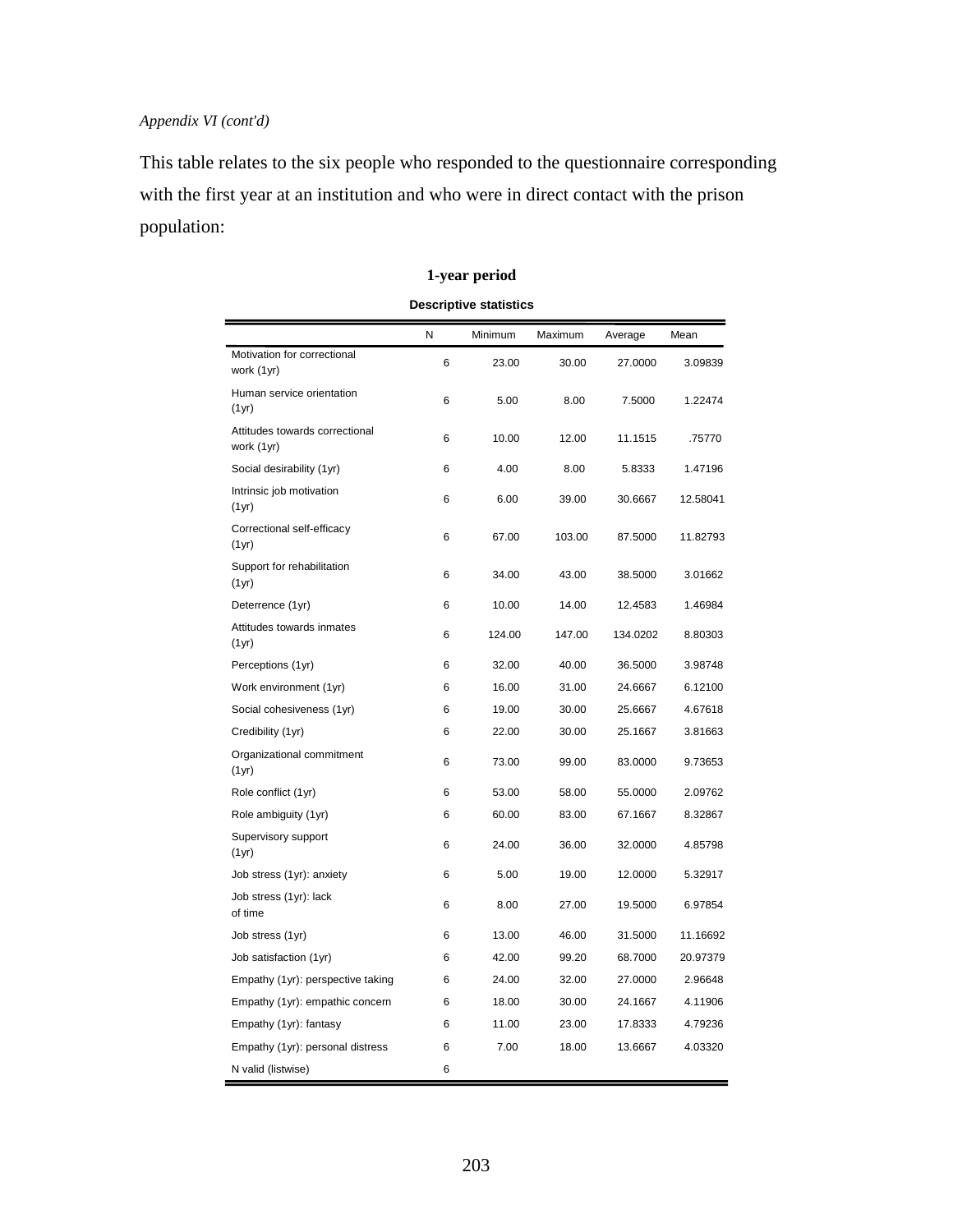*Appendix VI (cont'd)*

This table relates to the six people who responded to the questionnaire corresponding with the first year at an institution and who were in direct contact with the prison population:

**1-year period**

**Descriptive statistics**

| | N | Minimum | Maximum | Average | Mean |
|---|---|---|---|---|---|
| Motivation for correctional work (1yr) | 6 | 23.00 | 30.00 | 27.0000 | 3.09839 |
| Human service orientation (1yr) | 6 | 5.00 | 8.00 | 7.5000 | 1.22474 |
| Attitudes towards correctional work (1yr) | 6 | 10.00 | 12.00 | 11.1515 | .75770 |
| Social desirability (1yr) | 6 | 4.00 | 8.00 | 5.8333 | 1.47196 |
| Intrinsic job motivation (1yr) | 6 | 6.00 | 39.00 | 30.6667 | 12.58041 |
| Correctional self-efficacy (1yr) | 6 | 67.00 | 103.00 | 87.5000 | 11.82793 |
| Support for rehabilitation (1yr) | 6 | 34.00 | 43.00 | 38.5000 | 3.01662 |
| Deterrence (1yr) | 6 | 10.00 | 14.00 | 12.4583 | 1.46984 |
| Attitudes towards inmates (1yr) | 6 | 124.00 | 147.00 | 134.0202 | 8.80303 |
| Perceptions (1yr) | 6 | 32.00 | 40.00 | 36.5000 | 3.98748 |
| Work environment (1yr) | 6 | 16.00 | 31.00 | 24.6667 | 6.12100 |
| Social cohesiveness (1yr) | 6 | 19.00 | 30.00 | 25.6667 | 4.67618 |
| Credibility (1yr) | 6 | 22.00 | 30.00 | 25.1667 | 3.81663 |
| Organizational commitment (1yr) | 6 | 73.00 | 99.00 | 83.0000 | 9.73653 |
| Role conflict (1yr) | 6 | 53.00 | 58.00 | 55.0000 | 2.09762 |
| Role ambiguity (1yr) | 6 | 60.00 | 83.00 | 67.1667 | 8.32867 |
| Supervisory support (1yr) | 6 | 24.00 | 36.00 | 32.0000 | 4.85798 |
| Job stress (1yr): anxiety | 6 | 5.00 | 19.00 | 12.0000 | 5.32917 |
| Job stress (1yr): lack of time | 6 | 8.00 | 27.00 | 19.5000 | 6.97854 |
| Job stress (1yr) | 6 | 13.00 | 46.00 | 31.5000 | 11.16692 |
| Job satisfaction (1yr) | 6 | 42.00 | 99.20 | 68.7000 | 20.97379 |
| Empathy (1yr): perspective taking | 6 | 24.00 | 32.00 | 27.0000 | 2.96648 |
| Empathy (1yr): empathic concern | 6 | 18.00 | 30.00 | 24.1667 | 4.11906 |
| Empathy (1yr): fantasy | 6 | 11.00 | 23.00 | 17.8333 | 4.79236 |
| Empathy (1yr): personal distress | 6 | 7.00 | 18.00 | 13.6667 | 4.03320 |
| N valid (listwise) | 6 | | | | |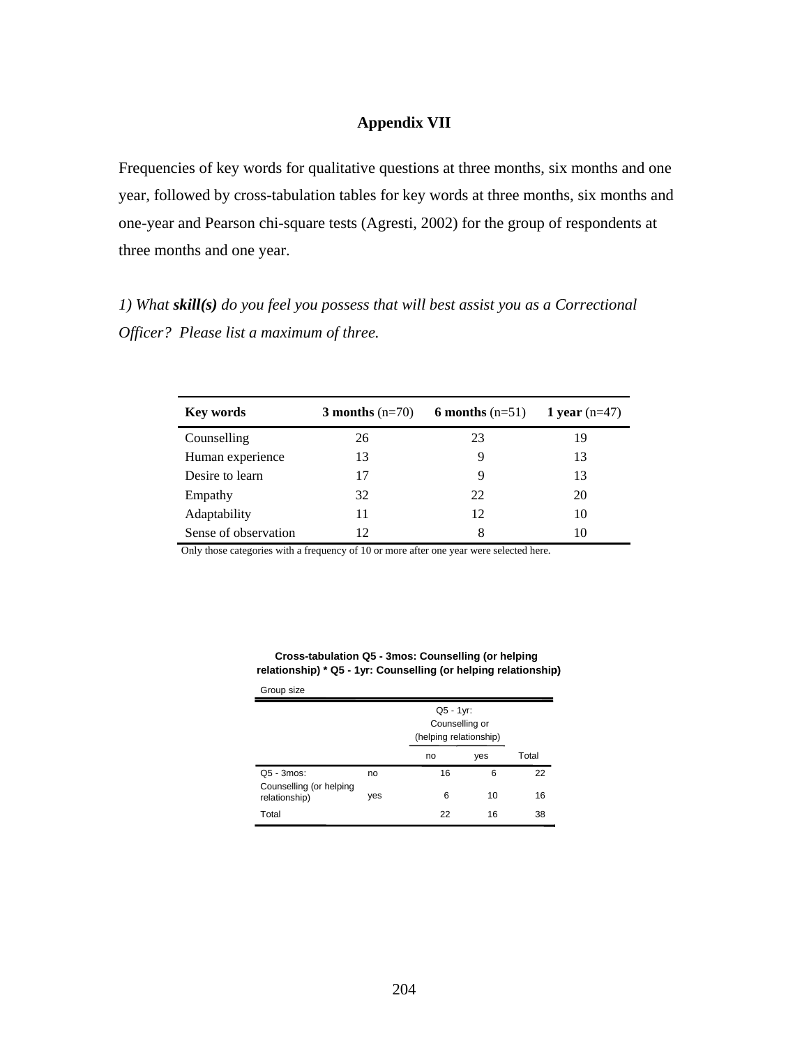# Appendix VII

Frequencies of key words for qualitative questions at three months, six months and one year, followed by cross-tabulation tables for key words at three months, six months and one-year and Pearson chi-square tests (Agresti, 2002) for the group of respondents at three months and one year.

*1) What **skill(s)** do you feel you possess that will best assist you as a Correctional Officer? Please list a maximum of three.*

| **Key words** | **3 months** (n=70) | **6 months** (n=51) | **1 year** (n=47) |
|---|---|---|---|
| Counselling | 26 | 23 | 19 |
| Human experience | 13 | 9 | 13 |
| Desire to learn | 17 | 9 | 13 |
| Empathy | 32 | 22 | 20 |
| Adaptability | 11 | 12 | 10 |
| Sense of observation | 12 | 8 | 10 |

Only those categories with a frequency of 10 or more after one year were selected here.

**Cross-tabulation Q5 - 3mos: Counselling (or helping relationship) * Q5 - 1yr: Counselling (or helping relationship)**

Group size

| | | Q5 - 1yr: Counselling or (helping relationship) | | |
|---|---|---|---|---|
| | | no | yes | Total |
| Q5 - 3mos: Counselling (or helping relationship) | no | 16 | 6 | 22 |
| | yes | 6 | 10 | 16 |
| Total | | 22 | 16 | 38 |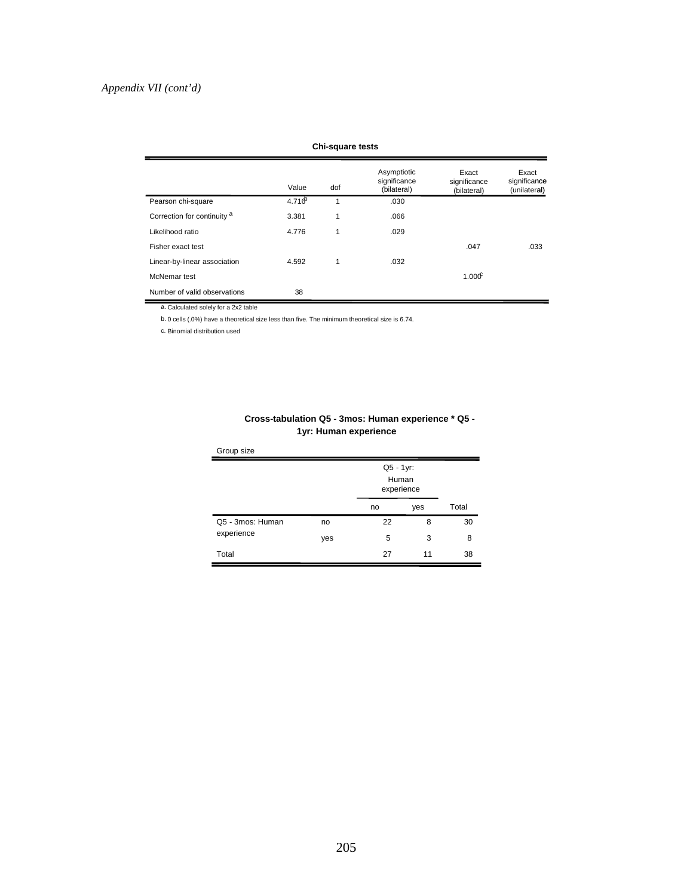*Appendix VII (cont'd)*

**Chi-square tests**

| | Value | dof | Asymptiotic significance (bilateral) | Exact significance (bilateral) | Exact significance (unilateral) |
|---|---|---|---|---|---|
| Pearson chi-square | 4.716[b] | 1 | .030 | | |
| Correction for continuity [a] | 3.381 | 1 | .066 | | |
| Likelihood ratio | 4.776 | 1 | .029 | | |
| Fisher exact test | | | | .047 | .033 |
| Linear-by-linear association | 4.592 | 1 | .032 | | |
| McNemar test | | | | 1.000[c] | |
| Number of valid observations | 38 | | | | |

a. Calculated solely for a 2x2 table

b. 0 cells (.0%) have a theoretical size less than five. The minimum theoretical size is 6.74.

c. Binomial distribution used

**Cross-tabulation Q5 - 3mos: Human experience * Q5 - 1yr: Human experience**

Group size

| | | Q5 - 1yr: Human experience | | |
|---|---|---|---|---|
| | | no | yes | Total |
| Q5 - 3mos: Human experience | no | 22 | 8 | 30 |
| | yes | 5 | 3 | 8 |
| Total | | 27 | 11 | 38 |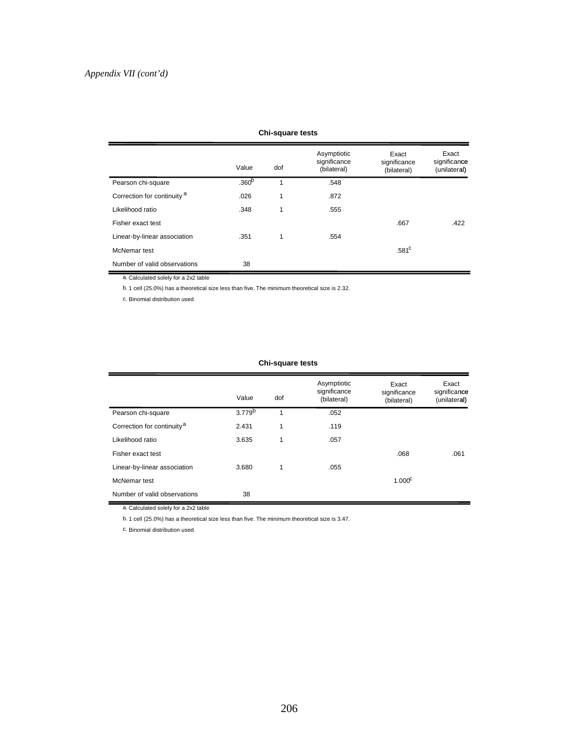*Appendix VII (cont'd)*

**Chi-square tests**

| | Value | dof | Asymptiotic significance (bilateral) | Exact significance (bilateral) | Exact significance (unilateral) |
|---|---|---|---|---|---|
| Pearson chi-square | .360[b] | 1 | .548 | | |
| Correction for continuity [a] | .026 | 1 | .872 | | |
| Likelihood ratio | .348 | 1 | .555 | | |
| Fisher exact test | | | | .667 | .422 |
| Linear-by-linear association | .351 | 1 | .554 | | |
| McNemar test | | | | .581[c] | |
| Number of valid observations | 38 | | | | |

a. Calculated solely for a 2x2 table

b. 1 cell (25.0%) has a theoretical size less than five. The minimum theoretical size is 2.32.

c. Binomial distribution used

**Chi-square tests**

| | Value | dof | Asymptiotic significance (bilateral) | Exact significance (bilateral) | Exact significance (unilateral) |
|---|---|---|---|---|---|
| Pearson chi-square | 3.779[b] | 1 | .052 | | |
| Correction for continuity [a] | 2.431 | 1 | .119 | | |
| Likelihood ratio | 3.635 | 1 | .057 | | |
| Fisher exact test | | | | .068 | .061 |
| Linear-by-linear association | 3.680 | 1 | .055 | | |
| McNemar test | | | | 1.000[c] | |
| Number of valid observations | 38 | | | | |

a. Calculated solely for a 2x2 table

b. 1 cell (25.0%) has a theoretical size less than five. The minimum theoretical size is 3.47.

c. Binomial distribution used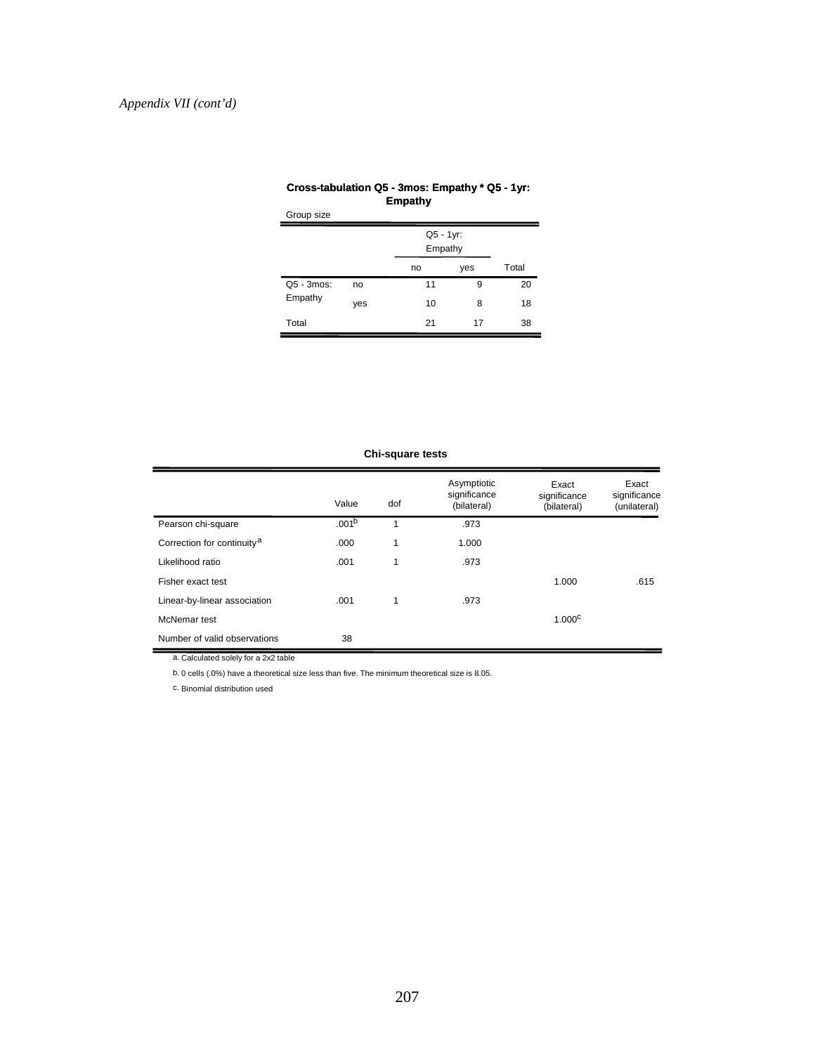*Appendix VII (cont'd)*

**Cross-tabulation Q5 - 3mos: Empathy * Q5 - 1yr: Empathy**

Group size

| | | Q5 - 1yr: Empathy | | |
|---|---|---|---|---|
| | | no | yes | Total |
| Q5 - 3mos: Empathy | no | 11 | 9 | 20 |
| | yes | 10 | 8 | 18 |
| Total | | 21 | 17 | 38 |

**Chi-square tests**

| | Value | dof | Asymptiotic significance (bilateral) | Exact significance (bilateral) | Exact significance (unilateral) |
|---|---|---|---|---|---|
| Pearson chi-square | .001[b] | 1 | .973 | | |
| Correction for continuity[a] | .000 | 1 | 1.000 | | |
| Likelihood ratio | .001 | 1 | .973 | | |
| Fisher exact test | | | | 1.000 | .615 |
| Linear-by-linear association | .001 | 1 | .973 | | |
| McNemar test | | | | 1.000[c] | |
| Number of valid observations | 38 | | | | |

a. Calculated solely for a 2x2 table

b. 0 cells (.0%) have a theoretical size less than five. The minimum theoretical size is 8.05.

c. Binomial distribution used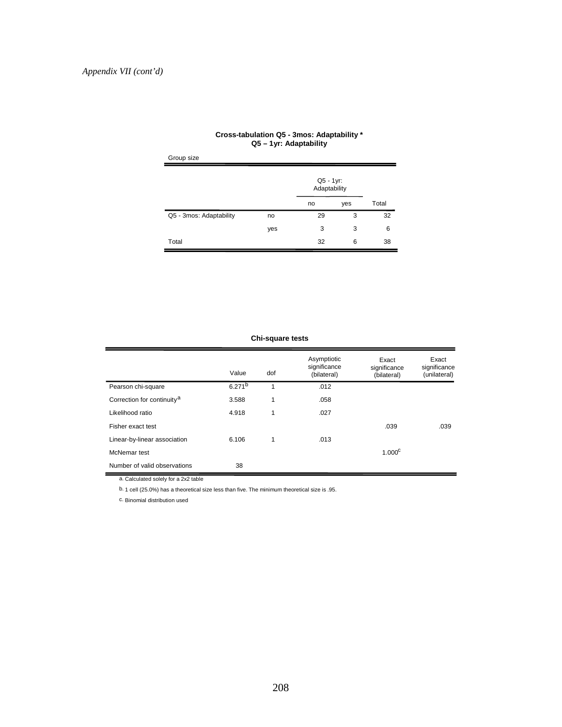*Appendix VII (cont'd)*

**Cross-tabulation Q5 - 3mos: Adaptability * Q5 – 1yr: Adaptability**

Group size

| | | Q5 - 1yr: Adaptability | | |
|---|---|---|---|---|
| | | no | yes | Total |
| Q5 - 3mos: Adaptability | no | 29 | 3 | 32 |
| | yes | 3 | 3 | 6 |
| Total | | 32 | 6 | 38 |

**Chi-square tests**

| | Value | dof | Asymptiotic significance (bilateral) | Exact significance (bilateral) | Exact significance (unilateral) |
|---|---|---|---|---|---|
| Pearson chi-square | 6.271[b] | 1 | .012 | | |
| Correction for continuity[a] | 3.588 | 1 | .058 | | |
| Likelihood ratio | 4.918 | 1 | .027 | | |
| Fisher exact test | | | | .039 | .039 |
| Linear-by-linear association | 6.106 | 1 | .013 | | |
| McNemar test | | | | 1.000[c] | |
| Number of valid observations | 38 | | | | |

a. Calculated solely for a 2x2 table

b. 1 cell (25.0%) has a theoretical size less than five. The minimum theoretical size is .95.

c. Binomial distribution used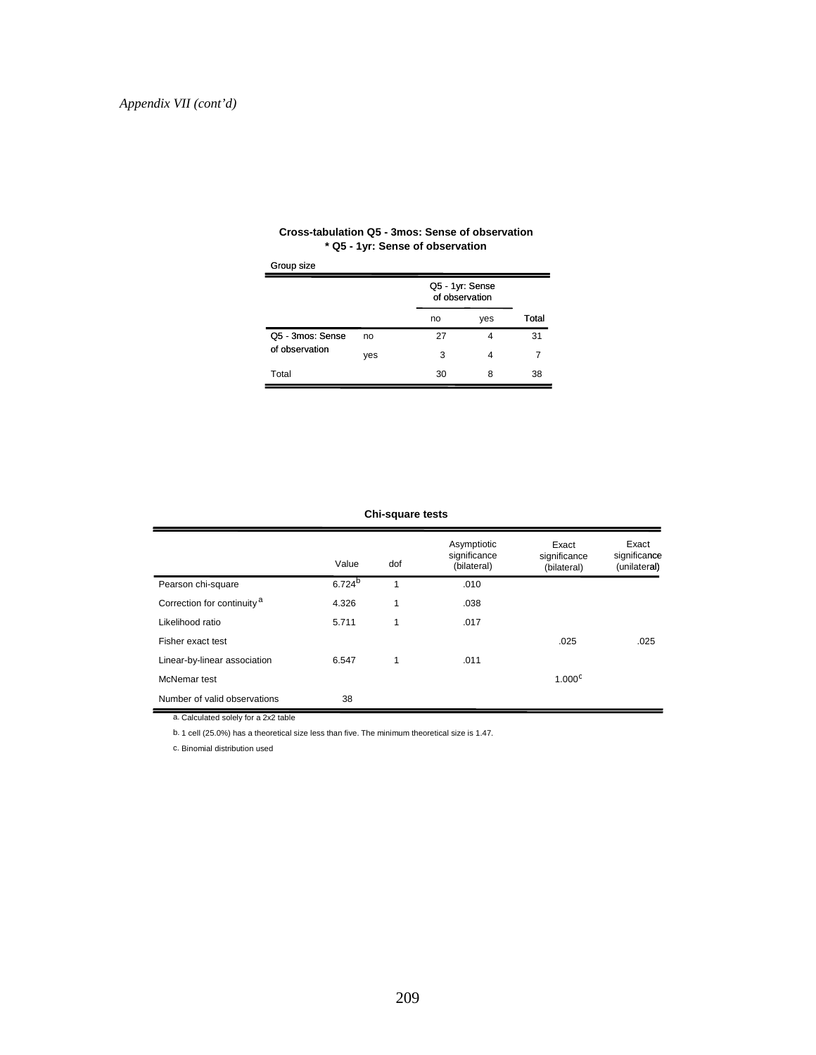*Appendix VII (cont'd)*

**Cross-tabulation Q5 - 3mos: Sense of observation * Q5 - 1yr: Sense of observation**

Group size

| | | Q5 - 1yr: Sense of observation | | Total |
|---|---|---|---|---|
| | | no | yes | |
| Q5 - 3mos: Sense of observation | no | 27 | 4 | 31 |
| | yes | 3 | 4 | 7 |
| Total | | 30 | 8 | 38 |

**Chi-square tests**

| | Value | dof | Asymptiotic significance (bilateral) | Exact significance (bilateral) | Exact significance (unilateral) |
|---|---|---|---|---|---|
| Pearson chi-square | 6.724[b] | 1 | .010 | | |
| Correction for continuity [a] | 4.326 | 1 | .038 | | |
| Likelihood ratio | 5.711 | 1 | .017 | | |
| Fisher exact test | | | | .025 | .025 |
| Linear-by-linear association | 6.547 | 1 | .011 | | |
| McNemar test | | | | 1.000[c] | |
| Number of valid observations | 38 | | | | |

a. Calculated solely for a 2x2 table

b. 1 cell (25.0%) has a theoretical size less than five. The minimum theoretical size is 1.47.

c. Binomial distribution used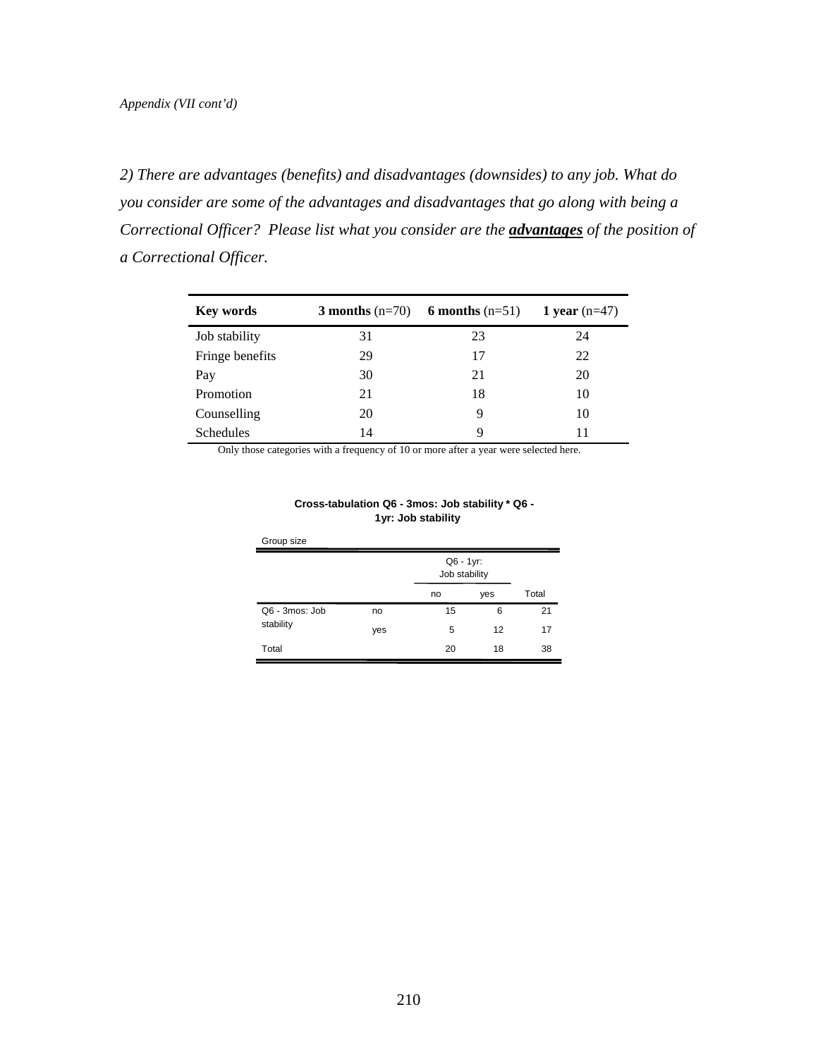*Appendix (VII cont'd)*

*2) There are advantages (benefits) and disadvantages (downsides) to any job. What do you consider are some of the advantages and disadvantages that go along with being a Correctional Officer? Please list what you consider are the **advantages** of the position of a Correctional Officer.*

| **Key words** | **3 months** (n=70) | **6 months** (n=51) | **1 year** (n=47) |
|---|---|---|---|
| Job stability | 31 | 23 | 24 |
| Fringe benefits | 29 | 17 | 22 |
| Pay | 30 | 21 | 20 |
| Promotion | 21 | 18 | 10 |
| Counselling | 20 | 9 | 10 |
| Schedules | 14 | 9 | 11 |

Only those categories with a frequency of 10 or more after a year were selected here.

**Cross-tabulation Q6 - 3mos: Job stability \* Q6 - 1yr: Job stability**

Group size

| | | Q6 - 1yr: Job stability | | |
|---|---|---|---|---|
| | | no | yes | Total |
| Q6 - 3mos: Job stability | no | 15 | 6 | 21 |
| | yes | 5 | 12 | 17 |
| Total | | 20 | 18 | 38 |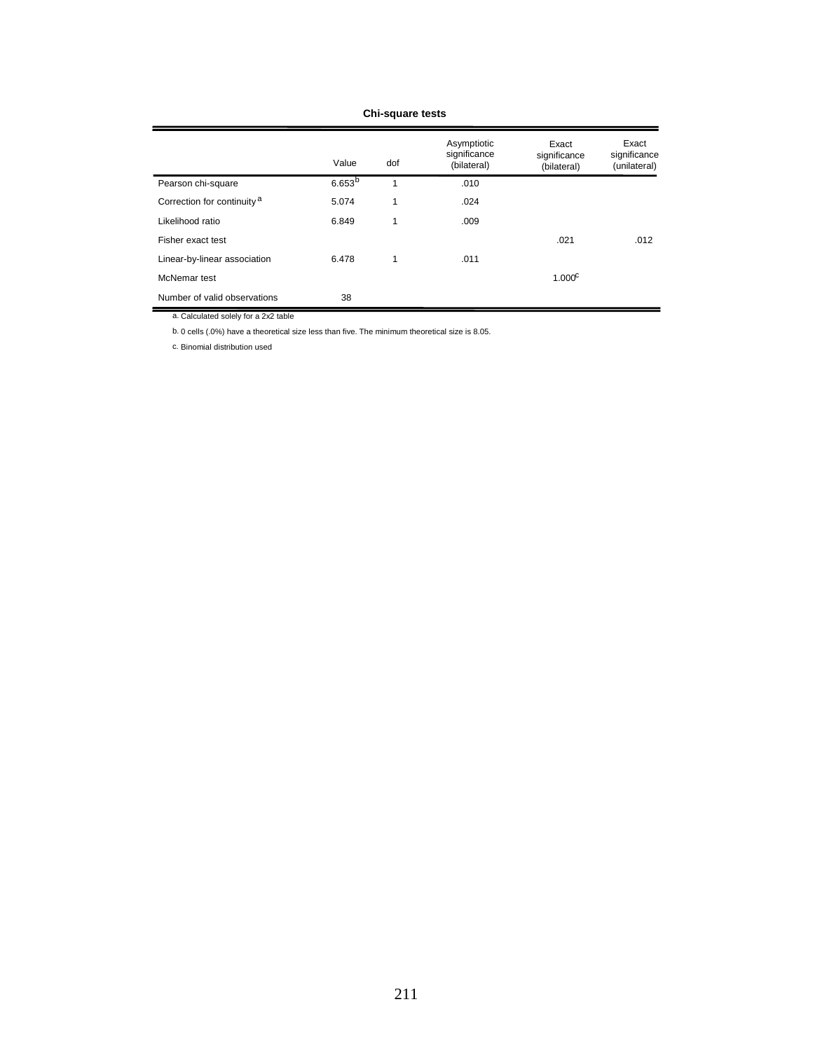**Chi-square tests**

| | Value | dof | Asymptiotic significance (bilateral) | Exact significance (bilateral) | Exact significance (unilateral) |
|---|---|---|---|---|---|
| Pearson chi-square | 6.653[b] | 1 | .010 | | |
| Correction for continuity[a] | 5.074 | 1 | .024 | | |
| Likelihood ratio | 6.849 | 1 | .009 | | |
| Fisher exact test | | | | .021 | .012 |
| Linear-by-linear association | 6.478 | 1 | .011 | | |
| McNemar test | | | | 1.000[c] | |
| Number of valid observations | 38 | | | | |

a. Calculated solely for a 2x2 table

b. 0 cells (.0%) have a theoretical size less than five. The minimum theoretical size is 8.05.

c. Binomial distribution used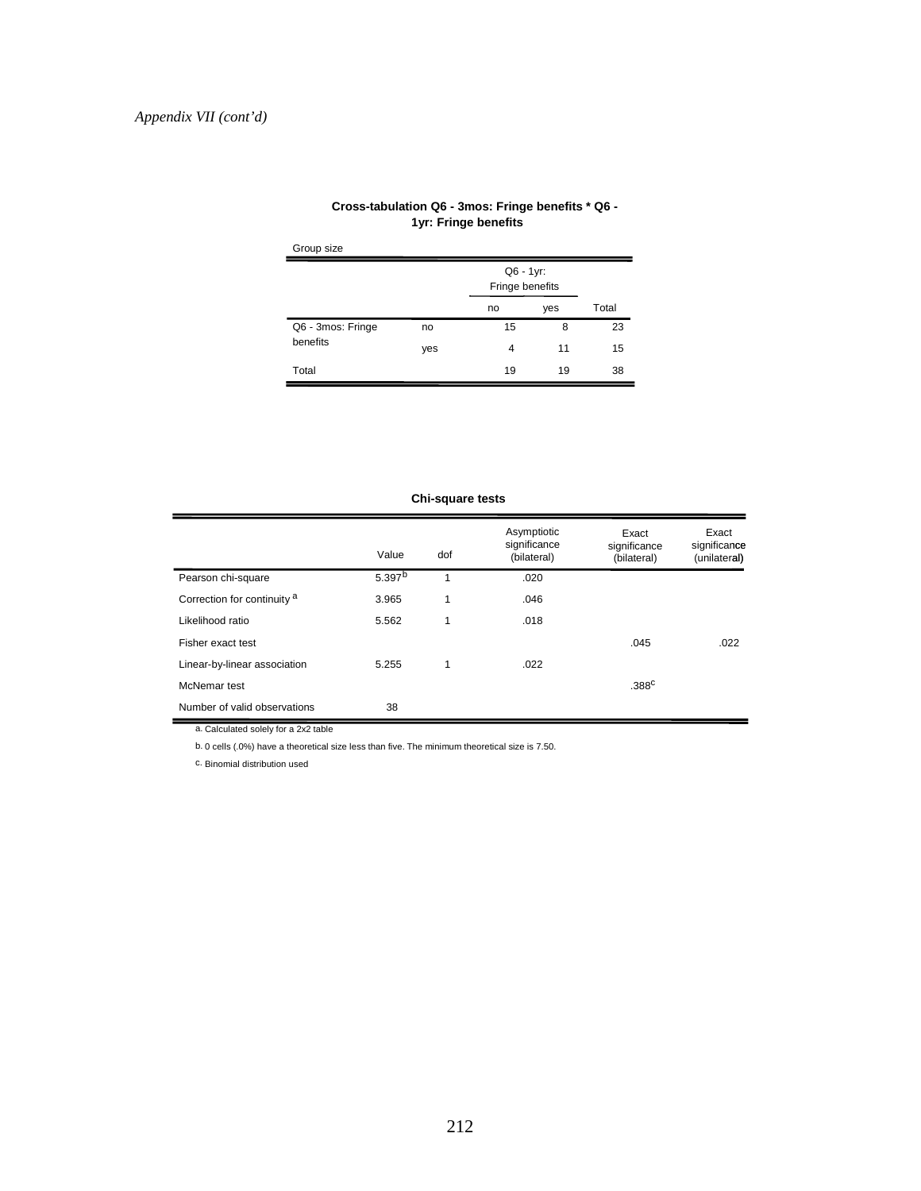*Appendix VII (cont'd)*

**Cross-tabulation Q6 - 3mos: Fringe benefits * Q6 - 1yr: Fringe benefits**

Group size

| | | Q6 - 1yr: Fringe benefits | | |
|---|---|---|---|---|
| | | no | yes | Total |
| Q6 - 3mos: Fringe benefits | no | 15 | 8 | 23 |
| | yes | 4 | 11 | 15 |
| Total | | 19 | 19 | 38 |

**Chi-square tests**

| | Value | dof | Asymptiotic significance (bilateral) | Exact significance (bilateral) | Exact significance (unilateral) |
|---|---|---|---|---|---|
| Pearson chi-square | 5.397[b] | 1 | .020 | | |
| Correction for continuity [a] | 3.965 | 1 | .046 | | |
| Likelihood ratio | 5.562 | 1 | .018 | | |
| Fisher exact test | | | | .045 | .022 |
| Linear-by-linear association | 5.255 | 1 | .022 | | |
| McNemar test | | | | .388[c] | |
| Number of valid observations | 38 | | | | |

a. Calculated solely for a 2x2 table

b. 0 cells (.0%) have a theoretical size less than five. The minimum theoretical size is 7.50.

c. Binomial distribution used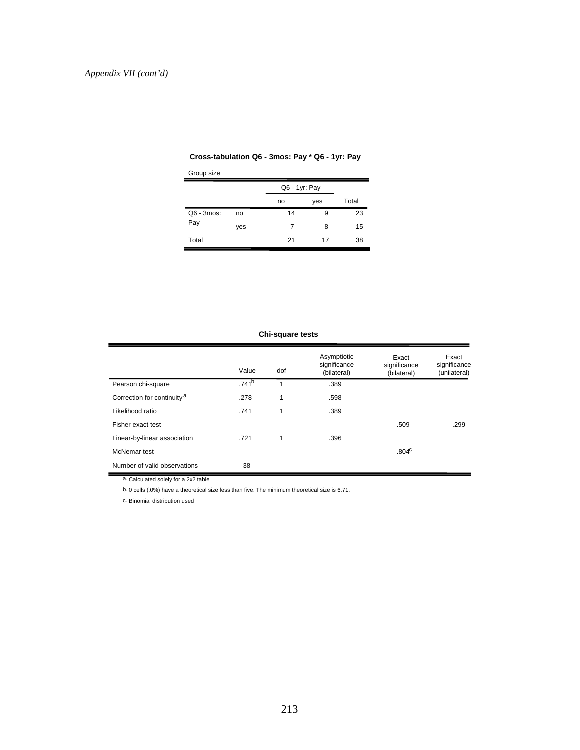*Appendix VII (cont'd)*

**Cross-tabulation Q6 - 3mos: Pay * Q6 - 1yr: Pay**

Group size

| | | Q6 - 1yr: Pay | | |
|---|---|---|---|---|
| | | no | yes | Total |
| Q6 - 3mos: Pay | no | 14 | 9 | 23 |
| | yes | 7 | 8 | 15 |
| Total | | 21 | 17 | 38 |

**Chi-square tests**

| | Value | dof | Asymptiotic significance (bilateral) | Exact significance (bilateral) | Exact significance (unilateral) |
|---|---|---|---|---|---|
| Pearson chi-square | .741[b] | 1 | .389 | | |
| Correction for continuity[a] | .278 | 1 | .598 | | |
| Likelihood ratio | .741 | 1 | .389 | | |
| Fisher exact test | | | | .509 | .299 |
| Linear-by-linear association | .721 | 1 | .396 | | |
| McNemar test | | | | .804[c] | |
| Number of valid observations | 38 | | | | |

a. Calculated solely for a 2x2 table

b. 0 cells (.0%) have a theoretical size less than five. The minimum theoretical size is 6.71.

c. Binomial distribution used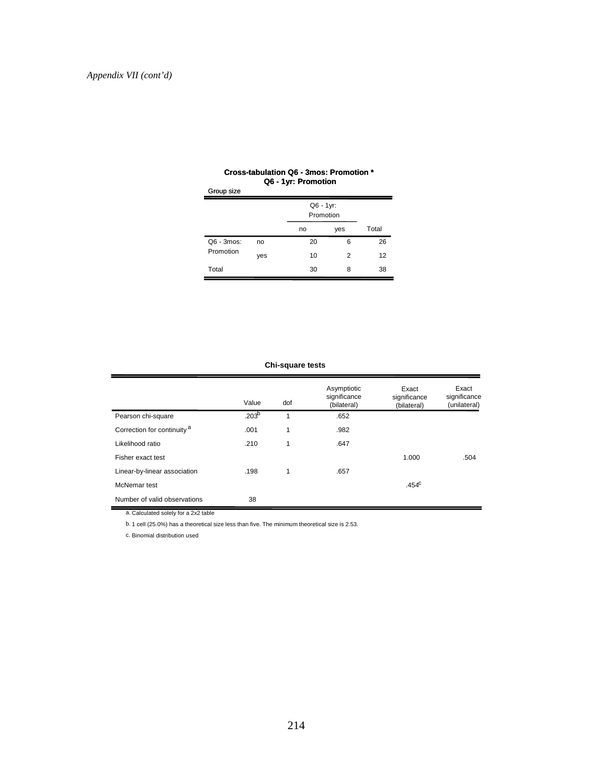*Appendix VII (cont'd)*

**Cross-tabulation Q6 - 3mos: Promotion * Q6 - 1yr: Promotion**

Group size

| | | Q6 - 1yr: Promotion | | |
|---|---|---|---|---|
| | | no | yes | Total |
| Q6 - 3mos: Promotion | no | 20 | 6 | 26 |
| | yes | 10 | 2 | 12 |
| Total | | 30 | 8 | 38 |

**Chi-square tests**

| | Value | dof | Asymptiotic significance (bilateral) | Exact significance (bilateral) | Exact significance (unilateral) |
|---|---|---|---|---|---|
| Pearson chi-square | .203[b] | 1 | .652 | | |
| Correction for continuity [a] | .001 | 1 | .982 | | |
| Likelihood ratio | .210 | 1 | .647 | | |
| Fisher exact test | | | | 1.000 | .504 |
| Linear-by-linear association | .198 | 1 | .657 | | |
| McNemar test | | | | .454[c] | |
| Number of valid observations | 38 | | | | |

a. Calculated solely for a 2x2 table

b. 1 cell (25.0%) has a theoretical size less than five. The minimum theoretical size is 2.53.

c. Binomial distribution used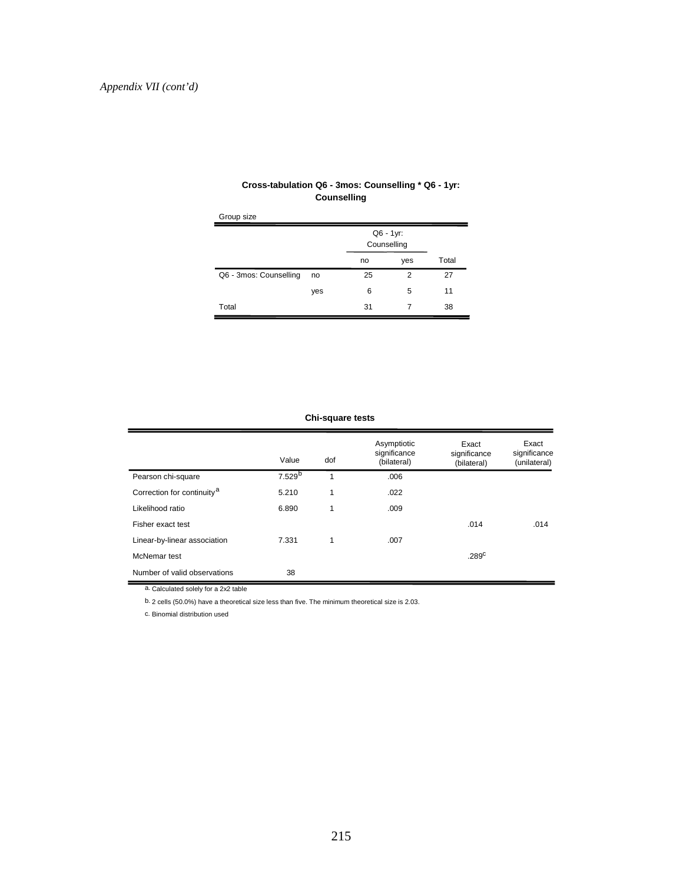*Appendix VII (cont'd)*

**Cross-tabulation Q6 - 3mos: Counselling * Q6 - 1yr: Counselling**

Group size

| | | Q6 - 1yr: Counselling | | |
|---|---|---|---|---|
| | | no | yes | Total |
| Q6 - 3mos: Counselling | no | 25 | 2 | 27 |
| | yes | 6 | 5 | 11 |
| Total | | 31 | 7 | 38 |

**Chi-square tests**

| | Value | dof | Asymptiotic significance (bilateral) | Exact significance (bilateral) | Exact significance (unilateral) |
|---|---|---|---|---|---|
| Pearson chi-square | 7.529[b] | 1 | .006 | | |
| Correction for continuity[a] | 5.210 | 1 | .022 | | |
| Likelihood ratio | 6.890 | 1 | .009 | | |
| Fisher exact test | | | | .014 | .014 |
| Linear-by-linear association | 7.331 | 1 | .007 | | |
| McNemar test | | | | .289[c] | |
| Number of valid observations | 38 | | | | |

a. Calculated solely for a 2x2 table

b. 2 cells (50.0%) have a theoretical size less than five. The minimum theoretical size is 2.03.

c. Binomial distribution used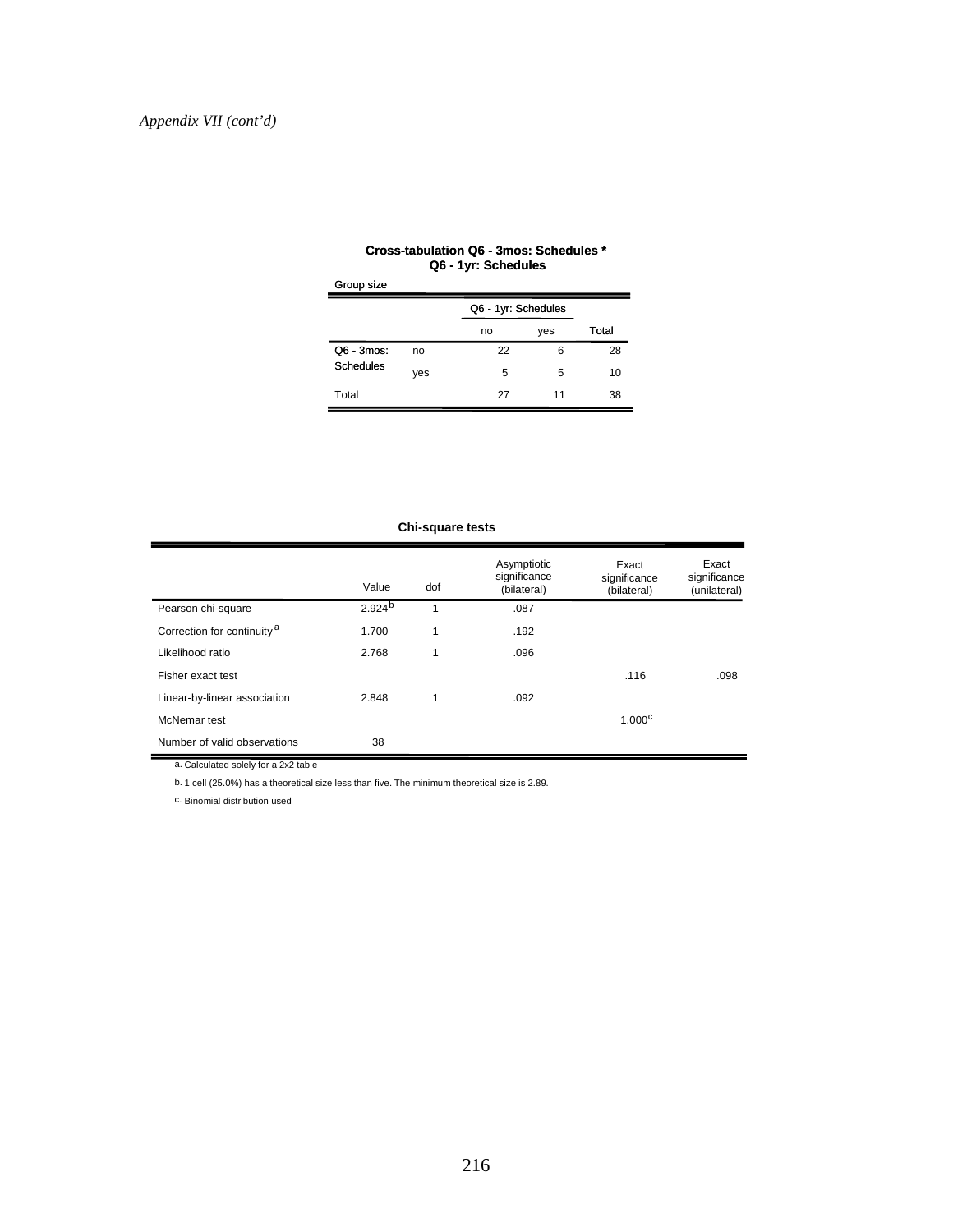*Appendix VII (cont'd)*

**Cross-tabulation Q6 - 3mos: Schedules * Q6 - 1yr: Schedules**

Group size

| | | Q6 - 1yr: Schedules | | |
|---|---|---|---|---|
| | | no | yes | Total |
| Q6 - 3mos: Schedules | no | 22 | 6 | 28 |
| | yes | 5 | 5 | 10 |
| Total | | 27 | 11 | 38 |

**Chi-square tests**

| | Value | dof | Asymptiotic significance (bilateral) | Exact significance (bilateral) | Exact significance (unilateral) |
|---|---|---|---|---|---|
| Pearson chi-square | 2.924[b] | 1 | .087 | | |
| Correction for continuity[a] | 1.700 | 1 | .192 | | |
| Likelihood ratio | 2.768 | 1 | .096 | | |
| Fisher exact test | | | | .116 | .098 |
| Linear-by-linear association | 2.848 | 1 | .092 | | |
| McNemar test | | | | 1.000[c] | |
| Number of valid observations | 38 | | | | |

a. Calculated solely for a 2x2 table

b. 1 cell (25.0%) has a theoretical size less than five. The minimum theoretical size is 2.89.

c. Binomial distribution used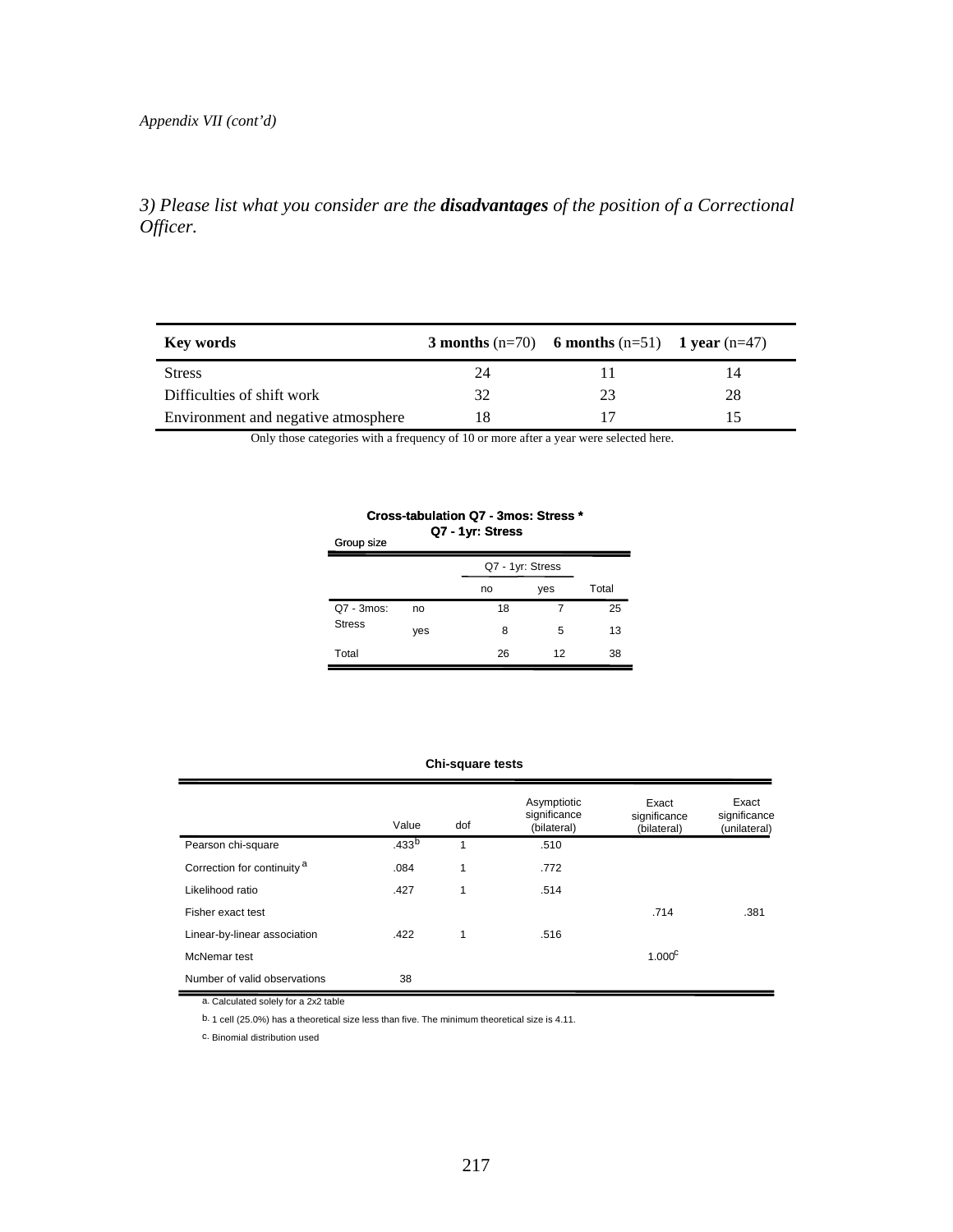*Appendix VII (cont'd)*

*3) Please list what you consider are the* ***disadvantages*** *of the position of a Correctional Officer.*

| **Key words** | **3 months** (n=70) | **6 months** (n=51) | **1 year** (n=47) |
|---|---|---|---|
| Stress | 24 | 11 | 14 |
| Difficulties of shift work | 32 | 23 | 28 |
| Environment and negative atmosphere | 18 | 17 | 15 |

Only those categories with a frequency of 10 or more after a year were selected here.

**Cross-tabulation Q7 - 3mos: Stress * Q7 - 1yr: Stress**

Group size

| | | Q7 - 1yr: Stress | | |
|---|---|---|---|---|
| | | no | yes | Total |
| Q7 - 3mos: Stress | no | 18 | 7 | 25 |
| | yes | 8 | 5 | 13 |
| Total | | 26 | 12 | 38 |

**Chi-square tests**

| | Value | dof | Asymptiotic significance (bilateral) | Exact significance (bilateral) | Exact significance (unilateral) |
|---|---|---|---|---|---|
| Pearson chi-square | .433[b] | 1 | .510 | | |
| Correction for continuity [a] | .084 | 1 | .772 | | |
| Likelihood ratio | .427 | 1 | .514 | | |
| Fisher exact test | | | | .714 | .381 |
| Linear-by-linear association | .422 | 1 | .516 | | |
| McNemar test | | | | 1.000[c] | |
| Number of valid observations | 38 | | | | |

a. Calculated solely for a 2x2 table

b. 1 cell (25.0%) has a theoretical size less than five. The minimum theoretical size is 4.11.

c. Binomial distribution used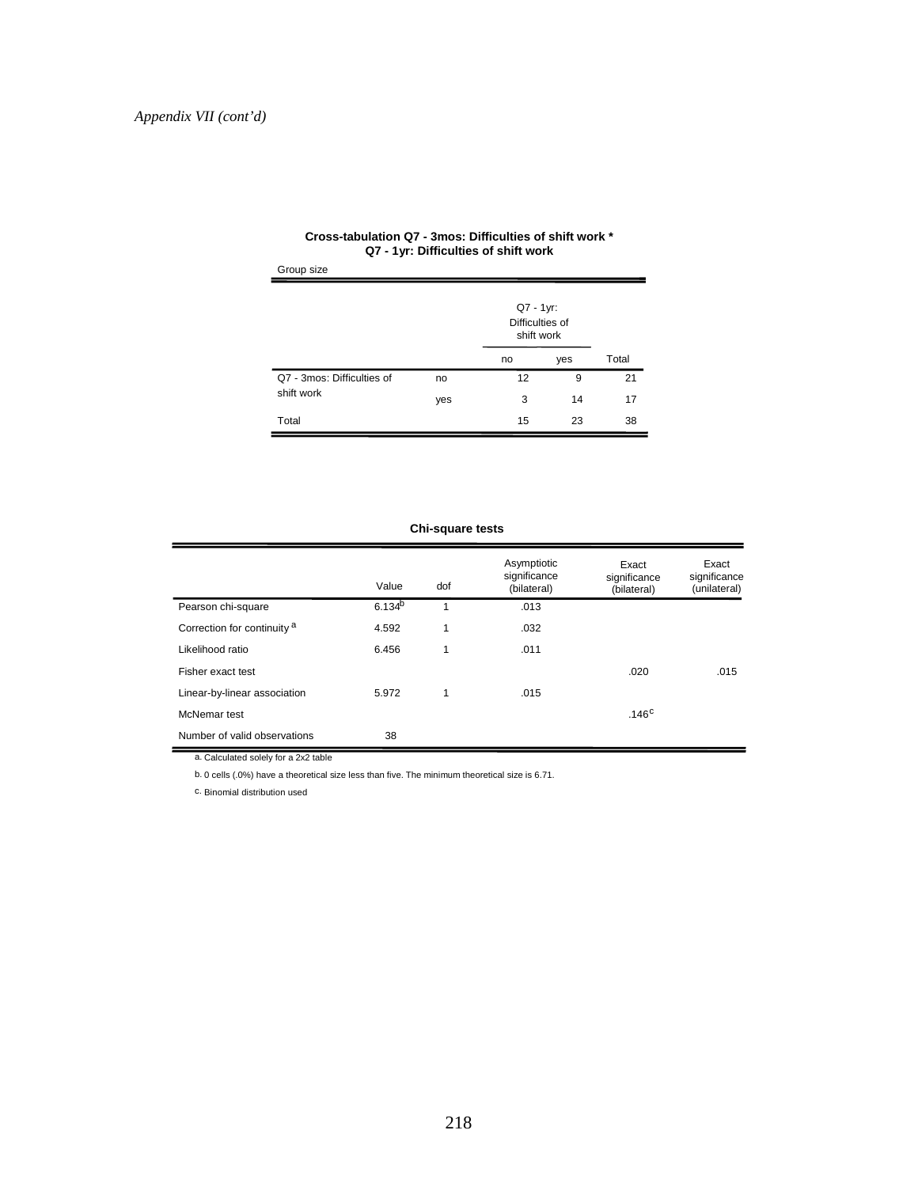*Appendix VII (cont'd)*

**Cross-tabulation Q7 - 3mos: Difficulties of shift work * Q7 - 1yr: Difficulties of shift work**

Group size

| | | Q7 - 1yr: Difficulties of shift work | | |
|---|---|---|---|---|
| | | no | yes | Total |
| Q7 - 3mos: Difficulties of shift work | no | 12 | 9 | 21 |
| | yes | 3 | 14 | 17 |
| Total | | 15 | 23 | 38 |

**Chi-square tests**

| | Value | dof | Asymptiotic significance (bilateral) | Exact significance (bilateral) | Exact significance (unilateral) |
|---|---|---|---|---|---|
| Pearson chi-square | 6.134[b] | 1 | .013 | | |
| Correction for continuity [a] | 4.592 | 1 | .032 | | |
| Likelihood ratio | 6.456 | 1 | .011 | | |
| Fisher exact test | | | | .020 | .015 |
| Linear-by-linear association | 5.972 | 1 | .015 | | |
| McNemar test | | | | .146[c] | |
| Number of valid observations | 38 | | | | |

a. Calculated solely for a 2x2 table

b. 0 cells (.0%) have a theoretical size less than five. The minimum theoretical size is 6.71.

c. Binomial distribution used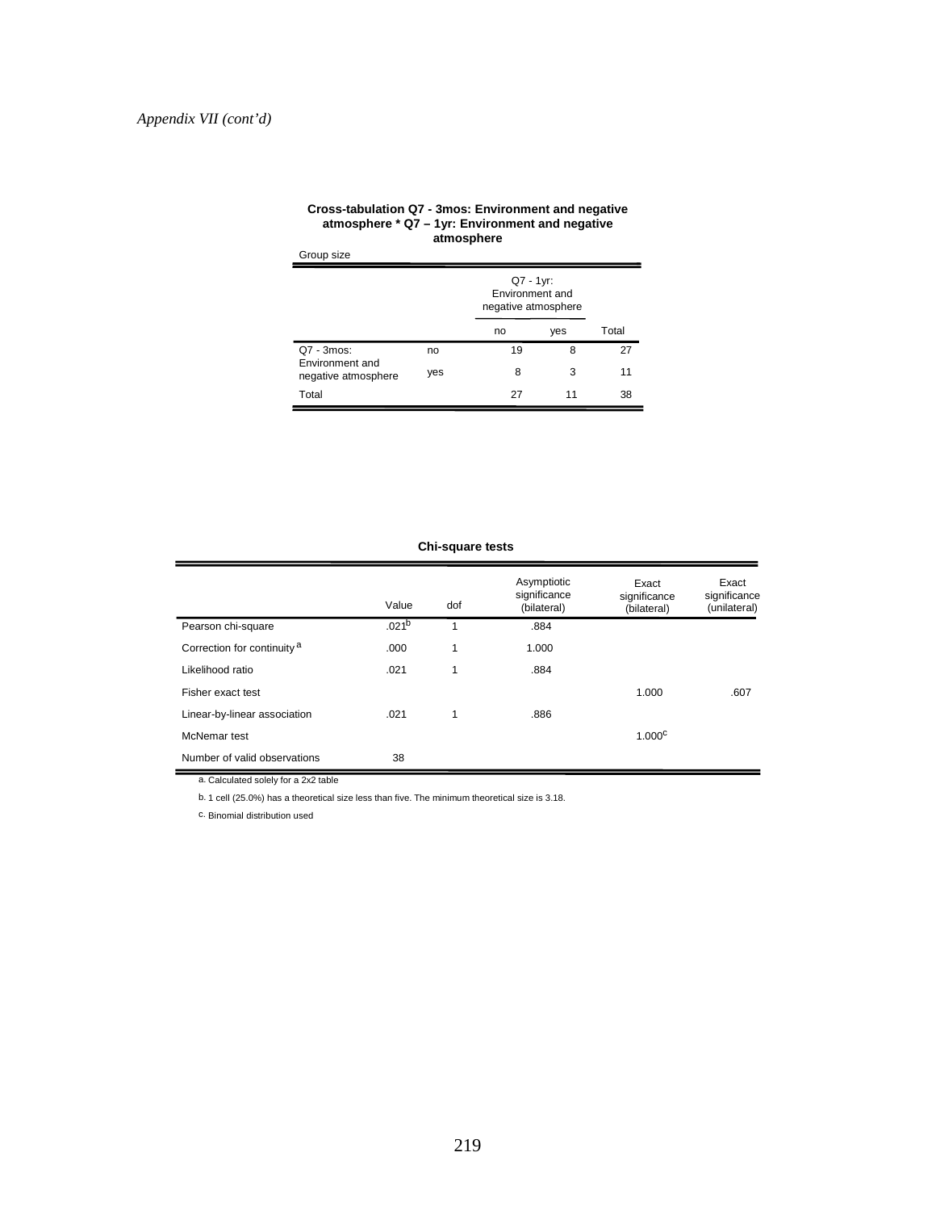*Appendix VII (cont'd)*

**Cross-tabulation Q7 - 3mos: Environment and negative atmosphere * Q7 – 1yr: Environment and negative atmosphere**

Group size

| | | Q7 - 1yr: Environment and negative atmosphere | | |
|---|---|---|---|---|
| | | no | yes | Total |
| Q7 - 3mos: Environment and negative atmosphere | no | 19 | 8 | 27 |
| | yes | 8 | 3 | 11 |
| Total | | 27 | 11 | 38 |

**Chi-square tests**

| | Value | dof | Asymptiotic significance (bilateral) | Exact significance (bilateral) | Exact significance (unilateral) |
|---|---|---|---|---|---|
| Pearson chi-square | .021[b] | 1 | .884 | | |
| Correction for continuity [a] | .000 | 1 | 1.000 | | |
| Likelihood ratio | .021 | 1 | .884 | | |
| Fisher exact test | | | | 1.000 | .607 |
| Linear-by-linear association | .021 | 1 | .886 | | |
| McNemar test | | | | 1.000[c] | |
| Number of valid observations | 38 | | | | |

a. Calculated solely for a 2x2 table

b. 1 cell (25.0%) has a theoretical size less than five. The minimum theoretical size is 3.18.

c. Binomial distribution used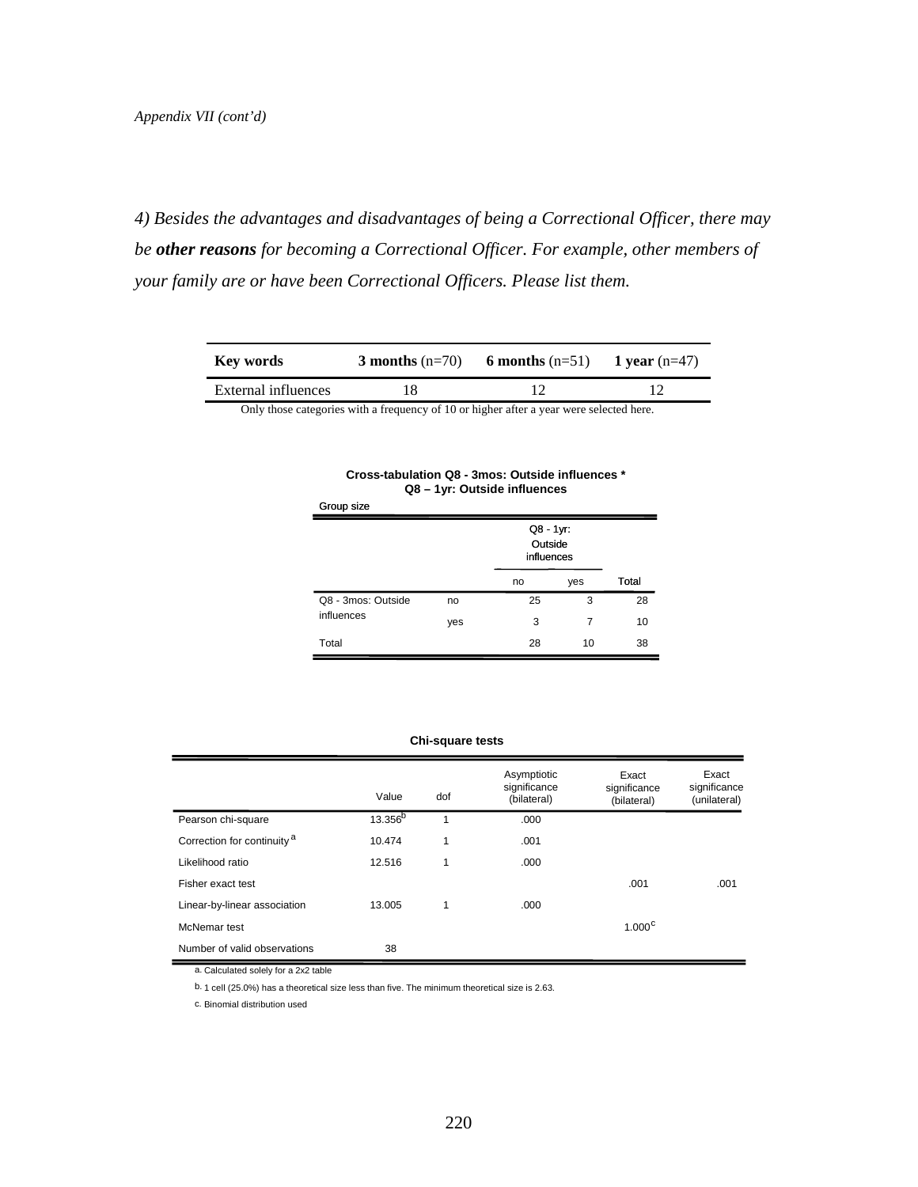*Appendix VII (cont'd)*

*4) Besides the advantages and disadvantages of being a Correctional Officer, there may be **other reasons** for becoming a Correctional Officer. For example, other members of your family are or have been Correctional Officers. Please list them.*

| **Key words** | **3 months** (n=70) | **6 months** (n=51) | **1 year** (n=47) |
|---|---|---|---|
| External influences | 18 | 12 | 12 |

Only those categories with a frequency of 10 or higher after a year were selected here.

**Cross-tabulation Q8 - 3mos: Outside influences * Q8 – 1yr: Outside influences**

Group size

| | | Q8 - 1yr: Outside influences | | |
|---|---|---|---|---|
| | | no | yes | Total |
| Q8 - 3mos: Outside influences | no | 25 | 3 | 28 |
| | yes | 3 | 7 | 10 |
| Total | | 28 | 10 | 38 |

**Chi-square tests**

| | Value | dof | Asymptiotic significance (bilateral) | Exact significance (bilateral) | Exact significance (unilateral) |
|---|---|---|---|---|---|
| Pearson chi-square | 13.356[b] | 1 | .000 | | |
| Correction for continuity[a] | 10.474 | 1 | .001 | | |
| Likelihood ratio | 12.516 | 1 | .000 | | |
| Fisher exact test | | | | .001 | .001 |
| Linear-by-linear association | 13.005 | 1 | .000 | | |
| McNemar test | | | | 1.000[c] | |
| Number of valid observations | 38 | | | | |

a. Calculated solely for a 2x2 table

b. 1 cell (25.0%) has a theoretical size less than five. The minimum theoretical size is 2.63.

c. Binomial distribution used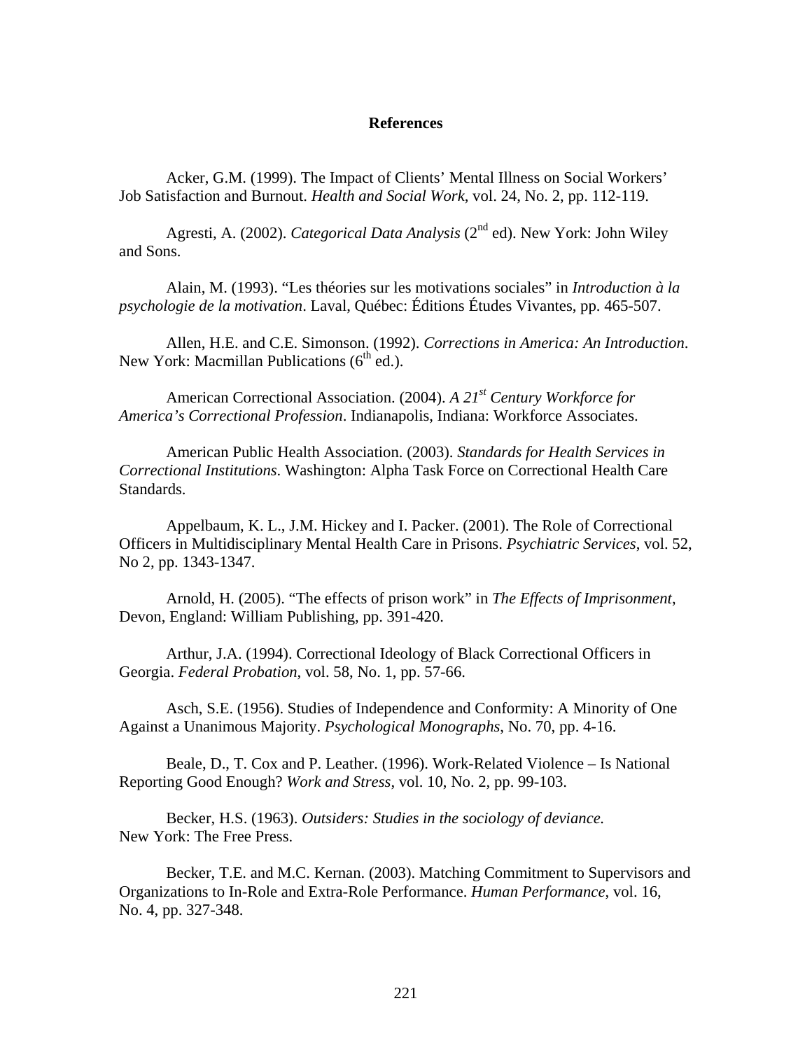# References

Acker, G.M. (1999). The Impact of Clients' Mental Illness on Social Workers' Job Satisfaction and Burnout. *Health and Social Work*, vol. 24, No. 2, pp. 112-119.

Agresti, A. (2002). *Categorical Data Analysis* (2nd ed). New York: John Wiley and Sons.

Alain, M. (1993). "Les théories sur les motivations sociales" in *Introduction à la psychologie de la motivation*. Laval, Québec: Éditions Études Vivantes, pp. 465-507.

Allen, H.E. and C.E. Simonson. (1992). *Corrections in America: An Introduction*. New York: Macmillan Publications (6th ed.).

American Correctional Association. (2004). *A 21st Century Workforce for America's Correctional Profession*. Indianapolis, Indiana: Workforce Associates.

American Public Health Association. (2003). *Standards for Health Services in Correctional Institutions*. Washington: Alpha Task Force on Correctional Health Care Standards.

Appelbaum, K. L., J.M. Hickey and I. Packer. (2001). The Role of Correctional Officers in Multidisciplinary Mental Health Care in Prisons. *Psychiatric Services*, vol. 52, No 2, pp. 1343-1347.

Arnold, H. (2005). "The effects of prison work" in *The Effects of Imprisonment*, Devon, England: William Publishing, pp. 391-420.

Arthur, J.A. (1994). Correctional Ideology of Black Correctional Officers in Georgia. *Federal Probation*, vol. 58, No. 1, pp. 57-66.

Asch, S.E. (1956). Studies of Independence and Conformity: A Minority of One Against a Unanimous Majority. *Psychological Monographs*, No. 70, pp. 4-16.

Beale, D., T. Cox and P. Leather. (1996). Work-Related Violence – Is National Reporting Good Enough? *Work and Stress*, vol. 10, No. 2, pp. 99-103.

Becker, H.S. (1963). *Outsiders: Studies in the sociology of deviance.* New York: The Free Press.

Becker, T.E. and M.C. Kernan. (2003). Matching Commitment to Supervisors and Organizations to In-Role and Extra-Role Performance. *Human Performance*, vol. 16, No. 4, pp. 327-348.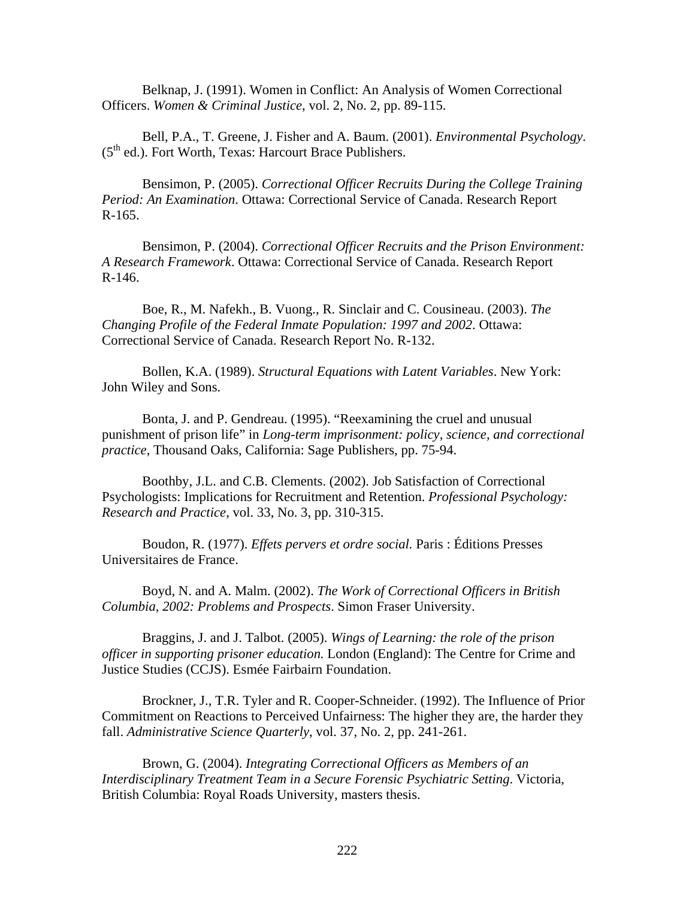Belknap, J. (1991). Women in Conflict: An Analysis of Women Correctional Officers. *Women & Criminal Justice*, vol. 2, No. 2, pp. 89-115.

Bell, P.A., T. Greene, J. Fisher and A. Baum. (2001). *Environmental Psychology*. (5th ed.). Fort Worth, Texas: Harcourt Brace Publishers.

Bensimon, P. (2005). *Correctional Officer Recruits During the College Training Period: An Examination*. Ottawa: Correctional Service of Canada. Research Report R-165.

Bensimon, P. (2004). *Correctional Officer Recruits and the Prison Environment: A Research Framework*. Ottawa: Correctional Service of Canada. Research Report R-146.

Boe, R., M. Nafekh., B. Vuong., R. Sinclair and C. Cousineau. (2003). *The Changing Profile of the Federal Inmate Population: 1997 and 2002*. Ottawa: Correctional Service of Canada. Research Report No. R-132.

Bollen, K.A. (1989). *Structural Equations with Latent Variables*. New York: John Wiley and Sons.

Bonta, J. and P. Gendreau. (1995). "Reexamining the cruel and unusual punishment of prison life" in *Long-term imprisonment: policy, science, and correctional practice*, Thousand Oaks, California: Sage Publishers, pp. 75-94.

Boothby, J.L. and C.B. Clements. (2002). Job Satisfaction of Correctional Psychologists: Implications for Recruitment and Retention. *Professional Psychology: Research and Practice*, vol. 33, No. 3, pp. 310-315.

Boudon, R. (1977). *Effets pervers et ordre social.* Paris : Éditions Presses Universitaires de France.

Boyd, N. and A. Malm. (2002). *The Work of Correctional Officers in British Columbia, 2002: Problems and Prospects*. Simon Fraser University.

Braggins, J. and J. Talbot. (2005). *Wings of Learning: the role of the prison officer in supporting prisoner education.* London (England): The Centre for Crime and Justice Studies (CCJS). Esmée Fairbairn Foundation.

Brockner, J., T.R. Tyler and R. Cooper-Schneider. (1992). The Influence of Prior Commitment on Reactions to Perceived Unfairness: The higher they are, the harder they fall. *Administrative Science Quarterly*, vol. 37, No. 2, pp. 241-261.

Brown, G. (2004). *Integrating Correctional Officers as Members of an Interdisciplinary Treatment Team in a Secure Forensic Psychiatric Setting*. Victoria, British Columbia: Royal Roads University, masters thesis.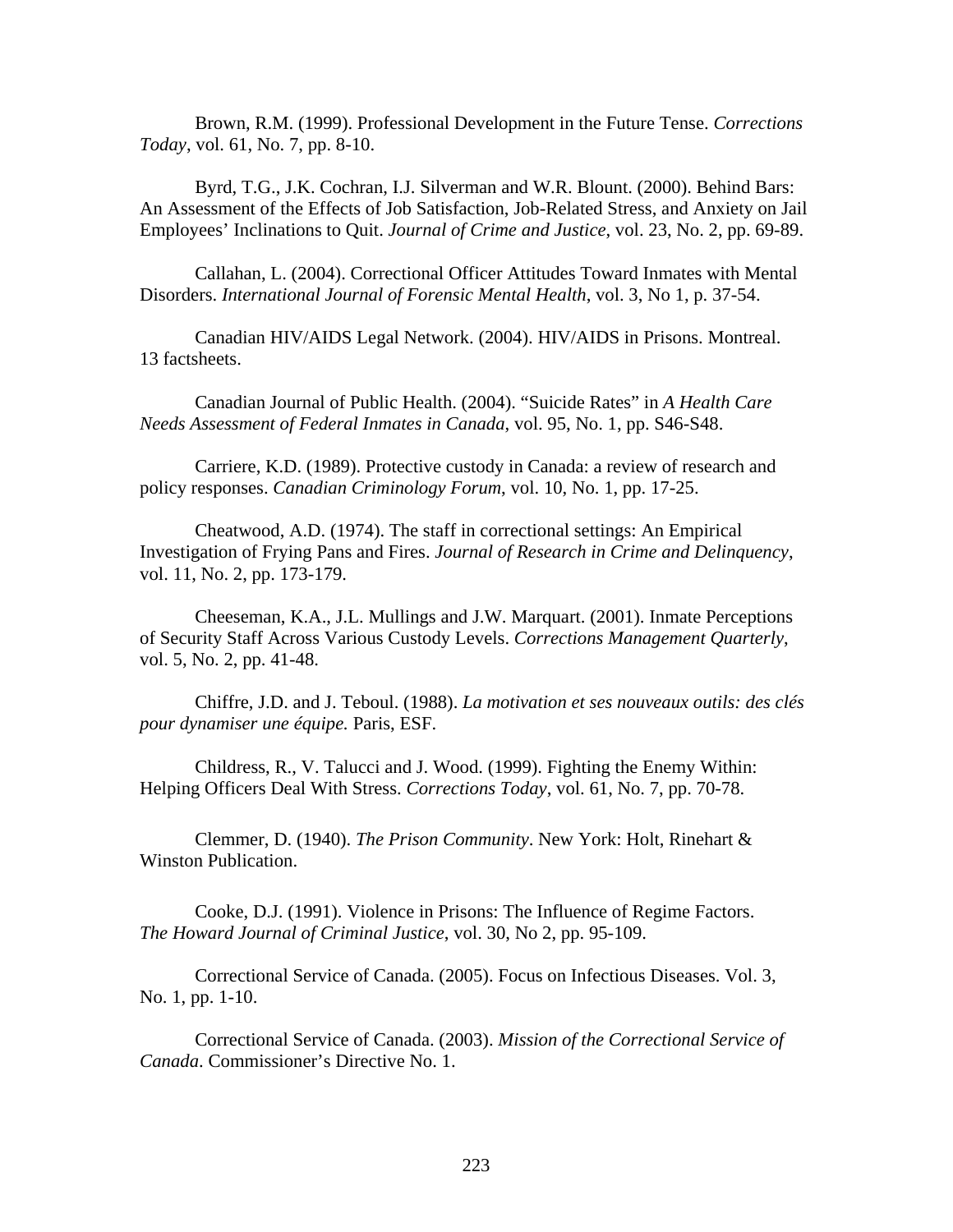Brown, R.M. (1999). Professional Development in the Future Tense. *Corrections Today*, vol. 61, No. 7, pp. 8-10.

Byrd, T.G., J.K. Cochran, I.J. Silverman and W.R. Blount. (2000). Behind Bars: An Assessment of the Effects of Job Satisfaction, Job-Related Stress, and Anxiety on Jail Employees' Inclinations to Quit. *Journal of Crime and Justice*, vol. 23, No. 2, pp. 69-89.

Callahan, L. (2004). Correctional Officer Attitudes Toward Inmates with Mental Disorders. *International Journal of Forensic Mental Health*, vol. 3, No 1, p. 37-54.

Canadian HIV/AIDS Legal Network. (2004). HIV/AIDS in Prisons. Montreal. 13 factsheets.

Canadian Journal of Public Health. (2004). "Suicide Rates" in *A Health Care Needs Assessment of Federal Inmates in Canada*, vol. 95, No. 1, pp. S46-S48.

Carriere, K.D. (1989). Protective custody in Canada: a review of research and policy responses. *Canadian Criminology Forum*, vol. 10, No. 1, pp. 17-25.

Cheatwood, A.D. (1974). The staff in correctional settings: An Empirical Investigation of Frying Pans and Fires. *Journal of Research in Crime and Delinquency*, vol. 11, No. 2, pp. 173-179.

Cheeseman, K.A., J.L. Mullings and J.W. Marquart. (2001). Inmate Perceptions of Security Staff Across Various Custody Levels. *Corrections Management Quarterly*, vol. 5, No. 2, pp. 41-48.

Chiffre, J.D. and J. Teboul. (1988). *La motivation et ses nouveaux outils: des clés pour dynamiser une équipe.* Paris, ESF.

Childress, R., V. Talucci and J. Wood. (1999). Fighting the Enemy Within: Helping Officers Deal With Stress. *Corrections Today*, vol. 61, No. 7, pp. 70-78.

Clemmer, D. (1940). *The Prison Community*. New York: Holt, Rinehart & Winston Publication.

Cooke, D.J. (1991). Violence in Prisons: The Influence of Regime Factors. *The Howard Journal of Criminal Justice*, vol. 30, No 2, pp. 95-109.

Correctional Service of Canada. (2005). Focus on Infectious Diseases. Vol. 3, No. 1, pp. 1-10.

Correctional Service of Canada. (2003). *Mission of the Correctional Service of Canada*. Commissioner's Directive No. 1.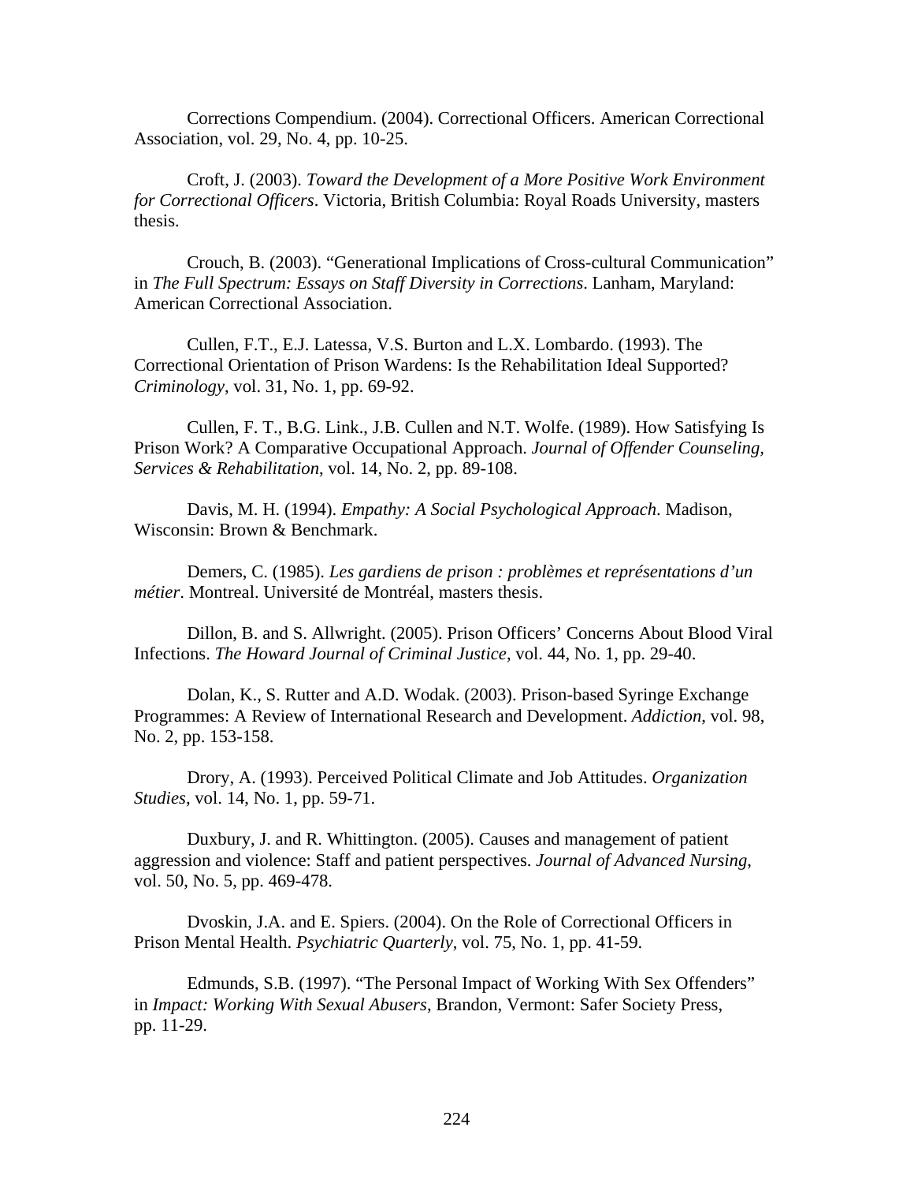Corrections Compendium. (2004). Correctional Officers. American Correctional Association, vol. 29, No. 4, pp. 10-25.

Croft, J. (2003). *Toward the Development of a More Positive Work Environment for Correctional Officers*. Victoria, British Columbia: Royal Roads University, masters thesis.

Crouch, B. (2003). “Generational Implications of Cross-cultural Communication” in *The Full Spectrum: Essays on Staff Diversity in Corrections*. Lanham, Maryland: American Correctional Association.

Cullen, F.T., E.J. Latessa, V.S. Burton and L.X. Lombardo. (1993). The Correctional Orientation of Prison Wardens: Is the Rehabilitation Ideal Supported? *Criminology*, vol. 31, No. 1, pp. 69-92.

Cullen, F. T., B.G. Link., J.B. Cullen and N.T. Wolfe. (1989). How Satisfying Is Prison Work? A Comparative Occupational Approach. *Journal of Offender Counseling, Services & Rehabilitation*, vol. 14, No. 2, pp. 89-108.

Davis, M. H. (1994). *Empathy: A Social Psychological Approach*. Madison, Wisconsin: Brown & Benchmark.

Demers, C. (1985). *Les gardiens de prison : problèmes et représentations d’un métier*. Montreal. Université de Montréal, masters thesis.

Dillon, B. and S. Allwright. (2005). Prison Officers’ Concerns About Blood Viral Infections. *The Howard Journal of Criminal Justice*, vol. 44, No. 1, pp. 29-40.

Dolan, K., S. Rutter and A.D. Wodak. (2003). Prison-based Syringe Exchange Programmes: A Review of International Research and Development. *Addiction*, vol. 98, No. 2, pp. 153-158.

Drory, A. (1993). Perceived Political Climate and Job Attitudes. *Organization Studies*, vol. 14, No. 1, pp. 59-71.

Duxbury, J. and R. Whittington. (2005). Causes and management of patient aggression and violence: Staff and patient perspectives. *Journal of Advanced Nursing*, vol. 50, No. 5, pp. 469-478.

Dvoskin, J.A. and E. Spiers. (2004). On the Role of Correctional Officers in Prison Mental Health. *Psychiatric Quarterly*, vol. 75, No. 1, pp. 41-59.

Edmunds, S.B. (1997). “The Personal Impact of Working With Sex Offenders” in *Impact: Working With Sexual Abusers*, Brandon, Vermont: Safer Society Press, pp. 11-29.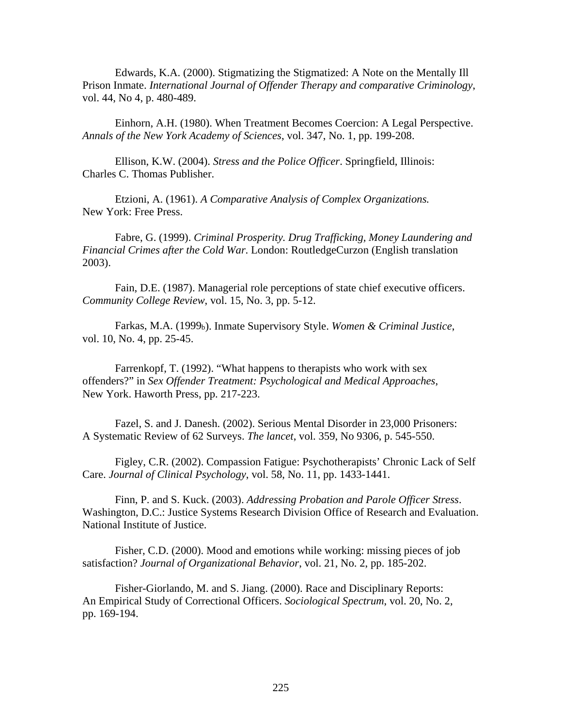Edwards, K.A. (2000). Stigmatizing the Stigmatized: A Note on the Mentally Ill Prison Inmate. *International Journal of Offender Therapy and comparative Criminology*, vol. 44, No 4, p. 480-489.

Einhorn, A.H. (1980). When Treatment Becomes Coercion: A Legal Perspective. *Annals of the New York Academy of Sciences*, vol. 347, No. 1, pp. 199-208.

Ellison, K.W. (2004). *Stress and the Police Officer*. Springfield, Illinois: Charles C. Thomas Publisher.

Etzioni, A. (1961). *A Comparative Analysis of Complex Organizations.* New York: Free Press.

Fabre, G. (1999). *Criminal Prosperity. Drug Trafficking, Money Laundering and Financial Crimes after the Cold War.* London: RoutledgeCurzon (English translation 2003).

Fain, D.E. (1987). Managerial role perceptions of state chief executive officers. *Community College Review*, vol. 15, No. 3, pp. 5-12.

Farkas, M.A. (1999b). Inmate Supervisory Style. *Women & Criminal Justice*, vol. 10, No. 4, pp. 25-45.

Farrenkopf, T. (1992). "What happens to therapists who work with sex offenders?" in *Sex Offender Treatment: Psychological and Medical Approaches*, New York. Haworth Press, pp. 217-223.

Fazel, S. and J. Danesh. (2002). Serious Mental Disorder in 23,000 Prisoners: A Systematic Review of 62 Surveys. *The lancet*, vol. 359, No 9306, p. 545-550.

Figley, C.R. (2002). Compassion Fatigue: Psychotherapists' Chronic Lack of Self Care. *Journal of Clinical Psychology*, vol. 58, No. 11, pp. 1433-1441.

Finn, P. and S. Kuck. (2003). *Addressing Probation and Parole Officer Stress*. Washington, D.C.: Justice Systems Research Division Office of Research and Evaluation. National Institute of Justice.

Fisher, C.D. (2000). Mood and emotions while working: missing pieces of job satisfaction? *Journal of Organizational Behavior*, vol. 21, No. 2, pp. 185-202.

Fisher-Giorlando, M. and S. Jiang. (2000). Race and Disciplinary Reports: An Empirical Study of Correctional Officers. *Sociological Spectrum*, vol. 20, No. 2, pp. 169-194.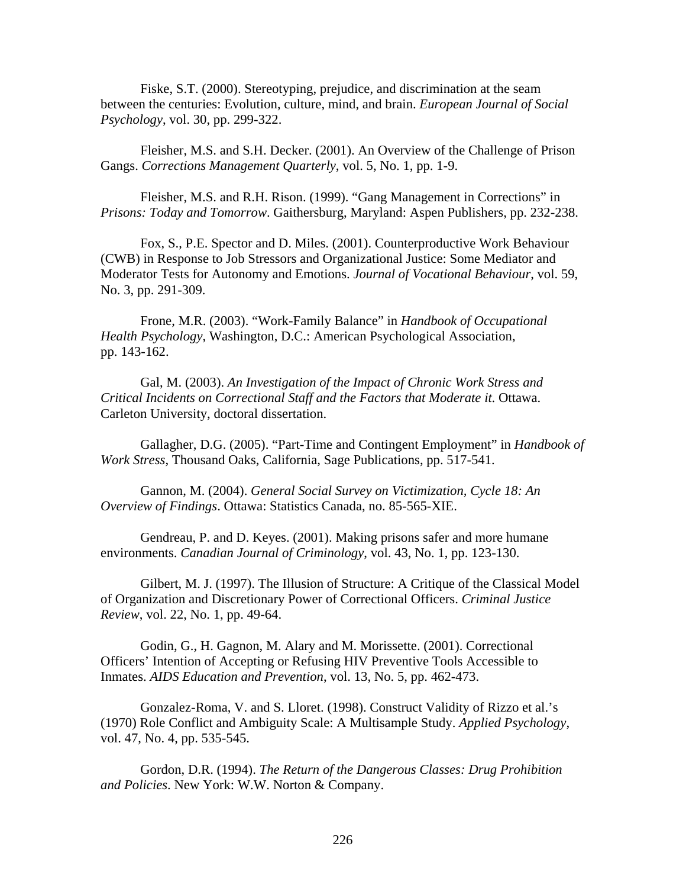Fiske, S.T. (2000). Stereotyping, prejudice, and discrimination at the seam between the centuries: Evolution, culture, mind, and brain. *European Journal of Social Psychology*, vol. 30, pp. 299-322.

Fleisher, M.S. and S.H. Decker. (2001). An Overview of the Challenge of Prison Gangs. *Corrections Management Quarterly*, vol. 5, No. 1, pp. 1-9.

Fleisher, M.S. and R.H. Rison. (1999). "Gang Management in Corrections" in *Prisons: Today and Tomorrow*. Gaithersburg, Maryland: Aspen Publishers, pp. 232-238.

Fox, S., P.E. Spector and D. Miles. (2001). Counterproductive Work Behaviour (CWB) in Response to Job Stressors and Organizational Justice: Some Mediator and Moderator Tests for Autonomy and Emotions. *Journal of Vocational Behaviour*, vol. 59, No. 3, pp. 291-309.

Frone, M.R. (2003). "Work-Family Balance" in *Handbook of Occupational Health Psychology*, Washington, D.C.: American Psychological Association, pp. 143-162.

Gal, M. (2003). *An Investigation of the Impact of Chronic Work Stress and Critical Incidents on Correctional Staff and the Factors that Moderate it*. Ottawa. Carleton University, doctoral dissertation.

Gallagher, D.G. (2005). "Part-Time and Contingent Employment" in *Handbook of Work Stress*, Thousand Oaks, California, Sage Publications, pp. 517-541.

Gannon, M. (2004). *General Social Survey on Victimization, Cycle 18: An Overview of Findings*. Ottawa: Statistics Canada, no. 85-565-XIE.

Gendreau, P. and D. Keyes. (2001). Making prisons safer and more humane environments. *Canadian Journal of Criminology*, vol. 43, No. 1, pp. 123-130.

Gilbert, M. J. (1997). The Illusion of Structure: A Critique of the Classical Model of Organization and Discretionary Power of Correctional Officers. *Criminal Justice Review*, vol. 22, No. 1, pp. 49-64.

Godin, G., H. Gagnon, M. Alary and M. Morissette. (2001). Correctional Officers' Intention of Accepting or Refusing HIV Preventive Tools Accessible to Inmates. *AIDS Education and Prevention*, vol. 13, No. 5, pp. 462-473.

Gonzalez-Roma, V. and S. Lloret. (1998). Construct Validity of Rizzo et al.'s (1970) Role Conflict and Ambiguity Scale: A Multisample Study. *Applied Psychology*, vol. 47, No. 4, pp. 535-545.

Gordon, D.R. (1994). *The Return of the Dangerous Classes: Drug Prohibition and Policies*. New York: W.W. Norton & Company.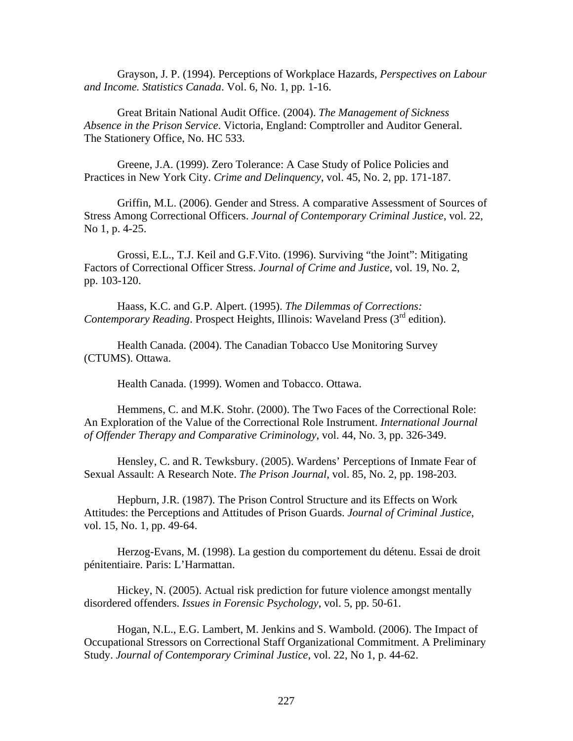Grayson, J. P. (1994). Perceptions of Workplace Hazards, *Perspectives on Labour and Income. Statistics Canada*. Vol. 6, No. 1, pp. 1-16.

Great Britain National Audit Office. (2004). *The Management of Sickness Absence in the Prison Service*. Victoria, England: Comptroller and Auditor General. The Stationery Office, No. HC 533.

Greene, J.A. (1999). Zero Tolerance: A Case Study of Police Policies and Practices in New York City. *Crime and Delinquency*, vol. 45, No. 2, pp. 171-187.

Griffin, M.L. (2006). Gender and Stress. A comparative Assessment of Sources of Stress Among Correctional Officers. *Journal of Contemporary Criminal Justice*, vol. 22, No 1, p. 4-25.

Grossi, E.L., T.J. Keil and G.F.Vito. (1996). Surviving "the Joint": Mitigating Factors of Correctional Officer Stress. *Journal of Crime and Justice*, vol. 19, No. 2, pp. 103-120.

Haass, K.C. and G.P. Alpert. (1995). *The Dilemmas of Corrections: Contemporary Reading*. Prospect Heights, Illinois: Waveland Press (3rd edition).

Health Canada. (2004). The Canadian Tobacco Use Monitoring Survey (CTUMS). Ottawa.

Health Canada. (1999). Women and Tobacco. Ottawa.

Hemmens, C. and M.K. Stohr. (2000). The Two Faces of the Correctional Role: An Exploration of the Value of the Correctional Role Instrument. *International Journal of Offender Therapy and Comparative Criminology*, vol. 44, No. 3, pp. 326-349.

Hensley, C. and R. Tewksbury. (2005). Wardens' Perceptions of Inmate Fear of Sexual Assault: A Research Note. *The Prison Journal*, vol. 85, No. 2, pp. 198-203.

Hepburn, J.R. (1987). The Prison Control Structure and its Effects on Work Attitudes: the Perceptions and Attitudes of Prison Guards. *Journal of Criminal Justice*, vol. 15, No. 1, pp. 49-64.

Herzog-Evans, M. (1998). La gestion du comportement du détenu. Essai de droit pénitentiaire. Paris: L'Harmattan.

Hickey, N. (2005). Actual risk prediction for future violence amongst mentally disordered offenders. *Issues in Forensic Psychology*, vol. 5, pp. 50-61.

Hogan, N.L., E.G. Lambert, M. Jenkins and S. Wambold. (2006). The Impact of Occupational Stressors on Correctional Staff Organizational Commitment. A Preliminary Study. *Journal of Contemporary Criminal Justice*, vol. 22, No 1, p. 44-62.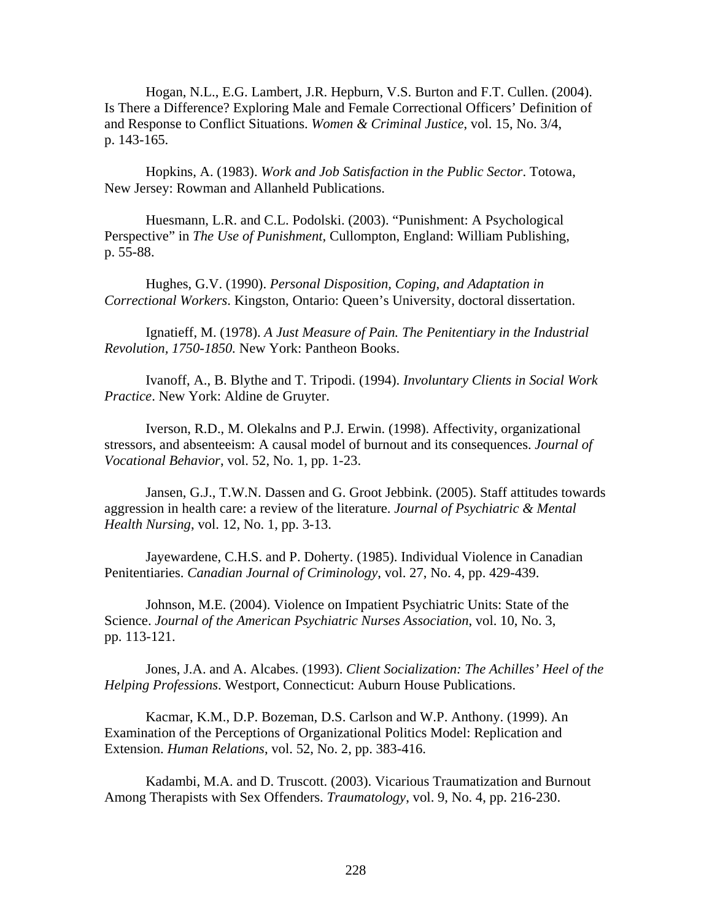Hogan, N.L., E.G. Lambert, J.R. Hepburn, V.S. Burton and F.T. Cullen. (2004). Is There a Difference? Exploring Male and Female Correctional Officers' Definition of and Response to Conflict Situations. *Women & Criminal Justice*, vol. 15, No. 3/4, p. 143-165.

Hopkins, A. (1983). *Work and Job Satisfaction in the Public Sector*. Totowa, New Jersey: Rowman and Allanheld Publications.

Huesmann, L.R. and C.L. Podolski. (2003). "Punishment: A Psychological Perspective" in *The Use of Punishment*, Cullompton, England: William Publishing, p. 55-88.

Hughes, G.V. (1990). *Personal Disposition, Coping, and Adaptation in Correctional Workers*. Kingston, Ontario: Queen's University, doctoral dissertation.

Ignatieff, M. (1978). *A Just Measure of Pain. The Penitentiary in the Industrial Revolution, 1750-1850.* New York: Pantheon Books.

Ivanoff, A., B. Blythe and T. Tripodi. (1994). *Involuntary Clients in Social Work Practice*. New York: Aldine de Gruyter.

Iverson, R.D., M. Olekalns and P.J. Erwin. (1998). Affectivity, organizational stressors, and absenteeism: A causal model of burnout and its consequences. *Journal of Vocational Behavior*, vol. 52, No. 1, pp. 1-23.

Jansen, G.J., T.W.N. Dassen and G. Groot Jebbink. (2005). Staff attitudes towards aggression in health care: a review of the literature. *Journal of Psychiatric & Mental Health Nursing*, vol. 12, No. 1, pp. 3-13.

Jayewardene, C.H.S. and P. Doherty. (1985). Individual Violence in Canadian Penitentiaries. *Canadian Journal of Criminology*, vol. 27, No. 4, pp. 429-439.

Johnson, M.E. (2004). Violence on Impatient Psychiatric Units: State of the Science. *Journal of the American Psychiatric Nurses Association*, vol. 10, No. 3, pp. 113-121.

Jones, J.A. and A. Alcabes. (1993). *Client Socialization: The Achilles' Heel of the Helping Professions*. Westport, Connecticut: Auburn House Publications.

Kacmar, K.M., D.P. Bozeman, D.S. Carlson and W.P. Anthony. (1999). An Examination of the Perceptions of Organizational Politics Model: Replication and Extension. *Human Relations*, vol. 52, No. 2, pp. 383-416.

Kadambi, M.A. and D. Truscott. (2003). Vicarious Traumatization and Burnout Among Therapists with Sex Offenders. *Traumatology*, vol. 9, No. 4, pp. 216-230.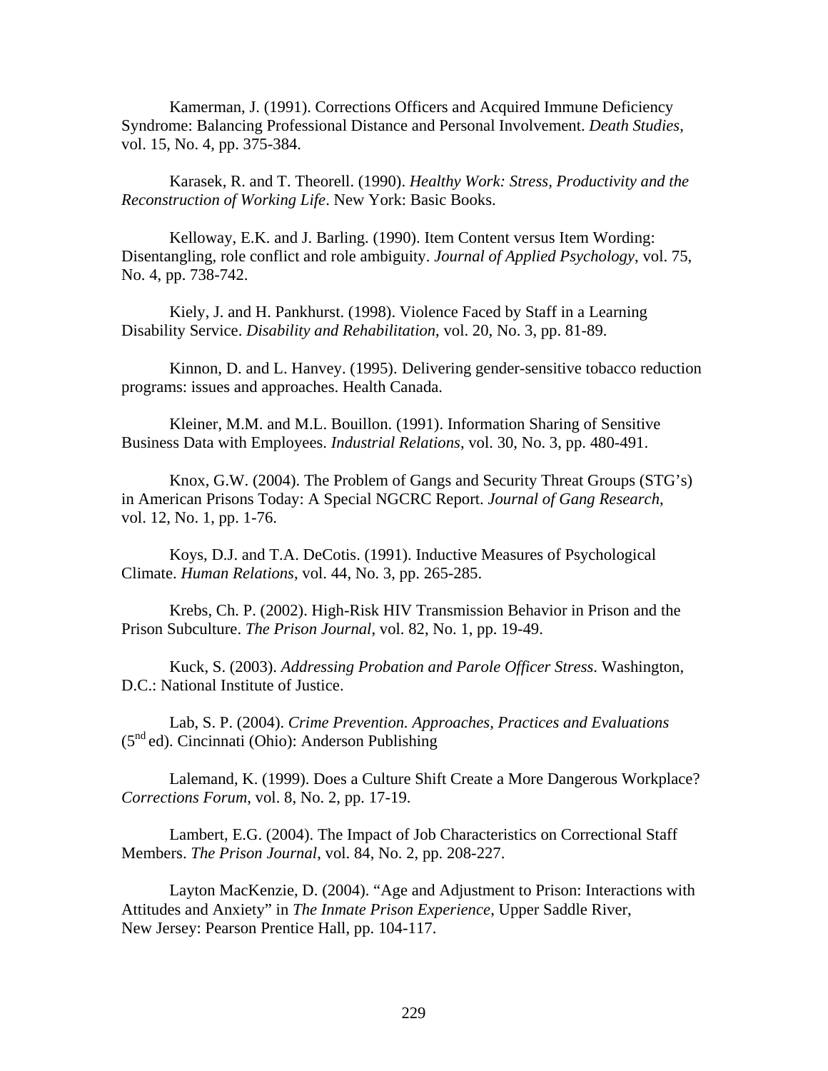Kamerman, J. (1991). Corrections Officers and Acquired Immune Deficiency Syndrome: Balancing Professional Distance and Personal Involvement. *Death Studies*, vol. 15, No. 4, pp. 375-384.

Karasek, R. and T. Theorell. (1990). *Healthy Work: Stress, Productivity and the Reconstruction of Working Life*. New York: Basic Books.

Kelloway, E.K. and J. Barling. (1990). Item Content versus Item Wording: Disentangling, role conflict and role ambiguity. *Journal of Applied Psychology*, vol. 75, No. 4, pp. 738-742.

Kiely, J. and H. Pankhurst. (1998). Violence Faced by Staff in a Learning Disability Service. *Disability and Rehabilitation*, vol. 20, No. 3, pp. 81-89.

Kinnon, D. and L. Hanvey. (1995). Delivering gender-sensitive tobacco reduction programs: issues and approaches. Health Canada.

Kleiner, M.M. and M.L. Bouillon. (1991). Information Sharing of Sensitive Business Data with Employees. *Industrial Relations*, vol. 30, No. 3, pp. 480-491.

Knox, G.W. (2004). The Problem of Gangs and Security Threat Groups (STG's) in American Prisons Today: A Special NGCRC Report. *Journal of Gang Research*, vol. 12, No. 1, pp. 1-76.

Koys, D.J. and T.A. DeCotis. (1991). Inductive Measures of Psychological Climate. *Human Relations*, vol. 44, No. 3, pp. 265-285.

Krebs, Ch. P. (2002). High-Risk HIV Transmission Behavior in Prison and the Prison Subculture. *The Prison Journal*, vol. 82, No. 1, pp. 19-49.

Kuck, S. (2003). *Addressing Probation and Parole Officer Stress*. Washington, D.C.: National Institute of Justice.

Lab, S. P. (2004). *Crime Prevention. Approaches, Practices and Evaluations* (5nd ed). Cincinnati (Ohio): Anderson Publishing

Lalemand, K. (1999). Does a Culture Shift Create a More Dangerous Workplace? *Corrections Forum*, vol. 8, No. 2, pp. 17-19.

Lambert, E.G. (2004). The Impact of Job Characteristics on Correctional Staff Members. *The Prison Journal*, vol. 84, No. 2, pp. 208-227.

Layton MacKenzie, D. (2004). "Age and Adjustment to Prison: Interactions with Attitudes and Anxiety" in *The Inmate Prison Experience*, Upper Saddle River, New Jersey: Pearson Prentice Hall, pp. 104-117.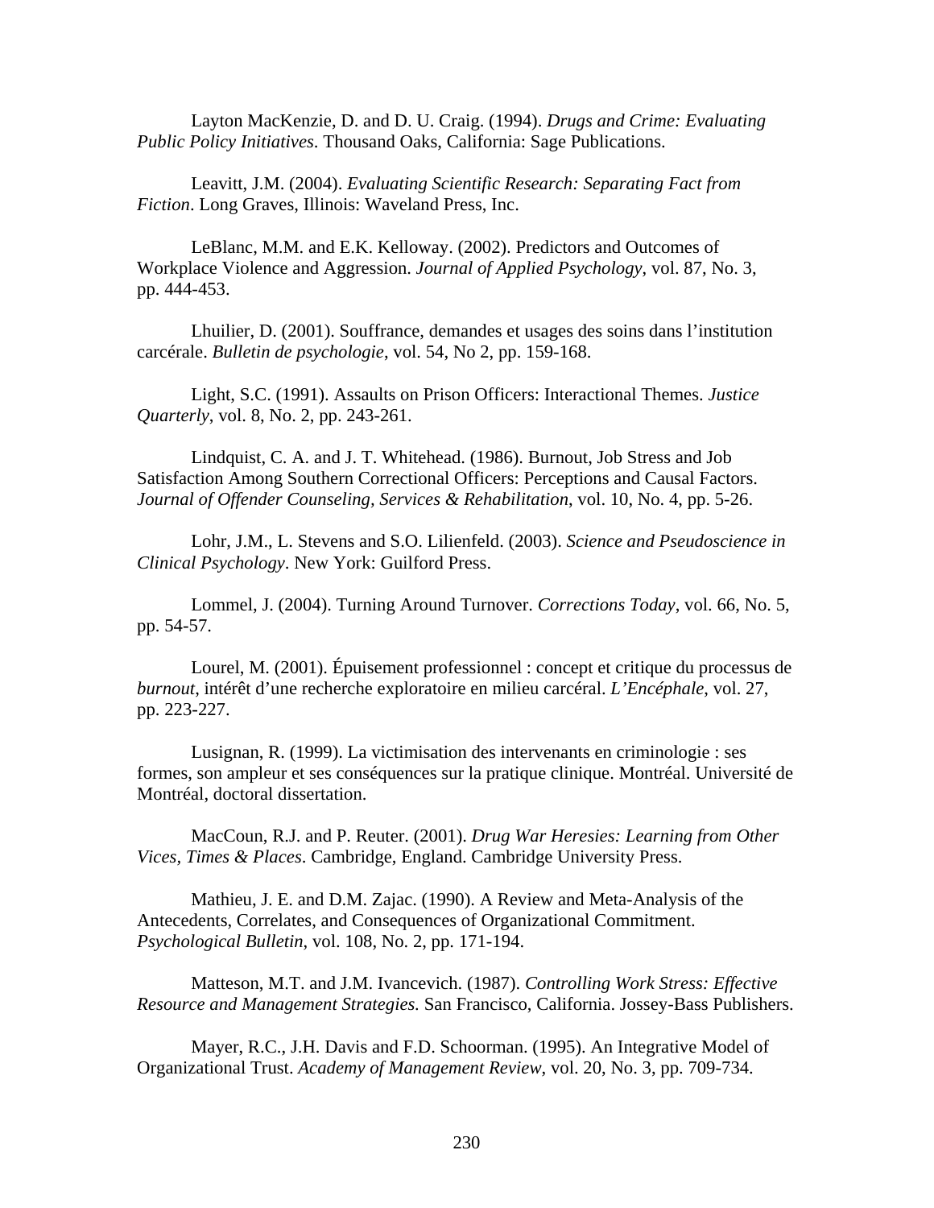Layton MacKenzie, D. and D. U. Craig. (1994). *Drugs and Crime: Evaluating Public Policy Initiatives*. Thousand Oaks, California: Sage Publications.

Leavitt, J.M. (2004). *Evaluating Scientific Research: Separating Fact from Fiction*. Long Graves, Illinois: Waveland Press, Inc.

LeBlanc, M.M. and E.K. Kelloway. (2002). Predictors and Outcomes of Workplace Violence and Aggression. *Journal of Applied Psychology*, vol. 87, No. 3, pp. 444-453.

Lhuilier, D. (2001). Souffrance, demandes et usages des soins dans l'institution carcérale. *Bulletin de psychologie*, vol. 54, No 2, pp. 159-168.

Light, S.C. (1991). Assaults on Prison Officers: Interactional Themes. *Justice Quarterly*, vol. 8, No. 2, pp. 243-261.

Lindquist, C. A. and J. T. Whitehead. (1986). Burnout, Job Stress and Job Satisfaction Among Southern Correctional Officers: Perceptions and Causal Factors. *Journal of Offender Counseling, Services & Rehabilitation*, vol. 10, No. 4, pp. 5-26.

Lohr, J.M., L. Stevens and S.O. Lilienfeld. (2003). *Science and Pseudoscience in Clinical Psychology*. New York: Guilford Press.

Lommel, J. (2004). Turning Around Turnover. *Corrections Today*, vol. 66, No. 5, pp. 54-57.

Lourel, M. (2001). Épuisement professionnel : concept et critique du processus de *burnout*, intérêt d'une recherche exploratoire en milieu carcéral. *L'Encéphale*, vol. 27, pp. 223-227.

Lusignan, R. (1999). La victimisation des intervenants en criminologie : ses formes, son ampleur et ses conséquences sur la pratique clinique. Montréal. Université de Montréal, doctoral dissertation.

MacCoun, R.J. and P. Reuter. (2001). *Drug War Heresies: Learning from Other Vices, Times & Places*. Cambridge, England. Cambridge University Press.

Mathieu, J. E. and D.M. Zajac. (1990). A Review and Meta-Analysis of the Antecedents, Correlates, and Consequences of Organizational Commitment. *Psychological Bulletin*, vol. 108, No. 2, pp. 171-194.

Matteson, M.T. and J.M. Ivancevich. (1987). *Controlling Work Stress: Effective Resource and Management Strategies.* San Francisco, California. Jossey-Bass Publishers.

Mayer, R.C., J.H. Davis and F.D. Schoorman. (1995). An Integrative Model of Organizational Trust. *Academy of Management Review*, vol. 20, No. 3, pp. 709-734.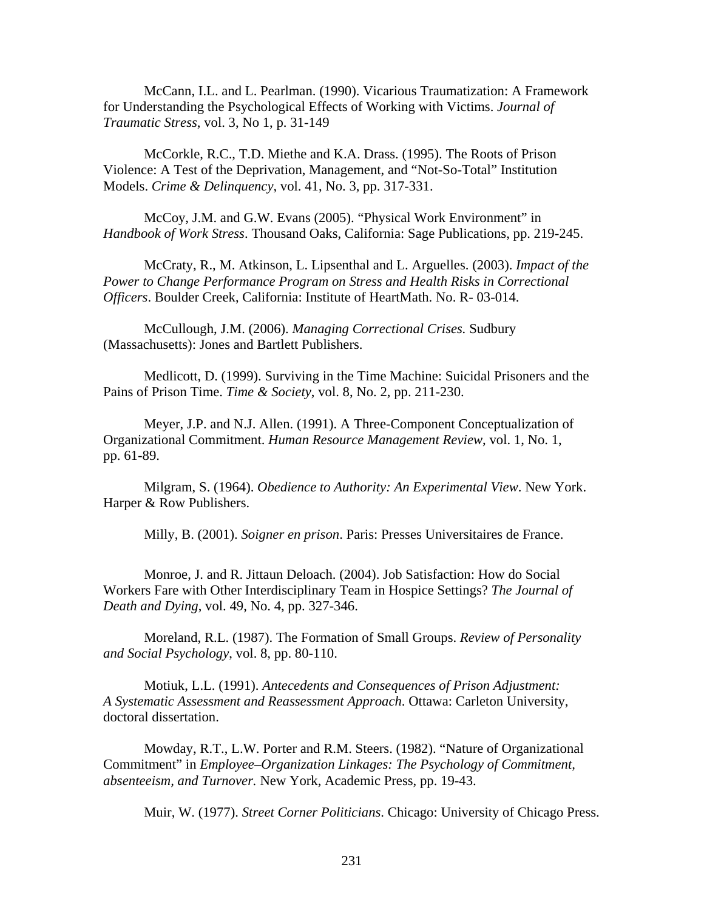McCann, I.L. and L. Pearlman. (1990). Vicarious Traumatization: A Framework for Understanding the Psychological Effects of Working with Victims. *Journal of Traumatic Stress*, vol. 3, No 1, p. 31-149

McCorkle, R.C., T.D. Miethe and K.A. Drass. (1995). The Roots of Prison Violence: A Test of the Deprivation, Management, and "Not-So-Total" Institution Models. *Crime & Delinquency*, vol. 41, No. 3, pp. 317-331.

McCoy, J.M. and G.W. Evans (2005). "Physical Work Environment" in *Handbook of Work Stress*. Thousand Oaks, California: Sage Publications, pp. 219-245.

McCraty, R., M. Atkinson, L. Lipsenthal and L. Arguelles. (2003). *Impact of the Power to Change Performance Program on Stress and Health Risks in Correctional Officers*. Boulder Creek, California: Institute of HeartMath. No. R- 03-014.

McCullough, J.M. (2006). *Managing Correctional Crises.* Sudbury (Massachusetts): Jones and Bartlett Publishers.

Medlicott, D. (1999). Surviving in the Time Machine: Suicidal Prisoners and the Pains of Prison Time. *Time & Society*, vol. 8, No. 2, pp. 211-230.

Meyer, J.P. and N.J. Allen. (1991). A Three-Component Conceptualization of Organizational Commitment. *Human Resource Management Review*, vol. 1, No. 1, pp. 61-89.

Milgram, S. (1964). *Obedience to Authority: An Experimental View*. New York. Harper & Row Publishers.

Milly, B. (2001). *Soigner en prison*. Paris: Presses Universitaires de France.

Monroe, J. and R. Jittaun Deloach. (2004). Job Satisfaction: How do Social Workers Fare with Other Interdisciplinary Team in Hospice Settings? *The Journal of Death and Dying*, vol. 49, No. 4, pp. 327-346.

Moreland, R.L. (1987). The Formation of Small Groups. *Review of Personality and Social Psychology*, vol. 8, pp. 80-110.

Motiuk, L.L. (1991). *Antecedents and Consequences of Prison Adjustment: A Systematic Assessment and Reassessment Approach*. Ottawa: Carleton University, doctoral dissertation.

Mowday, R.T., L.W. Porter and R.M. Steers. (1982). "Nature of Organizational Commitment" in *Employee–Organization Linkages: The Psychology of Commitment, absenteeism, and Turnover.* New York, Academic Press, pp. 19-43.

Muir, W. (1977). *Street Corner Politicians*. Chicago: University of Chicago Press.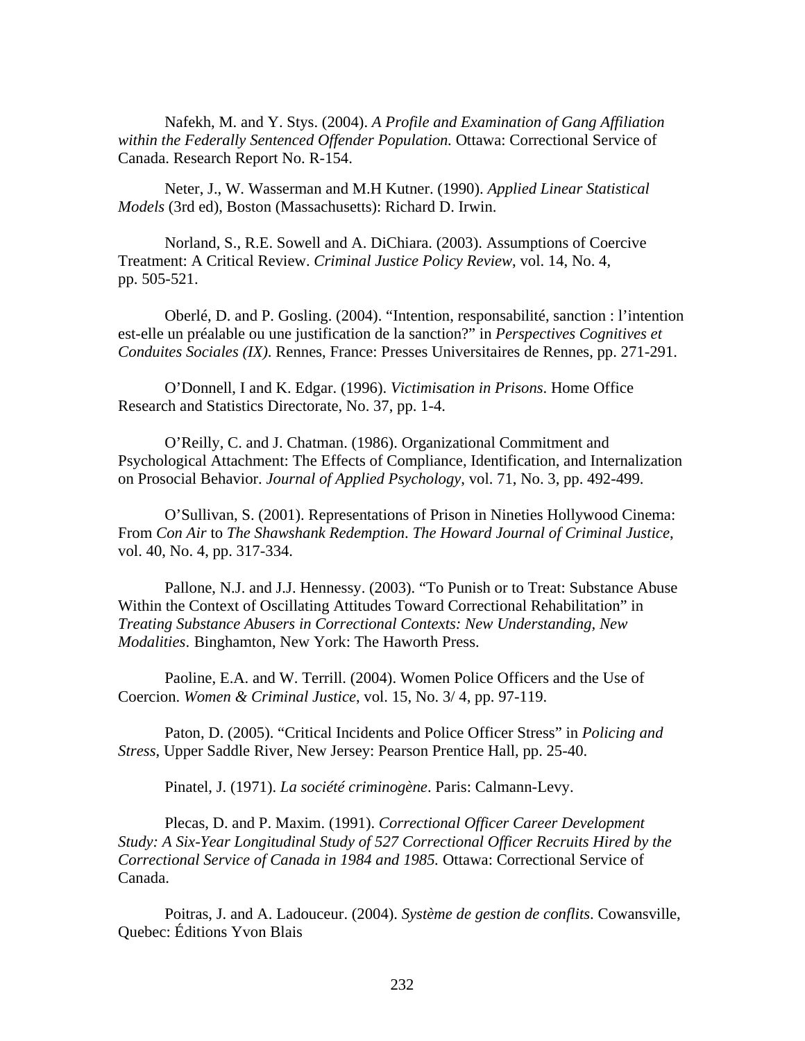Nafekh, M. and Y. Stys. (2004). *A Profile and Examination of Gang Affiliation within the Federally Sentenced Offender Population.* Ottawa: Correctional Service of Canada. Research Report No. R-154.

Neter, J., W. Wasserman and M.H Kutner. (1990). *Applied Linear Statistical Models* (3rd ed), Boston (Massachusetts): Richard D. Irwin.

Norland, S., R.E. Sowell and A. DiChiara. (2003). Assumptions of Coercive Treatment: A Critical Review. *Criminal Justice Policy Review*, vol. 14, No. 4, pp. 505-521.

Oberlé, D. and P. Gosling. (2004). "Intention, responsabilité, sanction : l'intention est-elle un préalable ou une justification de la sanction?" in *Perspectives Cognitives et Conduites Sociales (IX)*. Rennes, France: Presses Universitaires de Rennes, pp. 271-291.

O'Donnell, I and K. Edgar. (1996). *Victimisation in Prisons*. Home Office Research and Statistics Directorate, No. 37, pp. 1-4.

O'Reilly, C. and J. Chatman. (1986). Organizational Commitment and Psychological Attachment: The Effects of Compliance, Identification, and Internalization on Prosocial Behavior. *Journal of Applied Psychology*, vol. 71, No. 3, pp. 492-499.

O'Sullivan, S. (2001). Representations of Prison in Nineties Hollywood Cinema: From *Con Air* to *The Shawshank Redemption*. *The Howard Journal of Criminal Justice*, vol. 40, No. 4, pp. 317-334.

Pallone, N.J. and J.J. Hennessy. (2003). "To Punish or to Treat: Substance Abuse Within the Context of Oscillating Attitudes Toward Correctional Rehabilitation" in *Treating Substance Abusers in Correctional Contexts: New Understanding, New Modalities*. Binghamton, New York: The Haworth Press.

Paoline, E.A. and W. Terrill. (2004). Women Police Officers and the Use of Coercion. *Women & Criminal Justice*, vol. 15, No. 3/ 4, pp. 97-119.

Paton, D. (2005). "Critical Incidents and Police Officer Stress" in *Policing and Stress*, Upper Saddle River, New Jersey: Pearson Prentice Hall, pp. 25-40.

Pinatel, J. (1971). *La société criminogène*. Paris: Calmann-Levy.

Plecas, D. and P. Maxim. (1991). *Correctional Officer Career Development Study: A Six-Year Longitudinal Study of 527 Correctional Officer Recruits Hired by the Correctional Service of Canada in 1984 and 1985.* Ottawa: Correctional Service of Canada.

Poitras, J. and A. Ladouceur. (2004). *Système de gestion de conflits*. Cowansville, Quebec: Éditions Yvon Blais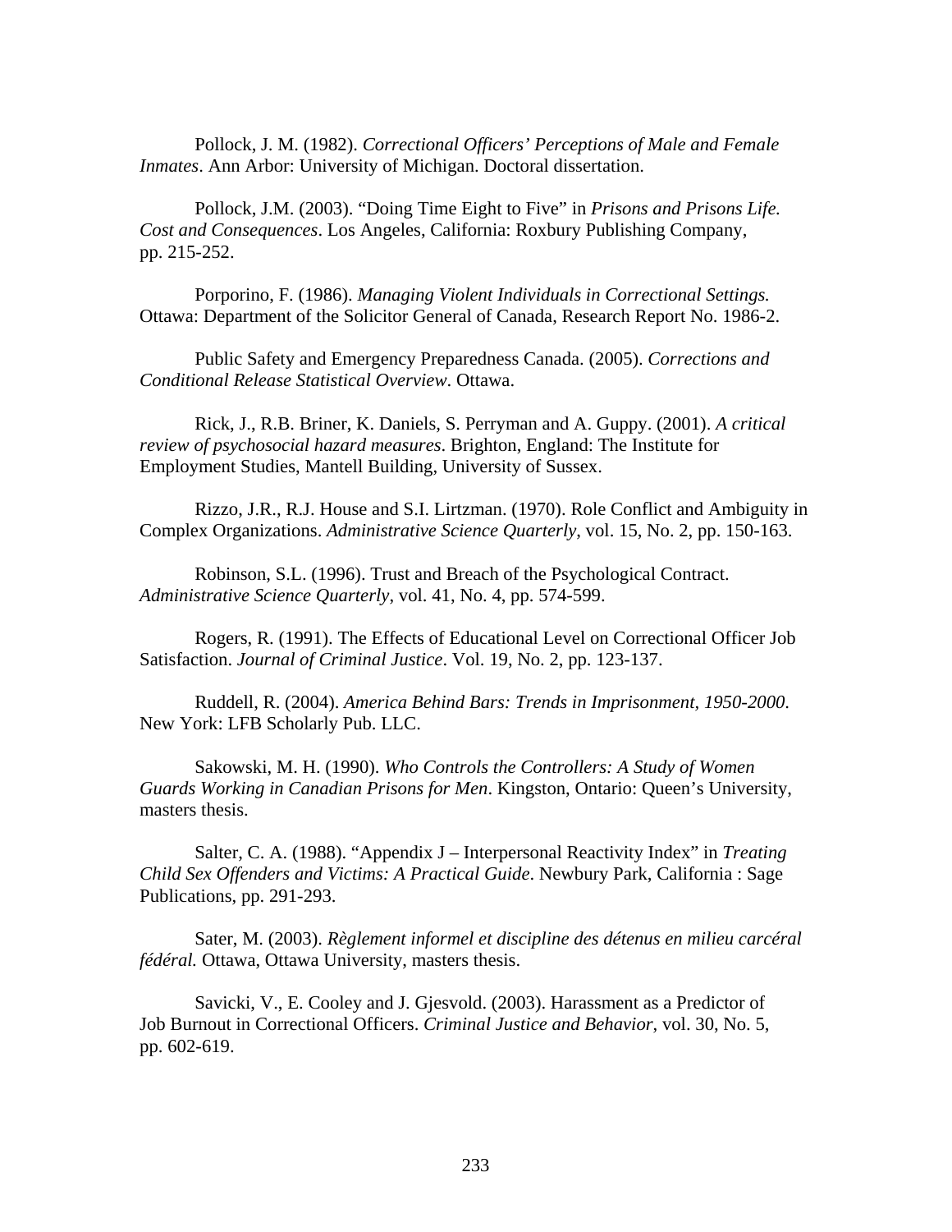Pollock, J. M. (1982). *Correctional Officers' Perceptions of Male and Female Inmates*. Ann Arbor: University of Michigan. Doctoral dissertation.

Pollock, J.M. (2003). "Doing Time Eight to Five" in *Prisons and Prisons Life. Cost and Consequences*. Los Angeles, California: Roxbury Publishing Company, pp. 215-252.

Porporino, F. (1986). *Managing Violent Individuals in Correctional Settings.* Ottawa: Department of the Solicitor General of Canada, Research Report No. 1986-2.

Public Safety and Emergency Preparedness Canada. (2005). *Corrections and Conditional Release Statistical Overview*. Ottawa.

Rick, J., R.B. Briner, K. Daniels, S. Perryman and A. Guppy. (2001). *A critical review of psychosocial hazard measures*. Brighton, England: The Institute for Employment Studies, Mantell Building, University of Sussex.

Rizzo, J.R., R.J. House and S.I. Lirtzman. (1970). Role Conflict and Ambiguity in Complex Organizations. *Administrative Science Quarterly*, vol. 15, No. 2, pp. 150-163.

Robinson, S.L. (1996). Trust and Breach of the Psychological Contract. *Administrative Science Quarterly*, vol. 41, No. 4, pp. 574-599.

Rogers, R. (1991). The Effects of Educational Level on Correctional Officer Job Satisfaction. *Journal of Criminal Justice*. Vol. 19, No. 2, pp. 123-137.

Ruddell, R. (2004). *America Behind Bars: Trends in Imprisonment, 1950-2000*. New York: LFB Scholarly Pub. LLC.

Sakowski, M. H. (1990). *Who Controls the Controllers: A Study of Women Guards Working in Canadian Prisons for Men*. Kingston, Ontario: Queen's University, masters thesis.

Salter, C. A. (1988). "Appendix J – Interpersonal Reactivity Index" in *Treating Child Sex Offenders and Victims: A Practical Guide*. Newbury Park, California : Sage Publications, pp. 291-293.

Sater, M. (2003). *Règlement informel et discipline des détenus en milieu carcéral fédéral.* Ottawa, Ottawa University, masters thesis.

Savicki, V., E. Cooley and J. Gjesvold. (2003). Harassment as a Predictor of Job Burnout in Correctional Officers. *Criminal Justice and Behavior*, vol. 30, No. 5, pp. 602-619.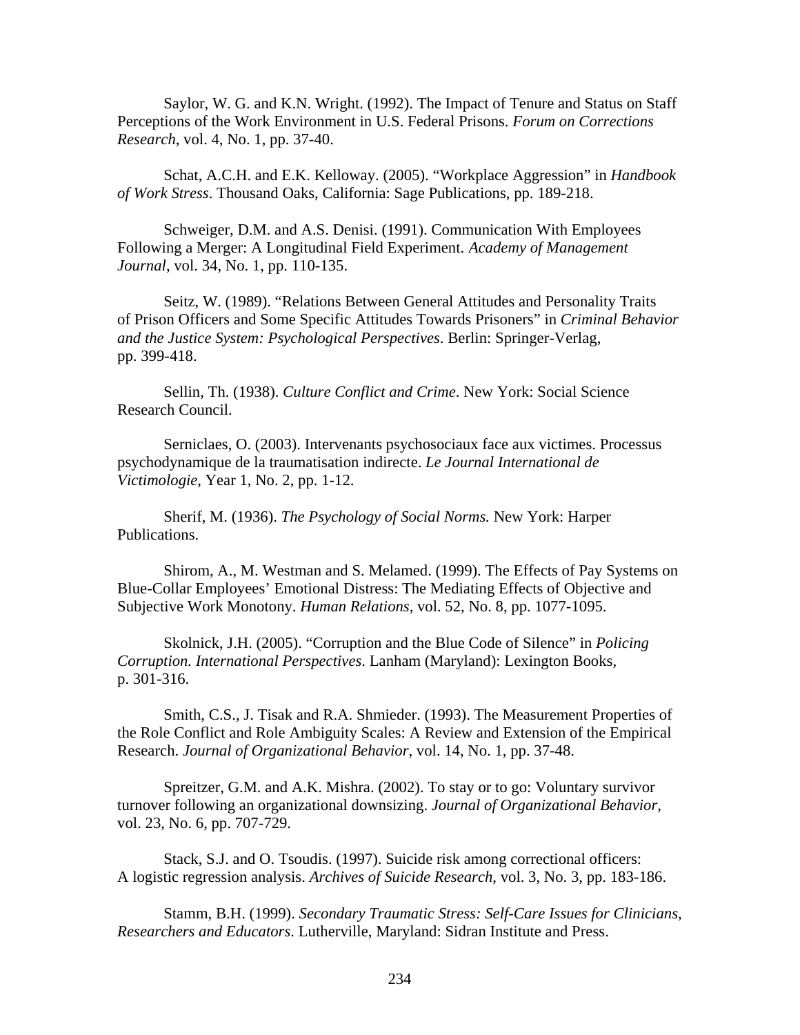Saylor, W. G. and K.N. Wright. (1992). The Impact of Tenure and Status on Staff Perceptions of the Work Environment in U.S. Federal Prisons. *Forum on Corrections Research*, vol. 4, No. 1, pp. 37-40.

Schat, A.C.H. and E.K. Kelloway. (2005). "Workplace Aggression" in *Handbook of Work Stress*. Thousand Oaks, California: Sage Publications, pp. 189-218.

Schweiger, D.M. and A.S. Denisi. (1991). Communication With Employees Following a Merger: A Longitudinal Field Experiment. *Academy of Management Journal*, vol. 34, No. 1, pp. 110-135.

Seitz, W. (1989). "Relations Between General Attitudes and Personality Traits of Prison Officers and Some Specific Attitudes Towards Prisoners" in *Criminal Behavior and the Justice System: Psychological Perspectives*. Berlin: Springer-Verlag, pp. 399-418.

Sellin, Th. (1938). *Culture Conflict and Crime*. New York: Social Science Research Council.

Serniclaes, O. (2003). Intervenants psychosociaux face aux victimes. Processus psychodynamique de la traumatisation indirecte. *Le Journal International de Victimologie*, Year 1, No. 2, pp. 1-12.

Sherif, M. (1936). *The Psychology of Social Norms.* New York: Harper Publications.

Shirom, A., M. Westman and S. Melamed. (1999). The Effects of Pay Systems on Blue-Collar Employees' Emotional Distress: The Mediating Effects of Objective and Subjective Work Monotony. *Human Relations*, vol. 52, No. 8, pp. 1077-1095.

Skolnick, J.H. (2005). "Corruption and the Blue Code of Silence" in *Policing Corruption. International Perspectives*. Lanham (Maryland): Lexington Books, p. 301-316.

Smith, C.S., J. Tisak and R.A. Shmieder. (1993). The Measurement Properties of the Role Conflict and Role Ambiguity Scales: A Review and Extension of the Empirical Research. *Journal of Organizational Behavior*, vol. 14, No. 1, pp. 37-48.

Spreitzer, G.M. and A.K. Mishra. (2002). To stay or to go: Voluntary survivor turnover following an organizational downsizing. *Journal of Organizational Behavior*, vol. 23, No. 6, pp. 707-729.

Stack, S.J. and O. Tsoudis. (1997). Suicide risk among correctional officers: A logistic regression analysis. *Archives of Suicide Research*, vol. 3, No. 3, pp. 183-186.

Stamm, B.H. (1999). *Secondary Traumatic Stress: Self-Care Issues for Clinicians, Researchers and Educators*. Lutherville, Maryland: Sidran Institute and Press.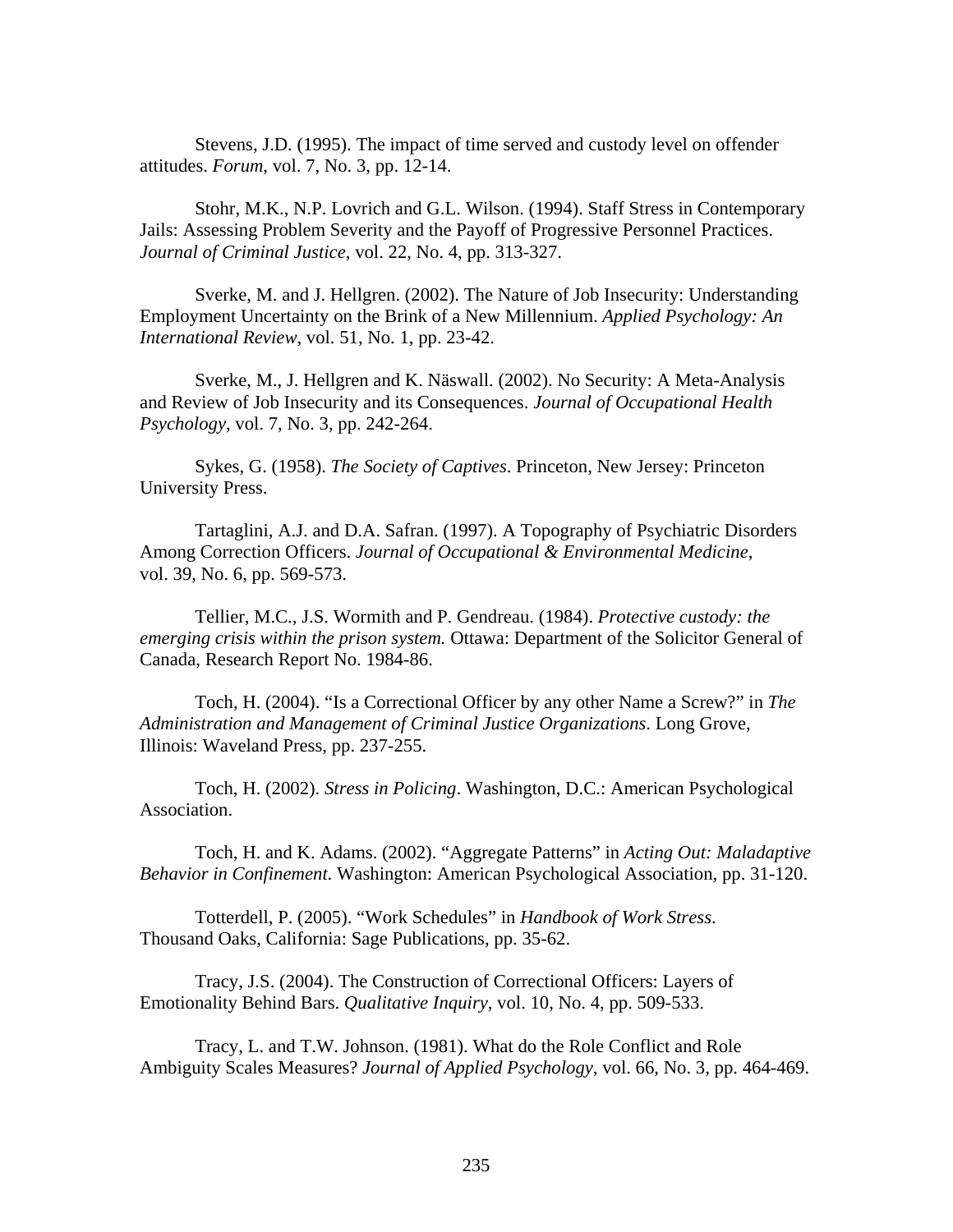Stevens, J.D. (1995). The impact of time served and custody level on offender attitudes. *Forum*, vol. 7, No. 3, pp. 12-14.

Stohr, M.K., N.P. Lovrich and G.L. Wilson. (1994). Staff Stress in Contemporary Jails: Assessing Problem Severity and the Payoff of Progressive Personnel Practices. *Journal of Criminal Justice*, vol. 22, No. 4, pp. 313-327.

Sverke, M. and J. Hellgren. (2002). The Nature of Job Insecurity: Understanding Employment Uncertainty on the Brink of a New Millennium. *Applied Psychology: An International Review*, vol. 51, No. 1, pp. 23-42.

Sverke, M., J. Hellgren and K. Näswall. (2002). No Security: A Meta-Analysis and Review of Job Insecurity and its Consequences. *Journal of Occupational Health Psychology*, vol. 7, No. 3, pp. 242-264.

Sykes, G. (1958). *The Society of Captives*. Princeton, New Jersey: Princeton University Press.

Tartaglini, A.J. and D.A. Safran. (1997). A Topography of Psychiatric Disorders Among Correction Officers. *Journal of Occupational & Environmental Medicine*, vol. 39, No. 6, pp. 569-573.

Tellier, M.C., J.S. Wormith and P. Gendreau. (1984). *Protective custody: the emerging crisis within the prison system.* Ottawa: Department of the Solicitor General of Canada, Research Report No. 1984-86.

Toch, H. (2004). "Is a Correctional Officer by any other Name a Screw?" in *The Administration and Management of Criminal Justice Organizations*. Long Grove, Illinois: Waveland Press, pp. 237-255.

Toch, H. (2002). *Stress in Policing*. Washington, D.C.: American Psychological Association.

Toch, H. and K. Adams. (2002). "Aggregate Patterns" in *Acting Out: Maladaptive Behavior in Confinement*. Washington: American Psychological Association, pp. 31-120.

Totterdell, P. (2005). "Work Schedules" in *Handbook of Work Stress*. Thousand Oaks, California: Sage Publications, pp. 35-62.

Tracy, J.S. (2004). The Construction of Correctional Officers: Layers of Emotionality Behind Bars. *Qualitative Inquiry*, vol. 10, No. 4, pp. 509-533.

Tracy, L. and T.W. Johnson. (1981). What do the Role Conflict and Role Ambiguity Scales Measures? *Journal of Applied Psychology*, vol. 66, No. 3, pp. 464-469.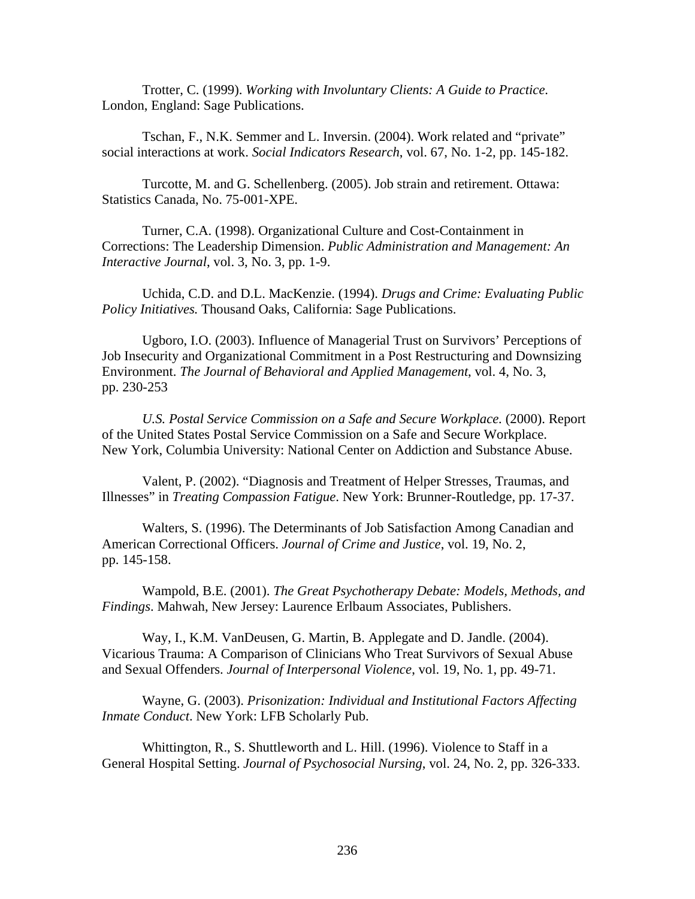Trotter, C. (1999). *Working with Involuntary Clients: A Guide to Practice.* London, England: Sage Publications.

Tschan, F., N.K. Semmer and L. Inversin. (2004). Work related and "private" social interactions at work. *Social Indicators Research*, vol. 67, No. 1-2, pp. 145-182.

Turcotte, M. and G. Schellenberg. (2005). Job strain and retirement. Ottawa: Statistics Canada, No. 75-001-XPE.

Turner, C.A. (1998). Organizational Culture and Cost-Containment in Corrections: The Leadership Dimension. *Public Administration and Management: An Interactive Journal*, vol. 3, No. 3, pp. 1-9.

Uchida, C.D. and D.L. MacKenzie. (1994). *Drugs and Crime: Evaluating Public Policy Initiatives.* Thousand Oaks, California: Sage Publications.

Ugboro, I.O. (2003). Influence of Managerial Trust on Survivors' Perceptions of Job Insecurity and Organizational Commitment in a Post Restructuring and Downsizing Environment. *The Journal of Behavioral and Applied Management*, vol. 4, No. 3, pp. 230-253

*U.S. Postal Service Commission on a Safe and Secure Workplace.* (2000). Report of the United States Postal Service Commission on a Safe and Secure Workplace. New York, Columbia University: National Center on Addiction and Substance Abuse.

Valent, P. (2002). "Diagnosis and Treatment of Helper Stresses, Traumas, and Illnesses" in *Treating Compassion Fatigue*. New York: Brunner-Routledge, pp. 17-37.

Walters, S. (1996). The Determinants of Job Satisfaction Among Canadian and American Correctional Officers. *Journal of Crime and Justice*, vol. 19, No. 2, pp. 145-158.

Wampold, B.E. (2001). *The Great Psychotherapy Debate: Models, Methods, and Findings*. Mahwah, New Jersey: Laurence Erlbaum Associates, Publishers.

Way, I., K.M. VanDeusen, G. Martin, B. Applegate and D. Jandle. (2004). Vicarious Trauma: A Comparison of Clinicians Who Treat Survivors of Sexual Abuse and Sexual Offenders. *Journal of Interpersonal Violence*, vol. 19, No. 1, pp. 49-71.

Wayne, G. (2003). *Prisonization: Individual and Institutional Factors Affecting Inmate Conduct*. New York: LFB Scholarly Pub.

Whittington, R., S. Shuttleworth and L. Hill. (1996). Violence to Staff in a General Hospital Setting. *Journal of Psychosocial Nursing*, vol. 24, No. 2, pp. 326-333.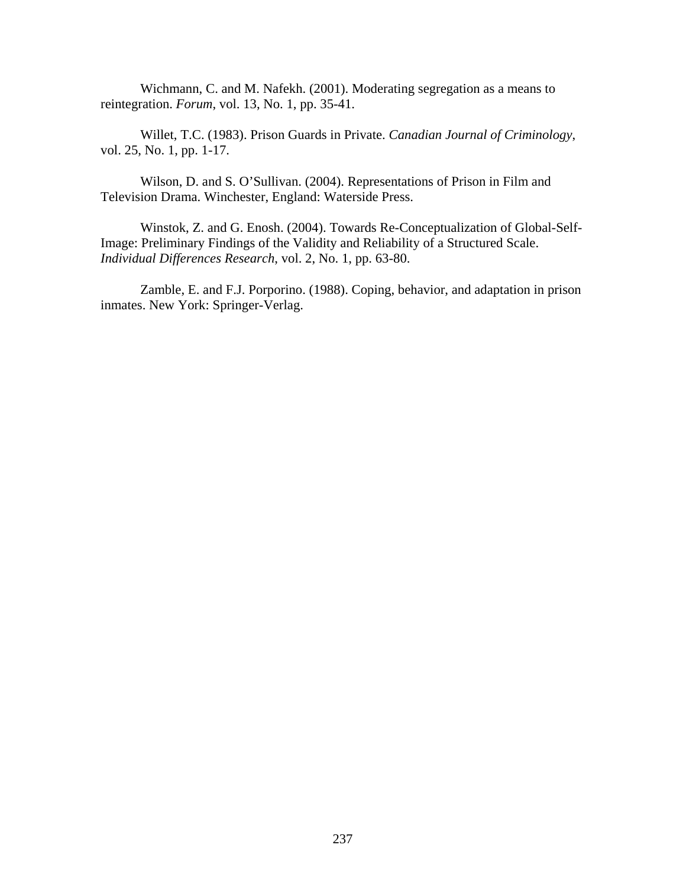Wichmann, C. and M. Nafekh. (2001). Moderating segregation as a means to reintegration. *Forum*, vol. 13, No. 1, pp. 35-41.

Willet, T.C. (1983). Prison Guards in Private. *Canadian Journal of Criminology*, vol. 25, No. 1, pp. 1-17.

Wilson, D. and S. O'Sullivan. (2004). Representations of Prison in Film and Television Drama. Winchester, England: Waterside Press.

Winstok, Z. and G. Enosh. (2004). Towards Re-Conceptualization of Global-Self-Image: Preliminary Findings of the Validity and Reliability of a Structured Scale. *Individual Differences Research*, vol. 2, No. 1, pp. 63-80.

Zamble, E. and F.J. Porporino. (1988). Coping, behavior, and adaptation in prison inmates. New York: Springer-Verlag.